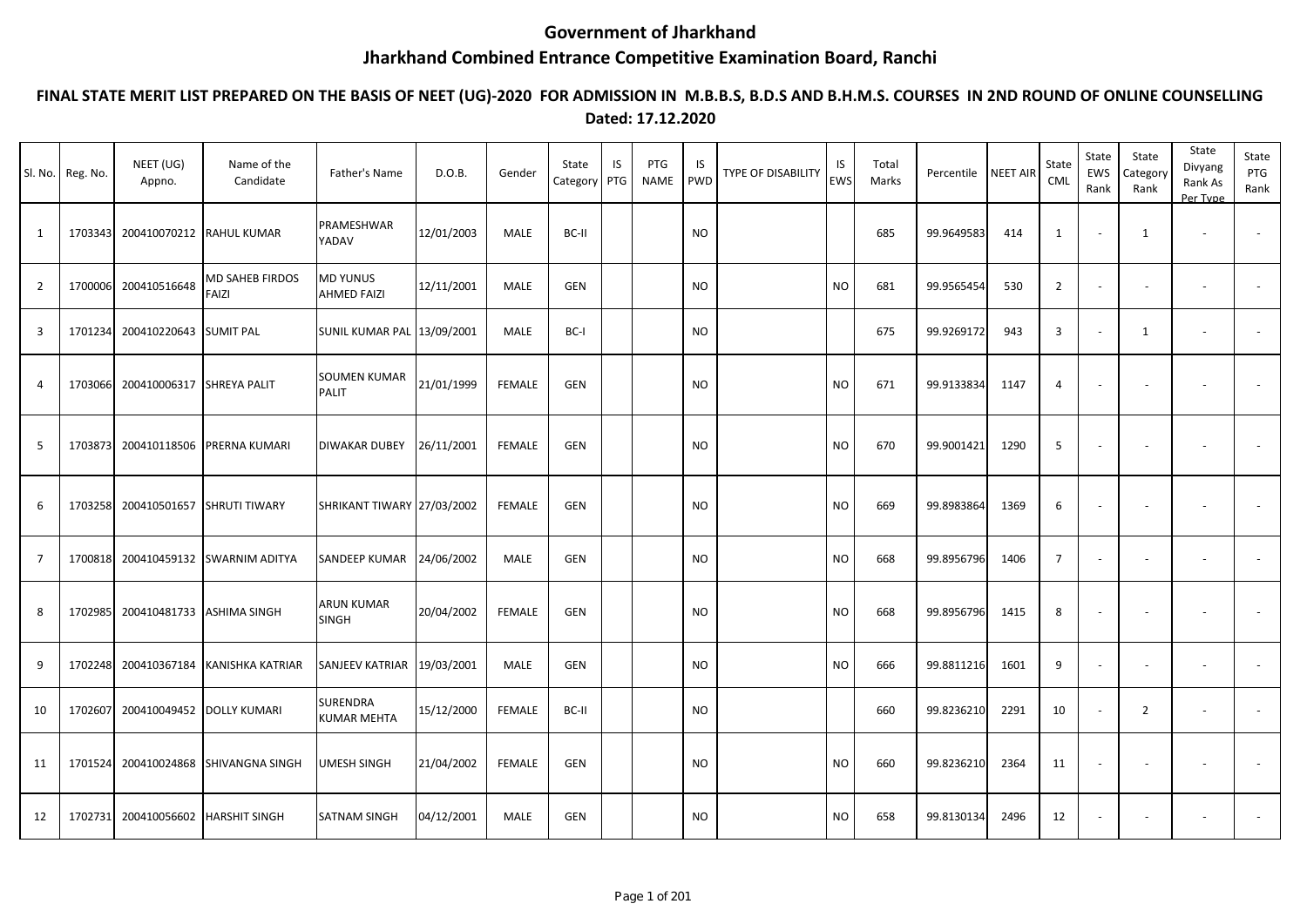# Government of Jharkhand

## Jharkhand Combined Entrance Competitive Examination Board, Ranchi

### FINAL STATE MERIT LIST PREPARED ON THE BASIS OF NEET (UG)-2020 FOR ADMISSION IN M.B.B.S, B.D.S AND B.H.M.S. COURSES IN 2ND ROUND OF ONLINE COUNSELLING

**Dated: 17.12.2020**

| Sl. No. | Reg. No. | NEET (UG) Appno. | Name of the Candidate | Father's Name | D.O.B. | Gender | State Category | IS PTG | PTG NAME | IS PWD | TYPE OF DISABILITY | IS EWS | Total Marks | Percentile | NEET AIR | State CML | State EWS Rank | State Category Rank | State Divyang Rank As Per Type | State PTG Rank |
|---|---|---|---|---|---|---|---|---|---|---|---|---|---|---|---|---|---|---|---|---|
| 1 | 1703343 | 200410070212 | RAHUL KUMAR | PRAMESHWAR YADAV | 12/01/2003 | MALE | BC-II | | | NO | | | 685 | 99.9649583 | 414 | 1 | - | 1 | - | - |
| 2 | 1700006 | 200410516648 | MD SAHEB FIRDOS FAIZI | MD YUNUS AHMED FAIZI | 12/11/2001 | MALE | GEN | | | NO | | NO | 681 | 99.9565454 | 530 | 2 | - | - | - | - |
| 3 | 1701234 | 200410220643 | SUMIT PAL | SUNIL KUMAR PAL | 13/09/2001 | MALE | BC-I | | | NO | | | 675 | 99.9269172 | 943 | 3 | - | 1 | - | - |
| 4 | 1703066 | 200410006317 | SHREYA PALIT | SOUMEN KUMAR PALIT | 21/01/1999 | FEMALE | GEN | | | NO | | NO | 671 | 99.9133834 | 1147 | 4 | - | - | - | - |
| 5 | 1703873 | 200410118506 | PRERNA KUMARI | DIWAKAR DUBEY | 26/11/2001 | FEMALE | GEN | | | NO | | NO | 670 | 99.9001421 | 1290 | 5 | - | - | - | - |
| 6 | 1703258 | 200410501657 | SHRUTI TIWARY | SHRIKANT TIWARY | 27/03/2002 | FEMALE | GEN | | | NO | | NO | 669 | 99.8983864 | 1369 | 6 | - | - | - | - |
| 7 | 1700818 | 200410459132 | SWARNIM ADITYA | SANDEEP KUMAR | 24/06/2002 | MALE | GEN | | | NO | | NO | 668 | 99.8956796 | 1406 | 7 | - | - | - | - |
| 8 | 1702985 | 200410481733 | ASHIMA SINGH | ARUN KUMAR SINGH | 20/04/2002 | FEMALE | GEN | | | NO | | NO | 668 | 99.8956796 | 1415 | 8 | - | - | - | - |
| 9 | 1702248 | 200410367184 | KANISHKA KATRIAR | SANJEEV KATRIAR | 19/03/2001 | MALE | GEN | | | NO | | NO | 666 | 99.8811216 | 1601 | 9 | - | - | - | - |
| 10 | 1702607 | 200410049452 | DOLLY KUMARI | SURENDRA KUMAR MEHTA | 15/12/2000 | FEMALE | BC-II | | | NO | | | 660 | 99.8236210 | 2291 | 10 | - | 2 | - | - |
| 11 | 1701524 | 200410024868 | SHIVANGNA SINGH | UMESH SINGH | 21/04/2002 | FEMALE | GEN | | | NO | | NO | 660 | 99.8236210 | 2364 | 11 | - | - | - | - |
| 12 | 1702731 | 200410056602 | HARSHIT SINGH | SATNAM SINGH | 04/12/2001 | MALE | GEN | | | NO | | NO | 658 | 99.8130134 | 2496 | 12 | - | - | - | - |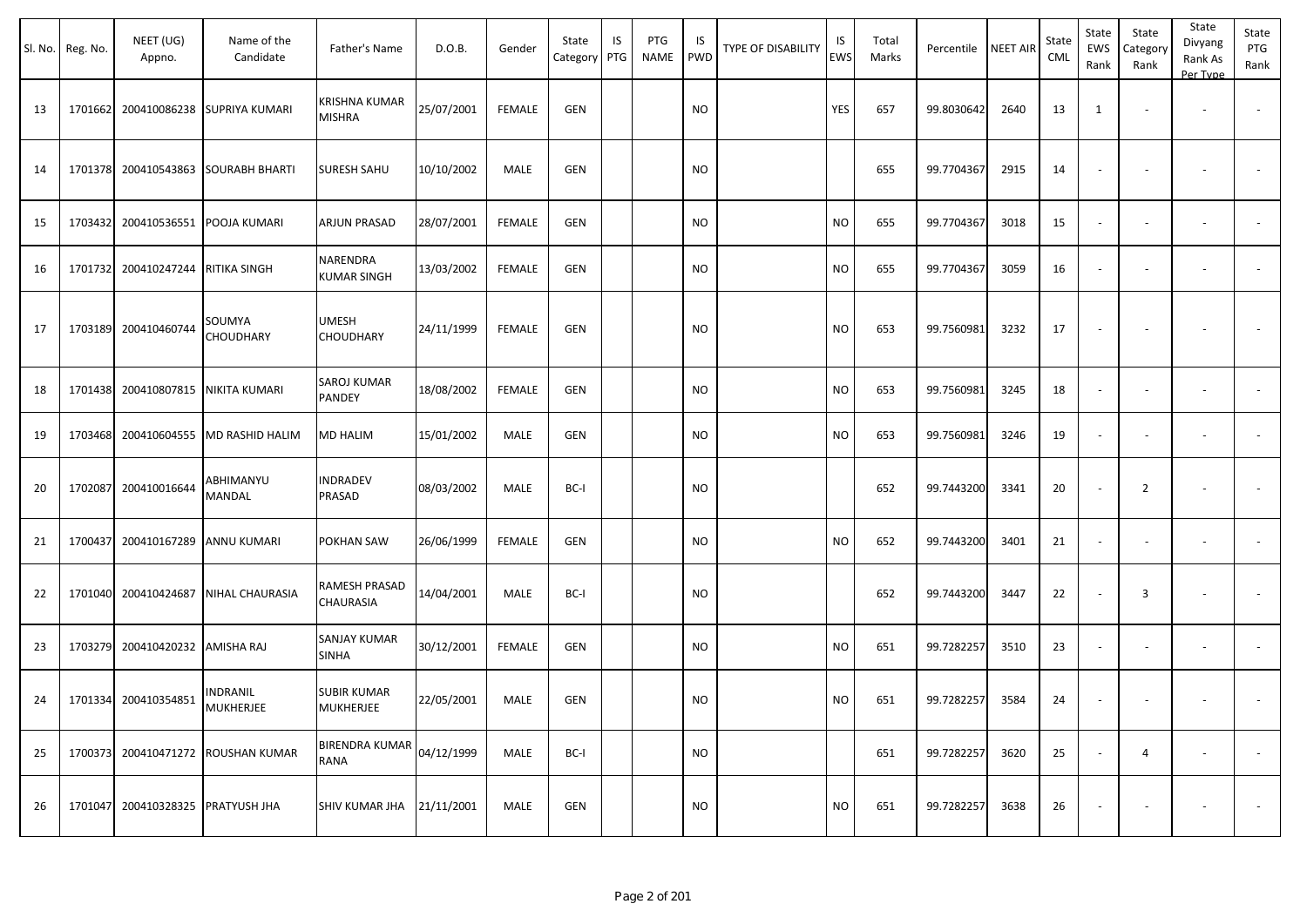| Sl. No. | Reg. No. | NEET (UG) Appno. | Name of the Candidate | Father's Name | D.O.B. | Gender | State Category | IS PTG | PTG NAME | IS PWD | TYPE OF DISABILITY | IS EWS | Total Marks | Percentile | NEET AIR | State CML | State EWS Rank | State Category Rank | State Divyang Rank As Per Type | State PTG Rank |
|---|---|---|---|---|---|---|---|---|---|---|---|---|---|---|---|---|---|---|---|---|
| 13 | 1701662 | 200410086238 | SUPRIYA KUMARI | KRISHNA KUMAR MISHRA | 25/07/2001 | FEMALE | GEN | | | NO | | YES | 657 | 99.8030642 | 2640 | 13 | 1 | - | - | - |
| 14 | 1701378 | 200410543863 | SOURABH BHARTI | SURESH SAHU | 10/10/2002 | MALE | GEN | | | NO | | | 655 | 99.7704367 | 2915 | 14 | - | - | - | - |
| 15 | 1703432 | 200410536551 | POOJA KUMARI | ARJUN PRASAD | 28/07/2001 | FEMALE | GEN | | | NO | | NO | 655 | 99.7704367 | 3018 | 15 | - | - | - | - |
| 16 | 1701732 | 200410247244 | RITIKA SINGH | NARENDRA KUMAR SINGH | 13/03/2002 | FEMALE | GEN | | | NO | | NO | 655 | 99.7704367 | 3059 | 16 | - | - | - | - |
| 17 | 1703189 | 200410460744 | SOUMYA CHOUDHARY | UMESH CHOUDHARY | 24/11/1999 | FEMALE | GEN | | | NO | | NO | 653 | 99.7560981 | 3232 | 17 | - | - | - | - |
| 18 | 1701438 | 200410807815 | NIKITA KUMARI | SAROJ KUMAR PANDEY | 18/08/2002 | FEMALE | GEN | | | NO | | NO | 653 | 99.7560981 | 3245 | 18 | - | - | - | - |
| 19 | 1703468 | 200410604555 | MD RASHID HALIM | MD HALIM | 15/01/2002 | MALE | GEN | | | NO | | NO | 653 | 99.7560981 | 3246 | 19 | - | - | - | - |
| 20 | 1702087 | 200410016644 | ABHIMANYU MANDAL | INDRADEV PRASAD | 08/03/2002 | MALE | BC-I | | | NO | | | 652 | 99.7443200 | 3341 | 20 | - | 2 | - | - |
| 21 | 1700437 | 200410167289 | ANNU KUMARI | POKHAN SAW | 26/06/1999 | FEMALE | GEN | | | NO | | NO | 652 | 99.7443200 | 3401 | 21 | - | - | - | - |
| 22 | 1701040 | 200410424687 | NIHAL CHAURASIA | RAMESH PRASAD CHAURASIA | 14/04/2001 | MALE | BC-I | | | NO | | | 652 | 99.7443200 | 3447 | 22 | - | 3 | - | - |
| 23 | 1703279 | 200410420232 | AMISHA RAJ | SANJAY KUMAR SINHA | 30/12/2001 | FEMALE | GEN | | | NO | | NO | 651 | 99.7282257 | 3510 | 23 | - | - | - | - |
| 24 | 1701334 | 200410354851 | INDRANIL MUKHERJEE | SUBIR KUMAR MUKHERJEE | 22/05/2001 | MALE | GEN | | | NO | | NO | 651 | 99.7282257 | 3584 | 24 | - | - | - | - |
| 25 | 1700373 | 200410471272 | ROUSHAN KUMAR | BIRENDRA KUMAR RANA | 04/12/1999 | MALE | BC-I | | | NO | | | 651 | 99.7282257 | 3620 | 25 | - | 4 | - | - |
| 26 | 1701047 | 200410328325 | PRATYUSH JHA | SHIV KUMAR JHA | 21/11/2001 | MALE | GEN | | | NO | | NO | 651 | 99.7282257 | 3638 | 26 | - | - | - | - |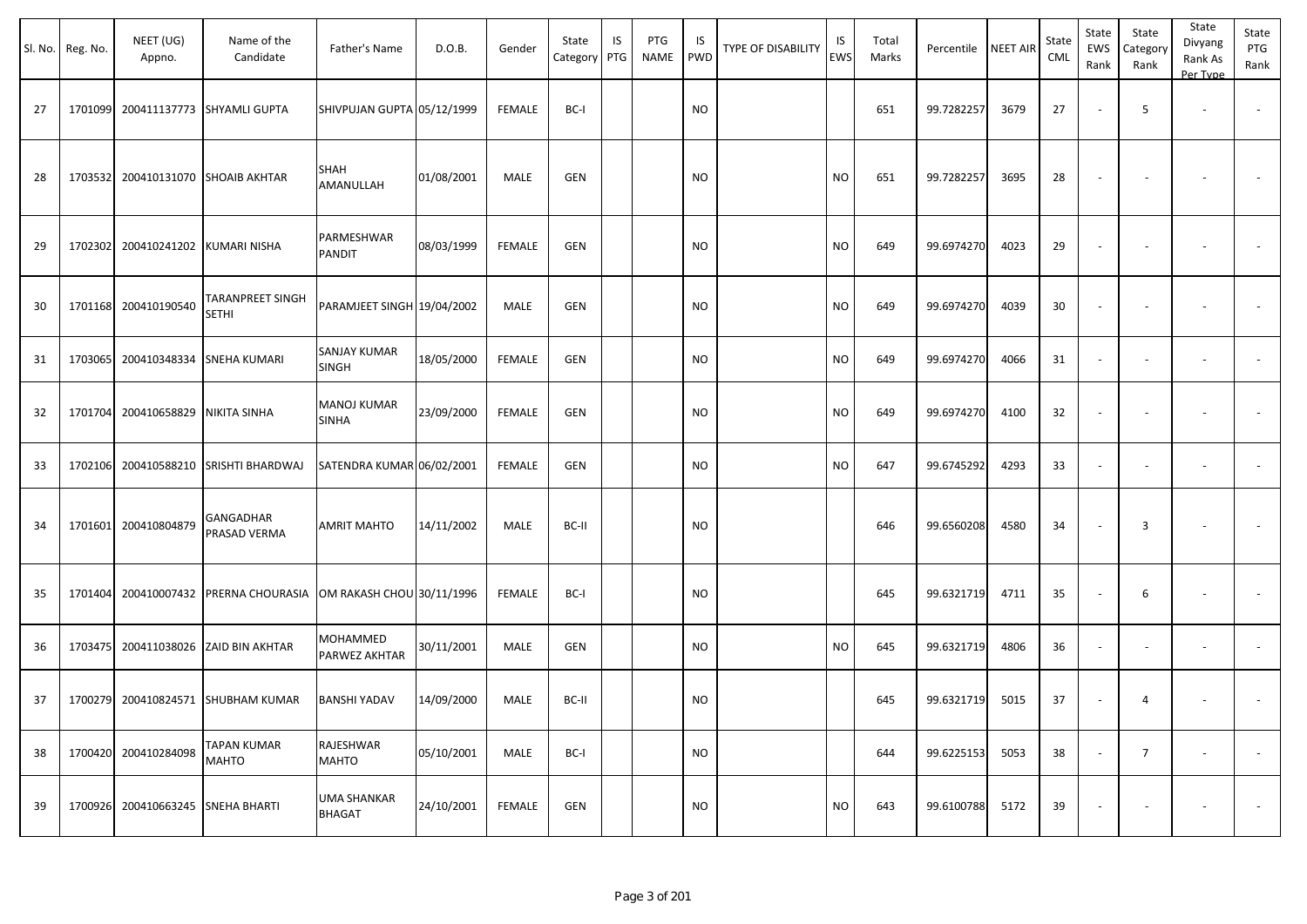| Sl. No. | Reg. No. | NEET (UG) Appno. | Name of the Candidate | Father's Name | D.O.B. | Gender | State Category | IS PTG | PTG NAME | IS PWD | TYPE OF DISABILITY | IS EWS | Total Marks | Percentile | NEET AIR | State CML | State EWS Rank | State Category Rank | State Divyang Rank As Per Type | State PTG Rank |
|---|---|---|---|---|---|---|---|---|---|---|---|---|---|---|---|---|---|---|---|---|
| 27 | 1701099 | 200411137773 | SHYAMLI GUPTA | SHIVPUJAN GUPTA | 05/12/1999 | FEMALE | BC-I | | | NO | | | 651 | 99.7282257 | 3679 | 27 | - | 5 | - | - |
| 28 | 1703532 | 200410131070 | SHOAIB AKHTAR | SHAH AMANULLAH | 01/08/2001 | MALE | GEN | | | NO | | NO | 651 | 99.7282257 | 3695 | 28 | - | - | - | - |
| 29 | 1702302 | 200410241202 | KUMARI NISHA | PARMESHWAR PANDIT | 08/03/1999 | FEMALE | GEN | | | NO | | NO | 649 | 99.6974270 | 4023 | 29 | - | - | - | - |
| 30 | 1701168 | 200410190540 | TARANPREET SINGH SETHI | PARAMJEET SINGH | 19/04/2002 | MALE | GEN | | | NO | | NO | 649 | 99.6974270 | 4039 | 30 | - | - | - | - |
| 31 | 1703065 | 200410348334 | SNEHA KUMARI | SANJAY KUMAR SINGH | 18/05/2000 | FEMALE | GEN | | | NO | | NO | 649 | 99.6974270 | 4066 | 31 | - | - | - | - |
| 32 | 1701704 | 200410658829 | NIKITA SINHA | MANOJ KUMAR SINHA | 23/09/2000 | FEMALE | GEN | | | NO | | NO | 649 | 99.6974270 | 4100 | 32 | - | - | - | - |
| 33 | 1702106 | 200410588210 | SRISHTI BHARDWAJ | SATENDRA KUMAR | 06/02/2001 | FEMALE | GEN | | | NO | | NO | 647 | 99.6745292 | 4293 | 33 | - | - | - | - |
| 34 | 1701601 | 200410804879 | GANGADHAR PRASAD VERMA | AMRIT MAHTO | 14/11/2002 | MALE | BC-II | | | NO | | | 646 | 99.6560208 | 4580 | 34 | - | 3 | - | - |
| 35 | 1701404 | 200410007432 | PRERNA CHOURASIA | OM RAKASH CHOU | 30/11/1996 | FEMALE | BC-I | | | NO | | | 645 | 99.6321719 | 4711 | 35 | - | 6 | - | - |
| 36 | 1703475 | 200411038026 | ZAID BIN AKHTAR | MOHAMMED PARWEZ AKHTAR | 30/11/2001 | MALE | GEN | | | NO | | NO | 645 | 99.6321719 | 4806 | 36 | - | - | - | - |
| 37 | 1700279 | 200410824571 | SHUBHAM KUMAR | BANSHI YADAV | 14/09/2000 | MALE | BC-II | | | NO | | | 645 | 99.6321719 | 5015 | 37 | - | 4 | - | - |
| 38 | 1700420 | 200410284098 | TAPAN KUMAR MAHTO | RAJESHWAR MAHTO | 05/10/2001 | MALE | BC-I | | | NO | | | 644 | 99.6225153 | 5053 | 38 | - | 7 | - | - |
| 39 | 1700926 | 200410663245 | SNEHA BHARTI | UMA SHANKAR BHAGAT | 24/10/2001 | FEMALE | GEN | | | NO | | NO | 643 | 99.6100788 | 5172 | 39 | - | - | - | - |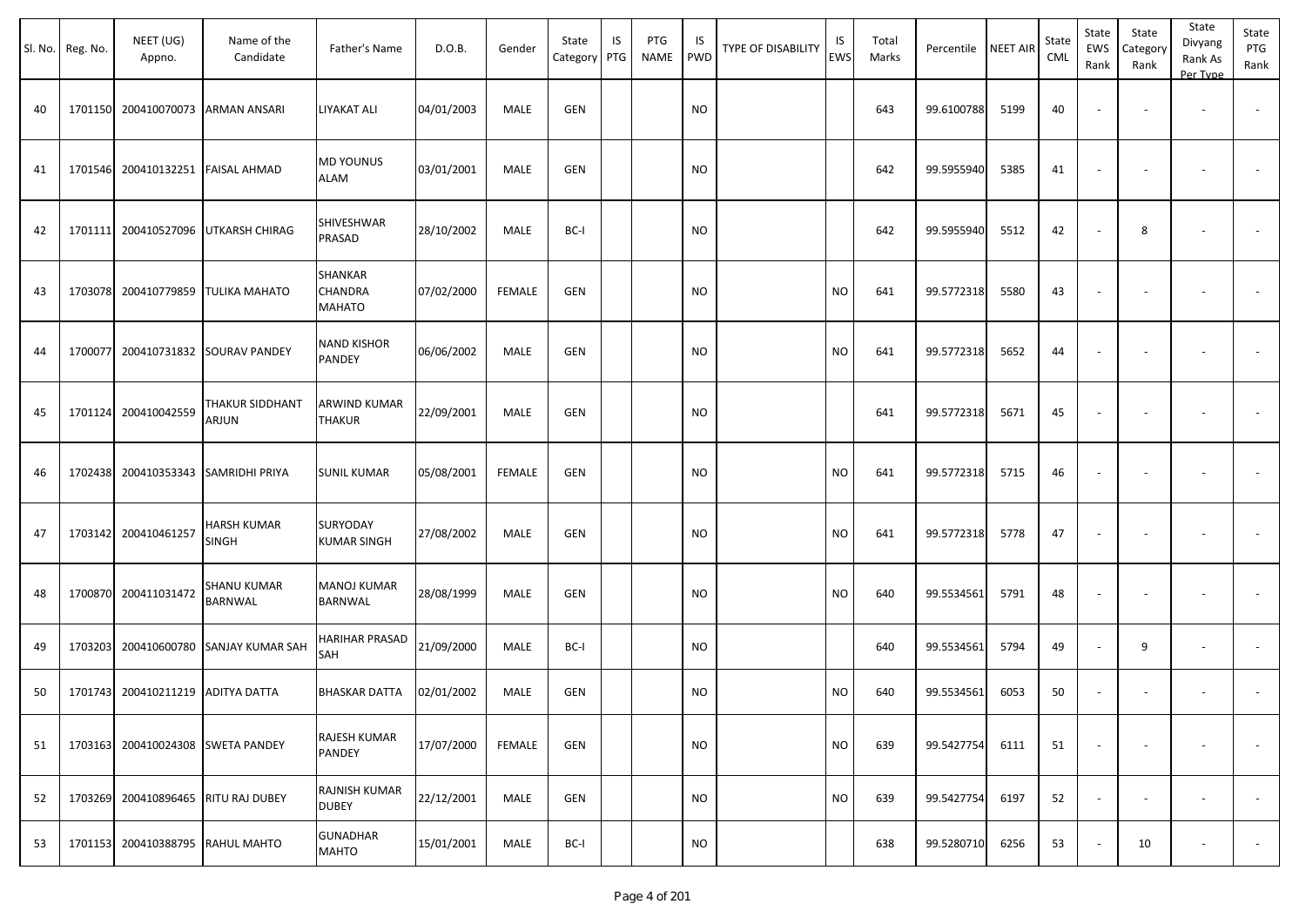| Sl. No. | Reg. No. | NEET (UG) Appno. | Name of the Candidate | Father's Name | D.O.B. | Gender | State Category | IS PTG | PTG NAME | IS PWD | TYPE OF DISABILITY | IS EWS | Total Marks | Percentile | NEET AIR | State CML | State EWS Rank | State Category Rank | State Divyang Rank As Per Type | State PTG Rank |
|---|---|---|---|---|---|---|---|---|---|---|---|---|---|---|---|---|---|---|---|---|
| 40 | 1701150 | 200410070073 | ARMAN ANSARI | LIYAKAT ALI | 04/01/2003 | MALE | GEN | | | NO | | | 643 | 99.6100788 | 5199 | 40 | - | - | - | - |
| 41 | 1701546 | 200410132251 | FAISAL AHMAD | MD YOUNUS ALAM | 03/01/2001 | MALE | GEN | | | NO | | | 642 | 99.5955940 | 5385 | 41 | - | - | - | - |
| 42 | 1701111 | 200410527096 | UTKARSH CHIRAG | SHIVESHWAR PRASAD | 28/10/2002 | MALE | BC-I | | | NO | | | 642 | 99.5955940 | 5512 | 42 | - | 8 | - | - |
| 43 | 1703078 | 200410779859 | TULIKA MAHATO | SHANKAR CHANDRA MAHATO | 07/02/2000 | FEMALE | GEN | | | NO | | NO | 641 | 99.5772318 | 5580 | 43 | - | - | - | - |
| 44 | 1700077 | 200410731832 | SOURAV PANDEY | NAND KISHOR PANDEY | 06/06/2002 | MALE | GEN | | | NO | | NO | 641 | 99.5772318 | 5652 | 44 | - | - | - | - |
| 45 | 1701124 | 200410042559 | THAKUR SIDDHANT ARJUN | ARWIND KUMAR THAKUR | 22/09/2001 | MALE | GEN | | | NO | | | 641 | 99.5772318 | 5671 | 45 | - | - | - | - |
| 46 | 1702438 | 200410353343 | SAMRIDHI PRIYA | SUNIL KUMAR | 05/08/2001 | FEMALE | GEN | | | NO | | NO | 641 | 99.5772318 | 5715 | 46 | - | - | - | - |
| 47 | 1703142 | 200410461257 | HARSH KUMAR SINGH | SURYODAY KUMAR SINGH | 27/08/2002 | MALE | GEN | | | NO | | NO | 641 | 99.5772318 | 5778 | 47 | - | - | - | - |
| 48 | 1700870 | 200411031472 | SHANU KUMAR BARNWAL | MANOJ KUMAR BARNWAL | 28/08/1999 | MALE | GEN | | | NO | | NO | 640 | 99.5534561 | 5791 | 48 | - | - | - | - |
| 49 | 1703203 | 200410600780 | SANJAY KUMAR SAH | HARIHAR PRASAD SAH | 21/09/2000 | MALE | BC-I | | | NO | | | 640 | 99.5534561 | 5794 | 49 | - | 9 | - | - |
| 50 | 1701743 | 200410211219 | ADITYA DATTA | BHASKAR DATTA | 02/01/2002 | MALE | GEN | | | NO | | NO | 640 | 99.5534561 | 6053 | 50 | - | - | - | - |
| 51 | 1703163 | 200410024308 | SWETA PANDEY | RAJESH KUMAR PANDEY | 17/07/2000 | FEMALE | GEN | | | NO | | NO | 639 | 99.5427754 | 6111 | 51 | - | - | - | - |
| 52 | 1703269 | 200410896465 | RITU RAJ DUBEY | RAJNISH KUMAR DUBEY | 22/12/2001 | MALE | GEN | | | NO | | NO | 639 | 99.5427754 | 6197 | 52 | - | - | - | - |
| 53 | 1701153 | 200410388795 | RAHUL MAHTO | GUNADHAR MAHTO | 15/01/2001 | MALE | BC-I | | | NO | | | 638 | 99.5280710 | 6256 | 53 | - | 10 | - | - |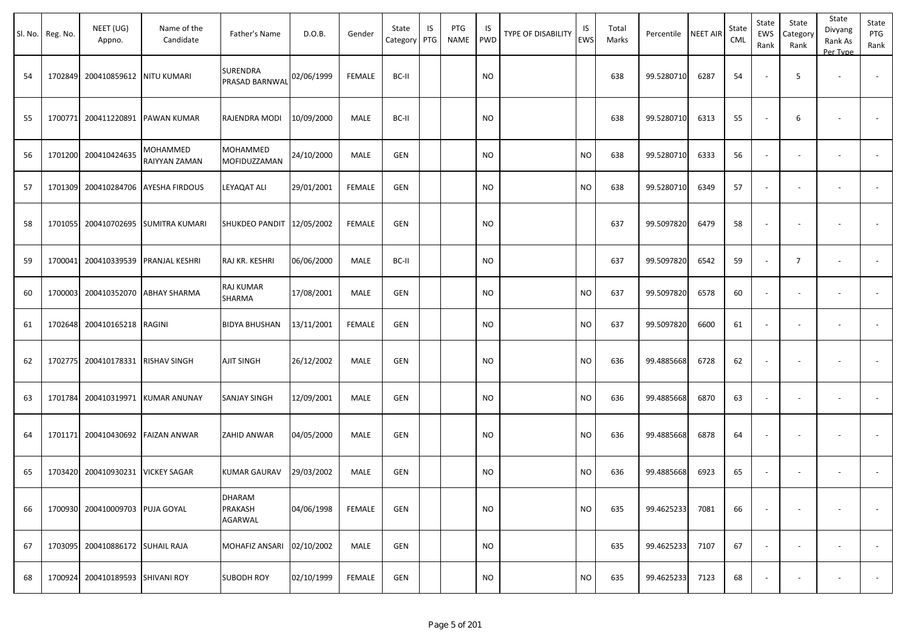| Sl. No. | Reg. No. | NEET (UG) Appno. | Name of the Candidate | Father's Name | D.O.B. | Gender | State Category | IS PTG | PTG NAME | IS PWD | TYPE OF DISABILITY | IS EWS | Total Marks | Percentile | NEET AIR | State CML | State EWS Rank | State Category Rank | State Divyang Rank As Per Type | State PTG Rank |
|---|---|---|---|---|---|---|---|---|---|---|---|---|---|---|---|---|---|---|---|---|
| 54 | 1702849 | 200410859612 | NITU KUMARI | SURENDRA PRASAD BARNWAL | 02/06/1999 | FEMALE | BC-II | | | NO | | | 638 | 99.5280710 | 6287 | 54 | - | 5 | - | - |
| 55 | 1700771 | 200411220891 | PAWAN KUMAR | RAJENDRA MODI | 10/09/2000 | MALE | BC-II | | | NO | | | 638 | 99.5280710 | 6313 | 55 | - | 6 | - | - |
| 56 | 1701200 | 200410424635 | MOHAMMED RAIYYAN ZAMAN | MOHAMMED MOFIDUZZAMAN | 24/10/2000 | MALE | GEN | | | NO | | NO | 638 | 99.5280710 | 6333 | 56 | - | - | - | - |
| 57 | 1701309 | 200410284706 | AYESHA FIRDOUS | LEYAQAT ALI | 29/01/2001 | FEMALE | GEN | | | NO | | NO | 638 | 99.5280710 | 6349 | 57 | - | - | - | - |
| 58 | 1701055 | 200410702695 | SUMITRA KUMARI | SHUKDEO PANDIT | 12/05/2002 | FEMALE | GEN | | | NO | | | 637 | 99.5097820 | 6479 | 58 | - | - | - | - |
| 59 | 1700041 | 200410339539 | PRANJAL KESHRI | RAJ KR. KESHRI | 06/06/2000 | MALE | BC-II | | | NO | | | 637 | 99.5097820 | 6542 | 59 | - | 7 | - | - |
| 60 | 1700003 | 200410352070 | ABHAY SHARMA | RAJ KUMAR SHARMA | 17/08/2001 | MALE | GEN | | | NO | | NO | 637 | 99.5097820 | 6578 | 60 | - | - | - | - |
| 61 | 1702648 | 200410165218 | RAGINI | BIDYA BHUSHAN | 13/11/2001 | FEMALE | GEN | | | NO | | NO | 637 | 99.5097820 | 6600 | 61 | - | - | - | - |
| 62 | 1702775 | 200410178331 | RISHAV SINGH | AJIT SINGH | 26/12/2002 | MALE | GEN | | | NO | | NO | 636 | 99.4885668 | 6728 | 62 | - | - | - | - |
| 63 | 1701784 | 200410319971 | KUMAR ANUNAY | SANJAY SINGH | 12/09/2001 | MALE | GEN | | | NO | | NO | 636 | 99.4885668 | 6870 | 63 | - | - | - | - |
| 64 | 1701171 | 200410430692 | FAIZAN ANWAR | ZAHID ANWAR | 04/05/2000 | MALE | GEN | | | NO | | NO | 636 | 99.4885668 | 6878 | 64 | - | - | - | - |
| 65 | 1703420 | 200410930231 | VICKEY SAGAR | KUMAR GAURAV | 29/03/2002 | MALE | GEN | | | NO | | NO | 636 | 99.4885668 | 6923 | 65 | - | - | - | - |
| 66 | 1700930 | 200410009703 | PUJA GOYAL | DHARAM PRAKASH AGARWAL | 04/06/1998 | FEMALE | GEN | | | NO | | NO | 635 | 99.4625233 | 7081 | 66 | - | - | - | - |
| 67 | 1703095 | 200410886172 | SUHAIL RAJA | MOHAFIZ ANSARI | 02/10/2002 | MALE | GEN | | | NO | | | 635 | 99.4625233 | 7107 | 67 | - | - | - | - |
| 68 | 1700924 | 200410189593 | SHIVANI ROY | SUBODH ROY | 02/10/1999 | FEMALE | GEN | | | NO | | NO | 635 | 99.4625233 | 7123 | 68 | - | - | - | - |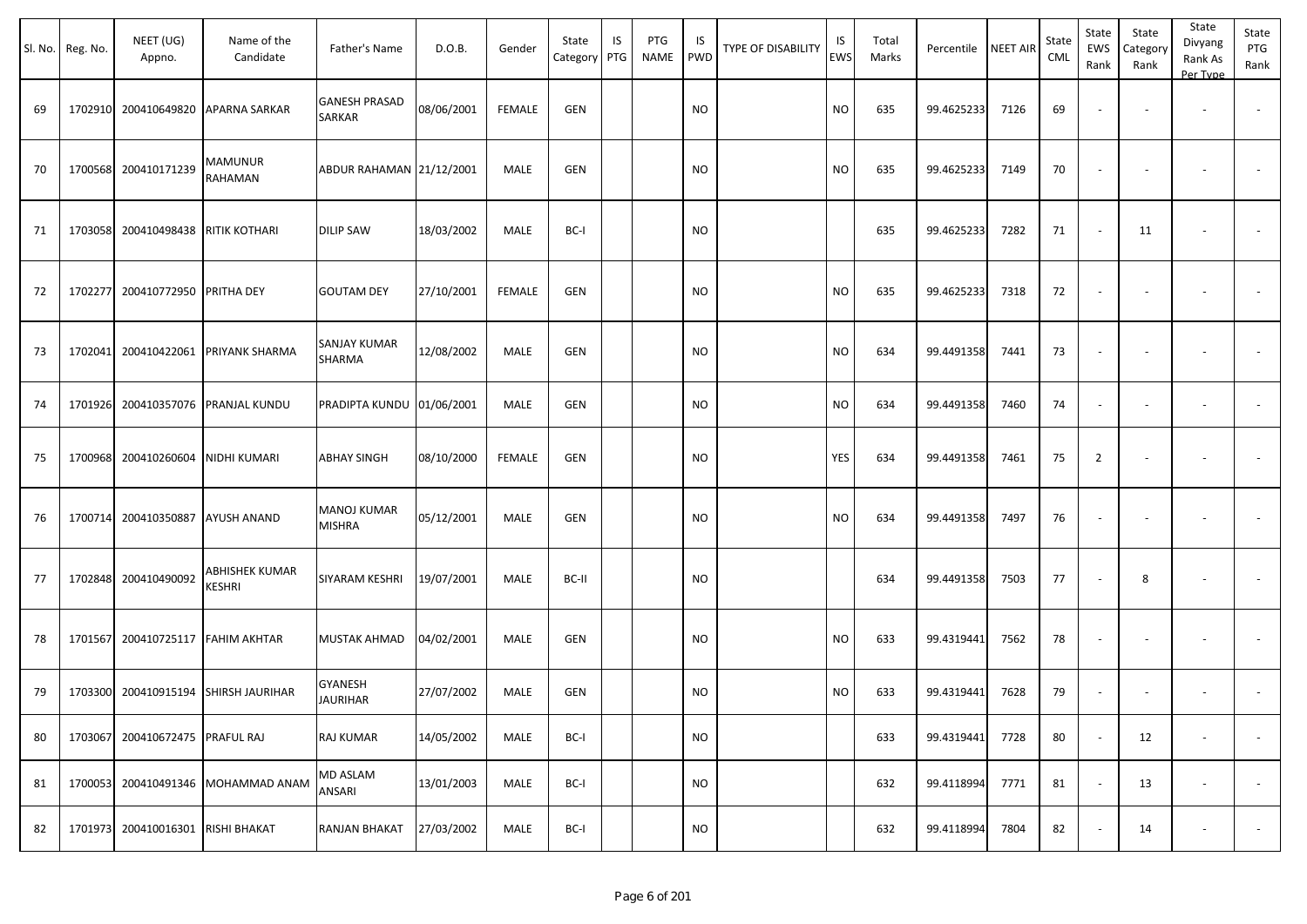| Sl. No. | Reg. No. | NEET (UG) Appno. | Name of the Candidate | Father's Name | D.O.B. | Gender | State Category | IS PTG | PTG NAME | IS PWD | TYPE OF DISABILITY | IS EWS | Total Marks | Percentile | NEET AIR | State CML | State EWS Rank | State Category Rank | State Divyang Rank As Per Type | State PTG Rank |
|---|---|---|---|---|---|---|---|---|---|---|---|---|---|---|---|---|---|---|---|---|
| 69 | 1702910 | 200410649820 | APARNA SARKAR | GANESH PRASAD SARKAR | 08/06/2001 | FEMALE | GEN | | | NO | | NO | 635 | 99.4625233 | 7126 | 69 | - | - | - | - |
| 70 | 1700568 | 200410171239 | MAMUNUR RAHAMAN | ABDUR RAHAMAN | 21/12/2001 | MALE | GEN | | | NO | | NO | 635 | 99.4625233 | 7149 | 70 | - | - | - | - |
| 71 | 1703058 | 200410498438 | RITIK KOTHARI | DILIP SAW | 18/03/2002 | MALE | BC-I | | | NO | | | 635 | 99.4625233 | 7282 | 71 | - | 11 | - | - |
| 72 | 1702277 | 200410772950 | PRITHA DEY | GOUTAM DEY | 27/10/2001 | FEMALE | GEN | | | NO | | NO | 635 | 99.4625233 | 7318 | 72 | - | - | - | - |
| 73 | 1702041 | 200410422061 | PRIYANK SHARMA | SANJAY KUMAR SHARMA | 12/08/2002 | MALE | GEN | | | NO | | NO | 634 | 99.4491358 | 7441 | 73 | - | - | - | - |
| 74 | 1701926 | 200410357076 | PRANJAL KUNDU | PRADIPTA KUNDU | 01/06/2001 | MALE | GEN | | | NO | | NO | 634 | 99.4491358 | 7460 | 74 | - | - | - | - |
| 75 | 1700968 | 200410260604 | NIDHI KUMARI | ABHAY SINGH | 08/10/2000 | FEMALE | GEN | | | NO | | YES | 634 | 99.4491358 | 7461 | 75 | 2 | - | - | - |
| 76 | 1700714 | 200410350887 | AYUSH ANAND | MANOJ KUMAR MISHRA | 05/12/2001 | MALE | GEN | | | NO | | NO | 634 | 99.4491358 | 7497 | 76 | - | - | - | - |
| 77 | 1702848 | 200410490092 | ABHISHEK KUMAR KESHRI | SIYARAM KESHRI | 19/07/2001 | MALE | BC-II | | | NO | | | 634 | 99.4491358 | 7503 | 77 | - | 8 | - | - |
| 78 | 1701567 | 200410725117 | FAHIM AKHTAR | MUSTAK AHMAD | 04/02/2001 | MALE | GEN | | | NO | | NO | 633 | 99.4319441 | 7562 | 78 | - | - | - | - |
| 79 | 1703300 | 200410915194 | SHIRSH JAURIHAR | GYANESH JAURIHAR | 27/07/2002 | MALE | GEN | | | NO | | NO | 633 | 99.4319441 | 7628 | 79 | - | - | - | - |
| 80 | 1703067 | 200410672475 | PRAFUL RAJ | RAJ KUMAR | 14/05/2002 | MALE | BC-I | | | NO | | | 633 | 99.4319441 | 7728 | 80 | - | 12 | - | - |
| 81 | 1700053 | 200410491346 | MOHAMMAD ANAM | MD ASLAM ANSARI | 13/01/2003 | MALE | BC-I | | | NO | | | 632 | 99.4118994 | 7771 | 81 | - | 13 | - | - |
| 82 | 1701973 | 200410016301 | RISHI BHAKAT | RANJAN BHAKAT | 27/03/2002 | MALE | BC-I | | | NO | | | 632 | 99.4118994 | 7804 | 82 | - | 14 | - | - |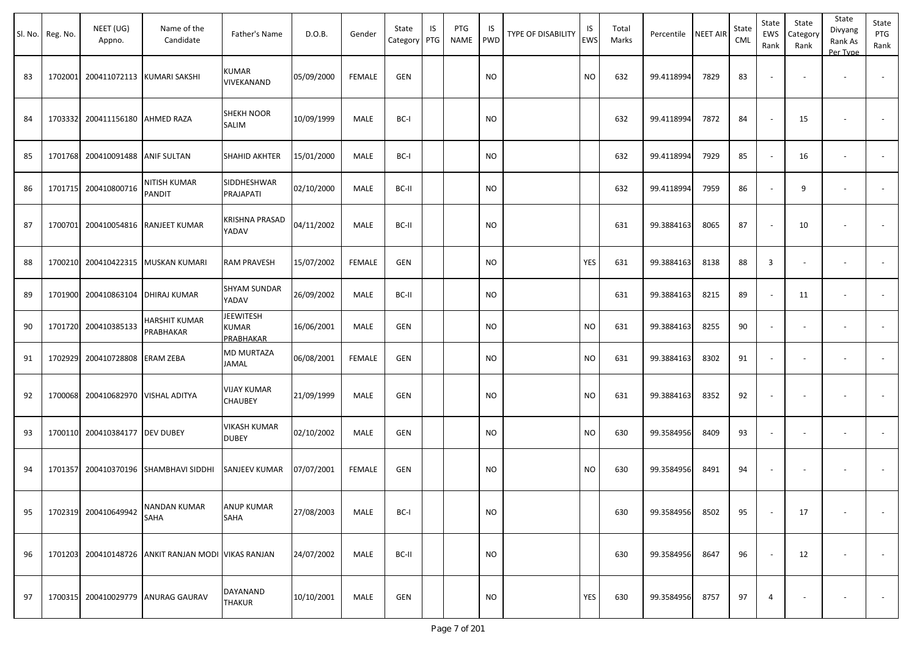| Sl. No. | Reg. No. | NEET (UG) Appno. | Name of the Candidate | Father's Name | D.O.B. | Gender | State Category | IS PTG | PTG NAME | IS PWD | TYPE OF DISABILITY | IS EWS | Total Marks | Percentile | NEET AIR | State CML | State EWS Rank | State Category Rank | State Divyang Rank As Per Type | State PTG Rank |
|---|---|---|---|---|---|---|---|---|---|---|---|---|---|---|---|---|---|---|---|---|
| 83 | 1702001 | 200411072113 | KUMARI SAKSHI | KUMAR VIVEKANAND | 05/09/2000 | FEMALE | GEN | | | NO | | NO | 632 | 99.4118994 | 7829 | 83 | - | - | - | - |
| 84 | 1703332 | 200411156180 | AHMED RAZA | SHEKH NOOR SALIM | 10/09/1999 | MALE | BC-I | | | NO | | | 632 | 99.4118994 | 7872 | 84 | - | 15 | - | - |
| 85 | 1701768 | 200410091488 | ANIF SULTAN | SHAHID AKHTER | 15/01/2000 | MALE | BC-I | | | NO | | | 632 | 99.4118994 | 7929 | 85 | - | 16 | - | - |
| 86 | 1701715 | 200410800716 | NITISH KUMAR PANDIT | SIDDHESHWAR PRAJAPATI | 02/10/2000 | MALE | BC-II | | | NO | | | 632 | 99.4118994 | 7959 | 86 | - | 9 | - | - |
| 87 | 1700701 | 200410054816 | RANJEET KUMAR | KRISHNA PRASAD YADAV | 04/11/2002 | MALE | BC-II | | | NO | | | 631 | 99.3884163 | 8065 | 87 | - | 10 | - | - |
| 88 | 1700210 | 200410422315 | MUSKAN KUMARI | RAM PRAVESH | 15/07/2002 | FEMALE | GEN | | | NO | | YES | 631 | 99.3884163 | 8138 | 88 | 3 | - | - | - |
| 89 | 1701900 | 200410863104 | DHIRAJ KUMAR | SHYAM SUNDAR YADAV | 26/09/2002 | MALE | BC-II | | | NO | | | 631 | 99.3884163 | 8215 | 89 | - | 11 | - | - |
| 90 | 1701720 | 200410385133 | HARSHIT KUMAR PRABHAKAR | JEEWITESH KUMAR PRABHAKAR | 16/06/2001 | MALE | GEN | | | NO | | NO | 631 | 99.3884163 | 8255 | 90 | - | - | - | - |
| 91 | 1702929 | 200410728808 | ERAM ZEBA | MD MURTAZA JAMAL | 06/08/2001 | FEMALE | GEN | | | NO | | NO | 631 | 99.3884163 | 8302 | 91 | - | - | - | - |
| 92 | 1700068 | 200410682970 | VISHAL ADITYA | VIJAY KUMAR CHAUBEY | 21/09/1999 | MALE | GEN | | | NO | | NO | 631 | 99.3884163 | 8352 | 92 | - | - | - | - |
| 93 | 1700110 | 200410384177 | DEV DUBEY | VIKASH KUMAR DUBEY | 02/10/2002 | MALE | GEN | | | NO | | NO | 630 | 99.3584956 | 8409 | 93 | - | - | - | - |
| 94 | 1701357 | 200410370196 | SHAMBHAVI SIDDHI | SANJEEV KUMAR | 07/07/2001 | FEMALE | GEN | | | NO | | NO | 630 | 99.3584956 | 8491 | 94 | - | - | - | - |
| 95 | 1702319 | 200410649942 | NANDAN KUMAR SAHA | ANUP KUMAR SAHA | 27/08/2003 | MALE | BC-I | | | NO | | | 630 | 99.3584956 | 8502 | 95 | - | 17 | - | - |
| 96 | 1701203 | 200410148726 | ANKIT RANJAN MODI | VIKAS RANJAN | 24/07/2002 | MALE | BC-II | | | NO | | | 630 | 99.3584956 | 8647 | 96 | - | 12 | - | - |
| 97 | 1700315 | 200410029779 | ANURAG GAURAV | DAYANAND THAKUR | 10/10/2001 | MALE | GEN | | | NO | | YES | 630 | 99.3584956 | 8757 | 97 | 4 | - | - | - |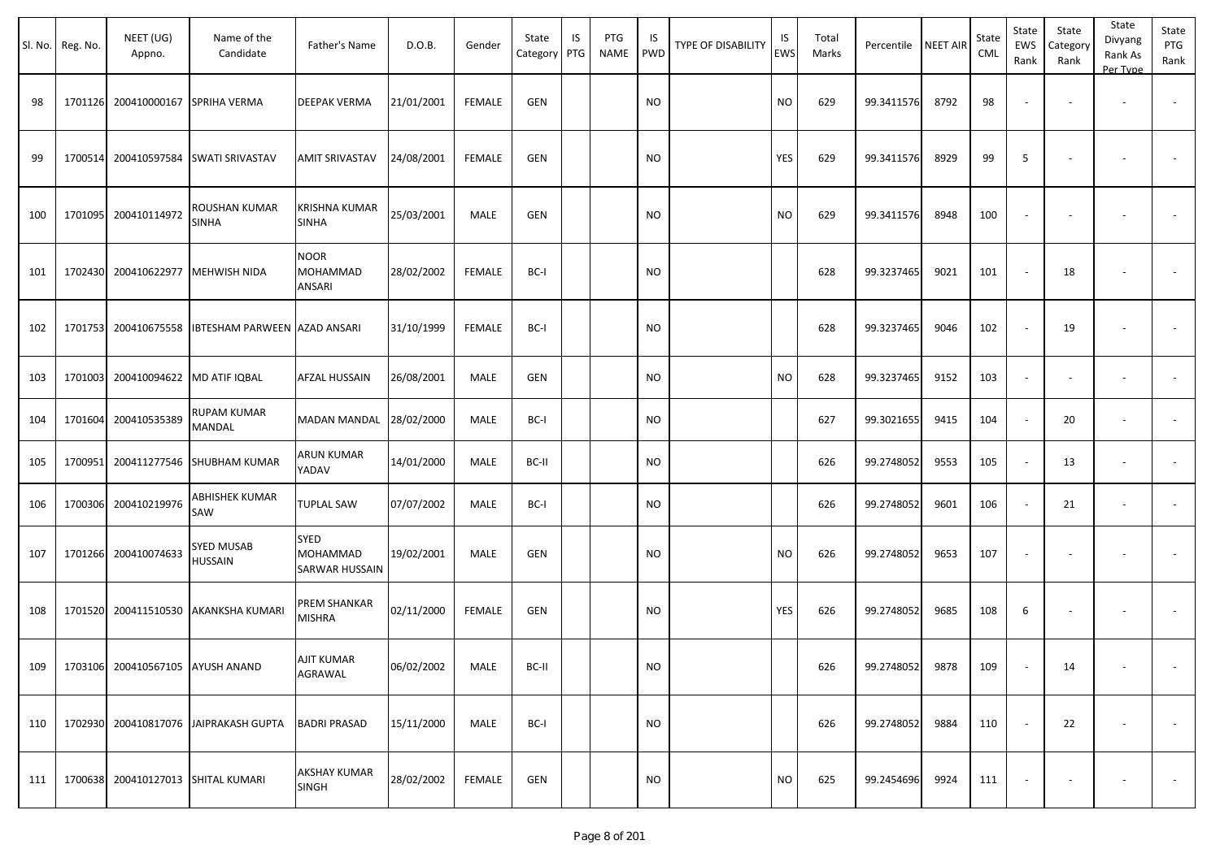| Sl. No. | Reg. No. | NEET (UG) Appno. | Name of the Candidate | Father's Name | D.O.B. | Gender | State Category | IS PTG | PTG NAME | IS PWD | TYPE OF DISABILITY | IS EWS | Total Marks | Percentile | NEET AIR | State CML | State EWS Rank | State Category Rank | State Divyang Rank As Per Type | State PTG Rank |
|---|---|---|---|---|---|---|---|---|---|---|---|---|---|---|---|---|---|---|---|---|
| 98 | 1701126 | 200410000167 | SPRIHA VERMA | DEEPAK VERMA | 21/01/2001 | FEMALE | GEN | | | NO | | NO | 629 | 99.3411576 | 8792 | 98 | - | - | - | - |
| 99 | 1700514 | 200410597584 | SWATI SRIVASTAV | AMIT SRIVASTAV | 24/08/2001 | FEMALE | GEN | | | NO | | YES | 629 | 99.3411576 | 8929 | 99 | 5 | - | - | - |
| 100 | 1701095 | 200410114972 | ROUSHAN KUMAR SINHA | KRISHNA KUMAR SINHA | 25/03/2001 | MALE | GEN | | | NO | | NO | 629 | 99.3411576 | 8948 | 100 | - | - | - | - |
| 101 | 1702430 | 200410622977 | MEHWISH NIDA | NOOR MOHAMMAD ANSARI | 28/02/2002 | FEMALE | BC-I | | | NO | | | 628 | 99.3237465 | 9021 | 101 | - | 18 | - | - |
| 102 | 1701753 | 200410675558 | IBTESHAM PARWEEN | AZAD ANSARI | 31/10/1999 | FEMALE | BC-I | | | NO | | | 628 | 99.3237465 | 9046 | 102 | - | 19 | - | - |
| 103 | 1701003 | 200410094622 | MD ATIF IQBAL | AFZAL HUSSAIN | 26/08/2001 | MALE | GEN | | | NO | | NO | 628 | 99.3237465 | 9152 | 103 | - | - | - | - |
| 104 | 1701604 | 200410535389 | RUPAM KUMAR MANDAL | MADAN MANDAL | 28/02/2000 | MALE | BC-I | | | NO | | | 627 | 99.3021655 | 9415 | 104 | - | 20 | - | - |
| 105 | 1700951 | 200411277546 | SHUBHAM KUMAR | ARUN KUMAR YADAV | 14/01/2000 | MALE | BC-II | | | NO | | | 626 | 99.2748052 | 9553 | 105 | - | 13 | - | - |
| 106 | 1700306 | 200410219976 | ABHISHEK KUMAR SAW | TUPLAL SAW | 07/07/2002 | MALE | BC-I | | | NO | | | 626 | 99.2748052 | 9601 | 106 | - | 21 | - | - |
| 107 | 1701266 | 200410074633 | SYED MUSAB HUSSAIN | SYED MOHAMMAD SARWAR HUSSAIN | 19/02/2001 | MALE | GEN | | | NO | | NO | 626 | 99.2748052 | 9653 | 107 | - | - | - | - |
| 108 | 1701520 | 200411510530 | AKANKSHA KUMARI | PREM SHANKAR MISHRA | 02/11/2000 | FEMALE | GEN | | | NO | | YES | 626 | 99.2748052 | 9685 | 108 | 6 | - | - | - |
| 109 | 1703106 | 200410567105 | AYUSH ANAND | AJIT KUMAR AGRAWAL | 06/02/2002 | MALE | BC-II | | | NO | | | 626 | 99.2748052 | 9878 | 109 | - | 14 | - | - |
| 110 | 1702930 | 200410817076 | JAIPRAKASH GUPTA | BADRI PRASAD | 15/11/2000 | MALE | BC-I | | | NO | | | 626 | 99.2748052 | 9884 | 110 | - | 22 | - | - |
| 111 | 1700638 | 200410127013 | SHITAL KUMARI | AKSHAY KUMAR SINGH | 28/02/2002 | FEMALE | GEN | | | NO | | NO | 625 | 99.2454696 | 9924 | 111 | - | - | - | - |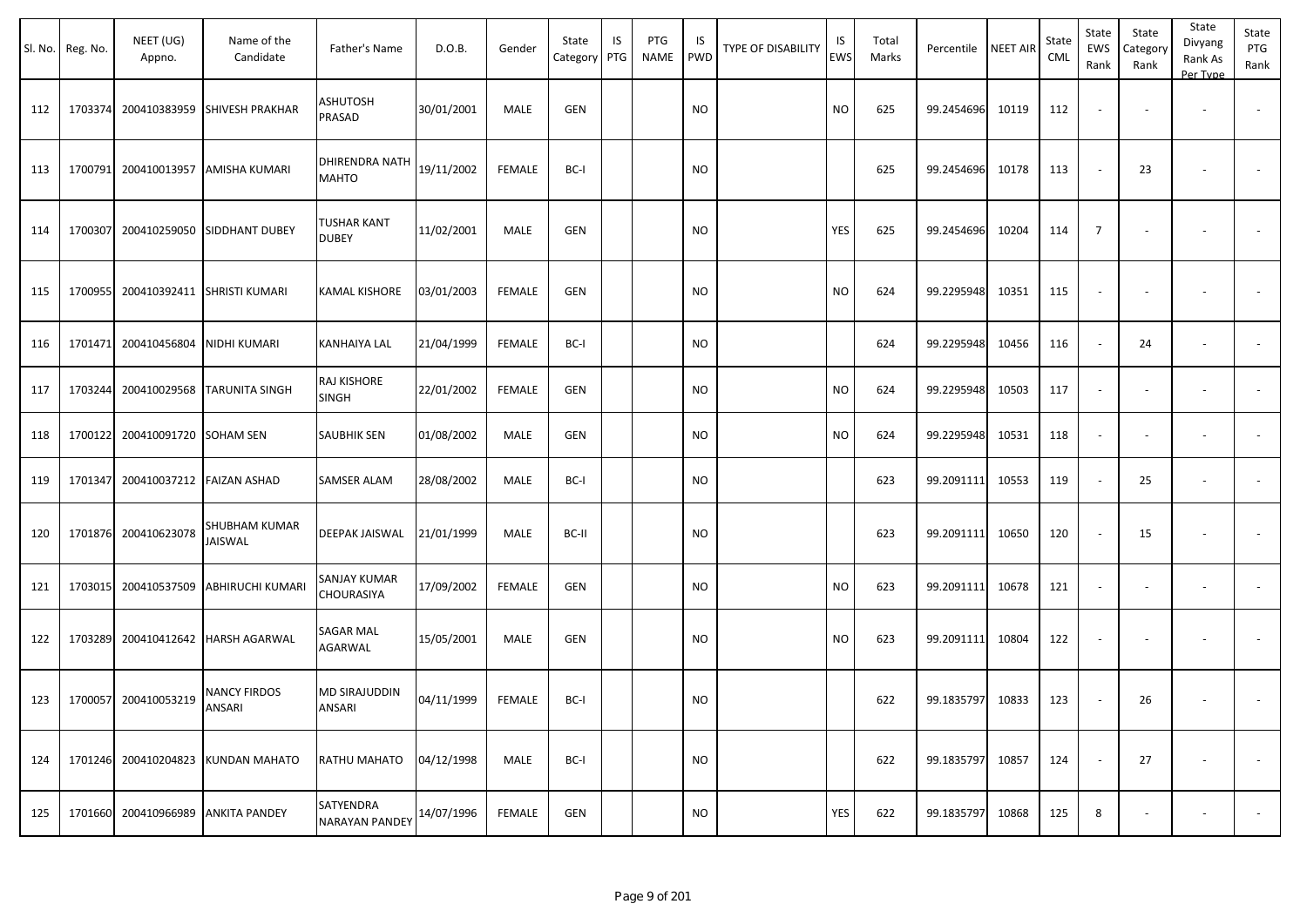| Sl. No. | Reg. No. | NEET (UG) Appno. | Name of the Candidate | Father's Name | D.O.B. | Gender | State Category | IS PTG | PTG NAME | IS PWD | TYPE OF DISABILITY | IS EWS | Total Marks | Percentile | NEET AIR | State CML | State EWS Rank | State Category Rank | State Divyang Rank As Per Type | State PTG Rank |
|---|---|---|---|---|---|---|---|---|---|---|---|---|---|---|---|---|---|---|---|---|
| 112 | 1703374 | 200410383959 | SHIVESH PRAKHAR | ASHUTOSH PRASAD | 30/01/2001 | MALE | GEN | | | NO | | NO | 625 | 99.2454696 | 10119 | 112 | - | - | - | - |
| 113 | 1700791 | 200410013957 | AMISHA KUMARI | DHIRENDRA NATH MAHTO | 19/11/2002 | FEMALE | BC-I | | | NO | | | 625 | 99.2454696 | 10178 | 113 | - | 23 | - | - |
| 114 | 1700307 | 200410259050 | SIDDHANT DUBEY | TUSHAR KANT DUBEY | 11/02/2001 | MALE | GEN | | | NO | | YES | 625 | 99.2454696 | 10204 | 114 | 7 | - | - | - |
| 115 | 1700955 | 200410392411 | SHRISTI KUMARI | KAMAL KISHORE | 03/01/2003 | FEMALE | GEN | | | NO | | NO | 624 | 99.2295948 | 10351 | 115 | - | - | - | - |
| 116 | 1701471 | 200410456804 | NIDHI KUMARI | KANHAIYA LAL | 21/04/1999 | FEMALE | BC-I | | | NO | | | 624 | 99.2295948 | 10456 | 116 | - | 24 | - | - |
| 117 | 1703244 | 200410029568 | TARUNITA SINGH | RAJ KISHORE SINGH | 22/01/2002 | FEMALE | GEN | | | NO | | NO | 624 | 99.2295948 | 10503 | 117 | - | - | - | - |
| 118 | 1700122 | 200410091720 | SOHAM SEN | SAUBHIK SEN | 01/08/2002 | MALE | GEN | | | NO | | NO | 624 | 99.2295948 | 10531 | 118 | - | - | - | - |
| 119 | 1701347 | 200410037212 | FAIZAN ASHAD | SAMSER ALAM | 28/08/2002 | MALE | BC-I | | | NO | | | 623 | 99.2091111 | 10553 | 119 | - | 25 | - | - |
| 120 | 1701876 | 200410623078 | SHUBHAM KUMAR JAISWAL | DEEPAK JAISWAL | 21/01/1999 | MALE | BC-II | | | NO | | | 623 | 99.2091111 | 10650 | 120 | - | 15 | - | - |
| 121 | 1703015 | 200410537509 | ABHIRUCHI KUMARI | SANJAY KUMAR CHOURASIYA | 17/09/2002 | FEMALE | GEN | | | NO | | NO | 623 | 99.2091111 | 10678 | 121 | - | - | - | - |
| 122 | 1703289 | 200410412642 | HARSH AGARWAL | SAGAR MAL AGARWAL | 15/05/2001 | MALE | GEN | | | NO | | NO | 623 | 99.2091111 | 10804 | 122 | - | - | - | - |
| 123 | 1700057 | 200410053219 | NANCY FIRDOS ANSARI | MD SIRAJUDDIN ANSARI | 04/11/1999 | FEMALE | BC-I | | | NO | | | 622 | 99.1835797 | 10833 | 123 | - | 26 | - | - |
| 124 | 1701246 | 200410204823 | KUNDAN MAHATO | RATHU MAHATO | 04/12/1998 | MALE | BC-I | | | NO | | | 622 | 99.1835797 | 10857 | 124 | - | 27 | - | - |
| 125 | 1701660 | 200410966989 | ANKITA PANDEY | SATYENDRA NARAYAN PANDEY | 14/07/1996 | FEMALE | GEN | | | NO | | YES | 622 | 99.1835797 | 10868 | 125 | 8 | - | - | - |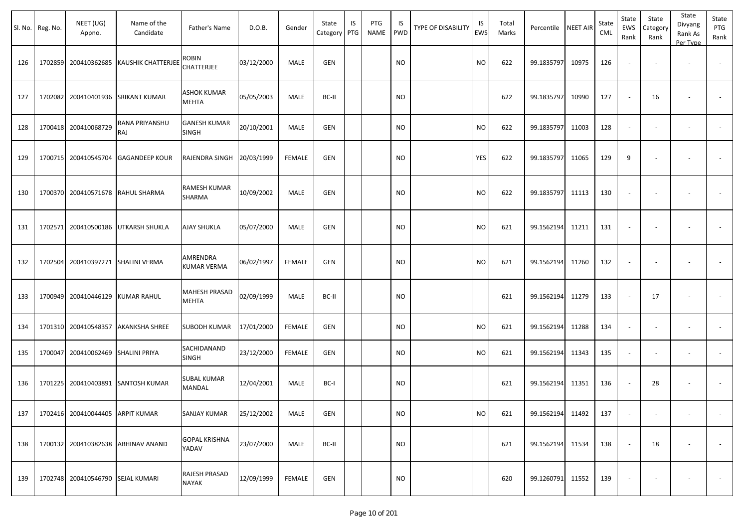| Sl. No. | Reg. No. | NEET (UG) Appno. | Name of the Candidate | Father's Name | D.O.B. | Gender | State Category | IS PTG | PTG NAME | IS PWD | TYPE OF DISABILITY | IS EWS | Total Marks | Percentile | NEET AIR | State CML | State EWS Rank | State Category Rank | State Divyang Rank As Per Type | State PTG Rank |
|---|---|---|---|---|---|---|---|---|---|---|---|---|---|---|---|---|---|---|---|---|
| 126 | 1702859 | 200410362685 | KAUSHIK CHATTERJEE | ROBIN CHATTERJEE | 03/12/2000 | MALE | GEN | | | NO | | NO | 622 | 99.1835797 | 10975 | 126 | - | - | - | - |
| 127 | 1702082 | 200410401936 | SRIKANT KUMAR | ASHOK KUMAR MEHTA | 05/05/2003 | MALE | BC-II | | | NO | | | 622 | 99.1835797 | 10990 | 127 | - | 16 | - | - |
| 128 | 1700418 | 200410068729 | RANA PRIYANSHU RAJ | GANESH KUMAR SINGH | 20/10/2001 | MALE | GEN | | | NO | | NO | 622 | 99.1835797 | 11003 | 128 | - | - | - | - |
| 129 | 1700715 | 200410545704 | GAGANDEEP KOUR | RAJENDRA SINGH | 20/03/1999 | FEMALE | GEN | | | NO | | YES | 622 | 99.1835797 | 11065 | 129 | 9 | - | - | - |
| 130 | 1700370 | 200410571678 | RAHUL SHARMA | RAMESH KUMAR SHARMA | 10/09/2002 | MALE | GEN | | | NO | | NO | 622 | 99.1835797 | 11113 | 130 | - | - | - | - |
| 131 | 1702571 | 200410500186 | UTKARSH SHUKLA | AJAY SHUKLA | 05/07/2000 | MALE | GEN | | | NO | | NO | 621 | 99.1562194 | 11211 | 131 | - | - | - | - |
| 132 | 1702504 | 200410397271 | SHALINI VERMA | AMRENDRA KUMAR VERMA | 06/02/1997 | FEMALE | GEN | | | NO | | NO | 621 | 99.1562194 | 11260 | 132 | - | - | - | - |
| 133 | 1700949 | 200410446129 | KUMAR RAHUL | MAHESH PRASAD MEHTA | 02/09/1999 | MALE | BC-II | | | NO | | | 621 | 99.1562194 | 11279 | 133 | - | 17 | - | - |
| 134 | 1701310 | 200410548357 | AKANKSHA SHREE | SUBODH KUMAR | 17/01/2000 | FEMALE | GEN | | | NO | | NO | 621 | 99.1562194 | 11288 | 134 | - | - | - | - |
| 135 | 1700047 | 200410062469 | SHALINI PRIYA | SACHIDANAND SINGH | 23/12/2000 | FEMALE | GEN | | | NO | | NO | 621 | 99.1562194 | 11343 | 135 | - | - | - | - |
| 136 | 1701225 | 200410403891 | SANTOSH KUMAR | SUBAL KUMAR MANDAL | 12/04/2001 | MALE | BC-I | | | NO | | | 621 | 99.1562194 | 11351 | 136 | - | 28 | - | - |
| 137 | 1702416 | 200410044405 | ARPIT KUMAR | SANJAY KUMAR | 25/12/2002 | MALE | GEN | | | NO | | NO | 621 | 99.1562194 | 11492 | 137 | - | - | - | - |
| 138 | 1700132 | 200410382638 | ABHINAV ANAND | GOPAL KRISHNA YADAV | 23/07/2000 | MALE | BC-II | | | NO | | | 621 | 99.1562194 | 11534 | 138 | - | 18 | - | - |
| 139 | 1702748 | 200410546790 | SEJAL KUMARI | RAJESH PRASAD NAYAK | 12/09/1999 | FEMALE | GEN | | | NO | | | 620 | 99.1260791 | 11552 | 139 | - | - | - | - |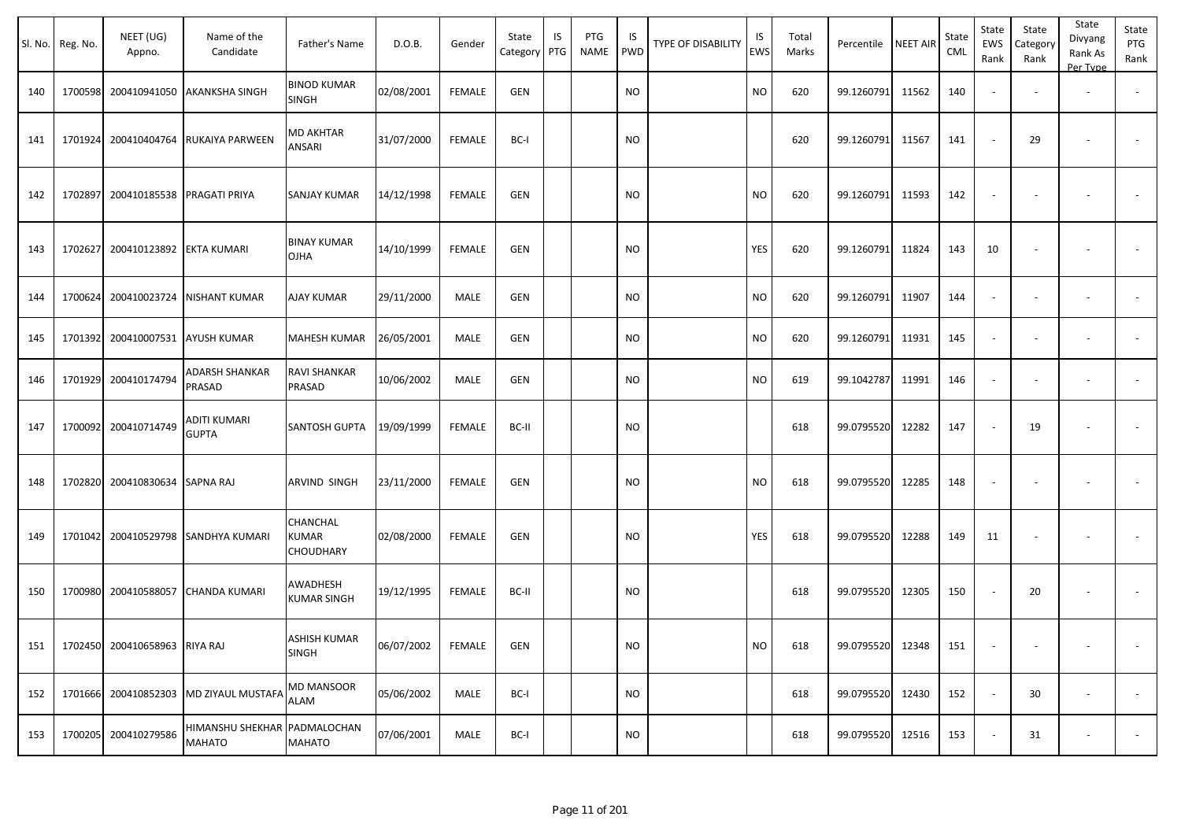| Sl. No. | Reg. No. | NEET (UG) Appno. | Name of the Candidate | Father's Name | D.O.B. | Gender | State Category | IS PTG | PTG NAME | IS PWD | TYPE OF DISABILITY | IS EWS | Total Marks | Percentile | NEET AIR | State CML | State EWS Rank | State Category Rank | State Divyang Rank As Per Type | State PTG Rank |
|---|---|---|---|---|---|---|---|---|---|---|---|---|---|---|---|---|---|---|---|---|
| 140 | 1700598 | 200410941050 | AKANKSHA SINGH | BINOD KUMAR SINGH | 02/08/2001 | FEMALE | GEN | | | NO | | NO | 620 | 99.1260791 | 11562 | 140 | - | - | - | - |
| 141 | 1701924 | 200410404764 | RUKAIYA PARWEEN | MD AKHTAR ANSARI | 31/07/2000 | FEMALE | BC-I | | | NO | | | 620 | 99.1260791 | 11567 | 141 | - | 29 | - | - |
| 142 | 1702897 | 200410185538 | PRAGATI PRIYA | SANJAY KUMAR | 14/12/1998 | FEMALE | GEN | | | NO | | NO | 620 | 99.1260791 | 11593 | 142 | - | - | - | - |
| 143 | 1702627 | 200410123892 | EKTA KUMARI | BINAY KUMAR OJHA | 14/10/1999 | FEMALE | GEN | | | NO | | YES | 620 | 99.1260791 | 11824 | 143 | 10 | - | - | - |
| 144 | 1700624 | 200410023724 | NISHANT KUMAR | AJAY KUMAR | 29/11/2000 | MALE | GEN | | | NO | | NO | 620 | 99.1260791 | 11907 | 144 | - | - | - | - |
| 145 | 1701392 | 200410007531 | AYUSH KUMAR | MAHESH KUMAR | 26/05/2001 | MALE | GEN | | | NO | | NO | 620 | 99.1260791 | 11931 | 145 | - | - | - | - |
| 146 | 1701929 | 200410174794 | ADARSH SHANKAR PRASAD | RAVI SHANKAR PRASAD | 10/06/2002 | MALE | GEN | | | NO | | NO | 619 | 99.1042787 | 11991 | 146 | - | - | - | - |
| 147 | 1700092 | 200410714749 | ADITI KUMARI GUPTA | SANTOSH GUPTA | 19/09/1999 | FEMALE | BC-II | | | NO | | | 618 | 99.0795520 | 12282 | 147 | - | 19 | - | - |
| 148 | 1702820 | 200410830634 | SAPNA RAJ | ARVIND SINGH | 23/11/2000 | FEMALE | GEN | | | NO | | NO | 618 | 99.0795520 | 12285 | 148 | - | - | - | - |
| 149 | 1701042 | 200410529798 | SANDHYA KUMARI | CHANCHAL KUMAR CHOUDHARY | 02/08/2000 | FEMALE | GEN | | | NO | | YES | 618 | 99.0795520 | 12288 | 149 | 11 | - | - | - |
| 150 | 1700980 | 200410588057 | CHANDA KUMARI | AWADHESH KUMAR SINGH | 19/12/1995 | FEMALE | BC-II | | | NO | | | 618 | 99.0795520 | 12305 | 150 | - | 20 | - | - |
| 151 | 1702450 | 200410658963 | RIYA RAJ | ASHISH KUMAR SINGH | 06/07/2002 | FEMALE | GEN | | | NO | | NO | 618 | 99.0795520 | 12348 | 151 | - | - | - | - |
| 152 | 1701666 | 200410852303 | MD ZIYAUL MUSTAFA | MD MANSOOR ALAM | 05/06/2002 | MALE | BC-I | | | NO | | | 618 | 99.0795520 | 12430 | 152 | - | 30 | - | - |
| 153 | 1700205 | 200410279586 | HIMANSHU SHEKHAR MAHATO | PADMALOCHAN MAHATO | 07/06/2001 | MALE | BC-I | | | NO | | | 618 | 99.0795520 | 12516 | 153 | - | 31 | - | - |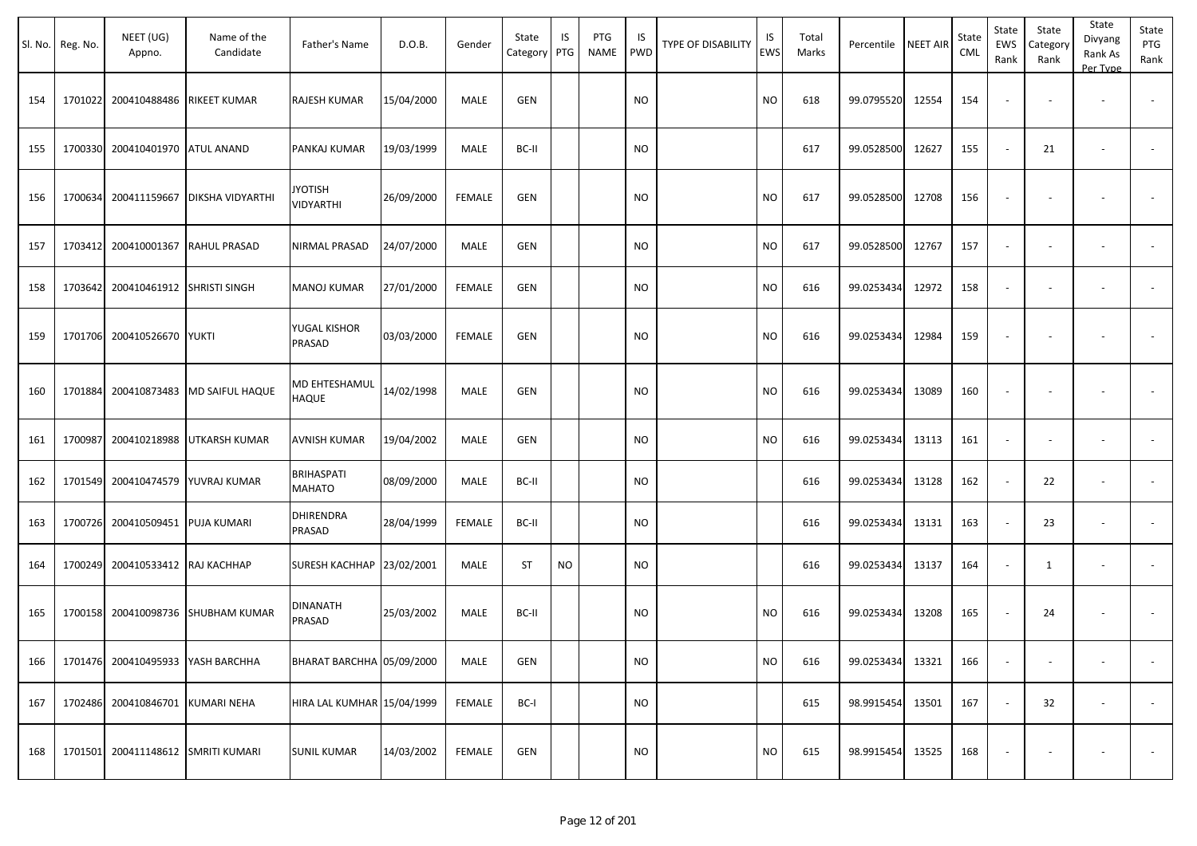| Sl. No. | Reg. No. | NEET (UG) Appno. | Name of the Candidate | Father's Name | D.O.B. | Gender | State Category | IS PTG | PTG NAME | IS PWD | TYPE OF DISABILITY | IS EWS | Total Marks | Percentile | NEET AIR | State CML | State EWS Rank | State Category Rank | State Divyang Rank As Per Type | State PTG Rank |
|---|---|---|---|---|---|---|---|---|---|---|---|---|---|---|---|---|---|---|---|---|
| 154 | 1701022 | 200410488486 | RIKEET KUMAR | RAJESH KUMAR | 15/04/2000 | MALE | GEN | | | NO | | NO | 618 | 99.0795520 | 12554 | 154 | - | - | - | - |
| 155 | 1700330 | 200410401970 | ATUL ANAND | PANKAJ KUMAR | 19/03/1999 | MALE | BC-II | | | NO | | | 617 | 99.0528500 | 12627 | 155 | - | 21 | - | - |
| 156 | 1700634 | 200411159667 | DIKSHA VIDYARTHI | JYOTISH VIDYARTHI | 26/09/2000 | FEMALE | GEN | | | NO | | NO | 617 | 99.0528500 | 12708 | 156 | - | - | - | - |
| 157 | 1703412 | 200410001367 | RAHUL PRASAD | NIRMAL PRASAD | 24/07/2000 | MALE | GEN | | | NO | | NO | 617 | 99.0528500 | 12767 | 157 | - | - | - | - |
| 158 | 1703642 | 200410461912 | SHRISTI SINGH | MANOJ KUMAR | 27/01/2000 | FEMALE | GEN | | | NO | | NO | 616 | 99.0253434 | 12972 | 158 | - | - | - | - |
| 159 | 1701706 | 200410526670 | YUKTI | YUGAL KISHOR PRASAD | 03/03/2000 | FEMALE | GEN | | | NO | | NO | 616 | 99.0253434 | 12984 | 159 | - | - | - | - |
| 160 | 1701884 | 200410873483 | MD SAIFUL HAQUE | MD EHTESHAMUL HAQUE | 14/02/1998 | MALE | GEN | | | NO | | NO | 616 | 99.0253434 | 13089 | 160 | - | - | - | - |
| 161 | 1700987 | 200410218988 | UTKARSH KUMAR | AVNISH KUMAR | 19/04/2002 | MALE | GEN | | | NO | | NO | 616 | 99.0253434 | 13113 | 161 | - | - | - | - |
| 162 | 1701549 | 200410474579 | YUVRAJ KUMAR | BRIHASPATI MAHATO | 08/09/2000 | MALE | BC-II | | | NO | | | 616 | 99.0253434 | 13128 | 162 | - | 22 | - | - |
| 163 | 1700726 | 200410509451 | PUJA KUMARI | DHIRENDRA PRASAD | 28/04/1999 | FEMALE | BC-II | | | NO | | | 616 | 99.0253434 | 13131 | 163 | - | 23 | - | - |
| 164 | 1700249 | 200410533412 | RAJ KACHHAP | SURESH KACHHAP | 23/02/2001 | MALE | ST | NO | | NO | | | 616 | 99.0253434 | 13137 | 164 | - | 1 | - | - |
| 165 | 1700158 | 200410098736 | SHUBHAM KUMAR | DINANATH PRASAD | 25/03/2002 | MALE | BC-II | | | NO | | NO | 616 | 99.0253434 | 13208 | 165 | - | 24 | - | - |
| 166 | 1701476 | 200410495933 | YASH BARCHHA | BHARAT BARCHHA | 05/09/2000 | MALE | GEN | | | NO | | NO | 616 | 99.0253434 | 13321 | 166 | - | - | - | - |
| 167 | 1702486 | 200410846701 | KUMARI NEHA | HIRA LAL KUMHAR | 15/04/1999 | FEMALE | BC-I | | | NO | | | 615 | 98.9915454 | 13501 | 167 | - | 32 | - | - |
| 168 | 1701501 | 200411148612 | SMRITI KUMARI | SUNIL KUMAR | 14/03/2002 | FEMALE | GEN | | | NO | | NO | 615 | 98.9915454 | 13525 | 168 | - | - | - | - |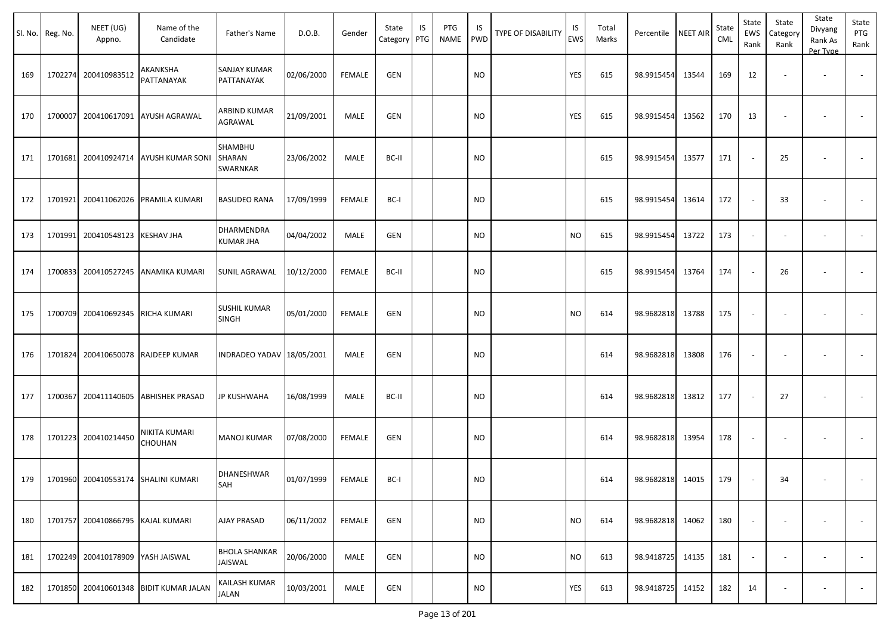| Sl. No. | Reg. No. | NEET (UG) Appno. | Name of the Candidate | Father's Name | D.O.B. | Gender | State Category | IS PTG | PTG NAME | IS PWD | TYPE OF DISABILITY | IS EWS | Total Marks | Percentile | NEET AIR | State CML | State EWS Rank | State Category Rank | State Divyang Rank As Per Type | State PTG Rank |
|---|---|---|---|---|---|---|---|---|---|---|---|---|---|---|---|---|---|---|---|---|
| 169 | 1702274 | 200410983512 | AKANKSHA PATTANAYAK | SANJAY KUMAR PATTANAYAK | 02/06/2000 | FEMALE | GEN | | | NO | | YES | 615 | 98.9915454 | 13544 | 169 | 12 | - | - | - |
| 170 | 1700007 | 200410617091 | AYUSH AGRAWAL | ARBIND KUMAR AGRAWAL | 21/09/2001 | MALE | GEN | | | NO | | YES | 615 | 98.9915454 | 13562 | 170 | 13 | - | - | - |
| 171 | 1701681 | 200410924714 | AYUSH KUMAR SONI | SHAMBHU SHARAN SWARNKAR | 23/06/2002 | MALE | BC-II | | | NO | | | 615 | 98.9915454 | 13577 | 171 | - | 25 | - | - |
| 172 | 1701921 | 200411062026 | PRAMILA KUMARI | BASUDEO RANA | 17/09/1999 | FEMALE | BC-I | | | NO | | | 615 | 98.9915454 | 13614 | 172 | - | 33 | - | - |
| 173 | 1701991 | 200410548123 | KESHAV JHA | DHARMENDRA KUMAR JHA | 04/04/2002 | MALE | GEN | | | NO | | NO | 615 | 98.9915454 | 13722 | 173 | - | - | - | - |
| 174 | 1700833 | 200410527245 | ANAMIKA KUMARI | SUNIL AGRAWAL | 10/12/2000 | FEMALE | BC-II | | | NO | | | 615 | 98.9915454 | 13764 | 174 | - | 26 | - | - |
| 175 | 1700709 | 200410692345 | RICHA KUMARI | SUSHIL KUMAR SINGH | 05/01/2000 | FEMALE | GEN | | | NO | | NO | 614 | 98.9682818 | 13788 | 175 | - | - | - | - |
| 176 | 1701824 | 200410650078 | RAJDEEP KUMAR | INDRADEO YADAV | 18/05/2001 | MALE | GEN | | | NO | | | 614 | 98.9682818 | 13808 | 176 | - | - | - | - |
| 177 | 1700367 | 200411140605 | ABHISHEK PRASAD | JP KUSHWAHA | 16/08/1999 | MALE | BC-II | | | NO | | | 614 | 98.9682818 | 13812 | 177 | - | 27 | - | - |
| 178 | 1701223 | 200410214450 | NIKITA KUMARI CHOUHAN | MANOJ KUMAR | 07/08/2000 | FEMALE | GEN | | | NO | | | 614 | 98.9682818 | 13954 | 178 | - | - | - | - |
| 179 | 1701960 | 200410553174 | SHALINI KUMARI | DHANESHWAR SAH | 01/07/1999 | FEMALE | BC-I | | | NO | | | 614 | 98.9682818 | 14015 | 179 | - | 34 | - | - |
| 180 | 1701757 | 200410866795 | KAJAL KUMARI | AJAY PRASAD | 06/11/2002 | FEMALE | GEN | | | NO | | NO | 614 | 98.9682818 | 14062 | 180 | - | - | - | - |
| 181 | 1702249 | 200410178909 | YASH JAISWAL | BHOLA SHANKAR JAISWAL | 20/06/2000 | MALE | GEN | | | NO | | NO | 613 | 98.9418725 | 14135 | 181 | - | - | - | - |
| 182 | 1701850 | 200410601348 | BIDIT KUMAR JALAN | KAILASH KUMAR JALAN | 10/03/2001 | MALE | GEN | | | NO | | YES | 613 | 98.9418725 | 14152 | 182 | 14 | - | - | - |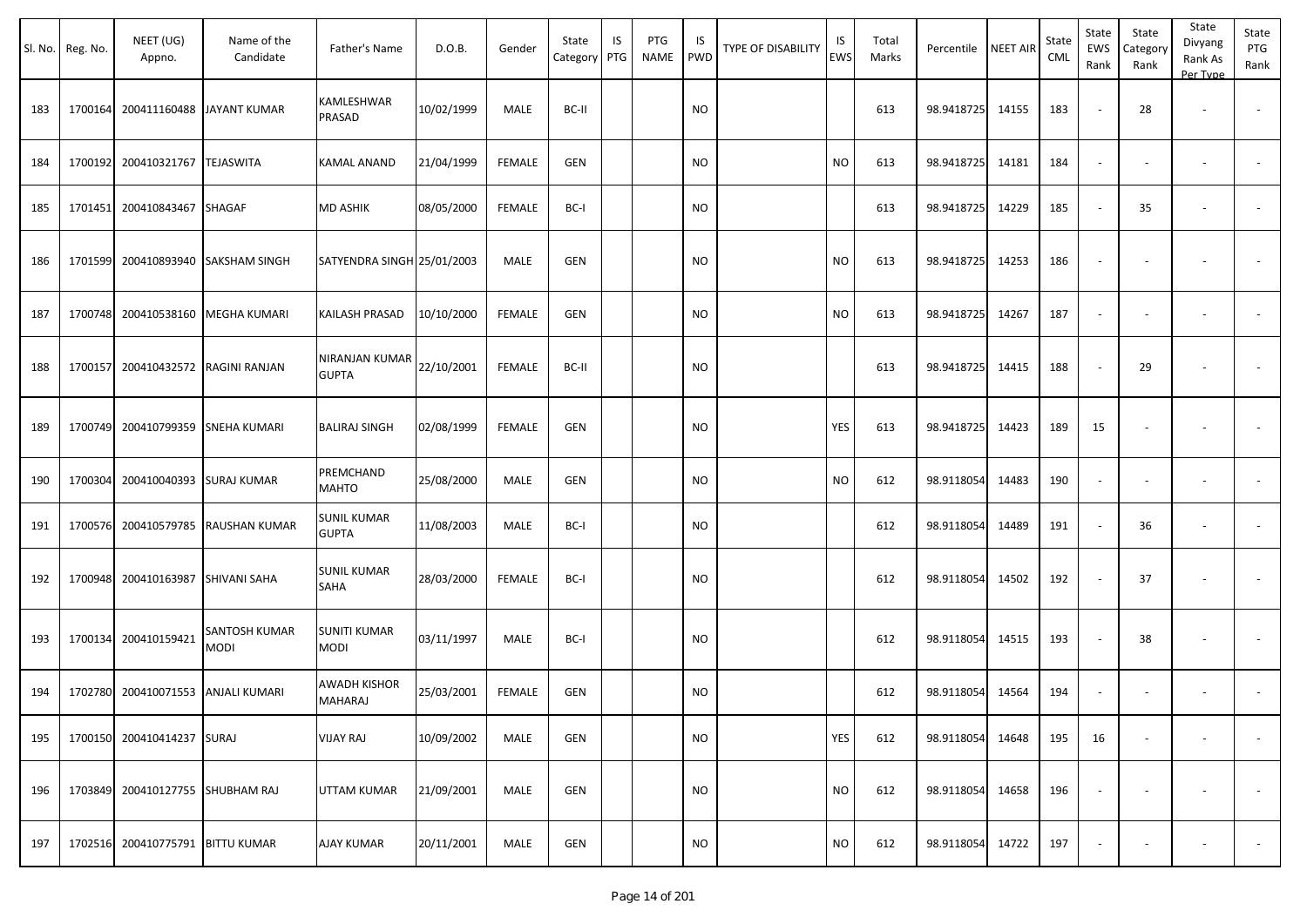| Sl. No. | Reg. No. | NEET (UG) Appno. | Name of the Candidate | Father's Name | D.O.B. | Gender | State Category | IS PTG | PTG NAME | IS PWD | TYPE OF DISABILITY | IS EWS | Total Marks | Percentile | NEET AIR | State CML | State EWS Rank | State Category Rank | State Divyang Rank As Per Type | State PTG Rank |
|---|---|---|---|---|---|---|---|---|---|---|---|---|---|---|---|---|---|---|---|---|
| 183 | 1700164 | 200411160488 | JAYANT KUMAR | KAMLESHWAR PRASAD | 10/02/1999 | MALE | BC-II | | | NO | | | 613 | 98.9418725 | 14155 | 183 | - | 28 | - | - |
| 184 | 1700192 | 200410321767 | TEJASWITA | KAMAL ANAND | 21/04/1999 | FEMALE | GEN | | | NO | | NO | 613 | 98.9418725 | 14181 | 184 | - | - | - | - |
| 185 | 1701451 | 200410843467 | SHAGAF | MD ASHIK | 08/05/2000 | FEMALE | BC-I | | | NO | | | 613 | 98.9418725 | 14229 | 185 | - | 35 | - | - |
| 186 | 1701599 | 200410893940 | SAKSHAM SINGH | SATYENDRA SINGH | 25/01/2003 | MALE | GEN | | | NO | | NO | 613 | 98.9418725 | 14253 | 186 | - | - | - | - |
| 187 | 1700748 | 200410538160 | MEGHA KUMARI | KAILASH PRASAD | 10/10/2000 | FEMALE | GEN | | | NO | | NO | 613 | 98.9418725 | 14267 | 187 | - | - | - | - |
| 188 | 1700157 | 200410432572 | RAGINI RANJAN | NIRANJAN KUMAR GUPTA | 22/10/2001 | FEMALE | BC-II | | | NO | | | 613 | 98.9418725 | 14415 | 188 | - | 29 | - | - |
| 189 | 1700749 | 200410799359 | SNEHA KUMARI | BALIRAJ SINGH | 02/08/1999 | FEMALE | GEN | | | NO | | YES | 613 | 98.9418725 | 14423 | 189 | 15 | - | - | - |
| 190 | 1700304 | 200410040393 | SURAJ KUMAR | PREMCHAND MAHTO | 25/08/2000 | MALE | GEN | | | NO | | NO | 612 | 98.9118054 | 14483 | 190 | - | - | - | - |
| 191 | 1700576 | 200410579785 | RAUSHAN KUMAR | SUNIL KUMAR GUPTA | 11/08/2003 | MALE | BC-I | | | NO | | | 612 | 98.9118054 | 14489 | 191 | - | 36 | - | - |
| 192 | 1700948 | 200410163987 | SHIVANI SAHA | SUNIL KUMAR SAHA | 28/03/2000 | FEMALE | BC-I | | | NO | | | 612 | 98.9118054 | 14502 | 192 | - | 37 | - | - |
| 193 | 1700134 | 200410159421 | SANTOSH KUMAR MODI | SUNITI KUMAR MODI | 03/11/1997 | MALE | BC-I | | | NO | | | 612 | 98.9118054 | 14515 | 193 | - | 38 | - | - |
| 194 | 1702780 | 200410071553 | ANJALI KUMARI | AWADH KISHOR MAHARAJ | 25/03/2001 | FEMALE | GEN | | | NO | | | 612 | 98.9118054 | 14564 | 194 | - | - | - | - |
| 195 | 1700150 | 200410414237 | SURAJ | VIJAY RAJ | 10/09/2002 | MALE | GEN | | | NO | | YES | 612 | 98.9118054 | 14648 | 195 | 16 | - | - | - |
| 196 | 1703849 | 200410127755 | SHUBHAM RAJ | UTTAM KUMAR | 21/09/2001 | MALE | GEN | | | NO | | NO | 612 | 98.9118054 | 14658 | 196 | - | - | - | - |
| 197 | 1702516 | 200410775791 | BITTU KUMAR | AJAY KUMAR | 20/11/2001 | MALE | GEN | | | NO | | NO | 612 | 98.9118054 | 14722 | 197 | - | - | - | - |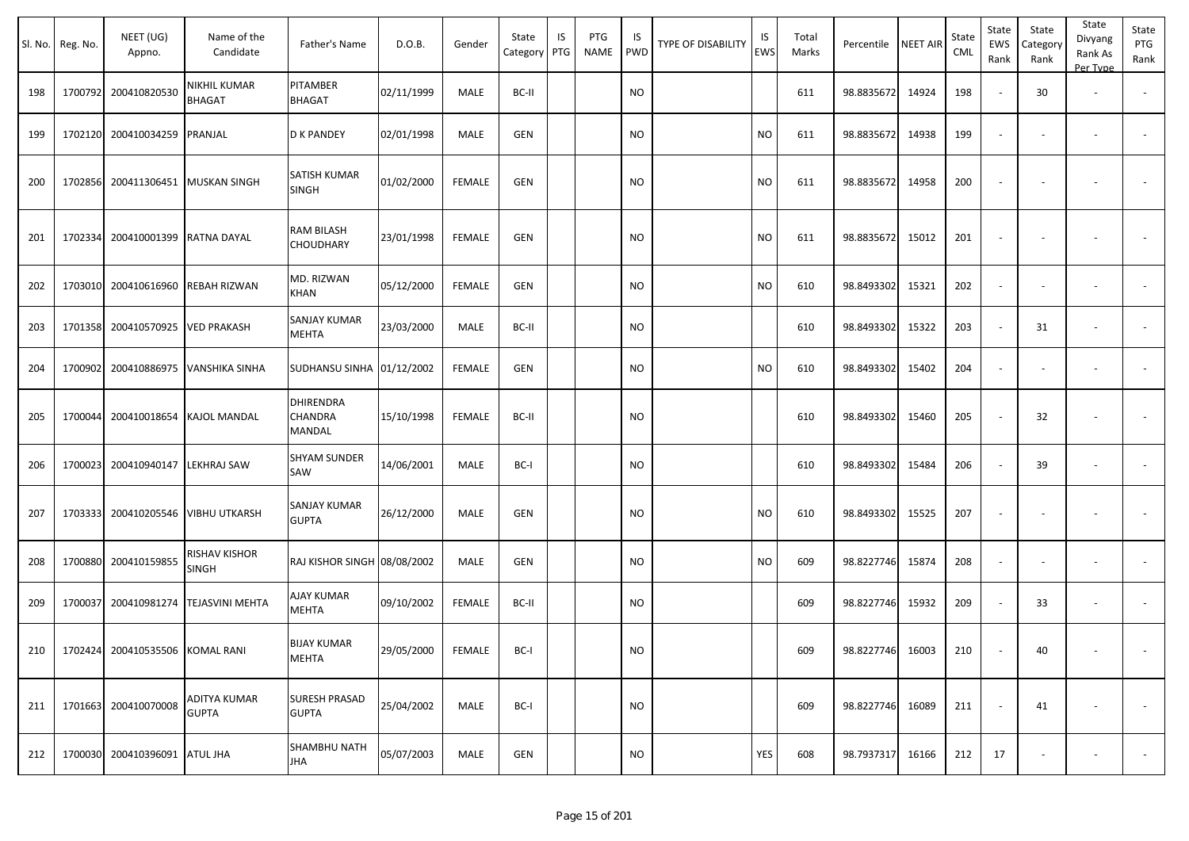| Sl. No. | Reg. No. | NEET (UG) Appno. | Name of the Candidate | Father's Name | D.O.B. | Gender | State Category | IS PTG | PTG NAME | IS PWD | TYPE OF DISABILITY | IS EWS | Total Marks | Percentile | NEET AIR | State CML | State EWS Rank | State Category Rank | State Divyang Rank As Per Type | State PTG Rank |
|---|---|---|---|---|---|---|---|---|---|---|---|---|---|---|---|---|---|---|---|---|
| 198 | 1700792 | 200410820530 | NIKHIL KUMAR BHAGAT | PITAMBER BHAGAT | 02/11/1999 | MALE | BC-II | | | NO | | | 611 | 98.8835672 | 14924 | 198 | - | 30 | - | - |
| 199 | 1702120 | 200410034259 | PRANJAL | D K PANDEY | 02/01/1998 | MALE | GEN | | | NO | | NO | 611 | 98.8835672 | 14938 | 199 | - | - | - | - |
| 200 | 1702856 | 200411306451 | MUSKAN SINGH | SATISH KUMAR SINGH | 01/02/2000 | FEMALE | GEN | | | NO | | NO | 611 | 98.8835672 | 14958 | 200 | - | - | - | - |
| 201 | 1702334 | 200410001399 | RATNA DAYAL | RAM BILASH CHOUDHARY | 23/01/1998 | FEMALE | GEN | | | NO | | NO | 611 | 98.8835672 | 15012 | 201 | - | - | - | - |
| 202 | 1703010 | 200410616960 | REBAH RIZWAN | MD. RIZWAN KHAN | 05/12/2000 | FEMALE | GEN | | | NO | | NO | 610 | 98.8493302 | 15321 | 202 | - | - | - | - |
| 203 | 1701358 | 200410570925 | VED PRAKASH | SANJAY KUMAR MEHTA | 23/03/2000 | MALE | BC-II | | | NO | | | 610 | 98.8493302 | 15322 | 203 | - | 31 | - | - |
| 204 | 1700902 | 200410886975 | VANSHIKA SINHA | SUDHANSU SINHA | 01/12/2002 | FEMALE | GEN | | | NO | | NO | 610 | 98.8493302 | 15402 | 204 | - | - | - | - |
| 205 | 1700044 | 200410018654 | KAJOL MANDAL | DHIRENDRA CHANDRA MANDAL | 15/10/1998 | FEMALE | BC-II | | | NO | | | 610 | 98.8493302 | 15460 | 205 | - | 32 | - | - |
| 206 | 1700023 | 200410940147 | LEKHRAJ SAW | SHYAM SUNDER SAW | 14/06/2001 | MALE | BC-I | | | NO | | | 610 | 98.8493302 | 15484 | 206 | - | 39 | - | - |
| 207 | 1703333 | 200410205546 | VIBHU UTKARSH | SANJAY KUMAR GUPTA | 26/12/2000 | MALE | GEN | | | NO | | NO | 610 | 98.8493302 | 15525 | 207 | - | - | - | - |
| 208 | 1700880 | 200410159855 | RISHAV KISHOR SINGH | RAJ KISHOR SINGH | 08/08/2002 | MALE | GEN | | | NO | | NO | 609 | 98.8227746 | 15874 | 208 | - | - | - | - |
| 209 | 1700037 | 200410981274 | TEJASVINI MEHTA | AJAY KUMAR MEHTA | 09/10/2002 | FEMALE | BC-II | | | NO | | | 609 | 98.8227746 | 15932 | 209 | - | 33 | - | - |
| 210 | 1702424 | 200410535506 | KOMAL RANI | BIJAY KUMAR MEHTA | 29/05/2000 | FEMALE | BC-I | | | NO | | | 609 | 98.8227746 | 16003 | 210 | - | 40 | - | - |
| 211 | 1701663 | 200410070008 | ADITYA KUMAR GUPTA | SURESH PRASAD GUPTA | 25/04/2002 | MALE | BC-I | | | NO | | | 609 | 98.8227746 | 16089 | 211 | - | 41 | - | - |
| 212 | 1700030 | 200410396091 | ATUL JHA | SHAMBHU NATH JHA | 05/07/2003 | MALE | GEN | | | NO | | YES | 608 | 98.7937317 | 16166 | 212 | 17 | - | - | - |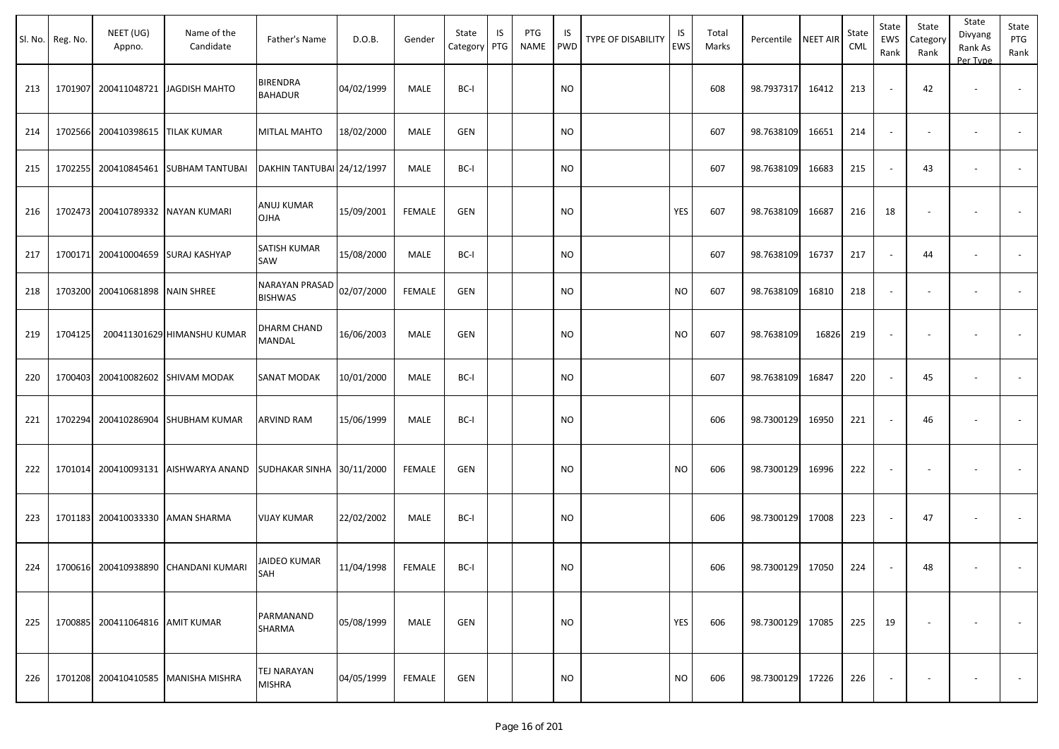| Sl. No. | Reg. No. | NEET (UG) Appno. | Name of the Candidate | Father's Name | D.O.B. | Gender | State Category | IS PTG | PTG NAME | IS PWD | TYPE OF DISABILITY | IS EWS | Total Marks | Percentile | NEET AIR | State CML | State EWS Rank | State Category Rank | State Divyang Rank As Per Type | State PTG Rank |
|---|---|---|---|---|---|---|---|---|---|---|---|---|---|---|---|---|---|---|---|---|
| 213 | 1701907 | 200411048721 | JAGDISH MAHTO | BIRENDRA BAHADUR | 04/02/1999 | MALE | BC-I | | | NO | | | 608 | 98.7937317 | 16412 | 213 | - | 42 | - | - |
| 214 | 1702566 | 200410398615 | TILAK KUMAR | MITLAL MAHTO | 18/02/2000 | MALE | GEN | | | NO | | | 607 | 98.7638109 | 16651 | 214 | - | - | - | - |
| 215 | 1702255 | 200410845461 | SUBHAM TANTUBAI | DAKHIN TANTUBAI | 24/12/1997 | MALE | BC-I | | | NO | | | 607 | 98.7638109 | 16683 | 215 | - | 43 | - | - |
| 216 | 1702473 | 200410789332 | NAYAN KUMARI | ANUJ KUMAR OJHA | 15/09/2001 | FEMALE | GEN | | | NO | | YES | 607 | 98.7638109 | 16687 | 216 | 18 | - | - | - |
| 217 | 1700171 | 200410004659 | SURAJ KASHYAP | SATISH KUMAR SAW | 15/08/2000 | MALE | BC-I | | | NO | | | 607 | 98.7638109 | 16737 | 217 | - | 44 | - | - |
| 218 | 1703200 | 200410681898 | NAIN SHREE | NARAYAN PRASAD BISHWAS | 02/07/2000 | FEMALE | GEN | | | NO | | NO | 607 | 98.7638109 | 16810 | 218 | - | - | - | - |
| 219 | 1704125 | 200411301629 | HIMANSHU KUMAR | DHARM CHAND MANDAL | 16/06/2003 | MALE | GEN | | | NO | | NO | 607 | 98.7638109 | 16826 | 219 | - | - | - | - |
| 220 | 1700403 | 200410082602 | SHIVAM MODAK | SANAT MODAK | 10/01/2000 | MALE | BC-I | | | NO | | | 607 | 98.7638109 | 16847 | 220 | - | 45 | - | - |
| 221 | 1702294 | 200410286904 | SHUBHAM KUMAR | ARVIND RAM | 15/06/1999 | MALE | BC-I | | | NO | | | 606 | 98.7300129 | 16950 | 221 | - | 46 | - | - |
| 222 | 1701014 | 200410093131 | AISHWARYA ANAND | SUDHAKAR SINHA | 30/11/2000 | FEMALE | GEN | | | NO | | NO | 606 | 98.7300129 | 16996 | 222 | - | - | - | - |
| 223 | 1701183 | 200410033330 | AMAN SHARMA | VIJAY KUMAR | 22/02/2002 | MALE | BC-I | | | NO | | | 606 | 98.7300129 | 17008 | 223 | - | 47 | - | - |
| 224 | 1700616 | 200410938890 | CHANDANI KUMARI | JAIDEO KUMAR SAH | 11/04/1998 | FEMALE | BC-I | | | NO | | | 606 | 98.7300129 | 17050 | 224 | - | 48 | - | - |
| 225 | 1700885 | 200411064816 | AMIT KUMAR | PARMANAND SHARMA | 05/08/1999 | MALE | GEN | | | NO | | YES | 606 | 98.7300129 | 17085 | 225 | 19 | - | - | - |
| 226 | 1701208 | 200410410585 | MANISHA MISHRA | TEJ NARAYAN MISHRA | 04/05/1999 | FEMALE | GEN | | | NO | | NO | 606 | 98.7300129 | 17226 | 226 | - | - | - | - |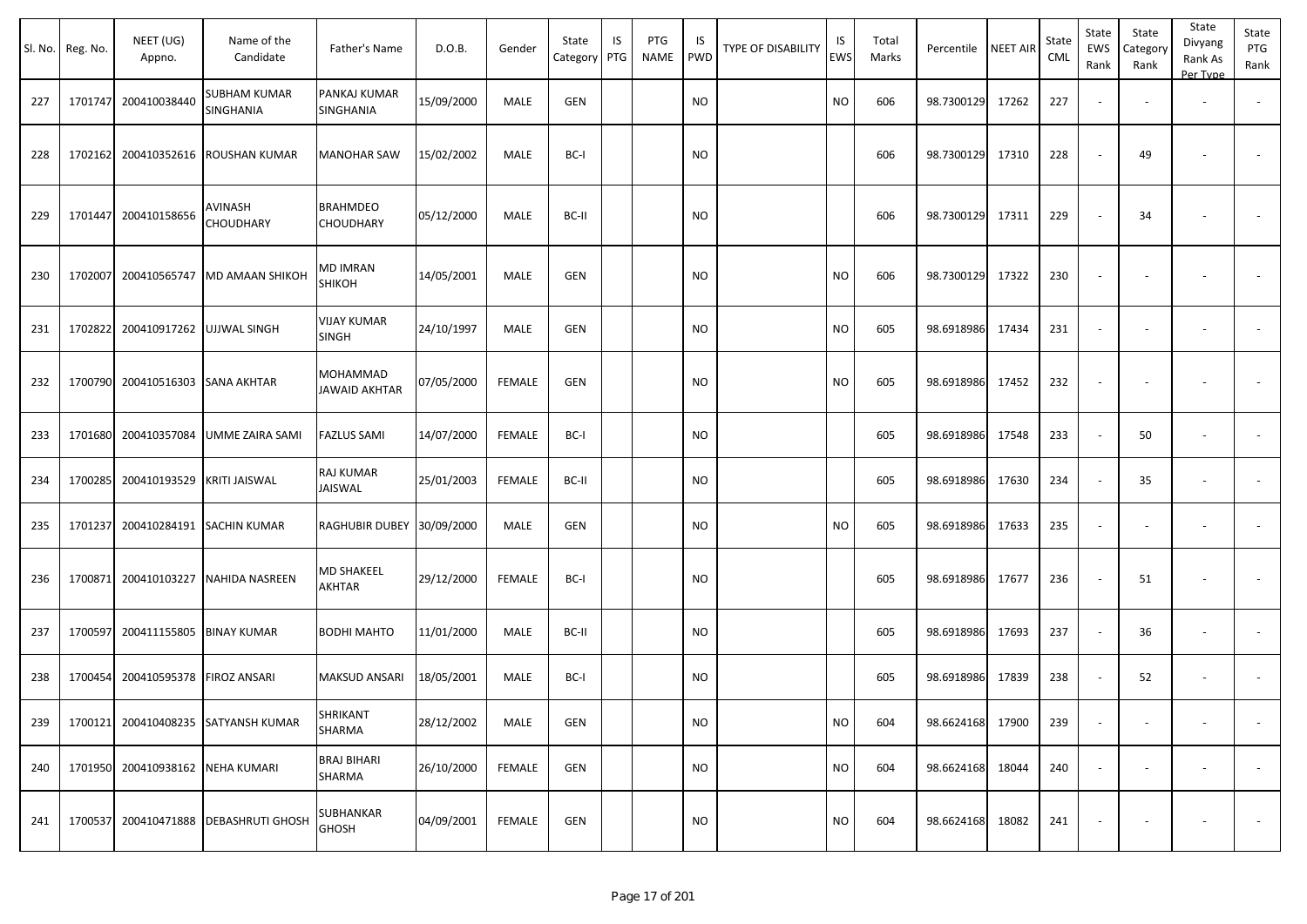| Sl. No. | Reg. No. | NEET (UG) Appno. | Name of the Candidate | Father's Name | D.O.B. | Gender | State Category | IS PTG | PTG NAME | IS PWD | TYPE OF DISABILITY | IS EWS | Total Marks | Percentile | NEET AIR | State CML | State EWS Rank | State Category Rank | State Divyang Rank As Per Type | State PTG Rank |
|---|---|---|---|---|---|---|---|---|---|---|---|---|---|---|---|---|---|---|---|---|
| 227 | 1701747 | 200410038440 | SUBHAM KUMAR SINGHANIA | PANKAJ KUMAR SINGHANIA | 15/09/2000 | MALE | GEN | | | NO | | NO | 606 | 98.7300129 | 17262 | 227 | - | - | - | - |
| 228 | 1702162 | 200410352616 | ROUSHAN KUMAR | MANOHAR SAW | 15/02/2002 | MALE | BC-I | | | NO | | | 606 | 98.7300129 | 17310 | 228 | - | 49 | - | - |
| 229 | 1701447 | 200410158656 | AVINASH CHOUDHARY | BRAHMDEO CHOUDHARY | 05/12/2000 | MALE | BC-II | | | NO | | | 606 | 98.7300129 | 17311 | 229 | - | 34 | - | - |
| 230 | 1702007 | 200410565747 | MD AMAAN SHIKOH | MD IMRAN SHIKOH | 14/05/2001 | MALE | GEN | | | NO | | NO | 606 | 98.7300129 | 17322 | 230 | - | - | - | - |
| 231 | 1702822 | 200410917262 | UJJWAL SINGH | VIJAY KUMAR SINGH | 24/10/1997 | MALE | GEN | | | NO | | NO | 605 | 98.6918986 | 17434 | 231 | - | - | - | - |
| 232 | 1700790 | 200410516303 | SANA AKHTAR | MOHAMMAD JAWAID AKHTAR | 07/05/2000 | FEMALE | GEN | | | NO | | NO | 605 | 98.6918986 | 17452 | 232 | - | - | - | - |
| 233 | 1701680 | 200410357084 | UMME ZAIRA SAMI | FAZLUS SAMI | 14/07/2000 | FEMALE | BC-I | | | NO | | | 605 | 98.6918986 | 17548 | 233 | - | 50 | - | - |
| 234 | 1700285 | 200410193529 | KRITI JAISWAL | RAJ KUMAR JAISWAL | 25/01/2003 | FEMALE | BC-II | | | NO | | | 605 | 98.6918986 | 17630 | 234 | - | 35 | - | - |
| 235 | 1701237 | 200410284191 | SACHIN KUMAR | RAGHUBIR DUBEY | 30/09/2000 | MALE | GEN | | | NO | | NO | 605 | 98.6918986 | 17633 | 235 | - | - | - | - |
| 236 | 1700871 | 200410103227 | NAHIDA NASREEN | MD SHAKEEL AKHTAR | 29/12/2000 | FEMALE | BC-I | | | NO | | | 605 | 98.6918986 | 17677 | 236 | - | 51 | - | - |
| 237 | 1700597 | 200411155805 | BINAY KUMAR | BODHI MAHTO | 11/01/2000 | MALE | BC-II | | | NO | | | 605 | 98.6918986 | 17693 | 237 | - | 36 | - | - |
| 238 | 1700454 | 200410595378 | FIROZ ANSARI | MAKSUD ANSARI | 18/05/2001 | MALE | BC-I | | | NO | | | 605 | 98.6918986 | 17839 | 238 | - | 52 | - | - |
| 239 | 1700121 | 200410408235 | SATYANSH KUMAR | SHRIKANT SHARMA | 28/12/2002 | MALE | GEN | | | NO | | NO | 604 | 98.6624168 | 17900 | 239 | - | - | - | - |
| 240 | 1701950 | 200410938162 | NEHA KUMARI | BRAJ BIHARI SHARMA | 26/10/2000 | FEMALE | GEN | | | NO | | NO | 604 | 98.6624168 | 18044 | 240 | - | - | - | - |
| 241 | 1700537 | 200410471888 | DEBASHRUTI GHOSH | SUBHANKAR GHOSH | 04/09/2001 | FEMALE | GEN | | | NO | | NO | 604 | 98.6624168 | 18082 | 241 | - | - | - | - |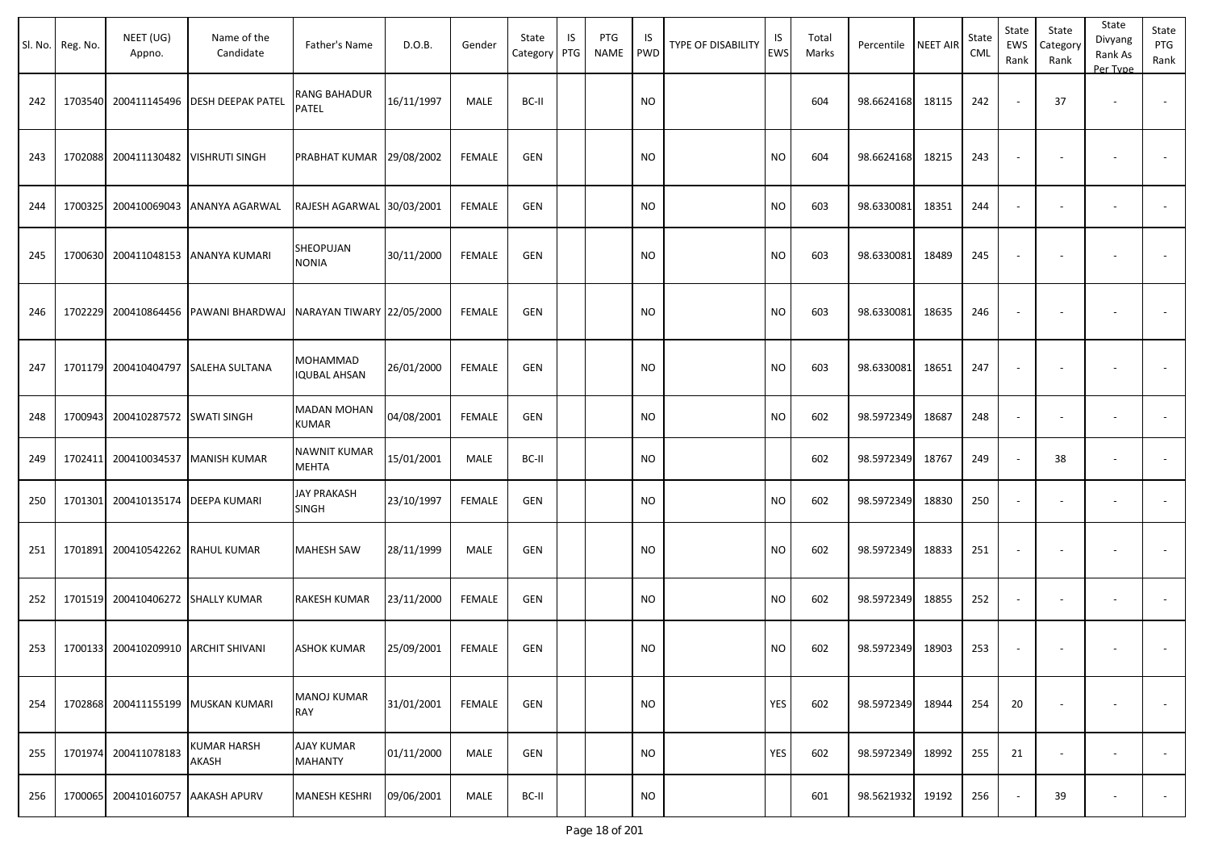| Sl. No. | Reg. No. | NEET (UG) Appno. | Name of the Candidate | Father's Name | D.O.B. | Gender | State Category | IS PTG | PTG NAME | IS PWD | TYPE OF DISABILITY | IS EWS | Total Marks | Percentile | NEET AIR | State CML | State EWS Rank | State Category Rank | State Divyang Rank As Per Type | State PTG Rank |
|---|---|---|---|---|---|---|---|---|---|---|---|---|---|---|---|---|---|---|---|---|
| 242 | 1703540 | 200411145496 | DESH DEEPAK PATEL | RANG BAHADUR PATEL | 16/11/1997 | MALE | BC-II | | | NO | | | 604 | 98.6624168 | 18115 | 242 | - | 37 | - | - |
| 243 | 1702088 | 200411130482 | VISHRUTI SINGH | PRABHAT KUMAR | 29/08/2002 | FEMALE | GEN | | | NO | | NO | 604 | 98.6624168 | 18215 | 243 | - | - | - | - |
| 244 | 1700325 | 200410069043 | ANANYA AGARWAL | RAJESH AGARWAL | 30/03/2001 | FEMALE | GEN | | | NO | | NO | 603 | 98.6330081 | 18351 | 244 | - | - | - | - |
| 245 | 1700630 | 200411048153 | ANANYA KUMARI | SHEOPUJAN NONIA | 30/11/2000 | FEMALE | GEN | | | NO | | NO | 603 | 98.6330081 | 18489 | 245 | - | - | - | - |
| 246 | 1702229 | 200410864456 | PAWANI BHARDWAJ | NARAYAN TIWARY | 22/05/2000 | FEMALE | GEN | | | NO | | NO | 603 | 98.6330081 | 18635 | 246 | - | - | - | - |
| 247 | 1701179 | 200410404797 | SALEHA SULTANA | MOHAMMAD IQUBAL AHSAN | 26/01/2000 | FEMALE | GEN | | | NO | | NO | 603 | 98.6330081 | 18651 | 247 | - | - | - | - |
| 248 | 1700943 | 200410287572 | SWATI SINGH | MADAN MOHAN KUMAR | 04/08/2001 | FEMALE | GEN | | | NO | | NO | 602 | 98.5972349 | 18687 | 248 | - | - | - | - |
| 249 | 1702411 | 200410034537 | MANISH KUMAR | NAWNIT KUMAR MEHTA | 15/01/2001 | MALE | BC-II | | | NO | | | 602 | 98.5972349 | 18767 | 249 | - | 38 | - | - |
| 250 | 1701301 | 200410135174 | DEEPA KUMARI | JAY PRAKASH SINGH | 23/10/1997 | FEMALE | GEN | | | NO | | NO | 602 | 98.5972349 | 18830 | 250 | - | - | - | - |
| 251 | 1701891 | 200410542262 | RAHUL KUMAR | MAHESH SAW | 28/11/1999 | MALE | GEN | | | NO | | NO | 602 | 98.5972349 | 18833 | 251 | - | - | - | - |
| 252 | 1701519 | 200410406272 | SHALLY KUMAR | RAKESH KUMAR | 23/11/2000 | FEMALE | GEN | | | NO | | NO | 602 | 98.5972349 | 18855 | 252 | - | - | - | - |
| 253 | 1700133 | 200410209910 | ARCHIT SHIVANI | ASHOK KUMAR | 25/09/2001 | FEMALE | GEN | | | NO | | NO | 602 | 98.5972349 | 18903 | 253 | - | - | - | - |
| 254 | 1702868 | 200411155199 | MUSKAN KUMARI | MANOJ KUMAR RAY | 31/01/2001 | FEMALE | GEN | | | NO | | YES | 602 | 98.5972349 | 18944 | 254 | 20 | - | - | - |
| 255 | 1701974 | 200411078183 | KUMAR HARSH AKASH | AJAY KUMAR MAHANTY | 01/11/2000 | MALE | GEN | | | NO | | YES | 602 | 98.5972349 | 18992 | 255 | 21 | - | - | - |
| 256 | 1700065 | 200410160757 | AAKASH APURV | MANESH KESHRI | 09/06/2001 | MALE | BC-II | | | NO | | | 601 | 98.5621932 | 19192 | 256 | - | 39 | - | - |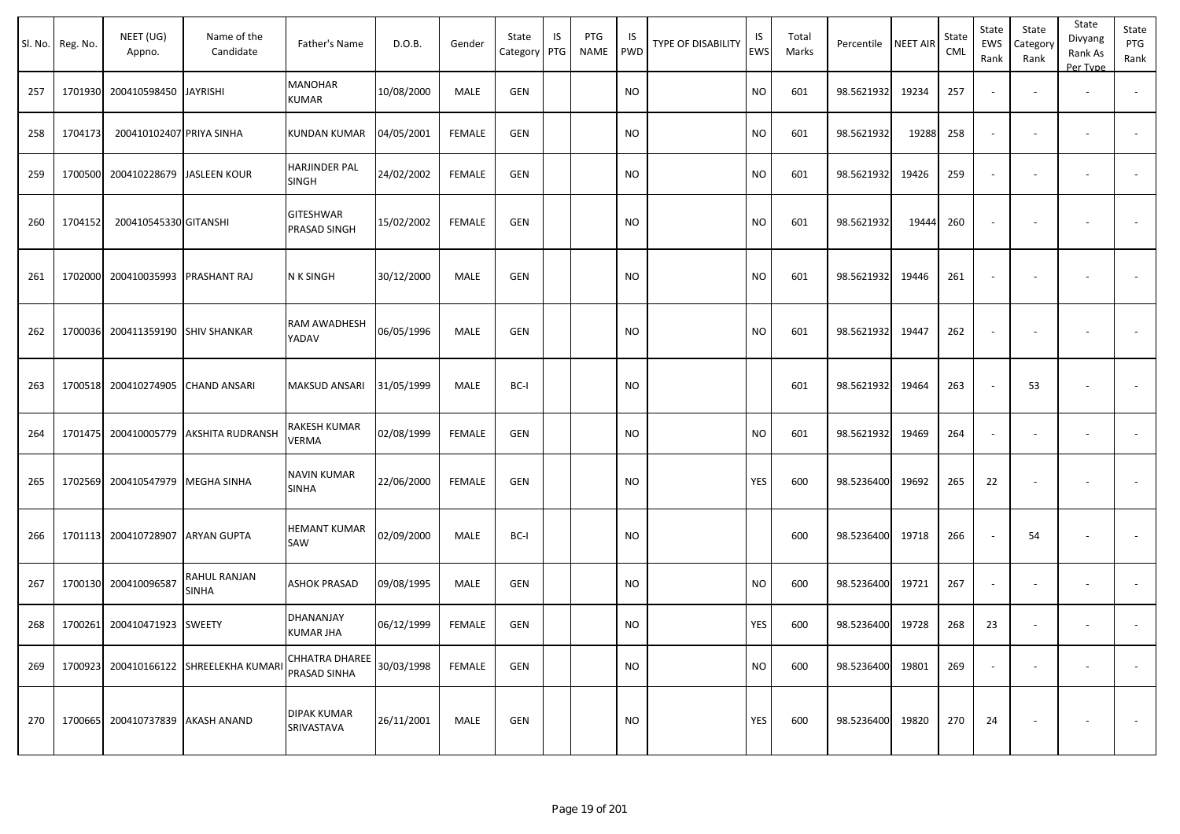| Sl. No. | Reg. No. | NEET (UG) Appno. | Name of the Candidate | Father's Name | D.O.B. | Gender | State Category | IS PTG | PTG NAME | IS PWD | TYPE OF DISABILITY | IS EWS | Total Marks | Percentile | NEET AIR | State CML | State EWS Rank | State Category Rank | State Divyang Rank As Per Type | State PTG Rank |
|---|---|---|---|---|---|---|---|---|---|---|---|---|---|---|---|---|---|---|---|---|
| 257 | 1701930 | 200410598450 | JAYRISHI | MANOHAR KUMAR | 10/08/2000 | MALE | GEN | | | NO | | NO | 601 | 98.5621932 | 19234 | 257 | - | - | - | - |
| 258 | 1704173 | 200410102407 | PRIYA SINHA | KUNDAN KUMAR | 04/05/2001 | FEMALE | GEN | | | NO | | NO | 601 | 98.5621932 | 19288 | 258 | - | - | - | - |
| 259 | 1700500 | 200410228679 | JASLEEN KOUR | HARJINDER PAL SINGH | 24/02/2002 | FEMALE | GEN | | | NO | | NO | 601 | 98.5621932 | 19426 | 259 | - | - | - | - |
| 260 | 1704152 | 200410545330 | GITANSHI | GITESHWAR PRASAD SINGH | 15/02/2002 | FEMALE | GEN | | | NO | | NO | 601 | 98.5621932 | 19444 | 260 | - | - | - | - |
| 261 | 1702000 | 200410035993 | PRASHANT RAJ | N K SINGH | 30/12/2000 | MALE | GEN | | | NO | | NO | 601 | 98.5621932 | 19446 | 261 | - | - | - | - |
| 262 | 1700036 | 200411359190 | SHIV SHANKAR | RAM AWADHESH YADAV | 06/05/1996 | MALE | GEN | | | NO | | NO | 601 | 98.5621932 | 19447 | 262 | - | - | - | - |
| 263 | 1700518 | 200410274905 | CHAND ANSARI | MAKSUD ANSARI | 31/05/1999 | MALE | BC-I | | | NO | | | 601 | 98.5621932 | 19464 | 263 | - | 53 | - | - |
| 264 | 1701475 | 200410005779 | AKSHITA RUDRANSH | RAKESH KUMAR VERMA | 02/08/1999 | FEMALE | GEN | | | NO | | NO | 601 | 98.5621932 | 19469 | 264 | - | - | - | - |
| 265 | 1702569 | 200410547979 | MEGHA SINHA | NAVIN KUMAR SINHA | 22/06/2000 | FEMALE | GEN | | | NO | | YES | 600 | 98.5236400 | 19692 | 265 | 22 | - | - | - |
| 266 | 1701113 | 200410728907 | ARYAN GUPTA | HEMANT KUMAR SAW | 02/09/2000 | MALE | BC-I | | | NO | | | 600 | 98.5236400 | 19718 | 266 | - | 54 | - | - |
| 267 | 1700130 | 200410096587 | RAHUL RANJAN SINHA | ASHOK PRASAD | 09/08/1995 | MALE | GEN | | | NO | | NO | 600 | 98.5236400 | 19721 | 267 | - | - | - | - |
| 268 | 1700261 | 200410471923 | SWEETY | DHANANJAY KUMAR JHA | 06/12/1999 | FEMALE | GEN | | | NO | | YES | 600 | 98.5236400 | 19728 | 268 | 23 | - | - | - |
| 269 | 1700923 | 200410166122 | SHREELEKHA KUMARI | CHHATRA DHAREE PRASAD SINHA | 30/03/1998 | FEMALE | GEN | | | NO | | NO | 600 | 98.5236400 | 19801 | 269 | - | - | - | - |
| 270 | 1700665 | 200410737839 | AKASH ANAND | DIPAK KUMAR SRIVASTAVA | 26/11/2001 | MALE | GEN | | | NO | | YES | 600 | 98.5236400 | 19820 | 270 | 24 | - | - | - |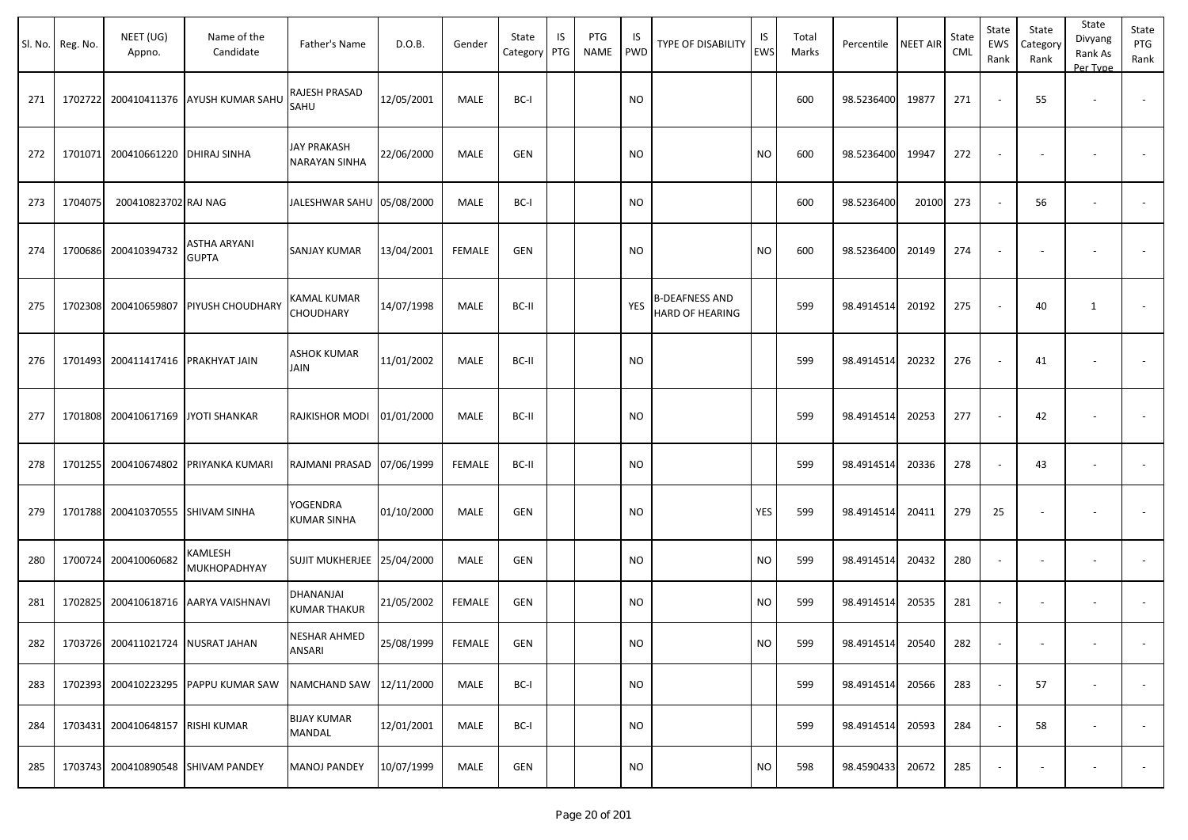| Sl. No. | Reg. No. | NEET (UG) Appno. | Name of the Candidate | Father's Name | D.O.B. | Gender | State Category | IS PTG | PTG NAME | IS PWD | TYPE OF DISABILITY | IS EWS | Total Marks | Percentile | NEET AIR | State CML | State EWS Rank | State Category Rank | State Divyang Rank As Per Type | State PTG Rank |
|---|---|---|---|---|---|---|---|---|---|---|---|---|---|---|---|---|---|---|---|---|
| 271 | 1702722 | 200410411376 | AYUSH KUMAR SAHU | RAJESH PRASAD SAHU | 12/05/2001 | MALE | BC-I | | | NO | | | 600 | 98.5236400 | 19877 | 271 | - | 55 | - | - |
| 272 | 1701071 | 200410661220 | DHIRAJ SINHA | JAY PRAKASH NARAYAN SINHA | 22/06/2000 | MALE | GEN | | | NO | | NO | 600 | 98.5236400 | 19947 | 272 | - | - | - | - |
| 273 | 1704075 | 200410823702 | RAJ NAG | JALESHWAR SAHU | 05/08/2000 | MALE | BC-I | | | NO | | | 600 | 98.5236400 | 20100 | 273 | - | 56 | - | - |
| 274 | 1700686 | 200410394732 | ASTHA ARYANI GUPTA | SANJAY KUMAR | 13/04/2001 | FEMALE | GEN | | | NO | | NO | 600 | 98.5236400 | 20149 | 274 | - | - | - | - |
| 275 | 1702308 | 200410659807 | PIYUSH CHOUDHARY | KAMAL KUMAR CHOUDHARY | 14/07/1998 | MALE | BC-II | | | YES | B-DEAFNESS AND HARD OF HEARING | | 599 | 98.4914514 | 20192 | 275 | - | 40 | 1 | - |
| 276 | 1701493 | 200411417416 | PRAKHYAT JAIN | ASHOK KUMAR JAIN | 11/01/2002 | MALE | BC-II | | | NO | | | 599 | 98.4914514 | 20232 | 276 | - | 41 | - | - |
| 277 | 1701808 | 200410617169 | JYOTI SHANKAR | RAJKISHOR MODI | 01/01/2000 | MALE | BC-II | | | NO | | | 599 | 98.4914514 | 20253 | 277 | - | 42 | - | - |
| 278 | 1701255 | 200410674802 | PRIYANKA KUMARI | RAJMANI PRASAD | 07/06/1999 | FEMALE | BC-II | | | NO | | | 599 | 98.4914514 | 20336 | 278 | - | 43 | - | - |
| 279 | 1701788 | 200410370555 | SHIVAM SINHA | YOGENDRA KUMAR SINHA | 01/10/2000 | MALE | GEN | | | NO | | YES | 599 | 98.4914514 | 20411 | 279 | 25 | - | - | - |
| 280 | 1700724 | 200410060682 | KAMLESH MUKHOPADHYAY | SUJIT MUKHERJEE | 25/04/2000 | MALE | GEN | | | NO | | NO | 599 | 98.4914514 | 20432 | 280 | - | - | - | - |
| 281 | 1702825 | 200410618716 | AARYA VAISHNAVI | DHANANJAI KUMAR THAKUR | 21/05/2002 | FEMALE | GEN | | | NO | | NO | 599 | 98.4914514 | 20535 | 281 | - | - | - | - |
| 282 | 1703726 | 200411021724 | NUSRAT JAHAN | NESHAR AHMED ANSARI | 25/08/1999 | FEMALE | GEN | | | NO | | NO | 599 | 98.4914514 | 20540 | 282 | - | - | - | - |
| 283 | 1702393 | 200410223295 | PAPPU KUMAR SAW | NAMCHAND SAW | 12/11/2000 | MALE | BC-I | | | NO | | | 599 | 98.4914514 | 20566 | 283 | - | 57 | - | - |
| 284 | 1703431 | 200410648157 | RISHI KUMAR | BIJAY KUMAR MANDAL | 12/01/2001 | MALE | BC-I | | | NO | | | 599 | 98.4914514 | 20593 | 284 | - | 58 | - | - |
| 285 | 1703743 | 200410890548 | SHIVAM PANDEY | MANOJ PANDEY | 10/07/1999 | MALE | GEN | | | NO | | NO | 598 | 98.4590433 | 20672 | 285 | - | - | - | - |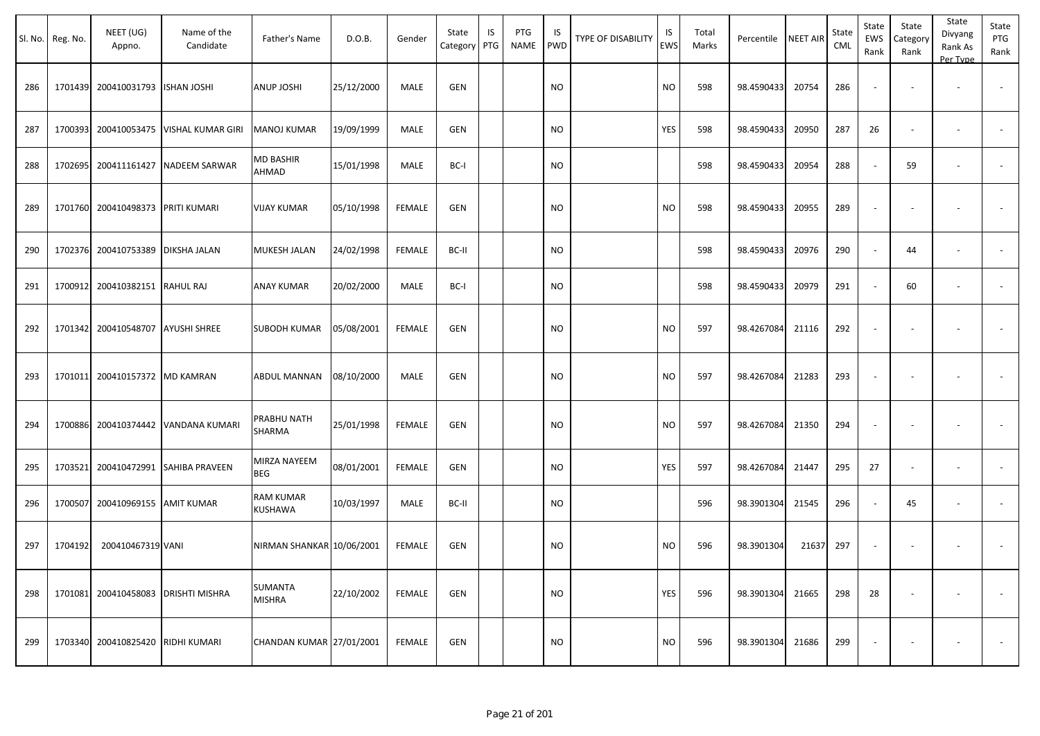| Sl. No. | Reg. No. | NEET (UG) Appno. | Name of the Candidate | Father's Name | D.O.B. | Gender | State Category | IS PTG | PTG NAME | IS PWD | TYPE OF DISABILITY | IS EWS | Total Marks | Percentile | NEET AIR | State CML | State EWS Rank | State Category Rank | State Divyang Rank As Per Type | State PTG Rank |
|---|---|---|---|---|---|---|---|---|---|---|---|---|---|---|---|---|---|---|---|---|
| 286 | 1701439 | 200410031793 | ISHAN JOSHI | ANUP JOSHI | 25/12/2000 | MALE | GEN | | | NO | | NO | 598 | 98.4590433 | 20754 | 286 | - | - | - | - |
| 287 | 1700393 | 200410053475 | VISHAL KUMAR GIRI | MANOJ KUMAR | 19/09/1999 | MALE | GEN | | | NO | | YES | 598 | 98.4590433 | 20950 | 287 | 26 | - | - | - |
| 288 | 1702695 | 200411161427 | NADEEM SARWAR | MD BASHIR AHMAD | 15/01/1998 | MALE | BC-I | | | NO | | | 598 | 98.4590433 | 20954 | 288 | - | 59 | - | - |
| 289 | 1701760 | 200410498373 | PRITI KUMARI | VIJAY KUMAR | 05/10/1998 | FEMALE | GEN | | | NO | | NO | 598 | 98.4590433 | 20955 | 289 | - | - | - | - |
| 290 | 1702376 | 200410753389 | DIKSHA JALAN | MUKESH JALAN | 24/02/1998 | FEMALE | BC-II | | | NO | | | 598 | 98.4590433 | 20976 | 290 | - | 44 | - | - |
| 291 | 1700912 | 200410382151 | RAHUL RAJ | ANAY KUMAR | 20/02/2000 | MALE | BC-I | | | NO | | | 598 | 98.4590433 | 20979 | 291 | - | 60 | - | - |
| 292 | 1701342 | 200410548707 | AYUSHI SHREE | SUBODH KUMAR | 05/08/2001 | FEMALE | GEN | | | NO | | NO | 597 | 98.4267084 | 21116 | 292 | - | - | - | - |
| 293 | 1701011 | 200410157372 | MD KAMRAN | ABDUL MANNAN | 08/10/2000 | MALE | GEN | | | NO | | NO | 597 | 98.4267084 | 21283 | 293 | - | - | - | - |
| 294 | 1700886 | 200410374442 | VANDANA KUMARI | PRABHU NATH SHARMA | 25/01/1998 | FEMALE | GEN | | | NO | | NO | 597 | 98.4267084 | 21350 | 294 | - | - | - | - |
| 295 | 1703521 | 200410472991 | SAHIBA PRAVEEN | MIRZA NAYEEM BEG | 08/01/2001 | FEMALE | GEN | | | NO | | YES | 597 | 98.4267084 | 21447 | 295 | 27 | - | - | - |
| 296 | 1700507 | 200410969155 | AMIT KUMAR | RAM KUMAR KUSHAWA | 10/03/1997 | MALE | BC-II | | | NO | | | 596 | 98.3901304 | 21545 | 296 | - | 45 | - | - |
| 297 | 1704192 | 200410467319 | VANI | NIRMAN SHANKAR | 10/06/2001 | FEMALE | GEN | | | NO | | NO | 596 | 98.3901304 | 21637 | 297 | - | - | - | - |
| 298 | 1701081 | 200410458083 | DRISHTI MISHRA | SUMANTA MISHRA | 22/10/2002 | FEMALE | GEN | | | NO | | YES | 596 | 98.3901304 | 21665 | 298 | 28 | - | - | - |
| 299 | 1703340 | 200410825420 | RIDHI KUMARI | CHANDAN KUMAR | 27/01/2001 | FEMALE | GEN | | | NO | | NO | 596 | 98.3901304 | 21686 | 299 | - | - | - | - |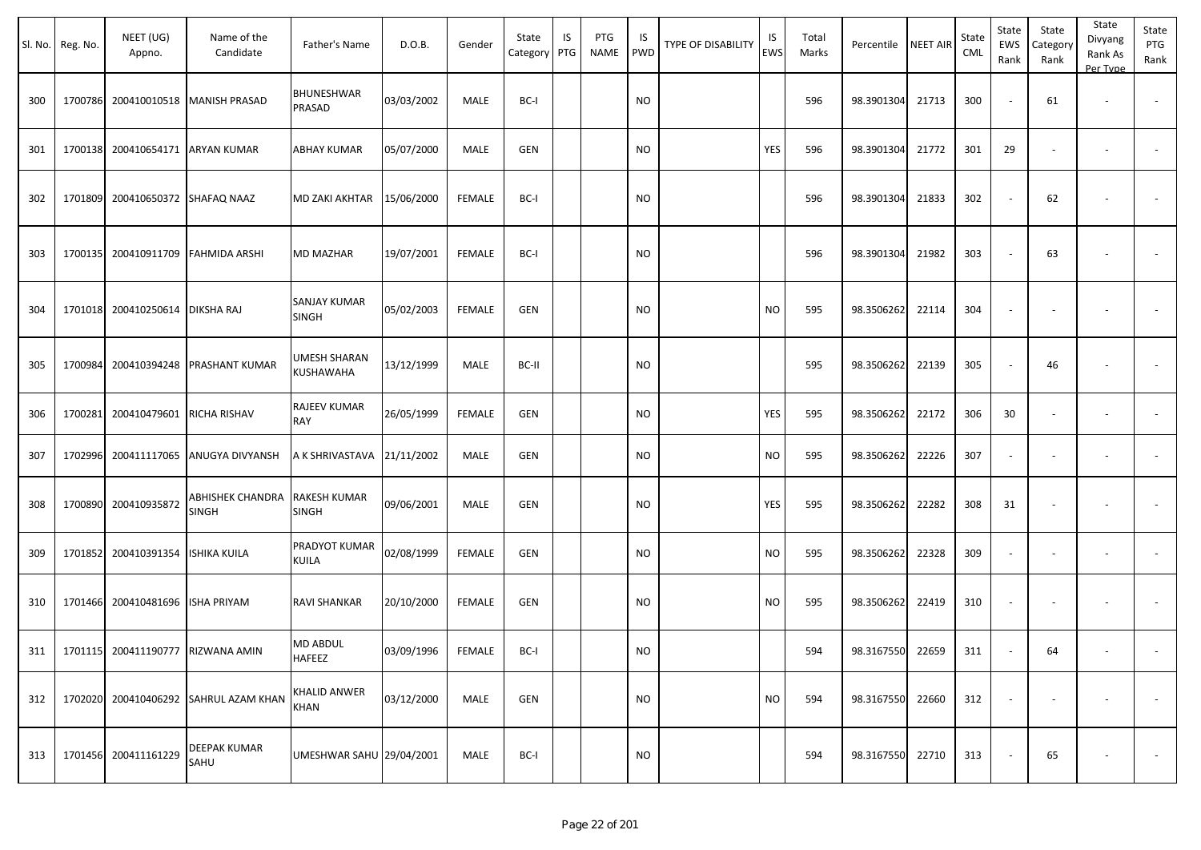| Sl. No. | Reg. No. | NEET (UG) Appno. | Name of the Candidate | Father's Name | D.O.B. | Gender | State Category | IS PTG | PTG NAME | IS PWD | TYPE OF DISABILITY | IS EWS | Total Marks | Percentile | NEET AIR | State CML | State EWS Rank | State Category Rank | State Divyang Rank As Per Type | State PTG Rank |
|---|---|---|---|---|---|---|---|---|---|---|---|---|---|---|---|---|---|---|---|---|
| 300 | 1700786 | 200410010518 | MANISH PRASAD | BHUNESHWAR PRASAD | 03/03/2002 | MALE | BC-I | | | NO | | | 596 | 98.3901304 | 21713 | 300 | - | 61 | - | - |
| 301 | 1700138 | 200410654171 | ARYAN KUMAR | ABHAY KUMAR | 05/07/2000 | MALE | GEN | | | NO | | YES | 596 | 98.3901304 | 21772 | 301 | 29 | - | - | - |
| 302 | 1701809 | 200410650372 | SHAFAQ NAAZ | MD ZAKI AKHTAR | 15/06/2000 | FEMALE | BC-I | | | NO | | | 596 | 98.3901304 | 21833 | 302 | - | 62 | - | - |
| 303 | 1700135 | 200410911709 | FAHMIDA ARSHI | MD MAZHAR | 19/07/2001 | FEMALE | BC-I | | | NO | | | 596 | 98.3901304 | 21982 | 303 | - | 63 | - | - |
| 304 | 1701018 | 200410250614 | DIKSHA RAJ | SANJAY KUMAR SINGH | 05/02/2003 | FEMALE | GEN | | | NO | | NO | 595 | 98.3506262 | 22114 | 304 | - | - | - | - |
| 305 | 1700984 | 200410394248 | PRASHANT KUMAR | UMESH SHARAN KUSHAWAHA | 13/12/1999 | MALE | BC-II | | | NO | | | 595 | 98.3506262 | 22139 | 305 | - | 46 | - | - |
| 306 | 1700281 | 200410479601 | RICHA RISHAV | RAJEEV KUMAR RAY | 26/05/1999 | FEMALE | GEN | | | NO | | YES | 595 | 98.3506262 | 22172 | 306 | 30 | - | - | - |
| 307 | 1702996 | 200411117065 | ANUGYA DIVYANSH | A K SHRIVASTAVA | 21/11/2002 | MALE | GEN | | | NO | | NO | 595 | 98.3506262 | 22226 | 307 | - | - | - | - |
| 308 | 1700890 | 200410935872 | ABHISHEK CHANDRA SINGH | RAKESH KUMAR SINGH | 09/06/2001 | MALE | GEN | | | NO | | YES | 595 | 98.3506262 | 22282 | 308 | 31 | - | - | - |
| 309 | 1701852 | 200410391354 | ISHIKA KUILA | PRADYOT KUMAR KUILA | 02/08/1999 | FEMALE | GEN | | | NO | | NO | 595 | 98.3506262 | 22328 | 309 | - | - | - | - |
| 310 | 1701466 | 200410481696 | ISHA PRIYAM | RAVI SHANKAR | 20/10/2000 | FEMALE | GEN | | | NO | | NO | 595 | 98.3506262 | 22419 | 310 | - | - | - | - |
| 311 | 1701115 | 200411190777 | RIZWANA AMIN | MD ABDUL HAFEEZ | 03/09/1996 | FEMALE | BC-I | | | NO | | | 594 | 98.3167550 | 22659 | 311 | - | 64 | - | - |
| 312 | 1702020 | 200410406292 | SAHRUL AZAM KHAN | KHALID ANWER KHAN | 03/12/2000 | MALE | GEN | | | NO | | NO | 594 | 98.3167550 | 22660 | 312 | - | - | - | - |
| 313 | 1701456 | 200411161229 | DEEPAK KUMAR SAHU | UMESHWAR SAHU | 29/04/2001 | MALE | BC-I | | | NO | | | 594 | 98.3167550 | 22710 | 313 | - | 65 | - | - |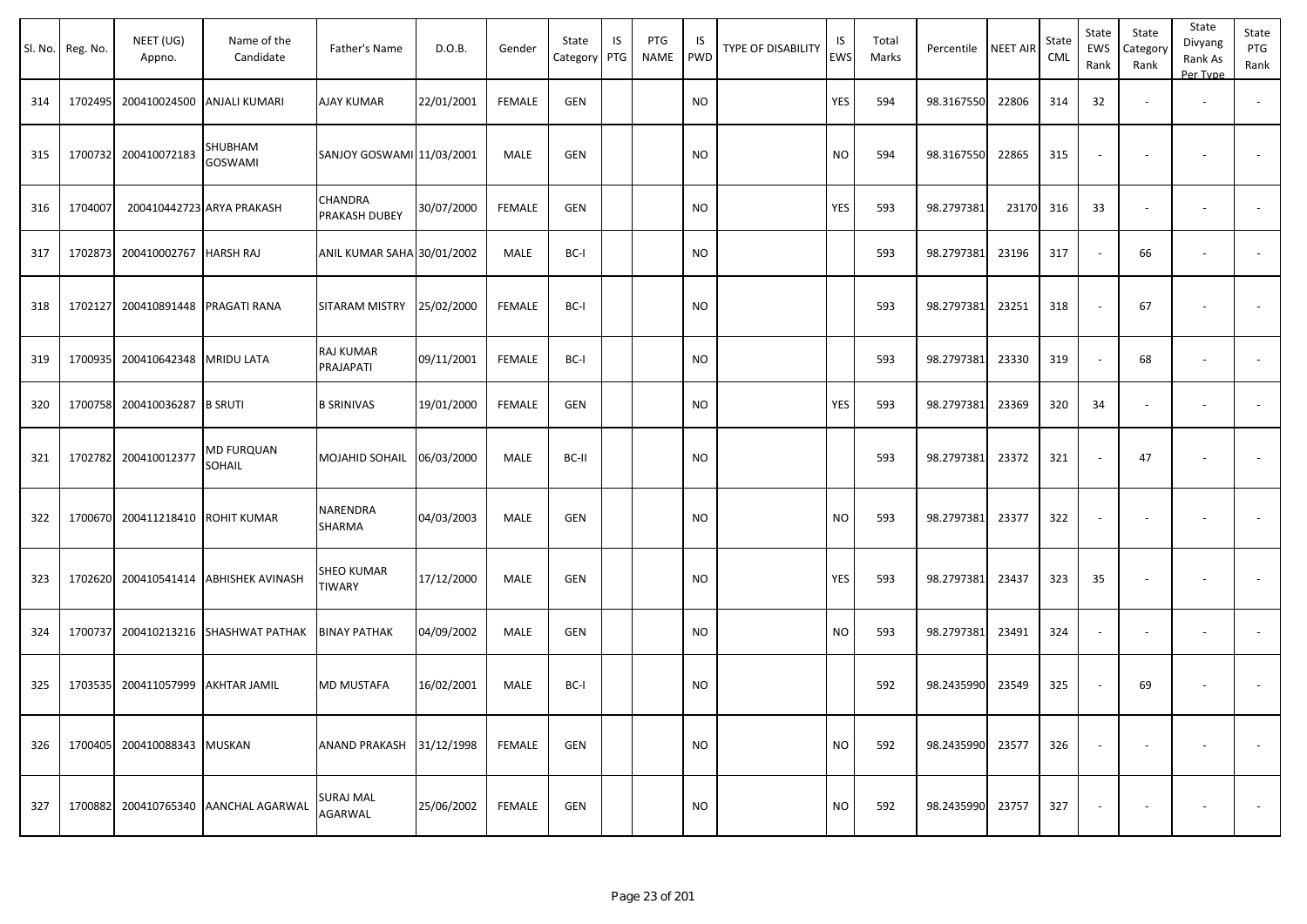| Sl. No. | Reg. No. | NEET (UG) Appno. | Name of the Candidate | Father's Name | D.O.B. | Gender | State Category | IS PTG | PTG NAME | IS PWD | TYPE OF DISABILITY | IS EWS | Total Marks | Percentile | NEET AIR | State CML | State EWS Rank | State Category Rank | State Divyang Rank As Per Type | State PTG Rank |
|---|---|---|---|---|---|---|---|---|---|---|---|---|---|---|---|---|---|---|---|---|
| 314 | 1702495 | 200410024500 | ANJALI KUMARI | AJAY KUMAR | 22/01/2001 | FEMALE | GEN | | | NO | | YES | 594 | 98.3167550 | 22806 | 314 | 32 | - | - | - |
| 315 | 1700732 | 200410072183 | SHUBHAM GOSWAMI | SANJOY GOSWAMI | 11/03/2001 | MALE | GEN | | | NO | | NO | 594 | 98.3167550 | 22865 | 315 | - | - | - | - |
| 316 | 1704007 | 200410442723 | ARYA PRAKASH | CHANDRA PRAKASH DUBEY | 30/07/2000 | FEMALE | GEN | | | NO | | YES | 593 | 98.2797381 | 23170 | 316 | 33 | - | - | - |
| 317 | 1702873 | 200410002767 | HARSH RAJ | ANIL KUMAR SAHA | 30/01/2002 | MALE | BC-I | | | NO | | | 593 | 98.2797381 | 23196 | 317 | - | 66 | - | - |
| 318 | 1702127 | 200410891448 | PRAGATI RANA | SITARAM MISTRY | 25/02/2000 | FEMALE | BC-I | | | NO | | | 593 | 98.2797381 | 23251 | 318 | - | 67 | - | - |
| 319 | 1700935 | 200410642348 | MRIDU LATA | RAJ KUMAR PRAJAPATI | 09/11/2001 | FEMALE | BC-I | | | NO | | | 593 | 98.2797381 | 23330 | 319 | - | 68 | - | - |
| 320 | 1700758 | 200410036287 | B SRUTI | B SRINIVAS | 19/01/2000 | FEMALE | GEN | | | NO | | YES | 593 | 98.2797381 | 23369 | 320 | 34 | - | - | - |
| 321 | 1702782 | 200410012377 | MD FURQUAN SOHAIL | MOJAHID SOHAIL | 06/03/2000 | MALE | BC-II | | | NO | | | 593 | 98.2797381 | 23372 | 321 | - | 47 | - | - |
| 322 | 1700670 | 200411218410 | ROHIT KUMAR | NARENDRA SHARMA | 04/03/2003 | MALE | GEN | | | NO | | NO | 593 | 98.2797381 | 23377 | 322 | - | - | - | - |
| 323 | 1702620 | 200410541414 | ABHISHEK AVINASH | SHEO KUMAR TIWARY | 17/12/2000 | MALE | GEN | | | NO | | YES | 593 | 98.2797381 | 23437 | 323 | 35 | - | - | - |
| 324 | 1700737 | 200410213216 | SHASHWAT PATHAK | BINAY PATHAK | 04/09/2002 | MALE | GEN | | | NO | | NO | 593 | 98.2797381 | 23491 | 324 | - | - | - | - |
| 325 | 1703535 | 200411057999 | AKHTAR JAMIL | MD MUSTAFA | 16/02/2001 | MALE | BC-I | | | NO | | | 592 | 98.2435990 | 23549 | 325 | - | 69 | - | - |
| 326 | 1700405 | 200410088343 | MUSKAN | ANAND PRAKASH | 31/12/1998 | FEMALE | GEN | | | NO | | NO | 592 | 98.2435990 | 23577 | 326 | - | - | - | - |
| 327 | 1700882 | 200410765340 | AANCHAL AGARWAL | SURAJ MAL AGARWAL | 25/06/2002 | FEMALE | GEN | | | NO | | NO | 592 | 98.2435990 | 23757 | 327 | - | - | - | - |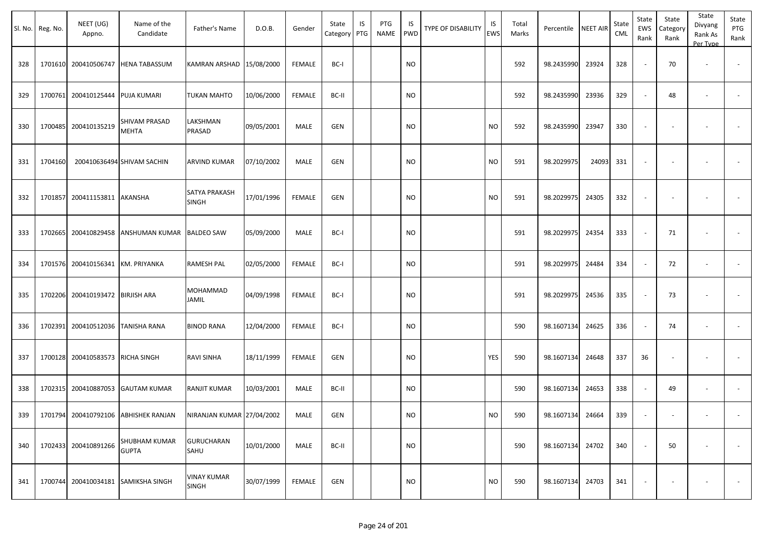| Sl. No. | Reg. No. | NEET (UG) Appno. | Name of the Candidate | Father's Name | D.O.B. | Gender | State Category | IS PTG | PTG NAME | IS PWD | TYPE OF DISABILITY | IS EWS | Total Marks | Percentile | NEET AIR | State CML | State EWS Rank | State Category Rank | State Divyang Rank As Per Type | State PTG Rank |
|---|---|---|---|---|---|---|---|---|---|---|---|---|---|---|---|---|---|---|---|---|
| 328 | 1701610 | 200410506747 | HENA TABASSUM | KAMRAN ARSHAD | 15/08/2000 | FEMALE | BC-I | | | NO | | | 592 | 98.2435990 | 23924 | 328 | - | 70 | - | - |
| 329 | 1700761 | 200410125444 | PUJA KUMARI | TUKAN MAHTO | 10/06/2000 | FEMALE | BC-II | | | NO | | | 592 | 98.2435990 | 23936 | 329 | - | 48 | - | - |
| 330 | 1700485 | 200410135219 | SHIVAM PRASAD MEHTA | LAKSHMAN PRASAD | 09/05/2001 | MALE | GEN | | | NO | | NO | 592 | 98.2435990 | 23947 | 330 | - | - | - | - |
| 331 | 1704160 | 200410636494 | SHIVAM SACHIN | ARVIND KUMAR | 07/10/2002 | MALE | GEN | | | NO | | NO | 591 | 98.2029975 | 24093 | 331 | - | - | - | - |
| 332 | 1701857 | 200411153811 | AKANSHA | SATYA PRAKASH SINGH | 17/01/1996 | FEMALE | GEN | | | NO | | NO | 591 | 98.2029975 | 24305 | 332 | - | - | - | - |
| 333 | 1702665 | 200410829458 | ANSHUMAN KUMAR | BALDEO SAW | 05/09/2000 | MALE | BC-I | | | NO | | | 591 | 98.2029975 | 24354 | 333 | - | 71 | - | - |
| 334 | 1701576 | 200410156341 | KM. PRIYANKA | RAMESH PAL | 02/05/2000 | FEMALE | BC-I | | | NO | | | 591 | 98.2029975 | 24484 | 334 | - | 72 | - | - |
| 335 | 1702206 | 200410193472 | BIRJISH ARA | MOHAMMAD JAMIL | 04/09/1998 | FEMALE | BC-I | | | NO | | | 591 | 98.2029975 | 24536 | 335 | - | 73 | - | - |
| 336 | 1702391 | 200410512036 | TANISHA RANA | BINOD RANA | 12/04/2000 | FEMALE | BC-I | | | NO | | | 590 | 98.1607134 | 24625 | 336 | - | 74 | - | - |
| 337 | 1700128 | 200410583573 | RICHA SINGH | RAVI SINHA | 18/11/1999 | FEMALE | GEN | | | NO | | YES | 590 | 98.1607134 | 24648 | 337 | 36 | - | - | - |
| 338 | 1702315 | 200410887053 | GAUTAM KUMAR | RANJIT KUMAR | 10/03/2001 | MALE | BC-II | | | NO | | | 590 | 98.1607134 | 24653 | 338 | - | 49 | - | - |
| 339 | 1701794 | 200410792106 | ABHISHEK RANJAN | NIRANJAN KUMAR | 27/04/2002 | MALE | GEN | | | NO | | NO | 590 | 98.1607134 | 24664 | 339 | - | - | - | - |
| 340 | 1702433 | 200410891266 | SHUBHAM KUMAR GUPTA | GURUCHARAN SAHU | 10/01/2000 | MALE | BC-II | | | NO | | | 590 | 98.1607134 | 24702 | 340 | - | 50 | - | - |
| 341 | 1700744 | 200410034181 | SAMIKSHA SINGH | VINAY KUMAR SINGH | 30/07/1999 | FEMALE | GEN | | | NO | | NO | 590 | 98.1607134 | 24703 | 341 | - | - | - | - |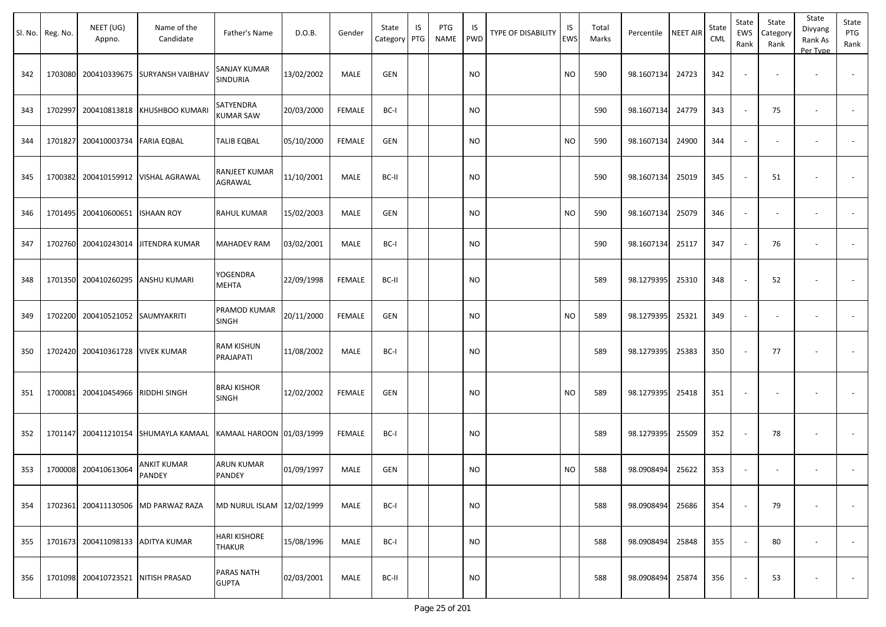| Sl. No. | Reg. No. | NEET (UG) Appno. | Name of the Candidate | Father's Name | D.O.B. | Gender | State Category | IS PTG | PTG NAME | IS PWD | TYPE OF DISABILITY | IS EWS | Total Marks | Percentile | NEET AIR | State CML | State EWS Rank | State Category Rank | State Divyang Rank As Per Type | State PTG Rank |
|---|---|---|---|---|---|---|---|---|---|---|---|---|---|---|---|---|---|---|---|---|
| 342 | 1703080 | 200410339675 | SURYANSH VAIBHAV | SANJAY KUMAR SINDURIA | 13/02/2002 | MALE | GEN | | | NO | | NO | 590 | 98.1607134 | 24723 | 342 | - | - | - | - |
| 343 | 1702997 | 200410813818 | KHUSHBOO KUMARI | SATYENDRA KUMAR SAW | 20/03/2000 | FEMALE | BC-I | | | NO | | | 590 | 98.1607134 | 24779 | 343 | - | 75 | - | - |
| 344 | 1701827 | 200410003734 | FARIA EQBAL | TALIB EQBAL | 05/10/2000 | FEMALE | GEN | | | NO | | NO | 590 | 98.1607134 | 24900 | 344 | - | - | - | - |
| 345 | 1700382 | 200410159912 | VISHAL AGRAWAL | RANJEET KUMAR AGRAWAL | 11/10/2001 | MALE | BC-II | | | NO | | | 590 | 98.1607134 | 25019 | 345 | - | 51 | - | - |
| 346 | 1701495 | 200410600651 | ISHAAN ROY | RAHUL KUMAR | 15/02/2003 | MALE | GEN | | | NO | | NO | 590 | 98.1607134 | 25079 | 346 | - | - | - | - |
| 347 | 1702760 | 200410243014 | JITENDRA KUMAR | MAHADEV RAM | 03/02/2001 | MALE | BC-I | | | NO | | | 590 | 98.1607134 | 25117 | 347 | - | 76 | - | - |
| 348 | 1701350 | 200410260295 | ANSHU KUMARI | YOGENDRA MEHTA | 22/09/1998 | FEMALE | BC-II | | | NO | | | 589 | 98.1279395 | 25310 | 348 | - | 52 | - | - |
| 349 | 1702200 | 200410521052 | SAUMYAKRITI | PRAMOD KUMAR SINGH | 20/11/2000 | FEMALE | GEN | | | NO | | NO | 589 | 98.1279395 | 25321 | 349 | - | - | - | - |
| 350 | 1702420 | 200410361728 | VIVEK KUMAR | RAM KISHUN PRAJAPATI | 11/08/2002 | MALE | BC-I | | | NO | | | 589 | 98.1279395 | 25383 | 350 | - | 77 | - | - |
| 351 | 1700081 | 200410454966 | RIDDHI SINGH | BRAJ KISHOR SINGH | 12/02/2002 | FEMALE | GEN | | | NO | | NO | 589 | 98.1279395 | 25418 | 351 | - | - | - | - |
| 352 | 1701147 | 200411210154 | SHUMAYLA KAMAAL | KAMAAL HAROON | 01/03/1999 | FEMALE | BC-I | | | NO | | | 589 | 98.1279395 | 25509 | 352 | - | 78 | - | - |
| 353 | 1700008 | 200410613064 | ANKIT KUMAR PANDEY | ARUN KUMAR PANDEY | 01/09/1997 | MALE | GEN | | | NO | | NO | 588 | 98.0908494 | 25622 | 353 | - | - | - | - |
| 354 | 1702361 | 200411130506 | MD PARWAZ RAZA | MD NURUL ISLAM | 12/02/1999 | MALE | BC-I | | | NO | | | 588 | 98.0908494 | 25686 | 354 | - | 79 | - | - |
| 355 | 1701673 | 200411098133 | ADITYA KUMAR | HARI KISHORE THAKUR | 15/08/1996 | MALE | BC-I | | | NO | | | 588 | 98.0908494 | 25848 | 355 | - | 80 | - | - |
| 356 | 1701098 | 200410723521 | NITISH PRASAD | PARAS NATH GUPTA | 02/03/2001 | MALE | BC-II | | | NO | | | 588 | 98.0908494 | 25874 | 356 | - | 53 | - | - |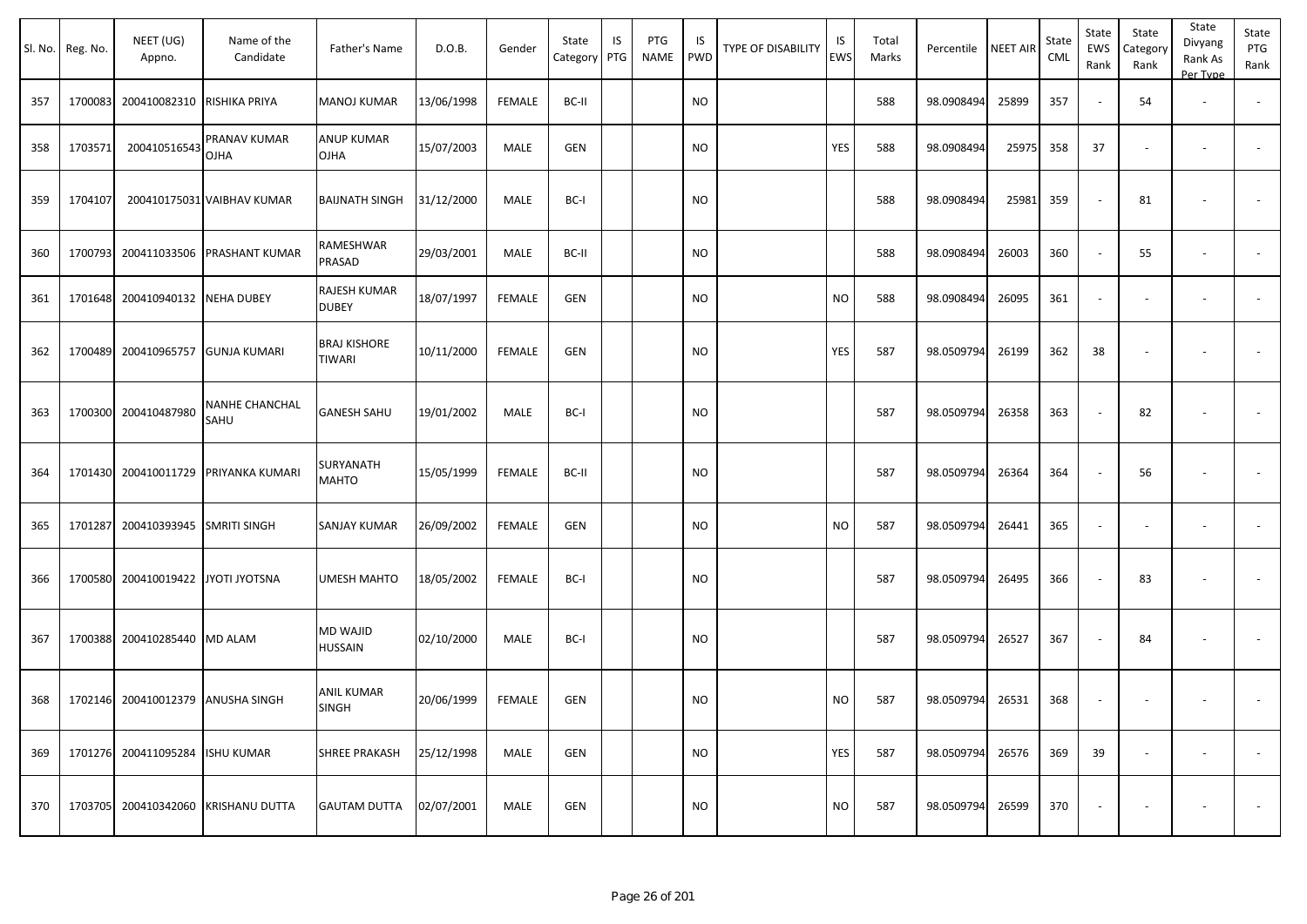| Sl. No. | Reg. No. | NEET (UG) Appno. | Name of the Candidate | Father's Name | D.O.B. | Gender | State Category | IS PTG | PTG NAME | IS PWD | TYPE OF DISABILITY | IS EWS | Total Marks | Percentile | NEET AIR | State CML | State EWS Rank | State Category Rank | State Divyang Rank As Per Type | State PTG Rank |
|---|---|---|---|---|---|---|---|---|---|---|---|---|---|---|---|---|---|---|---|---|
| 357 | 1700083 | 200410082310 | RISHIKA PRIYA | MANOJ KUMAR | 13/06/1998 | FEMALE | BC-II | | | NO | | | 588 | 98.0908494 | 25899 | 357 | - | 54 | - | - |
| 358 | 1703571 | 200410516543 | PRANAV KUMAR OJHA | ANUP KUMAR OJHA | 15/07/2003 | MALE | GEN | | | NO | | YES | 588 | 98.0908494 | 25975 | 358 | 37 | - | - | - |
| 359 | 1704107 | 200410175031 | VAIBHAV KUMAR | BAIJNATH SINGH | 31/12/2000 | MALE | BC-I | | | NO | | | 588 | 98.0908494 | 25981 | 359 | - | 81 | - | - |
| 360 | 1700793 | 200411033506 | PRASHANT KUMAR | RAMESHWAR PRASAD | 29/03/2001 | MALE | BC-II | | | NO | | | 588 | 98.0908494 | 26003 | 360 | - | 55 | - | - |
| 361 | 1701648 | 200410940132 | NEHA DUBEY | RAJESH KUMAR DUBEY | 18/07/1997 | FEMALE | GEN | | | NO | | NO | 588 | 98.0908494 | 26095 | 361 | - | - | - | - |
| 362 | 1700489 | 200410965757 | GUNJA KUMARI | BRAJ KISHORE TIWARI | 10/11/2000 | FEMALE | GEN | | | NO | | YES | 587 | 98.0509794 | 26199 | 362 | 38 | - | - | - |
| 363 | 1700300 | 200410487980 | NANHE CHANCHAL SAHU | GANESH SAHU | 19/01/2002 | MALE | BC-I | | | NO | | | 587 | 98.0509794 | 26358 | 363 | - | 82 | - | - |
| 364 | 1701430 | 200410011729 | PRIYANKA KUMARI | SURYANATH MAHTO | 15/05/1999 | FEMALE | BC-II | | | NO | | | 587 | 98.0509794 | 26364 | 364 | - | 56 | - | - |
| 365 | 1701287 | 200410393945 | SMRITI SINGH | SANJAY KUMAR | 26/09/2002 | FEMALE | GEN | | | NO | | NO | 587 | 98.0509794 | 26441 | 365 | - | - | - | - |
| 366 | 1700580 | 200410019422 | JYOTI JYOTSNA | UMESH MAHTO | 18/05/2002 | FEMALE | BC-I | | | NO | | | 587 | 98.0509794 | 26495 | 366 | - | 83 | - | - |
| 367 | 1700388 | 200410285440 | MD ALAM | MD WAJID HUSSAIN | 02/10/2000 | MALE | BC-I | | | NO | | | 587 | 98.0509794 | 26527 | 367 | - | 84 | - | - |
| 368 | 1702146 | 200410012379 | ANUSHA SINGH | ANIL KUMAR SINGH | 20/06/1999 | FEMALE | GEN | | | NO | | NO | 587 | 98.0509794 | 26531 | 368 | - | - | - | - |
| 369 | 1701276 | 200411095284 | ISHU KUMAR | SHREE PRAKASH | 25/12/1998 | MALE | GEN | | | NO | | YES | 587 | 98.0509794 | 26576 | 369 | 39 | - | - | - |
| 370 | 1703705 | 200410342060 | KRISHANU DUTTA | GAUTAM DUTTA | 02/07/2001 | MALE | GEN | | | NO | | NO | 587 | 98.0509794 | 26599 | 370 | - | - | - | - |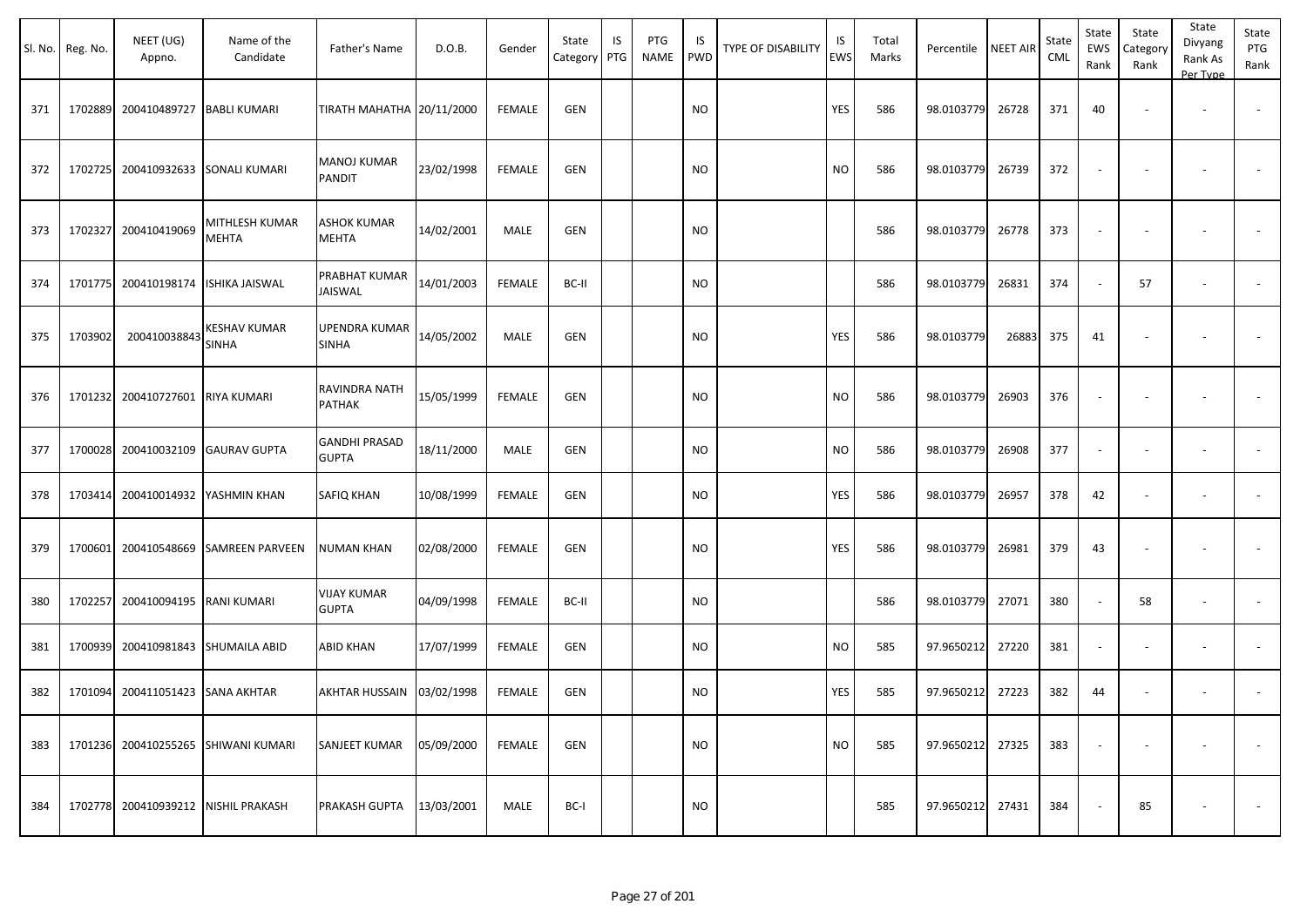| Sl. No. | Reg. No. | NEET (UG) Appno. | Name of the Candidate | Father's Name | D.O.B. | Gender | State Category | IS PTG | PTG NAME | IS PWD | TYPE OF DISABILITY | IS EWS | Total Marks | Percentile | NEET AIR | State CML | State EWS Rank | State Category Rank | State Divyang Rank As Per Type | State PTG Rank |
|---|---|---|---|---|---|---|---|---|---|---|---|---|---|---|---|---|---|---|---|---|
| 371 | 1702889 | 200410489727 | BABLI KUMARI | TIRATH MAHATHA | 20/11/2000 | FEMALE | GEN | | | NO | | YES | 586 | 98.0103779 | 26728 | 371 | 40 | - | - | - |
| 372 | 1702725 | 200410932633 | SONALI KUMARI | MANOJ KUMAR PANDIT | 23/02/1998 | FEMALE | GEN | | | NO | | NO | 586 | 98.0103779 | 26739 | 372 | - | - | - | - |
| 373 | 1702327 | 200410419069 | MITHLESH KUMAR MEHTA | ASHOK KUMAR MEHTA | 14/02/2001 | MALE | GEN | | | NO | | | 586 | 98.0103779 | 26778 | 373 | - | - | - | - |
| 374 | 1701775 | 200410198174 | ISHIKA JAISWAL | PRABHAT KUMAR JAISWAL | 14/01/2003 | FEMALE | BC-II | | | NO | | | 586 | 98.0103779 | 26831 | 374 | - | 57 | - | - |
| 375 | 1703902 | 200410038843 | KESHAV KUMAR SINHA | UPENDRA KUMAR SINHA | 14/05/2002 | MALE | GEN | | | NO | | YES | 586 | 98.0103779 | 26883 | 375 | 41 | - | - | - |
| 376 | 1701232 | 200410727601 | RIYA KUMARI | RAVINDRA NATH PATHAK | 15/05/1999 | FEMALE | GEN | | | NO | | NO | 586 | 98.0103779 | 26903 | 376 | - | - | - | - |
| 377 | 1700028 | 200410032109 | GAURAV GUPTA | GANDHI PRASAD GUPTA | 18/11/2000 | MALE | GEN | | | NO | | NO | 586 | 98.0103779 | 26908 | 377 | - | - | - | - |
| 378 | 1703414 | 200410014932 | YASHMIN KHAN | SAFIQ KHAN | 10/08/1999 | FEMALE | GEN | | | NO | | YES | 586 | 98.0103779 | 26957 | 378 | 42 | - | - | - |
| 379 | 1700601 | 200410548669 | SAMREEN PARVEEN | NUMAN KHAN | 02/08/2000 | FEMALE | GEN | | | NO | | YES | 586 | 98.0103779 | 26981 | 379 | 43 | - | - | - |
| 380 | 1702257 | 200410094195 | RANI KUMARI | VIJAY KUMAR GUPTA | 04/09/1998 | FEMALE | BC-II | | | NO | | | 586 | 98.0103779 | 27071 | 380 | - | 58 | - | - |
| 381 | 1700939 | 200410981843 | SHUMAILA ABID | ABID KHAN | 17/07/1999 | FEMALE | GEN | | | NO | | NO | 585 | 97.9650212 | 27220 | 381 | - | - | - | - |
| 382 | 1701094 | 200411051423 | SANA AKHTAR | AKHTAR HUSSAIN | 03/02/1998 | FEMALE | GEN | | | NO | | YES | 585 | 97.9650212 | 27223 | 382 | 44 | - | - | - |
| 383 | 1701236 | 200410255265 | SHIWANI KUMARI | SANJEET KUMAR | 05/09/2000 | FEMALE | GEN | | | NO | | NO | 585 | 97.9650212 | 27325 | 383 | - | - | - | - |
| 384 | 1702778 | 200410939212 | NISHIL PRAKASH | PRAKASH GUPTA | 13/03/2001 | MALE | BC-I | | | NO | | | 585 | 97.9650212 | 27431 | 384 | - | 85 | - | - |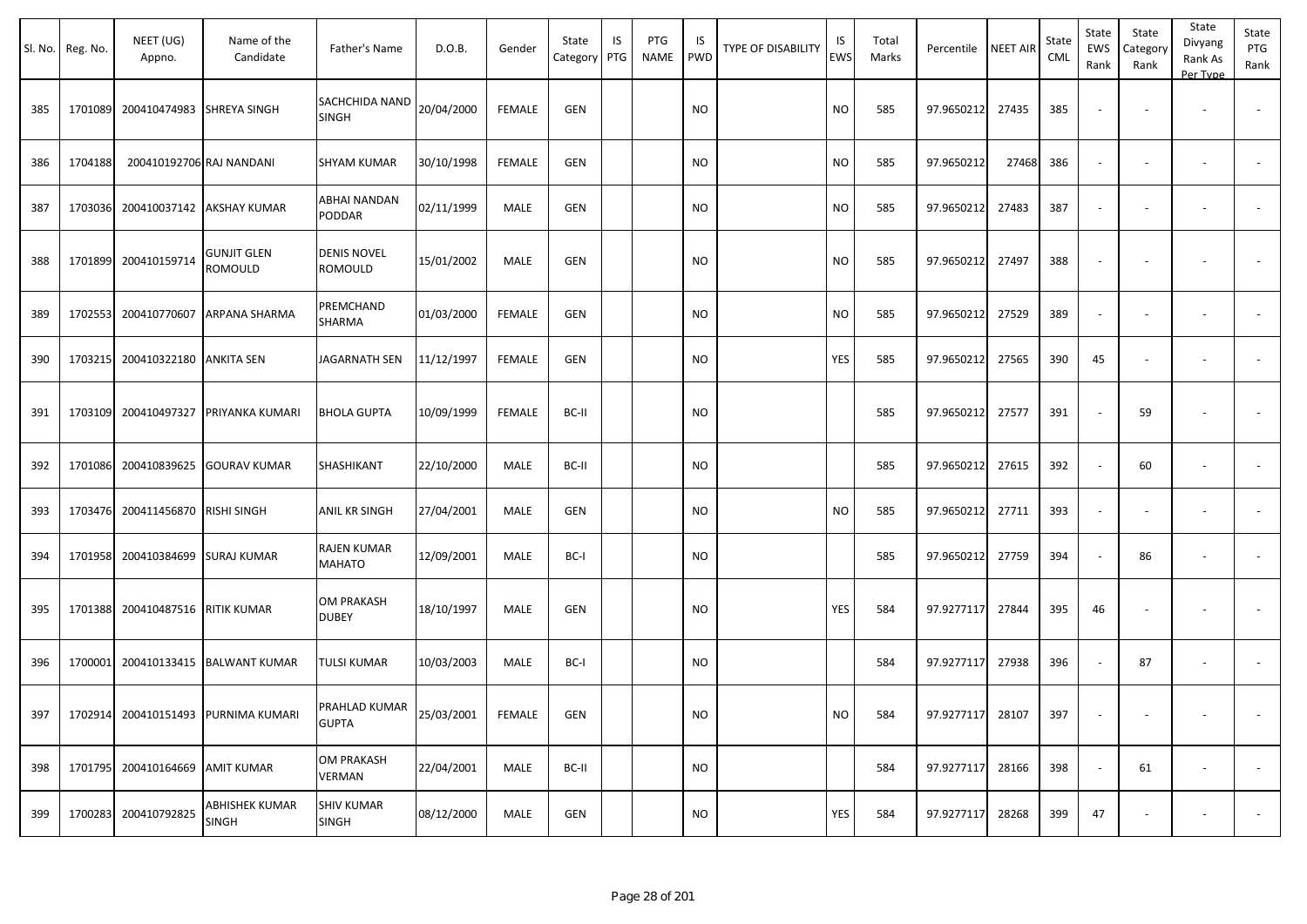| Sl. No. | Reg. No. | NEET (UG) Appno. | Name of the Candidate | Father's Name | D.O.B. | Gender | State Category | IS PTG | PTG NAME | IS PWD | TYPE OF DISABILITY | IS EWS | Total Marks | Percentile | NEET AIR | State CML | State EWS Rank | State Category Rank | State Divyang Rank As Per Type | State PTG Rank |
|---|---|---|---|---|---|---|---|---|---|---|---|---|---|---|---|---|---|---|---|---|
| 385 | 1701089 | 200410474983 | SHREYA SINGH | SACHCHIDA NAND SINGH | 20/04/2000 | FEMALE | GEN | | | NO | | NO | 585 | 97.9650212 | 27435 | 385 | - | - | - | - |
| 386 | 1704188 | 200410192706 | RAJ NANDANI | SHYAM KUMAR | 30/10/1998 | FEMALE | GEN | | | NO | | NO | 585 | 97.9650212 | 27468 | 386 | - | - | - | - |
| 387 | 1703036 | 200410037142 | AKSHAY KUMAR | ABHAI NANDAN PODDAR | 02/11/1999 | MALE | GEN | | | NO | | NO | 585 | 97.9650212 | 27483 | 387 | - | - | - | - |
| 388 | 1701899 | 200410159714 | GUNJIT GLEN ROMOULD | DENIS NOVEL ROMOULD | 15/01/2002 | MALE | GEN | | | NO | | NO | 585 | 97.9650212 | 27497 | 388 | - | - | - | - |
| 389 | 1702553 | 200410770607 | ARPANA SHARMA | PREMCHAND SHARMA | 01/03/2000 | FEMALE | GEN | | | NO | | NO | 585 | 97.9650212 | 27529 | 389 | - | - | - | - |
| 390 | 1703215 | 200410322180 | ANKITA SEN | JAGARNATH SEN | 11/12/1997 | FEMALE | GEN | | | NO | | YES | 585 | 97.9650212 | 27565 | 390 | 45 | - | - | - |
| 391 | 1703109 | 200410497327 | PRIYANKA KUMARI | BHOLA GUPTA | 10/09/1999 | FEMALE | BC-II | | | NO | | | 585 | 97.9650212 | 27577 | 391 | - | 59 | - | - |
| 392 | 1701086 | 200410839625 | GOURAV KUMAR | SHASHIKANT | 22/10/2000 | MALE | BC-II | | | NO | | | 585 | 97.9650212 | 27615 | 392 | - | 60 | - | - |
| 393 | 1703476 | 200411456870 | RISHI SINGH | ANIL KR SINGH | 27/04/2001 | MALE | GEN | | | NO | | NO | 585 | 97.9650212 | 27711 | 393 | - | - | - | - |
| 394 | 1701958 | 200410384699 | SURAJ KUMAR | RAJEN KUMAR MAHATO | 12/09/2001 | MALE | BC-I | | | NO | | | 585 | 97.9650212 | 27759 | 394 | - | 86 | - | - |
| 395 | 1701388 | 200410487516 | RITIK KUMAR | OM PRAKASH DUBEY | 18/10/1997 | MALE | GEN | | | NO | | YES | 584 | 97.9277117 | 27844 | 395 | 46 | - | - | - |
| 396 | 1700001 | 200410133415 | BALWANT KUMAR | TULSI KUMAR | 10/03/2003 | MALE | BC-I | | | NO | | | 584 | 97.9277117 | 27938 | 396 | - | 87 | - | - |
| 397 | 1702914 | 200410151493 | PURNIMA KUMARI | PRAHLAD KUMAR GUPTA | 25/03/2001 | FEMALE | GEN | | | NO | | NO | 584 | 97.9277117 | 28107 | 397 | - | - | - | - |
| 398 | 1701795 | 200410164669 | AMIT KUMAR | OM PRAKASH VERMAN | 22/04/2001 | MALE | BC-II | | | NO | | | 584 | 97.9277117 | 28166 | 398 | - | 61 | - | - |
| 399 | 1700283 | 200410792825 | ABHISHEK KUMAR SINGH | SHIV KUMAR SINGH | 08/12/2000 | MALE | GEN | | | NO | | YES | 584 | 97.9277117 | 28268 | 399 | 47 | - | - | - |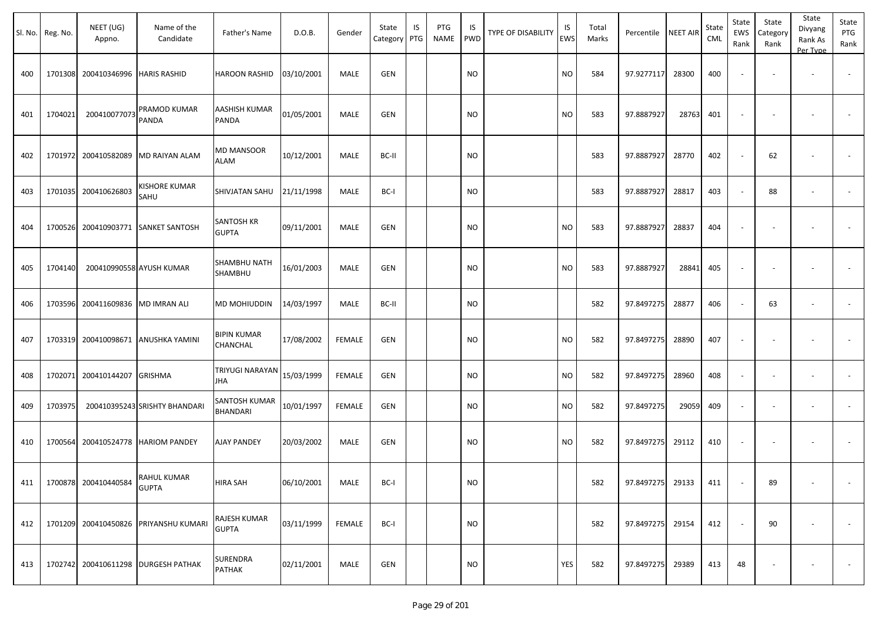| Sl. No. | Reg. No. | NEET (UG) Appno. | Name of the Candidate | Father's Name | D.O.B. | Gender | State Category | IS PTG | PTG NAME | IS PWD | TYPE OF DISABILITY | IS EWS | Total Marks | Percentile | NEET AIR | State CML | State EWS Rank | State Category Rank | State Divyang Rank As Per Type | State PTG Rank |
|---|---|---|---|---|---|---|---|---|---|---|---|---|---|---|---|---|---|---|---|---|
| 400 | 1701308 | 200410346996 | HARIS RASHID | HAROON RASHID | 03/10/2001 | MALE | GEN | | | NO | | NO | 584 | 97.9277117 | 28300 | 400 | - | - | - | - |
| 401 | 1704021 | 200410077073 | PRAMOD KUMAR PANDA | AASHISH KUMAR PANDA | 01/05/2001 | MALE | GEN | | | NO | | NO | 583 | 97.8887927 | 28763 | 401 | - | - | - | - |
| 402 | 1701972 | 200410582089 | MD RAIYAN ALAM | MD MANSOOR ALAM | 10/12/2001 | MALE | BC-II | | | NO | | | 583 | 97.8887927 | 28770 | 402 | - | 62 | - | - |
| 403 | 1701035 | 200410626803 | KISHORE KUMAR SAHU | SHIVJATAN SAHU | 21/11/1998 | MALE | BC-I | | | NO | | | 583 | 97.8887927 | 28817 | 403 | - | 88 | - | - |
| 404 | 1700526 | 200410903771 | SANKET SANTOSH | SANTOSH KR GUPTA | 09/11/2001 | MALE | GEN | | | NO | | NO | 583 | 97.8887927 | 28837 | 404 | - | - | - | - |
| 405 | 1704140 | 200410990558 | AYUSH KUMAR | SHAMBHU NATH SHAMBHU | 16/01/2003 | MALE | GEN | | | NO | | NO | 583 | 97.8887927 | 28841 | 405 | - | - | - | - |
| 406 | 1703596 | 200411609836 | MD IMRAN ALI | MD MOHIUDDIN | 14/03/1997 | MALE | BC-II | | | NO | | | 582 | 97.8497275 | 28877 | 406 | - | 63 | - | - |
| 407 | 1703319 | 200410098671 | ANUSHKA YAMINI | BIPIN KUMAR CHANCHAL | 17/08/2002 | FEMALE | GEN | | | NO | | NO | 582 | 97.8497275 | 28890 | 407 | - | - | - | - |
| 408 | 1702071 | 200410144207 | GRISHMA | TRIYUGI NARAYAN JHA | 15/03/1999 | FEMALE | GEN | | | NO | | NO | 582 | 97.8497275 | 28960 | 408 | - | - | - | - |
| 409 | 1703975 | 200410395243 | SRISHTY BHANDARI | SANTOSH KUMAR BHANDARI | 10/01/1997 | FEMALE | GEN | | | NO | | NO | 582 | 97.8497275 | 29059 | 409 | - | - | - | - |
| 410 | 1700564 | 200410524778 | HARIOM PANDEY | AJAY PANDEY | 20/03/2002 | MALE | GEN | | | NO | | NO | 582 | 97.8497275 | 29112 | 410 | - | - | - | - |
| 411 | 1700878 | 200410440584 | RAHUL KUMAR GUPTA | HIRA SAH | 06/10/2001 | MALE | BC-I | | | NO | | | 582 | 97.8497275 | 29133 | 411 | - | 89 | - | - |
| 412 | 1701209 | 200410450826 | PRIYANSHU KUMARI | RAJESH KUMAR GUPTA | 03/11/1999 | FEMALE | BC-I | | | NO | | | 582 | 97.8497275 | 29154 | 412 | - | 90 | - | - |
| 413 | 1702742 | 200410611298 | DURGESH PATHAK | SURENDRA PATHAK | 02/11/2001 | MALE | GEN | | | NO | | YES | 582 | 97.8497275 | 29389 | 413 | 48 | - | - | - |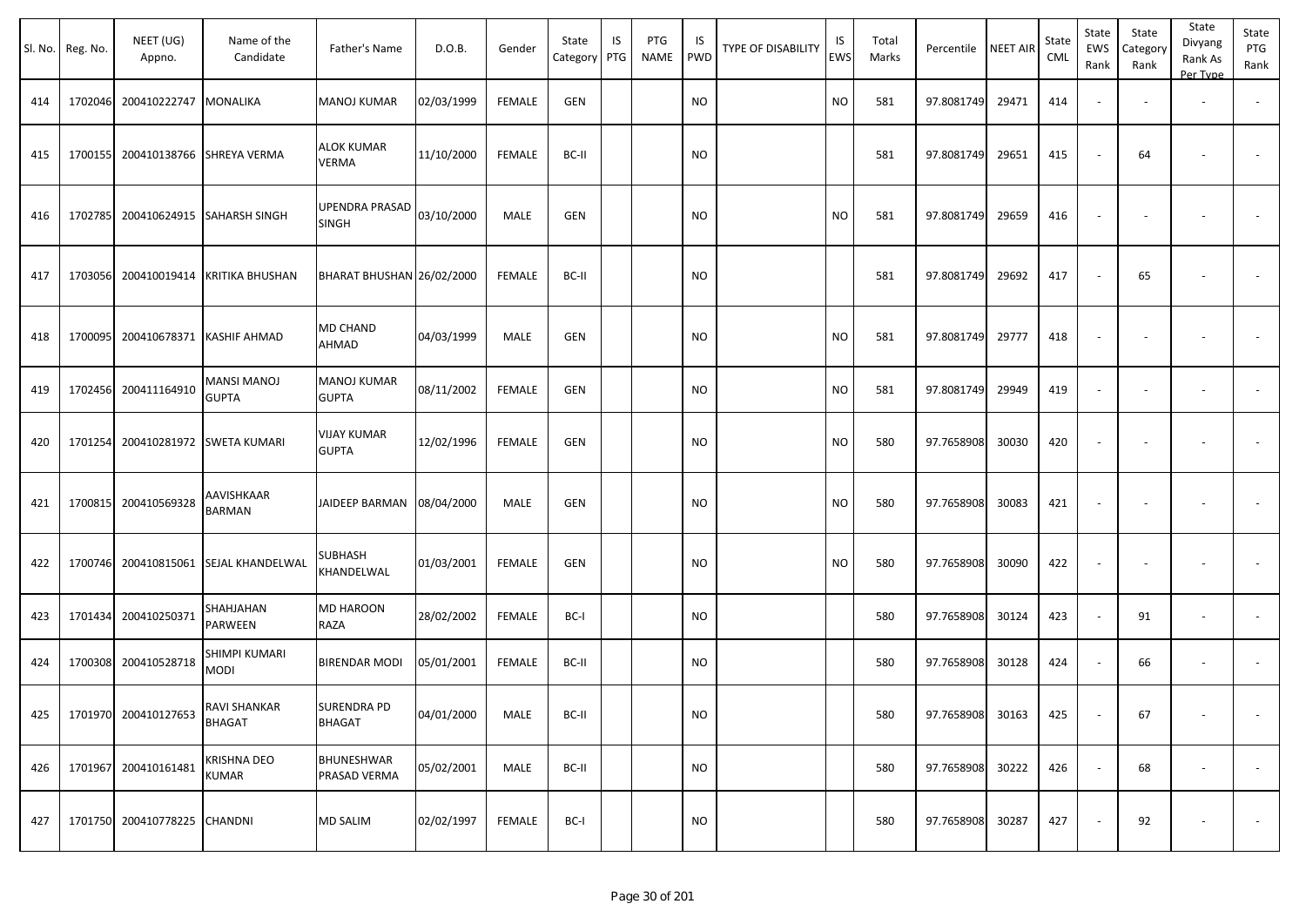| Sl. No. | Reg. No. | NEET (UG) Appno. | Name of the Candidate | Father's Name | D.O.B. | Gender | State Category | IS PTG | PTG NAME | IS PWD | TYPE OF DISABILITY | IS EWS | Total Marks | Percentile | NEET AIR | State CML | State EWS Rank | State Category Rank | State Divyang Rank As Per Type | State PTG Rank |
|---|---|---|---|---|---|---|---|---|---|---|---|---|---|---|---|---|---|---|---|---|
| 414 | 1702046 | 200410222747 | MONALIKA | MANOJ KUMAR | 02/03/1999 | FEMALE | GEN | | | NO | | NO | 581 | 97.8081749 | 29471 | 414 | - | - | - | - |
| 415 | 1700155 | 200410138766 | SHREYA VERMA | ALOK KUMAR VERMA | 11/10/2000 | FEMALE | BC-II | | | NO | | | 581 | 97.8081749 | 29651 | 415 | - | 64 | - | - |
| 416 | 1702785 | 200410624915 | SAHARSH SINGH | UPENDRA PRASAD SINGH | 03/10/2000 | MALE | GEN | | | NO | | NO | 581 | 97.8081749 | 29659 | 416 | - | - | - | - |
| 417 | 1703056 | 200410019414 | KRITIKA BHUSHAN | BHARAT BHUSHAN | 26/02/2000 | FEMALE | BC-II | | | NO | | | 581 | 97.8081749 | 29692 | 417 | - | 65 | - | - |
| 418 | 1700095 | 200410678371 | KASHIF AHMAD | MD CHAND AHMAD | 04/03/1999 | MALE | GEN | | | NO | | NO | 581 | 97.8081749 | 29777 | 418 | - | - | - | - |
| 419 | 1702456 | 200411164910 | MANSI MANOJ GUPTA | MANOJ KUMAR GUPTA | 08/11/2002 | FEMALE | GEN | | | NO | | NO | 581 | 97.8081749 | 29949 | 419 | - | - | - | - |
| 420 | 1701254 | 200410281972 | SWETA KUMARI | VIJAY KUMAR GUPTA | 12/02/1996 | FEMALE | GEN | | | NO | | NO | 580 | 97.7658908 | 30030 | 420 | - | - | - | - |
| 421 | 1700815 | 200410569328 | AAVISHKAAR BARMAN | JAIDEEP BARMAN | 08/04/2000 | MALE | GEN | | | NO | | NO | 580 | 97.7658908 | 30083 | 421 | - | - | - | - |
| 422 | 1700746 | 200410815061 | SEJAL KHANDELWAL | SUBHASH KHANDELWAL | 01/03/2001 | FEMALE | GEN | | | NO | | NO | 580 | 97.7658908 | 30090 | 422 | - | - | - | - |
| 423 | 1701434 | 200410250371 | SHAHJAHAN PARWEEN | MD HAROON RAZA | 28/02/2002 | FEMALE | BC-I | | | NO | | | 580 | 97.7658908 | 30124 | 423 | - | 91 | - | - |
| 424 | 1700308 | 200410528718 | SHIMPI KUMARI MODI | BIRENDAR MODI | 05/01/2001 | FEMALE | BC-II | | | NO | | | 580 | 97.7658908 | 30128 | 424 | - | 66 | - | - |
| 425 | 1701970 | 200410127653 | RAVI SHANKAR BHAGAT | SURENDRA PD BHAGAT | 04/01/2000 | MALE | BC-II | | | NO | | | 580 | 97.7658908 | 30163 | 425 | - | 67 | - | - |
| 426 | 1701967 | 200410161481 | KRISHNA DEO KUMAR | BHUNESHWAR PRASAD VERMA | 05/02/2001 | MALE | BC-II | | | NO | | | 580 | 97.7658908 | 30222 | 426 | - | 68 | - | - |
| 427 | 1701750 | 200410778225 | CHANDNI | MD SALIM | 02/02/1997 | FEMALE | BC-I | | | NO | | | 580 | 97.7658908 | 30287 | 427 | - | 92 | - | - |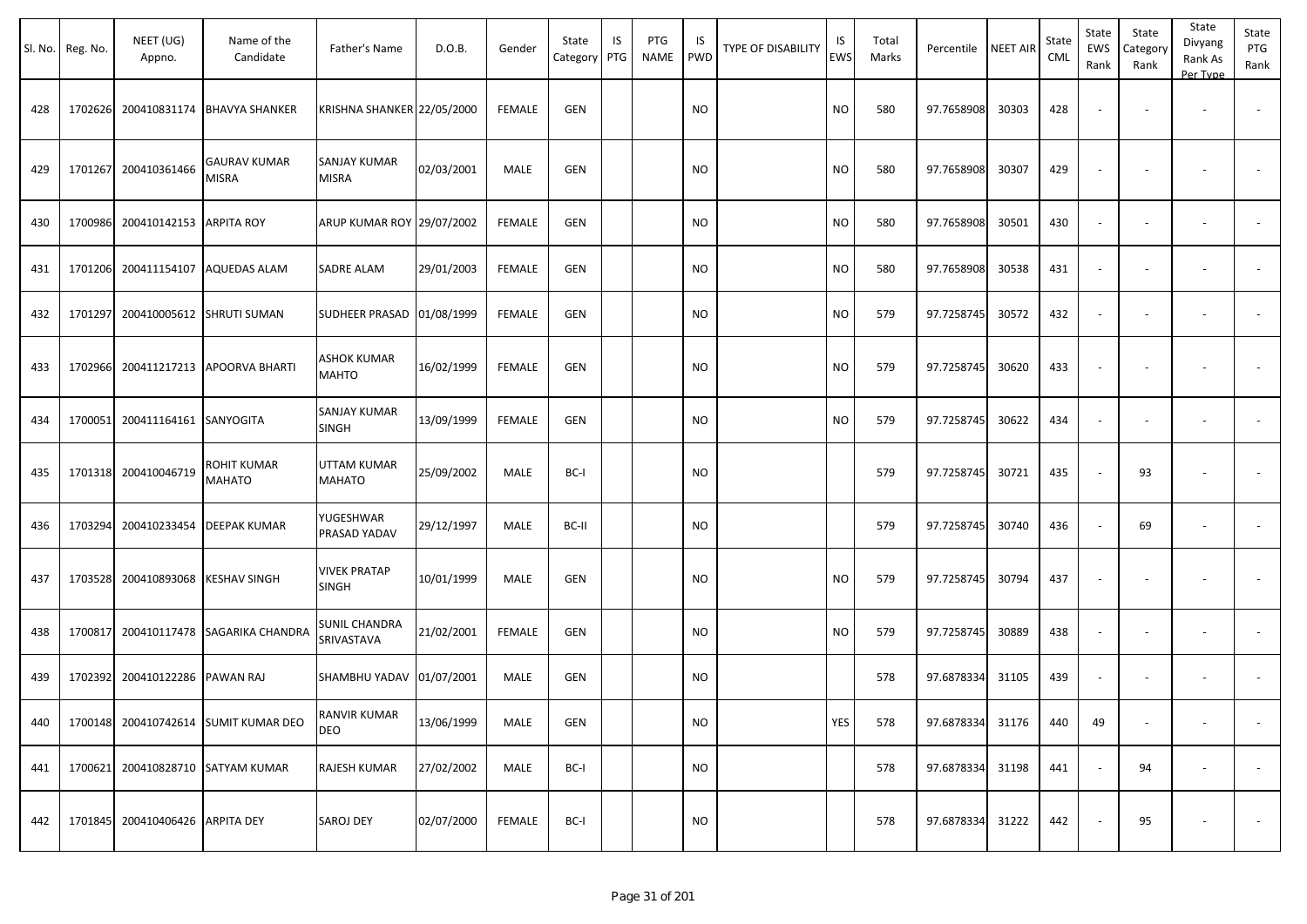| Sl. No. | Reg. No. | NEET (UG) Appno. | Name of the Candidate | Father's Name | D.O.B. | Gender | State Category | IS PTG | PTG NAME | IS PWD | TYPE OF DISABILITY | IS EWS | Total Marks | Percentile | NEET AIR | State CML | State EWS Rank | State Category Rank | State Divyang Rank As Per Type | State PTG Rank |
|---|---|---|---|---|---|---|---|---|---|---|---|---|---|---|---|---|---|---|---|---|
| 428 | 1702626 | 200410831174 | BHAVYA SHANKER | KRISHNA SHANKER | 22/05/2000 | FEMALE | GEN | | | NO | | NO | 580 | 97.7658908 | 30303 | 428 | - | - | - | - |
| 429 | 1701267 | 200410361466 | GAURAV KUMAR MISRA | SANJAY KUMAR MISRA | 02/03/2001 | MALE | GEN | | | NO | | NO | 580 | 97.7658908 | 30307 | 429 | - | - | - | - |
| 430 | 1700986 | 200410142153 | ARPITA ROY | ARUP KUMAR ROY | 29/07/2002 | FEMALE | GEN | | | NO | | NO | 580 | 97.7658908 | 30501 | 430 | - | - | - | - |
| 431 | 1701206 | 200411154107 | AQUEDAS ALAM | SADRE ALAM | 29/01/2003 | FEMALE | GEN | | | NO | | NO | 580 | 97.7658908 | 30538 | 431 | - | - | - | - |
| 432 | 1701297 | 200410005612 | SHRUTI SUMAN | SUDHEER PRASAD | 01/08/1999 | FEMALE | GEN | | | NO | | NO | 579 | 97.7258745 | 30572 | 432 | - | - | - | - |
| 433 | 1702966 | 200411217213 | APOORVA BHARTI | ASHOK KUMAR MAHTO | 16/02/1999 | FEMALE | GEN | | | NO | | NO | 579 | 97.7258745 | 30620 | 433 | - | - | - | - |
| 434 | 1700051 | 200411164161 | SANYOGITA | SANJAY KUMAR SINGH | 13/09/1999 | FEMALE | GEN | | | NO | | NO | 579 | 97.7258745 | 30622 | 434 | - | - | - | - |
| 435 | 1701318 | 200410046719 | ROHIT KUMAR MAHATO | UTTAM KUMAR MAHATO | 25/09/2002 | MALE | BC-I | | | NO | | | 579 | 97.7258745 | 30721 | 435 | - | 93 | - | - |
| 436 | 1703294 | 200410233454 | DEEPAK KUMAR | YUGESHWAR PRASAD YADAV | 29/12/1997 | MALE | BC-II | | | NO | | | 579 | 97.7258745 | 30740 | 436 | - | 69 | - | - |
| 437 | 1703528 | 200410893068 | KESHAV SINGH | VIVEK PRATAP SINGH | 10/01/1999 | MALE | GEN | | | NO | | NO | 579 | 97.7258745 | 30794 | 437 | - | - | - | - |
| 438 | 1700817 | 200410117478 | SAGARIKA CHANDRA | SUNIL CHANDRA SRIVASTAVA | 21/02/2001 | FEMALE | GEN | | | NO | | NO | 579 | 97.7258745 | 30889 | 438 | - | - | - | - |
| 439 | 1702392 | 200410122286 | PAWAN RAJ | SHAMBHU YADAV | 01/07/2001 | MALE | GEN | | | NO | | | 578 | 97.6878334 | 31105 | 439 | - | - | - | - |
| 440 | 1700148 | 200410742614 | SUMIT KUMAR DEO | RANVIR KUMAR DEO | 13/06/1999 | MALE | GEN | | | NO | | YES | 578 | 97.6878334 | 31176 | 440 | 49 | - | - | - |
| 441 | 1700621 | 200410828710 | SATYAM KUMAR | RAJESH KUMAR | 27/02/2002 | MALE | BC-I | | | NO | | | 578 | 97.6878334 | 31198 | 441 | - | 94 | - | - |
| 442 | 1701845 | 200410406426 | ARPITA DEY | SAROJ DEY | 02/07/2000 | FEMALE | BC-I | | | NO | | | 578 | 97.6878334 | 31222 | 442 | - | 95 | - | - |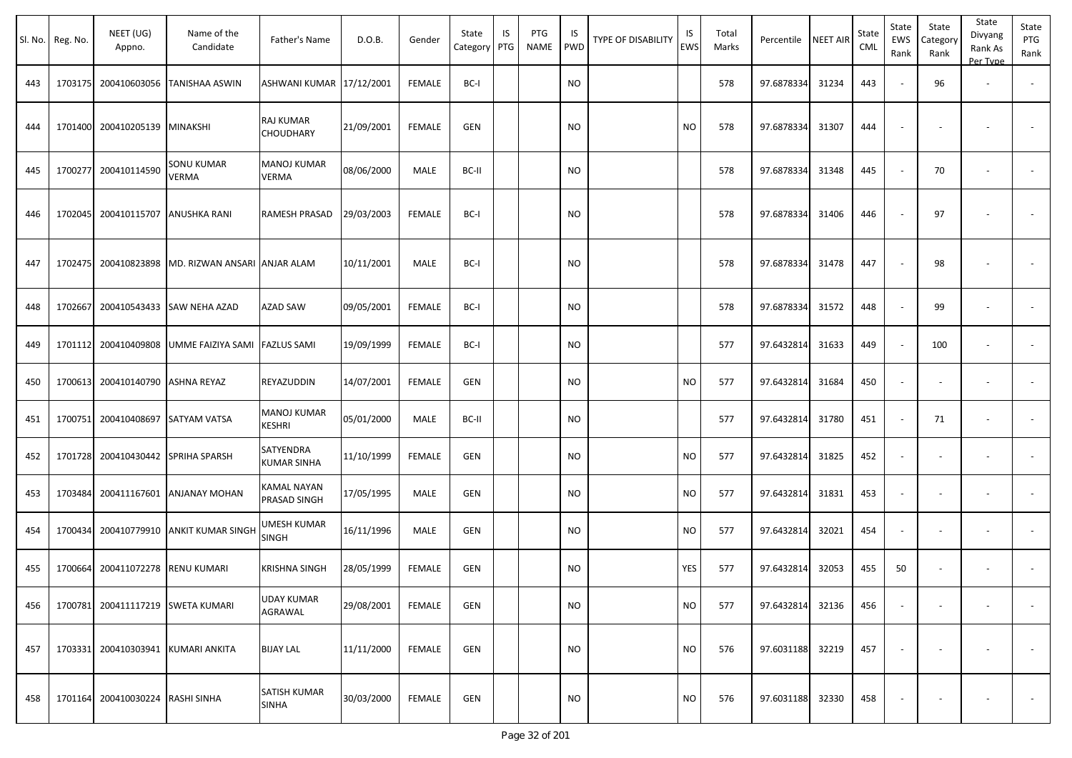| Sl. No. | Reg. No. | NEET (UG) Appno. | Name of the Candidate | Father's Name | D.O.B. | Gender | State Category | IS PTG | PTG NAME | IS PWD | TYPE OF DISABILITY | IS EWS | Total Marks | Percentile | NEET AIR | State CML | State EWS Rank | State Category Rank | State Divyang Rank As Per Type | State PTG Rank |
|---|---|---|---|---|---|---|---|---|---|---|---|---|---|---|---|---|---|---|---|---|
| 443 | 1703175 | 200410603056 | TANISHAA ASWIN | ASHWANI KUMAR | 17/12/2001 | FEMALE | BC-I | | | NO | | | 578 | 97.6878334 | 31234 | 443 | - | 96 | - | - |
| 444 | 1701400 | 200410205139 | MINAKSHI | RAJ KUMAR CHOUDHARY | 21/09/2001 | FEMALE | GEN | | | NO | | NO | 578 | 97.6878334 | 31307 | 444 | - | - | - | - |
| 445 | 1700277 | 200410114590 | SONU KUMAR VERMA | MANOJ KUMAR VERMA | 08/06/2000 | MALE | BC-II | | | NO | | | 578 | 97.6878334 | 31348 | 445 | - | 70 | - | - |
| 446 | 1702045 | 200410115707 | ANUSHKA RANI | RAMESH PRASAD | 29/03/2003 | FEMALE | BC-I | | | NO | | | 578 | 97.6878334 | 31406 | 446 | - | 97 | - | - |
| 447 | 1702475 | 200410823898 | MD. RIZWAN ANSARI | ANJAR ALAM | 10/11/2001 | MALE | BC-I | | | NO | | | 578 | 97.6878334 | 31478 | 447 | - | 98 | - | - |
| 448 | 1702667 | 200410543433 | SAW NEHA AZAD | AZAD SAW | 09/05/2001 | FEMALE | BC-I | | | NO | | | 578 | 97.6878334 | 31572 | 448 | - | 99 | - | - |
| 449 | 1701112 | 200410409808 | UMME FAIZIYA SAMI | FAZLUS SAMI | 19/09/1999 | FEMALE | BC-I | | | NO | | | 577 | 97.6432814 | 31633 | 449 | - | 100 | - | - |
| 450 | 1700613 | 200410140790 | ASHNA REYAZ | REYAZUDDIN | 14/07/2001 | FEMALE | GEN | | | NO | | NO | 577 | 97.6432814 | 31684 | 450 | - | - | - | - |
| 451 | 1700751 | 200410408697 | SATYAM VATSA | MANOJ KUMAR KESHRI | 05/01/2000 | MALE | BC-II | | | NO | | | 577 | 97.6432814 | 31780 | 451 | - | 71 | - | - |
| 452 | 1701728 | 200410430442 | SPRIHA SPARSH | SATYENDRA KUMAR SINHA | 11/10/1999 | FEMALE | GEN | | | NO | | NO | 577 | 97.6432814 | 31825 | 452 | - | - | - | - |
| 453 | 1703484 | 200411167601 | ANJANAY MOHAN | KAMAL NAYAN PRASAD SINGH | 17/05/1995 | MALE | GEN | | | NO | | NO | 577 | 97.6432814 | 31831 | 453 | - | - | - | - |
| 454 | 1700434 | 200410779910 | ANKIT KUMAR SINGH | UMESH KUMAR SINGH | 16/11/1996 | MALE | GEN | | | NO | | NO | 577 | 97.6432814 | 32021 | 454 | - | - | - | - |
| 455 | 1700664 | 200411072278 | RENU KUMARI | KRISHNA SINGH | 28/05/1999 | FEMALE | GEN | | | NO | | YES | 577 | 97.6432814 | 32053 | 455 | 50 | - | - | - |
| 456 | 1700781 | 200411117219 | SWETA KUMARI | UDAY KUMAR AGRAWAL | 29/08/2001 | FEMALE | GEN | | | NO | | NO | 577 | 97.6432814 | 32136 | 456 | - | - | - | - |
| 457 | 1703331 | 200410303941 | KUMARI ANKITA | BIJAY LAL | 11/11/2000 | FEMALE | GEN | | | NO | | NO | 576 | 97.6031188 | 32219 | 457 | - | - | - | - |
| 458 | 1701164 | 200410030224 | RASHI SINHA | SATISH KUMAR SINHA | 30/03/2000 | FEMALE | GEN | | | NO | | NO | 576 | 97.6031188 | 32330 | 458 | - | - | - | - |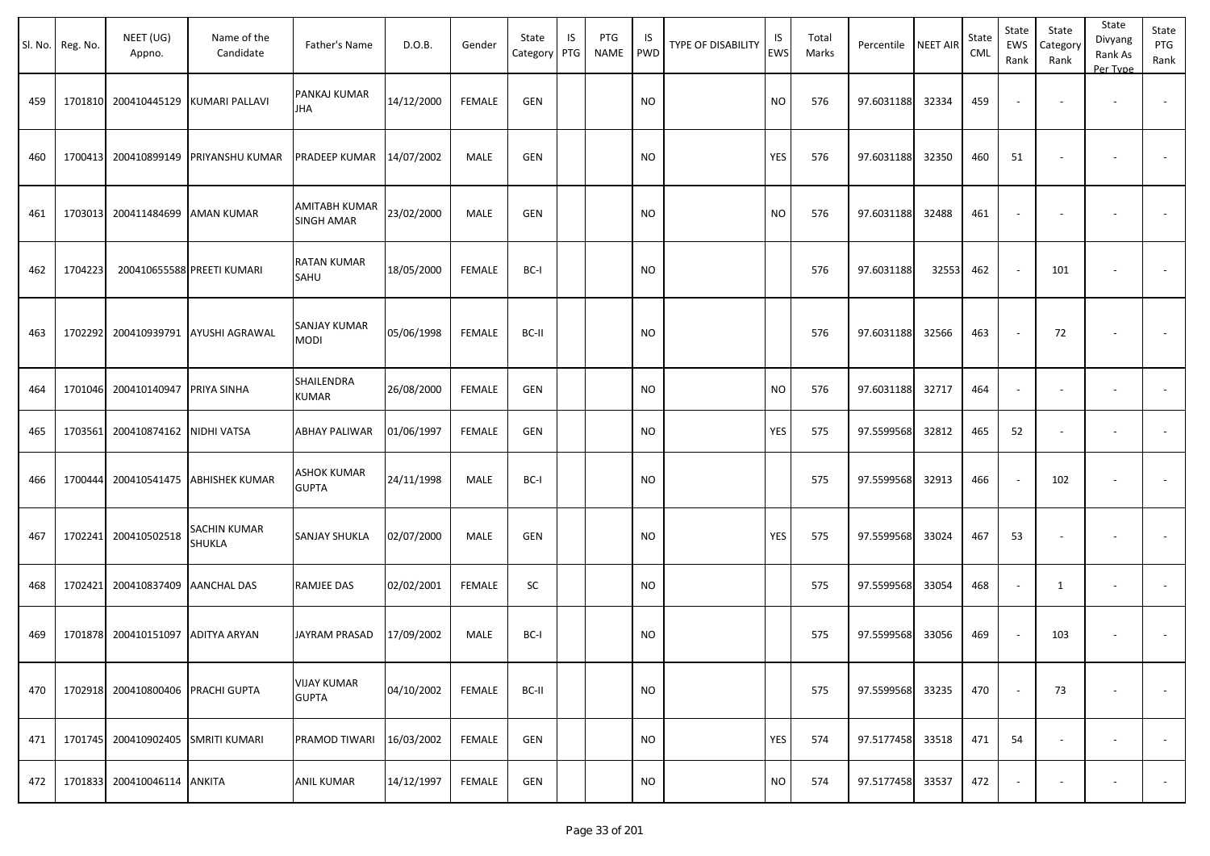| Sl. No. | Reg. No. | NEET (UG) Appno. | Name of the Candidate | Father's Name | D.O.B. | Gender | State Category | IS PTG | PTG NAME | IS PWD | TYPE OF DISABILITY | IS EWS | Total Marks | Percentile | NEET AIR | State CML | State EWS Rank | State Category Rank | State Divyang Rank As Per Type | State PTG Rank |
|---|---|---|---|---|---|---|---|---|---|---|---|---|---|---|---|---|---|---|---|---|
| 459 | 1701810 | 200410445129 | KUMARI PALLAVI | PANKAJ KUMAR JHA | 14/12/2000 | FEMALE | GEN | | | NO | | NO | 576 | 97.6031188 | 32334 | 459 | - | - | - | - |
| 460 | 1700413 | 200410899149 | PRIYANSHU KUMAR | PRADEEP KUMAR | 14/07/2002 | MALE | GEN | | | NO | | YES | 576 | 97.6031188 | 32350 | 460 | 51 | - | - | - |
| 461 | 1703013 | 200411484699 | AMAN KUMAR | AMITABH KUMAR SINGH AMAR | 23/02/2000 | MALE | GEN | | | NO | | NO | 576 | 97.6031188 | 32488 | 461 | - | - | - | - |
| 462 | 1704223 | 200410655588 | PREETI KUMARI | RATAN KUMAR SAHU | 18/05/2000 | FEMALE | BC-I | | | NO | | | 576 | 97.6031188 | 32553 | 462 | - | 101 | - | - |
| 463 | 1702292 | 200410939791 | AYUSHI AGRAWAL | SANJAY KUMAR MODI | 05/06/1998 | FEMALE | BC-II | | | NO | | | 576 | 97.6031188 | 32566 | 463 | - | 72 | - | - |
| 464 | 1701046 | 200410140947 | PRIYA SINHA | SHAILENDRA KUMAR | 26/08/2000 | FEMALE | GEN | | | NO | | NO | 576 | 97.6031188 | 32717 | 464 | - | - | - | - |
| 465 | 1703561 | 200410874162 | NIDHI VATSA | ABHAY PALIWAR | 01/06/1997 | FEMALE | GEN | | | NO | | YES | 575 | 97.5599568 | 32812 | 465 | 52 | - | - | - |
| 466 | 1700444 | 200410541475 | ABHISHEK KUMAR | ASHOK KUMAR GUPTA | 24/11/1998 | MALE | BC-I | | | NO | | | 575 | 97.5599568 | 32913 | 466 | - | 102 | - | - |
| 467 | 1702241 | 200410502518 | SACHIN KUMAR SHUKLA | SANJAY SHUKLA | 02/07/2000 | MALE | GEN | | | NO | | YES | 575 | 97.5599568 | 33024 | 467 | 53 | - | - | - |
| 468 | 1702421 | 200410837409 | AANCHAL DAS | RAMJEE DAS | 02/02/2001 | FEMALE | SC | | | NO | | | 575 | 97.5599568 | 33054 | 468 | - | 1 | - | - |
| 469 | 1701878 | 200410151097 | ADITYA ARYAN | JAYRAM PRASAD | 17/09/2002 | MALE | BC-I | | | NO | | | 575 | 97.5599568 | 33056 | 469 | - | 103 | - | - |
| 470 | 1702918 | 200410800406 | PRACHI GUPTA | VIJAY KUMAR GUPTA | 04/10/2002 | FEMALE | BC-II | | | NO | | | 575 | 97.5599568 | 33235 | 470 | - | 73 | - | - |
| 471 | 1701745 | 200410902405 | SMRITI KUMARI | PRAMOD TIWARI | 16/03/2002 | FEMALE | GEN | | | NO | | YES | 574 | 97.5177458 | 33518 | 471 | 54 | - | - | - |
| 472 | 1701833 | 200410046114 | ANKITA | ANIL KUMAR | 14/12/1997 | FEMALE | GEN | | | NO | | NO | 574 | 97.5177458 | 33537 | 472 | - | - | - | - |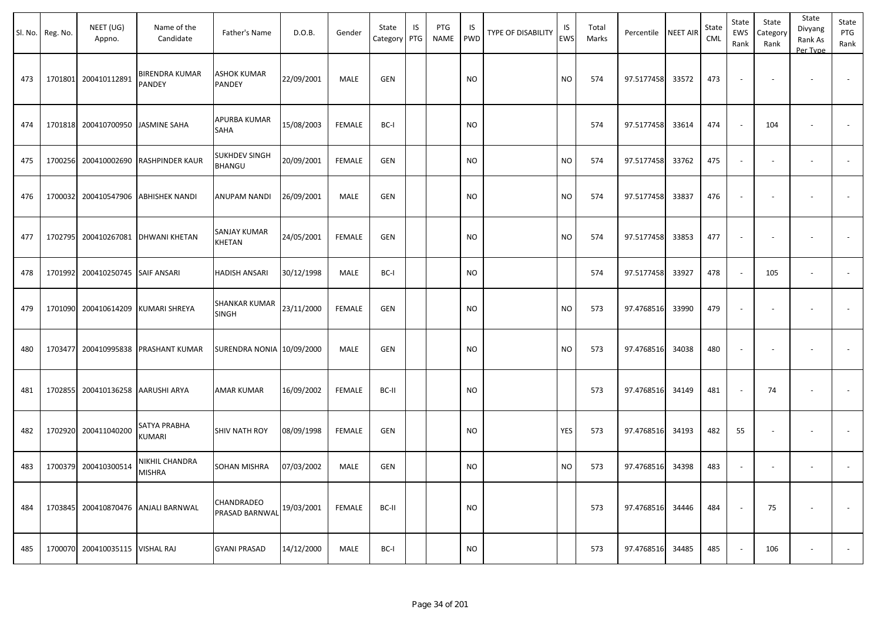| Sl. No. | Reg. No. | NEET (UG) Appno. | Name of the Candidate | Father's Name | D.O.B. | Gender | State Category | IS PTG | PTG NAME | IS PWD | TYPE OF DISABILITY | IS EWS | Total Marks | Percentile | NEET AIR | State CML | State EWS Rank | State Category Rank | State Divyang Rank As Per Type | State PTG Rank |
|---|---|---|---|---|---|---|---|---|---|---|---|---|---|---|---|---|---|---|---|---|
| 473 | 1701801 | 200410112891 | BIRENDRA KUMAR PANDEY | ASHOK KUMAR PANDEY | 22/09/2001 | MALE | GEN | | | NO | | NO | 574 | 97.5177458 | 33572 | 473 | - | - | - | - |
| 474 | 1701818 | 200410700950 | JASMINE SAHA | APURBA KUMAR SAHA | 15/08/2003 | FEMALE | BC-I | | | NO | | | 574 | 97.5177458 | 33614 | 474 | - | 104 | - | - |
| 475 | 1700256 | 200410002690 | RASHPINDER KAUR | SUKHDEV SINGH BHANGU | 20/09/2001 | FEMALE | GEN | | | NO | | NO | 574 | 97.5177458 | 33762 | 475 | - | - | - | - |
| 476 | 1700032 | 200410547906 | ABHISHEK NANDI | ANUPAM NANDI | 26/09/2001 | MALE | GEN | | | NO | | NO | 574 | 97.5177458 | 33837 | 476 | - | - | - | - |
| 477 | 1702795 | 200410267081 | DHWANI KHETAN | SANJAY KUMAR KHETAN | 24/05/2001 | FEMALE | GEN | | | NO | | NO | 574 | 97.5177458 | 33853 | 477 | - | - | - | - |
| 478 | 1701992 | 200410250745 | SAIF ANSARI | HADISH ANSARI | 30/12/1998 | MALE | BC-I | | | NO | | | 574 | 97.5177458 | 33927 | 478 | - | 105 | - | - |
| 479 | 1701090 | 200410614209 | KUMARI SHREYA | SHANKAR KUMAR SINGH | 23/11/2000 | FEMALE | GEN | | | NO | | NO | 573 | 97.4768516 | 33990 | 479 | - | - | - | - |
| 480 | 1703477 | 200410995838 | PRASHANT KUMAR | SURENDRA NONIA | 10/09/2000 | MALE | GEN | | | NO | | NO | 573 | 97.4768516 | 34038 | 480 | - | - | - | - |
| 481 | 1702855 | 200410136258 | AARUSHI ARYA | AMAR KUMAR | 16/09/2002 | FEMALE | BC-II | | | NO | | | 573 | 97.4768516 | 34149 | 481 | - | 74 | - | - |
| 482 | 1702920 | 200411040200 | SATYA PRABHA KUMARI | SHIV NATH ROY | 08/09/1998 | FEMALE | GEN | | | NO | | YES | 573 | 97.4768516 | 34193 | 482 | 55 | - | - | - |
| 483 | 1700379 | 200410300514 | NIKHIL CHANDRA MISHRA | SOHAN MISHRA | 07/03/2002 | MALE | GEN | | | NO | | NO | 573 | 97.4768516 | 34398 | 483 | - | - | - | - |
| 484 | 1703845 | 200410870476 | ANJALI BARNWAL | CHANDRADEO PRASAD BARNWAL | 19/03/2001 | FEMALE | BC-II | | | NO | | | 573 | 97.4768516 | 34446 | 484 | - | 75 | - | - |
| 485 | 1700070 | 200410035115 | VISHAL RAJ | GYANI PRASAD | 14/12/2000 | MALE | BC-I | | | NO | | | 573 | 97.4768516 | 34485 | 485 | - | 106 | - | - |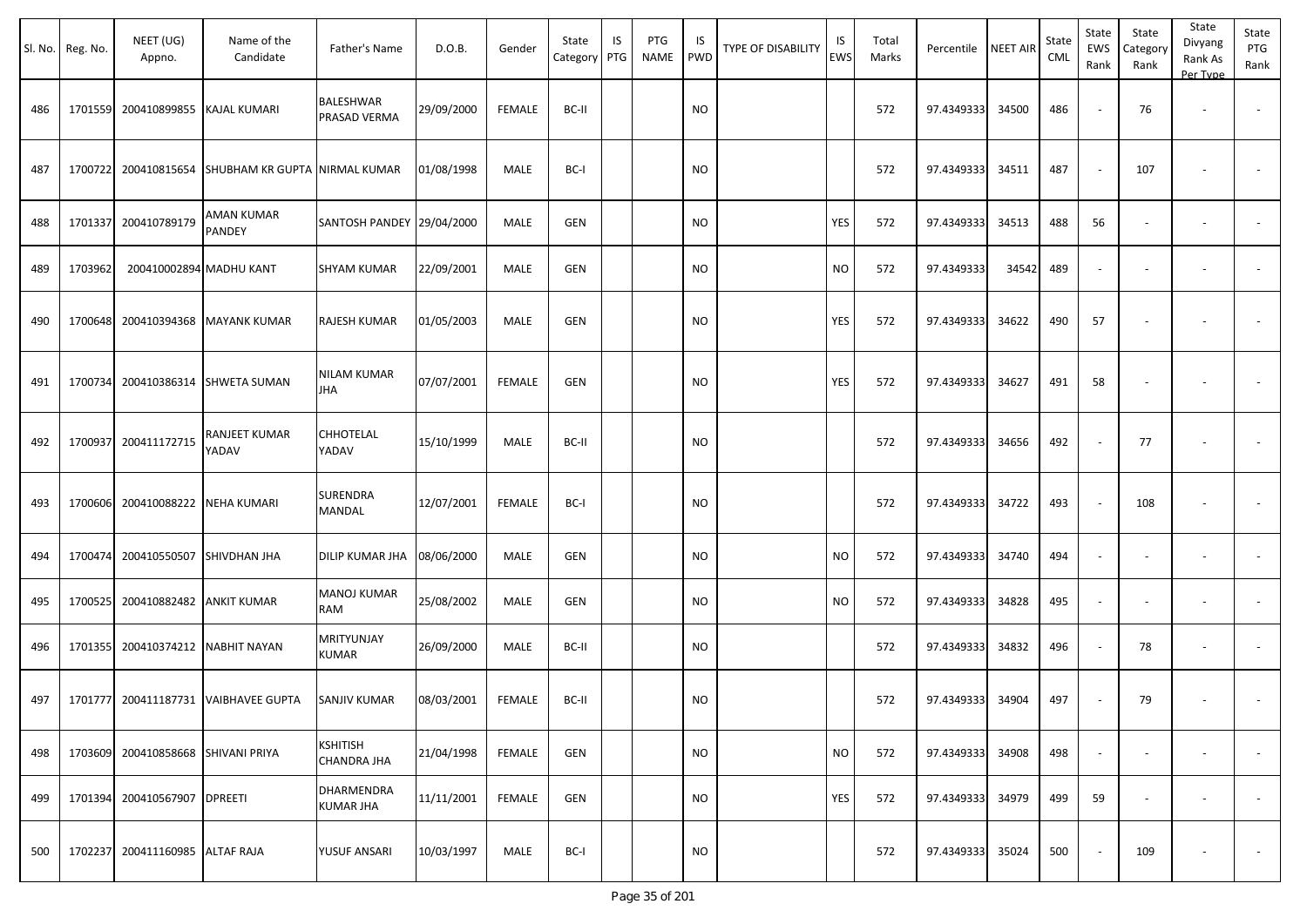| Sl. No. | Reg. No. | NEET (UG) Appno. | Name of the Candidate | Father's Name | D.O.B. | Gender | State Category | IS PTG | PTG NAME | IS PWD | TYPE OF DISABILITY | IS EWS | Total Marks | Percentile | NEET AIR | State CML | State EWS Rank | State Category Rank | State Divyang Rank As Per Type | State PTG Rank |
|---|---|---|---|---|---|---|---|---|---|---|---|---|---|---|---|---|---|---|---|---|
| 486 | 1701559 | 200410899855 | KAJAL KUMARI | BALESHWAR PRASAD VERMA | 29/09/2000 | FEMALE | BC-II | | | NO | | | 572 | 97.4349333 | 34500 | 486 | - | 76 | - | - |
| 487 | 1700722 | 200410815654 | SHUBHAM KR GUPTA | NIRMAL KUMAR | 01/08/1998 | MALE | BC-I | | | NO | | | 572 | 97.4349333 | 34511 | 487 | - | 107 | - | - |
| 488 | 1701337 | 200410789179 | AMAN KUMAR PANDEY | SANTOSH PANDEY | 29/04/2000 | MALE | GEN | | | NO | | YES | 572 | 97.4349333 | 34513 | 488 | 56 | - | - | - |
| 489 | 1703962 | 200410002894 | MADHU KANT | SHYAM KUMAR | 22/09/2001 | MALE | GEN | | | NO | | NO | 572 | 97.4349333 | 34542 | 489 | - | - | - | - |
| 490 | 1700648 | 200410394368 | MAYANK KUMAR | RAJESH KUMAR | 01/05/2003 | MALE | GEN | | | NO | | YES | 572 | 97.4349333 | 34622 | 490 | 57 | - | - | - |
| 491 | 1700734 | 200410386314 | SHWETA SUMAN | NILAM KUMAR JHA | 07/07/2001 | FEMALE | GEN | | | NO | | YES | 572 | 97.4349333 | 34627 | 491 | 58 | - | - | - |
| 492 | 1700937 | 200411172715 | RANJEET KUMAR YADAV | CHHOTELAL YADAV | 15/10/1999 | MALE | BC-II | | | NO | | | 572 | 97.4349333 | 34656 | 492 | - | 77 | - | - |
| 493 | 1700606 | 200410088222 | NEHA KUMARI | SURENDRA MANDAL | 12/07/2001 | FEMALE | BC-I | | | NO | | | 572 | 97.4349333 | 34722 | 493 | - | 108 | - | - |
| 494 | 1700474 | 200410550507 | SHIVDHAN JHA | DILIP KUMAR JHA | 08/06/2000 | MALE | GEN | | | NO | | NO | 572 | 97.4349333 | 34740 | 494 | - | - | - | - |
| 495 | 1700525 | 200410882482 | ANKIT KUMAR | MANOJ KUMAR RAM | 25/08/2002 | MALE | GEN | | | NO | | NO | 572 | 97.4349333 | 34828 | 495 | - | - | - | - |
| 496 | 1701355 | 200410374212 | NABHIT NAYAN | MRITYUNJAY KUMAR | 26/09/2000 | MALE | BC-II | | | NO | | | 572 | 97.4349333 | 34832 | 496 | - | 78 | - | - |
| 497 | 1701777 | 200411187731 | VAIBHAVEE GUPTA | SANJIV KUMAR | 08/03/2001 | FEMALE | BC-II | | | NO | | | 572 | 97.4349333 | 34904 | 497 | - | 79 | - | - |
| 498 | 1703609 | 200410858668 | SHIVANI PRIYA | KSHITISH CHANDRA JHA | 21/04/1998 | FEMALE | GEN | | | NO | | NO | 572 | 97.4349333 | 34908 | 498 | - | - | - | - |
| 499 | 1701394 | 200410567907 | DPREETI | DHARMENDRA KUMAR JHA | 11/11/2001 | FEMALE | GEN | | | NO | | YES | 572 | 97.4349333 | 34979 | 499 | 59 | - | - | - |
| 500 | 1702237 | 200411160985 | ALTAF RAJA | YUSUF ANSARI | 10/03/1997 | MALE | BC-I | | | NO | | | 572 | 97.4349333 | 35024 | 500 | - | 109 | - | - |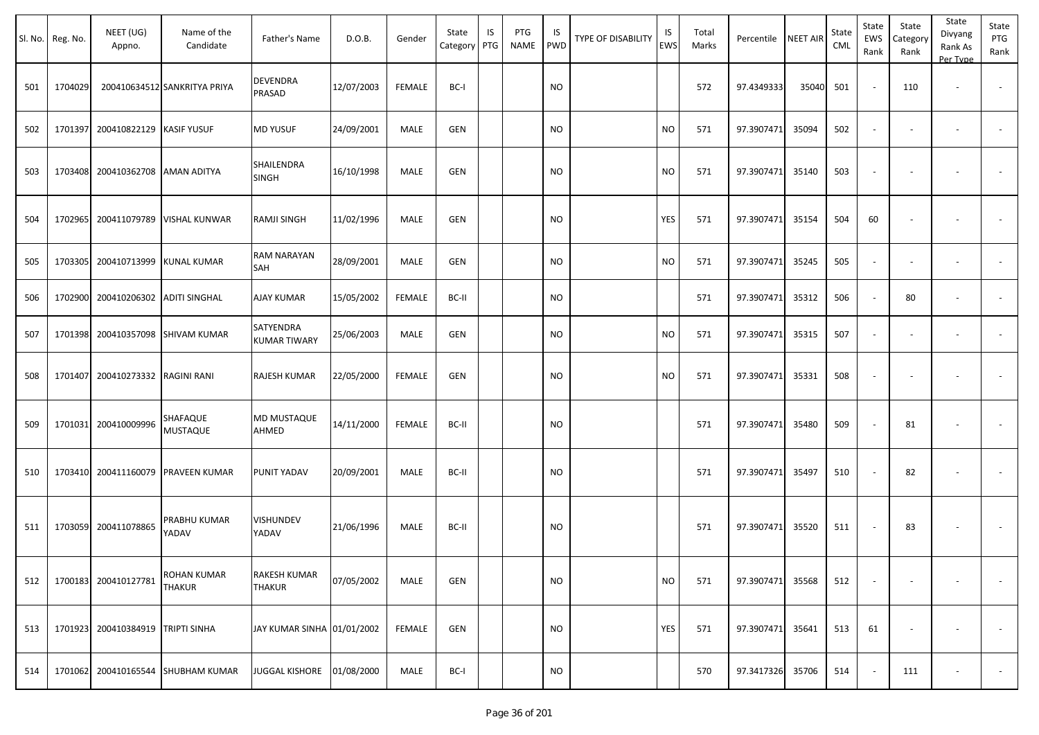| Sl. No. | Reg. No. | NEET (UG) Appno. | Name of the Candidate | Father's Name | D.O.B. | Gender | State Category | IS PTG | PTG NAME | IS PWD | TYPE OF DISABILITY | IS EWS | Total Marks | Percentile | NEET AIR | State CML | State EWS Rank | State Category Rank | State Divyang Rank As Per Type | State PTG Rank |
|---|---|---|---|---|---|---|---|---|---|---|---|---|---|---|---|---|---|---|---|---|
| 501 | 1704029 | 200410634512 | SANKRITYA PRIYA | DEVENDRA PRASAD | 12/07/2003 | FEMALE | BC-I | | | NO | | | 572 | 97.4349333 | 35040 | 501 | - | 110 | - | - |
| 502 | 1701397 | 200410822129 | KASIF YUSUF | MD YUSUF | 24/09/2001 | MALE | GEN | | | NO | | NO | 571 | 97.3907471 | 35094 | 502 | - | - | - | - |
| 503 | 1703408 | 200410362708 | AMAN ADITYA | SHAILENDRA SINGH | 16/10/1998 | MALE | GEN | | | NO | | NO | 571 | 97.3907471 | 35140 | 503 | - | - | - | - |
| 504 | 1702965 | 200411079789 | VISHAL KUNWAR | RAMJI SINGH | 11/02/1996 | MALE | GEN | | | NO | | YES | 571 | 97.3907471 | 35154 | 504 | 60 | - | - | - |
| 505 | 1703305 | 200410713999 | KUNAL KUMAR | RAM NARAYAN SAH | 28/09/2001 | MALE | GEN | | | NO | | NO | 571 | 97.3907471 | 35245 | 505 | - | - | - | - |
| 506 | 1702900 | 200410206302 | ADITI SINGHAL | AJAY KUMAR | 15/05/2002 | FEMALE | BC-II | | | NO | | | 571 | 97.3907471 | 35312 | 506 | - | 80 | - | - |
| 507 | 1701398 | 200410357098 | SHIVAM KUMAR | SATYENDRA KUMAR TIWARY | 25/06/2003 | MALE | GEN | | | NO | | NO | 571 | 97.3907471 | 35315 | 507 | - | - | - | - |
| 508 | 1701407 | 200410273332 | RAGINI RANI | RAJESH KUMAR | 22/05/2000 | FEMALE | GEN | | | NO | | NO | 571 | 97.3907471 | 35331 | 508 | - | - | - | - |
| 509 | 1701031 | 200410009996 | SHAFAQUE MUSTAQUE | MD MUSTAQUE AHMED | 14/11/2000 | FEMALE | BC-II | | | NO | | | 571 | 97.3907471 | 35480 | 509 | - | 81 | - | - |
| 510 | 1703410 | 200411160079 | PRAVEEN KUMAR | PUNIT YADAV | 20/09/2001 | MALE | BC-II | | | NO | | | 571 | 97.3907471 | 35497 | 510 | - | 82 | - | - |
| 511 | 1703059 | 200411078865 | PRABHU KUMAR YADAV | VISHUNDEV YADAV | 21/06/1996 | MALE | BC-II | | | NO | | | 571 | 97.3907471 | 35520 | 511 | - | 83 | - | - |
| 512 | 1700183 | 200410127781 | ROHAN KUMAR THAKUR | RAKESH KUMAR THAKUR | 07/05/2002 | MALE | GEN | | | NO | | NO | 571 | 97.3907471 | 35568 | 512 | - | - | - | - |
| 513 | 1701923 | 200410384919 | TRIPTI SINHA | JAY KUMAR SINHA | 01/01/2002 | FEMALE | GEN | | | NO | | YES | 571 | 97.3907471 | 35641 | 513 | 61 | - | - | - |
| 514 | 1701062 | 200410165544 | SHUBHAM KUMAR | JUGGAL KISHORE | 01/08/2000 | MALE | BC-I | | | NO | | | 570 | 97.3417326 | 35706 | 514 | - | 111 | - | - |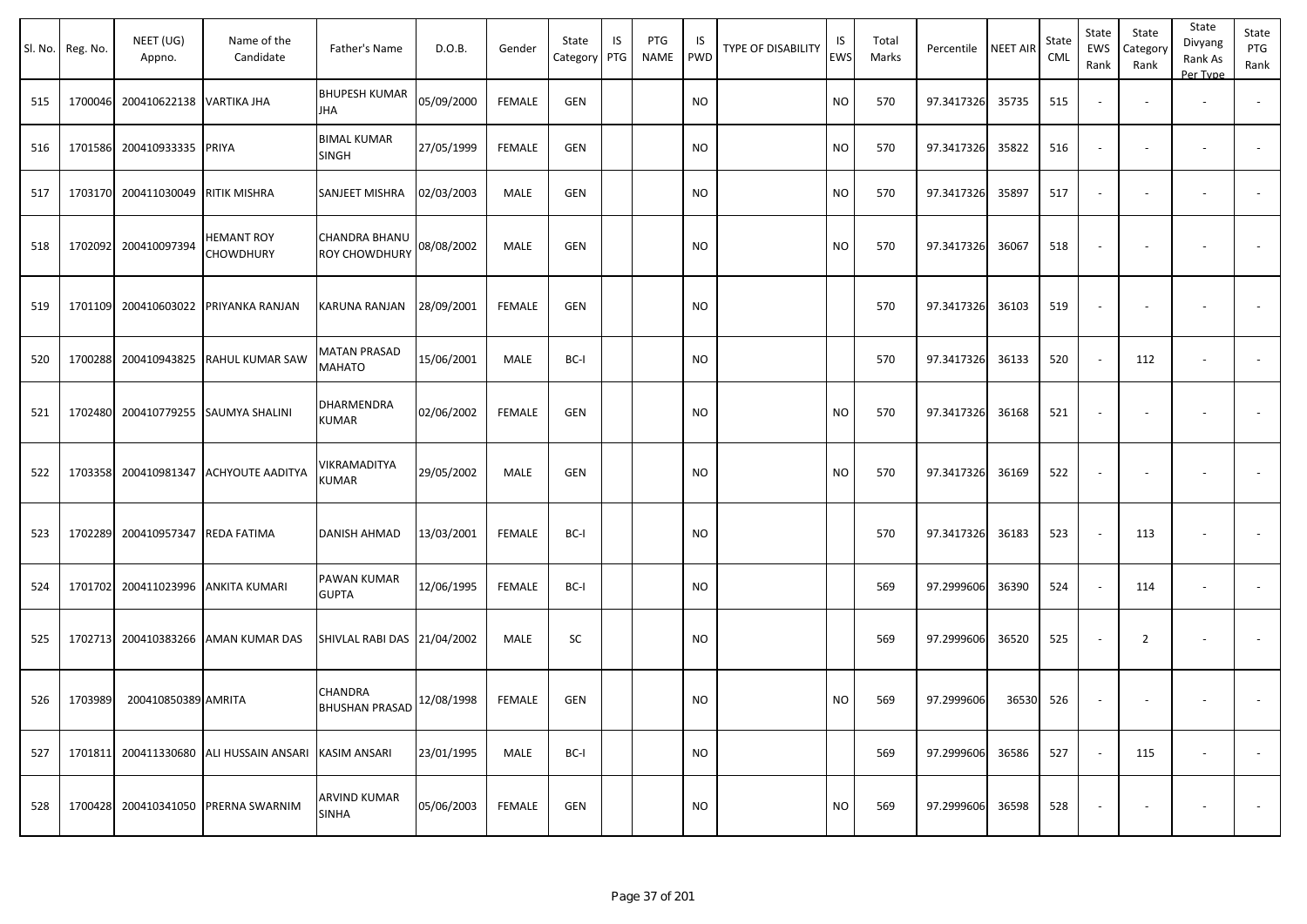| Sl. No. | Reg. No. | NEET (UG) Appno. | Name of the Candidate | Father's Name | D.O.B. | Gender | State Category | IS PTG | PTG NAME | IS PWD | TYPE OF DISABILITY | IS EWS | Total Marks | Percentile | NEET AIR | State CML | State EWS Rank | State Category Rank | State Divyang Rank As Per Type | State PTG Rank |
|---|---|---|---|---|---|---|---|---|---|---|---|---|---|---|---|---|---|---|---|---|
| 515 | 1700046 | 200410622138 | VARTIKA JHA | BHUPESH KUMAR JHA | 05/09/2000 | FEMALE | GEN | | | NO | | NO | 570 | 97.3417326 | 35735 | 515 | - | - | - | - |
| 516 | 1701586 | 200410933335 | PRIYA | BIMAL KUMAR SINGH | 27/05/1999 | FEMALE | GEN | | | NO | | NO | 570 | 97.3417326 | 35822 | 516 | - | - | - | - |
| 517 | 1703170 | 200411030049 | RITIK MISHRA | SANJEET MISHRA | 02/03/2003 | MALE | GEN | | | NO | | NO | 570 | 97.3417326 | 35897 | 517 | - | - | - | - |
| 518 | 1702092 | 200410097394 | HEMANT ROY CHOWDHURY | CHANDRA BHANU ROY CHOWDHURY | 08/08/2002 | MALE | GEN | | | NO | | NO | 570 | 97.3417326 | 36067 | 518 | - | - | - | - |
| 519 | 1701109 | 200410603022 | PRIYANKA RANJAN | KARUNA RANJAN | 28/09/2001 | FEMALE | GEN | | | NO | | | 570 | 97.3417326 | 36103 | 519 | - | - | - | - |
| 520 | 1700288 | 200410943825 | RAHUL KUMAR SAW | MATAN PRASAD MAHATO | 15/06/2001 | MALE | BC-I | | | NO | | | 570 | 97.3417326 | 36133 | 520 | - | 112 | - | - |
| 521 | 1702480 | 200410779255 | SAUMYA SHALINI | DHARMENDRA KUMAR | 02/06/2002 | FEMALE | GEN | | | NO | | NO | 570 | 97.3417326 | 36168 | 521 | - | - | - | - |
| 522 | 1703358 | 200410981347 | ACHYOUTE AADITYA | VIKRAMADITYA KUMAR | 29/05/2002 | MALE | GEN | | | NO | | NO | 570 | 97.3417326 | 36169 | 522 | - | - | - | - |
| 523 | 1702289 | 200410957347 | REDA FATIMA | DANISH AHMAD | 13/03/2001 | FEMALE | BC-I | | | NO | | | 570 | 97.3417326 | 36183 | 523 | - | 113 | - | - |
| 524 | 1701702 | 200411023996 | ANKITA KUMARI | PAWAN KUMAR GUPTA | 12/06/1995 | FEMALE | BC-I | | | NO | | | 569 | 97.2999606 | 36390 | 524 | - | 114 | - | - |
| 525 | 1702713 | 200410383266 | AMAN KUMAR DAS | SHIVLAL RABI DAS | 21/04/2002 | MALE | SC | | | NO | | | 569 | 97.2999606 | 36520 | 525 | - | 2 | - | - |
| 526 | 1703989 | 200410850389 | AMRITA | CHANDRA BHUSHAN PRASAD | 12/08/1998 | FEMALE | GEN | | | NO | | NO | 569 | 97.2999606 | 36530 | 526 | - | - | - | - |
| 527 | 1701811 | 200411330680 | ALI HUSSAIN ANSARI | KASIM ANSARI | 23/01/1995 | MALE | BC-I | | | NO | | | 569 | 97.2999606 | 36586 | 527 | - | 115 | - | - |
| 528 | 1700428 | 200410341050 | PRERNA SWARNIM | ARVIND KUMAR SINHA | 05/06/2003 | FEMALE | GEN | | | NO | | NO | 569 | 97.2999606 | 36598 | 528 | - | - | - | - |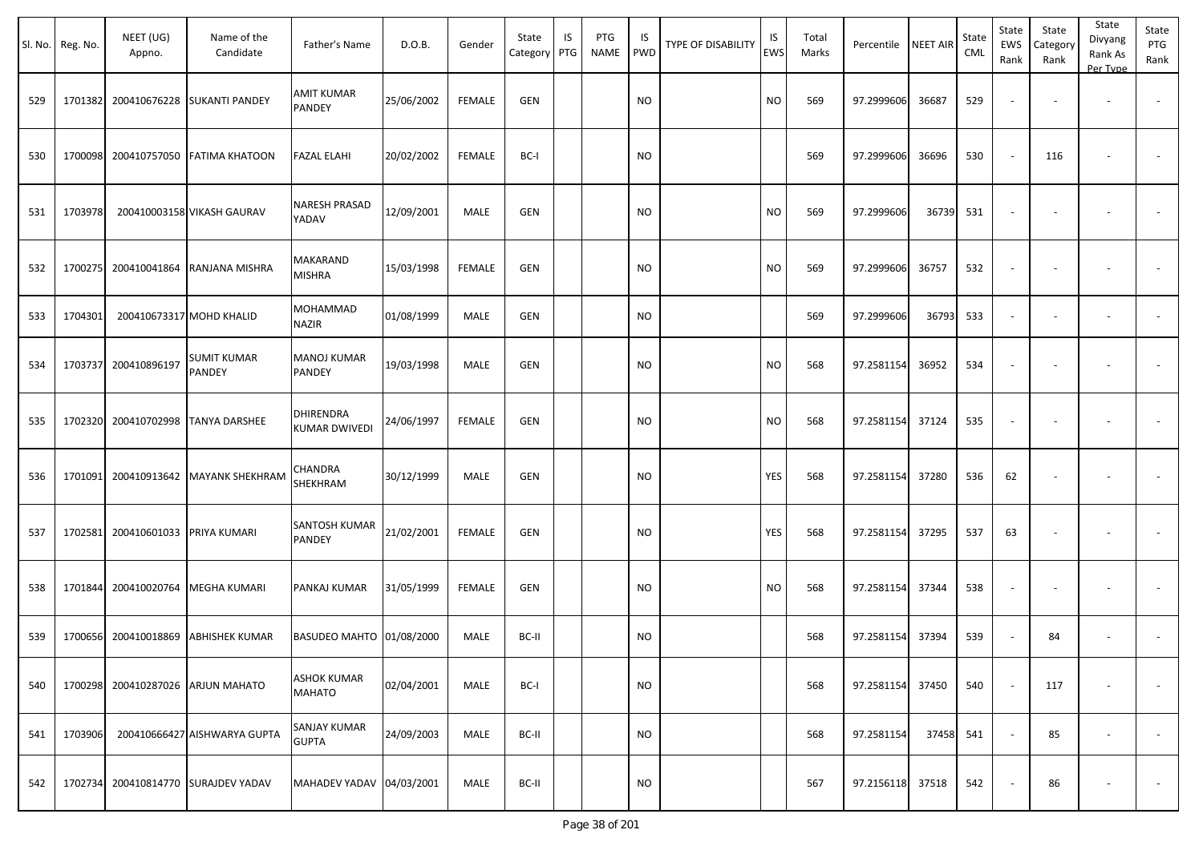| Sl. No. | Reg. No. | NEET (UG) Appno. | Name of the Candidate | Father's Name | D.O.B. | Gender | State Category | IS PTG | PTG NAME | IS PWD | TYPE OF DISABILITY | IS EWS | Total Marks | Percentile | NEET AIR | State CML | State EWS Rank | State Category Rank | State Divyang Rank As Per Type | State PTG Rank |
|---|---|---|---|---|---|---|---|---|---|---|---|---|---|---|---|---|---|---|---|---|
| 529 | 1701382 | 200410676228 | SUKANTI PANDEY | AMIT KUMAR PANDEY | 25/06/2002 | FEMALE | GEN | | | NO | | NO | 569 | 97.2999606 | 36687 | 529 | - | - | - | - |
| 530 | 1700098 | 200410757050 | FATIMA KHATOON | FAZAL ELAHI | 20/02/2002 | FEMALE | BC-I | | | NO | | | 569 | 97.2999606 | 36696 | 530 | - | 116 | - | - |
| 531 | 1703978 | 200410003158 | VIKASH GAURAV | NARESH PRASAD YADAV | 12/09/2001 | MALE | GEN | | | NO | | NO | 569 | 97.2999606 | 36739 | 531 | - | - | - | - |
| 532 | 1700275 | 200410041864 | RANJANA MISHRA | MAKARAND MISHRA | 15/03/1998 | FEMALE | GEN | | | NO | | NO | 569 | 97.2999606 | 36757 | 532 | - | - | - | - |
| 533 | 1704301 | 200410673317 | MOHD KHALID | MOHAMMAD NAZIR | 01/08/1999 | MALE | GEN | | | NO | | | 569 | 97.2999606 | 36793 | 533 | - | - | - | - |
| 534 | 1703737 | 200410896197 | SUMIT KUMAR PANDEY | MANOJ KUMAR PANDEY | 19/03/1998 | MALE | GEN | | | NO | | NO | 568 | 97.2581154 | 36952 | 534 | - | - | - | - |
| 535 | 1702320 | 200410702998 | TANYA DARSHEE | DHIRENDRA KUMAR DWIVEDI | 24/06/1997 | FEMALE | GEN | | | NO | | NO | 568 | 97.2581154 | 37124 | 535 | - | - | - | - |
| 536 | 1701091 | 200410913642 | MAYANK SHEKHRAM | CHANDRA SHEKHRAM | 30/12/1999 | MALE | GEN | | | NO | | YES | 568 | 97.2581154 | 37280 | 536 | 62 | - | - | - |
| 537 | 1702581 | 200410601033 | PRIYA KUMARI | SANTOSH KUMAR PANDEY | 21/02/2001 | FEMALE | GEN | | | NO | | YES | 568 | 97.2581154 | 37295 | 537 | 63 | - | - | - |
| 538 | 1701844 | 200410020764 | MEGHA KUMARI | PANKAJ KUMAR | 31/05/1999 | FEMALE | GEN | | | NO | | NO | 568 | 97.2581154 | 37344 | 538 | - | - | - | - |
| 539 | 1700656 | 200410018869 | ABHISHEK KUMAR | BASUDEO MAHTO | 01/08/2000 | MALE | BC-II | | | NO | | | 568 | 97.2581154 | 37394 | 539 | - | 84 | - | - |
| 540 | 1700298 | 200410287026 | ARJUN MAHATO | ASHOK KUMAR MAHATO | 02/04/2001 | MALE | BC-I | | | NO | | | 568 | 97.2581154 | 37450 | 540 | - | 117 | - | - |
| 541 | 1703906 | 200410666427 | AISHWARYA GUPTA | SANJAY KUMAR GUPTA | 24/09/2003 | MALE | BC-II | | | NO | | | 568 | 97.2581154 | 37458 | 541 | - | 85 | - | - |
| 542 | 1702734 | 200410814770 | SURAJDEV YADAV | MAHADEV YADAV | 04/03/2001 | MALE | BC-II | | | NO | | | 567 | 97.2156118 | 37518 | 542 | - | 86 | - | - |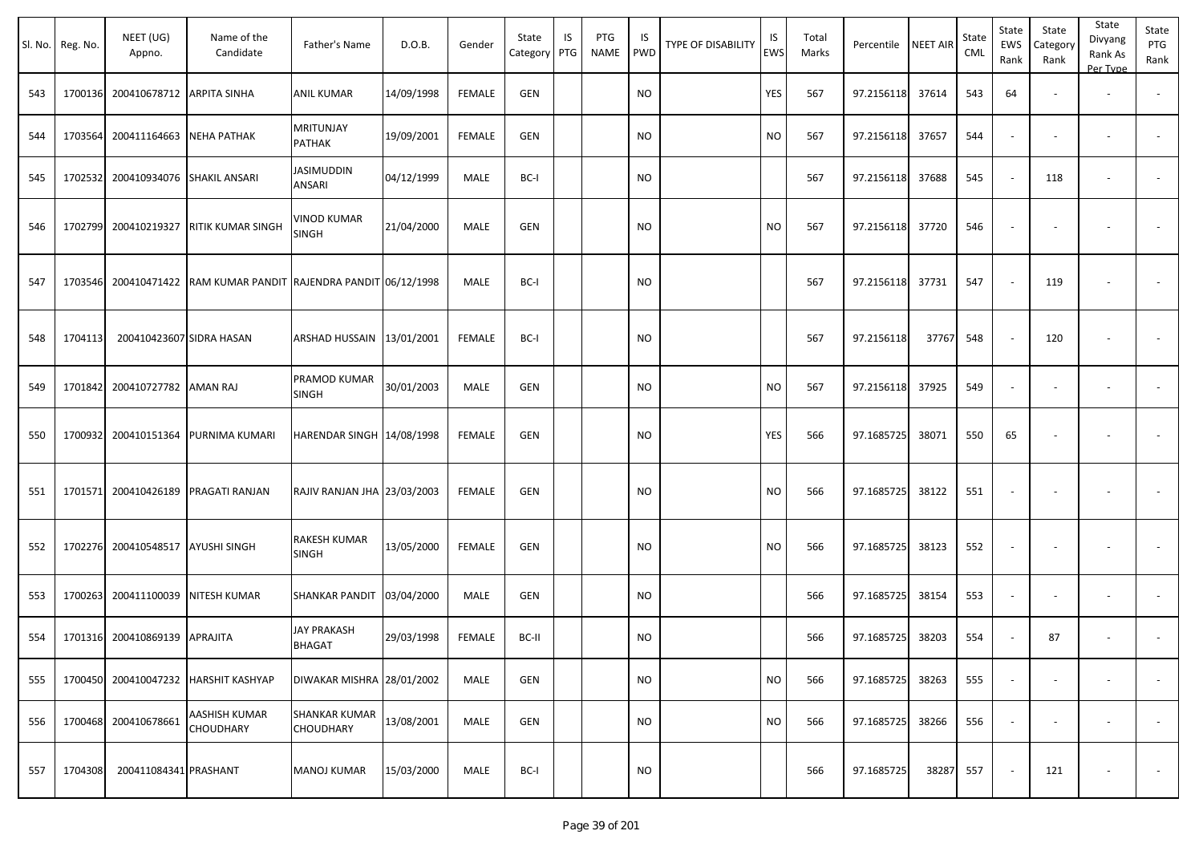| Sl. No. | Reg. No. | NEET (UG) Appno. | Name of the Candidate | Father's Name | D.O.B. | Gender | State Category | IS PTG | PTG NAME | IS PWD | TYPE OF DISABILITY | IS EWS | Total Marks | Percentile | NEET AIR | State CML | State EWS Rank | State Category Rank | State Divyang Rank As Per Type | State PTG Rank |
|---|---|---|---|---|---|---|---|---|---|---|---|---|---|---|---|---|---|---|---|---|
| 543 | 1700136 | 200410678712 | ARPITA SINHA | ANIL KUMAR | 14/09/1998 | FEMALE | GEN | | | NO | | YES | 567 | 97.2156118 | 37614 | 543 | 64 | - | - | - |
| 544 | 1703564 | 200411164663 | NEHA PATHAK | MRITUNJAY PATHAK | 19/09/2001 | FEMALE | GEN | | | NO | | NO | 567 | 97.2156118 | 37657 | 544 | - | - | - | - |
| 545 | 1702532 | 200410934076 | SHAKIL ANSARI | JASIMUDDIN ANSARI | 04/12/1999 | MALE | BC-I | | | NO | | | 567 | 97.2156118 | 37688 | 545 | - | 118 | - | - |
| 546 | 1702799 | 200410219327 | RITIK KUMAR SINGH | VINOD KUMAR SINGH | 21/04/2000 | MALE | GEN | | | NO | | NO | 567 | 97.2156118 | 37720 | 546 | - | - | - | - |
| 547 | 1703546 | 200410471422 | RAM KUMAR PANDIT | RAJENDRA PANDIT | 06/12/1998 | MALE | BC-I | | | NO | | | 567 | 97.2156118 | 37731 | 547 | - | 119 | - | - |
| 548 | 1704113 | 200410423607 | SIDRA HASAN | ARSHAD HUSSAIN | 13/01/2001 | FEMALE | BC-I | | | NO | | | 567 | 97.2156118 | 37767 | 548 | - | 120 | - | - |
| 549 | 1701842 | 200410727782 | AMAN RAJ | PRAMOD KUMAR SINGH | 30/01/2003 | MALE | GEN | | | NO | | NO | 567 | 97.2156118 | 37925 | 549 | - | - | - | - |
| 550 | 1700932 | 200410151364 | PURNIMA KUMARI | HARENDAR SINGH | 14/08/1998 | FEMALE | GEN | | | NO | | YES | 566 | 97.1685725 | 38071 | 550 | 65 | - | - | - |
| 551 | 1701571 | 200410426189 | PRAGATI RANJAN | RAJIV RANJAN JHA | 23/03/2003 | FEMALE | GEN | | | NO | | NO | 566 | 97.1685725 | 38122 | 551 | - | - | - | - |
| 552 | 1702276 | 200410548517 | AYUSHI SINGH | RAKESH KUMAR SINGH | 13/05/2000 | FEMALE | GEN | | | NO | | NO | 566 | 97.1685725 | 38123 | 552 | - | - | - | - |
| 553 | 1700263 | 200411100039 | NITESH KUMAR | SHANKAR PANDIT | 03/04/2000 | MALE | GEN | | | NO | | | 566 | 97.1685725 | 38154 | 553 | - | - | - | - |
| 554 | 1701316 | 200410869139 | APRAJITA | JAY PRAKASH BHAGAT | 29/03/1998 | FEMALE | BC-II | | | NO | | | 566 | 97.1685725 | 38203 | 554 | - | 87 | - | - |
| 555 | 1700450 | 200410047232 | HARSHIT KASHYAP | DIWAKAR MISHRA | 28/01/2002 | MALE | GEN | | | NO | | NO | 566 | 97.1685725 | 38263 | 555 | - | - | - | - |
| 556 | 1700468 | 200410678661 | AASHISH KUMAR CHOUDHARY | SHANKAR KUMAR CHOUDHARY | 13/08/2001 | MALE | GEN | | | NO | | NO | 566 | 97.1685725 | 38266 | 556 | - | - | - | - |
| 557 | 1704308 | 200411084341 | PRASHANT | MANOJ KUMAR | 15/03/2000 | MALE | BC-I | | | NO | | | 566 | 97.1685725 | 38287 | 557 | - | 121 | - | - |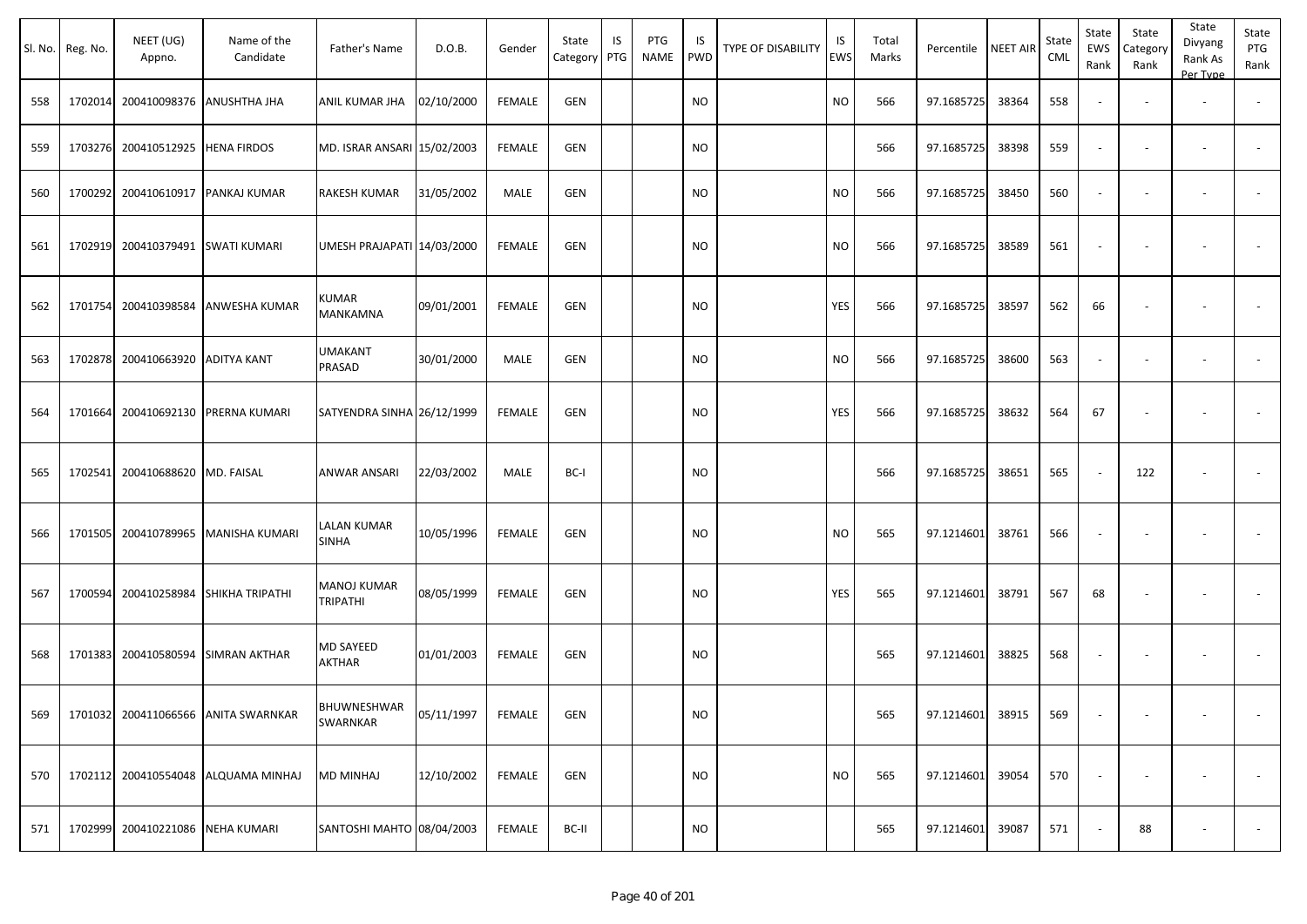| Sl. No. | Reg. No. | NEET (UG) Appno. | Name of the Candidate | Father's Name | D.O.B. | Gender | State Category | IS PTG | PTG NAME | IS PWD | TYPE OF DISABILITY | IS EWS | Total Marks | Percentile | NEET AIR | State CML | State EWS Rank | State Category Rank | State Divyang Rank As Per Type | State PTG Rank |
|---|---|---|---|---|---|---|---|---|---|---|---|---|---|---|---|---|---|---|---|---|
| 558 | 1702014 | 200410098376 | ANUSHTHA JHA | ANIL KUMAR JHA | 02/10/2000 | FEMALE | GEN | | | NO | | NO | 566 | 97.1685725 | 38364 | 558 | - | - | - | - |
| 559 | 1703276 | 200410512925 | HENA FIRDOS | MD. ISRAR ANSARI | 15/02/2003 | FEMALE | GEN | | | NO | | | 566 | 97.1685725 | 38398 | 559 | - | - | - | - |
| 560 | 1700292 | 200410610917 | PANKAJ KUMAR | RAKESH KUMAR | 31/05/2002 | MALE | GEN | | | NO | | NO | 566 | 97.1685725 | 38450 | 560 | - | - | - | - |
| 561 | 1702919 | 200410379491 | SWATI KUMARI | UMESH PRAJAPATI | 14/03/2000 | FEMALE | GEN | | | NO | | NO | 566 | 97.1685725 | 38589 | 561 | - | - | - | - |
| 562 | 1701754 | 200410398584 | ANWESHA KUMAR | KUMAR MANKAMNA | 09/01/2001 | FEMALE | GEN | | | NO | | YES | 566 | 97.1685725 | 38597 | 562 | 66 | - | - | - |
| 563 | 1702878 | 200410663920 | ADITYA KANT | UMAKANT PRASAD | 30/01/2000 | MALE | GEN | | | NO | | NO | 566 | 97.1685725 | 38600 | 563 | - | - | - | - |
| 564 | 1701664 | 200410692130 | PRERNA KUMARI | SATYENDRA SINHA | 26/12/1999 | FEMALE | GEN | | | NO | | YES | 566 | 97.1685725 | 38632 | 564 | 67 | - | - | - |
| 565 | 1702541 | 200410688620 | MD. FAISAL | ANWAR ANSARI | 22/03/2002 | MALE | BC-I | | | NO | | | 566 | 97.1685725 | 38651 | 565 | - | 122 | - | - |
| 566 | 1701505 | 200410789965 | MANISHA KUMARI | LALAN KUMAR SINHA | 10/05/1996 | FEMALE | GEN | | | NO | | NO | 565 | 97.1214601 | 38761 | 566 | - | - | - | - |
| 567 | 1700594 | 200410258984 | SHIKHA TRIPATHI | MANOJ KUMAR TRIPATHI | 08/05/1999 | FEMALE | GEN | | | NO | | YES | 565 | 97.1214601 | 38791 | 567 | 68 | - | - | - |
| 568 | 1701383 | 200410580594 | SIMRAN AKTHAR | MD SAYEED AKTHAR | 01/01/2003 | FEMALE | GEN | | | NO | | | 565 | 97.1214601 | 38825 | 568 | - | - | - | - |
| 569 | 1701032 | 200411066566 | ANITA SWARNKAR | BHUWNESHWAR SWARNKAR | 05/11/1997 | FEMALE | GEN | | | NO | | | 565 | 97.1214601 | 38915 | 569 | - | - | - | - |
| 570 | 1702112 | 200410554048 | ALQUAMA MINHAJ | MD MINHAJ | 12/10/2002 | FEMALE | GEN | | | NO | | NO | 565 | 97.1214601 | 39054 | 570 | - | - | - | - |
| 571 | 1702999 | 200410221086 | NEHA KUMARI | SANTOSHI MAHTO | 08/04/2003 | FEMALE | BC-II | | | NO | | | 565 | 97.1214601 | 39087 | 571 | - | 88 | - | - |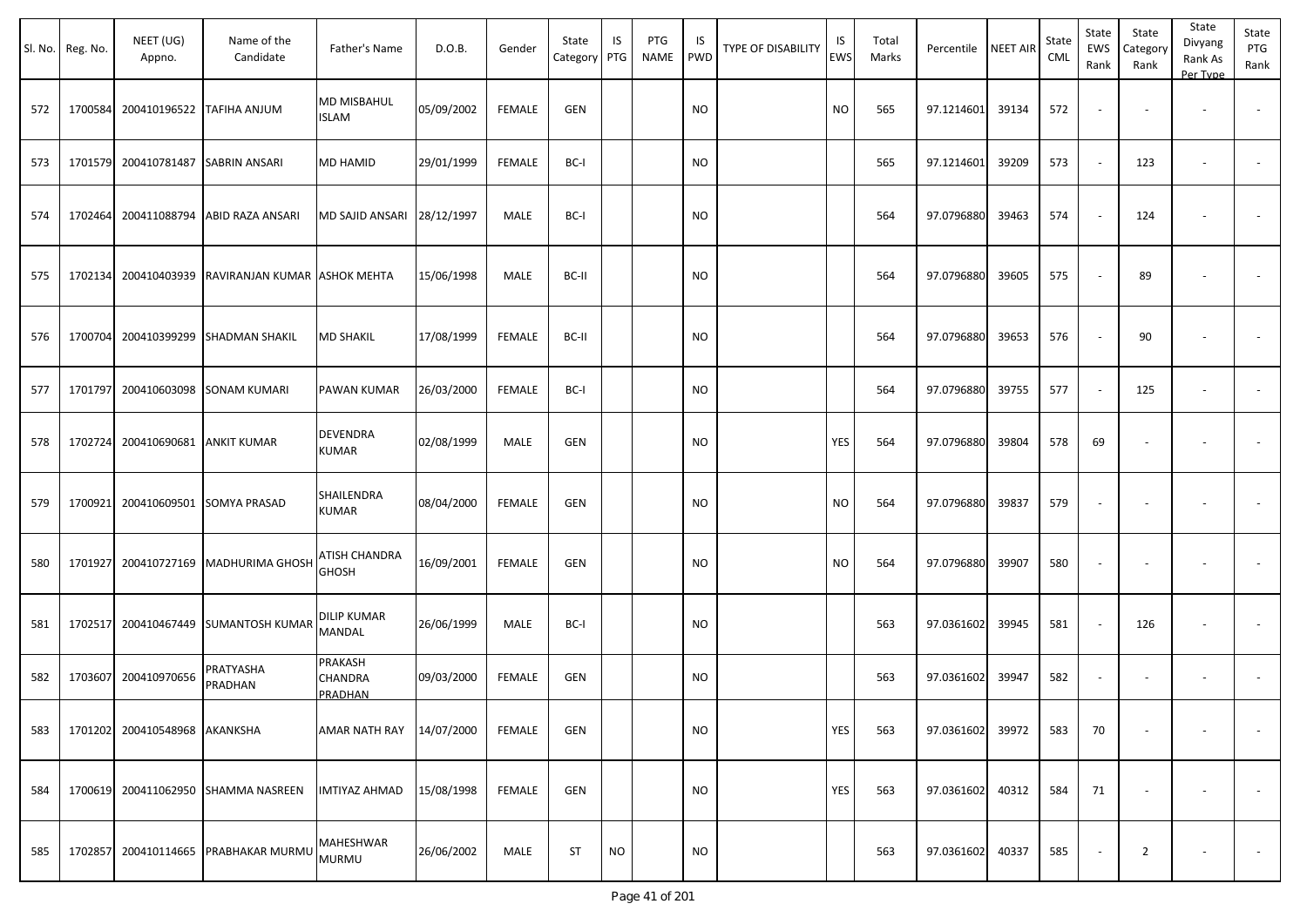| Sl. No. | Reg. No. | NEET (UG) Appno. | Name of the Candidate | Father's Name | D.O.B. | Gender | State Category | IS PTG | PTG NAME | IS PWD | TYPE OF DISABILITY | IS EWS | Total Marks | Percentile | NEET AIR | State CML | State EWS Rank | State Category Rank | State Divyang Rank As Per Type | State PTG Rank |
|---|---|---|---|---|---|---|---|---|---|---|---|---|---|---|---|---|---|---|---|---|
| 572 | 1700584 | 200410196522 | TAFIHA ANJUM | MD MISBAHUL ISLAM | 05/09/2002 | FEMALE | GEN | | | NO | | NO | 565 | 97.1214601 | 39134 | 572 | - | - | - | - |
| 573 | 1701579 | 200410781487 | SABRIN ANSARI | MD HAMID | 29/01/1999 | FEMALE | BC-I | | | NO | | | 565 | 97.1214601 | 39209 | 573 | - | 123 | - | - |
| 574 | 1702464 | 200411088794 | ABID RAZA ANSARI | MD SAJID ANSARI | 28/12/1997 | MALE | BC-I | | | NO | | | 564 | 97.0796880 | 39463 | 574 | - | 124 | - | - |
| 575 | 1702134 | 200410403939 | RAVIRANJAN KUMAR | ASHOK MEHTA | 15/06/1998 | MALE | BC-II | | | NO | | | 564 | 97.0796880 | 39605 | 575 | - | 89 | - | - |
| 576 | 1700704 | 200410399299 | SHADMAN SHAKIL | MD SHAKIL | 17/08/1999 | FEMALE | BC-II | | | NO | | | 564 | 97.0796880 | 39653 | 576 | - | 90 | - | - |
| 577 | 1701797 | 200410603098 | SONAM KUMARI | PAWAN KUMAR | 26/03/2000 | FEMALE | BC-I | | | NO | | | 564 | 97.0796880 | 39755 | 577 | - | 125 | - | - |
| 578 | 1702724 | 200410690681 | ANKIT KUMAR | DEVENDRA KUMAR | 02/08/1999 | MALE | GEN | | | NO | | YES | 564 | 97.0796880 | 39804 | 578 | 69 | - | - | - |
| 579 | 1700921 | 200410609501 | SOMYA PRASAD | SHAILENDRA KUMAR | 08/04/2000 | FEMALE | GEN | | | NO | | NO | 564 | 97.0796880 | 39837 | 579 | - | - | - | - |
| 580 | 1701927 | 200410727169 | MADHURIMA GHOSH | ATISH CHANDRA GHOSH | 16/09/2001 | FEMALE | GEN | | | NO | | NO | 564 | 97.0796880 | 39907 | 580 | - | - | - | - |
| 581 | 1702517 | 200410467449 | SUMANTOSH KUMAR | DILIP KUMAR MANDAL | 26/06/1999 | MALE | BC-I | | | NO | | | 563 | 97.0361602 | 39945 | 581 | - | 126 | - | - |
| 582 | 1703607 | 200410970656 | PRATYASHA PRADHAN | PRAKASH CHANDRA PRADHAN | 09/03/2000 | FEMALE | GEN | | | NO | | | 563 | 97.0361602 | 39947 | 582 | - | - | - | - |
| 583 | 1701202 | 200410548968 | AKANKSHA | AMAR NATH RAY | 14/07/2000 | FEMALE | GEN | | | NO | | YES | 563 | 97.0361602 | 39972 | 583 | 70 | - | - | - |
| 584 | 1700619 | 200411062950 | SHAMMA NASREEN | IMTIYAZ AHMAD | 15/08/1998 | FEMALE | GEN | | | NO | | YES | 563 | 97.0361602 | 40312 | 584 | 71 | - | - | - |
| 585 | 1702857 | 200410114665 | PRABHAKAR MURMU | MAHESHWAR MURMU | 26/06/2002 | MALE | ST | NO | | NO | | | 563 | 97.0361602 | 40337 | 585 | - | 2 | - | - |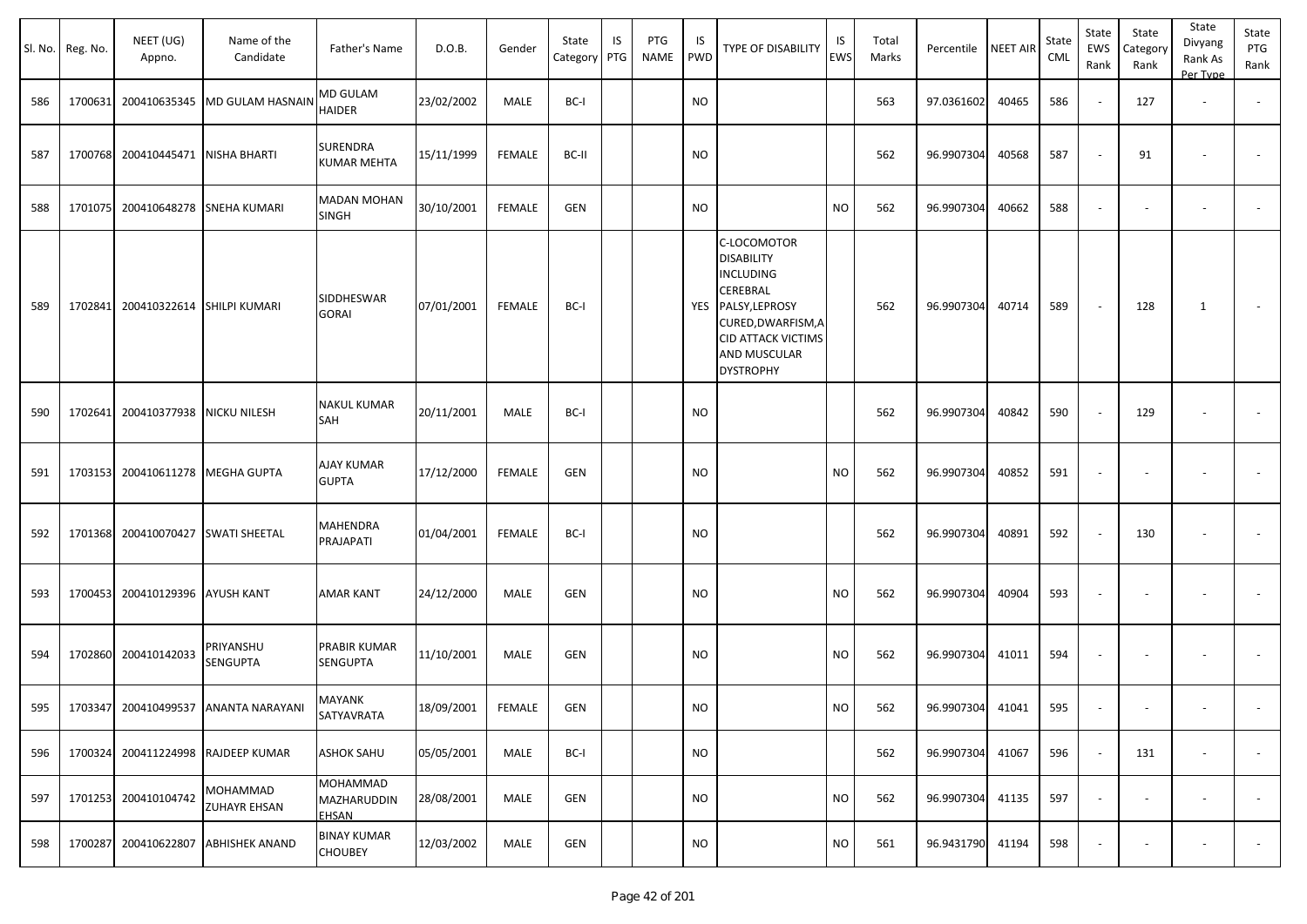| Sl. No. | Reg. No. | NEET (UG) Appno. | Name of the Candidate | Father's Name | D.O.B. | Gender | State Category | IS PTG | PTG NAME | IS PWD | TYPE OF DISABILITY | IS EWS | Total Marks | Percentile | NEET AIR | State CML | State EWS Rank | State Category Rank | State Divyang Rank As Per Type | State PTG Rank |
|---|---|---|---|---|---|---|---|---|---|---|---|---|---|---|---|---|---|---|---|---|
| 586 | 1700631 | 200410635345 | MD GULAM HASNAIN | MD GULAM HAIDER | 23/02/2002 | MALE | BC-I | | | NO | | | 563 | 97.0361602 | 40465 | 586 | - | 127 | - | - |
| 587 | 1700768 | 200410445471 | NISHA BHARTI | SURENDRA KUMAR MEHTA | 15/11/1999 | FEMALE | BC-II | | | NO | | | 562 | 96.9907304 | 40568 | 587 | - | 91 | - | - |
| 588 | 1701075 | 200410648278 | SNEHA KUMARI | MADAN MOHAN SINGH | 30/10/2001 | FEMALE | GEN | | | NO | | NO | 562 | 96.9907304 | 40662 | 588 | - | - | - | - |
| 589 | 1702841 | 200410322614 | SHILPI KUMARI | SIDDHESWAR GORAI | 07/01/2001 | FEMALE | BC-I | | | YES | C-LOCOMOTOR DISABILITY INCLUDING CEREBRAL PALSY,LEPROSY CURED,DWARFISM,ACID ATTACK VICTIMS AND MUSCULAR DYSTROPHY | | 562 | 96.9907304 | 40714 | 589 | - | 128 | 1 | - |
| 590 | 1702641 | 200410377938 | NICKU NILESH | NAKUL KUMAR SAH | 20/11/2001 | MALE | BC-I | | | NO | | | 562 | 96.9907304 | 40842 | 590 | - | 129 | - | - |
| 591 | 1703153 | 200410611278 | MEGHA GUPTA | AJAY KUMAR GUPTA | 17/12/2000 | FEMALE | GEN | | | NO | | NO | 562 | 96.9907304 | 40852 | 591 | - | - | - | - |
| 592 | 1701368 | 200410070427 | SWATI SHEETAL | MAHENDRA PRAJAPATI | 01/04/2001 | FEMALE | BC-I | | | NO | | | 562 | 96.9907304 | 40891 | 592 | - | 130 | - | - |
| 593 | 1700453 | 200410129396 | AYUSH KANT | AMAR KANT | 24/12/2000 | MALE | GEN | | | NO | | NO | 562 | 96.9907304 | 40904 | 593 | - | - | - | - |
| 594 | 1702860 | 200410142033 | PRIYANSHU SENGUPTA | PRABIR KUMAR SENGUPTA | 11/10/2001 | MALE | GEN | | | NO | | NO | 562 | 96.9907304 | 41011 | 594 | - | - | - | - |
| 595 | 1703347 | 200410499537 | ANANTA NARAYANI | MAYANK SATYAVRATA | 18/09/2001 | FEMALE | GEN | | | NO | | NO | 562 | 96.9907304 | 41041 | 595 | - | - | - | - |
| 596 | 1700324 | 200411224998 | RAJDEEP KUMAR | ASHOK SAHU | 05/05/2001 | MALE | BC-I | | | NO | | | 562 | 96.9907304 | 41067 | 596 | - | 131 | - | - |
| 597 | 1701253 | 200410104742 | MOHAMMAD ZUHAYR EHSAN | MOHAMMAD MAZHARUDDIN EHSAN | 28/08/2001 | MALE | GEN | | | NO | | NO | 562 | 96.9907304 | 41135 | 597 | - | - | - | - |
| 598 | 1700287 | 200410622807 | ABHISHEK ANAND | BINAY KUMAR CHOUBEY | 12/03/2002 | MALE | GEN | | | NO | | NO | 561 | 96.9431790 | 41194 | 598 | - | - | - | - |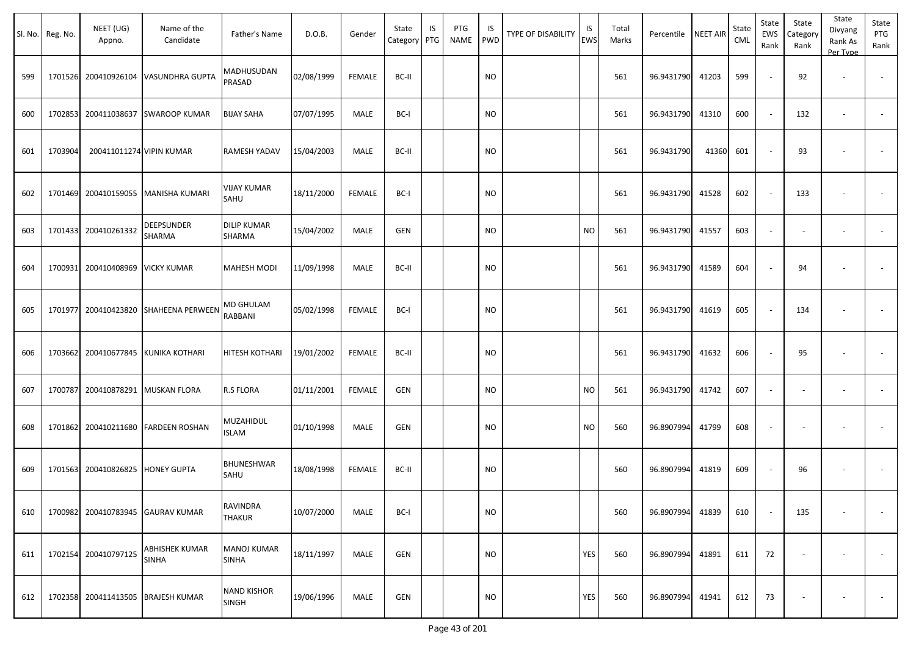| Sl. No. | Reg. No. | NEET (UG) Appno. | Name of the Candidate | Father's Name | D.O.B. | Gender | State Category | IS PTG | PTG NAME | IS PWD | TYPE OF DISABILITY | IS EWS | Total Marks | Percentile | NEET AIR | State CML | State EWS Rank | State Category Rank | State Divyang Rank As Per Type | State PTG Rank |
|---|---|---|---|---|---|---|---|---|---|---|---|---|---|---|---|---|---|---|---|---|
| 599 | 1701526 | 200410926104 | VASUNDHRA GUPTA | MADHUSUDAN PRASAD | 02/08/1999 | FEMALE | BC-II | | | NO | | | 561 | 96.9431790 | 41203 | 599 | - | 92 | - | - |
| 600 | 1702853 | 200411038637 | SWAROOP KUMAR | BIJAY SAHA | 07/07/1995 | MALE | BC-I | | | NO | | | 561 | 96.9431790 | 41310 | 600 | - | 132 | - | - |
| 601 | 1703904 | 200411011274 | VIPIN KUMAR | RAMESH YADAV | 15/04/2003 | MALE | BC-II | | | NO | | | 561 | 96.9431790 | 41360 | 601 | - | 93 | - | - |
| 602 | 1701469 | 200410159055 | MANISHA KUMARI | VIJAY KUMAR SAHU | 18/11/2000 | FEMALE | BC-I | | | NO | | | 561 | 96.9431790 | 41528 | 602 | - | 133 | - | - |
| 603 | 1701433 | 200410261332 | DEEPSUNDER SHARMA | DILIP KUMAR SHARMA | 15/04/2002 | MALE | GEN | | | NO | | NO | 561 | 96.9431790 | 41557 | 603 | - | - | - | - |
| 604 | 1700931 | 200410408969 | VICKY KUMAR | MAHESH MODI | 11/09/1998 | MALE | BC-II | | | NO | | | 561 | 96.9431790 | 41589 | 604 | - | 94 | - | - |
| 605 | 1701977 | 200410423820 | SHAHEENA PERWEEN | MD GHULAM RABBANI | 05/02/1998 | FEMALE | BC-I | | | NO | | | 561 | 96.9431790 | 41619 | 605 | - | 134 | - | - |
| 606 | 1703662 | 200410677845 | KUNIKA KOTHARI | HITESH KOTHARI | 19/01/2002 | FEMALE | BC-II | | | NO | | | 561 | 96.9431790 | 41632 | 606 | - | 95 | - | - |
| 607 | 1700787 | 200410878291 | MUSKAN FLORA | R.S FLORA | 01/11/2001 | FEMALE | GEN | | | NO | | NO | 561 | 96.9431790 | 41742 | 607 | - | - | - | - |
| 608 | 1701862 | 200410211680 | FARDEEN ROSHAN | MUZAHIDUL ISLAM | 01/10/1998 | MALE | GEN | | | NO | | NO | 560 | 96.8907994 | 41799 | 608 | - | - | - | - |
| 609 | 1701563 | 200410826825 | HONEY GUPTA | BHUNESHWAR SAHU | 18/08/1998 | FEMALE | BC-II | | | NO | | | 560 | 96.8907994 | 41819 | 609 | - | 96 | - | - |
| 610 | 1700982 | 200410783945 | GAURAV KUMAR | RAVINDRA THAKUR | 10/07/2000 | MALE | BC-I | | | NO | | | 560 | 96.8907994 | 41839 | 610 | - | 135 | - | - |
| 611 | 1702154 | 200410797125 | ABHISHEK KUMAR SINHA | MANOJ KUMAR SINHA | 18/11/1997 | MALE | GEN | | | NO | | YES | 560 | 96.8907994 | 41891 | 611 | 72 | - | - | - |
| 612 | 1702358 | 200411413505 | BRAJESH KUMAR | NAND KISHOR SINGH | 19/06/1996 | MALE | GEN | | | NO | | YES | 560 | 96.8907994 | 41941 | 612 | 73 | - | - | - |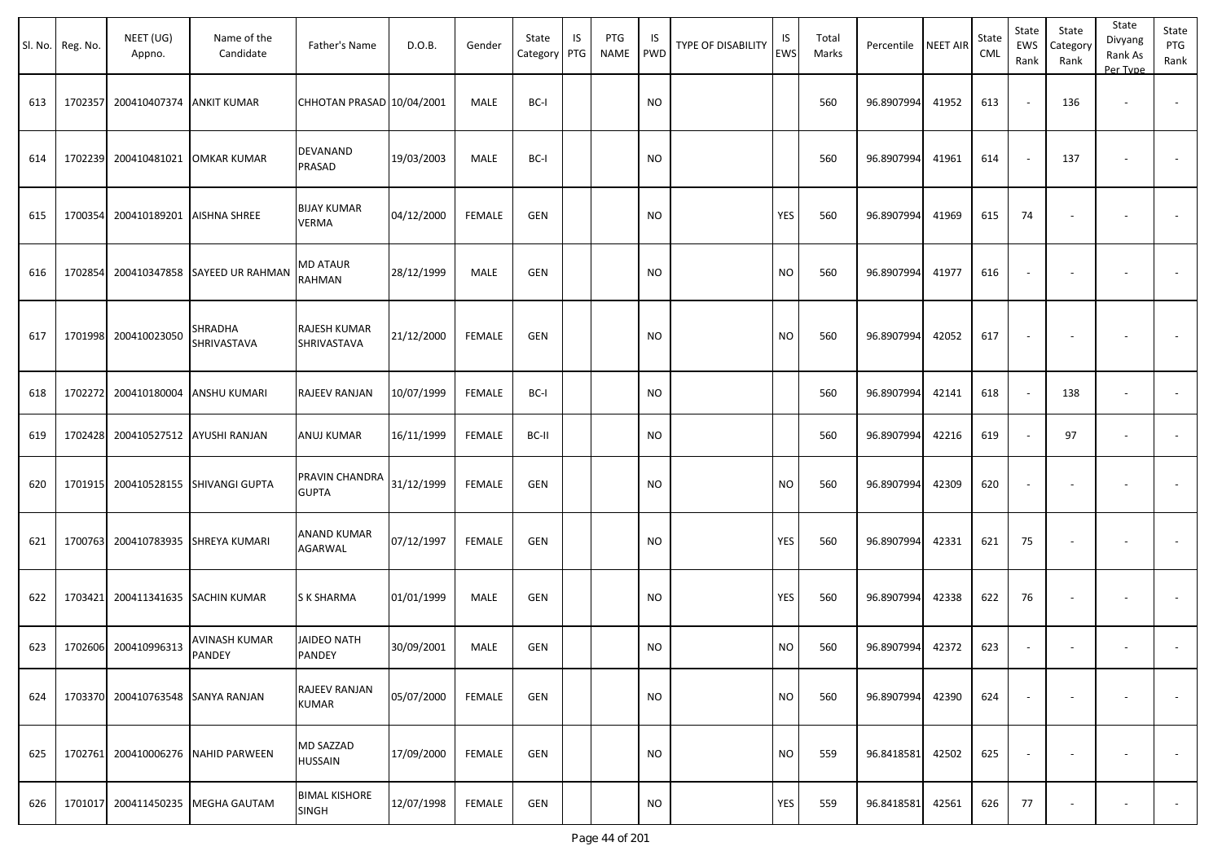| Sl. No. | Reg. No. | NEET (UG) Appno. | Name of the Candidate | Father's Name | D.O.B. | Gender | State Category | IS PTG | PTG NAME | IS PWD | TYPE OF DISABILITY | IS EWS | Total Marks | Percentile | NEET AIR | State CML | State EWS Rank | State Category Rank | State Divyang Rank As Per Type | State PTG Rank |
|---|---|---|---|---|---|---|---|---|---|---|---|---|---|---|---|---|---|---|---|---|
| 613 | 1702357 | 200410407374 | ANKIT KUMAR | CHHOTAN PRASAD | 10/04/2001 | MALE | BC-I | | | NO | | | 560 | 96.8907994 | 41952 | 613 | - | 136 | - | - |
| 614 | 1702239 | 200410481021 | OMKAR KUMAR | DEVANAND PRASAD | 19/03/2003 | MALE | BC-I | | | NO | | | 560 | 96.8907994 | 41961 | 614 | - | 137 | - | - |
| 615 | 1700354 | 200410189201 | AISHNA SHREE | BIJAY KUMAR VERMA | 04/12/2000 | FEMALE | GEN | | | NO | | YES | 560 | 96.8907994 | 41969 | 615 | 74 | - | - | - |
| 616 | 1702854 | 200410347858 | SAYEED UR RAHMAN | MD ATAUR RAHMAN | 28/12/1999 | MALE | GEN | | | NO | | NO | 560 | 96.8907994 | 41977 | 616 | - | - | - | - |
| 617 | 1701998 | 200410023050 | SHRADHA SHRIVASTAVA | RAJESH KUMAR SHRIVASTAVA | 21/12/2000 | FEMALE | GEN | | | NO | | NO | 560 | 96.8907994 | 42052 | 617 | - | - | - | - |
| 618 | 1702272 | 200410180004 | ANSHU KUMARI | RAJEEV RANJAN | 10/07/1999 | FEMALE | BC-I | | | NO | | | 560 | 96.8907994 | 42141 | 618 | - | 138 | - | - |
| 619 | 1702428 | 200410527512 | AYUSHI RANJAN | ANUJ KUMAR | 16/11/1999 | FEMALE | BC-II | | | NO | | | 560 | 96.8907994 | 42216 | 619 | - | 97 | - | - |
| 620 | 1701915 | 200410528155 | SHIVANGI GUPTA | PRAVIN CHANDRA GUPTA | 31/12/1999 | FEMALE | GEN | | | NO | | NO | 560 | 96.8907994 | 42309 | 620 | - | - | - | - |
| 621 | 1700763 | 200410783935 | SHREYA KUMARI | ANAND KUMAR AGARWAL | 07/12/1997 | FEMALE | GEN | | | NO | | YES | 560 | 96.8907994 | 42331 | 621 | 75 | - | - | - |
| 622 | 1703421 | 200411341635 | SACHIN KUMAR | S K SHARMA | 01/01/1999 | MALE | GEN | | | NO | | YES | 560 | 96.8907994 | 42338 | 622 | 76 | - | - | - |
| 623 | 1702606 | 200410996313 | AVINASH KUMAR PANDEY | JAIDEO NATH PANDEY | 30/09/2001 | MALE | GEN | | | NO | | NO | 560 | 96.8907994 | 42372 | 623 | - | - | - | - |
| 624 | 1703370 | 200410763548 | SANYA RANJAN | RAJEEV RANJAN KUMAR | 05/07/2000 | FEMALE | GEN | | | NO | | NO | 560 | 96.8907994 | 42390 | 624 | - | - | - | - |
| 625 | 1702761 | 200410006276 | NAHID PARWEEN | MD SAZZAD HUSSAIN | 17/09/2000 | FEMALE | GEN | | | NO | | NO | 559 | 96.8418581 | 42502 | 625 | - | - | - | - |
| 626 | 1701017 | 200411450235 | MEGHA GAUTAM | BIMAL KISHORE SINGH | 12/07/1998 | FEMALE | GEN | | | NO | | YES | 559 | 96.8418581 | 42561 | 626 | 77 | - | - | - |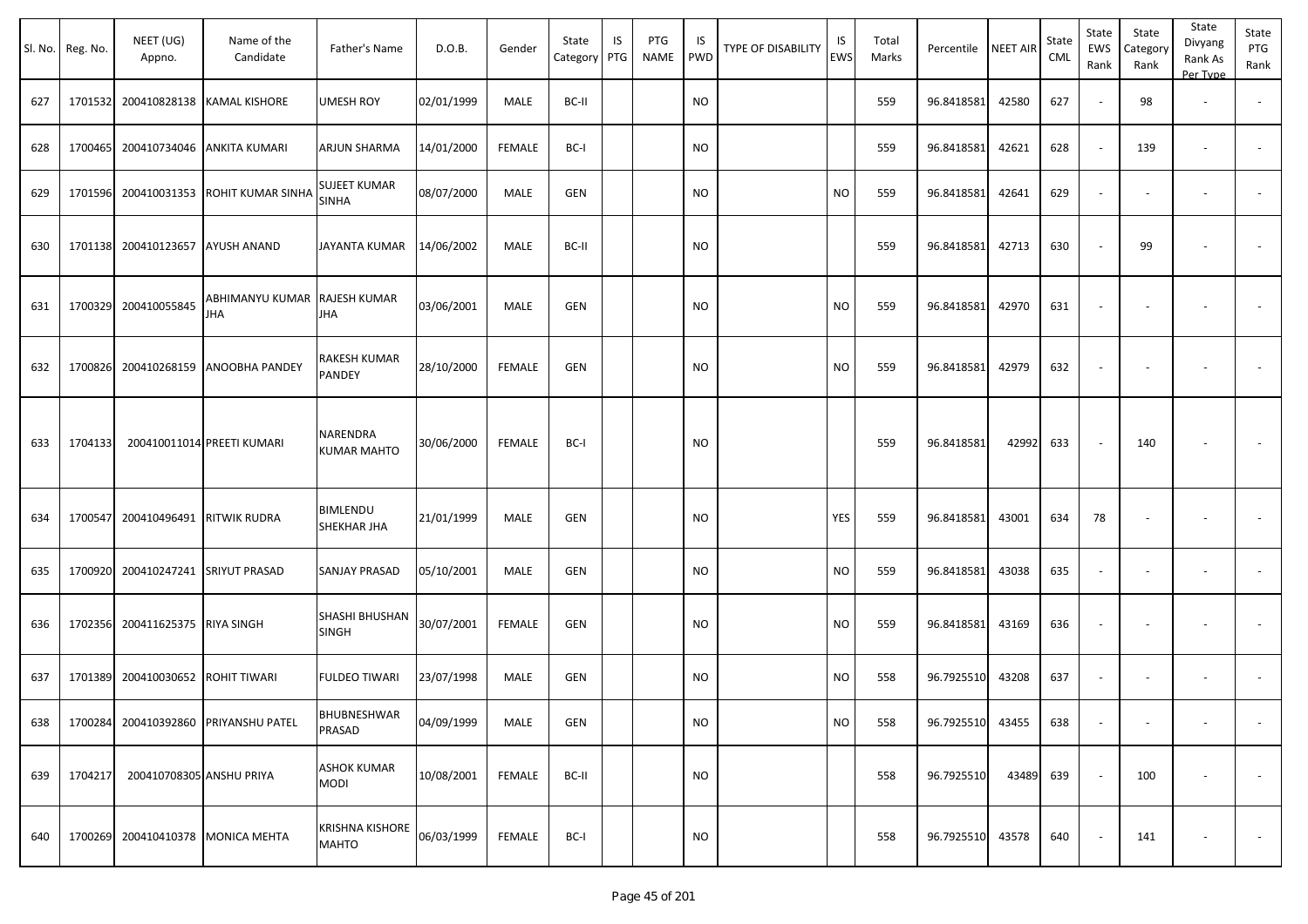| Sl. No. | Reg. No. | NEET (UG) Appno. | Name of the Candidate | Father's Name | D.O.B. | Gender | State Category | IS PTG | PTG NAME | IS PWD | TYPE OF DISABILITY | IS EWS | Total Marks | Percentile | NEET AIR | State CML | State EWS Rank | State Category Rank | State Divyang Rank As Per Type | State PTG Rank |
|---|---|---|---|---|---|---|---|---|---|---|---|---|---|---|---|---|---|---|---|---|
| 627 | 1701532 | 200410828138 | KAMAL KISHORE | UMESH ROY | 02/01/1999 | MALE | BC-II | | | NO | | | 559 | 96.8418581 | 42580 | 627 | - | 98 | - | - |
| 628 | 1700465 | 200410734046 | ANKITA KUMARI | ARJUN SHARMA | 14/01/2000 | FEMALE | BC-I | | | NO | | | 559 | 96.8418581 | 42621 | 628 | - | 139 | - | - |
| 629 | 1701596 | 200410031353 | ROHIT KUMAR SINHA | SUJEET KUMAR SINHA | 08/07/2000 | MALE | GEN | | | NO | | NO | 559 | 96.8418581 | 42641 | 629 | - | - | - | - |
| 630 | 1701138 | 200410123657 | AYUSH ANAND | JAYANTA KUMAR | 14/06/2002 | MALE | BC-II | | | NO | | | 559 | 96.8418581 | 42713 | 630 | - | 99 | - | - |
| 631 | 1700329 | 200410055845 | ABHIMANYU KUMAR JHA | RAJESH KUMAR JHA | 03/06/2001 | MALE | GEN | | | NO | | NO | 559 | 96.8418581 | 42970 | 631 | - | - | - | - |
| 632 | 1700826 | 200410268159 | ANOOBHA PANDEY | RAKESH KUMAR PANDEY | 28/10/2000 | FEMALE | GEN | | | NO | | NO | 559 | 96.8418581 | 42979 | 632 | - | - | - | - |
| 633 | 1704133 | 200410011014 | PREETI KUMARI | NARENDRA KUMAR MAHTO | 30/06/2000 | FEMALE | BC-I | | | NO | | | 559 | 96.8418581 | 42992 | 633 | - | 140 | - | - |
| 634 | 1700547 | 200410496491 | RITWIK RUDRA | BIMLENDU SHEKHAR JHA | 21/01/1999 | MALE | GEN | | | NO | | YES | 559 | 96.8418581 | 43001 | 634 | 78 | - | - | - |
| 635 | 1700920 | 200410247241 | SRIYUT PRASAD | SANJAY PRASAD | 05/10/2001 | MALE | GEN | | | NO | | NO | 559 | 96.8418581 | 43038 | 635 | - | - | - | - |
| 636 | 1702356 | 200411625375 | RIYA SINGH | SHASHI BHUSHAN SINGH | 30/07/2001 | FEMALE | GEN | | | NO | | NO | 559 | 96.8418581 | 43169 | 636 | - | - | - | - |
| 637 | 1701389 | 200410030652 | ROHIT TIWARI | FULDEO TIWARI | 23/07/1998 | MALE | GEN | | | NO | | NO | 558 | 96.7925510 | 43208 | 637 | - | - | - | - |
| 638 | 1700284 | 200410392860 | PRIYANSHU PATEL | BHUBNESHWAR PRASAD | 04/09/1999 | MALE | GEN | | | NO | | NO | 558 | 96.7925510 | 43455 | 638 | - | - | - | - |
| 639 | 1704217 | 200410708305 | ANSHU PRIYA | ASHOK KUMAR MODI | 10/08/2001 | FEMALE | BC-II | | | NO | | | 558 | 96.7925510 | 43489 | 639 | - | 100 | - | - |
| 640 | 1700269 | 200410410378 | MONICA MEHTA | KRISHNA KISHORE MAHTO | 06/03/1999 | FEMALE | BC-I | | | NO | | | 558 | 96.7925510 | 43578 | 640 | - | 141 | - | - |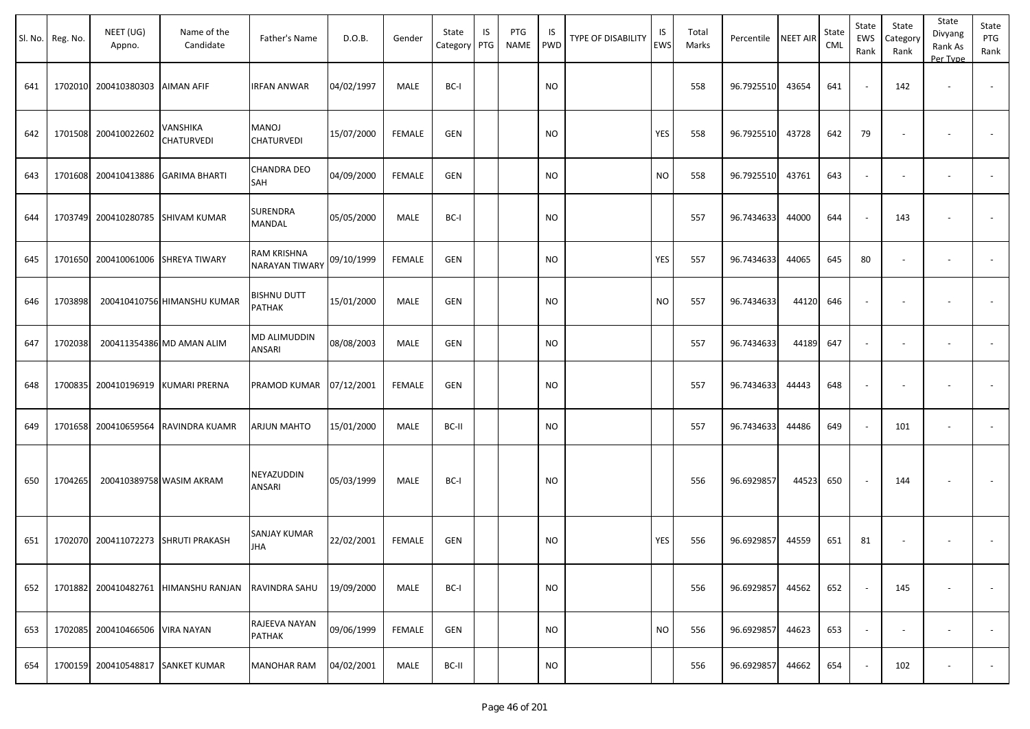| Sl. No. | Reg. No. | NEET (UG) Appno. | Name of the Candidate | Father's Name | D.O.B. | Gender | State Category | IS PTG | PTG NAME | IS PWD | TYPE OF DISABILITY | IS EWS | Total Marks | Percentile | NEET AIR | State CML | State EWS Rank | State Category Rank | State Divyang Rank As Per Type | State PTG Rank |
|---|---|---|---|---|---|---|---|---|---|---|---|---|---|---|---|---|---|---|---|---|
| 641 | 1702010 | 200410380303 | AIMAN AFIF | IRFAN ANWAR | 04/02/1997 | MALE | BC-I | | | NO | | | 558 | 96.7925510 | 43654 | 641 | - | 142 | - | - |
| 642 | 1701508 | 200410022602 | VANSHIKA CHATURVEDI | MANOJ CHATURVEDI | 15/07/2000 | FEMALE | GEN | | | NO | | YES | 558 | 96.7925510 | 43728 | 642 | 79 | - | - | - |
| 643 | 1701608 | 200410413886 | GARIMA BHARTI | CHANDRA DEO SAH | 04/09/2000 | FEMALE | GEN | | | NO | | NO | 558 | 96.7925510 | 43761 | 643 | - | - | - | - |
| 644 | 1703749 | 200410280785 | SHIVAM KUMAR | SURENDRA MANDAL | 05/05/2000 | MALE | BC-I | | | NO | | | 557 | 96.7434633 | 44000 | 644 | - | 143 | - | - |
| 645 | 1701650 | 200410061006 | SHREYA TIWARY | RAM KRISHNA NARAYAN TIWARY | 09/10/1999 | FEMALE | GEN | | | NO | | YES | 557 | 96.7434633 | 44065 | 645 | 80 | - | - | - |
| 646 | 1703898 | 200410410756 | HIMANSHU KUMAR | BISHNU DUTT PATHAK | 15/01/2000 | MALE | GEN | | | NO | | NO | 557 | 96.7434633 | 44120 | 646 | - | - | - | - |
| 647 | 1702038 | 200411354386 | MD AMAN ALIM | MD ALIMUDDIN ANSARI | 08/08/2003 | MALE | GEN | | | NO | | | 557 | 96.7434633 | 44189 | 647 | - | - | - | - |
| 648 | 1700835 | 200410196919 | KUMARI PRERNA | PRAMOD KUMAR | 07/12/2001 | FEMALE | GEN | | | NO | | | 557 | 96.7434633 | 44443 | 648 | - | - | - | - |
| 649 | 1701658 | 200410659564 | RAVINDRA KUAMR | ARJUN MAHTO | 15/01/2000 | MALE | BC-II | | | NO | | | 557 | 96.7434633 | 44486 | 649 | - | 101 | - | - |
| 650 | 1704265 | 200410389758 | WASIM AKRAM | NEYAZUDDIN ANSARI | 05/03/1999 | MALE | BC-I | | | NO | | | 556 | 96.6929857 | 44523 | 650 | - | 144 | - | - |
| 651 | 1702070 | 200411072273 | SHRUTI PRAKASH | SANJAY KUMAR JHA | 22/02/2001 | FEMALE | GEN | | | NO | | YES | 556 | 96.6929857 | 44559 | 651 | 81 | - | - | - |
| 652 | 1701882 | 200410482761 | HIMANSHU RANJAN | RAVINDRA SAHU | 19/09/2000 | MALE | BC-I | | | NO | | | 556 | 96.6929857 | 44562 | 652 | - | 145 | - | - |
| 653 | 1702085 | 200410466506 | VIRA NAYAN | RAJEEVA NAYAN PATHAK | 09/06/1999 | FEMALE | GEN | | | NO | | NO | 556 | 96.6929857 | 44623 | 653 | - | - | - | - |
| 654 | 1700159 | 200410548817 | SANKET KUMAR | MANOHAR RAM | 04/02/2001 | MALE | BC-II | | | NO | | | 556 | 96.6929857 | 44662 | 654 | - | 102 | - | - |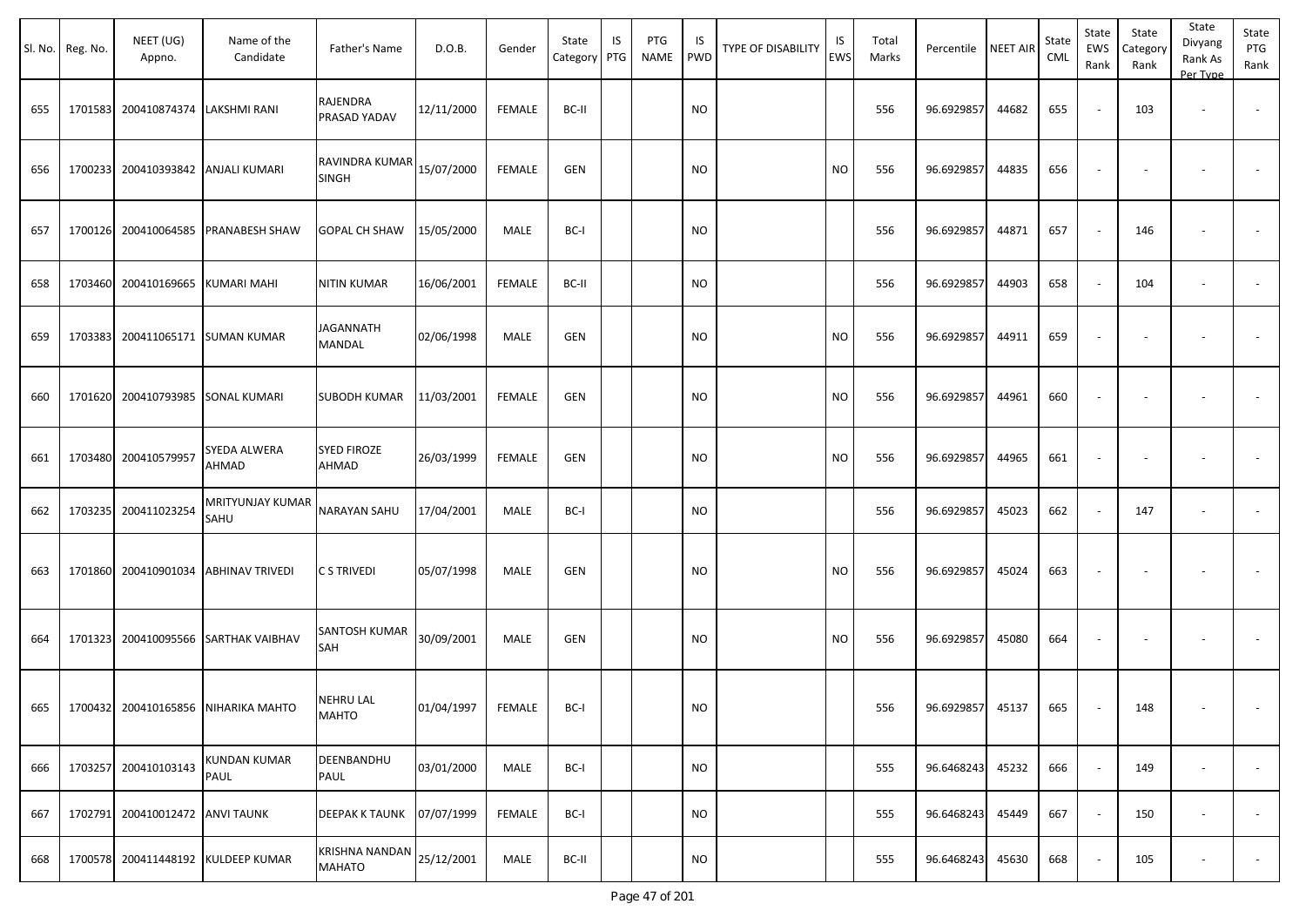| Sl. No. | Reg. No. | NEET (UG) Appno. | Name of the Candidate | Father's Name | D.O.B. | Gender | State Category | IS PTG | PTG NAME | IS PWD | TYPE OF DISABILITY | IS EWS | Total Marks | Percentile | NEET AIR | State CML | State EWS Rank | State Category Rank | State Divyang Rank As Per Type | State PTG Rank |
|---|---|---|---|---|---|---|---|---|---|---|---|---|---|---|---|---|---|---|---|---|
| 655 | 1701583 | 200410874374 | LAKSHMI RANI | RAJENDRA PRASAD YADAV | 12/11/2000 | FEMALE | BC-II | | | NO | | | 556 | 96.6929857 | 44682 | 655 | - | 103 | - | - |
| 656 | 1700233 | 200410393842 | ANJALI KUMARI | RAVINDRA KUMAR SINGH | 15/07/2000 | FEMALE | GEN | | | NO | | NO | 556 | 96.6929857 | 44835 | 656 | - | - | - | - |
| 657 | 1700126 | 200410064585 | PRANABESH SHAW | GOPAL CH SHAW | 15/05/2000 | MALE | BC-I | | | NO | | | 556 | 96.6929857 | 44871 | 657 | - | 146 | - | - |
| 658 | 1703460 | 200410169665 | KUMARI MAHI | NITIN KUMAR | 16/06/2001 | FEMALE | BC-II | | | NO | | | 556 | 96.6929857 | 44903 | 658 | - | 104 | - | - |
| 659 | 1703383 | 200411065171 | SUMAN KUMAR | JAGANNATH MANDAL | 02/06/1998 | MALE | GEN | | | NO | | NO | 556 | 96.6929857 | 44911 | 659 | - | - | - | - |
| 660 | 1701620 | 200410793985 | SONAL KUMARI | SUBODH KUMAR | 11/03/2001 | FEMALE | GEN | | | NO | | NO | 556 | 96.6929857 | 44961 | 660 | - | - | - | - |
| 661 | 1703480 | 200410579957 | SYEDA ALWERA AHMAD | SYED FIROZE AHMAD | 26/03/1999 | FEMALE | GEN | | | NO | | NO | 556 | 96.6929857 | 44965 | 661 | - | - | - | - |
| 662 | 1703235 | 200411023254 | MRITYUNJAY KUMAR SAHU | NARAYAN SAHU | 17/04/2001 | MALE | BC-I | | | NO | | | 556 | 96.6929857 | 45023 | 662 | - | 147 | - | - |
| 663 | 1701860 | 200410901034 | ABHINAV TRIVEDI | C S TRIVEDI | 05/07/1998 | MALE | GEN | | | NO | | NO | 556 | 96.6929857 | 45024 | 663 | - | - | - | - |
| 664 | 1701323 | 200410095566 | SARTHAK VAIBHAV | SANTOSH KUMAR SAH | 30/09/2001 | MALE | GEN | | | NO | | NO | 556 | 96.6929857 | 45080 | 664 | - | - | - | - |
| 665 | 1700432 | 200410165856 | NIHARIKA MAHTO | NEHRU LAL MAHTO | 01/04/1997 | FEMALE | BC-I | | | NO | | | 556 | 96.6929857 | 45137 | 665 | - | 148 | - | - |
| 666 | 1703257 | 200410103143 | KUNDAN KUMAR PAUL | DEENBANDHU PAUL | 03/01/2000 | MALE | BC-I | | | NO | | | 555 | 96.6468243 | 45232 | 666 | - | 149 | - | - |
| 667 | 1702791 | 200410012472 | ANVI TAUNK | DEEPAK K TAUNK | 07/07/1999 | FEMALE | BC-I | | | NO | | | 555 | 96.6468243 | 45449 | 667 | - | 150 | - | - |
| 668 | 1700578 | 200411448192 | KULDEEP KUMAR | KRISHNA NANDAN MAHATO | 25/12/2001 | MALE | BC-II | | | NO | | | 555 | 96.6468243 | 45630 | 668 | - | 105 | - | - |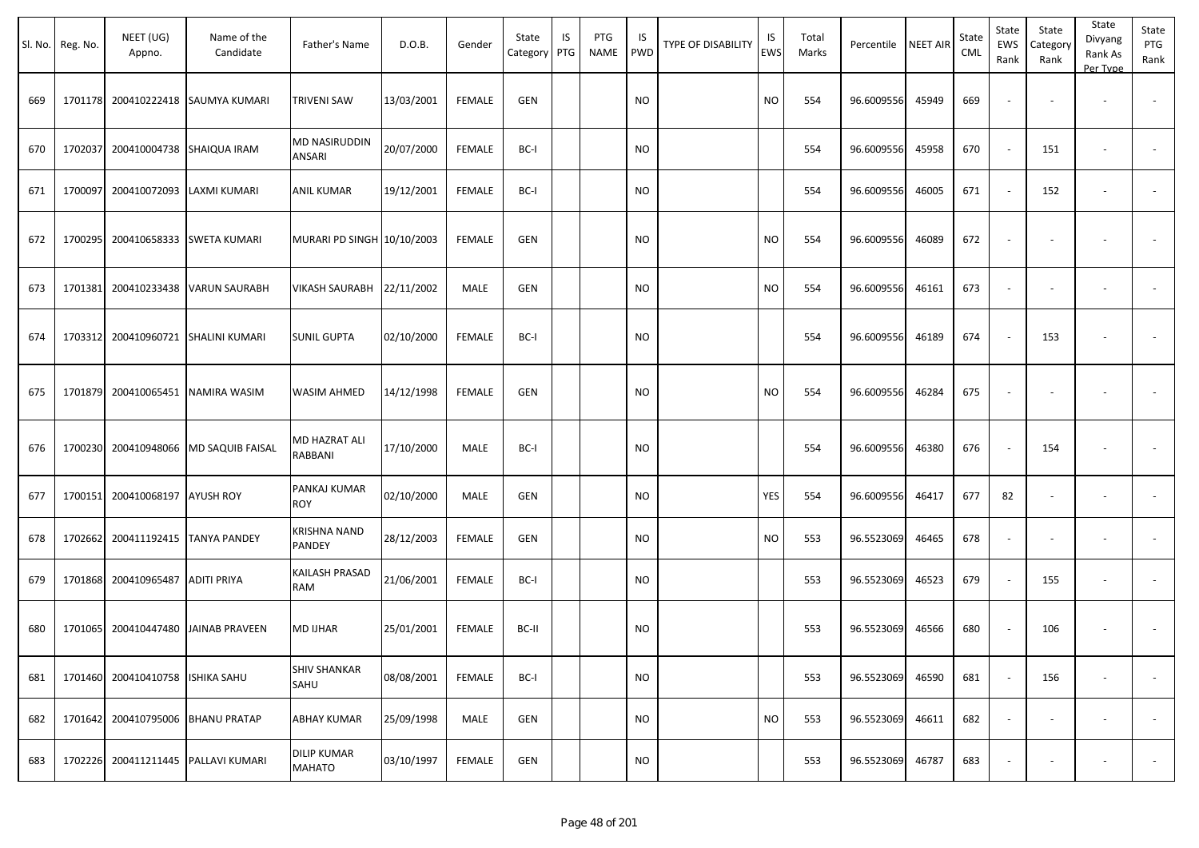| Sl. No. | Reg. No. | NEET (UG) Appno. | Name of the Candidate | Father's Name | D.O.B. | Gender | State Category | IS PTG | PTG NAME | IS PWD | TYPE OF DISABILITY | IS EWS | Total Marks | Percentile | NEET AIR | State CML | State EWS Rank | State Category Rank | State Divyang Rank As Per Type | State PTG Rank |
|---|---|---|---|---|---|---|---|---|---|---|---|---|---|---|---|---|---|---|---|---|
| 669 | 1701178 | 200410222418 | SAUMYA KUMARI | TRIVENI SAW | 13/03/2001 | FEMALE | GEN | | | NO | | NO | 554 | 96.6009556 | 45949 | 669 | - | - | - | - |
| 670 | 1702037 | 200410004738 | SHAIQUA IRAM | MD NASIRUDDIN ANSARI | 20/07/2000 | FEMALE | BC-I | | | NO | | | 554 | 96.6009556 | 45958 | 670 | - | 151 | - | - |
| 671 | 1700097 | 200410072093 | LAXMI KUMARI | ANIL KUMAR | 19/12/2001 | FEMALE | BC-I | | | NO | | | 554 | 96.6009556 | 46005 | 671 | - | 152 | - | - |
| 672 | 1700295 | 200410658333 | SWETA KUMARI | MURARI PD SINGH | 10/10/2003 | FEMALE | GEN | | | NO | | NO | 554 | 96.6009556 | 46089 | 672 | - | - | - | - |
| 673 | 1701381 | 200410233438 | VARUN SAURABH | VIKASH SAURABH | 22/11/2002 | MALE | GEN | | | NO | | NO | 554 | 96.6009556 | 46161 | 673 | - | - | - | - |
| 674 | 1703312 | 200410960721 | SHALINI KUMARI | SUNIL GUPTA | 02/10/2000 | FEMALE | BC-I | | | NO | | | 554 | 96.6009556 | 46189 | 674 | - | 153 | - | - |
| 675 | 1701879 | 200410065451 | NAMIRA WASIM | WASIM AHMED | 14/12/1998 | FEMALE | GEN | | | NO | | NO | 554 | 96.6009556 | 46284 | 675 | - | - | - | - |
| 676 | 1700230 | 200410948066 | MD SAQUIB FAISAL | MD HAZRAT ALI RABBANI | 17/10/2000 | MALE | BC-I | | | NO | | | 554 | 96.6009556 | 46380 | 676 | - | 154 | - | - |
| 677 | 1700151 | 200410068197 | AYUSH ROY | PANKAJ KUMAR ROY | 02/10/2000 | MALE | GEN | | | NO | | YES | 554 | 96.6009556 | 46417 | 677 | 82 | - | - | - |
| 678 | 1702662 | 200411192415 | TANYA PANDEY | KRISHNA NAND PANDEY | 28/12/2003 | FEMALE | GEN | | | NO | | NO | 553 | 96.5523069 | 46465 | 678 | - | - | - | - |
| 679 | 1701868 | 200410965487 | ADITI PRIYA | KAILASH PRASAD RAM | 21/06/2001 | FEMALE | BC-I | | | NO | | | 553 | 96.5523069 | 46523 | 679 | - | 155 | - | - |
| 680 | 1701065 | 200410447480 | JAINAB PRAVEEN | MD IJHAR | 25/01/2001 | FEMALE | BC-II | | | NO | | | 553 | 96.5523069 | 46566 | 680 | - | 106 | - | - |
| 681 | 1701460 | 200410410758 | ISHIKA SAHU | SHIV SHANKAR SAHU | 08/08/2001 | FEMALE | BC-I | | | NO | | | 553 | 96.5523069 | 46590 | 681 | - | 156 | - | - |
| 682 | 1701642 | 200410795006 | BHANU PRATAP | ABHAY KUMAR | 25/09/1998 | MALE | GEN | | | NO | | NO | 553 | 96.5523069 | 46611 | 682 | - | - | - | - |
| 683 | 1702226 | 200411211445 | PALLAVI KUMARI | DILIP KUMAR MAHATO | 03/10/1997 | FEMALE | GEN | | | NO | | | 553 | 96.5523069 | 46787 | 683 | - | - | - | - |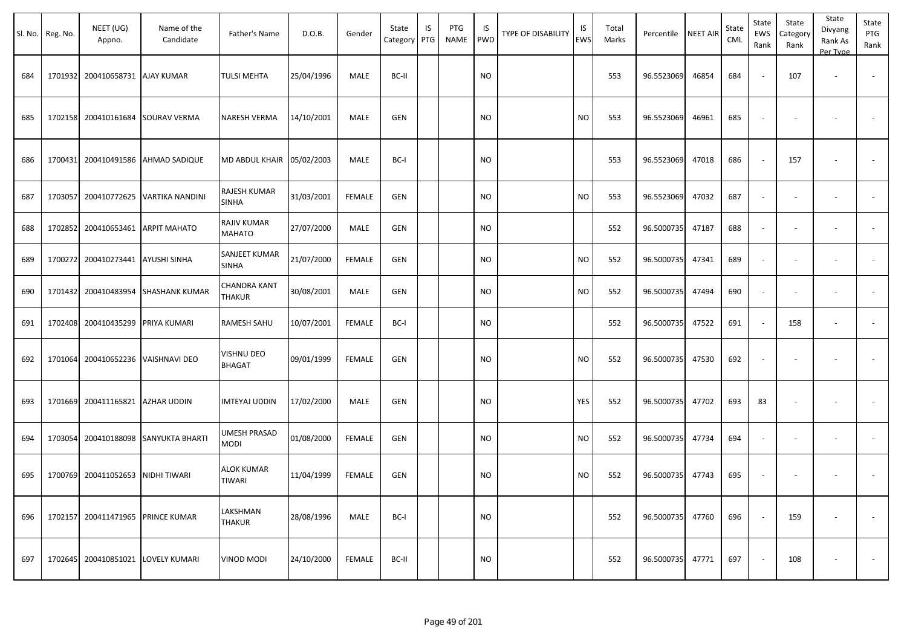| Sl. No. | Reg. No. | NEET (UG) Appno. | Name of the Candidate | Father's Name | D.O.B. | Gender | State Category | IS PTG | PTG NAME | IS PWD | TYPE OF DISABILITY | IS EWS | Total Marks | Percentile | NEET AIR | State CML | State EWS Rank | State Category Rank | State Divyang Rank As Per Type | State PTG Rank |
|---|---|---|---|---|---|---|---|---|---|---|---|---|---|---|---|---|---|---|---|---|
| 684 | 1701932 | 200410658731 | AJAY KUMAR | TULSI MEHTA | 25/04/1996 | MALE | BC-II | | | NO | | | 553 | 96.5523069 | 46854 | 684 | - | 107 | - | - |
| 685 | 1702158 | 200410161684 | SOURAV VERMA | NARESH VERMA | 14/10/2001 | MALE | GEN | | | NO | | NO | 553 | 96.5523069 | 46961 | 685 | - | - | - | - |
| 686 | 1700431 | 200410491586 | AHMAD SADIQUE | MD ABDUL KHAIR | 05/02/2003 | MALE | BC-I | | | NO | | | 553 | 96.5523069 | 47018 | 686 | - | 157 | - | - |
| 687 | 1703057 | 200410772625 | VARTIKA NANDINI | RAJESH KUMAR SINHA | 31/03/2001 | FEMALE | GEN | | | NO | | NO | 553 | 96.5523069 | 47032 | 687 | - | - | - | - |
| 688 | 1702852 | 200410653461 | ARPIT MAHATO | RAJIV KUMAR MAHATO | 27/07/2000 | MALE | GEN | | | NO | | | 552 | 96.5000735 | 47187 | 688 | - | - | - | - |
| 689 | 1700272 | 200410273441 | AYUSHI SINHA | SANJEET KUMAR SINHA | 21/07/2000 | FEMALE | GEN | | | NO | | NO | 552 | 96.5000735 | 47341 | 689 | - | - | - | - |
| 690 | 1701432 | 200410483954 | SHASHANK KUMAR | CHANDRA KANT THAKUR | 30/08/2001 | MALE | GEN | | | NO | | NO | 552 | 96.5000735 | 47494 | 690 | - | - | - | - |
| 691 | 1702408 | 200410435299 | PRIYA KUMARI | RAMESH SAHU | 10/07/2001 | FEMALE | BC-I | | | NO | | | 552 | 96.5000735 | 47522 | 691 | - | 158 | - | - |
| 692 | 1701064 | 200410652236 | VAISHNAVI DEO | VISHNU DEO BHAGAT | 09/01/1999 | FEMALE | GEN | | | NO | | NO | 552 | 96.5000735 | 47530 | 692 | - | - | - | - |
| 693 | 1701669 | 200411165821 | AZHAR UDDIN | IMTEYAJ UDDIN | 17/02/2000 | MALE | GEN | | | NO | | YES | 552 | 96.5000735 | 47702 | 693 | 83 | - | - | - |
| 694 | 1703054 | 200410188098 | SANYUKTA BHARTI | UMESH PRASAD MODI | 01/08/2000 | FEMALE | GEN | | | NO | | NO | 552 | 96.5000735 | 47734 | 694 | - | - | - | - |
| 695 | 1700769 | 200411052653 | NIDHI TIWARI | ALOK KUMAR TIWARI | 11/04/1999 | FEMALE | GEN | | | NO | | NO | 552 | 96.5000735 | 47743 | 695 | - | - | - | - |
| 696 | 1702157 | 200411471965 | PRINCE KUMAR | LAKSHMAN THAKUR | 28/08/1996 | MALE | BC-I | | | NO | | | 552 | 96.5000735 | 47760 | 696 | - | 159 | - | - |
| 697 | 1702645 | 200410851021 | LOVELY KUMARI | VINOD MODI | 24/10/2000 | FEMALE | BC-II | | | NO | | | 552 | 96.5000735 | 47771 | 697 | - | 108 | - | - |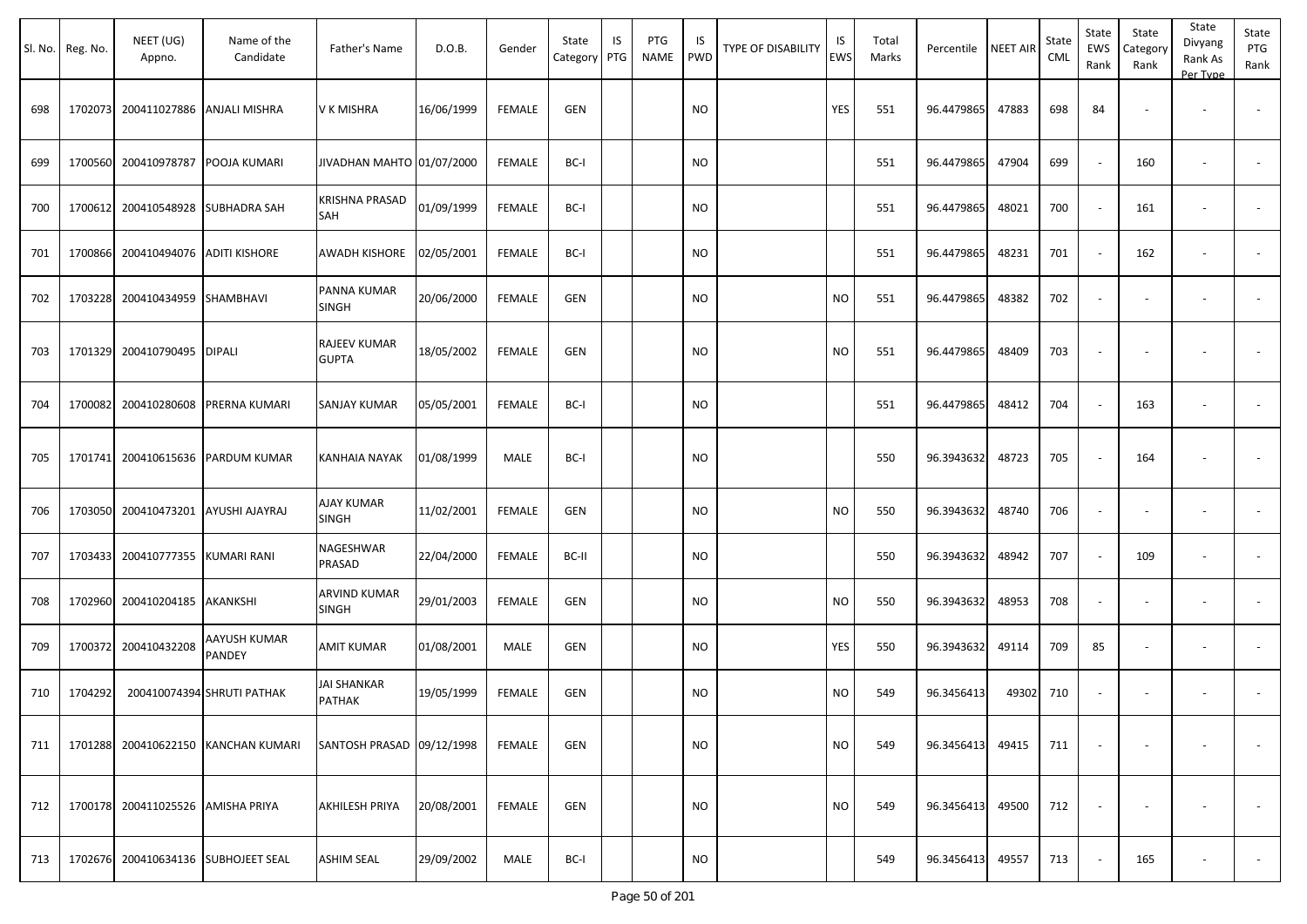| Sl. No. | Reg. No. | NEET (UG) Appno. | Name of the Candidate | Father's Name | D.O.B. | Gender | State Category | IS PTG | PTG NAME | IS PWD | TYPE OF DISABILITY | IS EWS | Total Marks | Percentile | NEET AIR | State CML | State EWS Rank | State Category Rank | State Divyang Rank As Per Type | State PTG Rank |
|---|---|---|---|---|---|---|---|---|---|---|---|---|---|---|---|---|---|---|---|---|
| 698 | 1702073 | 200411027886 | ANJALI MISHRA | V K MISHRA | 16/06/1999 | FEMALE | GEN | | | NO | | YES | 551 | 96.4479865 | 47883 | 698 | 84 | - | - | - |
| 699 | 1700560 | 200410978787 | POOJA KUMARI | JIVADHAN MAHTO | 01/07/2000 | FEMALE | BC-I | | | NO | | | 551 | 96.4479865 | 47904 | 699 | - | 160 | - | - |
| 700 | 1700612 | 200410548928 | SUBHADRA SAH | KRISHNA PRASAD SAH | 01/09/1999 | FEMALE | BC-I | | | NO | | | 551 | 96.4479865 | 48021 | 700 | - | 161 | - | - |
| 701 | 1700866 | 200410494076 | ADITI KISHORE | AWADH KISHORE | 02/05/2001 | FEMALE | BC-I | | | NO | | | 551 | 96.4479865 | 48231 | 701 | - | 162 | - | - |
| 702 | 1703228 | 200410434959 | SHAMBHAVI | PANNA KUMAR SINGH | 20/06/2000 | FEMALE | GEN | | | NO | | NO | 551 | 96.4479865 | 48382 | 702 | - | - | - | - |
| 703 | 1701329 | 200410790495 | DIPALI | RAJEEV KUMAR GUPTA | 18/05/2002 | FEMALE | GEN | | | NO | | NO | 551 | 96.4479865 | 48409 | 703 | - | - | - | - |
| 704 | 1700082 | 200410280608 | PRERNA KUMARI | SANJAY KUMAR | 05/05/2001 | FEMALE | BC-I | | | NO | | | 551 | 96.4479865 | 48412 | 704 | - | 163 | - | - |
| 705 | 1701741 | 200410615636 | PARDUM KUMAR | KANHAIA NAYAK | 01/08/1999 | MALE | BC-I | | | NO | | | 550 | 96.3943632 | 48723 | 705 | - | 164 | - | - |
| 706 | 1703050 | 200410473201 | AYUSHI AJAYRAJ | AJAY KUMAR SINGH | 11/02/2001 | FEMALE | GEN | | | NO | | NO | 550 | 96.3943632 | 48740 | 706 | - | - | - | - |
| 707 | 1703433 | 200410777355 | KUMARI RANI | NAGESHWAR PRASAD | 22/04/2000 | FEMALE | BC-II | | | NO | | | 550 | 96.3943632 | 48942 | 707 | - | 109 | - | - |
| 708 | 1702960 | 200410204185 | AKANKSHI | ARVIND KUMAR SINGH | 29/01/2003 | FEMALE | GEN | | | NO | | NO | 550 | 96.3943632 | 48953 | 708 | - | - | - | - |
| 709 | 1700372 | 200410432208 | AAYUSH KUMAR PANDEY | AMIT KUMAR | 01/08/2001 | MALE | GEN | | | NO | | YES | 550 | 96.3943632 | 49114 | 709 | 85 | - | - | - |
| 710 | 1704292 | 200410074394 | SHRUTI PATHAK | JAI SHANKAR PATHAK | 19/05/1999 | FEMALE | GEN | | | NO | | NO | 549 | 96.3456413 | 49302 | 710 | - | - | - | - |
| 711 | 1701288 | 200410622150 | KANCHAN KUMARI | SANTOSH PRASAD | 09/12/1998 | FEMALE | GEN | | | NO | | NO | 549 | 96.3456413 | 49415 | 711 | - | - | - | - |
| 712 | 1700178 | 200411025526 | AMISHA PRIYA | AKHILESH PRIYA | 20/08/2001 | FEMALE | GEN | | | NO | | NO | 549 | 96.3456413 | 49500 | 712 | - | - | - | - |
| 713 | 1702676 | 200410634136 | SUBHOJEET SEAL | ASHIM SEAL | 29/09/2002 | MALE | BC-I | | | NO | | | 549 | 96.3456413 | 49557 | 713 | - | 165 | - | - |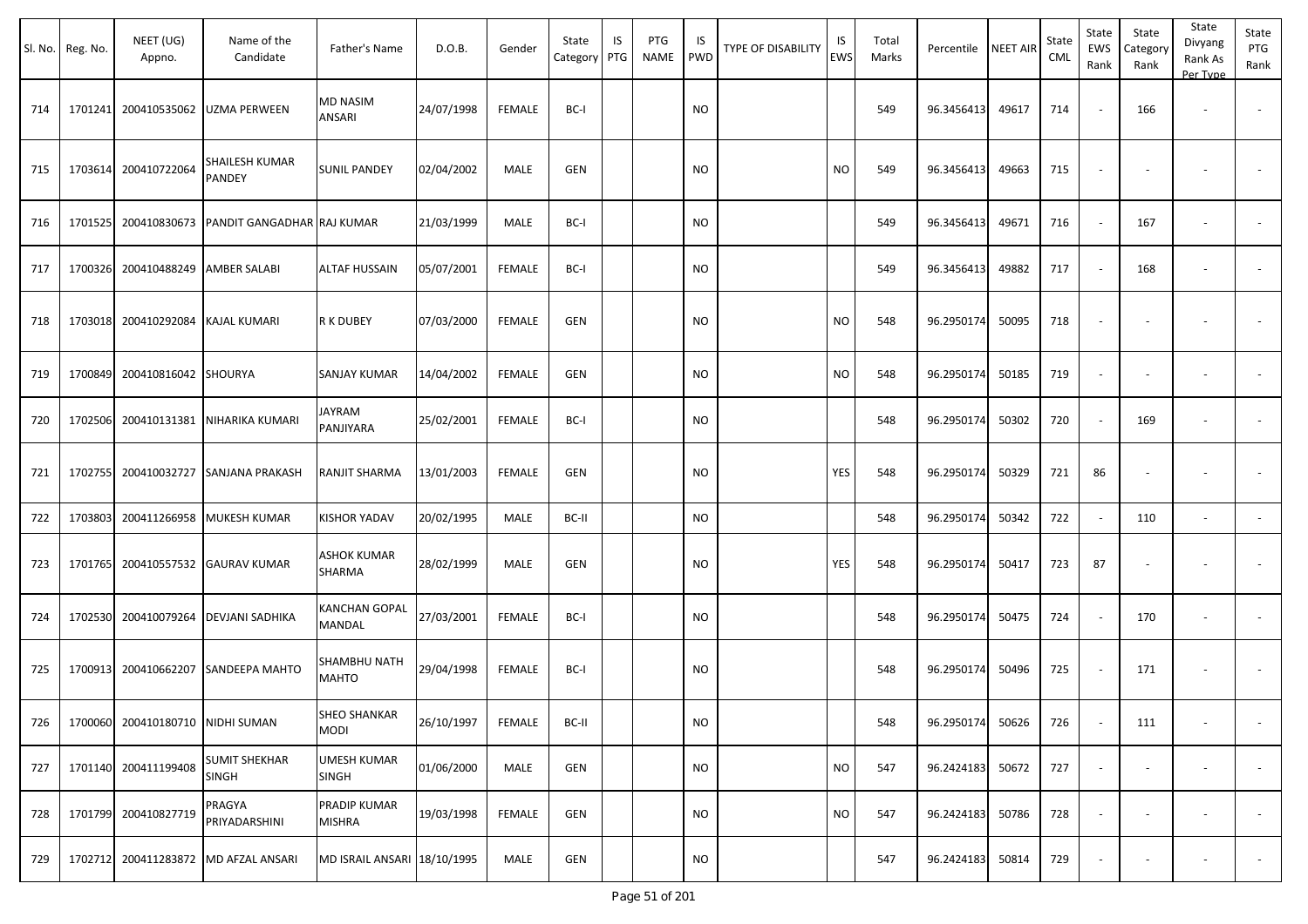| Sl. No. | Reg. No. | NEET (UG) Appno. | Name of the Candidate | Father's Name | D.O.B. | Gender | State Category | IS PTG | PTG NAME | IS PWD | TYPE OF DISABILITY | IS EWS | Total Marks | Percentile | NEET AIR | State CML | State EWS Rank | State Category Rank | State Divyang Rank As Per Type | State PTG Rank |
|---|---|---|---|---|---|---|---|---|---|---|---|---|---|---|---|---|---|---|---|---|
| 714 | 1701241 | 200410535062 | UZMA PERWEEN | MD NASIM ANSARI | 24/07/1998 | FEMALE | BC-I | | | NO | | | 549 | 96.3456413 | 49617 | 714 | - | 166 | - | - |
| 715 | 1703614 | 200410722064 | SHAILESH KUMAR PANDEY | SUNIL PANDEY | 02/04/2002 | MALE | GEN | | | NO | | NO | 549 | 96.3456413 | 49663 | 715 | - | - | - | - |
| 716 | 1701525 | 200410830673 | PANDIT GANGADHAR | RAJ KUMAR | 21/03/1999 | MALE | BC-I | | | NO | | | 549 | 96.3456413 | 49671 | 716 | - | 167 | - | - |
| 717 | 1700326 | 200410488249 | AMBER SALABI | ALTAF HUSSAIN | 05/07/2001 | FEMALE | BC-I | | | NO | | | 549 | 96.3456413 | 49882 | 717 | - | 168 | - | - |
| 718 | 1703018 | 200410292084 | KAJAL KUMARI | R K DUBEY | 07/03/2000 | FEMALE | GEN | | | NO | | NO | 548 | 96.2950174 | 50095 | 718 | - | - | - | - |
| 719 | 1700849 | 200410816042 | SHOURYA | SANJAY KUMAR | 14/04/2002 | FEMALE | GEN | | | NO | | NO | 548 | 96.2950174 | 50185 | 719 | - | - | - | - |
| 720 | 1702506 | 200410131381 | NIHARIKA KUMARI | JAYRAM PANJIYARA | 25/02/2001 | FEMALE | BC-I | | | NO | | | 548 | 96.2950174 | 50302 | 720 | - | 169 | - | - |
| 721 | 1702755 | 200410032727 | SANJANA PRAKASH | RANJIT SHARMA | 13/01/2003 | FEMALE | GEN | | | NO | | YES | 548 | 96.2950174 | 50329 | 721 | 86 | - | - | - |
| 722 | 1703803 | 200411266958 | MUKESH KUMAR | KISHOR YADAV | 20/02/1995 | MALE | BC-II | | | NO | | | 548 | 96.2950174 | 50342 | 722 | - | 110 | - | - |
| 723 | 1701765 | 200410557532 | GAURAV KUMAR | ASHOK KUMAR SHARMA | 28/02/1999 | MALE | GEN | | | NO | | YES | 548 | 96.2950174 | 50417 | 723 | 87 | - | - | - |
| 724 | 1702530 | 200410079264 | DEVJANI SADHIKA | KANCHAN GOPAL MANDAL | 27/03/2001 | FEMALE | BC-I | | | NO | | | 548 | 96.2950174 | 50475 | 724 | - | 170 | - | - |
| 725 | 1700913 | 200410662207 | SANDEEPA MAHTO | SHAMBHU NATH MAHTO | 29/04/1998 | FEMALE | BC-I | | | NO | | | 548 | 96.2950174 | 50496 | 725 | - | 171 | - | - |
| 726 | 1700060 | 200410180710 | NIDHI SUMAN | SHEO SHANKAR MODI | 26/10/1997 | FEMALE | BC-II | | | NO | | | 548 | 96.2950174 | 50626 | 726 | - | 111 | - | - |
| 727 | 1701140 | 200411199408 | SUMIT SHEKHAR SINGH | UMESH KUMAR SINGH | 01/06/2000 | MALE | GEN | | | NO | | NO | 547 | 96.2424183 | 50672 | 727 | - | - | - | - |
| 728 | 1701799 | 200410827719 | PRAGYA PRIYADARSHINI | PRADIP KUMAR MISHRA | 19/03/1998 | FEMALE | GEN | | | NO | | NO | 547 | 96.2424183 | 50786 | 728 | - | - | - | - |
| 729 | 1702712 | 200411283872 | MD AFZAL ANSARI | MD ISRAIL ANSARI | 18/10/1995 | MALE | GEN | | | NO | | | 547 | 96.2424183 | 50814 | 729 | - | - | - | - |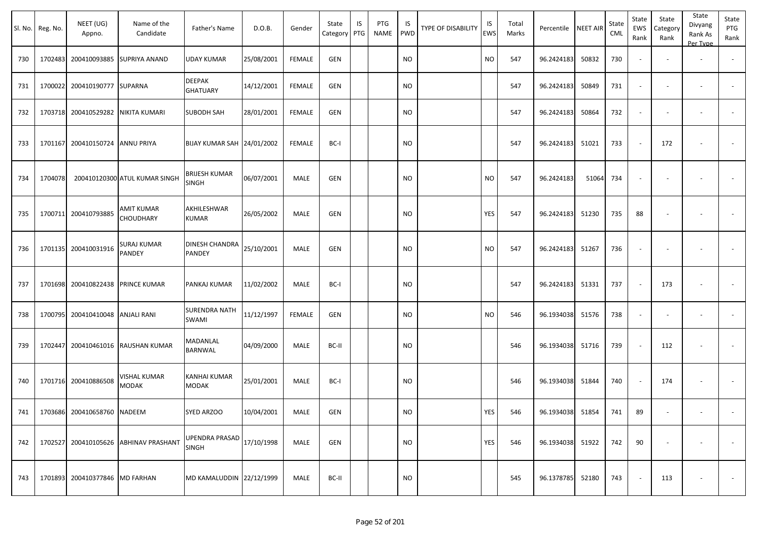| Sl. No. | Reg. No. | NEET (UG) Appno. | Name of the Candidate | Father's Name | D.O.B. | Gender | State Category | IS PTG | PTG NAME | IS PWD | TYPE OF DISABILITY | IS EWS | Total Marks | Percentile | NEET AIR | State CML | State EWS Rank | State Category Rank | State Divyang Rank As Per Type | State PTG Rank |
|---|---|---|---|---|---|---|---|---|---|---|---|---|---|---|---|---|---|---|---|---|
| 730 | 1702483 | 200410093885 | SUPRIYA ANAND | UDAY KUMAR | 25/08/2001 | FEMALE | GEN | | | NO | | NO | 547 | 96.2424183 | 50832 | 730 | - | - | - | - |
| 731 | 1700022 | 200410190777 | SUPARNA | DEEPAK GHATUARY | 14/12/2001 | FEMALE | GEN | | | NO | | | 547 | 96.2424183 | 50849 | 731 | - | - | - | - |
| 732 | 1703718 | 200410529282 | NIKITA KUMARI | SUBODH SAH | 28/01/2001 | FEMALE | GEN | | | NO | | | 547 | 96.2424183 | 50864 | 732 | - | - | - | - |
| 733 | 1701167 | 200410150724 | ANNU PRIYA | BIJAY KUMAR SAH | 24/01/2002 | FEMALE | BC-I | | | NO | | | 547 | 96.2424183 | 51021 | 733 | - | 172 | - | - |
| 734 | 1704078 | 200410120300 | ATUL KUMAR SINGH | BRIJESH KUMAR SINGH | 06/07/2001 | MALE | GEN | | | NO | | NO | 547 | 96.2424183 | 51064 | 734 | - | - | - | - |
| 735 | 1700711 | 200410793885 | AMIT KUMAR CHOUDHARY | AKHILESHWAR KUMAR | 26/05/2002 | MALE | GEN | | | NO | | YES | 547 | 96.2424183 | 51230 | 735 | 88 | - | - | - |
| 736 | 1701135 | 200410031916 | SURAJ KUMAR PANDEY | DINESH CHANDRA PANDEY | 25/10/2001 | MALE | GEN | | | NO | | NO | 547 | 96.2424183 | 51267 | 736 | - | - | - | - |
| 737 | 1701698 | 200410822438 | PRINCE KUMAR | PANKAJ KUMAR | 11/02/2002 | MALE | BC-I | | | NO | | | 547 | 96.2424183 | 51331 | 737 | - | 173 | - | - |
| 738 | 1700795 | 200410410048 | ANJALI RANI | SURENDRA NATH SWAMI | 11/12/1997 | FEMALE | GEN | | | NO | | NO | 546 | 96.1934038 | 51576 | 738 | - | - | - | - |
| 739 | 1702447 | 200410461016 | RAUSHAN KUMAR | MADANLAL BARNWAL | 04/09/2000 | MALE | BC-II | | | NO | | | 546 | 96.1934038 | 51716 | 739 | - | 112 | - | - |
| 740 | 1701716 | 200410886508 | VISHAL KUMAR MODAK | KANHAI KUMAR MODAK | 25/01/2001 | MALE | BC-I | | | NO | | | 546 | 96.1934038 | 51844 | 740 | - | 174 | - | - |
| 741 | 1703686 | 200410658760 | NADEEM | SYED ARZOO | 10/04/2001 | MALE | GEN | | | NO | | YES | 546 | 96.1934038 | 51854 | 741 | 89 | - | - | - |
| 742 | 1702527 | 200410105626 | ABHINAV PRASHANT | UPENDRA PRASAD SINGH | 17/10/1998 | MALE | GEN | | | NO | | YES | 546 | 96.1934038 | 51922 | 742 | 90 | - | - | - |
| 743 | 1701893 | 200410377846 | MD FARHAN | MD KAMALUDDIN | 22/12/1999 | MALE | BC-II | | | NO | | | 545 | 96.1378785 | 52180 | 743 | - | 113 | - | - |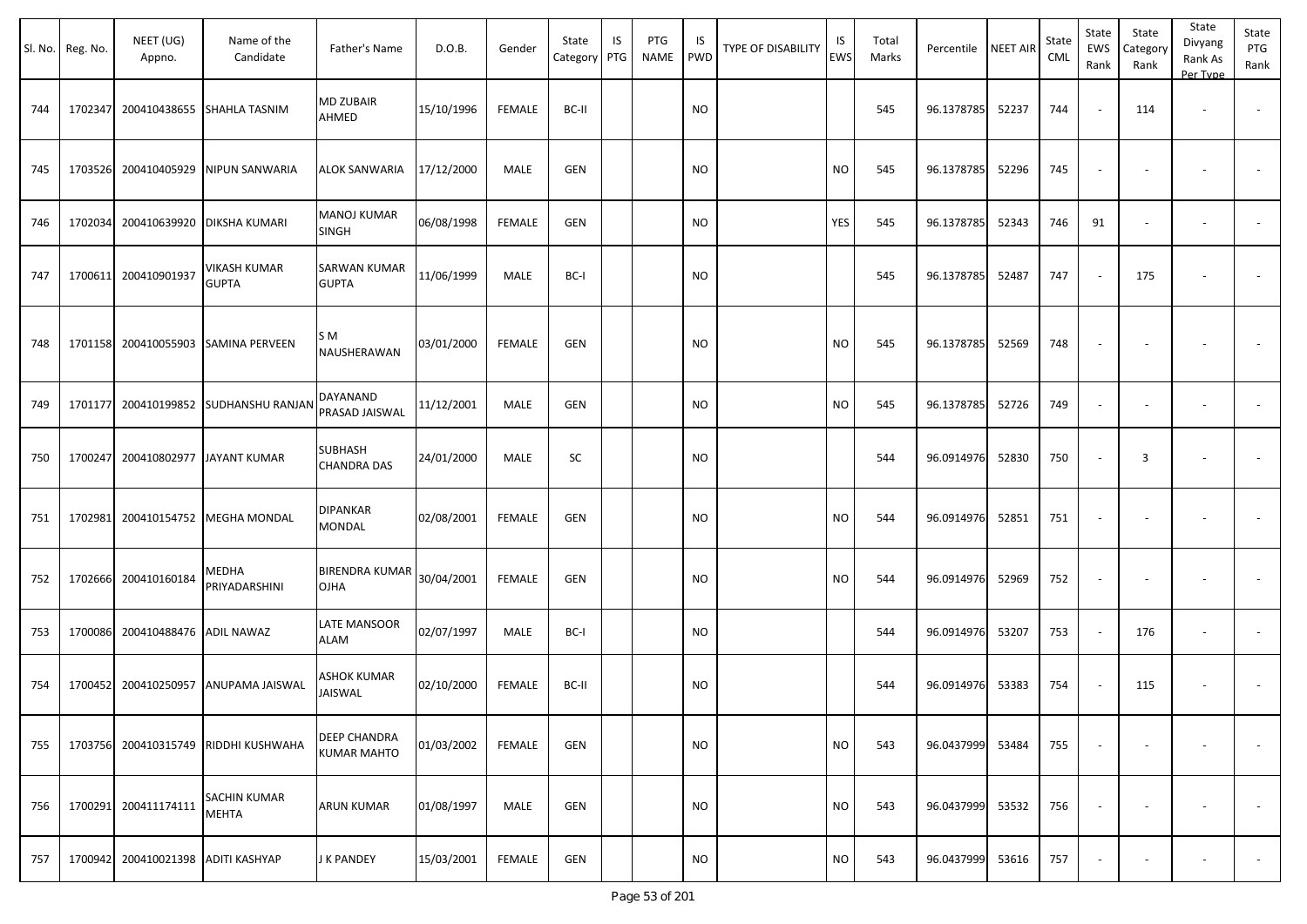| Sl. No. | Reg. No. | NEET (UG) Appno. | Name of the Candidate | Father's Name | D.O.B. | Gender | State Category | IS PTG | PTG NAME | IS PWD | TYPE OF DISABILITY | IS EWS | Total Marks | Percentile | NEET AIR | State CML | State EWS Rank | State Category Rank | State Divyang Rank As Per Type | State PTG Rank |
|---|---|---|---|---|---|---|---|---|---|---|---|---|---|---|---|---|---|---|---|---|
| 744 | 1702347 | 200410438655 | SHAHLA TASNIM | MD ZUBAIR AHMED | 15/10/1996 | FEMALE | BC-II | | | NO | | | 545 | 96.1378785 | 52237 | 744 | - | 114 | - | - |
| 745 | 1703526 | 200410405929 | NIPUN SANWARIA | ALOK SANWARIA | 17/12/2000 | MALE | GEN | | | NO | | NO | 545 | 96.1378785 | 52296 | 745 | - | - | - | - |
| 746 | 1702034 | 200410639920 | DIKSHA KUMARI | MANOJ KUMAR SINGH | 06/08/1998 | FEMALE | GEN | | | NO | | YES | 545 | 96.1378785 | 52343 | 746 | 91 | - | - | - |
| 747 | 1700611 | 200410901937 | VIKASH KUMAR GUPTA | SARWAN KUMAR GUPTA | 11/06/1999 | MALE | BC-I | | | NO | | | 545 | 96.1378785 | 52487 | 747 | - | 175 | - | - |
| 748 | 1701158 | 200410055903 | SAMINA PERVEEN | S M NAUSHERAWAN | 03/01/2000 | FEMALE | GEN | | | NO | | NO | 545 | 96.1378785 | 52569 | 748 | - | - | - | - |
| 749 | 1701177 | 200410199852 | SUDHANSHU RANJAN | DAYANAND PRASAD JAISWAL | 11/12/2001 | MALE | GEN | | | NO | | NO | 545 | 96.1378785 | 52726 | 749 | - | - | - | - |
| 750 | 1700247 | 200410802977 | JAYANT KUMAR | SUBHASH CHANDRA DAS | 24/01/2000 | MALE | SC | | | NO | | | 544 | 96.0914976 | 52830 | 750 | - | 3 | - | - |
| 751 | 1702981 | 200410154752 | MEGHA MONDAL | DIPANKAR MONDAL | 02/08/2001 | FEMALE | GEN | | | NO | | NO | 544 | 96.0914976 | 52851 | 751 | - | - | - | - |
| 752 | 1702666 | 200410160184 | MEDHA PRIYADARSHINI | BIRENDRA KUMAR OJHA | 30/04/2001 | FEMALE | GEN | | | NO | | NO | 544 | 96.0914976 | 52969 | 752 | - | - | - | - |
| 753 | 1700086 | 200410488476 | ADIL NAWAZ | LATE MANSOOR ALAM | 02/07/1997 | MALE | BC-I | | | NO | | | 544 | 96.0914976 | 53207 | 753 | - | 176 | - | - |
| 754 | 1700452 | 200410250957 | ANUPAMA JAISWAL | ASHOK KUMAR JAISWAL | 02/10/2000 | FEMALE | BC-II | | | NO | | | 544 | 96.0914976 | 53383 | 754 | - | 115 | - | - |
| 755 | 1703756 | 200410315749 | RIDDHI KUSHWAHA | DEEP CHANDRA KUMAR MAHTO | 01/03/2002 | FEMALE | GEN | | | NO | | NO | 543 | 96.0437999 | 53484 | 755 | - | - | - | - |
| 756 | 1700291 | 200411174111 | SACHIN KUMAR MEHTA | ARUN KUMAR | 01/08/1997 | MALE | GEN | | | NO | | NO | 543 | 96.0437999 | 53532 | 756 | - | - | - | - |
| 757 | 1700942 | 200410021398 | ADITI KASHYAP | J K PANDEY | 15/03/2001 | FEMALE | GEN | | | NO | | NO | 543 | 96.0437999 | 53616 | 757 | - | - | - | - |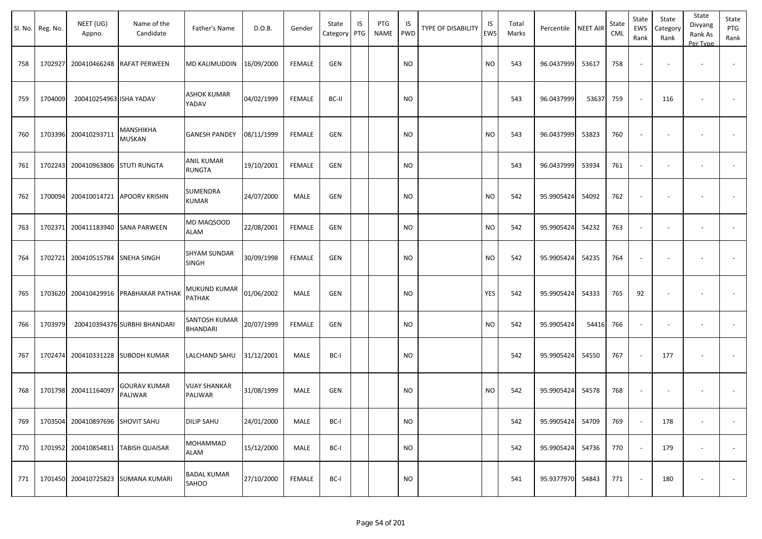| Sl. No. | Reg. No. | NEET (UG) Appno. | Name of the Candidate | Father's Name | D.O.B. | Gender | State Category | IS PTG | PTG NAME | IS PWD | TYPE OF DISABILITY | IS EWS | Total Marks | Percentile | NEET AIR | State CML | State EWS Rank | State Category Rank | State Divyang Rank As Per Type | State PTG Rank |
|---|---|---|---|---|---|---|---|---|---|---|---|---|---|---|---|---|---|---|---|---|
| 758 | 1702927 | 200410466248 | RAFAT PERWEEN | MD KALIMUDDIN | 16/09/2000 | FEMALE | GEN | | | NO | | NO | 543 | 96.0437999 | 53617 | 758 | - | - | - | - |
| 759 | 1704009 | 200410254963 | ISHA YADAV | ASHOK KUMAR YADAV | 04/02/1999 | FEMALE | BC-II | | | NO | | | 543 | 96.0437999 | 53637 | 759 | - | 116 | - | - |
| 760 | 1703396 | 200410293711 | MANSHIKHA MUSKAN | GANESH PANDEY | 08/11/1999 | FEMALE | GEN | | | NO | | NO | 543 | 96.0437999 | 53823 | 760 | - | - | - | - |
| 761 | 1702243 | 200410963806 | STUTI RUNGTA | ANIL KUMAR RUNGTA | 19/10/2001 | FEMALE | GEN | | | NO | | | 543 | 96.0437999 | 53934 | 761 | - | - | - | - |
| 762 | 1700094 | 200410014721 | APOORV KRISHN | SUMENDRA KUMAR | 24/07/2000 | MALE | GEN | | | NO | | NO | 542 | 95.9905424 | 54092 | 762 | - | - | - | - |
| 763 | 1702371 | 200411183940 | SANA PARWEEN | MD MAQSOOD ALAM | 22/08/2001 | FEMALE | GEN | | | NO | | NO | 542 | 95.9905424 | 54232 | 763 | - | - | - | - |
| 764 | 1702721 | 200410515784 | SNEHA SINGH | SHYAM SUNDAR SINGH | 30/09/1998 | FEMALE | GEN | | | NO | | NO | 542 | 95.9905424 | 54235 | 764 | - | - | - | - |
| 765 | 1703620 | 200410429916 | PRABHAKAR PATHAK | MUKUND KUMAR PATHAK | 01/06/2002 | MALE | GEN | | | NO | | YES | 542 | 95.9905424 | 54333 | 765 | 92 | - | - | - |
| 766 | 1703979 | 200410394376 | SURBHI BHANDARI | SANTOSH KUMAR BHANDARI | 20/07/1999 | FEMALE | GEN | | | NO | | NO | 542 | 95.9905424 | 54416 | 766 | - | - | - | - |
| 767 | 1702474 | 200410331228 | SUBODH KUMAR | LALCHAND SAHU | 31/12/2001 | MALE | BC-I | | | NO | | | 542 | 95.9905424 | 54550 | 767 | - | 177 | - | - |
| 768 | 1701798 | 200411164097 | GOURAV KUMAR PALIWAR | VIJAY SHANKAR PALIWAR | 31/08/1999 | MALE | GEN | | | NO | | NO | 542 | 95.9905424 | 54578 | 768 | - | - | - | - |
| 769 | 1703504 | 200410897696 | SHOVIT SAHU | DILIP SAHU | 24/01/2000 | MALE | BC-I | | | NO | | | 542 | 95.9905424 | 54709 | 769 | - | 178 | - | - |
| 770 | 1701952 | 200410854811 | TABISH QUAISAR | MOHAMMAD ALAM | 15/12/2000 | MALE | BC-I | | | NO | | | 542 | 95.9905424 | 54736 | 770 | - | 179 | - | - |
| 771 | 1701450 | 200410725823 | SUMANA KUMARI | BADAL KUMAR SAHOO | 27/10/2000 | FEMALE | BC-I | | | NO | | | 541 | 95.9377970 | 54843 | 771 | - | 180 | - | - |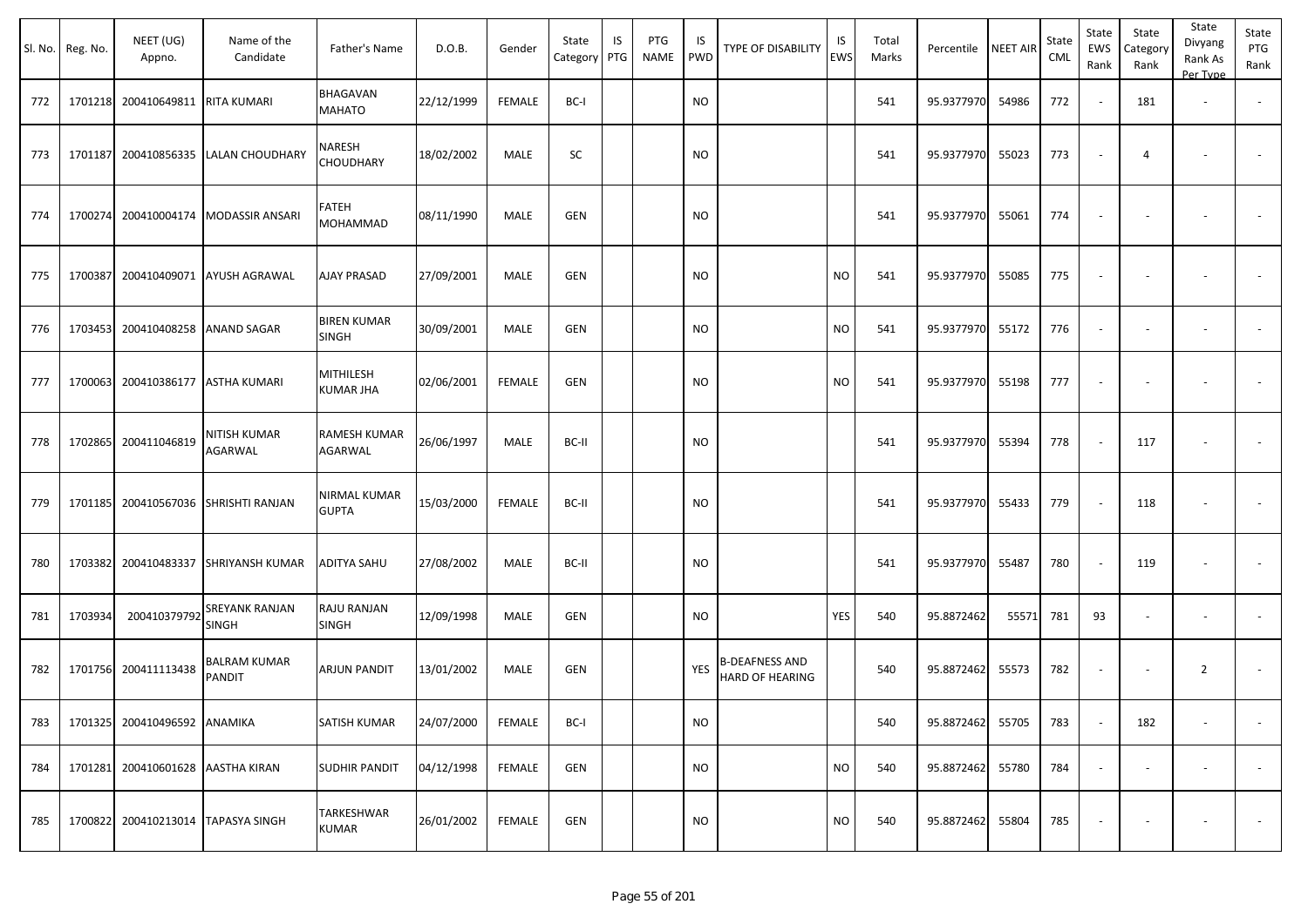| Sl. No. | Reg. No. | NEET (UG) Appno. | Name of the Candidate | Father's Name | D.O.B. | Gender | State Category | IS PTG | PTG NAME | IS PWD | TYPE OF DISABILITY | IS EWS | Total Marks | Percentile | NEET AIR | State CML | State EWS Rank | State Category Rank | State Divyang Rank As Per Type | State PTG Rank |
|---|---|---|---|---|---|---|---|---|---|---|---|---|---|---|---|---|---|---|---|---|
| 772 | 1701218 | 200410649811 | RITA KUMARI | BHAGAVAN MAHATO | 22/12/1999 | FEMALE | BC-I | | | NO | | | 541 | 95.9377970 | 54986 | 772 | - | 181 | - | - |
| 773 | 1701187 | 200410856335 | LALAN CHOUDHARY | NARESH CHOUDHARY | 18/02/2002 | MALE | SC | | | NO | | | 541 | 95.9377970 | 55023 | 773 | - | 4 | - | - |
| 774 | 1700274 | 200410004174 | MODASSIR ANSARI | FATEH MOHAMMAD | 08/11/1990 | MALE | GEN | | | NO | | | 541 | 95.9377970 | 55061 | 774 | - | - | - | - |
| 775 | 1700387 | 200410409071 | AYUSH AGRAWAL | AJAY PRASAD | 27/09/2001 | MALE | GEN | | | NO | | NO | 541 | 95.9377970 | 55085 | 775 | - | - | - | - |
| 776 | 1703453 | 200410408258 | ANAND SAGAR | BIREN KUMAR SINGH | 30/09/2001 | MALE | GEN | | | NO | | NO | 541 | 95.9377970 | 55172 | 776 | - | - | - | - |
| 777 | 1700063 | 200410386177 | ASTHA KUMARI | MITHILESH KUMAR JHA | 02/06/2001 | FEMALE | GEN | | | NO | | NO | 541 | 95.9377970 | 55198 | 777 | - | - | - | - |
| 778 | 1702865 | 200411046819 | NITISH KUMAR AGARWAL | RAMESH KUMAR AGARWAL | 26/06/1997 | MALE | BC-II | | | NO | | | 541 | 95.9377970 | 55394 | 778 | - | 117 | - | - |
| 779 | 1701185 | 200410567036 | SHRISHTI RANJAN | NIRMAL KUMAR GUPTA | 15/03/2000 | FEMALE | BC-II | | | NO | | | 541 | 95.9377970 | 55433 | 779 | - | 118 | - | - |
| 780 | 1703382 | 200410483337 | SHRIYANSH KUMAR | ADITYA SAHU | 27/08/2002 | MALE | BC-II | | | NO | | | 541 | 95.9377970 | 55487 | 780 | - | 119 | - | - |
| 781 | 1703934 | 200410379792 | SREYANK RANJAN SINGH | RAJU RANJAN SINGH | 12/09/1998 | MALE | GEN | | | NO | | YES | 540 | 95.8872462 | 55571 | 781 | 93 | - | - | - |
| 782 | 1701756 | 200411113438 | BALRAM KUMAR PANDIT | ARJUN PANDIT | 13/01/2002 | MALE | GEN | | | YES | B-DEAFNESS AND HARD OF HEARING | | 540 | 95.8872462 | 55573 | 782 | - | - | 2 | - |
| 783 | 1701325 | 200410496592 | ANAMIKA | SATISH KUMAR | 24/07/2000 | FEMALE | BC-I | | | NO | | | 540 | 95.8872462 | 55705 | 783 | - | 182 | - | - |
| 784 | 1701281 | 200410601628 | AASTHA KIRAN | SUDHIR PANDIT | 04/12/1998 | FEMALE | GEN | | | NO | | NO | 540 | 95.8872462 | 55780 | 784 | - | - | - | - |
| 785 | 1700822 | 200410213014 | TAPASYA SINGH | TARKESHWAR KUMAR | 26/01/2002 | FEMALE | GEN | | | NO | | NO | 540 | 95.8872462 | 55804 | 785 | - | - | - | - |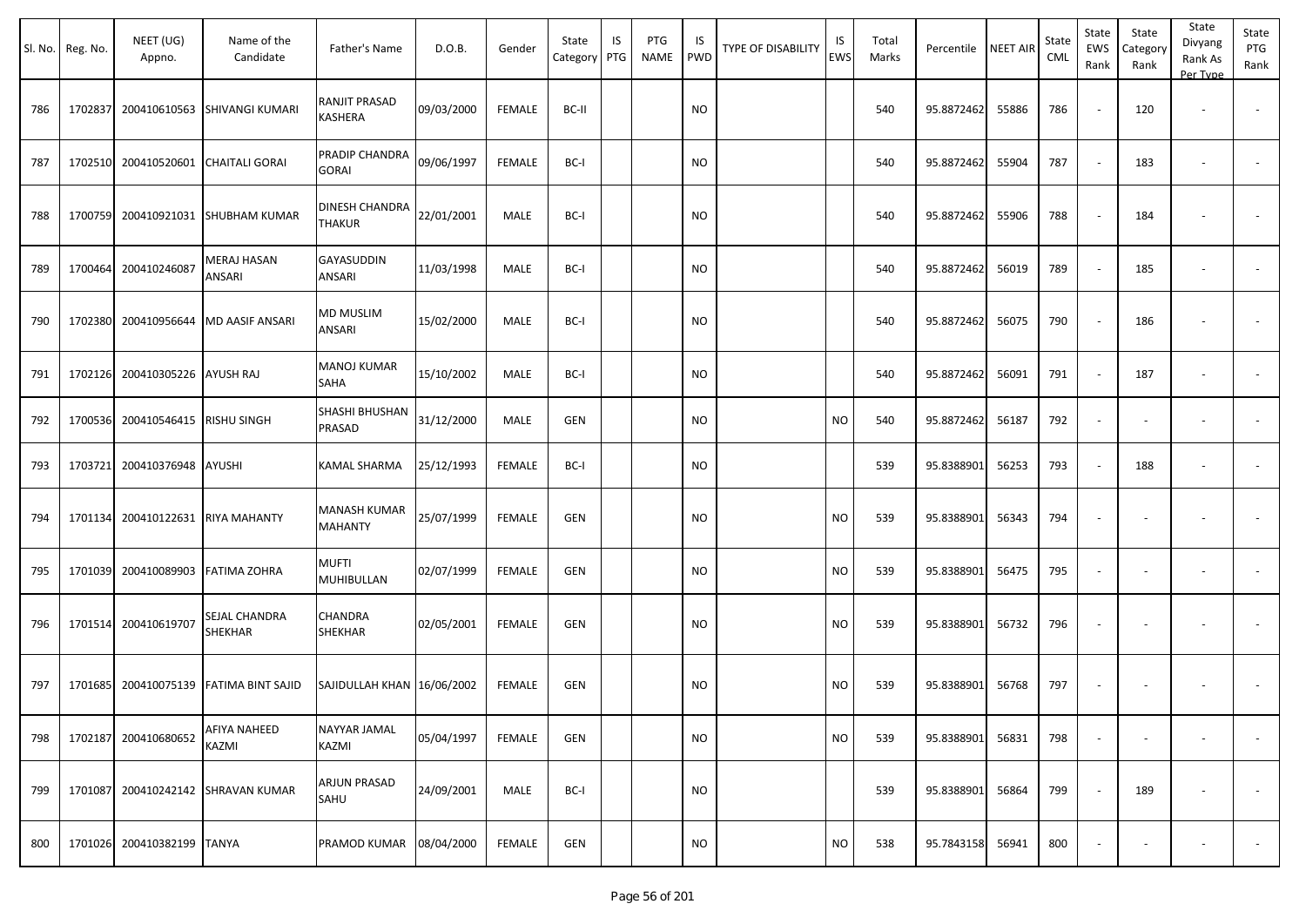| Sl. No. | Reg. No. | NEET (UG) Appno. | Name of the Candidate | Father's Name | D.O.B. | Gender | State Category | IS PTG | PTG NAME | IS PWD | TYPE OF DISABILITY | IS EWS | Total Marks | Percentile | NEET AIR | State CML | State EWS Rank | State Category Rank | State Divyang Rank As Per Type | State PTG Rank |
|---|---|---|---|---|---|---|---|---|---|---|---|---|---|---|---|---|---|---|---|---|
| 786 | 1702837 | 200410610563 | SHIVANGI KUMARI | RANJIT PRASAD KASHERA | 09/03/2000 | FEMALE | BC-II | | | NO | | | 540 | 95.8872462 | 55886 | 786 | - | 120 | - | - |
| 787 | 1702510 | 200410520601 | CHAITALI GORAI | PRADIP CHANDRA GORAI | 09/06/1997 | FEMALE | BC-I | | | NO | | | 540 | 95.8872462 | 55904 | 787 | - | 183 | - | - |
| 788 | 1700759 | 200410921031 | SHUBHAM KUMAR | DINESH CHANDRA THAKUR | 22/01/2001 | MALE | BC-I | | | NO | | | 540 | 95.8872462 | 55906 | 788 | - | 184 | - | - |
| 789 | 1700464 | 200410246087 | MERAJ HASAN ANSARI | GAYASUDDIN ANSARI | 11/03/1998 | MALE | BC-I | | | NO | | | 540 | 95.8872462 | 56019 | 789 | - | 185 | - | - |
| 790 | 1702380 | 200410956644 | MD AASIF ANSARI | MD MUSLIM ANSARI | 15/02/2000 | MALE | BC-I | | | NO | | | 540 | 95.8872462 | 56075 | 790 | - | 186 | - | - |
| 791 | 1702126 | 200410305226 | AYUSH RAJ | MANOJ KUMAR SAHA | 15/10/2002 | MALE | BC-I | | | NO | | | 540 | 95.8872462 | 56091 | 791 | - | 187 | - | - |
| 792 | 1700536 | 200410546415 | RISHU SINGH | SHASHI BHUSHAN PRASAD | 31/12/2000 | MALE | GEN | | | NO | | NO | 540 | 95.8872462 | 56187 | 792 | - | - | - | - |
| 793 | 1703721 | 200410376948 | AYUSHI | KAMAL SHARMA | 25/12/1993 | FEMALE | BC-I | | | NO | | | 539 | 95.8388901 | 56253 | 793 | - | 188 | - | - |
| 794 | 1701134 | 200410122631 | RIYA MAHANTY | MANASH KUMAR MAHANTY | 25/07/1999 | FEMALE | GEN | | | NO | | NO | 539 | 95.8388901 | 56343 | 794 | - | - | - | - |
| 795 | 1701039 | 200410089903 | FATIMA ZOHRA | MUFTI MUHIBULLAN | 02/07/1999 | FEMALE | GEN | | | NO | | NO | 539 | 95.8388901 | 56475 | 795 | - | - | - | - |
| 796 | 1701514 | 200410619707 | SEJAL CHANDRA SHEKHAR | CHANDRA SHEKHAR | 02/05/2001 | FEMALE | GEN | | | NO | | NO | 539 | 95.8388901 | 56732 | 796 | - | - | - | - |
| 797 | 1701685 | 200410075139 | FATIMA BINT SAJID | SAJIDULLAH KHAN | 16/06/2002 | FEMALE | GEN | | | NO | | NO | 539 | 95.8388901 | 56768 | 797 | - | - | - | - |
| 798 | 1702187 | 200410680652 | AFIYA NAHEED KAZMI | NAYYAR JAMAL KAZMI | 05/04/1997 | FEMALE | GEN | | | NO | | NO | 539 | 95.8388901 | 56831 | 798 | - | - | - | - |
| 799 | 1701087 | 200410242142 | SHRAVAN KUMAR | ARJUN PRASAD SAHU | 24/09/2001 | MALE | BC-I | | | NO | | | 539 | 95.8388901 | 56864 | 799 | - | 189 | - | - |
| 800 | 1701026 | 200410382199 | TANYA | PRAMOD KUMAR | 08/04/2000 | FEMALE | GEN | | | NO | | NO | 538 | 95.7843158 | 56941 | 800 | - | - | - | - |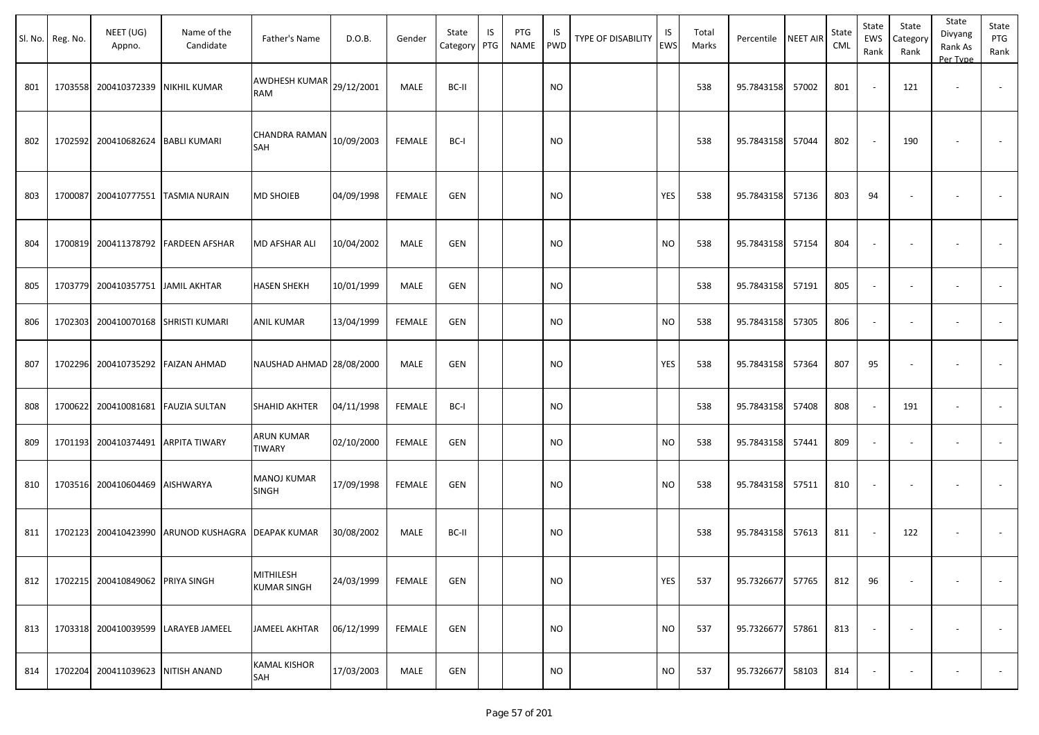| Sl. No. | Reg. No. | NEET (UG) Appno. | Name of the Candidate | Father's Name | D.O.B. | Gender | State Category | IS PTG | PTG NAME | IS PWD | TYPE OF DISABILITY | IS EWS | Total Marks | Percentile | NEET AIR | State CML | State EWS Rank | State Category Rank | State Divyang Rank As Per Type | State PTG Rank |
|---|---|---|---|---|---|---|---|---|---|---|---|---|---|---|---|---|---|---|---|---|
| 801 | 1703558 | 200410372339 | NIKHIL KUMAR | AWDHESH KUMAR RAM | 29/12/2001 | MALE | BC-II | | | NO | | | 538 | 95.7843158 | 57002 | 801 | - | 121 | - | - |
| 802 | 1702592 | 200410682624 | BABLI KUMARI | CHANDRA RAMAN SAH | 10/09/2003 | FEMALE | BC-I | | | NO | | | 538 | 95.7843158 | 57044 | 802 | - | 190 | - | - |
| 803 | 1700087 | 200410777551 | TASMIA NURAIN | MD SHOIEB | 04/09/1998 | FEMALE | GEN | | | NO | | YES | 538 | 95.7843158 | 57136 | 803 | 94 | - | - | - |
| 804 | 1700819 | 200411378792 | FARDEEN AFSHAR | MD AFSHAR ALI | 10/04/2002 | MALE | GEN | | | NO | | NO | 538 | 95.7843158 | 57154 | 804 | - | - | - | - |
| 805 | 1703779 | 200410357751 | JAMIL AKHTAR | HASEN SHEKH | 10/01/1999 | MALE | GEN | | | NO | | | 538 | 95.7843158 | 57191 | 805 | - | - | - | - |
| 806 | 1702303 | 200410070168 | SHRISTI KUMARI | ANIL KUMAR | 13/04/1999 | FEMALE | GEN | | | NO | | NO | 538 | 95.7843158 | 57305 | 806 | - | - | - | - |
| 807 | 1702296 | 200410735292 | FAIZAN AHMAD | NAUSHAD AHMAD | 28/08/2000 | MALE | GEN | | | NO | | YES | 538 | 95.7843158 | 57364 | 807 | 95 | - | - | - |
| 808 | 1700622 | 200410081681 | FAUZIA SULTAN | SHAHID AKHTER | 04/11/1998 | FEMALE | BC-I | | | NO | | | 538 | 95.7843158 | 57408 | 808 | - | 191 | - | - |
| 809 | 1701193 | 200410374491 | ARPITA TIWARY | ARUN KUMAR TIWARY | 02/10/2000 | FEMALE | GEN | | | NO | | NO | 538 | 95.7843158 | 57441 | 809 | - | - | - | - |
| 810 | 1703516 | 200410604469 | AISHWARYA | MANOJ KUMAR SINGH | 17/09/1998 | FEMALE | GEN | | | NO | | NO | 538 | 95.7843158 | 57511 | 810 | - | - | - | - |
| 811 | 1702123 | 200410423990 | ARUNOD KUSHAGRA | DEAPAK KUMAR | 30/08/2002 | MALE | BC-II | | | NO | | | 538 | 95.7843158 | 57613 | 811 | - | 122 | - | - |
| 812 | 1702215 | 200410849062 | PRIYA SINGH | MITHILESH KUMAR SINGH | 24/03/1999 | FEMALE | GEN | | | NO | | YES | 537 | 95.7326677 | 57765 | 812 | 96 | - | - | - |
| 813 | 1703318 | 200410039599 | LARAYEB JAMEEL | JAMEEL AKHTAR | 06/12/1999 | FEMALE | GEN | | | NO | | NO | 537 | 95.7326677 | 57861 | 813 | - | - | - | - |
| 814 | 1702204 | 200411039623 | NITISH ANAND | KAMAL KISHOR SAH | 17/03/2003 | MALE | GEN | | | NO | | NO | 537 | 95.7326677 | 58103 | 814 | - | - | - | - |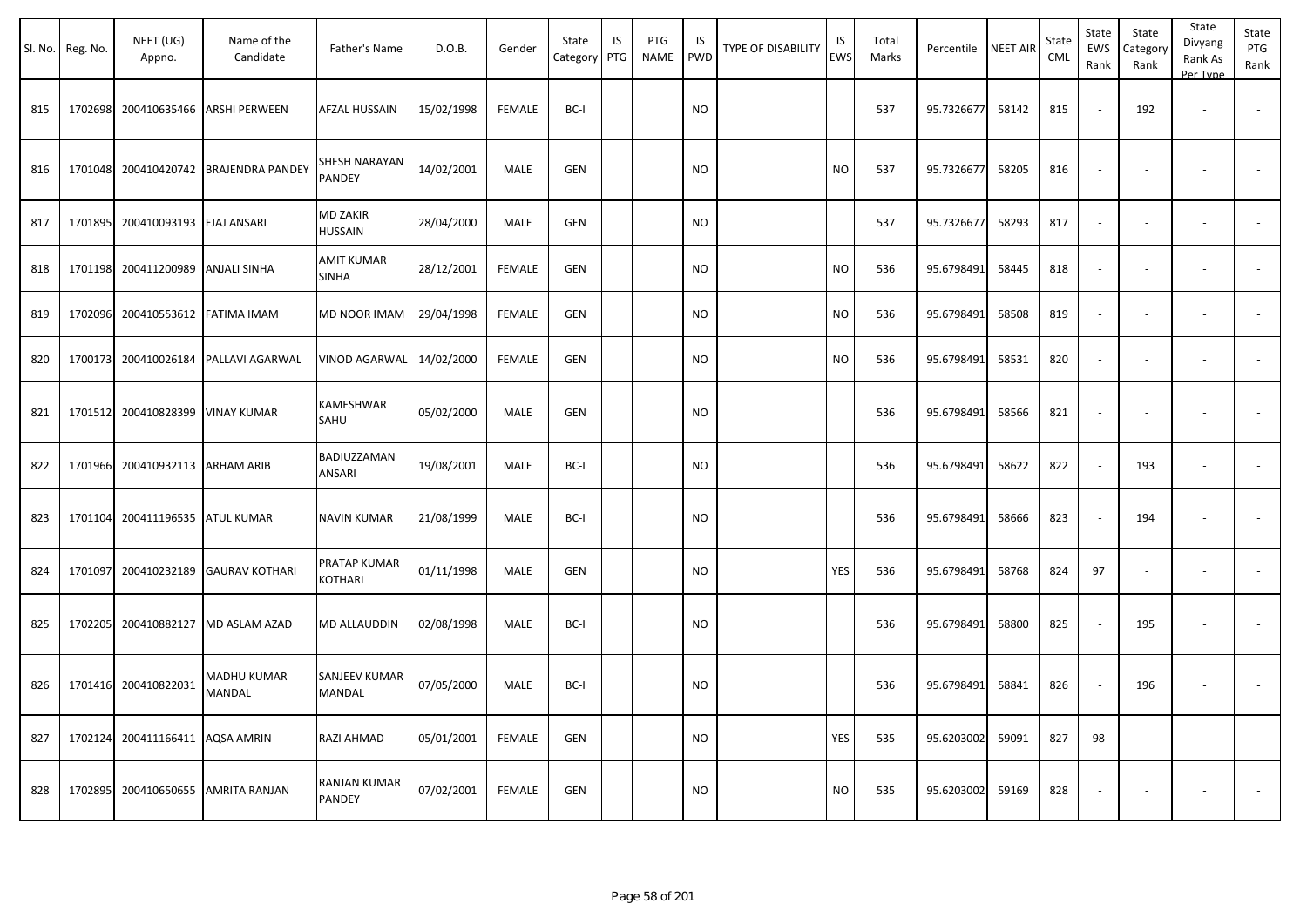| Sl. No. | Reg. No. | NEET (UG) Appno. | Name of the Candidate | Father's Name | D.O.B. | Gender | State Category | IS PTG | PTG NAME | IS PWD | TYPE OF DISABILITY | IS EWS | Total Marks | Percentile | NEET AIR | State CML | State EWS Rank | State Category Rank | State Divyang Rank As Per Type | State PTG Rank |
|---|---|---|---|---|---|---|---|---|---|---|---|---|---|---|---|---|---|---|---|---|
| 815 | 1702698 | 200410635466 | ARSHI PERWEEN | AFZAL HUSSAIN | 15/02/1998 | FEMALE | BC-I | | | NO | | | 537 | 95.7326677 | 58142 | 815 | - | 192 | - | - |
| 816 | 1701048 | 200410420742 | BRAJENDRA PANDEY | SHESH NARAYAN PANDEY | 14/02/2001 | MALE | GEN | | | NO | | NO | 537 | 95.7326677 | 58205 | 816 | - | - | - | - |
| 817 | 1701895 | 200410093193 | EJAJ ANSARI | MD ZAKIR HUSSAIN | 28/04/2000 | MALE | GEN | | | NO | | | 537 | 95.7326677 | 58293 | 817 | - | - | - | - |
| 818 | 1701198 | 200411200989 | ANJALI SINHA | AMIT KUMAR SINHA | 28/12/2001 | FEMALE | GEN | | | NO | | NO | 536 | 95.6798491 | 58445 | 818 | - | - | - | - |
| 819 | 1702096 | 200410553612 | FATIMA IMAM | MD NOOR IMAM | 29/04/1998 | FEMALE | GEN | | | NO | | NO | 536 | 95.6798491 | 58508 | 819 | - | - | - | - |
| 820 | 1700173 | 200410026184 | PALLAVI AGARWAL | VINOD AGARWAL | 14/02/2000 | FEMALE | GEN | | | NO | | NO | 536 | 95.6798491 | 58531 | 820 | - | - | - | - |
| 821 | 1701512 | 200410828399 | VINAY KUMAR | KAMESHWAR SAHU | 05/02/2000 | MALE | GEN | | | NO | | | 536 | 95.6798491 | 58566 | 821 | - | - | - | - |
| 822 | 1701966 | 200410932113 | ARHAM ARIB | BADIUZZAMAN ANSARI | 19/08/2001 | MALE | BC-I | | | NO | | | 536 | 95.6798491 | 58622 | 822 | - | 193 | - | - |
| 823 | 1701104 | 200411196535 | ATUL KUMAR | NAVIN KUMAR | 21/08/1999 | MALE | BC-I | | | NO | | | 536 | 95.6798491 | 58666 | 823 | - | 194 | - | - |
| 824 | 1701097 | 200410232189 | GAURAV KOTHARI | PRATAP KUMAR KOTHARI | 01/11/1998 | MALE | GEN | | | NO | | YES | 536 | 95.6798491 | 58768 | 824 | 97 | - | - | - |
| 825 | 1702205 | 200410882127 | MD ASLAM AZAD | MD ALLAUDDIN | 02/08/1998 | MALE | BC-I | | | NO | | | 536 | 95.6798491 | 58800 | 825 | - | 195 | - | - |
| 826 | 1701416 | 200410822031 | MADHU KUMAR MANDAL | SANJEEV KUMAR MANDAL | 07/05/2000 | MALE | BC-I | | | NO | | | 536 | 95.6798491 | 58841 | 826 | - | 196 | - | - |
| 827 | 1702124 | 200411166411 | AQSA AMRIN | RAZI AHMAD | 05/01/2001 | FEMALE | GEN | | | NO | | YES | 535 | 95.6203002 | 59091 | 827 | 98 | - | - | - |
| 828 | 1702895 | 200410650655 | AMRITA RANJAN | RANJAN KUMAR PANDEY | 07/02/2001 | FEMALE | GEN | | | NO | | NO | 535 | 95.6203002 | 59169 | 828 | - | - | - | - |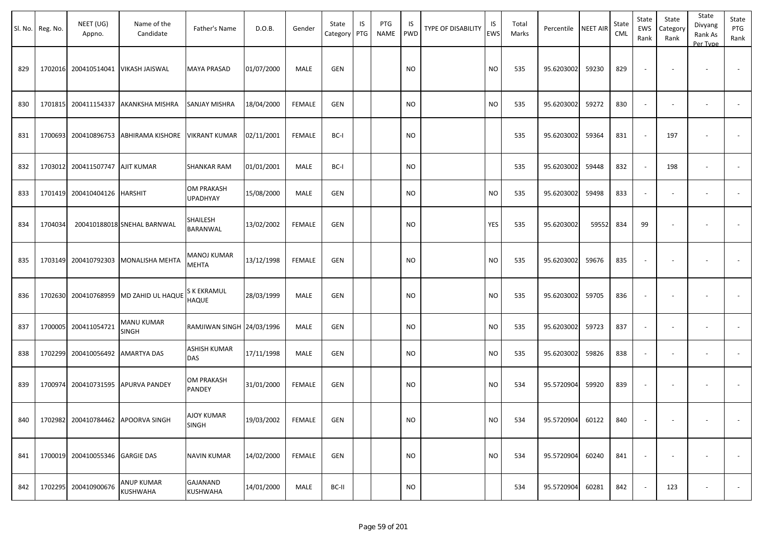| Sl. No. | Reg. No. | NEET (UG) Appno. | Name of the Candidate | Father's Name | D.O.B. | Gender | State Category | IS PTG | PTG NAME | IS PWD | TYPE OF DISABILITY | IS EWS | Total Marks | Percentile | NEET AIR | State CML | State EWS Rank | State Category Rank | State Divyang Rank As Per Type | State PTG Rank |
|---|---|---|---|---|---|---|---|---|---|---|---|---|---|---|---|---|---|---|---|---|
| 829 | 1702016 | 200410514041 | VIKASH JAISWAL | MAYA PRASAD | 01/07/2000 | MALE | GEN | | | NO | | NO | 535 | 95.6203002 | 59230 | 829 | - | - | - | - |
| 830 | 1701815 | 200411154337 | AKANKSHA MISHRA | SANJAY MISHRA | 18/04/2000 | FEMALE | GEN | | | NO | | NO | 535 | 95.6203002 | 59272 | 830 | - | - | - | - |
| 831 | 1700693 | 200410896753 | ABHIRAMA KISHORE | VIKRANT KUMAR | 02/11/2001 | FEMALE | BC-I | | | NO | | | 535 | 95.6203002 | 59364 | 831 | - | 197 | - | - |
| 832 | 1703012 | 200411507747 | AJIT KUMAR | SHANKAR RAM | 01/01/2001 | MALE | BC-I | | | NO | | | 535 | 95.6203002 | 59448 | 832 | - | 198 | - | - |
| 833 | 1701419 | 200410404126 | HARSHIT | OM PRAKASH UPADHYAY | 15/08/2000 | MALE | GEN | | | NO | | NO | 535 | 95.6203002 | 59498 | 833 | - | - | - | - |
| 834 | 1704034 | 200410188018 | SNEHAL BARNWAL | SHAILESH BARANWAL | 13/02/2002 | FEMALE | GEN | | | NO | | YES | 535 | 95.6203002 | 59552 | 834 | 99 | - | - | - |
| 835 | 1703149 | 200410792303 | MONALISHA MEHTA | MANOJ KUMAR MEHTA | 13/12/1998 | FEMALE | GEN | | | NO | | NO | 535 | 95.6203002 | 59676 | 835 | - | - | - | - |
| 836 | 1702630 | 200410768959 | MD ZAHID UL HAQUE | S K EKRAMUL HAQUE | 28/03/1999 | MALE | GEN | | | NO | | NO | 535 | 95.6203002 | 59705 | 836 | - | - | - | - |
| 837 | 1700005 | 200411054721 | MANU KUMAR SINGH | RAMJIWAN SINGH | 24/03/1996 | MALE | GEN | | | NO | | NO | 535 | 95.6203002 | 59723 | 837 | - | - | - | - |
| 838 | 1702299 | 200410056492 | AMARTYA DAS | ASHISH KUMAR DAS | 17/11/1998 | MALE | GEN | | | NO | | NO | 535 | 95.6203002 | 59826 | 838 | - | - | - | - |
| 839 | 1700974 | 200410731595 | APURVA PANDEY | OM PRAKASH PANDEY | 31/01/2000 | FEMALE | GEN | | | NO | | NO | 534 | 95.5720904 | 59920 | 839 | - | - | - | - |
| 840 | 1702982 | 200410784462 | APOORVA SINGH | AJOY KUMAR SINGH | 19/03/2002 | FEMALE | GEN | | | NO | | NO | 534 | 95.5720904 | 60122 | 840 | - | - | - | - |
| 841 | 1700019 | 200410055346 | GARGIE DAS | NAVIN KUMAR | 14/02/2000 | FEMALE | GEN | | | NO | | NO | 534 | 95.5720904 | 60240 | 841 | - | - | - | - |
| 842 | 1702295 | 200410900676 | ANUP KUMAR KUSHWAHA | GAJANAND KUSHWAHA | 14/01/2000 | MALE | BC-II | | | NO | | | 534 | 95.5720904 | 60281 | 842 | - | 123 | - | - |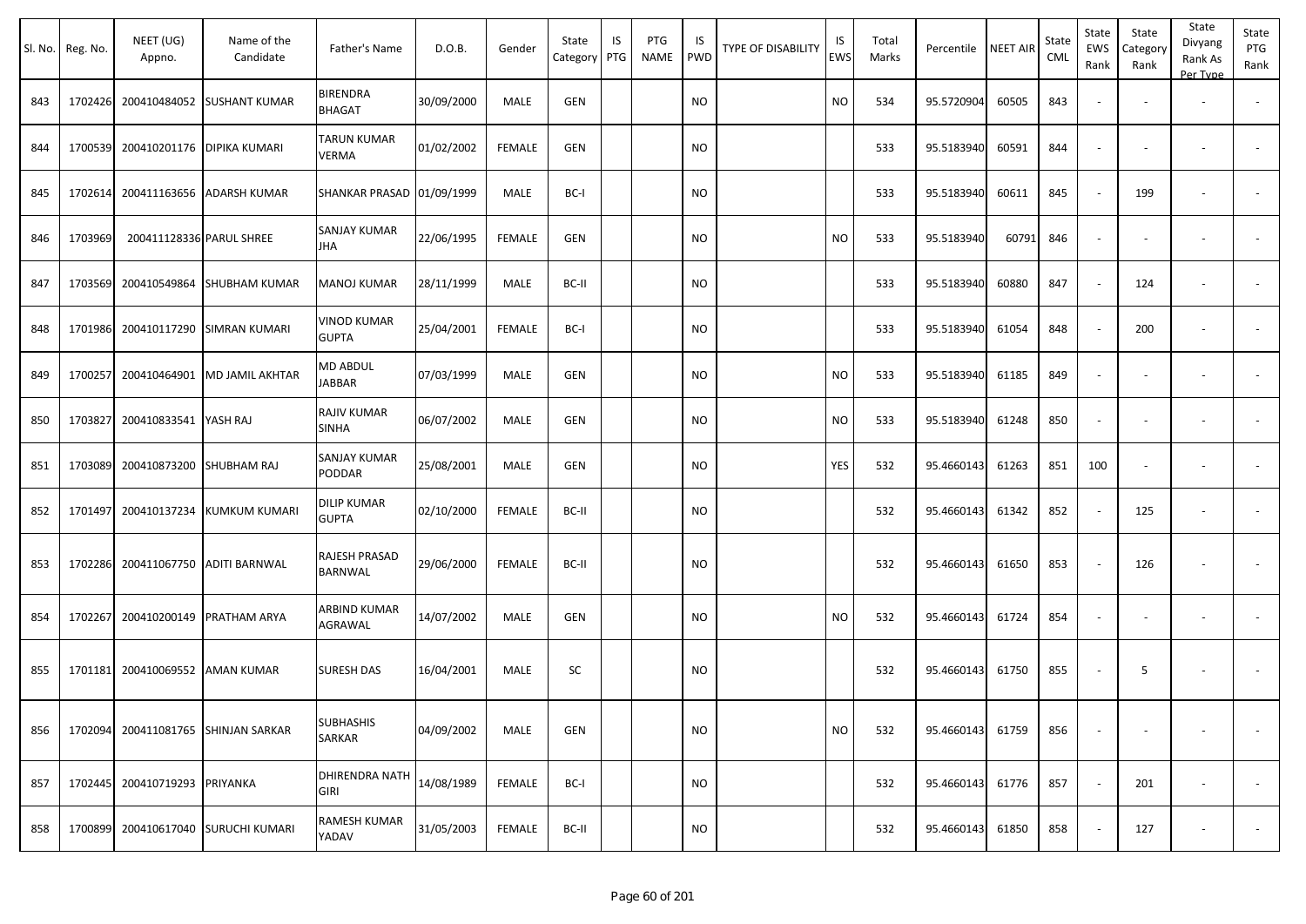| Sl. No. | Reg. No. | NEET (UG) Appno. | Name of the Candidate | Father's Name | D.O.B. | Gender | State Category | IS PTG | PTG NAME | IS PWD | TYPE OF DISABILITY | IS EWS | Total Marks | Percentile | NEET AIR | State CML | State EWS Rank | State Category Rank | State Divyang Rank As Per Type | State PTG Rank |
|---|---|---|---|---|---|---|---|---|---|---|---|---|---|---|---|---|---|---|---|---|
| 843 | 1702426 | 200410484052 | SUSHANT KUMAR | BIRENDRA BHAGAT | 30/09/2000 | MALE | GEN | | | NO | | NO | 534 | 95.5720904 | 60505 | 843 | - | - | - | - |
| 844 | 1700539 | 200410201176 | DIPIKA KUMARI | TARUN KUMAR VERMA | 01/02/2002 | FEMALE | GEN | | | NO | | | 533 | 95.5183940 | 60591 | 844 | - | - | - | - |
| 845 | 1702614 | 200411163656 | ADARSH KUMAR | SHANKAR PRASAD | 01/09/1999 | MALE | BC-I | | | NO | | | 533 | 95.5183940 | 60611 | 845 | - | 199 | - | - |
| 846 | 1703969 | 200411128336 | PARUL SHREE | SANJAY KUMAR JHA | 22/06/1995 | FEMALE | GEN | | | NO | | NO | 533 | 95.5183940 | 60791 | 846 | - | - | - | - |
| 847 | 1703569 | 200410549864 | SHUBHAM KUMAR | MANOJ KUMAR | 28/11/1999 | MALE | BC-II | | | NO | | | 533 | 95.5183940 | 60880 | 847 | - | 124 | - | - |
| 848 | 1701986 | 200410117290 | SIMRAN KUMARI | VINOD KUMAR GUPTA | 25/04/2001 | FEMALE | BC-I | | | NO | | | 533 | 95.5183940 | 61054 | 848 | - | 200 | - | - |
| 849 | 1700257 | 200410464901 | MD JAMIL AKHTAR | MD ABDUL JABBAR | 07/03/1999 | MALE | GEN | | | NO | | NO | 533 | 95.5183940 | 61185 | 849 | - | - | - | - |
| 850 | 1703827 | 200410833541 | YASH RAJ | RAJIV KUMAR SINHA | 06/07/2002 | MALE | GEN | | | NO | | NO | 533 | 95.5183940 | 61248 | 850 | - | - | - | - |
| 851 | 1703089 | 200410873200 | SHUBHAM RAJ | SANJAY KUMAR PODDAR | 25/08/2001 | MALE | GEN | | | NO | | YES | 532 | 95.4660143 | 61263 | 851 | 100 | - | - | - |
| 852 | 1701497 | 200410137234 | KUMKUM KUMARI | DILIP KUMAR GUPTA | 02/10/2000 | FEMALE | BC-II | | | NO | | | 532 | 95.4660143 | 61342 | 852 | - | 125 | - | - |
| 853 | 1702286 | 200411067750 | ADITI BARNWAL | RAJESH PRASAD BARNWAL | 29/06/2000 | FEMALE | BC-II | | | NO | | | 532 | 95.4660143 | 61650 | 853 | - | 126 | - | - |
| 854 | 1702267 | 200410200149 | PRATHAM ARYA | ARBIND KUMAR AGRAWAL | 14/07/2002 | MALE | GEN | | | NO | | NO | 532 | 95.4660143 | 61724 | 854 | - | - | - | - |
| 855 | 1701181 | 200410069552 | AMAN KUMAR | SURESH DAS | 16/04/2001 | MALE | SC | | | NO | | | 532 | 95.4660143 | 61750 | 855 | - | 5 | - | - |
| 856 | 1702094 | 200411081765 | SHINJAN SARKAR | SUBHASHIS SARKAR | 04/09/2002 | MALE | GEN | | | NO | | NO | 532 | 95.4660143 | 61759 | 856 | - | - | - | - |
| 857 | 1702445 | 200410719293 | PRIYANKA | DHIRENDRA NATH GIRI | 14/08/1989 | FEMALE | BC-I | | | NO | | | 532 | 95.4660143 | 61776 | 857 | - | 201 | - | - |
| 858 | 1700899 | 200410617040 | SURUCHI KUMARI | RAMESH KUMAR YADAV | 31/05/2003 | FEMALE | BC-II | | | NO | | | 532 | 95.4660143 | 61850 | 858 | - | 127 | - | - |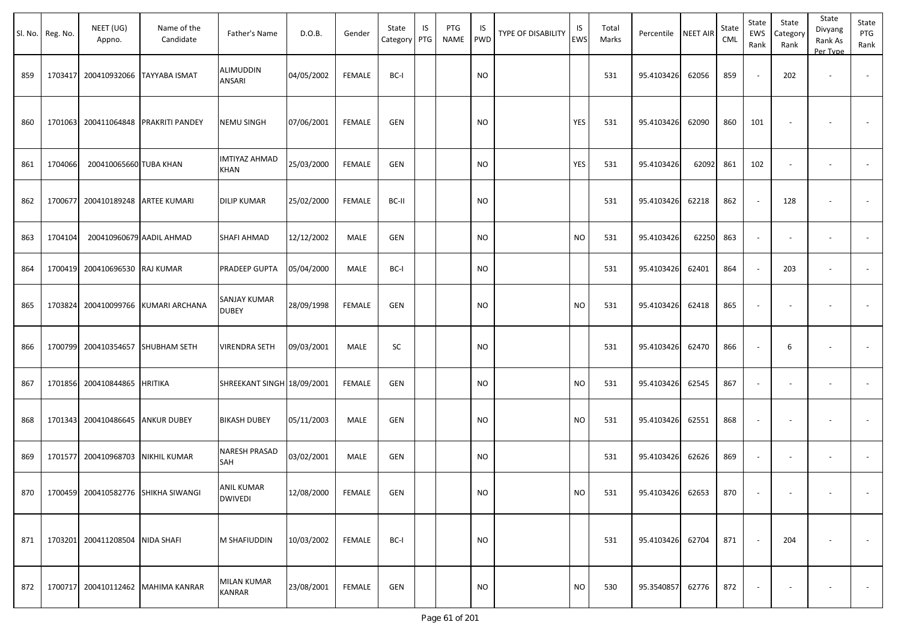| Sl. No. | Reg. No. | NEET (UG) Appno. | Name of the Candidate | Father's Name | D.O.B. | Gender | State Category | IS PTG | PTG NAME | IS PWD | TYPE OF DISABILITY | IS EWS | Total Marks | Percentile | NEET AIR | State CML | State EWS Rank | State Category Rank | State Divyang Rank As Per Type | State PTG Rank |
|---|---|---|---|---|---|---|---|---|---|---|---|---|---|---|---|---|---|---|---|---|
| 859 | 1703417 | 200410932066 | TAYYABA ISMAT | ALIMUDDIN ANSARI | 04/05/2002 | FEMALE | BC-I | | | NO | | | 531 | 95.4103426 | 62056 | 859 | - | 202 | - | - |
| 860 | 1701063 | 200411064848 | PRAKRITI PANDEY | NEMU SINGH | 07/06/2001 | FEMALE | GEN | | | NO | | YES | 531 | 95.4103426 | 62090 | 860 | 101 | - | - | - |
| 861 | 1704066 | 200410065660 | TUBA KHAN | IMTIYAZ AHMAD KHAN | 25/03/2000 | FEMALE | GEN | | | NO | | YES | 531 | 95.4103426 | 62092 | 861 | 102 | - | - | - |
| 862 | 1700677 | 200410189248 | ARTEE KUMARI | DILIP KUMAR | 25/02/2000 | FEMALE | BC-II | | | NO | | | 531 | 95.4103426 | 62218 | 862 | - | 128 | - | - |
| 863 | 1704104 | 200410960679 | AADIL AHMAD | SHAFI AHMAD | 12/12/2002 | MALE | GEN | | | NO | | NO | 531 | 95.4103426 | 62250 | 863 | - | - | - | - |
| 864 | 1700419 | 200410696530 | RAJ KUMAR | PRADEEP GUPTA | 05/04/2000 | MALE | BC-I | | | NO | | | 531 | 95.4103426 | 62401 | 864 | - | 203 | - | - |
| 865 | 1703824 | 200410099766 | KUMARI ARCHANA | SANJAY KUMAR DUBEY | 28/09/1998 | FEMALE | GEN | | | NO | | NO | 531 | 95.4103426 | 62418 | 865 | - | - | - | - |
| 866 | 1700799 | 200410354657 | SHUBHAM SETH | VIRENDRA SETH | 09/03/2001 | MALE | SC | | | NO | | | 531 | 95.4103426 | 62470 | 866 | - | 6 | - | - |
| 867 | 1701856 | 200410844865 | HRITIKA | SHREEKANT SINGH | 18/09/2001 | FEMALE | GEN | | | NO | | NO | 531 | 95.4103426 | 62545 | 867 | - | - | - | - |
| 868 | 1701343 | 200410486645 | ANKUR DUBEY | BIKASH DUBEY | 05/11/2003 | MALE | GEN | | | NO | | NO | 531 | 95.4103426 | 62551 | 868 | - | - | - | - |
| 869 | 1701577 | 200410968703 | NIKHIL KUMAR | NARESH PRASAD SAH | 03/02/2001 | MALE | GEN | | | NO | | | 531 | 95.4103426 | 62626 | 869 | - | - | - | - |
| 870 | 1700459 | 200410582776 | SHIKHA SIWANGI | ANIL KUMAR DWIVEDI | 12/08/2000 | FEMALE | GEN | | | NO | | NO | 531 | 95.4103426 | 62653 | 870 | - | - | - | - |
| 871 | 1703201 | 200411208504 | NIDA SHAFI | M SHAFIUDDIN | 10/03/2002 | FEMALE | BC-I | | | NO | | | 531 | 95.4103426 | 62704 | 871 | - | 204 | - | - |
| 872 | 1700717 | 200410112462 | MAHIMA KANRAR | MILAN KUMAR KANRAR | 23/08/2001 | FEMALE | GEN | | | NO | | NO | 530 | 95.3540857 | 62776 | 872 | - | - | - | - |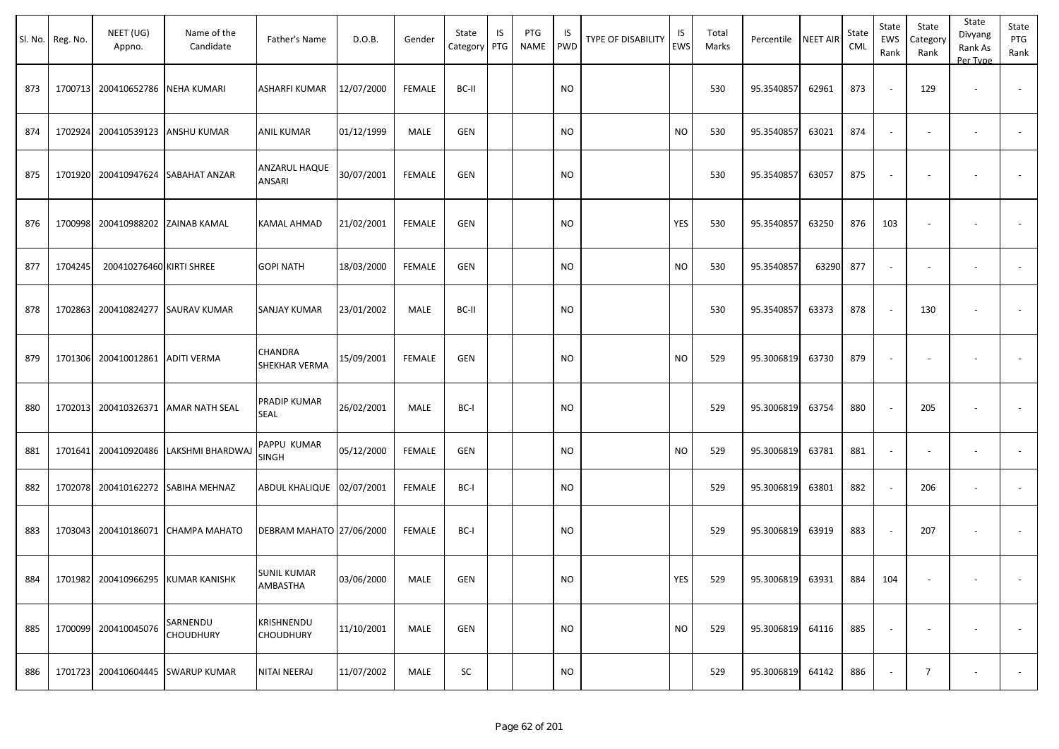| Sl. No. | Reg. No. | NEET (UG) Appno. | Name of the Candidate | Father's Name | D.O.B. | Gender | State Category | IS PTG | PTG NAME | IS PWD | TYPE OF DISABILITY | IS EWS | Total Marks | Percentile | NEET AIR | State CML | State EWS Rank | State Category Rank | State Divyang Rank As Per Type | State PTG Rank |
|---|---|---|---|---|---|---|---|---|---|---|---|---|---|---|---|---|---|---|---|---|
| 873 | 1700713 | 200410652786 | NEHA KUMARI | ASHARFI KUMAR | 12/07/2000 | FEMALE | BC-II | | | NO | | | 530 | 95.3540857 | 62961 | 873 | - | 129 | - | - |
| 874 | 1702924 | 200410539123 | ANSHU KUMAR | ANIL KUMAR | 01/12/1999 | MALE | GEN | | | NO | | NO | 530 | 95.3540857 | 63021 | 874 | - | - | - | - |
| 875 | 1701920 | 200410947624 | SABAHAT ANZAR | ANZARUL HAQUE ANSARI | 30/07/2001 | FEMALE | GEN | | | NO | | | 530 | 95.3540857 | 63057 | 875 | - | - | - | - |
| 876 | 1700998 | 200410988202 | ZAINAB KAMAL | KAMAL AHMAD | 21/02/2001 | FEMALE | GEN | | | NO | | YES | 530 | 95.3540857 | 63250 | 876 | 103 | - | - | - |
| 877 | 1704245 | 200410276460 | KIRTI SHREE | GOPI NATH | 18/03/2000 | FEMALE | GEN | | | NO | | NO | 530 | 95.3540857 | 63290 | 877 | - | - | - | - |
| 878 | 1702863 | 200410824277 | SAURAV KUMAR | SANJAY KUMAR | 23/01/2002 | MALE | BC-II | | | NO | | | 530 | 95.3540857 | 63373 | 878 | - | 130 | - | - |
| 879 | 1701306 | 200410012861 | ADITI VERMA | CHANDRA SHEKHAR VERMA | 15/09/2001 | FEMALE | GEN | | | NO | | NO | 529 | 95.3006819 | 63730 | 879 | - | - | - | - |
| 880 | 1702013 | 200410326371 | AMAR NATH SEAL | PRADIP KUMAR SEAL | 26/02/2001 | MALE | BC-I | | | NO | | | 529 | 95.3006819 | 63754 | 880 | - | 205 | - | - |
| 881 | 1701641 | 200410920486 | LAKSHMI BHARDWAJ | PAPPU KUMAR SINGH | 05/12/2000 | FEMALE | GEN | | | NO | | NO | 529 | 95.3006819 | 63781 | 881 | - | - | - | - |
| 882 | 1702078 | 200410162272 | SABIHA MEHNAZ | ABDUL KHALIQUE | 02/07/2001 | FEMALE | BC-I | | | NO | | | 529 | 95.3006819 | 63801 | 882 | - | 206 | - | - |
| 883 | 1703043 | 200410186071 | CHAMPA MAHATO | DEBRAM MAHATO | 27/06/2000 | FEMALE | BC-I | | | NO | | | 529 | 95.3006819 | 63919 | 883 | - | 207 | - | - |
| 884 | 1701982 | 200410966295 | KUMAR KANISHK | SUNIL KUMAR AMBASTHA | 03/06/2000 | MALE | GEN | | | NO | | YES | 529 | 95.3006819 | 63931 | 884 | 104 | - | - | - |
| 885 | 1700099 | 200410045076 | SARNENDU CHOUDHURY | KRISHNENDU CHOUDHURY | 11/10/2001 | MALE | GEN | | | NO | | NO | 529 | 95.3006819 | 64116 | 885 | - | - | - | - |
| 886 | 1701723 | 200410604445 | SWARUP KUMAR | NITAI NEERAJ | 11/07/2002 | MALE | SC | | | NO | | | 529 | 95.3006819 | 64142 | 886 | - | 7 | - | - |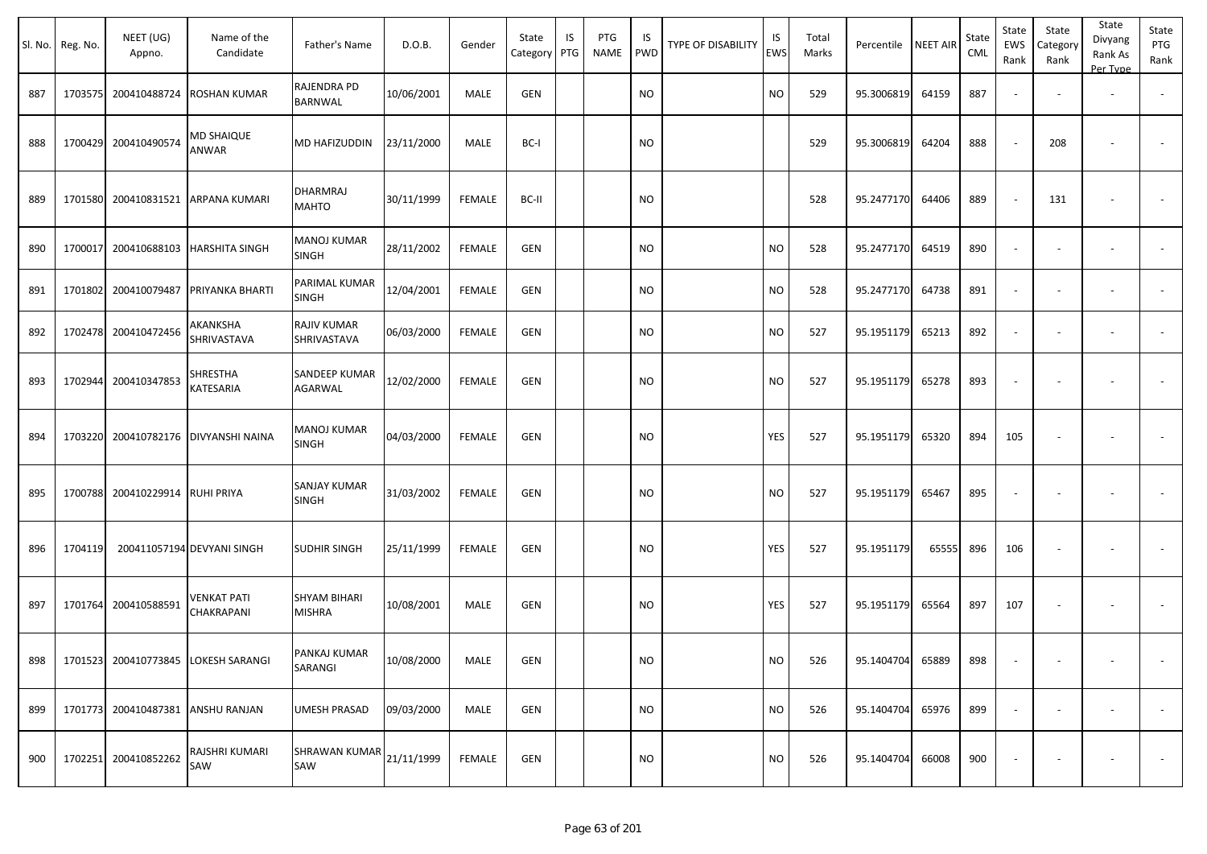| Sl. No. | Reg. No. | NEET (UG) Appno. | Name of the Candidate | Father's Name | D.O.B. | Gender | State Category | IS PTG | PTG NAME | IS PWD | TYPE OF DISABILITY | IS EWS | Total Marks | Percentile | NEET AIR | State CML | State EWS Rank | State Category Rank | State Divyang Rank As Per Type | State PTG Rank |
|---|---|---|---|---|---|---|---|---|---|---|---|---|---|---|---|---|---|---|---|---|
| 887 | 1703575 | 200410488724 | ROSHAN KUMAR | RAJENDRA PD BARNWAL | 10/06/2001 | MALE | GEN | | | NO | | NO | 529 | 95.3006819 | 64159 | 887 | - | - | - | - |
| 888 | 1700429 | 200410490574 | MD SHAIQUE ANWAR | MD HAFIZUDDIN | 23/11/2000 | MALE | BC-I | | | NO | | | 529 | 95.3006819 | 64204 | 888 | - | 208 | - | - |
| 889 | 1701580 | 200410831521 | ARPANA KUMARI | DHARMRAJ MAHTO | 30/11/1999 | FEMALE | BC-II | | | NO | | | 528 | 95.2477170 | 64406 | 889 | - | 131 | - | - |
| 890 | 1700017 | 200410688103 | HARSHITA SINGH | MANOJ KUMAR SINGH | 28/11/2002 | FEMALE | GEN | | | NO | | NO | 528 | 95.2477170 | 64519 | 890 | - | - | - | - |
| 891 | 1701802 | 200410079487 | PRIYANKA BHARTI | PARIMAL KUMAR SINGH | 12/04/2001 | FEMALE | GEN | | | NO | | NO | 528 | 95.2477170 | 64738 | 891 | - | - | - | - |
| 892 | 1702478 | 200410472456 | AKANKSHA SHRIVASTAVA | RAJIV KUMAR SHRIVASTAVA | 06/03/2000 | FEMALE | GEN | | | NO | | NO | 527 | 95.1951179 | 65213 | 892 | - | - | - | - |
| 893 | 1702944 | 200410347853 | SHRESTHA KATESARIA | SANDEEP KUMAR AGARWAL | 12/02/2000 | FEMALE | GEN | | | NO | | NO | 527 | 95.1951179 | 65278 | 893 | - | - | - | - |
| 894 | 1703220 | 200410782176 | DIVYANSHI NAINA | MANOJ KUMAR SINGH | 04/03/2000 | FEMALE | GEN | | | NO | | YES | 527 | 95.1951179 | 65320 | 894 | 105 | - | - | - |
| 895 | 1700788 | 200410229914 | RUHI PRIYA | SANJAY KUMAR SINGH | 31/03/2002 | FEMALE | GEN | | | NO | | NO | 527 | 95.1951179 | 65467 | 895 | - | - | - | - |
| 896 | 1704119 | 200411057194 | DEVYANI SINGH | SUDHIR SINGH | 25/11/1999 | FEMALE | GEN | | | NO | | YES | 527 | 95.1951179 | 65555 | 896 | 106 | - | - | - |
| 897 | 1701764 | 200410588591 | VENKAT PATI CHAKRAPANI | SHYAM BIHARI MISHRA | 10/08/2001 | MALE | GEN | | | NO | | YES | 527 | 95.1951179 | 65564 | 897 | 107 | - | - | - |
| 898 | 1701523 | 200410773845 | LOKESH SARANGI | PANKAJ KUMAR SARANGI | 10/08/2000 | MALE | GEN | | | NO | | NO | 526 | 95.1404704 | 65889 | 898 | - | - | - | - |
| 899 | 1701773 | 200410487381 | ANSHU RANJAN | UMESH PRASAD | 09/03/2000 | MALE | GEN | | | NO | | NO | 526 | 95.1404704 | 65976 | 899 | - | - | - | - |
| 900 | 1702251 | 200410852262 | RAJSHRI KUMARI SAW | SHRAWAN KUMAR SAW | 21/11/1999 | FEMALE | GEN | | | NO | | NO | 526 | 95.1404704 | 66008 | 900 | - | - | - | - |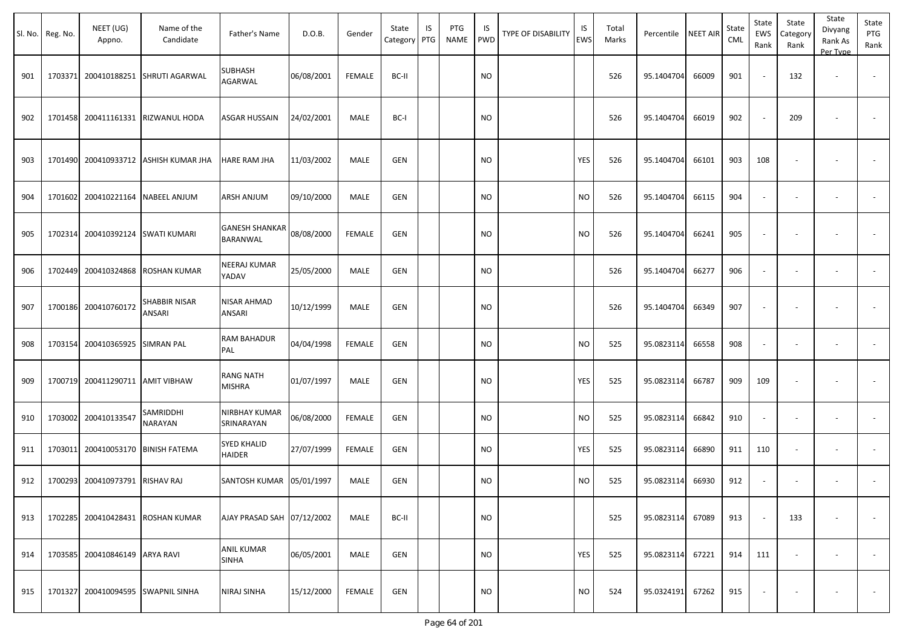| Sl. No. | Reg. No. | NEET (UG) Appno. | Name of the Candidate | Father's Name | D.O.B. | Gender | State Category | IS PTG | PTG NAME | IS PWD | TYPE OF DISABILITY | IS EWS | Total Marks | Percentile | NEET AIR | State CML | State EWS Rank | State Category Rank | State Divyang Rank As Per Type | State PTG Rank |
|---|---|---|---|---|---|---|---|---|---|---|---|---|---|---|---|---|---|---|---|---|
| 901 | 1703371 | 200410188251 | SHRUTI AGARWAL | SUBHASH AGARWAL | 06/08/2001 | FEMALE | BC-II | | | NO | | | 526 | 95.1404704 | 66009 | 901 | - | 132 | - | - |
| 902 | 1701458 | 200411161331 | RIZWANUL HODA | ASGAR HUSSAIN | 24/02/2001 | MALE | BC-I | | | NO | | | 526 | 95.1404704 | 66019 | 902 | - | 209 | - | - |
| 903 | 1701490 | 200410933712 | ASHISH KUMAR JHA | HARE RAM JHA | 11/03/2002 | MALE | GEN | | | NO | | YES | 526 | 95.1404704 | 66101 | 903 | 108 | - | - | - |
| 904 | 1701602 | 200410221164 | NABEEL ANJUM | ARSH ANJUM | 09/10/2000 | MALE | GEN | | | NO | | NO | 526 | 95.1404704 | 66115 | 904 | - | - | - | - |
| 905 | 1702314 | 200410392124 | SWATI KUMARI | GANESH SHANKAR BARANWAL | 08/08/2000 | FEMALE | GEN | | | NO | | NO | 526 | 95.1404704 | 66241 | 905 | - | - | - | - |
| 906 | 1702449 | 200410324868 | ROSHAN KUMAR | NEERAJ KUMAR YADAV | 25/05/2000 | MALE | GEN | | | NO | | | 526 | 95.1404704 | 66277 | 906 | - | - | - | - |
| 907 | 1700186 | 200410760172 | SHABBIR NISAR ANSARI | NISAR AHMAD ANSARI | 10/12/1999 | MALE | GEN | | | NO | | | 526 | 95.1404704 | 66349 | 907 | - | - | - | - |
| 908 | 1703154 | 200410365925 | SIMRAN PAL | RAM BAHADUR PAL | 04/04/1998 | FEMALE | GEN | | | NO | | NO | 525 | 95.0823114 | 66558 | 908 | - | - | - | - |
| 909 | 1700719 | 200411290711 | AMIT VIBHAW | RANG NATH MISHRA | 01/07/1997 | MALE | GEN | | | NO | | YES | 525 | 95.0823114 | 66787 | 909 | 109 | - | - | - |
| 910 | 1703002 | 200410133547 | SAMRIDDHI NARAYAN | NIRBHAY KUMAR SRINARAYAN | 06/08/2000 | FEMALE | GEN | | | NO | | NO | 525 | 95.0823114 | 66842 | 910 | - | - | - | - |
| 911 | 1703011 | 200410053170 | BINISH FATEMA | SYED KHALID HAIDER | 27/07/1999 | FEMALE | GEN | | | NO | | YES | 525 | 95.0823114 | 66890 | 911 | 110 | - | - | - |
| 912 | 1700293 | 200410973791 | RISHAV RAJ | SANTOSH KUMAR | 05/01/1997 | MALE | GEN | | | NO | | NO | 525 | 95.0823114 | 66930 | 912 | - | - | - | - |
| 913 | 1702285 | 200410428431 | ROSHAN KUMAR | AJAY PRASAD SAH | 07/12/2002 | MALE | BC-II | | | NO | | | 525 | 95.0823114 | 67089 | 913 | - | 133 | - | - |
| 914 | 1703585 | 200410846149 | ARYA RAVI | ANIL KUMAR SINHA | 06/05/2001 | MALE | GEN | | | NO | | YES | 525 | 95.0823114 | 67221 | 914 | 111 | - | - | - |
| 915 | 1701327 | 200410094595 | SWAPNIL SINHA | NIRAJ SINHA | 15/12/2000 | FEMALE | GEN | | | NO | | NO | 524 | 95.0324191 | 67262 | 915 | - | - | - | - |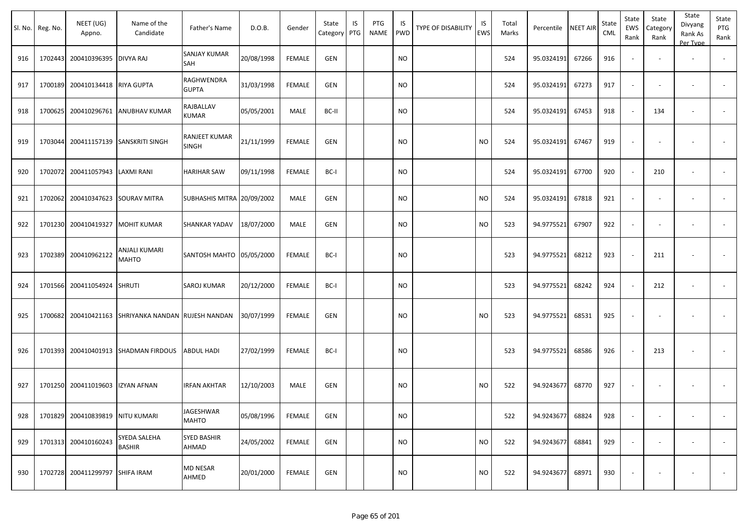| Sl. No. | Reg. No. | NEET (UG) Appno. | Name of the Candidate | Father's Name | D.O.B. | Gender | State Category | IS PTG | PTG NAME | IS PWD | TYPE OF DISABILITY | IS EWS | Total Marks | Percentile | NEET AIR | State CML | State EWS Rank | State Category Rank | State Divyang Rank As Per Type | State PTG Rank |
|---|---|---|---|---|---|---|---|---|---|---|---|---|---|---|---|---|---|---|---|---|
| 916 | 1702443 | 200410396395 | DIVYA RAJ | SANJAY KUMAR SAH | 20/08/1998 | FEMALE | GEN | | | NO | | | 524 | 95.0324191 | 67266 | 916 | - | - | - | - |
| 917 | 1700189 | 200410134418 | RIYA GUPTA | RAGHWENDRA GUPTA | 31/03/1998 | FEMALE | GEN | | | NO | | | 524 | 95.0324191 | 67273 | 917 | - | - | - | - |
| 918 | 1700625 | 200410296761 | ANUBHAV KUMAR | RAJBALLAV KUMAR | 05/05/2001 | MALE | BC-II | | | NO | | | 524 | 95.0324191 | 67453 | 918 | - | 134 | - | - |
| 919 | 1703044 | 200411157139 | SANSKRITI SINGH | RANJEET KUMAR SINGH | 21/11/1999 | FEMALE | GEN | | | NO | | NO | 524 | 95.0324191 | 67467 | 919 | - | - | - | - |
| 920 | 1702072 | 200411057943 | LAXMI RANI | HARIHAR SAW | 09/11/1998 | FEMALE | BC-I | | | NO | | | 524 | 95.0324191 | 67700 | 920 | - | 210 | - | - |
| 921 | 1702062 | 200410347623 | SOURAV MITRA | SUBHASHIS MITRA | 20/09/2002 | MALE | GEN | | | NO | | NO | 524 | 95.0324191 | 67818 | 921 | - | - | - | - |
| 922 | 1701230 | 200410419327 | MOHIT KUMAR | SHANKAR YADAV | 18/07/2000 | MALE | GEN | | | NO | | NO | 523 | 94.9775521 | 67907 | 922 | - | - | - | - |
| 923 | 1702389 | 200410962122 | ANJALI KUMARI MAHTO | SANTOSH MAHTO | 05/05/2000 | FEMALE | BC-I | | | NO | | | 523 | 94.9775521 | 68212 | 923 | - | 211 | - | - |
| 924 | 1701566 | 200411054924 | SHRUTI | SAROJ KUMAR | 20/12/2000 | FEMALE | BC-I | | | NO | | | 523 | 94.9775521 | 68242 | 924 | - | 212 | - | - |
| 925 | 1700682 | 200410421163 | SHRIYANKA NANDAN | RUJESH NANDAN | 30/07/1999 | FEMALE | GEN | | | NO | | NO | 523 | 94.9775521 | 68531 | 925 | - | - | - | - |
| 926 | 1701393 | 200410401913 | SHADMAN FIRDOUS | ABDUL HADI | 27/02/1999 | FEMALE | BC-I | | | NO | | | 523 | 94.9775521 | 68586 | 926 | - | 213 | - | - |
| 927 | 1701250 | 200411019603 | IZYAN AFNAN | IRFAN AKHTAR | 12/10/2003 | MALE | GEN | | | NO | | NO | 522 | 94.9243677 | 68770 | 927 | - | - | - | - |
| 928 | 1701829 | 200410839819 | NITU KUMARI | JAGESHWAR MAHTO | 05/08/1996 | FEMALE | GEN | | | NO | | | 522 | 94.9243677 | 68824 | 928 | - | - | - | - |
| 929 | 1701313 | 200410160243 | SYEDA SALEHA BASHIR | SYED BASHIR AHMAD | 24/05/2002 | FEMALE | GEN | | | NO | | NO | 522 | 94.9243677 | 68841 | 929 | - | - | - | - |
| 930 | 1702728 | 200411299797 | SHIFA IRAM | MD NESAR AHMED | 20/01/2000 | FEMALE | GEN | | | NO | | NO | 522 | 94.9243677 | 68971 | 930 | - | - | - | - |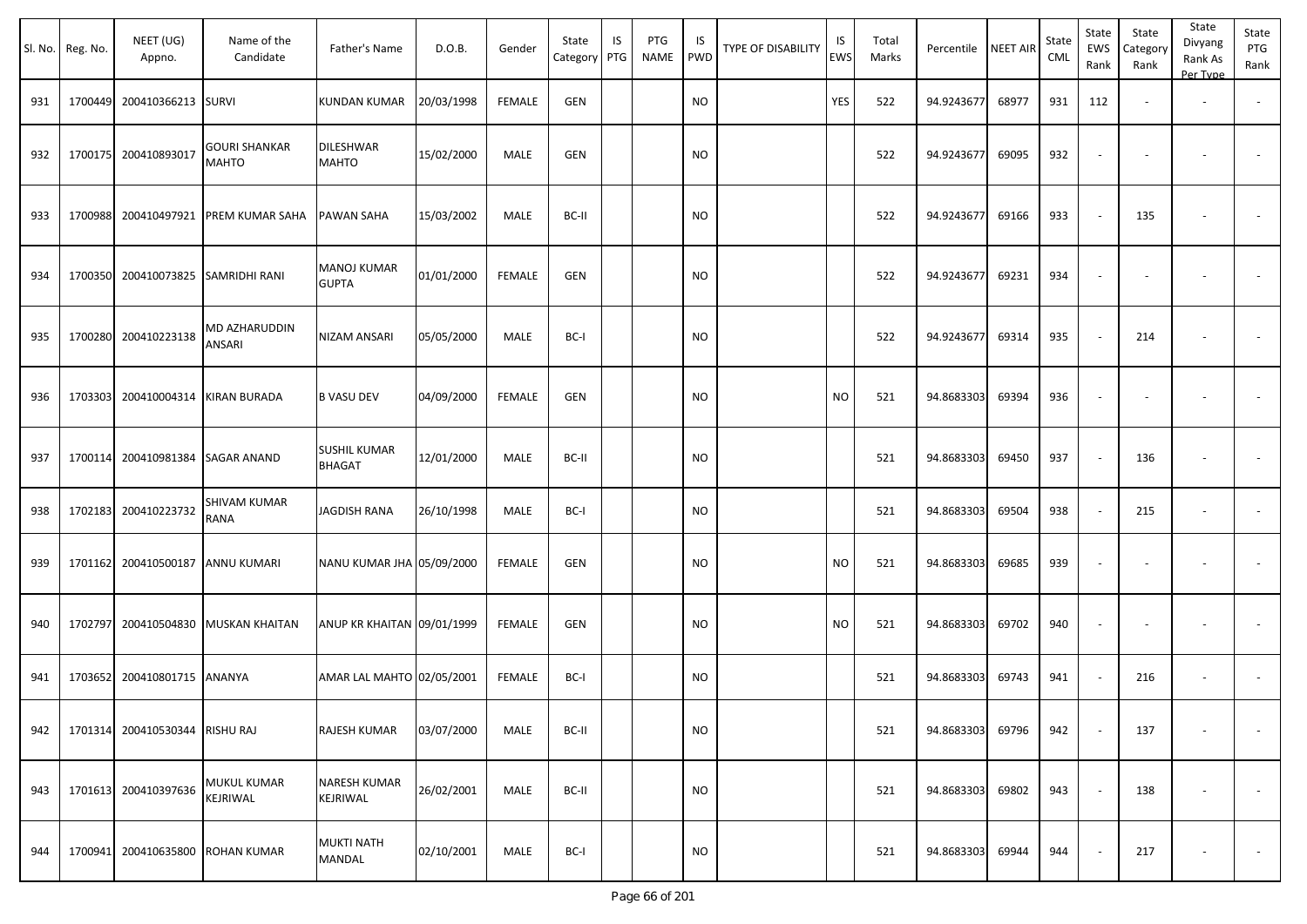| Sl. No. | Reg. No. | NEET (UG) Appno. | Name of the Candidate | Father's Name | D.O.B. | Gender | State Category | IS PTG | PTG NAME | IS PWD | TYPE OF DISABILITY | IS EWS | Total Marks | Percentile | NEET AIR | State CML | State EWS Rank | State Category Rank | State Divyang Rank As Per Type | State PTG Rank |
|---|---|---|---|---|---|---|---|---|---|---|---|---|---|---|---|---|---|---|---|---|
| 931 | 1700449 | 200410366213 | SURVI | KUNDAN KUMAR | 20/03/1998 | FEMALE | GEN | | | NO | | YES | 522 | 94.9243677 | 68977 | 931 | 112 | - | - | - |
| 932 | 1700175 | 200410893017 | GOURI SHANKAR MAHTO | DILESHWAR MAHTO | 15/02/2000 | MALE | GEN | | | NO | | | 522 | 94.9243677 | 69095 | 932 | - | - | - | - |
| 933 | 1700988 | 200410497921 | PREM KUMAR SAHA | PAWAN SAHA | 15/03/2002 | MALE | BC-II | | | NO | | | 522 | 94.9243677 | 69166 | 933 | - | 135 | - | - |
| 934 | 1700350 | 200410073825 | SAMRIDHI RANI | MANOJ KUMAR GUPTA | 01/01/2000 | FEMALE | GEN | | | NO | | | 522 | 94.9243677 | 69231 | 934 | - | - | - | - |
| 935 | 1700280 | 200410223138 | MD AZHARUDDIN ANSARI | NIZAM ANSARI | 05/05/2000 | MALE | BC-I | | | NO | | | 522 | 94.9243677 | 69314 | 935 | - | 214 | - | - |
| 936 | 1703303 | 200410004314 | KIRAN BURADA | B VASU DEV | 04/09/2000 | FEMALE | GEN | | | NO | | NO | 521 | 94.8683303 | 69394 | 936 | - | - | - | - |
| 937 | 1700114 | 200410981384 | SAGAR ANAND | SUSHIL KUMAR BHAGAT | 12/01/2000 | MALE | BC-II | | | NO | | | 521 | 94.8683303 | 69450 | 937 | - | 136 | - | - |
| 938 | 1702183 | 200410223732 | SHIVAM KUMAR RANA | JAGDISH RANA | 26/10/1998 | MALE | BC-I | | | NO | | | 521 | 94.8683303 | 69504 | 938 | - | 215 | - | - |
| 939 | 1701162 | 200410500187 | ANNU KUMARI | NANU KUMAR JHA | 05/09/2000 | FEMALE | GEN | | | NO | | NO | 521 | 94.8683303 | 69685 | 939 | - | - | - | - |
| 940 | 1702797 | 200410504830 | MUSKAN KHAITAN | ANUP KR KHAITAN | 09/01/1999 | FEMALE | GEN | | | NO | | NO | 521 | 94.8683303 | 69702 | 940 | - | - | - | - |
| 941 | 1703652 | 200410801715 | ANANYA | AMAR LAL MAHTO | 02/05/2001 | FEMALE | BC-I | | | NO | | | 521 | 94.8683303 | 69743 | 941 | - | 216 | - | - |
| 942 | 1701314 | 200410530344 | RISHU RAJ | RAJESH KUMAR | 03/07/2000 | MALE | BC-II | | | NO | | | 521 | 94.8683303 | 69796 | 942 | - | 137 | - | - |
| 943 | 1701613 | 200410397636 | MUKUL KUMAR KEJRIWAL | NARESH KUMAR KEJRIWAL | 26/02/2001 | MALE | BC-II | | | NO | | | 521 | 94.8683303 | 69802 | 943 | - | 138 | - | - |
| 944 | 1700941 | 200410635800 | ROHAN KUMAR | MUKTI NATH MANDAL | 02/10/2001 | MALE | BC-I | | | NO | | | 521 | 94.8683303 | 69944 | 944 | - | 217 | - | - |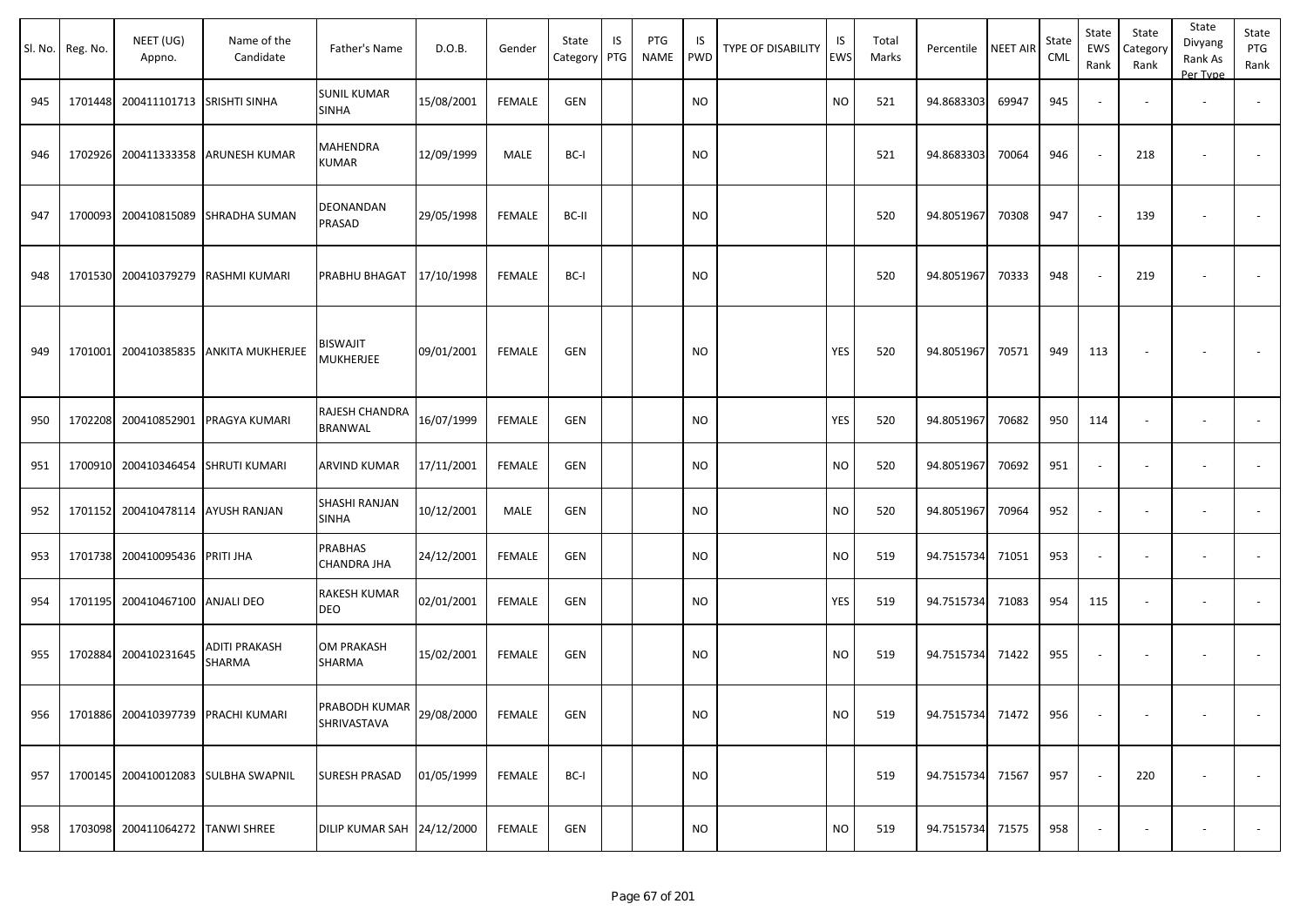| Sl. No. | Reg. No. | NEET (UG) Appno. | Name of the Candidate | Father's Name | D.O.B. | Gender | State Category | IS PTG | PTG NAME | IS PWD | TYPE OF DISABILITY | IS EWS | Total Marks | Percentile | NEET AIR | State CML | State EWS Rank | State Category Rank | State Divyang Rank As Per Type | State PTG Rank |
|---|---|---|---|---|---|---|---|---|---|---|---|---|---|---|---|---|---|---|---|---|
| 945 | 1701448 | 200411101713 | SRISHTI SINHA | SUNIL KUMAR SINHA | 15/08/2001 | FEMALE | GEN | | | NO | | NO | 521 | 94.8683303 | 69947 | 945 | - | - | - | - |
| 946 | 1702926 | 200411333358 | ARUNESH KUMAR | MAHENDRA KUMAR | 12/09/1999 | MALE | BC-I | | | NO | | | 521 | 94.8683303 | 70064 | 946 | - | 218 | - | - |
| 947 | 1700093 | 200410815089 | SHRADHA SUMAN | DEONANDAN PRASAD | 29/05/1998 | FEMALE | BC-II | | | NO | | | 520 | 94.8051967 | 70308 | 947 | - | 139 | - | - |
| 948 | 1701530 | 200410379279 | RASHMI KUMARI | PRABHU BHAGAT | 17/10/1998 | FEMALE | BC-I | | | NO | | | 520 | 94.8051967 | 70333 | 948 | - | 219 | - | - |
| 949 | 1701001 | 200410385835 | ANKITA MUKHERJEE | BISWAJIT MUKHERJEE | 09/01/2001 | FEMALE | GEN | | | NO | | YES | 520 | 94.8051967 | 70571 | 949 | 113 | - | - | - |
| 950 | 1702208 | 200410852901 | PRAGYA KUMARI | RAJESH CHANDRA BRANWAL | 16/07/1999 | FEMALE | GEN | | | NO | | YES | 520 | 94.8051967 | 70682 | 950 | 114 | - | - | - |
| 951 | 1700910 | 200410346454 | SHRUTI KUMARI | ARVIND KUMAR | 17/11/2001 | FEMALE | GEN | | | NO | | NO | 520 | 94.8051967 | 70692 | 951 | - | - | - | - |
| 952 | 1701152 | 200410478114 | AYUSH RANJAN | SHASHI RANJAN SINHA | 10/12/2001 | MALE | GEN | | | NO | | NO | 520 | 94.8051967 | 70964 | 952 | - | - | - | - |
| 953 | 1701738 | 200410095436 | PRITI JHA | PRABHAS CHANDRA JHA | 24/12/2001 | FEMALE | GEN | | | NO | | NO | 519 | 94.7515734 | 71051 | 953 | - | - | - | - |
| 954 | 1701195 | 200410467100 | ANJALI DEO | RAKESH KUMAR DEO | 02/01/2001 | FEMALE | GEN | | | NO | | YES | 519 | 94.7515734 | 71083 | 954 | 115 | - | - | - |
| 955 | 1702884 | 200410231645 | ADITI PRAKASH SHARMA | OM PRAKASH SHARMA | 15/02/2001 | FEMALE | GEN | | | NO | | NO | 519 | 94.7515734 | 71422 | 955 | - | - | - | - |
| 956 | 1701886 | 200410397739 | PRACHI KUMARI | PRABODH KUMAR SHRIVASTAVA | 29/08/2000 | FEMALE | GEN | | | NO | | NO | 519 | 94.7515734 | 71472 | 956 | - | - | - | - |
| 957 | 1700145 | 200410012083 | SULBHA SWAPNIL | SURESH PRASAD | 01/05/1999 | FEMALE | BC-I | | | NO | | | 519 | 94.7515734 | 71567 | 957 | - | 220 | - | - |
| 958 | 1703098 | 200411064272 | TANWI SHREE | DILIP KUMAR SAH | 24/12/2000 | FEMALE | GEN | | | NO | | NO | 519 | 94.7515734 | 71575 | 958 | - | - | - | - |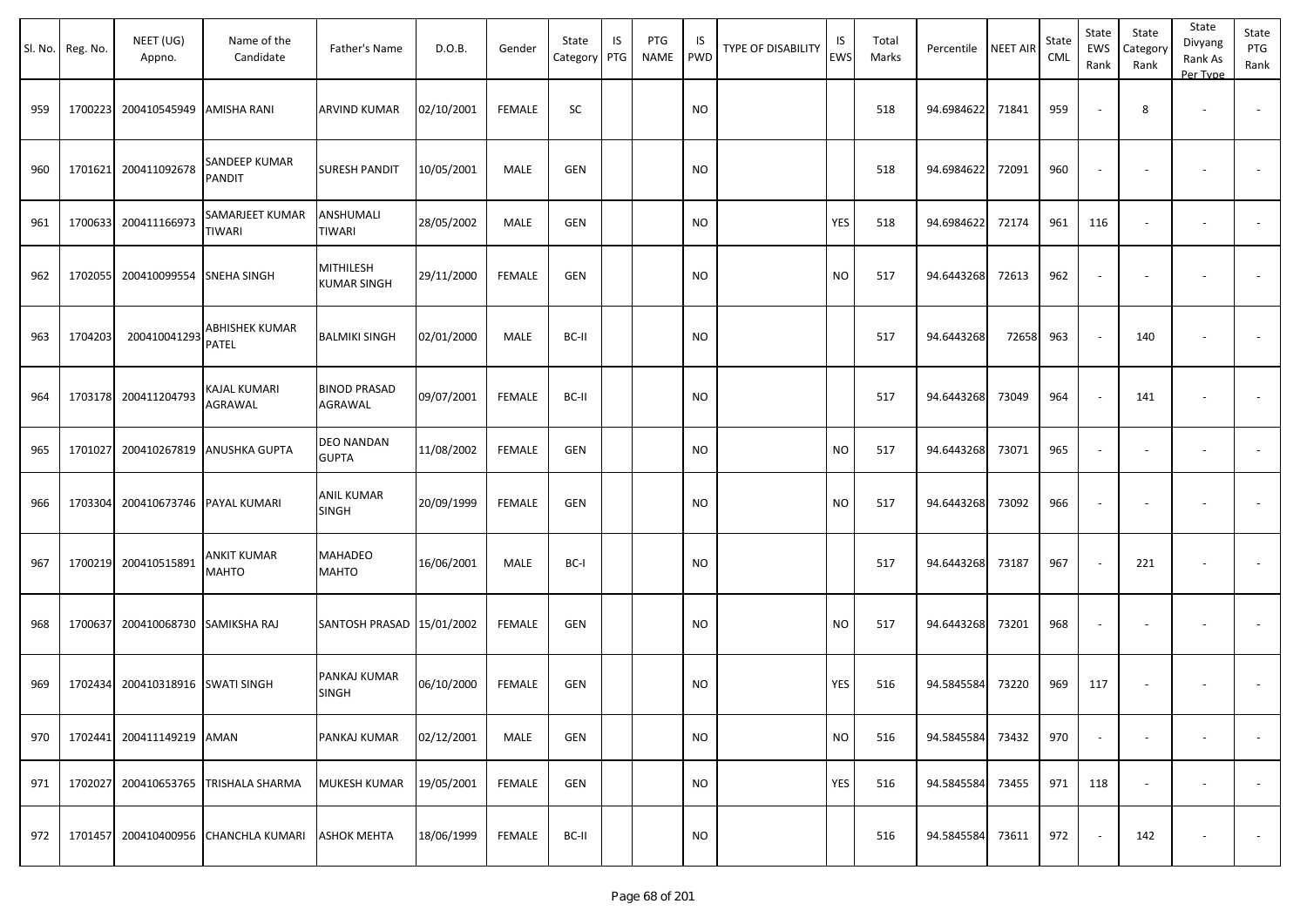| Sl. No. | Reg. No. | NEET (UG) Appno. | Name of the Candidate | Father's Name | D.O.B. | Gender | State Category | IS PTG | PTG NAME | IS PWD | TYPE OF DISABILITY | IS EWS | Total Marks | Percentile | NEET AIR | State CML | State EWS Rank | State Category Rank | State Divyang Rank As Per Type | State PTG Rank |
|---|---|---|---|---|---|---|---|---|---|---|---|---|---|---|---|---|---|---|---|---|
| 959 | 1700223 | 200410545949 | AMISHA RANI | ARVIND KUMAR | 02/10/2001 | FEMALE | SC | | | NO | | | 518 | 94.6984622 | 71841 | 959 | - | 8 | - | - |
| 960 | 1701621 | 200411092678 | SANDEEP KUMAR PANDIT | SURESH PANDIT | 10/05/2001 | MALE | GEN | | | NO | | | 518 | 94.6984622 | 72091 | 960 | - | - | - | - |
| 961 | 1700633 | 200411166973 | SAMARJEET KUMAR TIWARI | ANSHUMALI TIWARI | 28/05/2002 | MALE | GEN | | | NO | | YES | 518 | 94.6984622 | 72174 | 961 | 116 | - | - | - |
| 962 | 1702055 | 200410099554 | SNEHA SINGH | MITHILESH KUMAR SINGH | 29/11/2000 | FEMALE | GEN | | | NO | | NO | 517 | 94.6443268 | 72613 | 962 | - | - | - | - |
| 963 | 1704203 | 200410041293 | ABHISHEK KUMAR PATEL | BALMIKI SINGH | 02/01/2000 | MALE | BC-II | | | NO | | | 517 | 94.6443268 | 72658 | 963 | - | 140 | - | - |
| 964 | 1703178 | 200411204793 | KAJAL KUMARI AGRAWAL | BINOD PRASAD AGRAWAL | 09/07/2001 | FEMALE | BC-II | | | NO | | | 517 | 94.6443268 | 73049 | 964 | - | 141 | - | - |
| 965 | 1701027 | 200410267819 | ANUSHKA GUPTA | DEO NANDAN GUPTA | 11/08/2002 | FEMALE | GEN | | | NO | | NO | 517 | 94.6443268 | 73071 | 965 | - | - | - | - |
| 966 | 1703304 | 200410673746 | PAYAL KUMARI | ANIL KUMAR SINGH | 20/09/1999 | FEMALE | GEN | | | NO | | NO | 517 | 94.6443268 | 73092 | 966 | - | - | - | - |
| 967 | 1700219 | 200410515891 | ANKIT KUMAR MAHTO | MAHADEO MAHTO | 16/06/2001 | MALE | BC-I | | | NO | | | 517 | 94.6443268 | 73187 | 967 | - | 221 | - | - |
| 968 | 1700637 | 200410068730 | SAMIKSHA RAJ | SANTOSH PRASAD | 15/01/2002 | FEMALE | GEN | | | NO | | NO | 517 | 94.6443268 | 73201 | 968 | - | - | - | - |
| 969 | 1702434 | 200410318916 | SWATI SINGH | PANKAJ KUMAR SINGH | 06/10/2000 | FEMALE | GEN | | | NO | | YES | 516 | 94.5845584 | 73220 | 969 | 117 | - | - | - |
| 970 | 1702441 | 200411149219 | AMAN | PANKAJ KUMAR | 02/12/2001 | MALE | GEN | | | NO | | NO | 516 | 94.5845584 | 73432 | 970 | - | - | - | - |
| 971 | 1702027 | 200410653765 | TRISHALA SHARMA | MUKESH KUMAR | 19/05/2001 | FEMALE | GEN | | | NO | | YES | 516 | 94.5845584 | 73455 | 971 | 118 | - | - | - |
| 972 | 1701457 | 200410400956 | CHANCHLA KUMARI | ASHOK MEHTA | 18/06/1999 | FEMALE | BC-II | | | NO | | | 516 | 94.5845584 | 73611 | 972 | - | 142 | - | - |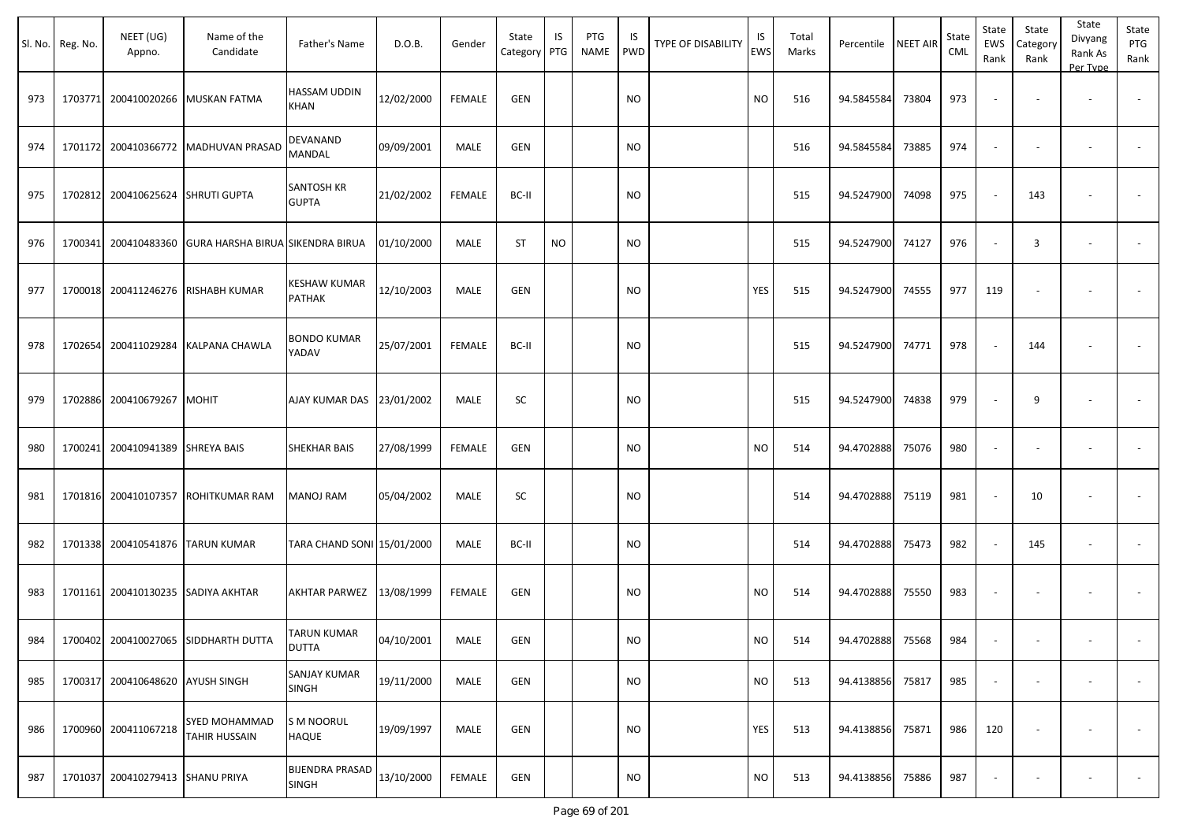| Sl. No. | Reg. No. | NEET (UG) Appno. | Name of the Candidate | Father's Name | D.O.B. | Gender | State Category | IS PTG | PTG NAME | IS PWD | TYPE OF DISABILITY | IS EWS | Total Marks | Percentile | NEET AIR | State CML | State EWS Rank | State Category Rank | State Divyang Rank As Per Type | State PTG Rank |
|---|---|---|---|---|---|---|---|---|---|---|---|---|---|---|---|---|---|---|---|---|
| 973 | 1703771 | 200410020266 | MUSKAN FATMA | HASSAM UDDIN KHAN | 12/02/2000 | FEMALE | GEN | | | NO | | NO | 516 | 94.5845584 | 73804 | 973 | - | - | - | - |
| 974 | 1701172 | 200410366772 | MADHUVAN PRASAD | DEVANAND MANDAL | 09/09/2001 | MALE | GEN | | | NO | | | 516 | 94.5845584 | 73885 | 974 | - | - | - | - |
| 975 | 1702812 | 200410625624 | SHRUTI GUPTA | SANTOSH KR GUPTA | 21/02/2002 | FEMALE | BC-II | | | NO | | | 515 | 94.5247900 | 74098 | 975 | - | 143 | - | - |
| 976 | 1700341 | 200410483360 | GURA HARSHA BIRUA | SIKENDRA BIRUA | 01/10/2000 | MALE | ST | NO | | NO | | | 515 | 94.5247900 | 74127 | 976 | - | 3 | - | - |
| 977 | 1700018 | 200411246276 | RISHABH KUMAR | KESHAW KUMAR PATHAK | 12/10/2003 | MALE | GEN | | | NO | | YES | 515 | 94.5247900 | 74555 | 977 | 119 | - | - | - |
| 978 | 1702654 | 200411029284 | KALPANA CHAWLA | BONDO KUMAR YADAV | 25/07/2001 | FEMALE | BC-II | | | NO | | | 515 | 94.5247900 | 74771 | 978 | - | 144 | - | - |
| 979 | 1702886 | 200410679267 | MOHIT | AJAY KUMAR DAS | 23/01/2002 | MALE | SC | | | NO | | | 515 | 94.5247900 | 74838 | 979 | - | 9 | - | - |
| 980 | 1700241 | 200410941389 | SHREYA BAIS | SHEKHAR BAIS | 27/08/1999 | FEMALE | GEN | | | NO | | NO | 514 | 94.4702888 | 75076 | 980 | - | - | - | - |
| 981 | 1701816 | 200410107357 | ROHITKUMAR RAM | MANOJ RAM | 05/04/2002 | MALE | SC | | | NO | | | 514 | 94.4702888 | 75119 | 981 | - | 10 | - | - |
| 982 | 1701338 | 200410541876 | TARUN KUMAR | TARA CHAND SONI | 15/01/2000 | MALE | BC-II | | | NO | | | 514 | 94.4702888 | 75473 | 982 | - | 145 | - | - |
| 983 | 1701161 | 200410130235 | SADIYA AKHTAR | AKHTAR PARWEZ | 13/08/1999 | FEMALE | GEN | | | NO | | NO | 514 | 94.4702888 | 75550 | 983 | - | - | - | - |
| 984 | 1700402 | 200410027065 | SIDDHARTH DUTTA | TARUN KUMAR DUTTA | 04/10/2001 | MALE | GEN | | | NO | | NO | 514 | 94.4702888 | 75568 | 984 | - | - | - | - |
| 985 | 1700317 | 200410648620 | AYUSH SINGH | SANJAY KUMAR SINGH | 19/11/2000 | MALE | GEN | | | NO | | NO | 513 | 94.4138856 | 75817 | 985 | - | - | - | - |
| 986 | 1700960 | 200411067218 | SYED MOHAMMAD TAHIR HUSSAIN | S M NOORUL HAQUE | 19/09/1997 | MALE | GEN | | | NO | | YES | 513 | 94.4138856 | 75871 | 986 | 120 | - | - | - |
| 987 | 1701037 | 200410279413 | SHANU PRIYA | BIJENDRA PRASAD SINGH | 13/10/2000 | FEMALE | GEN | | | NO | | NO | 513 | 94.4138856 | 75886 | 987 | - | - | - | - |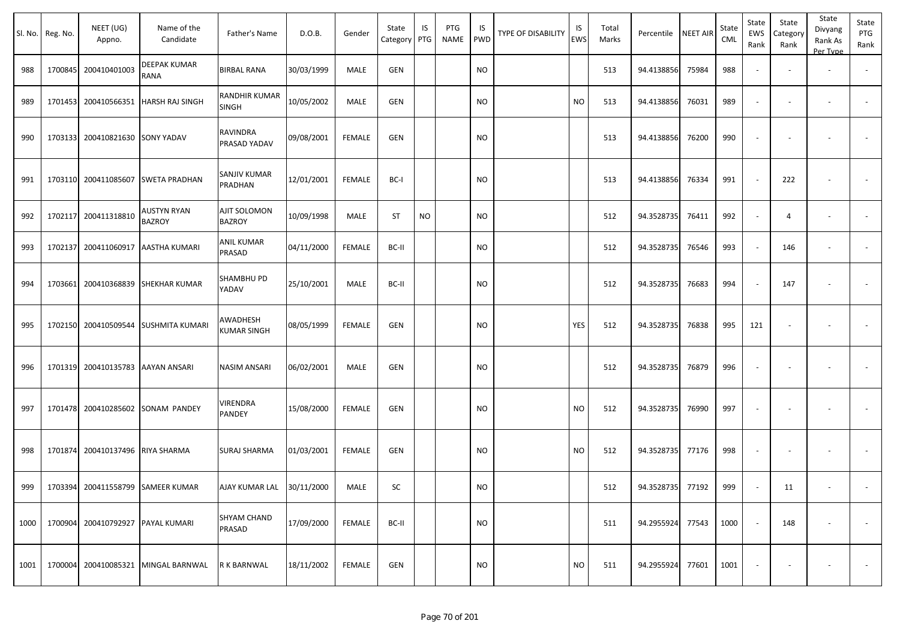| Sl. No. | Reg. No. | NEET (UG) Appno. | Name of the Candidate | Father's Name | D.O.B. | Gender | State Category | IS PTG | PTG NAME | IS PWD | TYPE OF DISABILITY | IS EWS | Total Marks | Percentile | NEET AIR | State CML | State EWS Rank | State Category Rank | State Divyang Rank As Per Type | State PTG Rank |
|---|---|---|---|---|---|---|---|---|---|---|---|---|---|---|---|---|---|---|---|---|
| 988 | 1700845 | 200410401003 | DEEPAK KUMAR RANA | BIRBAL RANA | 30/03/1999 | MALE | GEN | | | NO | | | 513 | 94.4138856 | 75984 | 988 | - | - | - | - |
| 989 | 1701453 | 200410566351 | HARSH RAJ SINGH | RANDHIR KUMAR SINGH | 10/05/2002 | MALE | GEN | | | NO | | NO | 513 | 94.4138856 | 76031 | 989 | - | - | - | - |
| 990 | 1703133 | 200410821630 | SONY YADAV | RAVINDRA PRASAD YADAV | 09/08/2001 | FEMALE | GEN | | | NO | | | 513 | 94.4138856 | 76200 | 990 | - | - | - | - |
| 991 | 1703110 | 200411085607 | SWETA PRADHAN | SANJIV KUMAR PRADHAN | 12/01/2001 | FEMALE | BC-I | | | NO | | | 513 | 94.4138856 | 76334 | 991 | - | 222 | - | - |
| 992 | 1702117 | 200411318810 | AUSTYN RYAN BAZROY | AJIT SOLOMON BAZROY | 10/09/1998 | MALE | ST | NO | | NO | | | 512 | 94.3528735 | 76411 | 992 | - | 4 | - | - |
| 993 | 1702137 | 200411060917 | AASTHA KUMARI | ANIL KUMAR PRASAD | 04/11/2000 | FEMALE | BC-II | | | NO | | | 512 | 94.3528735 | 76546 | 993 | - | 146 | - | - |
| 994 | 1703661 | 200410368839 | SHEKHAR KUMAR | SHAMBHU PD YADAV | 25/10/2001 | MALE | BC-II | | | NO | | | 512 | 94.3528735 | 76683 | 994 | - | 147 | - | - |
| 995 | 1702150 | 200410509544 | SUSHMITA KUMARI | AWADHESH KUMAR SINGH | 08/05/1999 | FEMALE | GEN | | | NO | | YES | 512 | 94.3528735 | 76838 | 995 | 121 | - | - | - |
| 996 | 1701319 | 200410135783 | AAYAN ANSARI | NASIM ANSARI | 06/02/2001 | MALE | GEN | | | NO | | | 512 | 94.3528735 | 76879 | 996 | - | - | - | - |
| 997 | 1701478 | 200410285602 | SONAM PANDEY | VIRENDRA PANDEY | 15/08/2000 | FEMALE | GEN | | | NO | | NO | 512 | 94.3528735 | 76990 | 997 | - | - | - | - |
| 998 | 1701874 | 200410137496 | RIYA SHARMA | SURAJ SHARMA | 01/03/2001 | FEMALE | GEN | | | NO | | NO | 512 | 94.3528735 | 77176 | 998 | - | - | - | - |
| 999 | 1703394 | 200411558799 | SAMEER KUMAR | AJAY KUMAR LAL | 30/11/2000 | MALE | SC | | | NO | | | 512 | 94.3528735 | 77192 | 999 | - | 11 | - | - |
| 1000 | 1700904 | 200410792927 | PAYAL KUMARI | SHYAM CHAND PRASAD | 17/09/2000 | FEMALE | BC-II | | | NO | | | 511 | 94.2955924 | 77543 | 1000 | - | 148 | - | - |
| 1001 | 1700004 | 200410085321 | MINGAL BARNWAL | R K BARNWAL | 18/11/2002 | FEMALE | GEN | | | NO | | NO | 511 | 94.2955924 | 77601 | 1001 | - | - | - | - |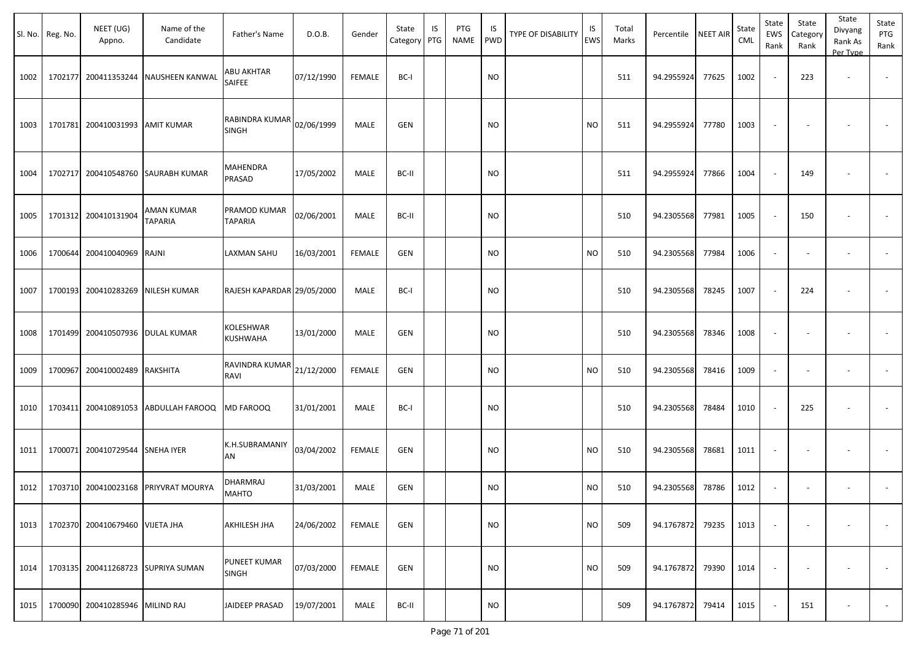| Sl. No. | Reg. No. | NEET (UG) Appno. | Name of the Candidate | Father's Name | D.O.B. | Gender | State Category | IS PTG | PTG NAME | IS PWD | TYPE OF DISABILITY | IS EWS | Total Marks | Percentile | NEET AIR | State CML | State EWS Rank | State Category Rank | State Divyang Rank As Per Type | State PTG Rank |
|---|---|---|---|---|---|---|---|---|---|---|---|---|---|---|---|---|---|---|---|---|
| 1002 | 1702177 | 200411353244 | NAUSHEEN KANWAL | ABU AKHTAR SAIFEE | 07/12/1990 | FEMALE | BC-I | | | NO | | | 511 | 94.2955924 | 77625 | 1002 | - | 223 | - | - |
| 1003 | 1701781 | 200410031993 | AMIT KUMAR | RABINDRA KUMAR SINGH | 02/06/1999 | MALE | GEN | | | NO | | NO | 511 | 94.2955924 | 77780 | 1003 | - | - | - | - |
| 1004 | 1702717 | 200410548760 | SAURABH KUMAR | MAHENDRA PRASAD | 17/05/2002 | MALE | BC-II | | | NO | | | 511 | 94.2955924 | 77866 | 1004 | - | 149 | - | - |
| 1005 | 1701312 | 200410131904 | AMAN KUMAR TAPARIA | PRAMOD KUMAR TAPARIA | 02/06/2001 | MALE | BC-II | | | NO | | | 510 | 94.2305568 | 77981 | 1005 | - | 150 | - | - |
| 1006 | 1700644 | 200410040969 | RAJNI | LAXMAN SAHU | 16/03/2001 | FEMALE | GEN | | | NO | | NO | 510 | 94.2305568 | 77984 | 1006 | - | - | - | - |
| 1007 | 1700193 | 200410283269 | NILESH KUMAR | RAJESH KAPARDAR | 29/05/2000 | MALE | BC-I | | | NO | | | 510 | 94.2305568 | 78245 | 1007 | - | 224 | - | - |
| 1008 | 1701499 | 200410507936 | DULAL KUMAR | KOLESHWAR KUSHWAHA | 13/01/2000 | MALE | GEN | | | NO | | | 510 | 94.2305568 | 78346 | 1008 | - | - | - | - |
| 1009 | 1700967 | 200410002489 | RAKSHITA | RAVINDRA KUMAR RAVI | 21/12/2000 | FEMALE | GEN | | | NO | | NO | 510 | 94.2305568 | 78416 | 1009 | - | - | - | - |
| 1010 | 1703411 | 200410891053 | ABDULLAH FAROOQ | MD FAROOQ | 31/01/2001 | MALE | BC-I | | | NO | | | 510 | 94.2305568 | 78484 | 1010 | - | 225 | - | - |
| 1011 | 1700071 | 200410729544 | SNEHA IYER | K.H.SUBRAMANIYAN | 03/04/2002 | FEMALE | GEN | | | NO | | NO | 510 | 94.2305568 | 78681 | 1011 | - | - | - | - |
| 1012 | 1703710 | 200410023168 | PRIYVRAT MOURYA | DHARMRAJ MAHTO | 31/03/2001 | MALE | GEN | | | NO | | NO | 510 | 94.2305568 | 78786 | 1012 | - | - | - | - |
| 1013 | 1702370 | 200410679460 | VIJETA JHA | AKHILESH JHA | 24/06/2002 | FEMALE | GEN | | | NO | | NO | 509 | 94.1767872 | 79235 | 1013 | - | - | - | - |
| 1014 | 1703135 | 200411268723 | SUPRIYA SUMAN | PUNEET KUMAR SINGH | 07/03/2000 | FEMALE | GEN | | | NO | | NO | 509 | 94.1767872 | 79390 | 1014 | - | - | - | - |
| 1015 | 1700090 | 200410285946 | MILIND RAJ | JAIDEEP PRASAD | 19/07/2001 | MALE | BC-II | | | NO | | | 509 | 94.1767872 | 79414 | 1015 | - | 151 | - | - |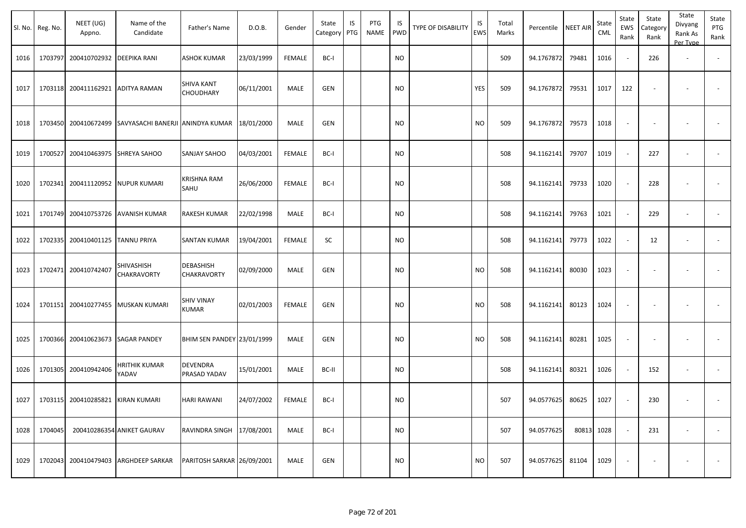| Sl. No. | Reg. No. | NEET (UG) Appno. | Name of the Candidate | Father's Name | D.O.B. | Gender | State Category | IS PTG | PTG NAME | IS PWD | TYPE OF DISABILITY | IS EWS | Total Marks | Percentile | NEET AIR | State CML | State EWS Rank | State Category Rank | State Divyang Rank As Per Type | State PTG Rank |
|---|---|---|---|---|---|---|---|---|---|---|---|---|---|---|---|---|---|---|---|---|
| 1016 | 1703797 | 200410702932 | DEEPIKA RANI | ASHOK KUMAR | 23/03/1999 | FEMALE | BC-I | | | NO | | | 509 | 94.1767872 | 79481 | 1016 | - | 226 | - | - |
| 1017 | 1703118 | 200411162921 | ADITYA RAMAN | SHIVA KANT CHOUDHARY | 06/11/2001 | MALE | GEN | | | NO | | YES | 509 | 94.1767872 | 79531 | 1017 | 122 | - | - | - |
| 1018 | 1703450 | 200410672499 | SAVYASACHI BANERJI | ANINDYA KUMAR | 18/01/2000 | MALE | GEN | | | NO | | NO | 509 | 94.1767872 | 79573 | 1018 | - | - | - | - |
| 1019 | 1700527 | 200410463975 | SHREYA SAHOO | SANJAY SAHOO | 04/03/2001 | FEMALE | BC-I | | | NO | | | 508 | 94.1162141 | 79707 | 1019 | - | 227 | - | - |
| 1020 | 1702341 | 200411120952 | NUPUR KUMARI | KRISHNA RAM SAHU | 26/06/2000 | FEMALE | BC-I | | | NO | | | 508 | 94.1162141 | 79733 | 1020 | - | 228 | - | - |
| 1021 | 1701749 | 200410753726 | AVANISH KUMAR | RAKESH KUMAR | 22/02/1998 | MALE | BC-I | | | NO | | | 508 | 94.1162141 | 79763 | 1021 | - | 229 | - | - |
| 1022 | 1702335 | 200410401125 | TANNU PRIYA | SANTAN KUMAR | 19/04/2001 | FEMALE | SC | | | NO | | | 508 | 94.1162141 | 79773 | 1022 | - | 12 | - | - |
| 1023 | 1702471 | 200410742407 | SHIVASHISH CHAKRAVORTY | DEBASHISH CHAKRAVORTY | 02/09/2000 | MALE | GEN | | | NO | | NO | 508 | 94.1162141 | 80030 | 1023 | - | - | - | - |
| 1024 | 1701151 | 200410277455 | MUSKAN KUMARI | SHIV VINAY KUMAR | 02/01/2003 | FEMALE | GEN | | | NO | | NO | 508 | 94.1162141 | 80123 | 1024 | - | - | - | - |
| 1025 | 1700366 | 200410623673 | SAGAR PANDEY | BHIM SEN PANDEY | 23/01/1999 | MALE | GEN | | | NO | | NO | 508 | 94.1162141 | 80281 | 1025 | - | - | - | - |
| 1026 | 1701305 | 200410942406 | HRITHIK KUMAR YADAV | DEVENDRA PRASAD YADAV | 15/01/2001 | MALE | BC-II | | | NO | | | 508 | 94.1162141 | 80321 | 1026 | - | 152 | - | - |
| 1027 | 1703115 | 200410285821 | KIRAN KUMARI | HARI RAWANI | 24/07/2002 | FEMALE | BC-I | | | NO | | | 507 | 94.0577625 | 80625 | 1027 | - | 230 | - | - |
| 1028 | 1704045 | 200410286354 | ANIKET GAURAV | RAVINDRA SINGH | 17/08/2001 | MALE | BC-I | | | NO | | | 507 | 94.0577625 | 80813 | 1028 | - | 231 | - | - |
| 1029 | 1702043 | 200410479403 | ARGHDEEP SARKAR | PARITOSH SARKAR | 26/09/2001 | MALE | GEN | | | NO | | NO | 507 | 94.0577625 | 81104 | 1029 | - | - | - | - |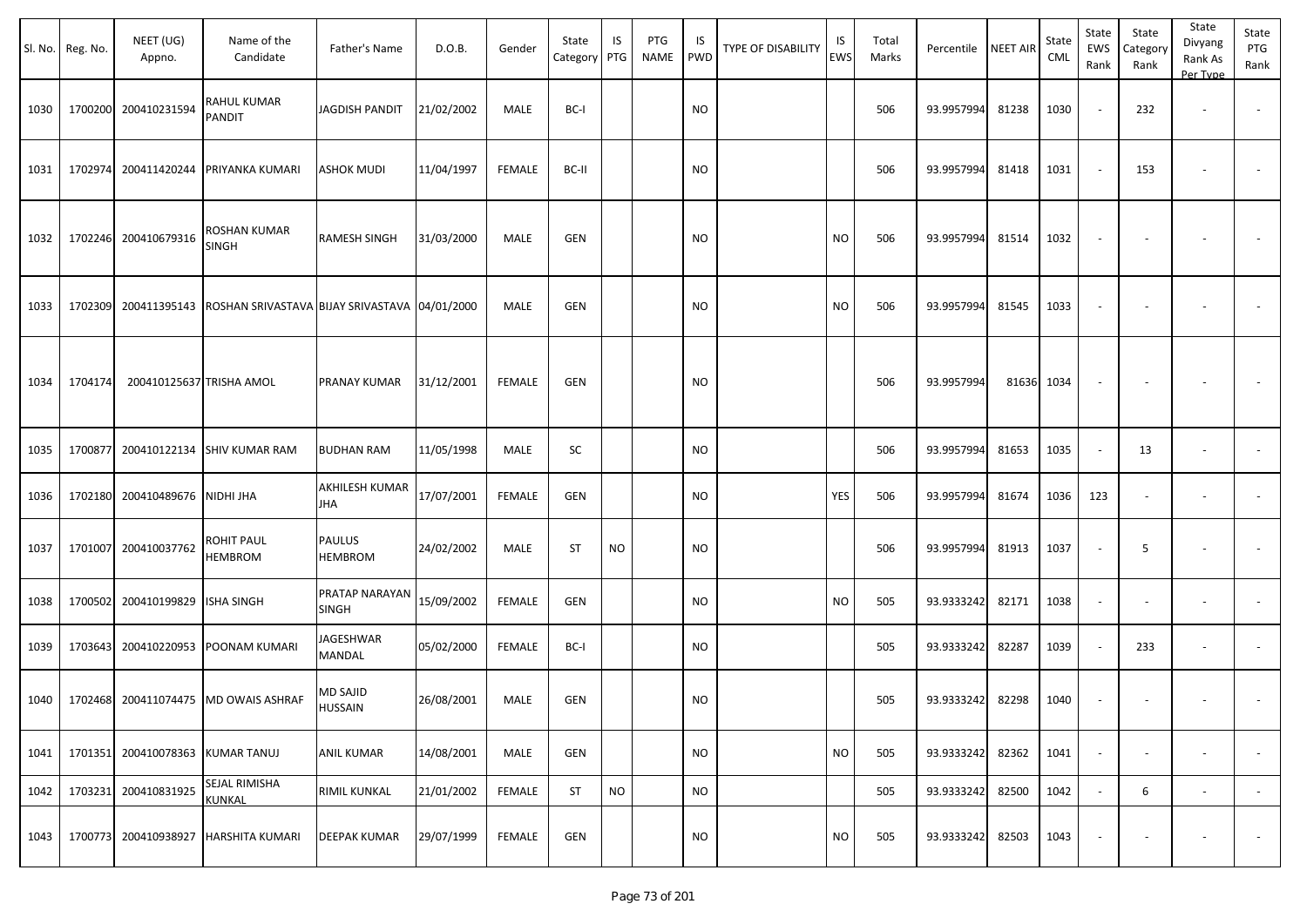| Sl. No. | Reg. No. | NEET (UG) Appno. | Name of the Candidate | Father's Name | D.O.B. | Gender | State Category | IS PTG | PTG NAME | IS PWD | TYPE OF DISABILITY | IS EWS | Total Marks | Percentile | NEET AIR | State CML | State EWS Rank | State Category Rank | State Divyang Rank As Per Type | State PTG Rank |
|---|---|---|---|---|---|---|---|---|---|---|---|---|---|---|---|---|---|---|---|---|
| 1030 | 1700200 | 200410231594 | RAHUL KUMAR PANDIT | JAGDISH PANDIT | 21/02/2002 | MALE | BC-I | | | NO | | | 506 | 93.9957994 | 81238 | 1030 | - | 232 | - | - |
| 1031 | 1702974 | 200411420244 | PRIYANKA KUMARI | ASHOK MUDI | 11/04/1997 | FEMALE | BC-II | | | NO | | | 506 | 93.9957994 | 81418 | 1031 | - | 153 | - | - |
| 1032 | 1702246 | 200410679316 | ROSHAN KUMAR SINGH | RAMESH SINGH | 31/03/2000 | MALE | GEN | | | NO | | NO | 506 | 93.9957994 | 81514 | 1032 | - | - | - | - |
| 1033 | 1702309 | 200411395143 | ROSHAN SRIVASTAVA | BIJAY SRIVASTAVA | 04/01/2000 | MALE | GEN | | | NO | | NO | 506 | 93.9957994 | 81545 | 1033 | - | - | - | - |
| 1034 | 1704174 | 200410125637 | TRISHA AMOL | PRANAY KUMAR | 31/12/2001 | FEMALE | GEN | | | NO | | | 506 | 93.9957994 | 81636 | 1034 | - | - | - | - |
| 1035 | 1700877 | 200410122134 | SHIV KUMAR RAM | BUDHAN RAM | 11/05/1998 | MALE | SC | | | NO | | | 506 | 93.9957994 | 81653 | 1035 | - | 13 | - | - |
| 1036 | 1702180 | 200410489676 | NIDHI JHA | AKHILESH KUMAR JHA | 17/07/2001 | FEMALE | GEN | | | NO | | YES | 506 | 93.9957994 | 81674 | 1036 | 123 | - | - | - |
| 1037 | 1701007 | 200410037762 | ROHIT PAUL HEMBROM | PAULUS HEMBROM | 24/02/2002 | MALE | ST | NO | | NO | | | 506 | 93.9957994 | 81913 | 1037 | - | 5 | - | - |
| 1038 | 1700502 | 200410199829 | ISHA SINGH | PRATAP NARAYAN SINGH | 15/09/2002 | FEMALE | GEN | | | NO | | NO | 505 | 93.9333242 | 82171 | 1038 | - | - | - | - |
| 1039 | 1703643 | 200410220953 | POONAM KUMARI | JAGESHWAR MANDAL | 05/02/2000 | FEMALE | BC-I | | | NO | | | 505 | 93.9333242 | 82287 | 1039 | - | 233 | - | - |
| 1040 | 1702468 | 200411074475 | MD OWAIS ASHRAF | MD SAJID HUSSAIN | 26/08/2001 | MALE | GEN | | | NO | | | 505 | 93.9333242 | 82298 | 1040 | - | - | - | - |
| 1041 | 1701351 | 200410078363 | KUMAR TANUJ | ANIL KUMAR | 14/08/2001 | MALE | GEN | | | NO | | NO | 505 | 93.9333242 | 82362 | 1041 | - | - | - | - |
| 1042 | 1703231 | 200410831925 | SEJAL RIMISHA KUNKAL | RIMIL KUNKAL | 21/01/2002 | FEMALE | ST | NO | | NO | | | 505 | 93.9333242 | 82500 | 1042 | - | 6 | - | - |
| 1043 | 1700773 | 200410938927 | HARSHITA KUMARI | DEEPAK KUMAR | 29/07/1999 | FEMALE | GEN | | | NO | | NO | 505 | 93.9333242 | 82503 | 1043 | - | - | - | - |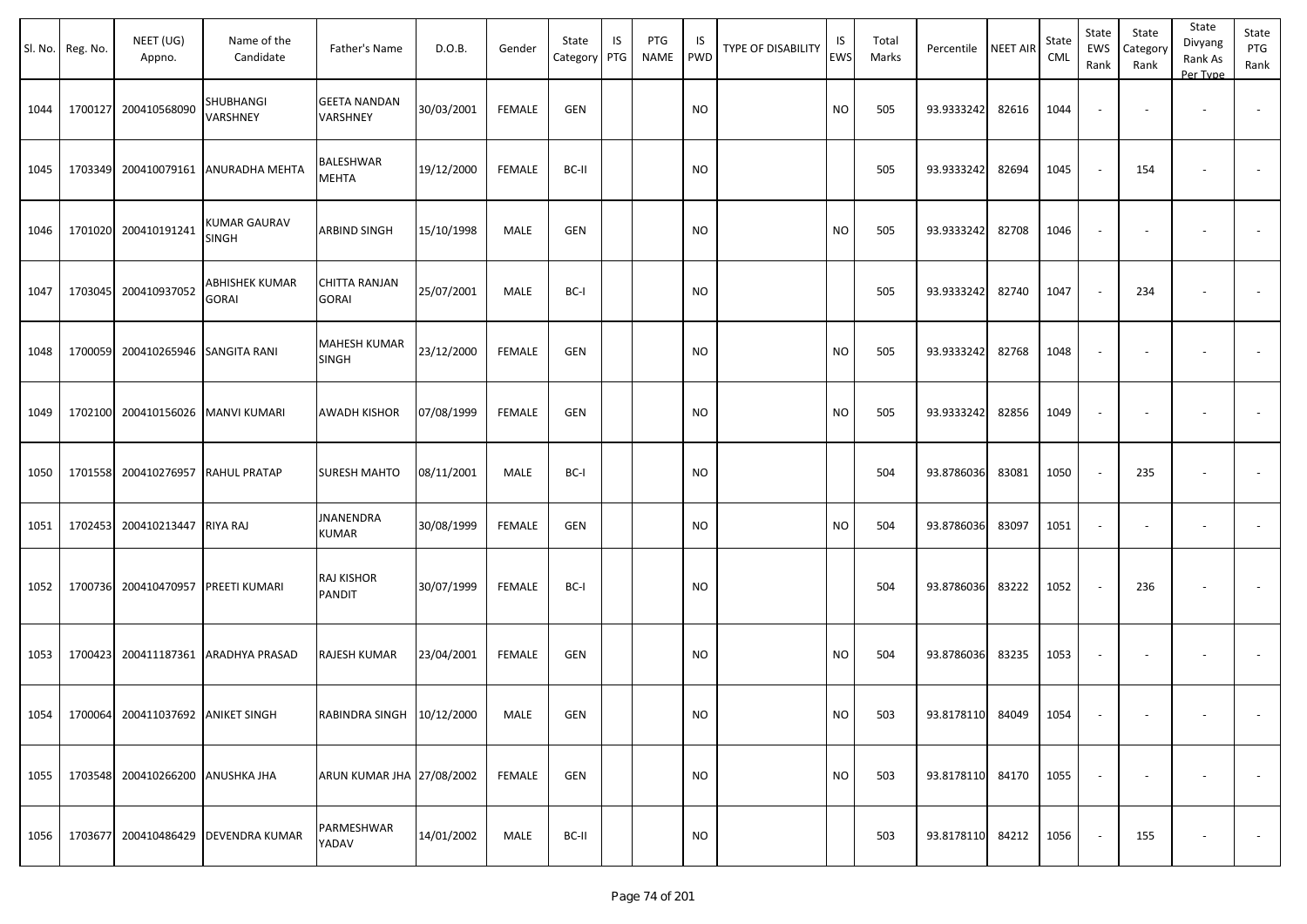| Sl. No. | Reg. No. | NEET (UG) Appno. | Name of the Candidate | Father's Name | D.O.B. | Gender | State Category | IS PTG | PTG NAME | IS PWD | TYPE OF DISABILITY | IS EWS | Total Marks | Percentile | NEET AIR | State CML | State EWS Rank | State Category Rank | State Divyang Rank As Per Type | State PTG Rank |
|---|---|---|---|---|---|---|---|---|---|---|---|---|---|---|---|---|---|---|---|---|
| 1044 | 1700127 | 200410568090 | SHUBHANGI VARSHNEY | GEETA NANDAN VARSHNEY | 30/03/2001 | FEMALE | GEN | | | NO | | NO | 505 | 93.9333242 | 82616 | 1044 | - | - | - | - |
| 1045 | 1703349 | 200410079161 | ANURADHA MEHTA | BALESHWAR MEHTA | 19/12/2000 | FEMALE | BC-II | | | NO | | | 505 | 93.9333242 | 82694 | 1045 | - | 154 | - | - |
| 1046 | 1701020 | 200410191241 | KUMAR GAURAV SINGH | ARBIND SINGH | 15/10/1998 | MALE | GEN | | | NO | | NO | 505 | 93.9333242 | 82708 | 1046 | - | - | - | - |
| 1047 | 1703045 | 200410937052 | ABHISHEK KUMAR GORAI | CHITTA RANJAN GORAI | 25/07/2001 | MALE | BC-I | | | NO | | | 505 | 93.9333242 | 82740 | 1047 | - | 234 | - | - |
| 1048 | 1700059 | 200410265946 | SANGITA RANI | MAHESH KUMAR SINGH | 23/12/2000 | FEMALE | GEN | | | NO | | NO | 505 | 93.9333242 | 82768 | 1048 | - | - | - | - |
| 1049 | 1702100 | 200410156026 | MANVI KUMARI | AWADH KISHOR | 07/08/1999 | FEMALE | GEN | | | NO | | NO | 505 | 93.9333242 | 82856 | 1049 | - | - | - | - |
| 1050 | 1701558 | 200410276957 | RAHUL PRATAP | SURESH MAHTO | 08/11/2001 | MALE | BC-I | | | NO | | | 504 | 93.8786036 | 83081 | 1050 | - | 235 | - | - |
| 1051 | 1702453 | 200410213447 | RIYA RAJ | JNANENDRA KUMAR | 30/08/1999 | FEMALE | GEN | | | NO | | NO | 504 | 93.8786036 | 83097 | 1051 | - | - | - | - |
| 1052 | 1700736 | 200410470957 | PREETI KUMARI | RAJ KISHOR PANDIT | 30/07/1999 | FEMALE | BC-I | | | NO | | | 504 | 93.8786036 | 83222 | 1052 | - | 236 | - | - |
| 1053 | 1700423 | 200411187361 | ARADHYA PRASAD | RAJESH KUMAR | 23/04/2001 | FEMALE | GEN | | | NO | | NO | 504 | 93.8786036 | 83235 | 1053 | - | - | - | - |
| 1054 | 1700064 | 200411037692 | ANIKET SINGH | RABINDRA SINGH | 10/12/2000 | MALE | GEN | | | NO | | NO | 503 | 93.8178110 | 84049 | 1054 | - | - | - | - |
| 1055 | 1703548 | 200410266200 | ANUSHKA JHA | ARUN KUMAR JHA | 27/08/2002 | FEMALE | GEN | | | NO | | NO | 503 | 93.8178110 | 84170 | 1055 | - | - | - | - |
| 1056 | 1703677 | 200410486429 | DEVENDRA KUMAR | PARMESHWAR YADAV | 14/01/2002 | MALE | BC-II | | | NO | | | 503 | 93.8178110 | 84212 | 1056 | - | 155 | - | - |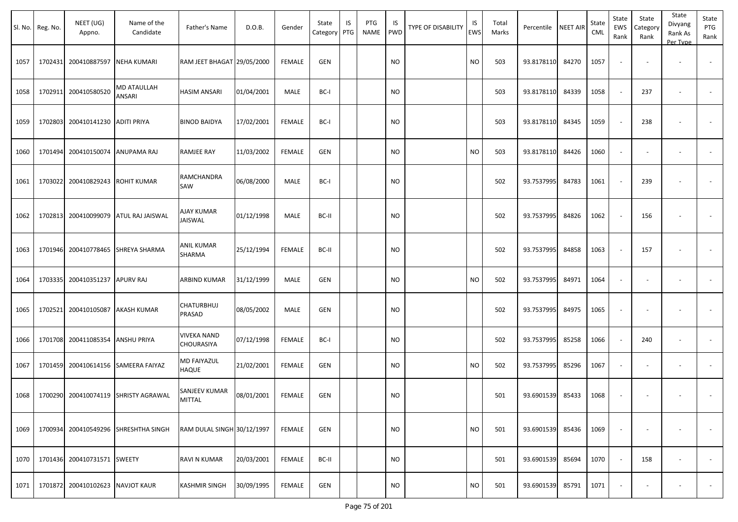| Sl. No. | Reg. No. | NEET (UG) Appno. | Name of the Candidate | Father's Name | D.O.B. | Gender | State Category | IS PTG | PTG NAME | IS PWD | TYPE OF DISABILITY | IS EWS | Total Marks | Percentile | NEET AIR | State CML | State EWS Rank | State Category Rank | State Divyang Rank As Per Type | State PTG Rank |
|---|---|---|---|---|---|---|---|---|---|---|---|---|---|---|---|---|---|---|---|---|
| 1057 | 1702431 | 200410887597 | NEHA KUMARI | RAM JEET BHAGAT | 29/05/2000 | FEMALE | GEN | | | NO | | NO | 503 | 93.8178110 | 84270 | 1057 | - | - | - | - |
| 1058 | 1702911 | 200410580520 | MD ATAULLAH ANSARI | HASIM ANSARI | 01/04/2001 | MALE | BC-I | | | NO | | | 503 | 93.8178110 | 84339 | 1058 | - | 237 | - | - |
| 1059 | 1702803 | 200410141230 | ADITI PRIYA | BINOD BAIDYA | 17/02/2001 | FEMALE | BC-I | | | NO | | | 503 | 93.8178110 | 84345 | 1059 | - | 238 | - | - |
| 1060 | 1701494 | 200410150074 | ANUPAMA RAJ | RAMJEE RAY | 11/03/2002 | FEMALE | GEN | | | NO | | NO | 503 | 93.8178110 | 84426 | 1060 | - | - | - | - |
| 1061 | 1703022 | 200410829243 | ROHIT KUMAR | RAMCHANDRA SAW | 06/08/2000 | MALE | BC-I | | | NO | | | 502 | 93.7537995 | 84783 | 1061 | - | 239 | - | - |
| 1062 | 1702813 | 200410099079 | ATUL RAJ JAISWAL | AJAY KUMAR JAISWAL | 01/12/1998 | MALE | BC-II | | | NO | | | 502 | 93.7537995 | 84826 | 1062 | - | 156 | - | - |
| 1063 | 1701946 | 200410778465 | SHREYA SHARMA | ANIL KUMAR SHARMA | 25/12/1994 | FEMALE | BC-II | | | NO | | | 502 | 93.7537995 | 84858 | 1063 | - | 157 | - | - |
| 1064 | 1703335 | 200410351237 | APURV RAJ | ARBIND KUMAR | 31/12/1999 | MALE | GEN | | | NO | | NO | 502 | 93.7537995 | 84971 | 1064 | - | - | - | - |
| 1065 | 1702521 | 200410105087 | AKASH KUMAR | CHATURBHUJ PRASAD | 08/05/2002 | MALE | GEN | | | NO | | | 502 | 93.7537995 | 84975 | 1065 | - | - | - | - |
| 1066 | 1701708 | 200411085354 | ANSHU PRIYA | VIVEKA NAND CHOURASIYA | 07/12/1998 | FEMALE | BC-I | | | NO | | | 502 | 93.7537995 | 85258 | 1066 | - | 240 | - | - |
| 1067 | 1701459 | 200410614156 | SAMEERA FAIYAZ | MD FAIYAZUL HAQUE | 21/02/2001 | FEMALE | GEN | | | NO | | NO | 502 | 93.7537995 | 85296 | 1067 | - | - | - | - |
| 1068 | 1700290 | 200410074119 | SHRISTY AGRAWAL | SANJEEV KUMAR MITTAL | 08/01/2001 | FEMALE | GEN | | | NO | | | 501 | 93.6901539 | 85433 | 1068 | - | - | - | - |
| 1069 | 1700934 | 200410549296 | SHRESHTHA SINGH | RAM DULAL SINGH | 30/12/1997 | FEMALE | GEN | | | NO | | NO | 501 | 93.6901539 | 85436 | 1069 | - | - | - | - |
| 1070 | 1701436 | 200410731571 | SWEETY | RAVI N KUMAR | 20/03/2001 | FEMALE | BC-II | | | NO | | | 501 | 93.6901539 | 85694 | 1070 | - | 158 | - | - |
| 1071 | 1701872 | 200410102623 | NAVJOT KAUR | KASHMIR SINGH | 30/09/1995 | FEMALE | GEN | | | NO | | NO | 501 | 93.6901539 | 85791 | 1071 | - | - | - | - |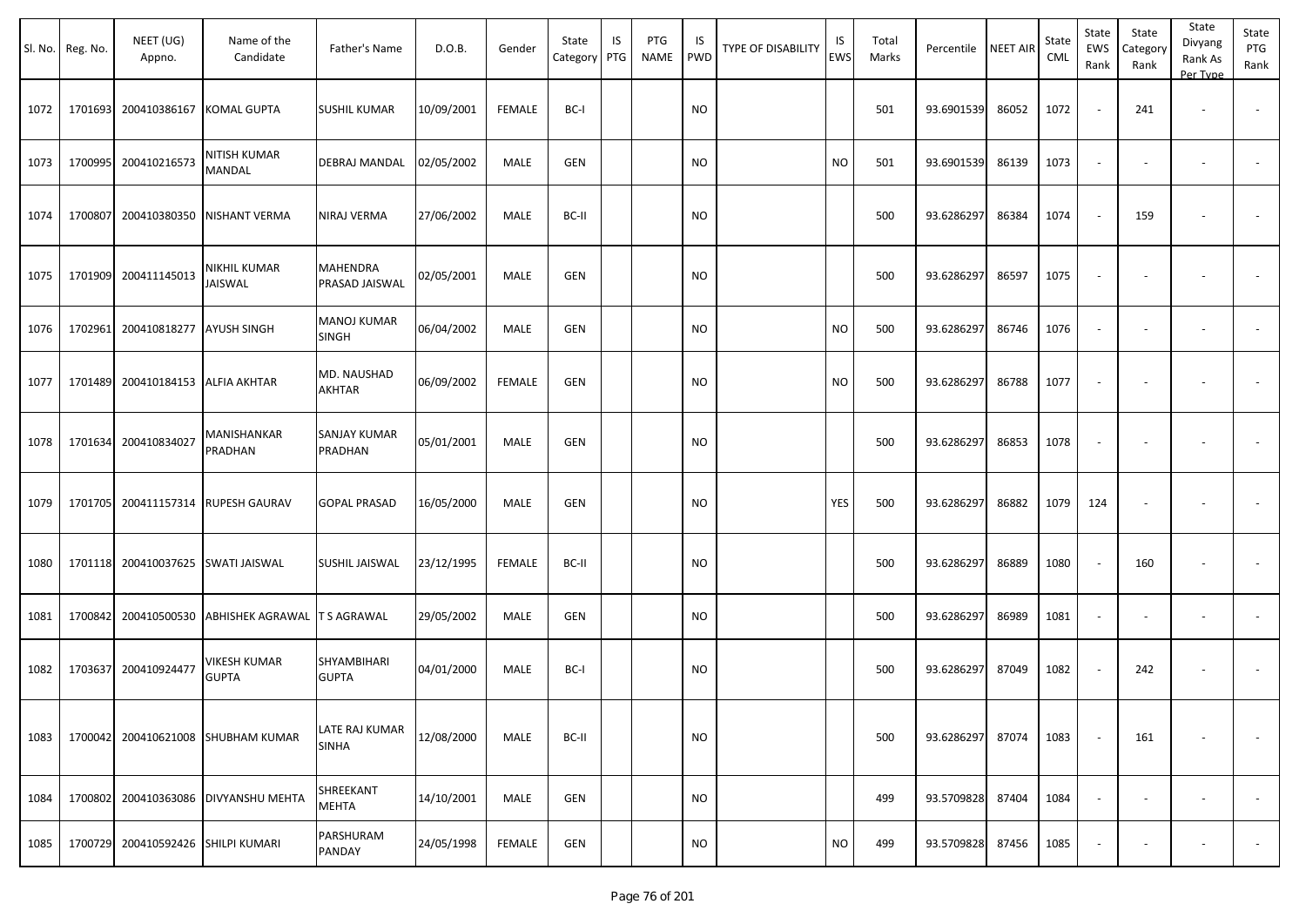| Sl. No. | Reg. No. | NEET (UG) Appno. | Name of the Candidate | Father's Name | D.O.B. | Gender | State Category | IS PTG | PTG NAME | IS PWD | TYPE OF DISABILITY | IS EWS | Total Marks | Percentile | NEET AIR | State CML | State EWS Rank | State Category Rank | State Divyang Rank As Per Type | State PTG Rank |
|---|---|---|---|---|---|---|---|---|---|---|---|---|---|---|---|---|---|---|---|---|
| 1072 | 1701693 | 200410386167 | KOMAL GUPTA | SUSHIL KUMAR | 10/09/2001 | FEMALE | BC-I | | | NO | | | 501 | 93.6901539 | 86052 | 1072 | - | 241 | - | - |
| 1073 | 1700995 | 200410216573 | NITISH KUMAR MANDAL | DEBRAJ MANDAL | 02/05/2002 | MALE | GEN | | | NO | | NO | 501 | 93.6901539 | 86139 | 1073 | - | - | - | - |
| 1074 | 1700807 | 200410380350 | NISHANT VERMA | NIRAJ VERMA | 27/06/2002 | MALE | BC-II | | | NO | | | 500 | 93.6286297 | 86384 | 1074 | - | 159 | - | - |
| 1075 | 1701909 | 200411145013 | NIKHIL KUMAR JAISWAL | MAHENDRA PRASAD JAISWAL | 02/05/2001 | MALE | GEN | | | NO | | | 500 | 93.6286297 | 86597 | 1075 | - | - | - | - |
| 1076 | 1702961 | 200410818277 | AYUSH SINGH | MANOJ KUMAR SINGH | 06/04/2002 | MALE | GEN | | | NO | | NO | 500 | 93.6286297 | 86746 | 1076 | - | - | - | - |
| 1077 | 1701489 | 200410184153 | ALFIA AKHTAR | MD. NAUSHAD AKHTAR | 06/09/2002 | FEMALE | GEN | | | NO | | NO | 500 | 93.6286297 | 86788 | 1077 | - | - | - | - |
| 1078 | 1701634 | 200410834027 | MANISHANKAR PRADHAN | SANJAY KUMAR PRADHAN | 05/01/2001 | MALE | GEN | | | NO | | | 500 | 93.6286297 | 86853 | 1078 | - | - | - | - |
| 1079 | 1701705 | 200411157314 | RUPESH GAURAV | GOPAL PRASAD | 16/05/2000 | MALE | GEN | | | NO | | YES | 500 | 93.6286297 | 86882 | 1079 | 124 | - | - | - |
| 1080 | 1701118 | 200410037625 | SWATI JAISWAL | SUSHIL JAISWAL | 23/12/1995 | FEMALE | BC-II | | | NO | | | 500 | 93.6286297 | 86889 | 1080 | - | 160 | - | - |
| 1081 | 1700842 | 200410500530 | ABHISHEK AGRAWAL | T S AGRAWAL | 29/05/2002 | MALE | GEN | | | NO | | | 500 | 93.6286297 | 86989 | 1081 | - | - | - | - |
| 1082 | 1703637 | 200410924477 | VIKESH KUMAR GUPTA | SHYAMBIHARI GUPTA | 04/01/2000 | MALE | BC-I | | | NO | | | 500 | 93.6286297 | 87049 | 1082 | - | 242 | - | - |
| 1083 | 1700042 | 200410621008 | SHUBHAM KUMAR | LATE RAJ KUMAR SINHA | 12/08/2000 | MALE | BC-II | | | NO | | | 500 | 93.6286297 | 87074 | 1083 | - | 161 | - | - |
| 1084 | 1700802 | 200410363086 | DIVYANSHU MEHTA | SHREEKANT MEHTA | 14/10/2001 | MALE | GEN | | | NO | | | 499 | 93.5709828 | 87404 | 1084 | - | - | - | - |
| 1085 | 1700729 | 200410592426 | SHILPI KUMARI | PARSHURAM PANDAY | 24/05/1998 | FEMALE | GEN | | | NO | | NO | 499 | 93.5709828 | 87456 | 1085 | - | - | - | - |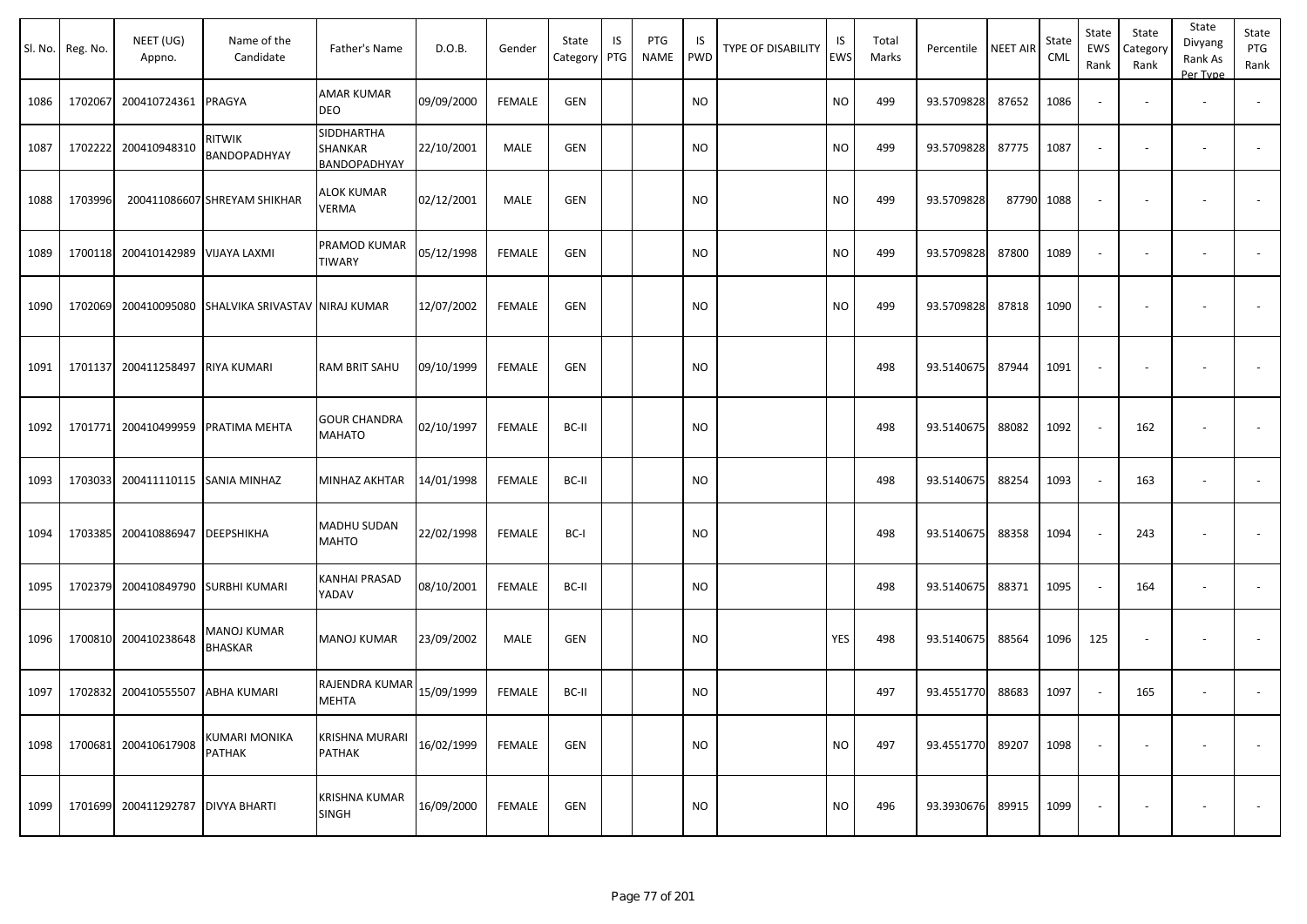| Sl. No. | Reg. No. | NEET (UG) Appno. | Name of the Candidate | Father's Name | D.O.B. | Gender | State Category | IS PTG | PTG NAME | IS PWD | TYPE OF DISABILITY | IS EWS | Total Marks | Percentile | NEET AIR | State CML | State EWS Rank | State Category Rank | State Divyang Rank As Per Type | State PTG Rank |
|---|---|---|---|---|---|---|---|---|---|---|---|---|---|---|---|---|---|---|---|---|
| 1086 | 1702067 | 200410724361 | PRAGYA | AMAR KUMAR DEO | 09/09/2000 | FEMALE | GEN | | | NO | | NO | 499 | 93.5709828 | 87652 | 1086 | - | - | - | - |
| 1087 | 1702222 | 200410948310 | RITWIK BANDOPADHYAY | SIDDHARTHA SHANKAR BANDOPADHYAY | 22/10/2001 | MALE | GEN | | | NO | | NO | 499 | 93.5709828 | 87775 | 1087 | - | - | - | - |
| 1088 | 1703996 | 200411086607 | SHREYAM SHIKHAR | ALOK KUMAR VERMA | 02/12/2001 | MALE | GEN | | | NO | | NO | 499 | 93.5709828 | 87790 | 1088 | - | - | - | - |
| 1089 | 1700118 | 200410142989 | VIJAYA LAXMI | PRAMOD KUMAR TIWARY | 05/12/1998 | FEMALE | GEN | | | NO | | NO | 499 | 93.5709828 | 87800 | 1089 | - | - | - | - |
| 1090 | 1702069 | 200410095080 | SHALVIKA SRIVASTAV | NIRAJ KUMAR | 12/07/2002 | FEMALE | GEN | | | NO | | NO | 499 | 93.5709828 | 87818 | 1090 | - | - | - | - |
| 1091 | 1701137 | 200411258497 | RIYA KUMARI | RAM BRIT SAHU | 09/10/1999 | FEMALE | GEN | | | NO | | | 498 | 93.5140675 | 87944 | 1091 | - | - | - | - |
| 1092 | 1701771 | 200410499959 | PRATIMA MEHTA | GOUR CHANDRA MAHATO | 02/10/1997 | FEMALE | BC-II | | | NO | | | 498 | 93.5140675 | 88082 | 1092 | - | 162 | - | - |
| 1093 | 1703033 | 200411110115 | SANIA MINHAZ | MINHAZ AKHTAR | 14/01/1998 | FEMALE | BC-II | | | NO | | | 498 | 93.5140675 | 88254 | 1093 | - | 163 | - | - |
| 1094 | 1703385 | 200410886947 | DEEPSHIKHA | MADHU SUDAN MAHTO | 22/02/1998 | FEMALE | BC-I | | | NO | | | 498 | 93.5140675 | 88358 | 1094 | - | 243 | - | - |
| 1095 | 1702379 | 200410849790 | SURBHI KUMARI | KANHAI PRASAD YADAV | 08/10/2001 | FEMALE | BC-II | | | NO | | | 498 | 93.5140675 | 88371 | 1095 | - | 164 | - | - |
| 1096 | 1700810 | 200410238648 | MANOJ KUMAR BHASKAR | MANOJ KUMAR | 23/09/2002 | MALE | GEN | | | NO | | YES | 498 | 93.5140675 | 88564 | 1096 | 125 | - | - | - |
| 1097 | 1702832 | 200410555507 | ABHA KUMARI | RAJENDRA KUMAR MEHTA | 15/09/1999 | FEMALE | BC-II | | | NO | | | 497 | 93.4551770 | 88683 | 1097 | - | 165 | - | - |
| 1098 | 1700681 | 200410617908 | KUMARI MONIKA PATHAK | KRISHNA MURARI PATHAK | 16/02/1999 | FEMALE | GEN | | | NO | | NO | 497 | 93.4551770 | 89207 | 1098 | - | - | - | - |
| 1099 | 1701699 | 200411292787 | DIVYA BHARTI | KRISHNA KUMAR SINGH | 16/09/2000 | FEMALE | GEN | | | NO | | NO | 496 | 93.3930676 | 89915 | 1099 | - | - | - | - |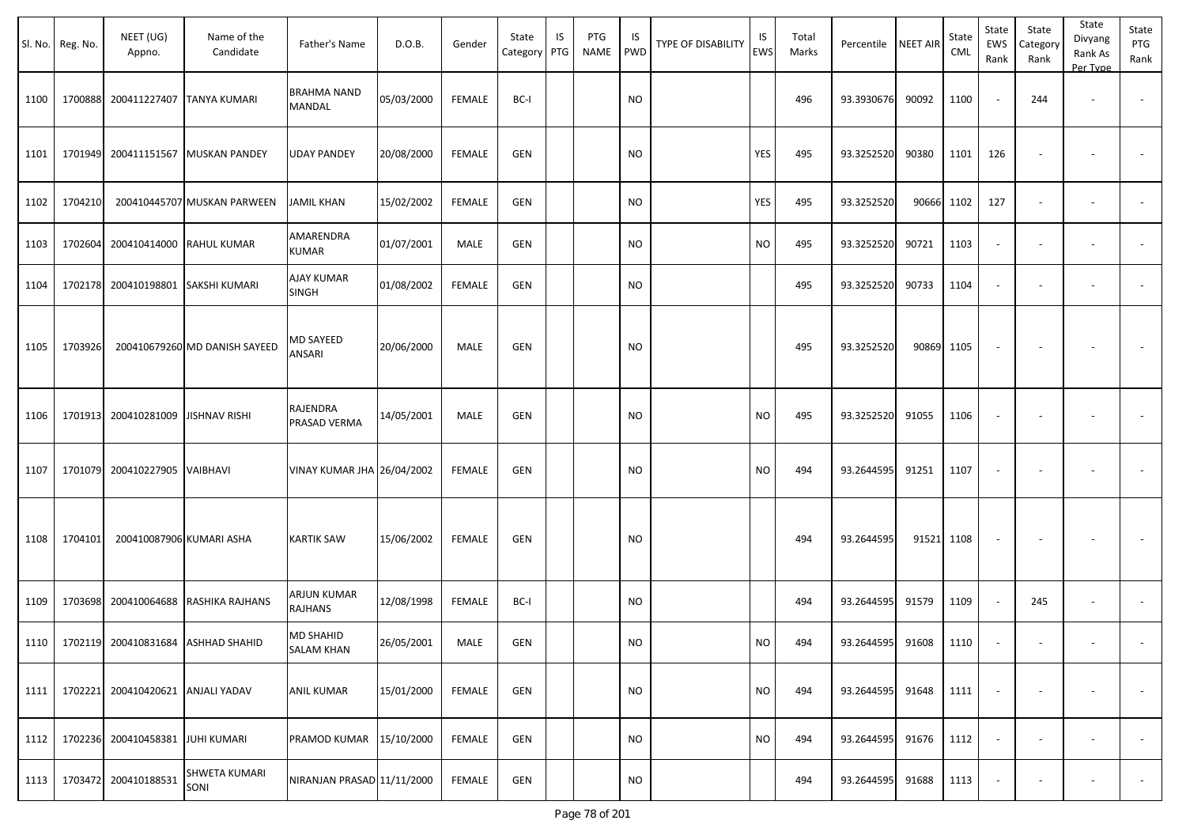| Sl. No. | Reg. No. | NEET (UG) Appno. | Name of the Candidate | Father's Name | D.O.B. | Gender | State Category | IS PTG | PTG NAME | IS PWD | TYPE OF DISABILITY | IS EWS | Total Marks | Percentile | NEET AIR | State CML | State EWS Rank | State Category Rank | State Divyang Rank As Per Type | State PTG Rank |
|---|---|---|---|---|---|---|---|---|---|---|---|---|---|---|---|---|---|---|---|---|
| 1100 | 1700888 | 200411227407 | TANYA KUMARI | BRAHMA NAND MANDAL | 05/03/2000 | FEMALE | BC-I | | | NO | | | 496 | 93.3930676 | 90092 | 1100 | - | 244 | - | - |
| 1101 | 1701949 | 200411151567 | MUSKAN PANDEY | UDAY PANDEY | 20/08/2000 | FEMALE | GEN | | | NO | | YES | 495 | 93.3252520 | 90380 | 1101 | 126 | - | - | - |
| 1102 | 1704210 | 200410445707 | MUSKAN PARWEEN | JAMIL KHAN | 15/02/2002 | FEMALE | GEN | | | NO | | YES | 495 | 93.3252520 | 90666 | 1102 | 127 | - | - | - |
| 1103 | 1702604 | 200410414000 | RAHUL KUMAR | AMARENDRA KUMAR | 01/07/2001 | MALE | GEN | | | NO | | NO | 495 | 93.3252520 | 90721 | 1103 | - | - | - | - |
| 1104 | 1702178 | 200410198801 | SAKSHI KUMARI | AJAY KUMAR SINGH | 01/08/2002 | FEMALE | GEN | | | NO | | | 495 | 93.3252520 | 90733 | 1104 | - | - | - | - |
| 1105 | 1703926 | 200410679260 | MD DANISH SAYEED | MD SAYEED ANSARI | 20/06/2000 | MALE | GEN | | | NO | | | 495 | 93.3252520 | 90869 | 1105 | - | - | - | - |
| 1106 | 1701913 | 200410281009 | JISHNAV RISHI | RAJENDRA PRASAD VERMA | 14/05/2001 | MALE | GEN | | | NO | | NO | 495 | 93.3252520 | 91055 | 1106 | - | - | - | - |
| 1107 | 1701079 | 200410227905 | VAIBHAVI | VINAY KUMAR JHA | 26/04/2002 | FEMALE | GEN | | | NO | | NO | 494 | 93.2644595 | 91251 | 1107 | - | - | - | - |
| 1108 | 1704101 | 200410087906 | KUMARI ASHA | KARTIK SAW | 15/06/2002 | FEMALE | GEN | | | NO | | | 494 | 93.2644595 | 91521 | 1108 | - | - | - | - |
| 1109 | 1703698 | 200410064688 | RASHIKA RAJHANS | ARJUN KUMAR RAJHANS | 12/08/1998 | FEMALE | BC-I | | | NO | | | 494 | 93.2644595 | 91579 | 1109 | - | 245 | - | - |
| 1110 | 1702119 | 200410831684 | ASHHAD SHAHID | MD SHAHID SALAM KHAN | 26/05/2001 | MALE | GEN | | | NO | | NO | 494 | 93.2644595 | 91608 | 1110 | - | - | - | - |
| 1111 | 1702221 | 200410420621 | ANJALI YADAV | ANIL KUMAR | 15/01/2000 | FEMALE | GEN | | | NO | | NO | 494 | 93.2644595 | 91648 | 1111 | - | - | - | - |
| 1112 | 1702236 | 200410458381 | JUHI KUMARI | PRAMOD KUMAR | 15/10/2000 | FEMALE | GEN | | | NO | | NO | 494 | 93.2644595 | 91676 | 1112 | - | - | - | - |
| 1113 | 1703472 | 200410188531 | SHWETA KUMARI SONI | NIRANJAN PRASAD | 11/11/2000 | FEMALE | GEN | | | NO | | | 494 | 93.2644595 | 91688 | 1113 | - | - | - | - |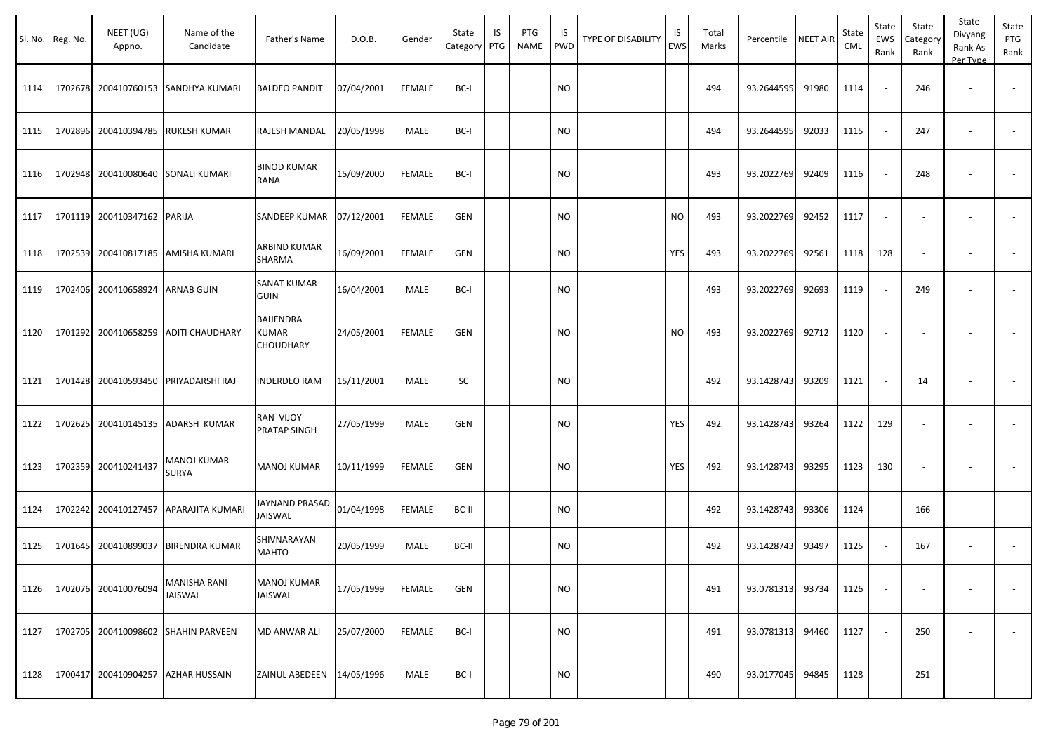| Sl. No. | Reg. No. | NEET (UG) Appno. | Name of the Candidate | Father's Name | D.O.B. | Gender | State Category | IS PTG | PTG NAME | IS PWD | TYPE OF DISABILITY | IS EWS | Total Marks | Percentile | NEET AIR | State CML | State EWS Rank | State Category Rank | State Divyang Rank As Per Type | State PTG Rank |
|---|---|---|---|---|---|---|---|---|---|---|---|---|---|---|---|---|---|---|---|---|
| 1114 | 1702678 | 200410760153 | SANDHYA KUMARI | BALDEO PANDIT | 07/04/2001 | FEMALE | BC-I | | | NO | | | 494 | 93.2644595 | 91980 | 1114 | - | 246 | - | - |
| 1115 | 1702896 | 200410394785 | RUKESH KUMAR | RAJESH MANDAL | 20/05/1998 | MALE | BC-I | | | NO | | | 494 | 93.2644595 | 92033 | 1115 | - | 247 | - | - |
| 1116 | 1702948 | 200410080640 | SONALI KUMARI | BINOD KUMAR RANA | 15/09/2000 | FEMALE | BC-I | | | NO | | | 493 | 93.2022769 | 92409 | 1116 | - | 248 | - | - |
| 1117 | 1701119 | 200410347162 | PARIJA | SANDEEP KUMAR | 07/12/2001 | FEMALE | GEN | | | NO | | NO | 493 | 93.2022769 | 92452 | 1117 | - | - | - | - |
| 1118 | 1702539 | 200410817185 | AMISHA KUMARI | ARBIND KUMAR SHARMA | 16/09/2001 | FEMALE | GEN | | | NO | | YES | 493 | 93.2022769 | 92561 | 1118 | 128 | - | - | - |
| 1119 | 1702406 | 200410658924 | ARNAB GUIN | SANAT KUMAR GUIN | 16/04/2001 | MALE | BC-I | | | NO | | | 493 | 93.2022769 | 92693 | 1119 | - | 249 | - | - |
| 1120 | 1701292 | 200410658259 | ADITI CHAUDHARY | BAIJENDRA KUMAR CHOUDHARY | 24/05/2001 | FEMALE | GEN | | | NO | | NO | 493 | 93.2022769 | 92712 | 1120 | - | - | - | - |
| 1121 | 1701428 | 200410593450 | PRIYADARSHI RAJ | INDERDEO RAM | 15/11/2001 | MALE | SC | | | NO | | | 492 | 93.1428743 | 93209 | 1121 | - | 14 | - | - |
| 1122 | 1702625 | 200410145135 | ADARSH KUMAR | RAN VIJOY PRATAP SINGH | 27/05/1999 | MALE | GEN | | | NO | | YES | 492 | 93.1428743 | 93264 | 1122 | 129 | - | - | - |
| 1123 | 1702359 | 200410241437 | MANOJ KUMAR SURYA | MANOJ KUMAR | 10/11/1999 | FEMALE | GEN | | | NO | | YES | 492 | 93.1428743 | 93295 | 1123 | 130 | - | - | - |
| 1124 | 1702242 | 200410127457 | APARAJITA KUMARI | JAYNAND PRASAD JAISWAL | 01/04/1998 | FEMALE | BC-II | | | NO | | | 492 | 93.1428743 | 93306 | 1124 | - | 166 | - | - |
| 1125 | 1701645 | 200410899037 | BIRENDRA KUMAR | SHIVNARAYAN MAHTO | 20/05/1999 | MALE | BC-II | | | NO | | | 492 | 93.1428743 | 93497 | 1125 | - | 167 | - | - |
| 1126 | 1702076 | 200410076094 | MANISHA RANI JAISWAL | MANOJ KUMAR JAISWAL | 17/05/1999 | FEMALE | GEN | | | NO | | | 491 | 93.0781313 | 93734 | 1126 | - | - | - | - |
| 1127 | 1702705 | 200410098602 | SHAHIN PARVEEN | MD ANWAR ALI | 25/07/2000 | FEMALE | BC-I | | | NO | | | 491 | 93.0781313 | 94460 | 1127 | - | 250 | - | - |
| 1128 | 1700417 | 200410904257 | AZHAR HUSSAIN | ZAINUL ABEDEEN | 14/05/1996 | MALE | BC-I | | | NO | | | 490 | 93.0177045 | 94845 | 1128 | - | 251 | - | - |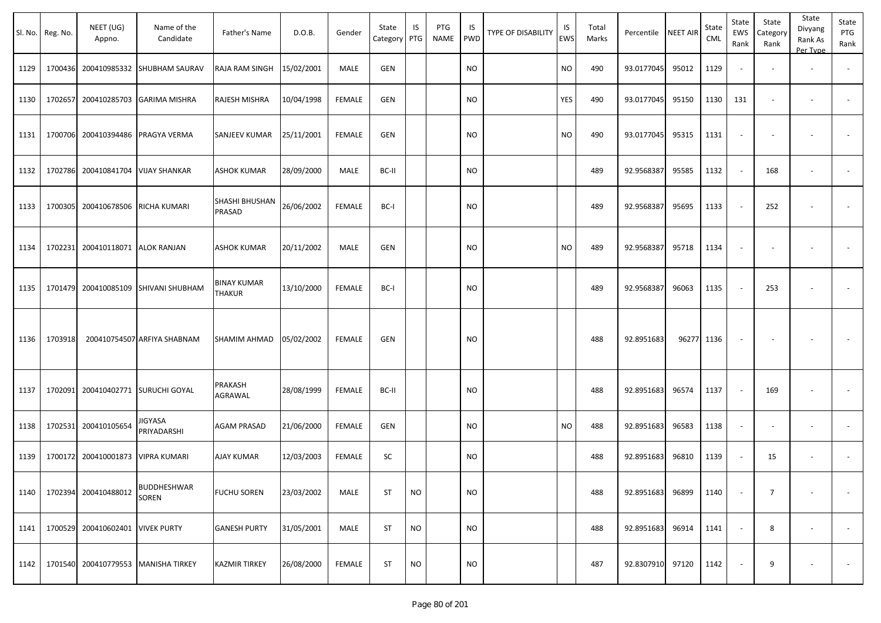| Sl. No. | Reg. No. | NEET (UG) Appno. | Name of the Candidate | Father's Name | D.O.B. | Gender | State Category | IS PTG | PTG NAME | IS PWD | TYPE OF DISABILITY | IS EWS | Total Marks | Percentile | NEET AIR | State CML | State EWS Rank | State Category Rank | State Divyang Rank As Per Type | State PTG Rank |
|---|---|---|---|---|---|---|---|---|---|---|---|---|---|---|---|---|---|---|---|---|
| 1129 | 1700436 | 200410985332 | SHUBHAM SAURAV | RAJA RAM SINGH | 15/02/2001 | MALE | GEN | | | NO | | NO | 490 | 93.0177045 | 95012 | 1129 | - | - | - | - |
| 1130 | 1702657 | 200410285703 | GARIMA MISHRA | RAJESH MISHRA | 10/04/1998 | FEMALE | GEN | | | NO | | YES | 490 | 93.0177045 | 95150 | 1130 | 131 | - | - | - |
| 1131 | 1700706 | 200410394486 | PRAGYA VERMA | SANJEEV KUMAR | 25/11/2001 | FEMALE | GEN | | | NO | | NO | 490 | 93.0177045 | 95315 | 1131 | - | - | - | - |
| 1132 | 1702786 | 200410841704 | VIJAY SHANKAR | ASHOK KUMAR | 28/09/2000 | MALE | BC-II | | | NO | | | 489 | 92.9568387 | 95585 | 1132 | - | 168 | - | - |
| 1133 | 1700305 | 200410678506 | RICHA KUMARI | SHASHI BHUSHAN PRASAD | 26/06/2002 | FEMALE | BC-I | | | NO | | | 489 | 92.9568387 | 95695 | 1133 | - | 252 | - | - |
| 1134 | 1702231 | 200410118071 | ALOK RANJAN | ASHOK KUMAR | 20/11/2002 | MALE | GEN | | | NO | | NO | 489 | 92.9568387 | 95718 | 1134 | - | - | - | - |
| 1135 | 1701479 | 200410085109 | SHIVANI SHUBHAM | BINAY KUMAR THAKUR | 13/10/2000 | FEMALE | BC-I | | | NO | | | 489 | 92.9568387 | 96063 | 1135 | - | 253 | - | - |
| 1136 | 1703918 | 200410754507 | ARFIYA SHABNAM | SHAMIM AHMAD | 05/02/2002 | FEMALE | GEN | | | NO | | | 488 | 92.8951683 | 96277 | 1136 | - | - | - | - |
| 1137 | 1702091 | 200410402771 | SURUCHI GOYAL | PRAKASH AGRAWAL | 28/08/1999 | FEMALE | BC-II | | | NO | | | 488 | 92.8951683 | 96574 | 1137 | - | 169 | - | - |
| 1138 | 1702531 | 200410105654 | JIGYASA PRIYADARSHI | AGAM PRASAD | 21/06/2000 | FEMALE | GEN | | | NO | | NO | 488 | 92.8951683 | 96583 | 1138 | - | - | - | - |
| 1139 | 1700172 | 200410001873 | VIPRA KUMARI | AJAY KUMAR | 12/03/2003 | FEMALE | SC | | | NO | | | 488 | 92.8951683 | 96810 | 1139 | - | 15 | - | - |
| 1140 | 1702394 | 200410488012 | BUDDHESHWAR SOREN | FUCHU SOREN | 23/03/2002 | MALE | ST | NO | | NO | | | 488 | 92.8951683 | 96899 | 1140 | - | 7 | - | - |
| 1141 | 1700529 | 200410602401 | VIVEK PURTY | GANESH PURTY | 31/05/2001 | MALE | ST | NO | | NO | | | 488 | 92.8951683 | 96914 | 1141 | - | 8 | - | - |
| 1142 | 1701540 | 200410779553 | MANISHA TIRKEY | KAZMIR TIRKEY | 26/08/2000 | FEMALE | ST | NO | | NO | | | 487 | 92.8307910 | 97120 | 1142 | - | 9 | - | - |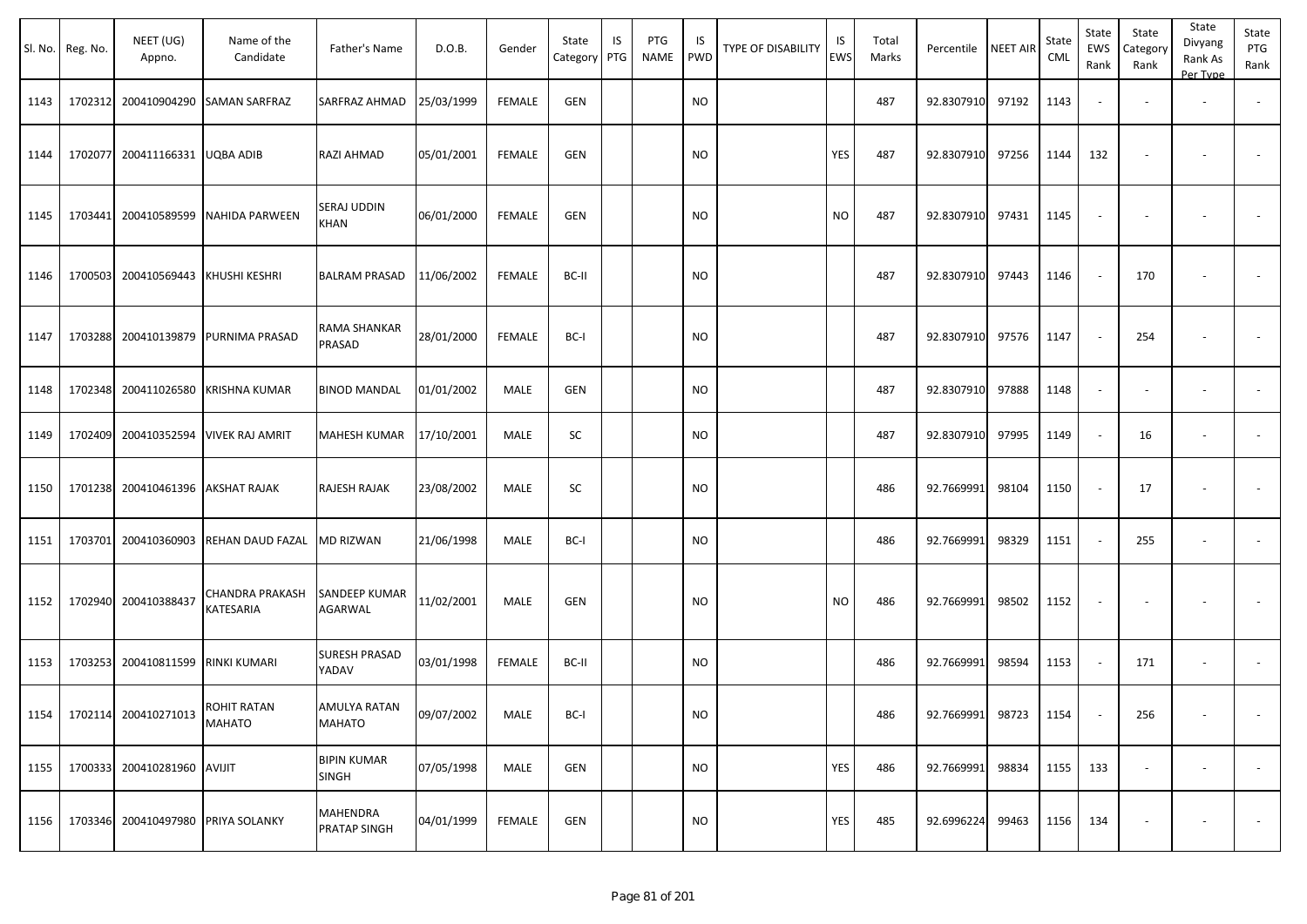| Sl. No. | Reg. No. | NEET (UG) Appno. | Name of the Candidate | Father's Name | D.O.B. | Gender | State Category | IS PTG | PTG NAME | IS PWD | TYPE OF DISABILITY | IS EWS | Total Marks | Percentile | NEET AIR | State CML | State EWS Rank | State Category Rank | State Divyang Rank As Per Type | State PTG Rank |
|---|---|---|---|---|---|---|---|---|---|---|---|---|---|---|---|---|---|---|---|---|
| 1143 | 1702312 | 200410904290 | SAMAN SARFRAZ | SARFRAZ AHMAD | 25/03/1999 | FEMALE | GEN | | | NO | | | 487 | 92.8307910 | 97192 | 1143 | - | - | - | - |
| 1144 | 1702077 | 200411166331 | UQBA ADIB | RAZI AHMAD | 05/01/2001 | FEMALE | GEN | | | NO | | YES | 487 | 92.8307910 | 97256 | 1144 | 132 | - | - | - |
| 1145 | 1703441 | 200410589599 | NAHIDA PARWEEN | SERAJ UDDIN KHAN | 06/01/2000 | FEMALE | GEN | | | NO | | NO | 487 | 92.8307910 | 97431 | 1145 | - | - | - | - |
| 1146 | 1700503 | 200410569443 | KHUSHI KESHRI | BALRAM PRASAD | 11/06/2002 | FEMALE | BC-II | | | NO | | | 487 | 92.8307910 | 97443 | 1146 | - | 170 | - | - |
| 1147 | 1703288 | 200410139879 | PURNIMA PRASAD | RAMA SHANKAR PRASAD | 28/01/2000 | FEMALE | BC-I | | | NO | | | 487 | 92.8307910 | 97576 | 1147 | - | 254 | - | - |
| 1148 | 1702348 | 200411026580 | KRISHNA KUMAR | BINOD MANDAL | 01/01/2002 | MALE | GEN | | | NO | | | 487 | 92.8307910 | 97888 | 1148 | - | - | - | - |
| 1149 | 1702409 | 200410352594 | VIVEK RAJ AMRIT | MAHESH KUMAR | 17/10/2001 | MALE | SC | | | NO | | | 487 | 92.8307910 | 97995 | 1149 | - | 16 | - | - |
| 1150 | 1701238 | 200410461396 | AKSHAT RAJAK | RAJESH RAJAK | 23/08/2002 | MALE | SC | | | NO | | | 486 | 92.7669991 | 98104 | 1150 | - | 17 | - | - |
| 1151 | 1703701 | 200410360903 | REHAN DAUD FAZAL | MD RIZWAN | 21/06/1998 | MALE | BC-I | | | NO | | | 486 | 92.7669991 | 98329 | 1151 | - | 255 | - | - |
| 1152 | 1702940 | 200410388437 | CHANDRA PRAKASH KATESARIA | SANDEEP KUMAR AGARWAL | 11/02/2001 | MALE | GEN | | | NO | | NO | 486 | 92.7669991 | 98502 | 1152 | - | - | - | - |
| 1153 | 1703253 | 200410811599 | RINKI KUMARI | SURESH PRASAD YADAV | 03/01/1998 | FEMALE | BC-II | | | NO | | | 486 | 92.7669991 | 98594 | 1153 | - | 171 | - | - |
| 1154 | 1702114 | 200410271013 | ROHIT RATAN MAHATO | AMULYA RATAN MAHATO | 09/07/2002 | MALE | BC-I | | | NO | | | 486 | 92.7669991 | 98723 | 1154 | - | 256 | - | - |
| 1155 | 1700333 | 200410281960 | AVIJIT | BIPIN KUMAR SINGH | 07/05/1998 | MALE | GEN | | | NO | | YES | 486 | 92.7669991 | 98834 | 1155 | 133 | - | - | - |
| 1156 | 1703346 | 200410497980 | PRIYA SOLANKY | MAHENDRA PRATAP SINGH | 04/01/1999 | FEMALE | GEN | | | NO | | YES | 485 | 92.6996224 | 99463 | 1156 | 134 | - | - | - |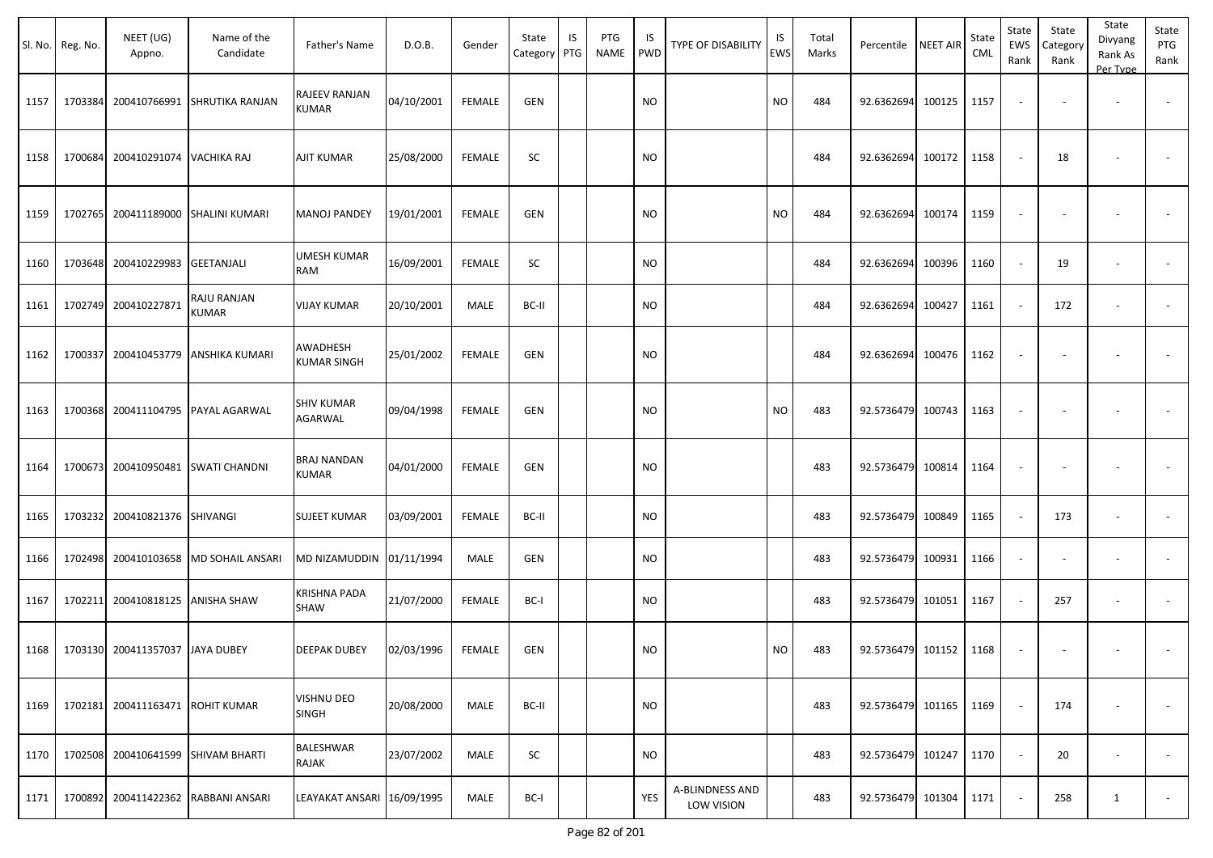| Sl. No. | Reg. No. | NEET (UG) Appno. | Name of the Candidate | Father's Name | D.O.B. | Gender | State Category | IS PTG | PTG NAME | IS PWD | TYPE OF DISABILITY | IS EWS | Total Marks | Percentile | NEET AIR | State CML | State EWS Rank | State Category Rank | State Divyang Rank As Per Type | State PTG Rank |
|---|---|---|---|---|---|---|---|---|---|---|---|---|---|---|---|---|---|---|---|---|
| 1157 | 1703384 | 200410766991 | SHRUTIKA RANJAN | RAJEEV RANJAN KUMAR | 04/10/2001 | FEMALE | GEN | | | NO | | NO | 484 | 92.6362694 | 100125 | 1157 | - | - | - | - |
| 1158 | 1700684 | 200410291074 | VACHIKA RAJ | AJIT KUMAR | 25/08/2000 | FEMALE | SC | | | NO | | | 484 | 92.6362694 | 100172 | 1158 | - | 18 | - | - |
| 1159 | 1702765 | 200411189000 | SHALINI KUMARI | MANOJ PANDEY | 19/01/2001 | FEMALE | GEN | | | NO | | NO | 484 | 92.6362694 | 100174 | 1159 | - | - | - | - |
| 1160 | 1703648 | 200410229983 | GEETANJALI | UMESH KUMAR RAM | 16/09/2001 | FEMALE | SC | | | NO | | | 484 | 92.6362694 | 100396 | 1160 | - | 19 | - | - |
| 1161 | 1702749 | 200410227871 | RAJU RANJAN KUMAR | VIJAY KUMAR | 20/10/2001 | MALE | BC-II | | | NO | | | 484 | 92.6362694 | 100427 | 1161 | - | 172 | - | - |
| 1162 | 1700337 | 200410453779 | ANSHIKA KUMARI | AWADHESH KUMAR SINGH | 25/01/2002 | FEMALE | GEN | | | NO | | | 484 | 92.6362694 | 100476 | 1162 | - | - | - | - |
| 1163 | 1700368 | 200411104795 | PAYAL AGARWAL | SHIV KUMAR AGARWAL | 09/04/1998 | FEMALE | GEN | | | NO | | NO | 483 | 92.5736479 | 100743 | 1163 | - | - | - | - |
| 1164 | 1700673 | 200410950481 | SWATI CHANDNI | BRAJ NANDAN KUMAR | 04/01/2000 | FEMALE | GEN | | | NO | | | 483 | 92.5736479 | 100814 | 1164 | - | - | - | - |
| 1165 | 1703232 | 200410821376 | SHIVANGI | SUJEET KUMAR | 03/09/2001 | FEMALE | BC-II | | | NO | | | 483 | 92.5736479 | 100849 | 1165 | - | 173 | - | - |
| 1166 | 1702498 | 200410103658 | MD SOHAIL ANSARI | MD NIZAMUDDIN | 01/11/1994 | MALE | GEN | | | NO | | | 483 | 92.5736479 | 100931 | 1166 | - | - | - | - |
| 1167 | 1702211 | 200410818125 | ANISHA SHAW | KRISHNA PADA SHAW | 21/07/2000 | FEMALE | BC-I | | | NO | | | 483 | 92.5736479 | 101051 | 1167 | - | 257 | - | - |
| 1168 | 1703130 | 200411357037 | JAYA DUBEY | DEEPAK DUBEY | 02/03/1996 | FEMALE | GEN | | | NO | | NO | 483 | 92.5736479 | 101152 | 1168 | - | - | - | - |
| 1169 | 1702181 | 200411163471 | ROHIT KUMAR | VISHNU DEO SINGH | 20/08/2000 | MALE | BC-II | | | NO | | | 483 | 92.5736479 | 101165 | 1169 | - | 174 | - | - |
| 1170 | 1702508 | 200410641599 | SHIVAM BHARTI | BALESHWAR RAJAK | 23/07/2002 | MALE | SC | | | NO | | | 483 | 92.5736479 | 101247 | 1170 | - | 20 | - | - |
| 1171 | 1700892 | 200411422362 | RABBANI ANSARI | LEAYAKAT ANSARI | 16/09/1995 | MALE | BC-I | | | YES | A-BLINDNESS AND LOW VISION | | 483 | 92.5736479 | 101304 | 1171 | - | 258 | 1 | - |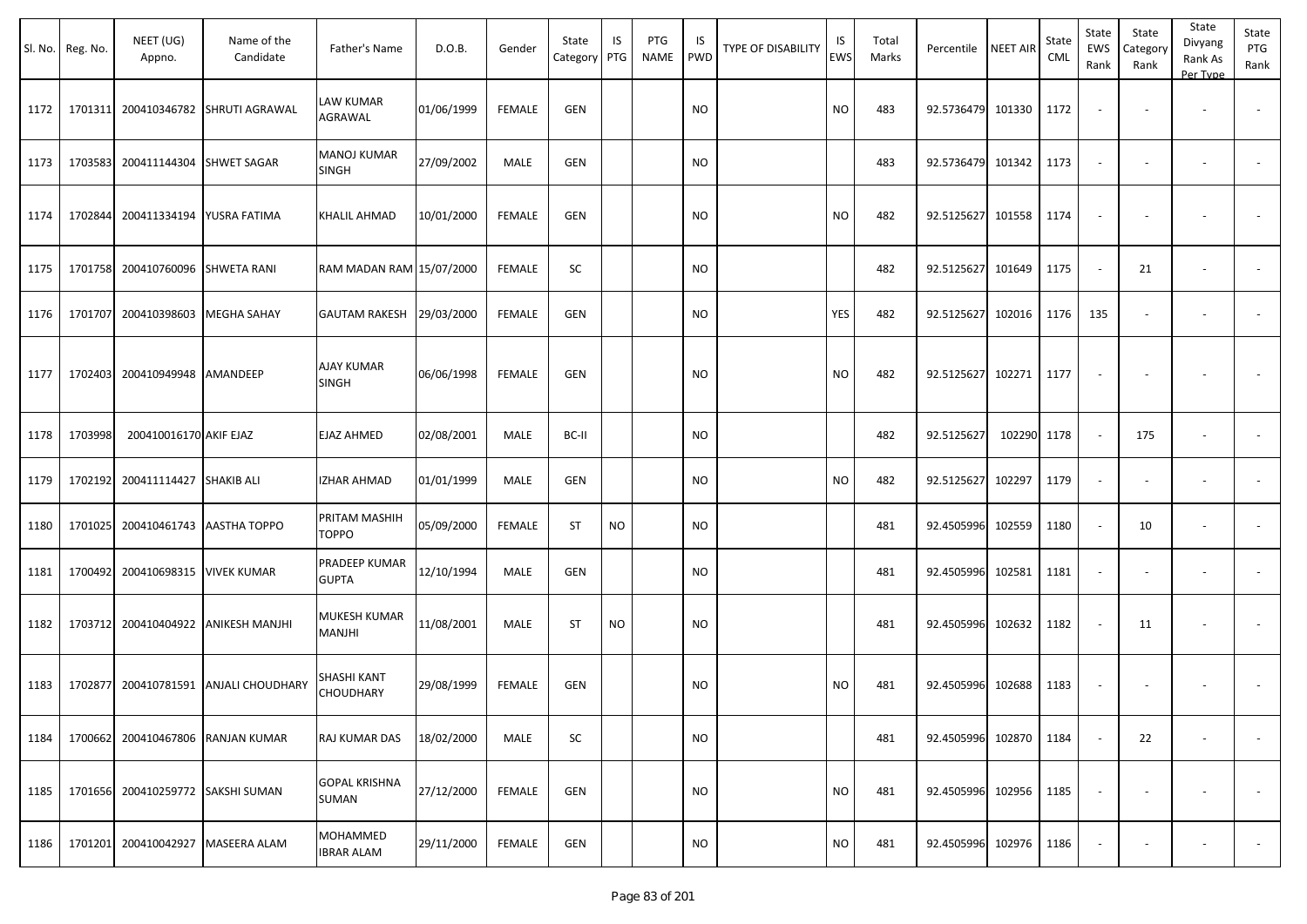| Sl. No. | Reg. No. | NEET (UG) Appno. | Name of the Candidate | Father's Name | D.O.B. | Gender | State Category | IS PTG | PTG NAME | IS PWD | TYPE OF DISABILITY | IS EWS | Total Marks | Percentile | NEET AIR | State CML | State EWS Rank | State Category Rank | State Divyang Rank As Per Type | State PTG Rank |
|---|---|---|---|---|---|---|---|---|---|---|---|---|---|---|---|---|---|---|---|---|
| 1172 | 1701311 | 200410346782 | SHRUTI AGRAWAL | LAW KUMAR AGRAWAL | 01/06/1999 | FEMALE | GEN | | | NO | | NO | 483 | 92.5736479 | 101330 | 1172 | - | - | - | - |
| 1173 | 1703583 | 200411144304 | SHWET SAGAR | MANOJ KUMAR SINGH | 27/09/2002 | MALE | GEN | | | NO | | | 483 | 92.5736479 | 101342 | 1173 | - | - | - | - |
| 1174 | 1702844 | 200411334194 | YUSRA FATIMA | KHALIL AHMAD | 10/01/2000 | FEMALE | GEN | | | NO | | NO | 482 | 92.5125627 | 101558 | 1174 | - | - | - | - |
| 1175 | 1701758 | 200410760096 | SHWETA RANI | RAM MADAN RAM | 15/07/2000 | FEMALE | SC | | | NO | | | 482 | 92.5125627 | 101649 | 1175 | - | 21 | - | - |
| 1176 | 1701707 | 200410398603 | MEGHA SAHAY | GAUTAM RAKESH | 29/03/2000 | FEMALE | GEN | | | NO | | YES | 482 | 92.5125627 | 102016 | 1176 | 135 | - | - | - |
| 1177 | 1702403 | 200410949948 | AMANDEEP | AJAY KUMAR SINGH | 06/06/1998 | FEMALE | GEN | | | NO | | NO | 482 | 92.5125627 | 102271 | 1177 | - | - | - | - |
| 1178 | 1703998 | 200410016170 | AKIF EJAZ | EJAZ AHMED | 02/08/2001 | MALE | BC-II | | | NO | | | 482 | 92.5125627 | 102290 | 1178 | - | 175 | - | - |
| 1179 | 1702192 | 200411114427 | SHAKIB ALI | IZHAR AHMAD | 01/01/1999 | MALE | GEN | | | NO | | NO | 482 | 92.5125627 | 102297 | 1179 | - | - | - | - |
| 1180 | 1701025 | 200410461743 | AASTHA TOPPO | PRITAM MASHIH TOPPO | 05/09/2000 | FEMALE | ST | NO | | NO | | | 481 | 92.4505996 | 102559 | 1180 | - | 10 | - | - |
| 1181 | 1700492 | 200410698315 | VIVEK KUMAR | PRADEEP KUMAR GUPTA | 12/10/1994 | MALE | GEN | | | NO | | | 481 | 92.4505996 | 102581 | 1181 | - | - | - | - |
| 1182 | 1703712 | 200410404922 | ANIKESH MANJHI | MUKESH KUMAR MANJHI | 11/08/2001 | MALE | ST | NO | | NO | | | 481 | 92.4505996 | 102632 | 1182 | - | 11 | - | - |
| 1183 | 1702877 | 200410781591 | ANJALI CHOUDHARY | SHASHI KANT CHOUDHARY | 29/08/1999 | FEMALE | GEN | | | NO | | NO | 481 | 92.4505996 | 102688 | 1183 | - | - | - | - |
| 1184 | 1700662 | 200410467806 | RANJAN KUMAR | RAJ KUMAR DAS | 18/02/2000 | MALE | SC | | | NO | | | 481 | 92.4505996 | 102870 | 1184 | - | 22 | - | - |
| 1185 | 1701656 | 200410259772 | SAKSHI SUMAN | GOPAL KRISHNA SUMAN | 27/12/2000 | FEMALE | GEN | | | NO | | NO | 481 | 92.4505996 | 102956 | 1185 | - | - | - | - |
| 1186 | 1701201 | 200410042927 | MASEERA ALAM | MOHAMMED IBRAR ALAM | 29/11/2000 | FEMALE | GEN | | | NO | | NO | 481 | 92.4505996 | 102976 | 1186 | - | - | - | - |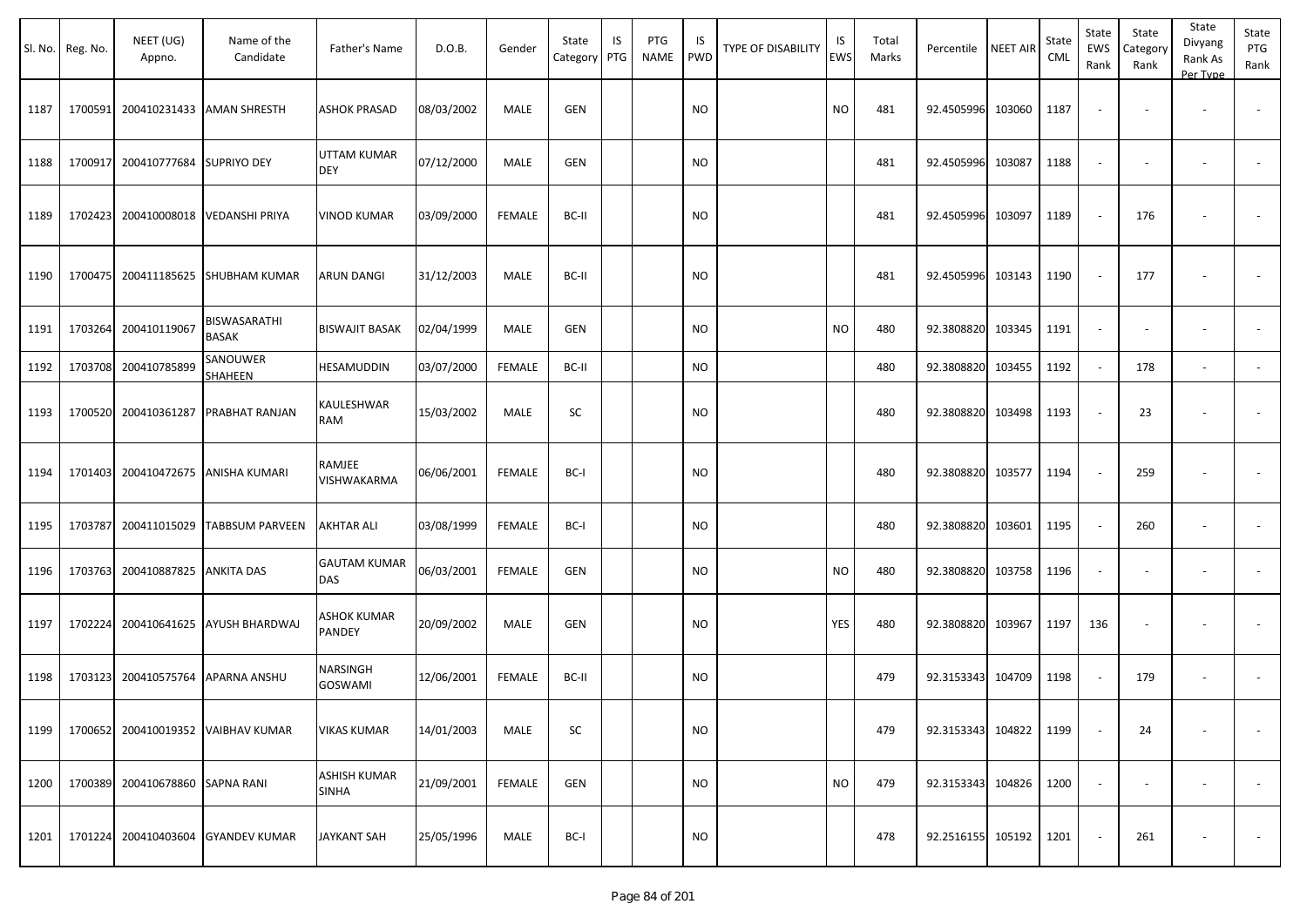| Sl. No. | Reg. No. | NEET (UG) Appno. | Name of the Candidate | Father's Name | D.O.B. | Gender | State Category | IS PTG | PTG NAME | IS PWD | TYPE OF DISABILITY | IS EWS | Total Marks | Percentile | NEET AIR | State CML | State EWS Rank | State Category Rank | State Divyang Rank As Per Type | State PTG Rank |
|---|---|---|---|---|---|---|---|---|---|---|---|---|---|---|---|---|---|---|---|---|
| 1187 | 1700591 | 200410231433 | AMAN SHRESTH | ASHOK PRASAD | 08/03/2002 | MALE | GEN | | | NO | | NO | 481 | 92.4505996 | 103060 | 1187 | - | - | - | - |
| 1188 | 1700917 | 200410777684 | SUPRIYO DEY | UTTAM KUMAR DEY | 07/12/2000 | MALE | GEN | | | NO | | | 481 | 92.4505996 | 103087 | 1188 | - | - | - | - |
| 1189 | 1702423 | 200410008018 | VEDANSHI PRIYA | VINOD KUMAR | 03/09/2000 | FEMALE | BC-II | | | NO | | | 481 | 92.4505996 | 103097 | 1189 | - | 176 | - | - |
| 1190 | 1700475 | 200411185625 | SHUBHAM KUMAR | ARUN DANGI | 31/12/2003 | MALE | BC-II | | | NO | | | 481 | 92.4505996 | 103143 | 1190 | - | 177 | - | - |
| 1191 | 1703264 | 200410119067 | BISWASARATHI BASAK | BISWAJIT BASAK | 02/04/1999 | MALE | GEN | | | NO | | NO | 480 | 92.3808820 | 103345 | 1191 | - | - | - | - |
| 1192 | 1703708 | 200410785899 | SANOUWER SHAHEEN | HESAMUDDIN | 03/07/2000 | FEMALE | BC-II | | | NO | | | 480 | 92.3808820 | 103455 | 1192 | - | 178 | - | - |
| 1193 | 1700520 | 200410361287 | PRABHAT RANJAN | KAULESHWAR RAM | 15/03/2002 | MALE | SC | | | NO | | | 480 | 92.3808820 | 103498 | 1193 | - | 23 | - | - |
| 1194 | 1701403 | 200410472675 | ANISHA KUMARI | RAMJEE VISHWAKARMA | 06/06/2001 | FEMALE | BC-I | | | NO | | | 480 | 92.3808820 | 103577 | 1194 | - | 259 | - | - |
| 1195 | 1703787 | 200411015029 | TABBSUM PARVEEN | AKHTAR ALI | 03/08/1999 | FEMALE | BC-I | | | NO | | | 480 | 92.3808820 | 103601 | 1195 | - | 260 | - | - |
| 1196 | 1703763 | 200410887825 | ANKITA DAS | GAUTAM KUMAR DAS | 06/03/2001 | FEMALE | GEN | | | NO | | NO | 480 | 92.3808820 | 103758 | 1196 | - | - | - | - |
| 1197 | 1702224 | 200410641625 | AYUSH BHARDWAJ | ASHOK KUMAR PANDEY | 20/09/2002 | MALE | GEN | | | NO | | YES | 480 | 92.3808820 | 103967 | 1197 | 136 | - | - | - |
| 1198 | 1703123 | 200410575764 | APARNA ANSHU | NARSINGH GOSWAMI | 12/06/2001 | FEMALE | BC-II | | | NO | | | 479 | 92.3153343 | 104709 | 1198 | - | 179 | - | - |
| 1199 | 1700652 | 200410019352 | VAIBHAV KUMAR | VIKAS KUMAR | 14/01/2003 | MALE | SC | | | NO | | | 479 | 92.3153343 | 104822 | 1199 | - | 24 | - | - |
| 1200 | 1700389 | 200410678860 | SAPNA RANI | ASHISH KUMAR SINHA | 21/09/2001 | FEMALE | GEN | | | NO | | NO | 479 | 92.3153343 | 104826 | 1200 | - | - | - | - |
| 1201 | 1701224 | 200410403604 | GYANDEV KUMAR | JAYKANT SAH | 25/05/1996 | MALE | BC-I | | | NO | | | 478 | 92.2516155 | 105192 | 1201 | - | 261 | - | - |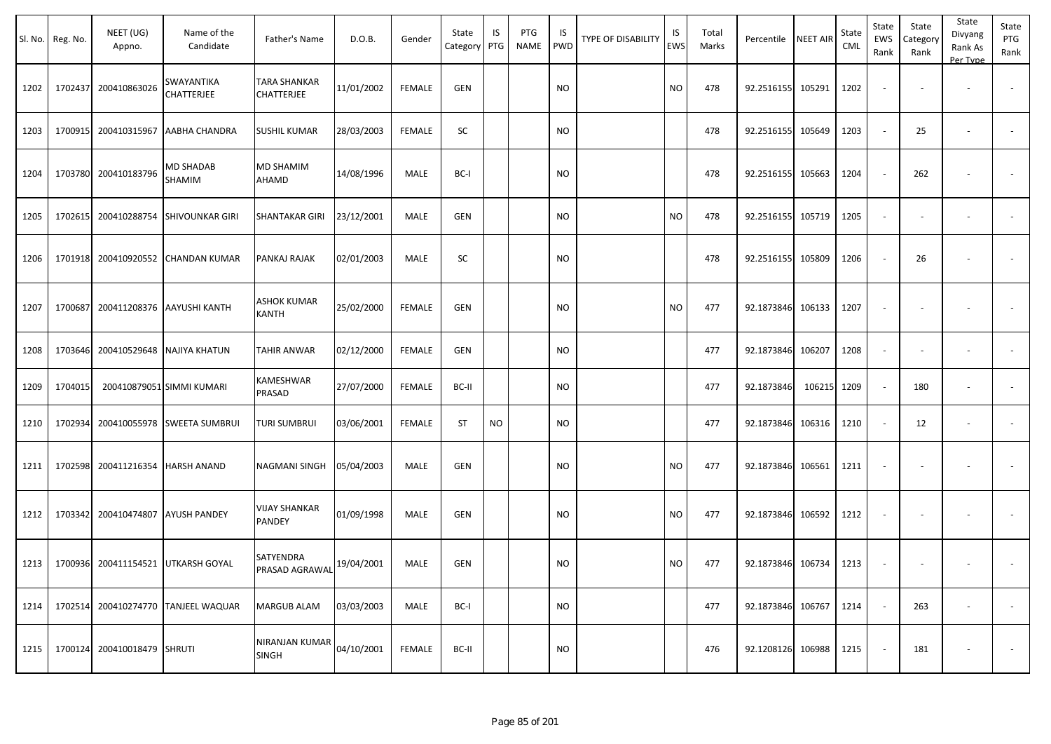| Sl. No. | Reg. No. | NEET (UG) Appno. | Name of the Candidate | Father's Name | D.O.B. | Gender | State Category | IS PTG | PTG NAME | IS PWD | TYPE OF DISABILITY | IS EWS | Total Marks | Percentile | NEET AIR | State CML | State EWS Rank | State Category Rank | State Divyang Rank As Per Type | State PTG Rank |
|---|---|---|---|---|---|---|---|---|---|---|---|---|---|---|---|---|---|---|---|---|
| 1202 | 1702437 | 200410863026 | SWAYANTIKA CHATTERJEE | TARA SHANKAR CHATTERJEE | 11/01/2002 | FEMALE | GEN | | | NO | | NO | 478 | 92.2516155 | 105291 | 1202 | - | - | - | - |
| 1203 | 1700915 | 200410315967 | AABHA CHANDRA | SUSHIL KUMAR | 28/03/2003 | FEMALE | SC | | | NO | | | 478 | 92.2516155 | 105649 | 1203 | - | 25 | - | - |
| 1204 | 1703780 | 200410183796 | MD SHADAB SHAMIM | MD SHAMIM AHAMD | 14/08/1996 | MALE | BC-I | | | NO | | | 478 | 92.2516155 | 105663 | 1204 | - | 262 | - | - |
| 1205 | 1702615 | 200410288754 | SHIVOUNKAR GIRI | SHANTAKAR GIRI | 23/12/2001 | MALE | GEN | | | NO | | NO | 478 | 92.2516155 | 105719 | 1205 | - | - | - | - |
| 1206 | 1701918 | 200410920552 | CHANDAN KUMAR | PANKAJ RAJAK | 02/01/2003 | MALE | SC | | | NO | | | 478 | 92.2516155 | 105809 | 1206 | - | 26 | - | - |
| 1207 | 1700687 | 200411208376 | AAYUSHI KANTH | ASHOK KUMAR KANTH | 25/02/2000 | FEMALE | GEN | | | NO | | NO | 477 | 92.1873846 | 106133 | 1207 | - | - | - | - |
| 1208 | 1703646 | 200410529648 | NAJIYA KHATUN | TAHIR ANWAR | 02/12/2000 | FEMALE | GEN | | | NO | | | 477 | 92.1873846 | 106207 | 1208 | - | - | - | - |
| 1209 | 1704015 | 200410879051 | SIMMI KUMARI | KAMESHWAR PRASAD | 27/07/2000 | FEMALE | BC-II | | | NO | | | 477 | 92.1873846 | 106215 | 1209 | - | 180 | - | - |
| 1210 | 1702934 | 200410055978 | SWEETA SUMBRUI | TURI SUMBRUI | 03/06/2001 | FEMALE | ST | NO | | NO | | | 477 | 92.1873846 | 106316 | 1210 | - | 12 | - | - |
| 1211 | 1702598 | 200411216354 | HARSH ANAND | NAGMANI SINGH | 05/04/2003 | MALE | GEN | | | NO | | NO | 477 | 92.1873846 | 106561 | 1211 | - | - | - | - |
| 1212 | 1703342 | 200410474807 | AYUSH PANDEY | VIJAY SHANKAR PANDEY | 01/09/1998 | MALE | GEN | | | NO | | NO | 477 | 92.1873846 | 106592 | 1212 | - | - | - | - |
| 1213 | 1700936 | 200411154521 | UTKARSH GOYAL | SATYENDRA PRASAD AGRAWAL | 19/04/2001 | MALE | GEN | | | NO | | NO | 477 | 92.1873846 | 106734 | 1213 | - | - | - | - |
| 1214 | 1702514 | 200410274770 | TANJEEL WAQUAR | MARGUB ALAM | 03/03/2003 | MALE | BC-I | | | NO | | | 477 | 92.1873846 | 106767 | 1214 | - | 263 | - | - |
| 1215 | 1700124 | 200410018479 | SHRUTI | NIRANJAN KUMAR SINGH | 04/10/2001 | FEMALE | BC-II | | | NO | | | 476 | 92.1208126 | 106988 | 1215 | - | 181 | - | - |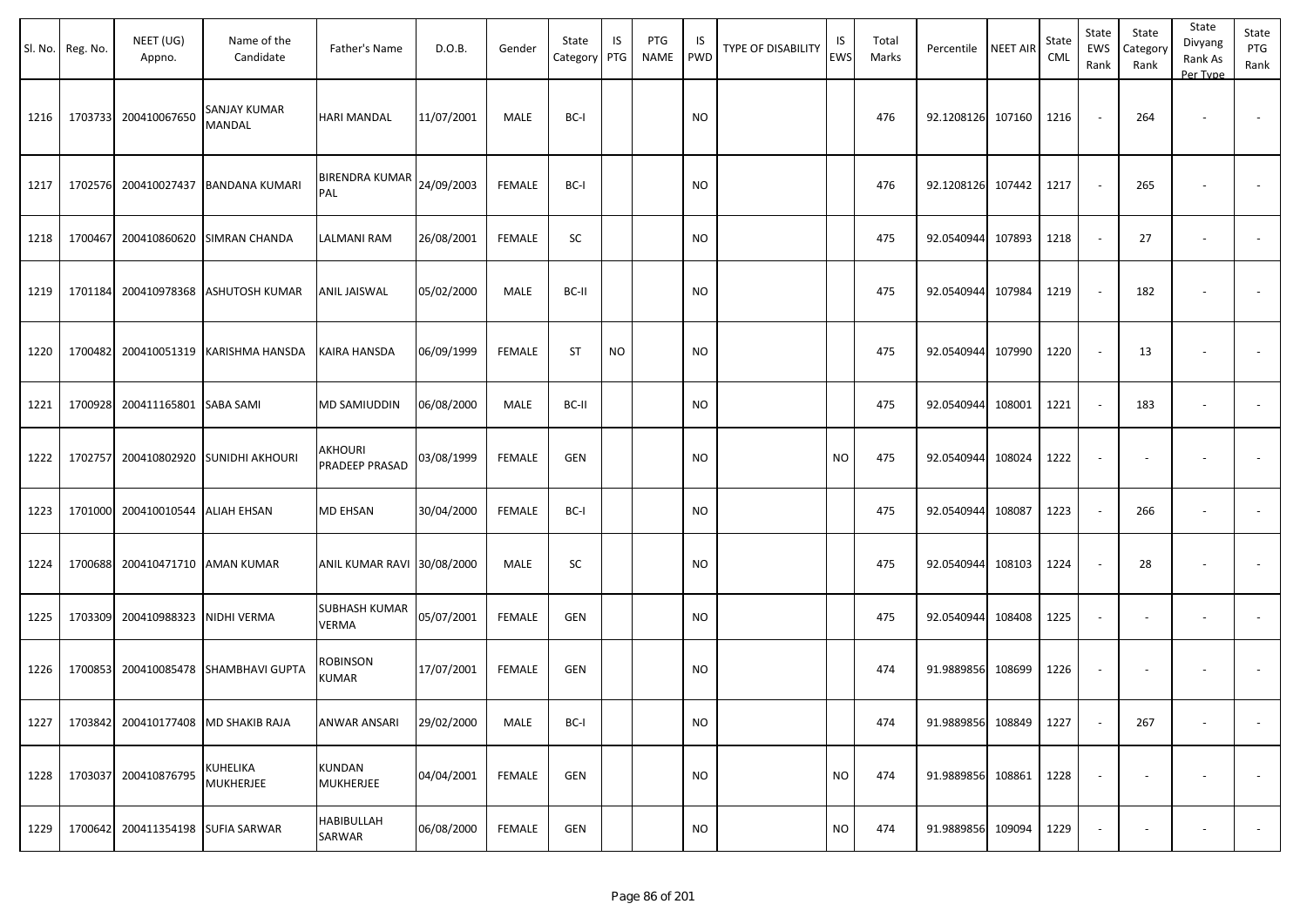| Sl. No. | Reg. No. | NEET (UG) Appno. | Name of the Candidate | Father's Name | D.O.B. | Gender | State Category | IS PTG | PTG NAME | IS PWD | TYPE OF DISABILITY | IS EWS | Total Marks | Percentile | NEET AIR | State CML | State EWS Rank | State Category Rank | State Divyang Rank As Per Type | State PTG Rank |
|---|---|---|---|---|---|---|---|---|---|---|---|---|---|---|---|---|---|---|---|---|
| 1216 | 1703733 | 200410067650 | SANJAY KUMAR MANDAL | HARI MANDAL | 11/07/2001 | MALE | BC-I | | | NO | | | 476 | 92.1208126 | 107160 | 1216 | - | 264 | - | - |
| 1217 | 1702576 | 200410027437 | BANDANA KUMARI | BIRENDRA KUMAR PAL | 24/09/2003 | FEMALE | BC-I | | | NO | | | 476 | 92.1208126 | 107442 | 1217 | - | 265 | - | - |
| 1218 | 1700467 | 200410860620 | SIMRAN CHANDA | LALMANI RAM | 26/08/2001 | FEMALE | SC | | | NO | | | 475 | 92.0540944 | 107893 | 1218 | - | 27 | - | - |
| 1219 | 1701184 | 200410978368 | ASHUTOSH KUMAR | ANIL JAISWAL | 05/02/2000 | MALE | BC-II | | | NO | | | 475 | 92.0540944 | 107984 | 1219 | - | 182 | - | - |
| 1220 | 1700482 | 200410051319 | KARISHMA HANSDA | KAIRA HANSDA | 06/09/1999 | FEMALE | ST | NO | | NO | | | 475 | 92.0540944 | 107990 | 1220 | - | 13 | - | - |
| 1221 | 1700928 | 200411165801 | SABA SAMI | MD SAMIUDDIN | 06/08/2000 | MALE | BC-II | | | NO | | | 475 | 92.0540944 | 108001 | 1221 | - | 183 | - | - |
| 1222 | 1702757 | 200410802920 | SUNIDHI AKHOURI | AKHOURI PRADEEP PRASAD | 03/08/1999 | FEMALE | GEN | | | NO | | NO | 475 | 92.0540944 | 108024 | 1222 | - | - | - | - |
| 1223 | 1701000 | 200410010544 | ALIAH EHSAN | MD EHSAN | 30/04/2000 | FEMALE | BC-I | | | NO | | | 475 | 92.0540944 | 108087 | 1223 | - | 266 | - | - |
| 1224 | 1700688 | 200410471710 | AMAN KUMAR | ANIL KUMAR RAVI | 30/08/2000 | MALE | SC | | | NO | | | 475 | 92.0540944 | 108103 | 1224 | - | 28 | - | - |
| 1225 | 1703309 | 200410988323 | NIDHI VERMA | SUBHASH KUMAR VERMA | 05/07/2001 | FEMALE | GEN | | | NO | | | 475 | 92.0540944 | 108408 | 1225 | - | - | - | - |
| 1226 | 1700853 | 200410085478 | SHAMBHAVI GUPTA | ROBINSON KUMAR | 17/07/2001 | FEMALE | GEN | | | NO | | | 474 | 91.9889856 | 108699 | 1226 | - | - | - | - |
| 1227 | 1703842 | 200410177408 | MD SHAKIB RAJA | ANWAR ANSARI | 29/02/2000 | MALE | BC-I | | | NO | | | 474 | 91.9889856 | 108849 | 1227 | - | 267 | - | - |
| 1228 | 1703037 | 200410876795 | KUHELIKA MUKHERJEE | KUNDAN MUKHERJEE | 04/04/2001 | FEMALE | GEN | | | NO | | NO | 474 | 91.9889856 | 108861 | 1228 | - | - | - | - |
| 1229 | 1700642 | 200411354198 | SUFIA SARWAR | HABIBULLAH SARWAR | 06/08/2000 | FEMALE | GEN | | | NO | | NO | 474 | 91.9889856 | 109094 | 1229 | - | - | - | - |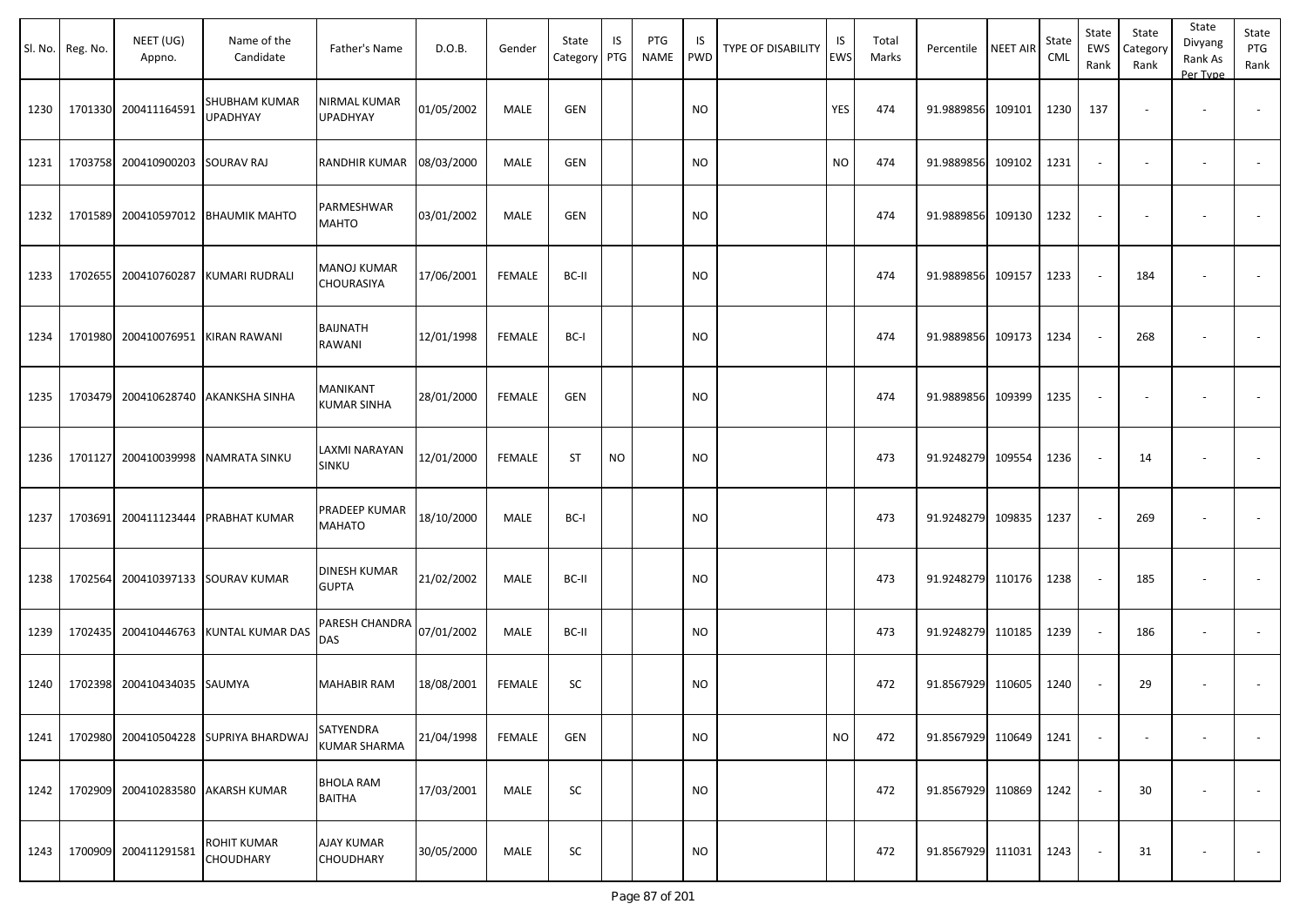| Sl. No. | Reg. No. | NEET (UG) Appno. | Name of the Candidate | Father's Name | D.O.B. | Gender | State Category | IS PTG | PTG NAME | IS PWD | TYPE OF DISABILITY | IS EWS | Total Marks | Percentile | NEET AIR | State CML | State EWS Rank | State Category Rank | State Divyang Rank As Per Type | State PTG Rank |
|---|---|---|---|---|---|---|---|---|---|---|---|---|---|---|---|---|---|---|---|---|
| 1230 | 1701330 | 200411164591 | SHUBHAM KUMAR UPADHYAY | NIRMAL KUMAR UPADHYAY | 01/05/2002 | MALE | GEN | | | NO | | YES | 474 | 91.9889856 | 109101 | 1230 | 137 | - | - | - |
| 1231 | 1703758 | 200410900203 | SOURAV RAJ | RANDHIR KUMAR | 08/03/2000 | MALE | GEN | | | NO | | NO | 474 | 91.9889856 | 109102 | 1231 | - | - | - | - |
| 1232 | 1701589 | 200410597012 | BHAUMIK MAHTO | PARMESHWAR MAHTO | 03/01/2002 | MALE | GEN | | | NO | | | 474 | 91.9889856 | 109130 | 1232 | - | - | - | - |
| 1233 | 1702655 | 200410760287 | KUMARI RUDRALI | MANOJ KUMAR CHOURASIYA | 17/06/2001 | FEMALE | BC-II | | | NO | | | 474 | 91.9889856 | 109157 | 1233 | - | 184 | - | - |
| 1234 | 1701980 | 200410076951 | KIRAN RAWANI | BAIJNATH RAWANI | 12/01/1998 | FEMALE | BC-I | | | NO | | | 474 | 91.9889856 | 109173 | 1234 | - | 268 | - | - |
| 1235 | 1703479 | 200410628740 | AKANKSHA SINHA | MANIKANT KUMAR SINHA | 28/01/2000 | FEMALE | GEN | | | NO | | | 474 | 91.9889856 | 109399 | 1235 | - | - | - | - |
| 1236 | 1701127 | 200410039998 | NAMRATA SINKU | LAXMI NARAYAN SINKU | 12/01/2000 | FEMALE | ST | NO | | NO | | | 473 | 91.9248279 | 109554 | 1236 | - | 14 | - | - |
| 1237 | 1703691 | 200411123444 | PRABHAT KUMAR | PRADEEP KUMAR MAHATO | 18/10/2000 | MALE | BC-I | | | NO | | | 473 | 91.9248279 | 109835 | 1237 | - | 269 | - | - |
| 1238 | 1702564 | 200410397133 | SOURAV KUMAR | DINESH KUMAR GUPTA | 21/02/2002 | MALE | BC-II | | | NO | | | 473 | 91.9248279 | 110176 | 1238 | - | 185 | - | - |
| 1239 | 1702435 | 200410446763 | KUNTAL KUMAR DAS | PARESH CHANDRA DAS | 07/01/2002 | MALE | BC-II | | | NO | | | 473 | 91.9248279 | 110185 | 1239 | - | 186 | - | - |
| 1240 | 1702398 | 200410434035 | SAUMYA | MAHABIR RAM | 18/08/2001 | FEMALE | SC | | | NO | | | 472 | 91.8567929 | 110605 | 1240 | - | 29 | - | - |
| 1241 | 1702980 | 200410504228 | SUPRIYA BHARDWAJ | SATYENDRA KUMAR SHARMA | 21/04/1998 | FEMALE | GEN | | | NO | | NO | 472 | 91.8567929 | 110649 | 1241 | - | - | - | - |
| 1242 | 1702909 | 200410283580 | AKARSH KUMAR | BHOLA RAM BAITHA | 17/03/2001 | MALE | SC | | | NO | | | 472 | 91.8567929 | 110869 | 1242 | - | 30 | - | - |
| 1243 | 1700909 | 200411291581 | ROHIT KUMAR CHOUDHARY | AJAY KUMAR CHOUDHARY | 30/05/2000 | MALE | SC | | | NO | | | 472 | 91.8567929 | 111031 | 1243 | - | 31 | - | - |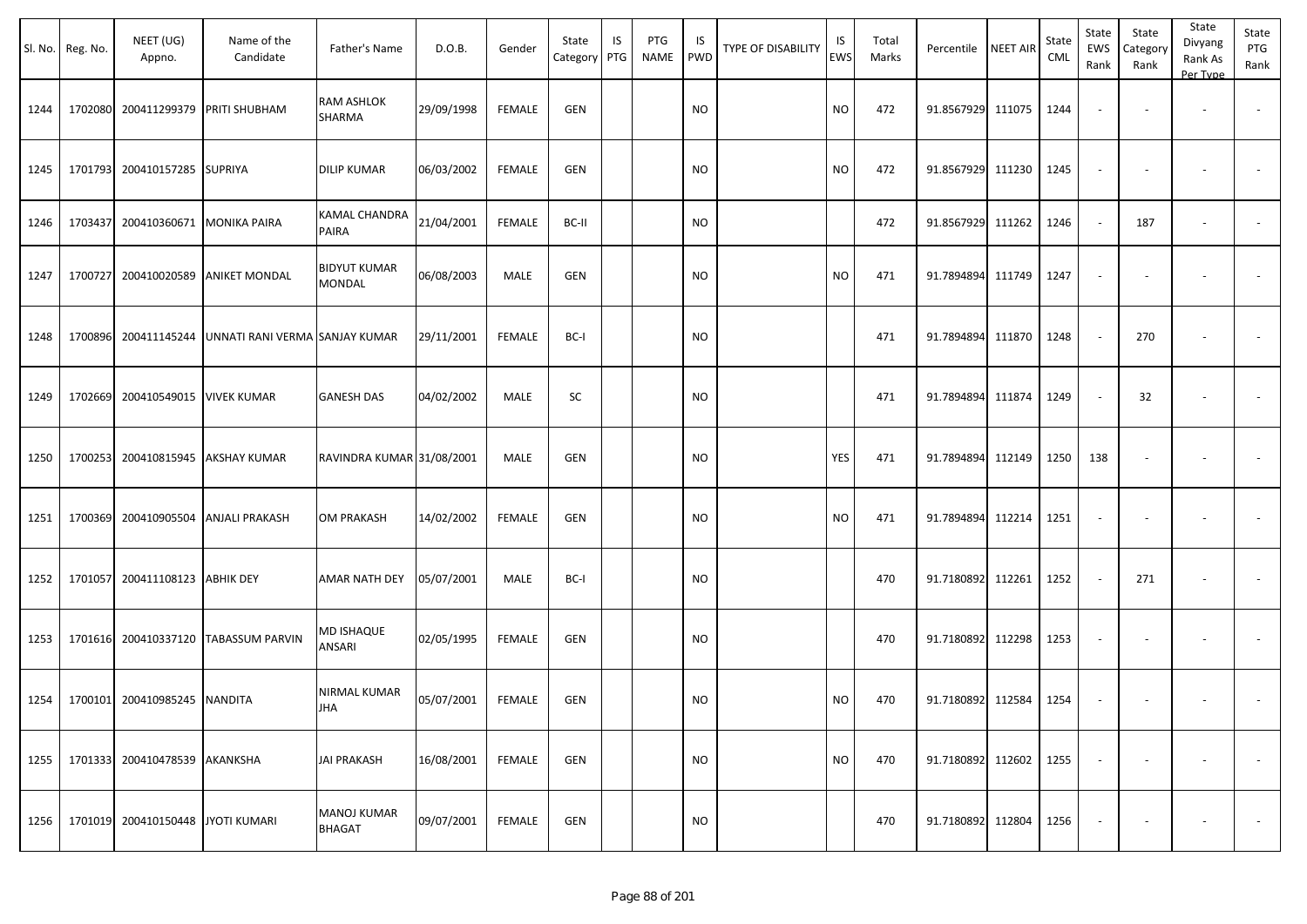| Sl. No. | Reg. No. | NEET (UG) Appno. | Name of the Candidate | Father's Name | D.O.B. | Gender | State Category | IS PTG | PTG NAME | IS PWD | TYPE OF DISABILITY | IS EWS | Total Marks | Percentile | NEET AIR | State CML | State EWS Rank | State Category Rank | State Divyang Rank As Per Type | State PTG Rank |
|---|---|---|---|---|---|---|---|---|---|---|---|---|---|---|---|---|---|---|---|---|
| 1244 | 1702080 | 200411299379 | PRITI SHUBHAM | RAM ASHLOK SHARMA | 29/09/1998 | FEMALE | GEN | | | NO | | NO | 472 | 91.8567929 | 111075 | 1244 | - | - | - | - |
| 1245 | 1701793 | 200410157285 | SUPRIYA | DILIP KUMAR | 06/03/2002 | FEMALE | GEN | | | NO | | NO | 472 | 91.8567929 | 111230 | 1245 | - | - | - | - |
| 1246 | 1703437 | 200410360671 | MONIKA PAIRA | KAMAL CHANDRA PAIRA | 21/04/2001 | FEMALE | BC-II | | | NO | | | 472 | 91.8567929 | 111262 | 1246 | - | 187 | - | - |
| 1247 | 1700727 | 200410020589 | ANIKET MONDAL | BIDYUT KUMAR MONDAL | 06/08/2003 | MALE | GEN | | | NO | | NO | 471 | 91.7894894 | 111749 | 1247 | - | - | - | - |
| 1248 | 1700896 | 200411145244 | UNNATI RANI VERMA | SANJAY KUMAR | 29/11/2001 | FEMALE | BC-I | | | NO | | | 471 | 91.7894894 | 111870 | 1248 | - | 270 | - | - |
| 1249 | 1702669 | 200410549015 | VIVEK KUMAR | GANESH DAS | 04/02/2002 | MALE | SC | | | NO | | | 471 | 91.7894894 | 111874 | 1249 | - | 32 | - | - |
| 1250 | 1700253 | 200410815945 | AKSHAY KUMAR | RAVINDRA KUMAR | 31/08/2001 | MALE | GEN | | | NO | | YES | 471 | 91.7894894 | 112149 | 1250 | 138 | - | - | - |
| 1251 | 1700369 | 200410905504 | ANJALI PRAKASH | OM PRAKASH | 14/02/2002 | FEMALE | GEN | | | NO | | NO | 471 | 91.7894894 | 112214 | 1251 | - | - | - | - |
| 1252 | 1701057 | 200411108123 | ABHIK DEY | AMAR NATH DEY | 05/07/2001 | MALE | BC-I | | | NO | | | 470 | 91.7180892 | 112261 | 1252 | - | 271 | - | - |
| 1253 | 1701616 | 200410337120 | TABASSUM PARVIN | MD ISHAQUE ANSARI | 02/05/1995 | FEMALE | GEN | | | NO | | | 470 | 91.7180892 | 112298 | 1253 | - | - | - | - |
| 1254 | 1700101 | 200410985245 | NANDITA | NIRMAL KUMAR JHA | 05/07/2001 | FEMALE | GEN | | | NO | | NO | 470 | 91.7180892 | 112584 | 1254 | - | - | - | - |
| 1255 | 1701333 | 200410478539 | AKANKSHA | JAI PRAKASH | 16/08/2001 | FEMALE | GEN | | | NO | | NO | 470 | 91.7180892 | 112602 | 1255 | - | - | - | - |
| 1256 | 1701019 | 200410150448 | JYOTI KUMARI | MANOJ KUMAR BHAGAT | 09/07/2001 | FEMALE | GEN | | | NO | | | 470 | 91.7180892 | 112804 | 1256 | - | - | - | - |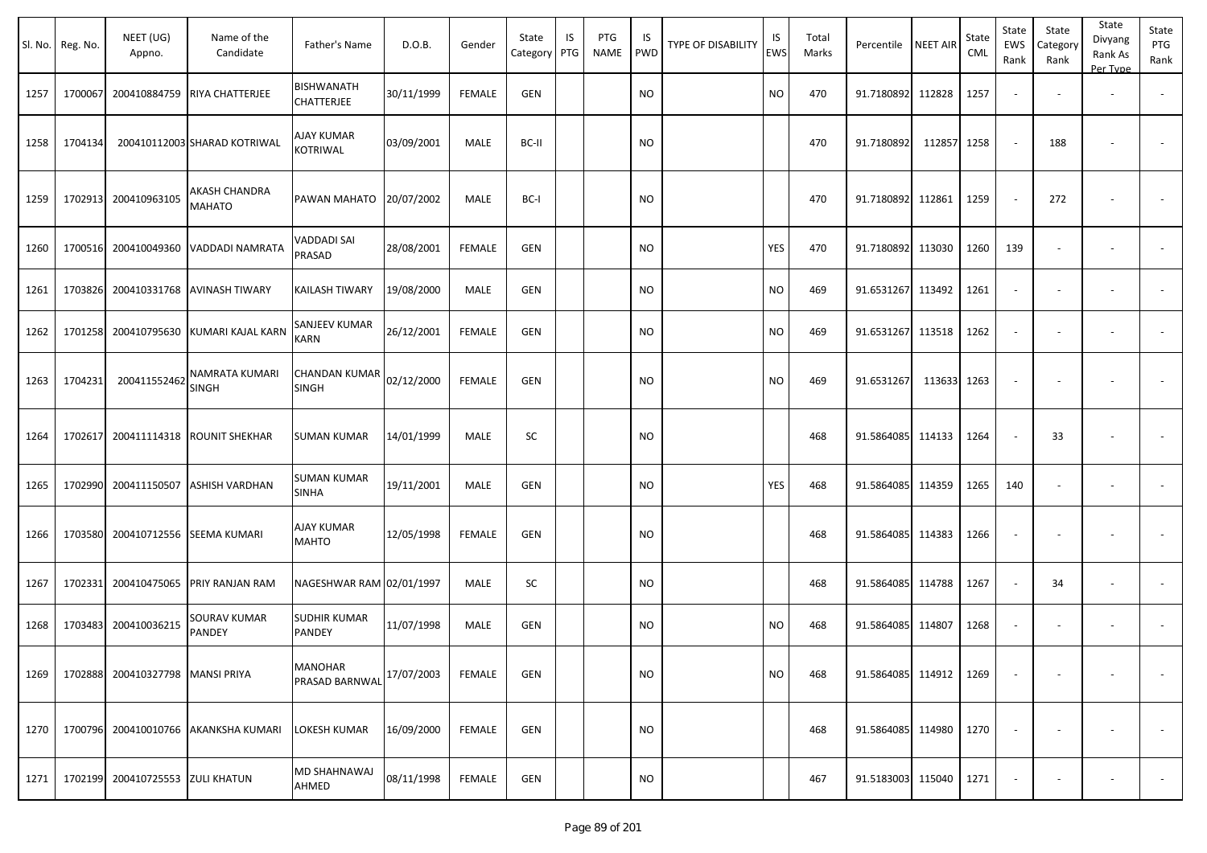| Sl. No. | Reg. No. | NEET (UG) Appno. | Name of the Candidate | Father's Name | D.O.B. | Gender | State Category | IS PTG | PTG NAME | IS PWD | TYPE OF DISABILITY | IS EWS | Total Marks | Percentile | NEET AIR | State CML | State EWS Rank | State Category Rank | State Divyang Rank As Per Type | State PTG Rank |
|---|---|---|---|---|---|---|---|---|---|---|---|---|---|---|---|---|---|---|---|---|
| 1257 | 1700067 | 200410884759 | RIYA CHATTERJEE | BISHWANATH CHATTERJEE | 30/11/1999 | FEMALE | GEN | | | NO | | NO | 470 | 91.7180892 | 112828 | 1257 | - | - | - | - |
| 1258 | 1704134 | 200410112003 | SHARAD KOTRIWAL | AJAY KUMAR KOTRIWAL | 03/09/2001 | MALE | BC-II | | | NO | | | 470 | 91.7180892 | 112857 | 1258 | - | 188 | - | - |
| 1259 | 1702913 | 200410963105 | AKASH CHANDRA MAHATO | PAWAN MAHATO | 20/07/2002 | MALE | BC-I | | | NO | | | 470 | 91.7180892 | 112861 | 1259 | - | 272 | - | - |
| 1260 | 1700516 | 200410049360 | VADDADI NAMRATA | VADDADI SAI PRASAD | 28/08/2001 | FEMALE | GEN | | | NO | | YES | 470 | 91.7180892 | 113030 | 1260 | 139 | - | - | - |
| 1261 | 1703826 | 200410331768 | AVINASH TIWARY | KAILASH TIWARY | 19/08/2000 | MALE | GEN | | | NO | | NO | 469 | 91.6531267 | 113492 | 1261 | - | - | - | - |
| 1262 | 1701258 | 200410795630 | KUMARI KAJAL KARN | SANJEEV KUMAR KARN | 26/12/2001 | FEMALE | GEN | | | NO | | NO | 469 | 91.6531267 | 113518 | 1262 | - | - | - | - |
| 1263 | 1704231 | 200411552462 | NAMRATA KUMARI SINGH | CHANDAN KUMAR SINGH | 02/12/2000 | FEMALE | GEN | | | NO | | NO | 469 | 91.6531267 | 113633 | 1263 | - | - | - | - |
| 1264 | 1702617 | 200411114318 | ROUNIT SHEKHAR | SUMAN KUMAR | 14/01/1999 | MALE | SC | | | NO | | | 468 | 91.5864085 | 114133 | 1264 | - | 33 | - | - |
| 1265 | 1702990 | 200411150507 | ASHISH VARDHAN | SUMAN KUMAR SINHA | 19/11/2001 | MALE | GEN | | | NO | | YES | 468 | 91.5864085 | 114359 | 1265 | 140 | - | - | - |
| 1266 | 1703580 | 200410712556 | SEEMA KUMARI | AJAY KUMAR MAHTO | 12/05/1998 | FEMALE | GEN | | | NO | | | 468 | 91.5864085 | 114383 | 1266 | - | - | - | - |
| 1267 | 1702331 | 200410475065 | PRIY RANJAN RAM | NAGESHWAR RAM | 02/01/1997 | MALE | SC | | | NO | | | 468 | 91.5864085 | 114788 | 1267 | - | 34 | - | - |
| 1268 | 1703483 | 200410036215 | SOURAV KUMAR PANDEY | SUDHIR KUMAR PANDEY | 11/07/1998 | MALE | GEN | | | NO | | NO | 468 | 91.5864085 | 114807 | 1268 | - | - | - | - |
| 1269 | 1702888 | 200410327798 | MANSI PRIYA | MANOHAR PRASAD BARNWAL | 17/07/2003 | FEMALE | GEN | | | NO | | NO | 468 | 91.5864085 | 114912 | 1269 | - | - | - | - |
| 1270 | 1700796 | 200410010766 | AKANKSHA KUMARI | LOKESH KUMAR | 16/09/2000 | FEMALE | GEN | | | NO | | | 468 | 91.5864085 | 114980 | 1270 | - | - | - | - |
| 1271 | 1702199 | 200410725553 | ZULI KHATUN | MD SHAHNAWAJ AHMED | 08/11/1998 | FEMALE | GEN | | | NO | | | 467 | 91.5183003 | 115040 | 1271 | - | - | - | - |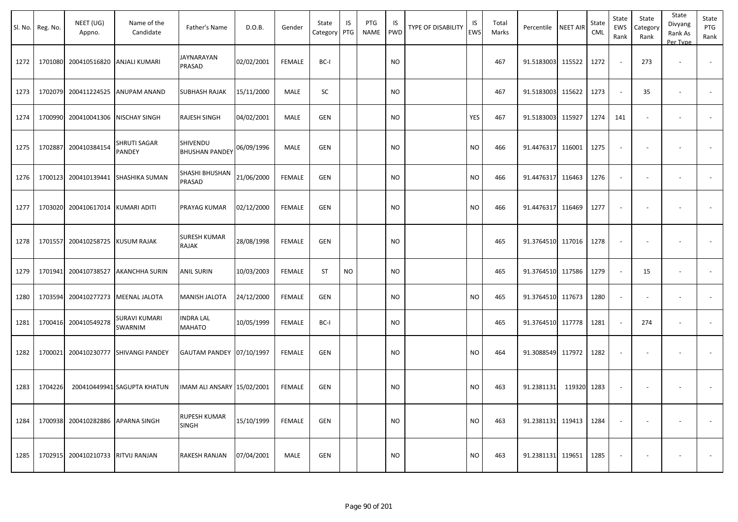| Sl. No. | Reg. No. | NEET (UG) Appno. | Name of the Candidate | Father's Name | D.O.B. | Gender | State Category | IS PTG | PTG NAME | IS PWD | TYPE OF DISABILITY | IS EWS | Total Marks | Percentile | NEET AIR | State CML | State EWS Rank | State Category Rank | State Divyang Rank As Per Type | State PTG Rank |
|---|---|---|---|---|---|---|---|---|---|---|---|---|---|---|---|---|---|---|---|---|
| 1272 | 1701080 | 200410516820 | ANJALI KUMARI | JAYNARAYAN PRASAD | 02/02/2001 | FEMALE | BC-I | | | NO | | | 467 | 91.5183003 | 115522 | 1272 | - | 273 | - | - |
| 1273 | 1702079 | 200411224525 | ANUPAM ANAND | SUBHASH RAJAK | 15/11/2000 | MALE | SC | | | NO | | | 467 | 91.5183003 | 115622 | 1273 | - | 35 | - | - |
| 1274 | 1700990 | 200410041306 | NISCHAY SINGH | RAJESH SINGH | 04/02/2001 | MALE | GEN | | | NO | | YES | 467 | 91.5183003 | 115927 | 1274 | 141 | - | - | - |
| 1275 | 1702887 | 200410384154 | SHRUTI SAGAR PANDEY | SHIVENDU BHUSHAN PANDEY | 06/09/1996 | MALE | GEN | | | NO | | NO | 466 | 91.4476317 | 116001 | 1275 | - | - | - | - |
| 1276 | 1700123 | 200410139441 | SHASHIKA SUMAN | SHASHI BHUSHAN PRASAD | 21/06/2000 | FEMALE | GEN | | | NO | | NO | 466 | 91.4476317 | 116463 | 1276 | - | - | - | - |
| 1277 | 1703020 | 200410617014 | KUMARI ADITI | PRAYAG KUMAR | 02/12/2000 | FEMALE | GEN | | | NO | | NO | 466 | 91.4476317 | 116469 | 1277 | - | - | - | - |
| 1278 | 1701557 | 200410258725 | KUSUM RAJAK | SURESH KUMAR RAJAK | 28/08/1998 | FEMALE | GEN | | | NO | | | 465 | 91.3764510 | 117016 | 1278 | - | - | - | - |
| 1279 | 1701941 | 200410738527 | AKANCHHA SURIN | ANIL SURIN | 10/03/2003 | FEMALE | ST | NO | | NO | | | 465 | 91.3764510 | 117586 | 1279 | - | 15 | - | - |
| 1280 | 1703594 | 200410277273 | MEENAL JALOTA | MANISH JALOTA | 24/12/2000 | FEMALE | GEN | | | NO | | NO | 465 | 91.3764510 | 117673 | 1280 | - | - | - | - |
| 1281 | 1700416 | 200410549278 | SURAVI KUMARI SWARNIM | INDRA LAL MAHATO | 10/05/1999 | FEMALE | BC-I | | | NO | | | 465 | 91.3764510 | 117778 | 1281 | - | 274 | - | - |
| 1282 | 1700021 | 200410230777 | SHIVANGI PANDEY | GAUTAM PANDEY | 07/10/1997 | FEMALE | GEN | | | NO | | NO | 464 | 91.3088549 | 117972 | 1282 | - | - | - | - |
| 1283 | 1704226 | 200410449941 | SAGUPTA KHATUN | IMAM ALI ANSARY | 15/02/2001 | FEMALE | GEN | | | NO | | NO | 463 | 91.2381131 | 119320 | 1283 | - | - | - | - |
| 1284 | 1700938 | 200410282886 | APARNA SINGH | RUPESH KUMAR SINGH | 15/10/1999 | FEMALE | GEN | | | NO | | NO | 463 | 91.2381131 | 119413 | 1284 | - | - | - | - |
| 1285 | 1702915 | 200410210733 | RITVIJ RANJAN | RAKESH RANJAN | 07/04/2001 | MALE | GEN | | | NO | | NO | 463 | 91.2381131 | 119651 | 1285 | - | - | - | - |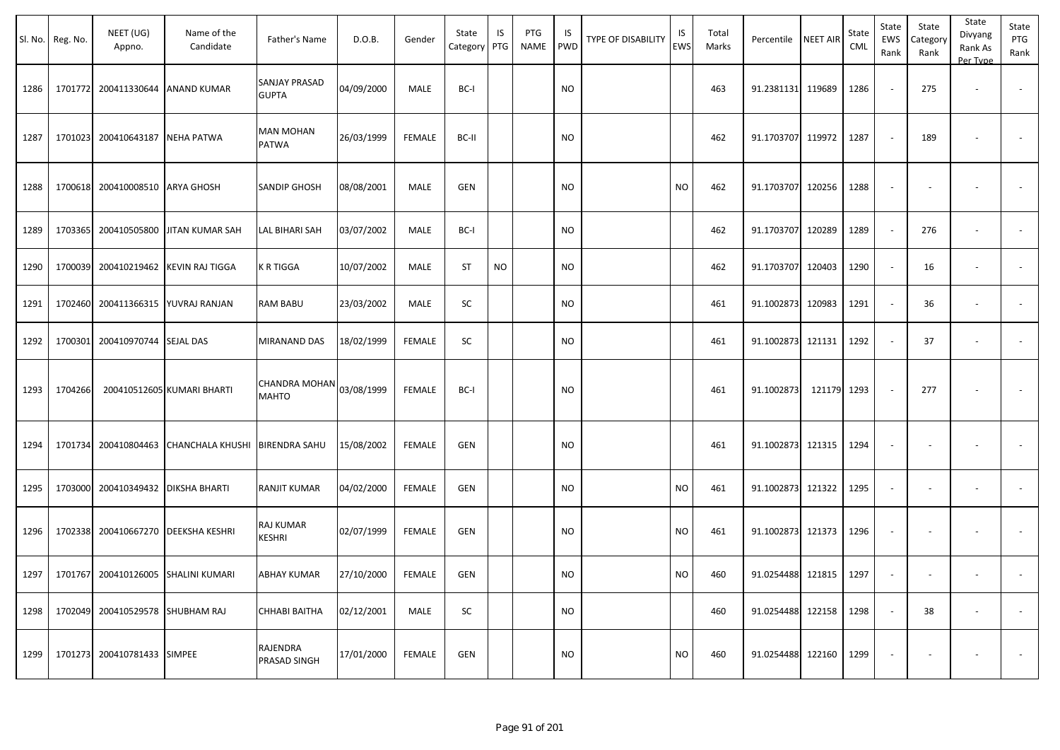| Sl. No. | Reg. No. | NEET (UG) Appno. | Name of the Candidate | Father's Name | D.O.B. | Gender | State Category | IS PTG | PTG NAME | IS PWD | TYPE OF DISABILITY | IS EWS | Total Marks | Percentile | NEET AIR | State CML | State EWS Rank | State Category Rank | State Divyang Rank As Per Type | State PTG Rank |
|---|---|---|---|---|---|---|---|---|---|---|---|---|---|---|---|---|---|---|---|---|
| 1286 | 1701772 | 200411330644 | ANAND KUMAR | SANJAY PRASAD GUPTA | 04/09/2000 | MALE | BC-I | | | NO | | | 463 | 91.2381131 | 119689 | 1286 | - | 275 | - | - |
| 1287 | 1701023 | 200410643187 | NEHA PATWA | MAN MOHAN PATWA | 26/03/1999 | FEMALE | BC-II | | | NO | | | 462 | 91.1703707 | 119972 | 1287 | - | 189 | - | - |
| 1288 | 1700618 | 200410008510 | ARYA GHOSH | SANDIP GHOSH | 08/08/2001 | MALE | GEN | | | NO | | NO | 462 | 91.1703707 | 120256 | 1288 | - | - | - | - |
| 1289 | 1703365 | 200410505800 | JITAN KUMAR SAH | LAL BIHARI SAH | 03/07/2002 | MALE | BC-I | | | NO | | | 462 | 91.1703707 | 120289 | 1289 | - | 276 | - | - |
| 1290 | 1700039 | 200410219462 | KEVIN RAJ TIGGA | K R TIGGA | 10/07/2002 | MALE | ST | NO | | NO | | | 462 | 91.1703707 | 120403 | 1290 | - | 16 | - | - |
| 1291 | 1702460 | 200411366315 | YUVRAJ RANJAN | RAM BABU | 23/03/2002 | MALE | SC | | | NO | | | 461 | 91.1002873 | 120983 | 1291 | - | 36 | - | - |
| 1292 | 1700301 | 200410970744 | SEJAL DAS | MIRANAND DAS | 18/02/1999 | FEMALE | SC | | | NO | | | 461 | 91.1002873 | 121131 | 1292 | - | 37 | - | - |
| 1293 | 1704266 | 200410512605 | KUMARI BHARTI | CHANDRA MOHAN MAHTO | 03/08/1999 | FEMALE | BC-I | | | NO | | | 461 | 91.1002873 | 121179 | 1293 | - | 277 | - | - |
| 1294 | 1701734 | 200410804463 | CHANCHALA KHUSHI | BIRENDRA SAHU | 15/08/2002 | FEMALE | GEN | | | NO | | | 461 | 91.1002873 | 121315 | 1294 | - | - | - | - |
| 1295 | 1703000 | 200410349432 | DIKSHA BHARTI | RANJIT KUMAR | 04/02/2000 | FEMALE | GEN | | | NO | | NO | 461 | 91.1002873 | 121322 | 1295 | - | - | - | - |
| 1296 | 1702338 | 200410667270 | DEEKSHA KESHRI | RAJ KUMAR KESHRI | 02/07/1999 | FEMALE | GEN | | | NO | | NO | 461 | 91.1002873 | 121373 | 1296 | - | - | - | - |
| 1297 | 1701767 | 200410126005 | SHALINI KUMARI | ABHAY KUMAR | 27/10/2000 | FEMALE | GEN | | | NO | | NO | 460 | 91.0254488 | 121815 | 1297 | - | - | - | - |
| 1298 | 1702049 | 200410529578 | SHUBHAM RAJ | CHHABI BAITHA | 02/12/2001 | MALE | SC | | | NO | | | 460 | 91.0254488 | 122158 | 1298 | - | 38 | - | - |
| 1299 | 1701273 | 200410781433 | SIMPEE | RAJENDRA PRASAD SINGH | 17/01/2000 | FEMALE | GEN | | | NO | | NO | 460 | 91.0254488 | 122160 | 1299 | - | - | - | - |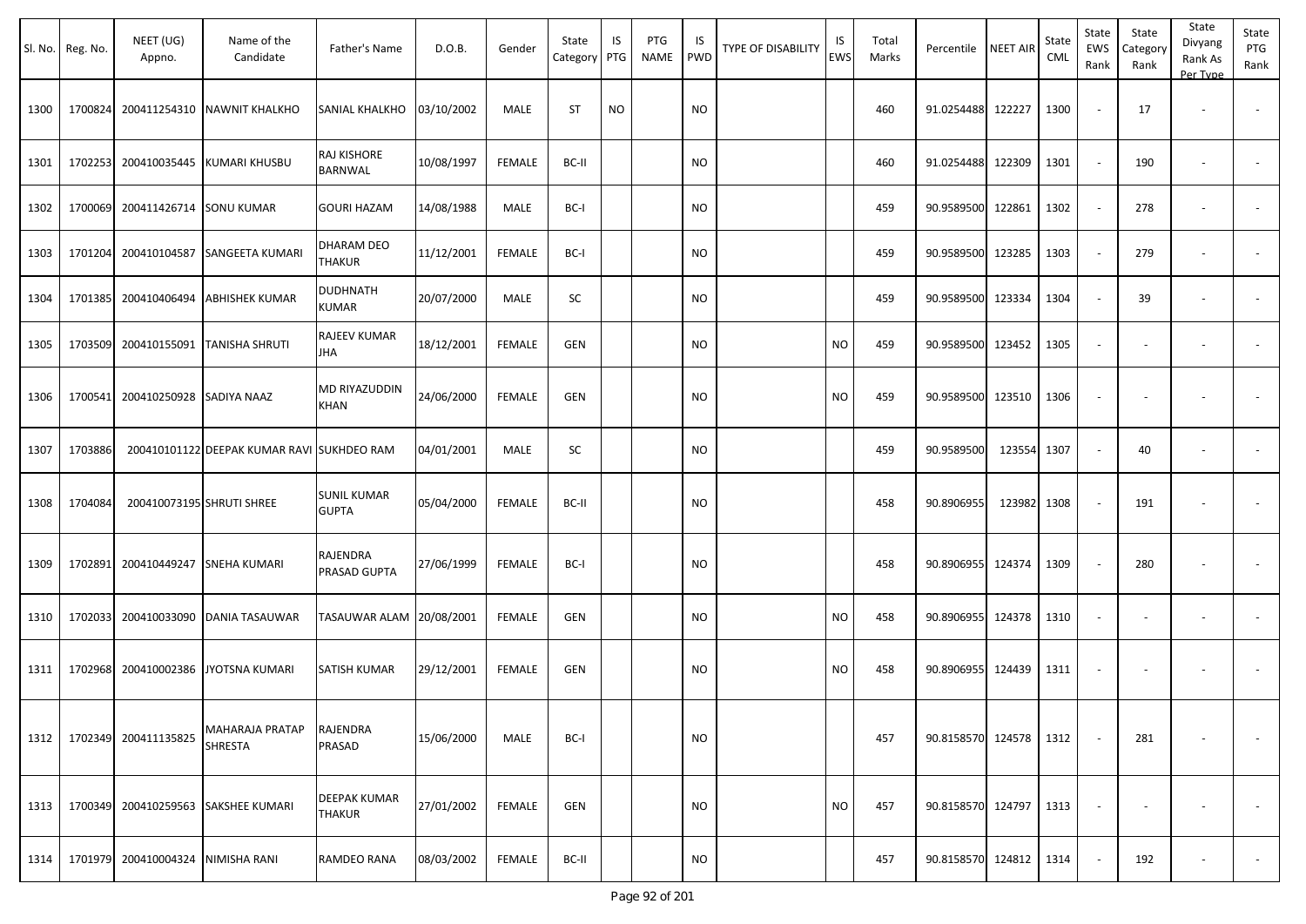| Sl. No. | Reg. No. | NEET (UG) Appno. | Name of the Candidate | Father's Name | D.O.B. | Gender | State Category | IS PTG | PTG NAME | IS PWD | TYPE OF DISABILITY | IS EWS | Total Marks | Percentile | NEET AIR | State CML | State EWS Rank | State Category Rank | State Divyang Rank As Per Type | State PTG Rank |
|---|---|---|---|---|---|---|---|---|---|---|---|---|---|---|---|---|---|---|---|---|
| 1300 | 1700824 | 200411254310 | NAWNIT KHALKHO | SANIAL KHALKHO | 03/10/2002 | MALE | ST | NO | | NO | | | 460 | 91.0254488 | 122227 | 1300 | - | 17 | - | - |
| 1301 | 1702253 | 200410035445 | KUMARI KHUSBU | RAJ KISHORE BARNWAL | 10/08/1997 | FEMALE | BC-II | | | NO | | | 460 | 91.0254488 | 122309 | 1301 | - | 190 | - | - |
| 1302 | 1700069 | 200411426714 | SONU KUMAR | GOURI HAZAM | 14/08/1988 | MALE | BC-I | | | NO | | | 459 | 90.9589500 | 122861 | 1302 | - | 278 | - | - |
| 1303 | 1701204 | 200410104587 | SANGEETA KUMARI | DHARAM DEO THAKUR | 11/12/2001 | FEMALE | BC-I | | | NO | | | 459 | 90.9589500 | 123285 | 1303 | - | 279 | - | - |
| 1304 | 1701385 | 200410406494 | ABHISHEK KUMAR | DUDHNATH KUMAR | 20/07/2000 | MALE | SC | | | NO | | | 459 | 90.9589500 | 123334 | 1304 | - | 39 | - | - |
| 1305 | 1703509 | 200410155091 | TANISHA SHRUTI | RAJEEV KUMAR JHA | 18/12/2001 | FEMALE | GEN | | | NO | | NO | 459 | 90.9589500 | 123452 | 1305 | - | - | - | - |
| 1306 | 1700541 | 200410250928 | SADIYA NAAZ | MD RIYAZUDDIN KHAN | 24/06/2000 | FEMALE | GEN | | | NO | | NO | 459 | 90.9589500 | 123510 | 1306 | - | - | - | - |
| 1307 | 1703886 | 200410101122 | DEEPAK KUMAR RAVI | SUKHDEO RAM | 04/01/2001 | MALE | SC | | | NO | | | 459 | 90.9589500 | 123554 | 1307 | - | 40 | - | - |
| 1308 | 1704084 | 200410073195 | SHRUTI SHREE | SUNIL KUMAR GUPTA | 05/04/2000 | FEMALE | BC-II | | | NO | | | 458 | 90.8906955 | 123982 | 1308 | - | 191 | - | - |
| 1309 | 1702891 | 200410449247 | SNEHA KUMARI | RAJENDRA PRASAD GUPTA | 27/06/1999 | FEMALE | BC-I | | | NO | | | 458 | 90.8906955 | 124374 | 1309 | - | 280 | - | - |
| 1310 | 1702033 | 200410033090 | DANIA TASAUWAR | TASAUWAR ALAM | 20/08/2001 | FEMALE | GEN | | | NO | | NO | 458 | 90.8906955 | 124378 | 1310 | - | - | - | - |
| 1311 | 1702968 | 200410002386 | JYOTSNA KUMARI | SATISH KUMAR | 29/12/2001 | FEMALE | GEN | | | NO | | NO | 458 | 90.8906955 | 124439 | 1311 | - | - | - | - |
| 1312 | 1702349 | 200411135825 | MAHARAJA PRATAP SHRESTA | RAJENDRA PRASAD | 15/06/2000 | MALE | BC-I | | | NO | | | 457 | 90.8158570 | 124578 | 1312 | - | 281 | - | - |
| 1313 | 1700349 | 200410259563 | SAKSHEE KUMARI | DEEPAK KUMAR THAKUR | 27/01/2002 | FEMALE | GEN | | | NO | | NO | 457 | 90.8158570 | 124797 | 1313 | - | - | - | - |
| 1314 | 1701979 | 200410004324 | NIMISHA RANI | RAMDEO RANA | 08/03/2002 | FEMALE | BC-II | | | NO | | | 457 | 90.8158570 | 124812 | 1314 | - | 192 | - | - |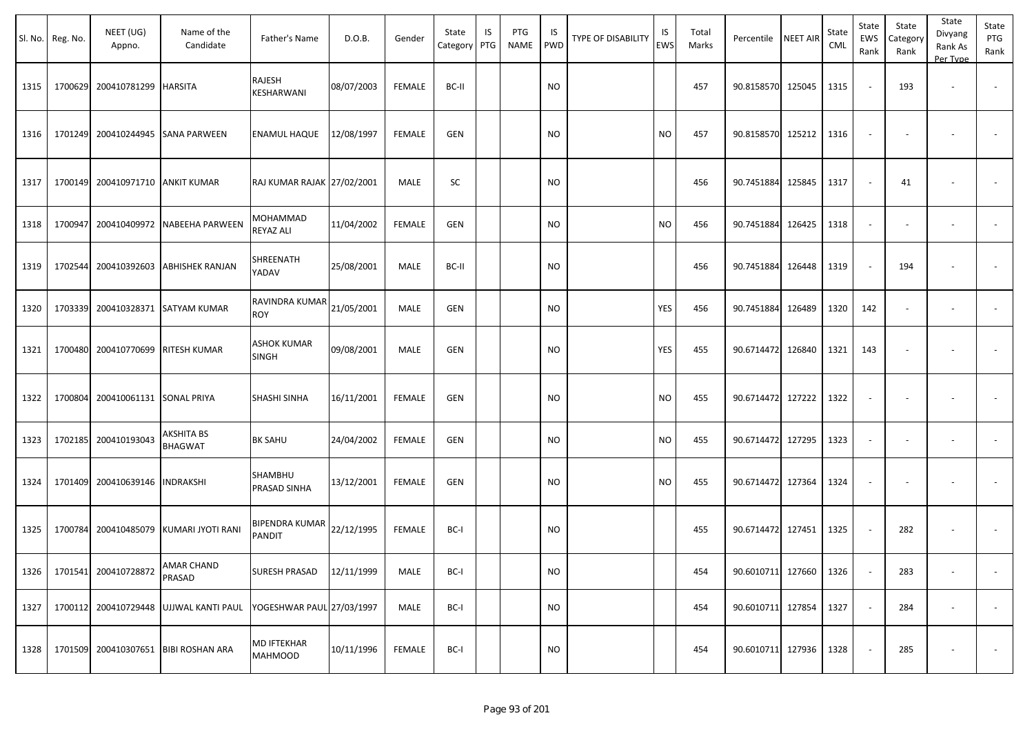| Sl. No. | Reg. No. | NEET (UG) Appno. | Name of the Candidate | Father's Name | D.O.B. | Gender | State Category | IS PTG | PTG NAME | IS PWD | TYPE OF DISABILITY | IS EWS | Total Marks | Percentile | NEET AIR | State CML | State EWS Rank | State Category Rank | State Divyang Rank As Per Type | State PTG Rank |
|---|---|---|---|---|---|---|---|---|---|---|---|---|---|---|---|---|---|---|---|---|
| 1315 | 1700629 | 200410781299 | HARSITA | RAJESH KESHARWANI | 08/07/2003 | FEMALE | BC-II | | | NO | | | 457 | 90.8158570 | 125045 | 1315 | - | 193 | - | - |
| 1316 | 1701249 | 200410244945 | SANA PARWEEN | ENAMUL HAQUE | 12/08/1997 | FEMALE | GEN | | | NO | | NO | 457 | 90.8158570 | 125212 | 1316 | - | - | - | - |
| 1317 | 1700149 | 200410971710 | ANKIT KUMAR | RAJ KUMAR RAJAK | 27/02/2001 | MALE | SC | | | NO | | | 456 | 90.7451884 | 125845 | 1317 | - | 41 | - | - |
| 1318 | 1700947 | 200410409972 | NABEEHA PARWEEN | MOHAMMAD REYAZ ALI | 11/04/2002 | FEMALE | GEN | | | NO | | NO | 456 | 90.7451884 | 126425 | 1318 | - | - | - | - |
| 1319 | 1702544 | 200410392603 | ABHISHEK RANJAN | SHREENATH YADAV | 25/08/2001 | MALE | BC-II | | | NO | | | 456 | 90.7451884 | 126448 | 1319 | - | 194 | - | - |
| 1320 | 1703339 | 200410328371 | SATYAM KUMAR | RAVINDRA KUMAR ROY | 21/05/2001 | MALE | GEN | | | NO | | YES | 456 | 90.7451884 | 126489 | 1320 | 142 | - | - | - |
| 1321 | 1700480 | 200410770699 | RITESH KUMAR | ASHOK KUMAR SINGH | 09/08/2001 | MALE | GEN | | | NO | | YES | 455 | 90.6714472 | 126840 | 1321 | 143 | - | - | - |
| 1322 | 1700804 | 200410061131 | SONAL PRIYA | SHASHI SINHA | 16/11/2001 | FEMALE | GEN | | | NO | | NO | 455 | 90.6714472 | 127222 | 1322 | - | - | - | - |
| 1323 | 1702185 | 200410193043 | AKSHITA BS BHAGWAT | BK SAHU | 24/04/2002 | FEMALE | GEN | | | NO | | NO | 455 | 90.6714472 | 127295 | 1323 | - | - | - | - |
| 1324 | 1701409 | 200410639146 | INDRAKSHI | SHAMBHU PRASAD SINHA | 13/12/2001 | FEMALE | GEN | | | NO | | NO | 455 | 90.6714472 | 127364 | 1324 | - | - | - | - |
| 1325 | 1700784 | 200410485079 | KUMARI JYOTI RANI | BIPENDRA KUMAR PANDIT | 22/12/1995 | FEMALE | BC-I | | | NO | | | 455 | 90.6714472 | 127451 | 1325 | - | 282 | - | - |
| 1326 | 1701541 | 200410728872 | AMAR CHAND PRASAD | SURESH PRASAD | 12/11/1999 | MALE | BC-I | | | NO | | | 454 | 90.6010711 | 127660 | 1326 | - | 283 | - | - |
| 1327 | 1700112 | 200410729448 | UJJWAL KANTI PAUL | YOGESHWAR PAUL | 27/03/1997 | MALE | BC-I | | | NO | | | 454 | 90.6010711 | 127854 | 1327 | - | 284 | - | - |
| 1328 | 1701509 | 200410307651 | BIBI ROSHAN ARA | MD IFTEKHAR MAHMOOD | 10/11/1996 | FEMALE | BC-I | | | NO | | | 454 | 90.6010711 | 127936 | 1328 | - | 285 | - | - |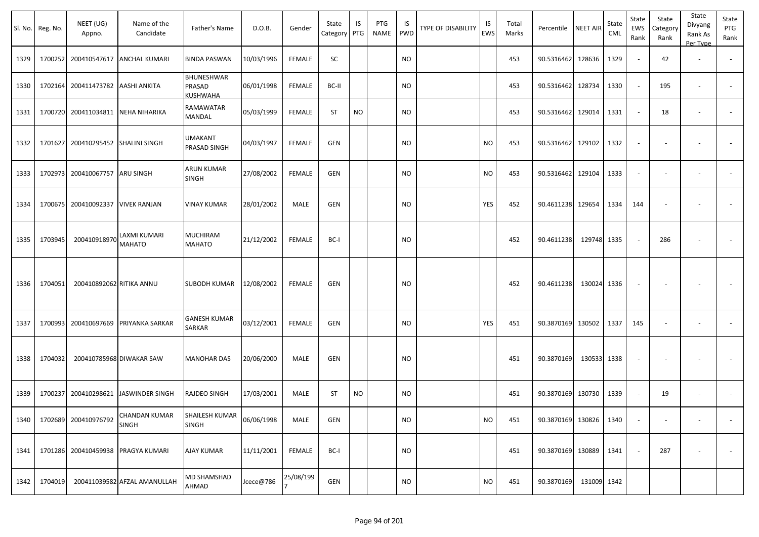| Sl. No. | Reg. No. | NEET (UG) Appno. | Name of the Candidate | Father's Name | D.O.B. | Gender | State Category | IS PTG | PTG NAME | IS PWD | TYPE OF DISABILITY | IS EWS | Total Marks | Percentile | NEET AIR | State CML | State EWS Rank | State Category Rank | State Divyang Rank As Per Type | State PTG Rank |
|---|---|---|---|---|---|---|---|---|---|---|---|---|---|---|---|---|---|---|---|---|
| 1329 | 1700252 | 200410547617 | ANCHAL KUMARI | BINDA PASWAN | 10/03/1996 | FEMALE | SC | | | NO | | | 453 | 90.5316462 | 128636 | 1329 | - | 42 | - | - |
| 1330 | 1702164 | 200411473782 | AASHI ANKITA | BHUNESHWAR PRASAD KUSHWAHA | 06/01/1998 | FEMALE | BC-II | | | NO | | | 453 | 90.5316462 | 128734 | 1330 | - | 195 | - | - |
| 1331 | 1700720 | 200411034811 | NEHA NIHARIKA | RAMAWATAR MANDAL | 05/03/1999 | FEMALE | ST | NO | | NO | | | 453 | 90.5316462 | 129014 | 1331 | - | 18 | - | - |
| 1332 | 1701627 | 200410295452 | SHALINI SINGH | UMAKANT PRASAD SINGH | 04/03/1997 | FEMALE | GEN | | | NO | | NO | 453 | 90.5316462 | 129102 | 1332 | - | - | - | - |
| 1333 | 1702973 | 200410067757 | ARU SINGH | ARUN KUMAR SINGH | 27/08/2002 | FEMALE | GEN | | | NO | | NO | 453 | 90.5316462 | 129104 | 1333 | - | - | - | - |
| 1334 | 1700675 | 200410092337 | VIVEK RANJAN | VINAY KUMAR | 28/01/2002 | MALE | GEN | | | NO | | YES | 452 | 90.4611238 | 129654 | 1334 | 144 | - | - | - |
| 1335 | 1703945 | 200410918970 | LAXMI KUMARI MAHATO | MUCHIRAM MAHATO | 21/12/2002 | FEMALE | BC-I | | | NO | | | 452 | 90.4611238 | 129748 | 1335 | - | 286 | - | - |
| 1336 | 1704051 | 200410892062 | RITIKA ANNU | SUBODH KUMAR | 12/08/2002 | FEMALE | GEN | | | NO | | | 452 | 90.4611238 | 130024 | 1336 | - | - | - | - |
| 1337 | 1700993 | 200410697669 | PRIYANKA SARKAR | GANESH KUMAR SARKAR | 03/12/2001 | FEMALE | GEN | | | NO | | YES | 451 | 90.3870169 | 130502 | 1337 | 145 | - | - | - |
| 1338 | 1704032 | 200410785968 | DIWAKAR SAW | MANOHAR DAS | 20/06/2000 | MALE | GEN | | | NO | | | 451 | 90.3870169 | 130533 | 1338 | - | - | - | - |
| 1339 | 1700237 | 200410298621 | JASWINDER SINGH | RAJDEO SINGH | 17/03/2001 | MALE | ST | NO | | NO | | | 451 | 90.3870169 | 130730 | 1339 | - | 19 | - | - |
| 1340 | 1702689 | 200410976792 | CHANDAN KUMAR SINGH | SHAILESH KUMAR SINGH | 06/06/1998 | MALE | GEN | | | NO | | NO | 451 | 90.3870169 | 130826 | 1340 | - | - | - | - |
| 1341 | 1701286 | 200410459938 | PRAGYA KUMARI | AJAY KUMAR | 11/11/2001 | FEMALE | BC-I | | | NO | | | 451 | 90.3870169 | 130889 | 1341 | - | 287 | - | - |
| 1342 | 1704019 | 200411039582 | AFZAL AMANULLAH | MD SHAMSHAD AHMAD | Jcece@786 | 25/08/1997 | GEN | | | NO | | NO | 451 | 90.3870169 | 131009 | 1342 | | | | |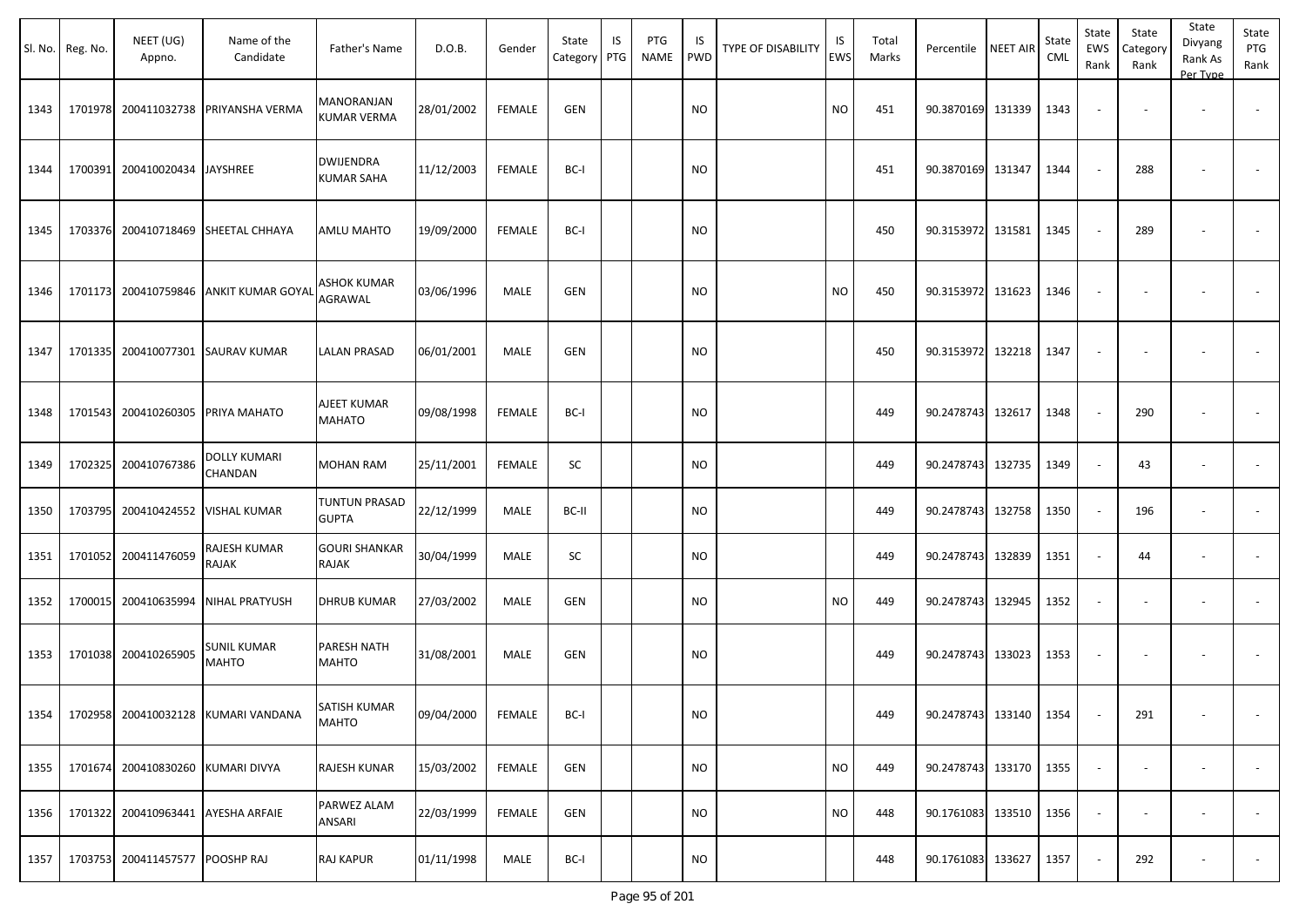| Sl. No. | Reg. No. | NEET (UG) Appno. | Name of the Candidate | Father's Name | D.O.B. | Gender | State Category | IS PTG | PTG NAME | IS PWD | TYPE OF DISABILITY | IS EWS | Total Marks | Percentile | NEET AIR | State CML | State EWS Rank | State Category Rank | State Divyang Rank As Per Type | State PTG Rank |
|---|---|---|---|---|---|---|---|---|---|---|---|---|---|---|---|---|---|---|---|---|
| 1343 | 1701978 | 200411032738 | PRIYANSHA VERMA | MANORANJAN KUMAR VERMA | 28/01/2002 | FEMALE | GEN | | | NO | | NO | 451 | 90.3870169 | 131339 | 1343 | - | - | - | - |
| 1344 | 1700391 | 200410020434 | JAYSHREE | DWIJENDRA KUMAR SAHA | 11/12/2003 | FEMALE | BC-I | | | NO | | | 451 | 90.3870169 | 131347 | 1344 | - | 288 | - | - |
| 1345 | 1703376 | 200410718469 | SHEETAL CHHAYA | AMLU MAHTO | 19/09/2000 | FEMALE | BC-I | | | NO | | | 450 | 90.3153972 | 131581 | 1345 | - | 289 | - | - |
| 1346 | 1701173 | 200410759846 | ANKIT KUMAR GOYAL | ASHOK KUMAR AGRAWAL | 03/06/1996 | MALE | GEN | | | NO | | NO | 450 | 90.3153972 | 131623 | 1346 | - | - | - | - |
| 1347 | 1701335 | 200410077301 | SAURAV KUMAR | LALAN PRASAD | 06/01/2001 | MALE | GEN | | | NO | | | 450 | 90.3153972 | 132218 | 1347 | - | - | - | - |
| 1348 | 1701543 | 200410260305 | PRIYA MAHATO | AJEET KUMAR MAHATO | 09/08/1998 | FEMALE | BC-I | | | NO | | | 449 | 90.2478743 | 132617 | 1348 | - | 290 | - | - |
| 1349 | 1702325 | 200410767386 | DOLLY KUMARI CHANDAN | MOHAN RAM | 25/11/2001 | FEMALE | SC | | | NO | | | 449 | 90.2478743 | 132735 | 1349 | - | 43 | - | - |
| 1350 | 1703795 | 200410424552 | VISHAL KUMAR | TUNTUN PRASAD GUPTA | 22/12/1999 | MALE | BC-II | | | NO | | | 449 | 90.2478743 | 132758 | 1350 | - | 196 | - | - |
| 1351 | 1701052 | 200411476059 | RAJESH KUMAR RAJAK | GOURI SHANKAR RAJAK | 30/04/1999 | MALE | SC | | | NO | | | 449 | 90.2478743 | 132839 | 1351 | - | 44 | - | - |
| 1352 | 1700015 | 200410635994 | NIHAL PRATYUSH | DHRUB KUMAR | 27/03/2002 | MALE | GEN | | | NO | | NO | 449 | 90.2478743 | 132945 | 1352 | - | - | - | - |
| 1353 | 1701038 | 200410265905 | SUNIL KUMAR MAHTO | PARESH NATH MAHTO | 31/08/2001 | MALE | GEN | | | NO | | | 449 | 90.2478743 | 133023 | 1353 | - | - | - | - |
| 1354 | 1702958 | 200410032128 | KUMARI VANDANA | SATISH KUMAR MAHTO | 09/04/2000 | FEMALE | BC-I | | | NO | | | 449 | 90.2478743 | 133140 | 1354 | - | 291 | - | - |
| 1355 | 1701674 | 200410830260 | KUMARI DIVYA | RAJESH KUNAR | 15/03/2002 | FEMALE | GEN | | | NO | | NO | 449 | 90.2478743 | 133170 | 1355 | - | - | - | - |
| 1356 | 1701322 | 200410963441 | AYESHA ARFAIE | PARWEZ ALAM ANSARI | 22/03/1999 | FEMALE | GEN | | | NO | | NO | 448 | 90.1761083 | 133510 | 1356 | - | - | - | - |
| 1357 | 1703753 | 200411457577 | POOSHP RAJ | RAJ KAPUR | 01/11/1998 | MALE | BC-I | | | NO | | | 448 | 90.1761083 | 133627 | 1357 | - | 292 | - | - |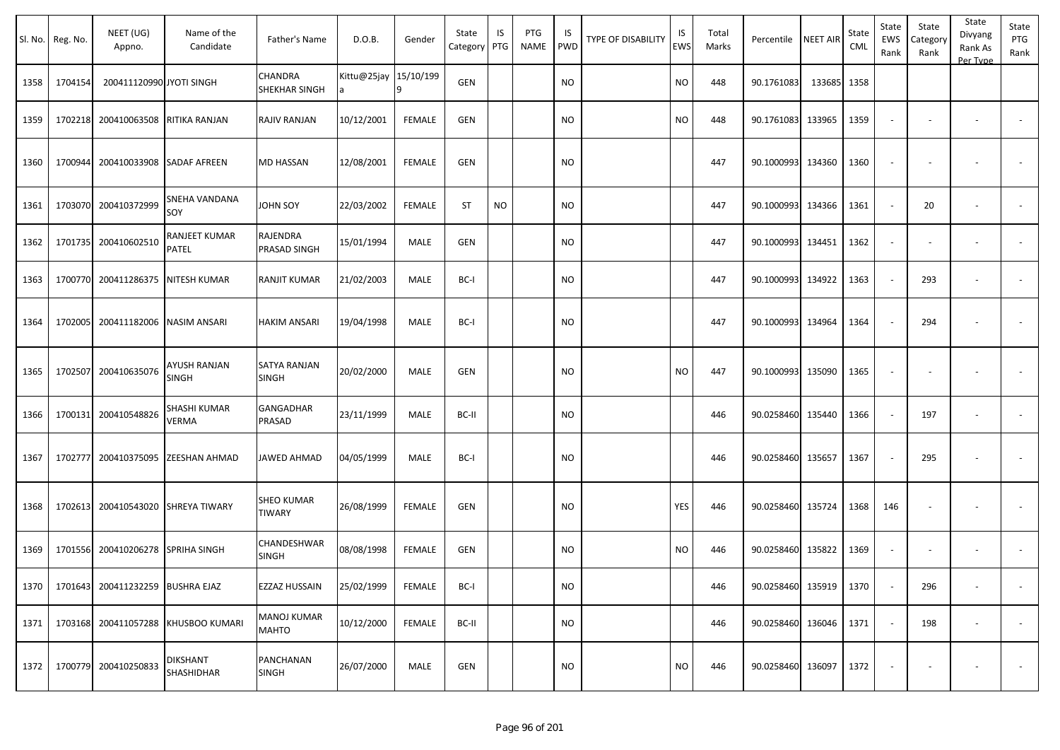| Sl. No. | Reg. No. | NEET (UG) Appno. | Name of the Candidate | Father's Name | D.O.B. | Gender | State Category | IS PTG | PTG NAME | IS PWD | TYPE OF DISABILITY | IS EWS | Total Marks | Percentile | NEET AIR | State CML | State EWS Rank | State Category Rank | State Divyang Rank As Per Type | State PTG Rank |
|---|---|---|---|---|---|---|---|---|---|---|---|---|---|---|---|---|---|---|---|---|
| 1358 | 1704154 | 200411120990 | JYOTI SINGH | CHANDRA SHEKHAR SINGH | Kittu@25jaya | 15/10/1999 | GEN | | | NO | | NO | 448 | 90.1761083 | 133685 | 1358 | | | | |
| 1359 | 1702218 | 200410063508 | RITIKA RANJAN | RAJIV RANJAN | 10/12/2001 | FEMALE | GEN | | | NO | | NO | 448 | 90.1761083 | 133965 | 1359 | - | - | - | - |
| 1360 | 1700944 | 200410033908 | SADAF AFREEN | MD HASSAN | 12/08/2001 | FEMALE | GEN | | | NO | | | 447 | 90.1000993 | 134360 | 1360 | - | - | - | - |
| 1361 | 1703070 | 200410372999 | SNEHA VANDANA SOY | JOHN SOY | 22/03/2002 | FEMALE | ST | NO | | NO | | | 447 | 90.1000993 | 134366 | 1361 | - | 20 | - | - |
| 1362 | 1701735 | 200410602510 | RANJEET KUMAR PATEL | RAJENDRA PRASAD SINGH | 15/01/1994 | MALE | GEN | | | NO | | | 447 | 90.1000993 | 134451 | 1362 | - | - | - | - |
| 1363 | 1700770 | 200411286375 | NITESH KUMAR | RANJIT KUMAR | 21/02/2003 | MALE | BC-I | | | NO | | | 447 | 90.1000993 | 134922 | 1363 | - | 293 | - | - |
| 1364 | 1702005 | 200411182006 | NASIM ANSARI | HAKIM ANSARI | 19/04/1998 | MALE | BC-I | | | NO | | | 447 | 90.1000993 | 134964 | 1364 | - | 294 | - | - |
| 1365 | 1702507 | 200410635076 | AYUSH RANJAN SINGH | SATYA RANJAN SINGH | 20/02/2000 | MALE | GEN | | | NO | | NO | 447 | 90.1000993 | 135090 | 1365 | - | - | - | - |
| 1366 | 1700131 | 200410548826 | SHASHI KUMAR VERMA | GANGADHAR PRASAD | 23/11/1999 | MALE | BC-II | | | NO | | | 446 | 90.0258460 | 135440 | 1366 | - | 197 | - | - |
| 1367 | 1702777 | 200410375095 | ZEESHAN AHMAD | JAWED AHMAD | 04/05/1999 | MALE | BC-I | | | NO | | | 446 | 90.0258460 | 135657 | 1367 | - | 295 | - | - |
| 1368 | 1702613 | 200410543020 | SHREYA TIWARY | SHEO KUMAR TIWARY | 26/08/1999 | FEMALE | GEN | | | NO | | YES | 446 | 90.0258460 | 135724 | 1368 | 146 | - | - | - |
| 1369 | 1701556 | 200410206278 | SPRIHA SINGH | CHANDESHWAR SINGH | 08/08/1998 | FEMALE | GEN | | | NO | | NO | 446 | 90.0258460 | 135822 | 1369 | - | - | - | - |
| 1370 | 1701643 | 200411232259 | BUSHRA EJAZ | EZZAZ HUSSAIN | 25/02/1999 | FEMALE | BC-I | | | NO | | | 446 | 90.0258460 | 135919 | 1370 | - | 296 | - | - |
| 1371 | 1703168 | 200411057288 | KHUSBOO KUMARI | MANOJ KUMAR MAHTO | 10/12/2000 | FEMALE | BC-II | | | NO | | | 446 | 90.0258460 | 136046 | 1371 | - | 198 | - | - |
| 1372 | 1700779 | 200410250833 | DIKSHANT SHASHIDHAR | PANCHANAN SINGH | 26/07/2000 | MALE | GEN | | | NO | | NO | 446 | 90.0258460 | 136097 | 1372 | - | - | - | - |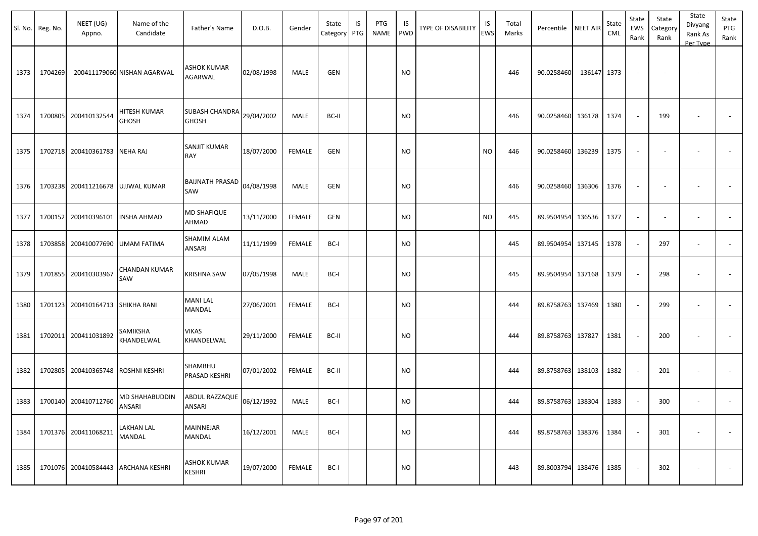| Sl. No. | Reg. No. | NEET (UG) Appno. | Name of the Candidate | Father's Name | D.O.B. | Gender | State Category | IS PTG | PTG NAME | IS PWD | TYPE OF DISABILITY | IS EWS | Total Marks | Percentile | NEET AIR | State CML | State EWS Rank | State Category Rank | State Divyang Rank As Per Type | State PTG Rank |
|---|---|---|---|---|---|---|---|---|---|---|---|---|---|---|---|---|---|---|---|---|
| 1373 | 1704269 | 200411179060 | NISHAN AGARWAL | ASHOK KUMAR AGARWAL | 02/08/1998 | MALE | GEN | | | NO | | | 446 | 90.0258460 | 136147 | 1373 | - | - | - | - |
| 1374 | 1700805 | 200410132544 | HITESH KUMAR GHOSH | SUBASH CHANDRA GHOSH | 29/04/2002 | MALE | BC-II | | | NO | | | 446 | 90.0258460 | 136178 | 1374 | - | 199 | - | - |
| 1375 | 1702718 | 200410361783 | NEHA RAJ | SANJIT KUMAR RAY | 18/07/2000 | FEMALE | GEN | | | NO | | NO | 446 | 90.0258460 | 136239 | 1375 | - | - | - | - |
| 1376 | 1703238 | 200411216678 | UJJWAL KUMAR | BAIJNATH PRASAD SAW | 04/08/1998 | MALE | GEN | | | NO | | | 446 | 90.0258460 | 136306 | 1376 | - | - | - | - |
| 1377 | 1700152 | 200410396101 | INSHA AHMAD | MD SHAFIQUE AHMAD | 13/11/2000 | FEMALE | GEN | | | NO | | NO | 445 | 89.9504954 | 136536 | 1377 | - | - | - | - |
| 1378 | 1703858 | 200410077690 | UMAM FATIMA | SHAMIM ALAM ANSARI | 11/11/1999 | FEMALE | BC-I | | | NO | | | 445 | 89.9504954 | 137145 | 1378 | - | 297 | - | - |
| 1379 | 1701855 | 200410303967 | CHANDAN KUMAR SAW | KRISHNA SAW | 07/05/1998 | MALE | BC-I | | | NO | | | 445 | 89.9504954 | 137168 | 1379 | - | 298 | - | - |
| 1380 | 1701123 | 200410164713 | SHIKHA RANI | MANI LAL MANDAL | 27/06/2001 | FEMALE | BC-I | | | NO | | | 444 | 89.8758763 | 137469 | 1380 | - | 299 | - | - |
| 1381 | 1702011 | 200411031892 | SAMIKSHA KHANDELWAL | VIKAS KHANDELWAL | 29/11/2000 | FEMALE | BC-II | | | NO | | | 444 | 89.8758763 | 137827 | 1381 | - | 200 | - | - |
| 1382 | 1702805 | 200410365748 | ROSHNI KESHRI | SHAMBHU PRASAD KESHRI | 07/01/2002 | FEMALE | BC-II | | | NO | | | 444 | 89.8758763 | 138103 | 1382 | - | 201 | - | - |
| 1383 | 1700140 | 200410712760 | MD SHAHABUDDIN ANSARI | ABDUL RAZZAQUE ANSARI | 06/12/1992 | MALE | BC-I | | | NO | | | 444 | 89.8758763 | 138304 | 1383 | - | 300 | - | - |
| 1384 | 1701376 | 200411068211 | LAKHAN LAL MANDAL | MAINNEJAR MANDAL | 16/12/2001 | MALE | BC-I | | | NO | | | 444 | 89.8758763 | 138376 | 1384 | - | 301 | - | - |
| 1385 | 1701076 | 200410584443 | ARCHANA KESHRI | ASHOK KUMAR KESHRI | 19/07/2000 | FEMALE | BC-I | | | NO | | | 443 | 89.8003794 | 138476 | 1385 | - | 302 | - | - |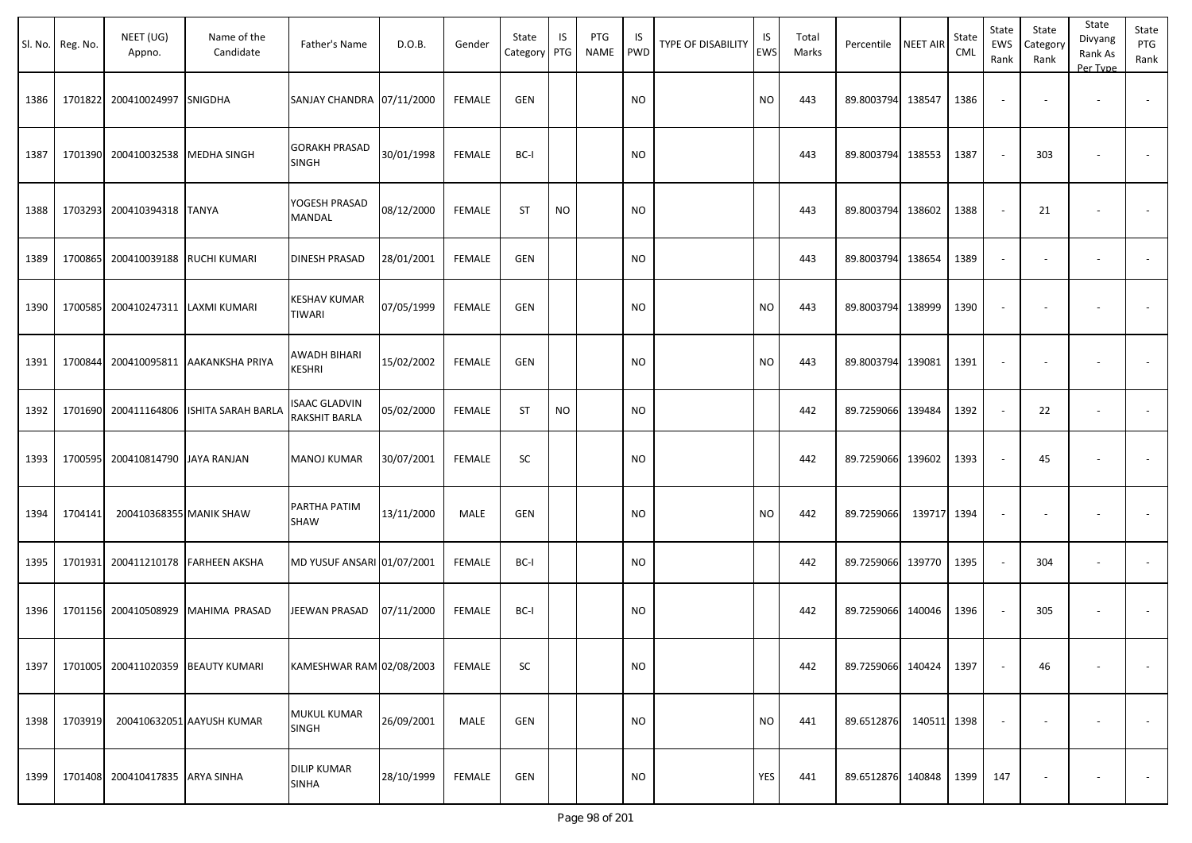| Sl. No. | Reg. No. | NEET (UG) Appno. | Name of the Candidate | Father's Name | D.O.B. | Gender | State Category | IS PTG | PTG NAME | IS PWD | TYPE OF DISABILITY | IS EWS | Total Marks | Percentile | NEET AIR | State CML | State EWS Rank | State Category Rank | State Divyang Rank As Per Type | State PTG Rank |
|---|---|---|---|---|---|---|---|---|---|---|---|---|---|---|---|---|---|---|---|---|
| 1386 | 1701822 | 200410024997 | SNIGDHA | SANJAY CHANDRA | 07/11/2000 | FEMALE | GEN | | | NO | | NO | 443 | 89.8003794 | 138547 | 1386 | - | - | - | - |
| 1387 | 1701390 | 200410032538 | MEDHA SINGH | GORAKH PRASAD SINGH | 30/01/1998 | FEMALE | BC-I | | | NO | | | 443 | 89.8003794 | 138553 | 1387 | - | 303 | - | - |
| 1388 | 1703293 | 200410394318 | TANYA | YOGESH PRASAD MANDAL | 08/12/2000 | FEMALE | ST | NO | | NO | | | 443 | 89.8003794 | 138602 | 1388 | - | 21 | - | - |
| 1389 | 1700865 | 200410039188 | RUCHI KUMARI | DINESH PRASAD | 28/01/2001 | FEMALE | GEN | | | NO | | | 443 | 89.8003794 | 138654 | 1389 | - | - | - | - |
| 1390 | 1700585 | 200410247311 | LAXMI KUMARI | KESHAV KUMAR TIWARI | 07/05/1999 | FEMALE | GEN | | | NO | | NO | 443 | 89.8003794 | 138999 | 1390 | - | - | - | - |
| 1391 | 1700844 | 200410095811 | AAKANKSHA PRIYA | AWADH BIHARI KESHRI | 15/02/2002 | FEMALE | GEN | | | NO | | NO | 443 | 89.8003794 | 139081 | 1391 | - | - | - | - |
| 1392 | 1701690 | 200411164806 | ISHITA SARAH BARLA | ISAAC GLADVIN RAKSHIT BARLA | 05/02/2000 | FEMALE | ST | NO | | NO | | | 442 | 89.7259066 | 139484 | 1392 | - | 22 | - | - |
| 1393 | 1700595 | 200410814790 | JAYA RANJAN | MANOJ KUMAR | 30/07/2001 | FEMALE | SC | | | NO | | | 442 | 89.7259066 | 139602 | 1393 | - | 45 | - | - |
| 1394 | 1704141 | 200410368355 | MANIK SHAW | PARTHA PATIM SHAW | 13/11/2000 | MALE | GEN | | | NO | | NO | 442 | 89.7259066 | 139717 | 1394 | - | - | - | - |
| 1395 | 1701931 | 200411210178 | FARHEEN AKSHA | MD YUSUF ANSARI | 01/07/2001 | FEMALE | BC-I | | | NO | | | 442 | 89.7259066 | 139770 | 1395 | - | 304 | - | - |
| 1396 | 1701156 | 200410508929 | MAHIMA PRASAD | JEEWAN PRASAD | 07/11/2000 | FEMALE | BC-I | | | NO | | | 442 | 89.7259066 | 140046 | 1396 | - | 305 | - | - |
| 1397 | 1701005 | 200411020359 | BEAUTY KUMARI | KAMESHWAR RAM | 02/08/2003 | FEMALE | SC | | | NO | | | 442 | 89.7259066 | 140424 | 1397 | - | 46 | - | - |
| 1398 | 1703919 | 200410632051 | AAYUSH KUMAR | MUKUL KUMAR SINGH | 26/09/2001 | MALE | GEN | | | NO | | NO | 441 | 89.6512876 | 140511 | 1398 | - | - | - | - |
| 1399 | 1701408 | 200410417835 | ARYA SINHA | DILIP KUMAR SINHA | 28/10/1999 | FEMALE | GEN | | | NO | | YES | 441 | 89.6512876 | 140848 | 1399 | 147 | - | - | - |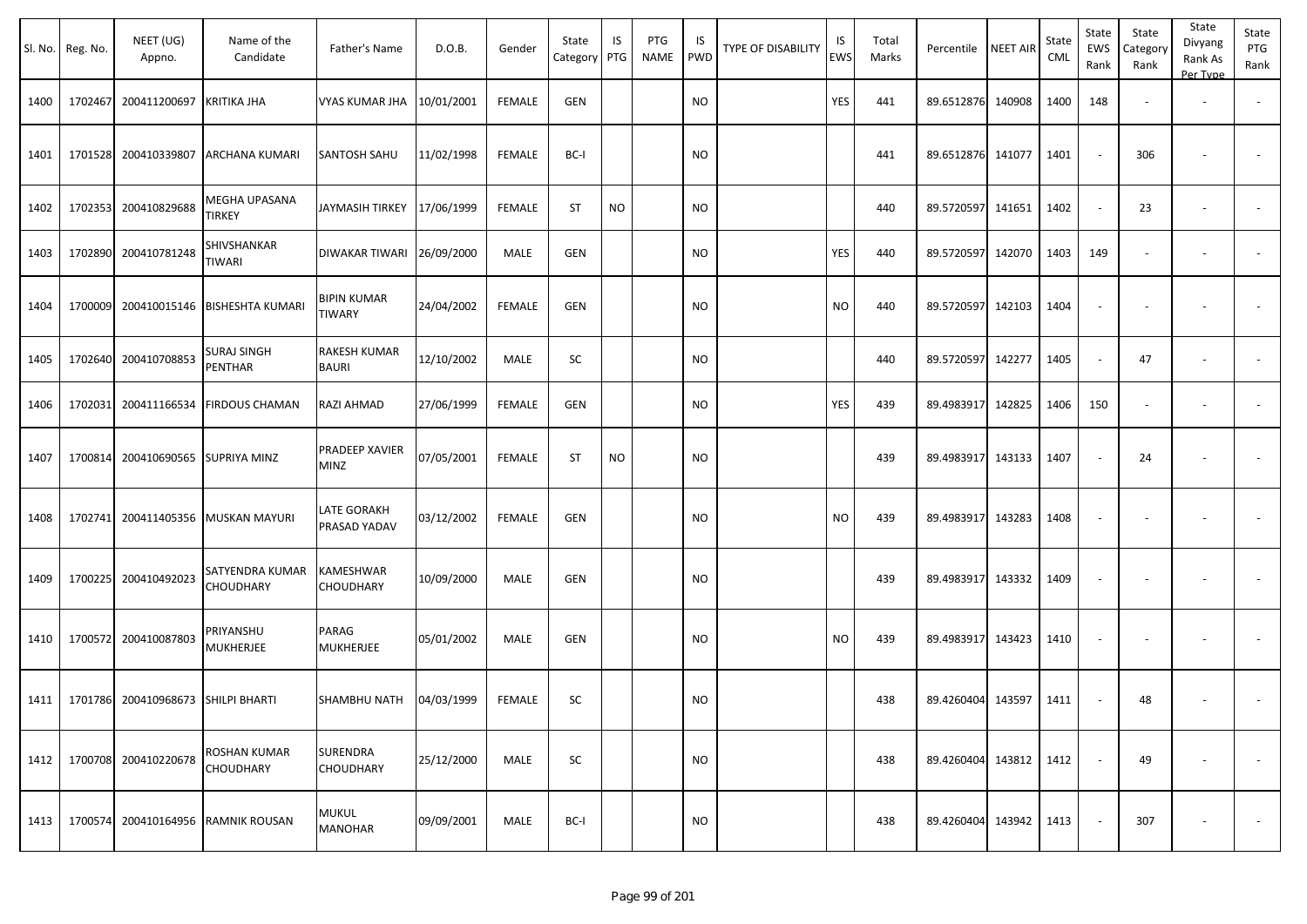| Sl. No. | Reg. No. | NEET (UG) Appno. | Name of the Candidate | Father's Name | D.O.B. | Gender | State Category | IS PTG | PTG NAME | IS PWD | TYPE OF DISABILITY | IS EWS | Total Marks | Percentile | NEET AIR | State CML | State EWS Rank | State Category Rank | State Divyang Rank As Per Type | State PTG Rank |
|---|---|---|---|---|---|---|---|---|---|---|---|---|---|---|---|---|---|---|---|---|
| 1400 | 1702467 | 200411200697 | KRITIKA JHA | VYAS KUMAR JHA | 10/01/2001 | FEMALE | GEN | | | NO | | YES | 441 | 89.6512876 | 140908 | 1400 | 148 | - | - | - |
| 1401 | 1701528 | 200410339807 | ARCHANA KUMARI | SANTOSH SAHU | 11/02/1998 | FEMALE | BC-I | | | NO | | | 441 | 89.6512876 | 141077 | 1401 | - | 306 | - | - |
| 1402 | 1702353 | 200410829688 | MEGHA UPASANA TIRKEY | JAYMASIH TIRKEY | 17/06/1999 | FEMALE | ST | NO | | NO | | | 440 | 89.5720597 | 141651 | 1402 | - | 23 | - | - |
| 1403 | 1702890 | 200410781248 | SHIVSHANKAR TIWARI | DIWAKAR TIWARI | 26/09/2000 | MALE | GEN | | | NO | | YES | 440 | 89.5720597 | 142070 | 1403 | 149 | - | - | - |
| 1404 | 1700009 | 200410015146 | BISHESHTA KUMARI | BIPIN KUMAR TIWARY | 24/04/2002 | FEMALE | GEN | | | NO | | NO | 440 | 89.5720597 | 142103 | 1404 | - | - | - | - |
| 1405 | 1702640 | 200410708853 | SURAJ SINGH PENTHAR | RAKESH KUMAR BAURI | 12/10/2002 | MALE | SC | | | NO | | | 440 | 89.5720597 | 142277 | 1405 | - | 47 | - | - |
| 1406 | 1702031 | 200411166534 | FIRDOUS CHAMAN | RAZI AHMAD | 27/06/1999 | FEMALE | GEN | | | NO | | YES | 439 | 89.4983917 | 142825 | 1406 | 150 | - | - | - |
| 1407 | 1700814 | 200410690565 | SUPRIYA MINZ | PRADEEP XAVIER MINZ | 07/05/2001 | FEMALE | ST | NO | | NO | | | 439 | 89.4983917 | 143133 | 1407 | - | 24 | - | - |
| 1408 | 1702741 | 200411405356 | MUSKAN MAYURI | LATE GORAKH PRASAD YADAV | 03/12/2002 | FEMALE | GEN | | | NO | | NO | 439 | 89.4983917 | 143283 | 1408 | - | - | - | - |
| 1409 | 1700225 | 200410492023 | SATYENDRA KUMAR CHOUDHARY | KAMESHWAR CHOUDHARY | 10/09/2000 | MALE | GEN | | | NO | | | 439 | 89.4983917 | 143332 | 1409 | - | - | - | - |
| 1410 | 1700572 | 200410087803 | PRIYANSHU MUKHERJEE | PARAG MUKHERJEE | 05/01/2002 | MALE | GEN | | | NO | | NO | 439 | 89.4983917 | 143423 | 1410 | - | - | - | - |
| 1411 | 1701786 | 200410968673 | SHILPI BHARTI | SHAMBHU NATH | 04/03/1999 | FEMALE | SC | | | NO | | | 438 | 89.4260404 | 143597 | 1411 | - | 48 | - | - |
| 1412 | 1700708 | 200410220678 | ROSHAN KUMAR CHOUDHARY | SURENDRA CHOUDHARY | 25/12/2000 | MALE | SC | | | NO | | | 438 | 89.4260404 | 143812 | 1412 | - | 49 | - | - |
| 1413 | 1700574 | 200410164956 | RAMNIK ROUSAN | MUKUL MANOHAR | 09/09/2001 | MALE | BC-I | | | NO | | | 438 | 89.4260404 | 143942 | 1413 | - | 307 | - | - |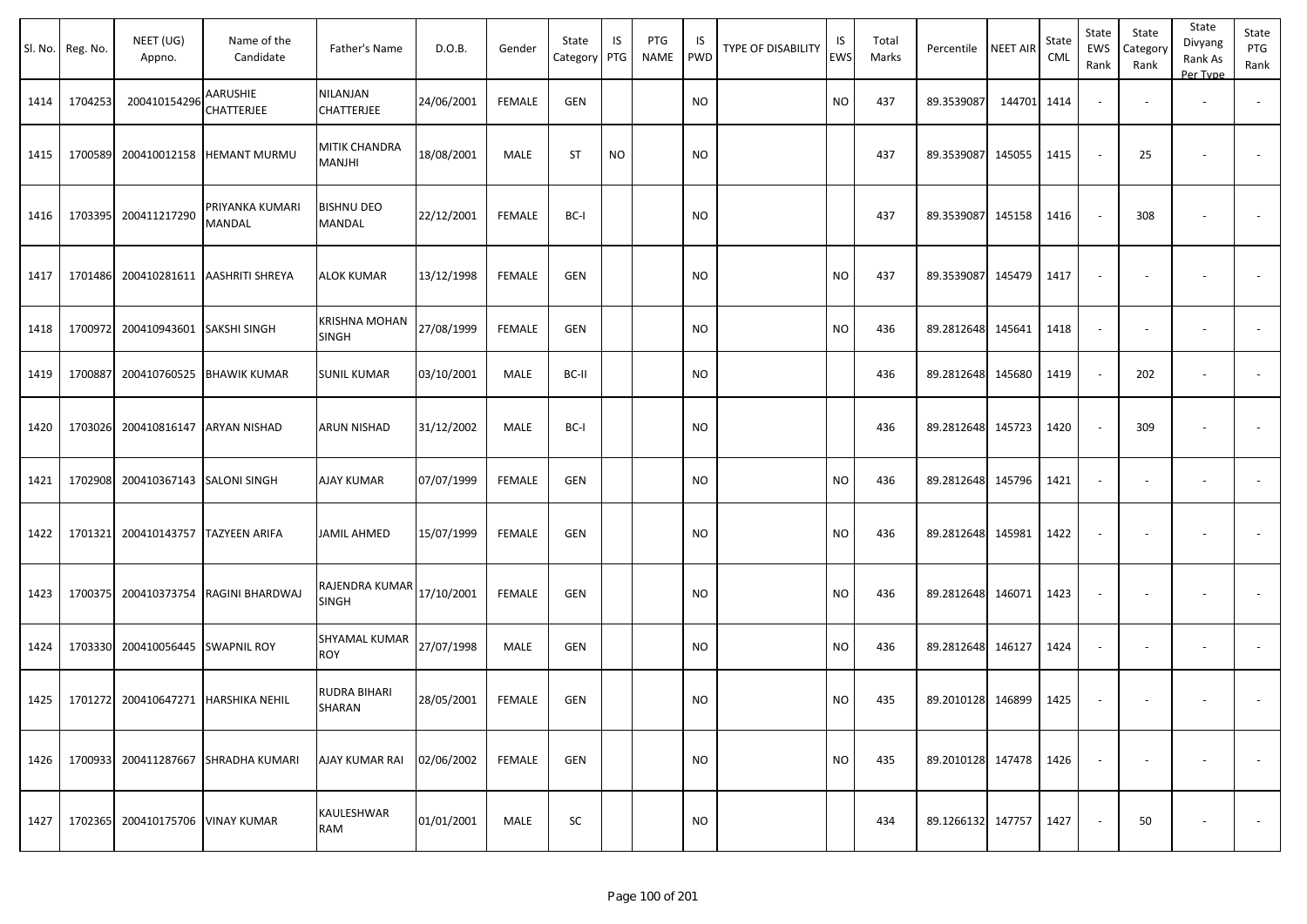| Sl. No. | Reg. No. | NEET (UG) Appno. | Name of the Candidate | Father's Name | D.O.B. | Gender | State Category | IS PTG | PTG NAME | IS PWD | TYPE OF DISABILITY | IS EWS | Total Marks | Percentile | NEET AIR | State CML | State EWS Rank | State Category Rank | State Divyang Rank As Per Type | State PTG Rank |
|---|---|---|---|---|---|---|---|---|---|---|---|---|---|---|---|---|---|---|---|---|
| 1414 | 1704253 | 200410154296 | AARUSHIE CHATTERJEE | NILANJAN CHATTERJEE | 24/06/2001 | FEMALE | GEN | | | NO | | NO | 437 | 89.3539087 | 144701 | 1414 | - | - | - | - |
| 1415 | 1700589 | 200410012158 | HEMANT MURMU | MITIK CHANDRA MANJHI | 18/08/2001 | MALE | ST | NO | | NO | | | 437 | 89.3539087 | 145055 | 1415 | - | 25 | - | - |
| 1416 | 1703395 | 200411217290 | PRIYANKA KUMARI MANDAL | BISHNU DEO MANDAL | 22/12/2001 | FEMALE | BC-I | | | NO | | | 437 | 89.3539087 | 145158 | 1416 | - | 308 | - | - |
| 1417 | 1701486 | 200410281611 | AASHRITI SHREYA | ALOK KUMAR | 13/12/1998 | FEMALE | GEN | | | NO | | NO | 437 | 89.3539087 | 145479 | 1417 | - | - | - | - |
| 1418 | 1700972 | 200410943601 | SAKSHI SINGH | KRISHNA MOHAN SINGH | 27/08/1999 | FEMALE | GEN | | | NO | | NO | 436 | 89.2812648 | 145641 | 1418 | - | - | - | - |
| 1419 | 1700887 | 200410760525 | BHAWIK KUMAR | SUNIL KUMAR | 03/10/2001 | MALE | BC-II | | | NO | | | 436 | 89.2812648 | 145680 | 1419 | - | 202 | - | - |
| 1420 | 1703026 | 200410816147 | ARYAN NISHAD | ARUN NISHAD | 31/12/2002 | MALE | BC-I | | | NO | | | 436 | 89.2812648 | 145723 | 1420 | - | 309 | - | - |
| 1421 | 1702908 | 200410367143 | SALONI SINGH | AJAY KUMAR | 07/07/1999 | FEMALE | GEN | | | NO | | NO | 436 | 89.2812648 | 145796 | 1421 | - | - | - | - |
| 1422 | 1701321 | 200410143757 | TAZYEEN ARIFA | JAMIL AHMED | 15/07/1999 | FEMALE | GEN | | | NO | | NO | 436 | 89.2812648 | 145981 | 1422 | - | - | - | - |
| 1423 | 1700375 | 200410373754 | RAGINI BHARDWAJ | RAJENDRA KUMAR SINGH | 17/10/2001 | FEMALE | GEN | | | NO | | NO | 436 | 89.2812648 | 146071 | 1423 | - | - | - | - |
| 1424 | 1703330 | 200410056445 | SWAPNIL ROY | SHYAMAL KUMAR ROY | 27/07/1998 | MALE | GEN | | | NO | | NO | 436 | 89.2812648 | 146127 | 1424 | - | - | - | - |
| 1425 | 1701272 | 200410647271 | HARSHIKA NEHIL | RUDRA BIHARI SHARAN | 28/05/2001 | FEMALE | GEN | | | NO | | NO | 435 | 89.2010128 | 146899 | 1425 | - | - | - | - |
| 1426 | 1700933 | 200411287667 | SHRADHA KUMARI | AJAY KUMAR RAI | 02/06/2002 | FEMALE | GEN | | | NO | | NO | 435 | 89.2010128 | 147478 | 1426 | - | - | - | - |
| 1427 | 1702365 | 200410175706 | VINAY KUMAR | KAULESHWAR RAM | 01/01/2001 | MALE | SC | | | NO | | | 434 | 89.1266132 | 147757 | 1427 | - | 50 | - | - |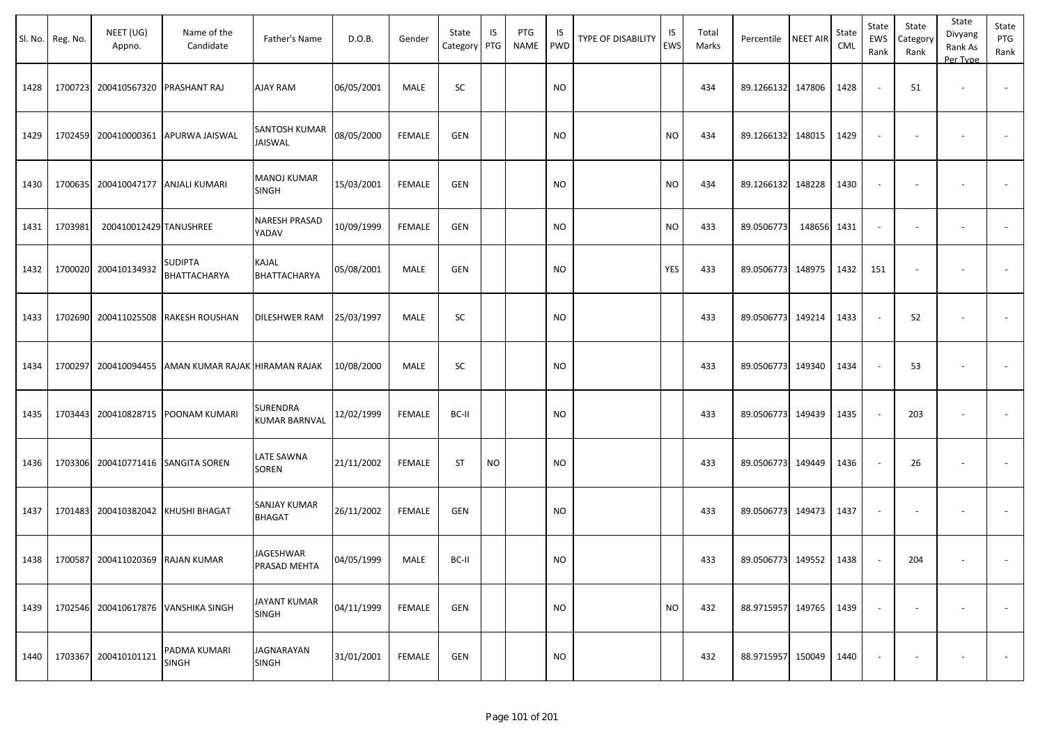| Sl. No. | Reg. No. | NEET (UG) Appno. | Name of the Candidate | Father's Name | D.O.B. | Gender | State Category | IS PTG | PTG NAME | IS PWD | TYPE OF DISABILITY | IS EWS | Total Marks | Percentile | NEET AIR | State CML | State EWS Rank | State Category Rank | State Divyang Rank As Per Type | State PTG Rank |
|---|---|---|---|---|---|---|---|---|---|---|---|---|---|---|---|---|---|---|---|---|
| 1428 | 1700723 | 200410567320 | PRASHANT RAJ | AJAY RAM | 06/05/2001 | MALE | SC | | | NO | | | 434 | 89.1266132 | 147806 | 1428 | - | 51 | - | - |
| 1429 | 1702459 | 200410000361 | APURWA JAISWAL | SANTOSH KUMAR JAISWAL | 08/05/2000 | FEMALE | GEN | | | NO | | NO | 434 | 89.1266132 | 148015 | 1429 | - | - | - | - |
| 1430 | 1700635 | 200410047177 | ANJALI KUMARI | MANOJ KUMAR SINGH | 15/03/2001 | FEMALE | GEN | | | NO | | NO | 434 | 89.1266132 | 148228 | 1430 | - | - | - | - |
| 1431 | 1703981 | 200410012429 | TANUSHREE | NARESH PRASAD YADAV | 10/09/1999 | FEMALE | GEN | | | NO | | NO | 433 | 89.0506773 | 148656 | 1431 | - | - | - | - |
| 1432 | 1700020 | 200410134932 | SUDIPTA BHATTACHARYA | KAJAL BHATTACHARYA | 05/08/2001 | MALE | GEN | | | NO | | YES | 433 | 89.0506773 | 148975 | 1432 | 151 | - | - | - |
| 1433 | 1702690 | 200411025508 | RAKESH ROUSHAN | DILESHWER RAM | 25/03/1997 | MALE | SC | | | NO | | | 433 | 89.0506773 | 149214 | 1433 | - | 52 | - | - |
| 1434 | 1700297 | 200410094455 | AMAN KUMAR RAJAK | HIRAMAN RAJAK | 10/08/2000 | MALE | SC | | | NO | | | 433 | 89.0506773 | 149340 | 1434 | - | 53 | - | - |
| 1435 | 1703443 | 200410828715 | POONAM KUMARI | SURENDRA KUMAR BARNVAL | 12/02/1999 | FEMALE | BC-II | | | NO | | | 433 | 89.0506773 | 149439 | 1435 | - | 203 | - | - |
| 1436 | 1703306 | 200410771416 | SANGITA SOREN | LATE SAWNA SOREN | 21/11/2002 | FEMALE | ST | NO | | NO | | | 433 | 89.0506773 | 149449 | 1436 | - | 26 | - | - |
| 1437 | 1701483 | 200410382042 | KHUSHI BHAGAT | SANJAY KUMAR BHAGAT | 26/11/2002 | FEMALE | GEN | | | NO | | | 433 | 89.0506773 | 149473 | 1437 | - | - | - | - |
| 1438 | 1700587 | 200411020369 | RAJAN KUMAR | JAGESHWAR PRASAD MEHTA | 04/05/1999 | MALE | BC-II | | | NO | | | 433 | 89.0506773 | 149552 | 1438 | - | 204 | - | - |
| 1439 | 1702546 | 200410617876 | VANSHIKA SINGH | JAYANT KUMAR SINGH | 04/11/1999 | FEMALE | GEN | | | NO | | NO | 432 | 88.9715957 | 149765 | 1439 | - | - | - | - |
| 1440 | 1703367 | 200410101121 | PADMA KUMARI SINGH | JAGNARAYAN SINGH | 31/01/2001 | FEMALE | GEN | | | NO | | | 432 | 88.9715957 | 150049 | 1440 | - | - | - | - |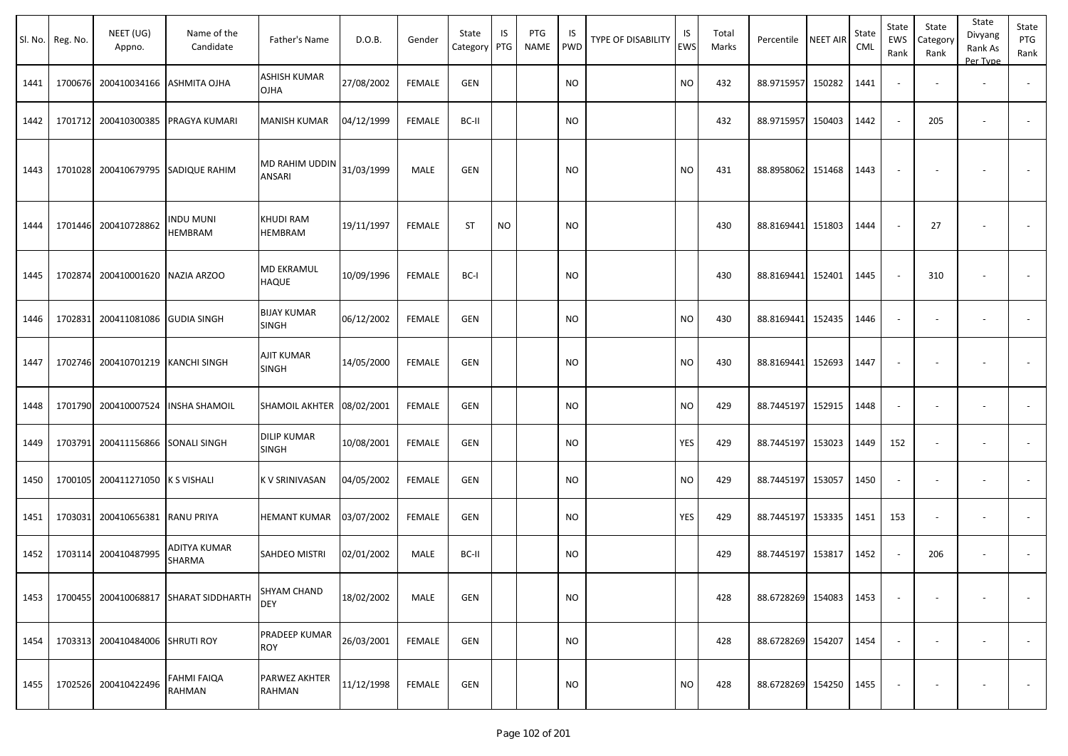| Sl. No. | Reg. No. | NEET (UG) Appno. | Name of the Candidate | Father's Name | D.O.B. | Gender | State Category | IS PTG | PTG NAME | IS PWD | TYPE OF DISABILITY | IS EWS | Total Marks | Percentile | NEET AIR | State CML | State EWS Rank | State Category Rank | State Divyang Rank As Per Type | State PTG Rank |
|---|---|---|---|---|---|---|---|---|---|---|---|---|---|---|---|---|---|---|---|---|
| 1441 | 1700676 | 200410034166 | ASHMITA OJHA | ASHISH KUMAR OJHA | 27/08/2002 | FEMALE | GEN | | | NO | | NO | 432 | 88.9715957 | 150282 | 1441 | - | - | - | - |
| 1442 | 1701712 | 200410300385 | PRAGYA KUMARI | MANISH KUMAR | 04/12/1999 | FEMALE | BC-II | | | NO | | | 432 | 88.9715957 | 150403 | 1442 | - | 205 | - | - |
| 1443 | 1701028 | 200410679795 | SADIQUE RAHIM | MD RAHIM UDDIN ANSARI | 31/03/1999 | MALE | GEN | | | NO | | NO | 431 | 88.8958062 | 151468 | 1443 | - | - | - | - |
| 1444 | 1701446 | 200410728862 | INDU MUNI HEMBRAM | KHUDI RAM HEMBRAM | 19/11/1997 | FEMALE | ST | NO | | NO | | | 430 | 88.8169441 | 151803 | 1444 | - | 27 | - | - |
| 1445 | 1702874 | 200410001620 | NAZIA ARZOO | MD EKRAMUL HAQUE | 10/09/1996 | FEMALE | BC-I | | | NO | | | 430 | 88.8169441 | 152401 | 1445 | - | 310 | - | - |
| 1446 | 1702831 | 200411081086 | GUDIA SINGH | BIJAY KUMAR SINGH | 06/12/2002 | FEMALE | GEN | | | NO | | NO | 430 | 88.8169441 | 152435 | 1446 | - | - | - | - |
| 1447 | 1702746 | 200410701219 | KANCHI SINGH | AJIT KUMAR SINGH | 14/05/2000 | FEMALE | GEN | | | NO | | NO | 430 | 88.8169441 | 152693 | 1447 | - | - | - | - |
| 1448 | 1701790 | 200410007524 | INSHA SHAMOIL | SHAMOIL AKHTER | 08/02/2001 | FEMALE | GEN | | | NO | | NO | 429 | 88.7445197 | 152915 | 1448 | - | - | - | - |
| 1449 | 1703791 | 200411156866 | SONALI SINGH | DILIP KUMAR SINGH | 10/08/2001 | FEMALE | GEN | | | NO | | YES | 429 | 88.7445197 | 153023 | 1449 | 152 | - | - | - |
| 1450 | 1700105 | 200411271050 | K S VISHALI | K V SRINIVASAN | 04/05/2002 | FEMALE | GEN | | | NO | | NO | 429 | 88.7445197 | 153057 | 1450 | - | - | - | - |
| 1451 | 1703031 | 200410656381 | RANU PRIYA | HEMANT KUMAR | 03/07/2002 | FEMALE | GEN | | | NO | | YES | 429 | 88.7445197 | 153335 | 1451 | 153 | - | - | - |
| 1452 | 1703114 | 200410487995 | ADITYA KUMAR SHARMA | SAHDEO MISTRI | 02/01/2002 | MALE | BC-II | | | NO | | | 429 | 88.7445197 | 153817 | 1452 | - | 206 | - | - |
| 1453 | 1700455 | 200410068817 | SHARAT SIDDHARTH | SHYAM CHAND DEY | 18/02/2002 | MALE | GEN | | | NO | | | 428 | 88.6728269 | 154083 | 1453 | - | - | - | - |
| 1454 | 1703313 | 200410484006 | SHRUTI ROY | PRADEEP KUMAR ROY | 26/03/2001 | FEMALE | GEN | | | NO | | | 428 | 88.6728269 | 154207 | 1454 | - | - | - | - |
| 1455 | 1702526 | 200410422496 | FAHMI FAIQA RAHMAN | PARWEZ AKHTER RAHMAN | 11/12/1998 | FEMALE | GEN | | | NO | | NO | 428 | 88.6728269 | 154250 | 1455 | - | - | - | - |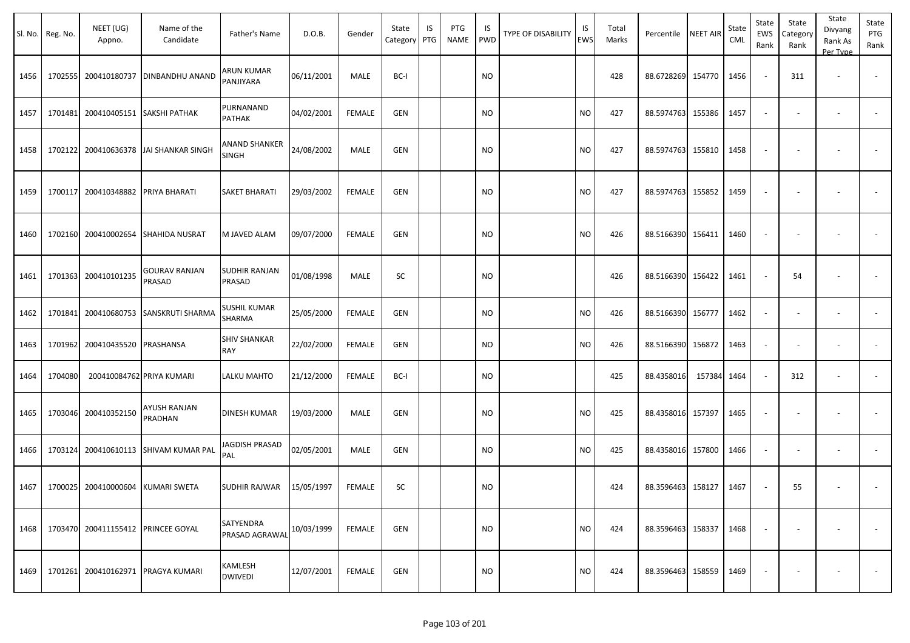| Sl. No. | Reg. No. | NEET (UG) Appno. | Name of the Candidate | Father's Name | D.O.B. | Gender | State Category | IS PTG | PTG NAME | IS PWD | TYPE OF DISABILITY | IS EWS | Total Marks | Percentile | NEET AIR | State CML | State EWS Rank | State Category Rank | State Divyang Rank As Per Type | State PTG Rank |
|---|---|---|---|---|---|---|---|---|---|---|---|---|---|---|---|---|---|---|---|---|
| 1456 | 1702555 | 200410180737 | DINBANDHU ANAND | ARUN KUMAR PANJIYARA | 06/11/2001 | MALE | BC-I | | | NO | | | 428 | 88.6728269 | 154770 | 1456 | - | 311 | - | - |
| 1457 | 1701481 | 200410405151 | SAKSHI PATHAK | PURNANAND PATHAK | 04/02/2001 | FEMALE | GEN | | | NO | | NO | 427 | 88.5974763 | 155386 | 1457 | - | - | - | - |
| 1458 | 1702122 | 200410636378 | JAI SHANKAR SINGH | ANAND SHANKER SINGH | 24/08/2002 | MALE | GEN | | | NO | | NO | 427 | 88.5974763 | 155810 | 1458 | - | - | - | - |
| 1459 | 1700117 | 200410348882 | PRIYA BHARATI | SAKET BHARATI | 29/03/2002 | FEMALE | GEN | | | NO | | NO | 427 | 88.5974763 | 155852 | 1459 | - | - | - | - |
| 1460 | 1702160 | 200410002654 | SHAHIDA NUSRAT | M JAVED ALAM | 09/07/2000 | FEMALE | GEN | | | NO | | NO | 426 | 88.5166390 | 156411 | 1460 | - | - | - | - |
| 1461 | 1701363 | 200410101235 | GOURAV RANJAN PRASAD | SUDHIR RANJAN PRASAD | 01/08/1998 | MALE | SC | | | NO | | | 426 | 88.5166390 | 156422 | 1461 | - | 54 | - | - |
| 1462 | 1701841 | 200410680753 | SANSKRUTI SHARMA | SUSHIL KUMAR SHARMA | 25/05/2000 | FEMALE | GEN | | | NO | | NO | 426 | 88.5166390 | 156777 | 1462 | - | - | - | - |
| 1463 | 1701962 | 200410435520 | PRASHANSA | SHIV SHANKAR RAY | 22/02/2000 | FEMALE | GEN | | | NO | | NO | 426 | 88.5166390 | 156872 | 1463 | - | - | - | - |
| 1464 | 1704080 | 200410084762 | PRIYA KUMARI | LALKU MAHTO | 21/12/2000 | FEMALE | BC-I | | | NO | | | 425 | 88.4358016 | 157384 | 1464 | - | 312 | - | - |
| 1465 | 1703046 | 200410352150 | AYUSH RANJAN PRADHAN | DINESH KUMAR | 19/03/2000 | MALE | GEN | | | NO | | NO | 425 | 88.4358016 | 157397 | 1465 | - | - | - | - |
| 1466 | 1703124 | 200410610113 | SHIVAM KUMAR PAL | JAGDISH PRASAD PAL | 02/05/2001 | MALE | GEN | | | NO | | NO | 425 | 88.4358016 | 157800 | 1466 | - | - | - | - |
| 1467 | 1700025 | 200410000604 | KUMARI SWETA | SUDHIR RAJWAR | 15/05/1997 | FEMALE | SC | | | NO | | | 424 | 88.3596463 | 158127 | 1467 | - | 55 | - | - |
| 1468 | 1703470 | 200411155412 | PRINCEE GOYAL | SATYENDRA PRASAD AGRAWAL | 10/03/1999 | FEMALE | GEN | | | NO | | NO | 424 | 88.3596463 | 158337 | 1468 | - | - | - | - |
| 1469 | 1701261 | 200410162971 | PRAGYA KUMARI | KAMLESH DWIVEDI | 12/07/2001 | FEMALE | GEN | | | NO | | NO | 424 | 88.3596463 | 158559 | 1469 | - | - | - | - |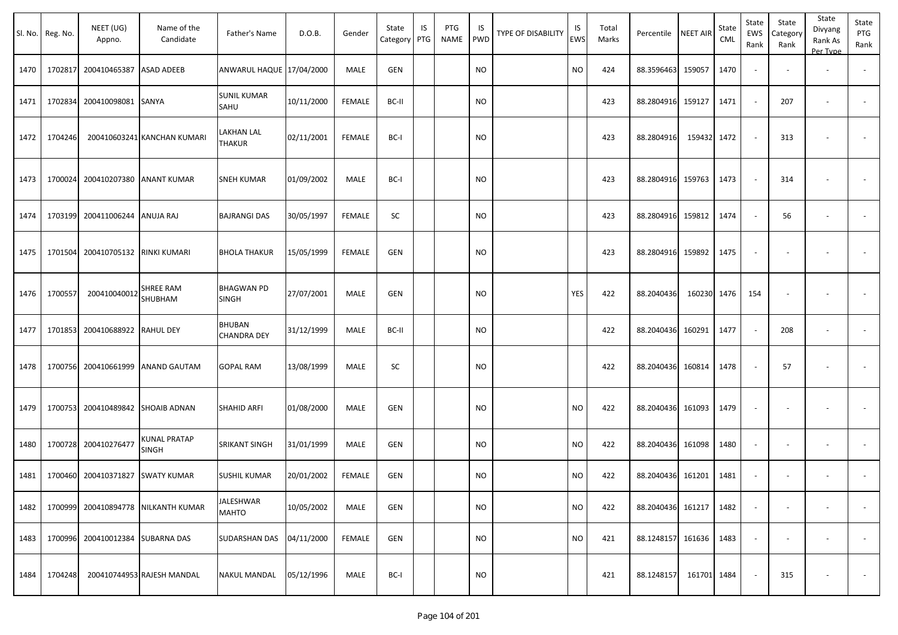| Sl. No. | Reg. No. | NEET (UG) Appno. | Name of the Candidate | Father's Name | D.O.B. | Gender | State Category | IS PTG | PTG NAME | IS PWD | TYPE OF DISABILITY | IS EWS | Total Marks | Percentile | NEET AIR | State CML | State EWS Rank | State Category Rank | State Divyang Rank As Per Type | State PTG Rank |
|---|---|---|---|---|---|---|---|---|---|---|---|---|---|---|---|---|---|---|---|---|
| 1470 | 1702817 | 200410465387 | ASAD ADEEB | ANWARUL HAQUE | 17/04/2000 | MALE | GEN | | | NO | | NO | 424 | 88.3596463 | 159057 | 1470 | - | - | - | - |
| 1471 | 1702834 | 200410098081 | SANYA | SUNIL KUMAR SAHU | 10/11/2000 | FEMALE | BC-II | | | NO | | | 423 | 88.2804916 | 159127 | 1471 | - | 207 | - | - |
| 1472 | 1704246 | 200410603241 | KANCHAN KUMARI | LAKHAN LAL THAKUR | 02/11/2001 | FEMALE | BC-I | | | NO | | | 423 | 88.2804916 | 159432 | 1472 | - | 313 | - | - |
| 1473 | 1700024 | 200410207380 | ANANT KUMAR | SNEH KUMAR | 01/09/2002 | MALE | BC-I | | | NO | | | 423 | 88.2804916 | 159763 | 1473 | - | 314 | - | - |
| 1474 | 1703199 | 200411006244 | ANUJA RAJ | BAJRANGI DAS | 30/05/1997 | FEMALE | SC | | | NO | | | 423 | 88.2804916 | 159812 | 1474 | - | 56 | - | - |
| 1475 | 1701504 | 200410705132 | RINKI KUMARI | BHOLA THAKUR | 15/05/1999 | FEMALE | GEN | | | NO | | | 423 | 88.2804916 | 159892 | 1475 | - | - | - | - |
| 1476 | 1700557 | 200410040012 | SHREE RAM SHUBHAM | BHAGWAN PD SINGH | 27/07/2001 | MALE | GEN | | | NO | | YES | 422 | 88.2040436 | 160230 | 1476 | 154 | - | - | - |
| 1477 | 1701853 | 200410688922 | RAHUL DEY | BHUBAN CHANDRA DEY | 31/12/1999 | MALE | BC-II | | | NO | | | 422 | 88.2040436 | 160291 | 1477 | - | 208 | - | - |
| 1478 | 1700756 | 200410661999 | ANAND GAUTAM | GOPAL RAM | 13/08/1999 | MALE | SC | | | NO | | | 422 | 88.2040436 | 160814 | 1478 | - | 57 | - | - |
| 1479 | 1700753 | 200410489842 | SHOAIB ADNAN | SHAHID ARFI | 01/08/2000 | MALE | GEN | | | NO | | NO | 422 | 88.2040436 | 161093 | 1479 | - | - | - | - |
| 1480 | 1700728 | 200410276477 | KUNAL PRATAP SINGH | SRIKANT SINGH | 31/01/1999 | MALE | GEN | | | NO | | NO | 422 | 88.2040436 | 161098 | 1480 | - | - | - | - |
| 1481 | 1700460 | 200410371827 | SWATY KUMAR | SUSHIL KUMAR | 20/01/2002 | FEMALE | GEN | | | NO | | NO | 422 | 88.2040436 | 161201 | 1481 | - | - | - | - |
| 1482 | 1700999 | 200410894778 | NILKANTH KUMAR | JALESHWAR MAHTO | 10/05/2002 | MALE | GEN | | | NO | | NO | 422 | 88.2040436 | 161217 | 1482 | - | - | - | - |
| 1483 | 1700996 | 200410012384 | SUBARNA DAS | SUDARSHAN DAS | 04/11/2000 | FEMALE | GEN | | | NO | | NO | 421 | 88.1248157 | 161636 | 1483 | - | - | - | - |
| 1484 | 1704248 | 200410744953 | RAJESH MANDAL | NAKUL MANDAL | 05/12/1996 | MALE | BC-I | | | NO | | | 421 | 88.1248157 | 161701 | 1484 | - | 315 | - | - |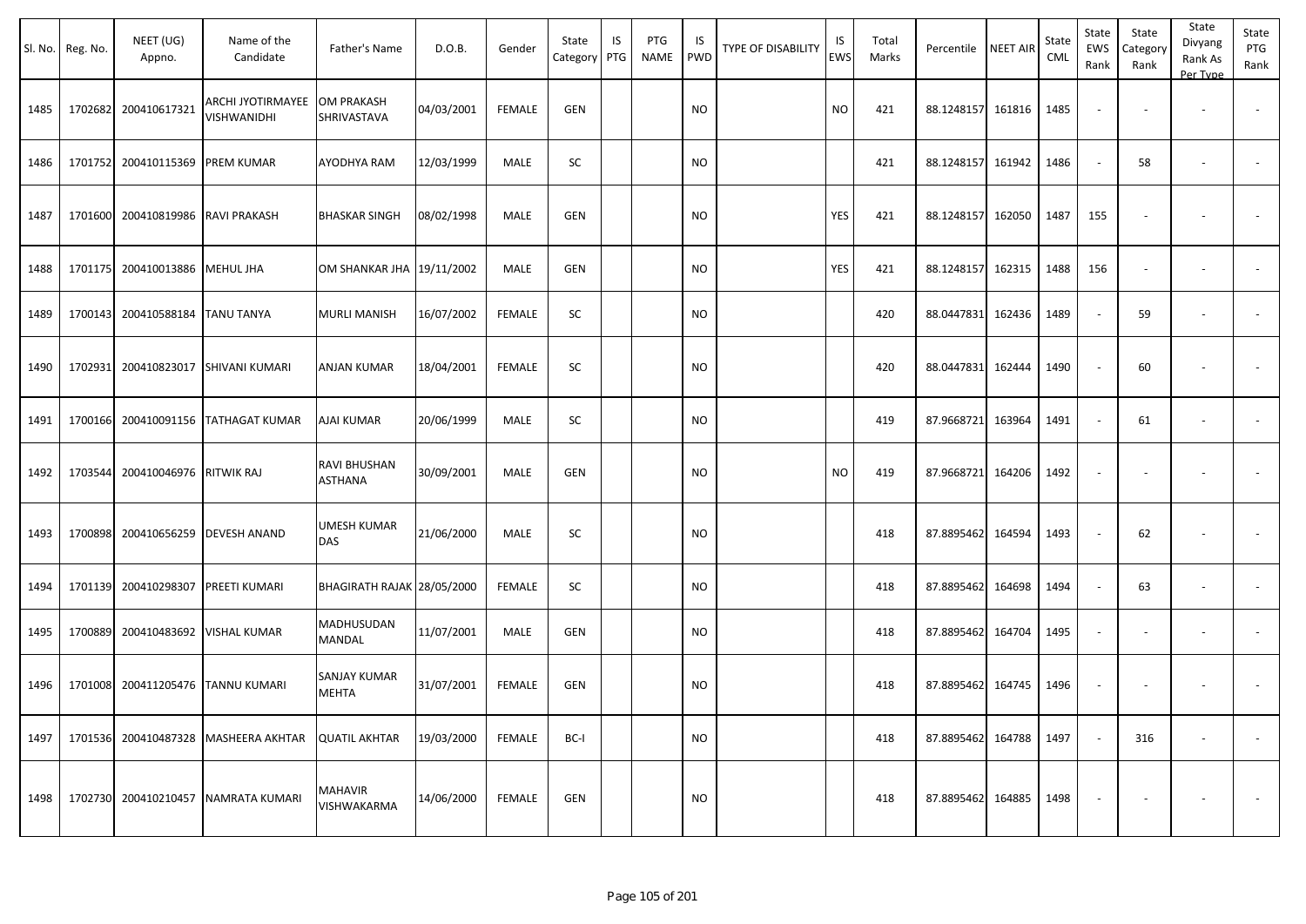| Sl. No. | Reg. No. | NEET (UG) Appno. | Name of the Candidate | Father's Name | D.O.B. | Gender | State Category | IS PTG | PTG NAME | IS PWD | TYPE OF DISABILITY | IS EWS | Total Marks | Percentile | NEET AIR | State CML | State EWS Rank | State Category Rank | State Divyang Rank As Per Type | State PTG Rank |
|---|---|---|---|---|---|---|---|---|---|---|---|---|---|---|---|---|---|---|---|---|
| 1485 | 1702682 | 200410617321 | ARCHI JYOTIRMAYEE VISHWANIDHI | OM PRAKASH SHRIVASTAVA | 04/03/2001 | FEMALE | GEN | | | NO | | NO | 421 | 88.1248157 | 161816 | 1485 | - | - | - | - |
| 1486 | 1701752 | 200410115369 | PREM KUMAR | AYODHYA RAM | 12/03/1999 | MALE | SC | | | NO | | | 421 | 88.1248157 | 161942 | 1486 | - | 58 | - | - |
| 1487 | 1701600 | 200410819986 | RAVI PRAKASH | BHASKAR SINGH | 08/02/1998 | MALE | GEN | | | NO | | YES | 421 | 88.1248157 | 162050 | 1487 | 155 | - | - | - |
| 1488 | 1701175 | 200410013886 | MEHUL JHA | OM SHANKAR JHA | 19/11/2002 | MALE | GEN | | | NO | | YES | 421 | 88.1248157 | 162315 | 1488 | 156 | - | - | - |
| 1489 | 1700143 | 200410588184 | TANU TANYA | MURLI MANISH | 16/07/2002 | FEMALE | SC | | | NO | | | 420 | 88.0447831 | 162436 | 1489 | - | 59 | - | - |
| 1490 | 1702931 | 200410823017 | SHIVANI KUMARI | ANJAN KUMAR | 18/04/2001 | FEMALE | SC | | | NO | | | 420 | 88.0447831 | 162444 | 1490 | - | 60 | - | - |
| 1491 | 1700166 | 200410091156 | TATHAGAT KUMAR | AJAI KUMAR | 20/06/1999 | MALE | SC | | | NO | | | 419 | 87.9668721 | 163964 | 1491 | - | 61 | - | - |
| 1492 | 1703544 | 200410046976 | RITWIK RAJ | RAVI BHUSHAN ASTHANA | 30/09/2001 | MALE | GEN | | | NO | | NO | 419 | 87.9668721 | 164206 | 1492 | - | - | - | - |
| 1493 | 1700898 | 200410656259 | DEVESH ANAND | UMESH KUMAR DAS | 21/06/2000 | MALE | SC | | | NO | | | 418 | 87.8895462 | 164594 | 1493 | - | 62 | - | - |
| 1494 | 1701139 | 200410298307 | PREETI KUMARI | BHAGIRATH RAJAK | 28/05/2000 | FEMALE | SC | | | NO | | | 418 | 87.8895462 | 164698 | 1494 | - | 63 | - | - |
| 1495 | 1700889 | 200410483692 | VISHAL KUMAR | MADHUSUDAN MANDAL | 11/07/2001 | MALE | GEN | | | NO | | | 418 | 87.8895462 | 164704 | 1495 | - | - | - | - |
| 1496 | 1701008 | 200411205476 | TANNU KUMARI | SANJAY KUMAR MEHTA | 31/07/2001 | FEMALE | GEN | | | NO | | | 418 | 87.8895462 | 164745 | 1496 | - | - | - | - |
| 1497 | 1701536 | 200410487328 | MASHEERA AKHTAR | QUATIL AKHTAR | 19/03/2000 | FEMALE | BC-I | | | NO | | | 418 | 87.8895462 | 164788 | 1497 | - | 316 | - | - |
| 1498 | 1702730 | 200410210457 | NAMRATA KUMARI | MAHAVIR VISHWAKARMA | 14/06/2000 | FEMALE | GEN | | | NO | | | 418 | 87.8895462 | 164885 | 1498 | - | - | - | - |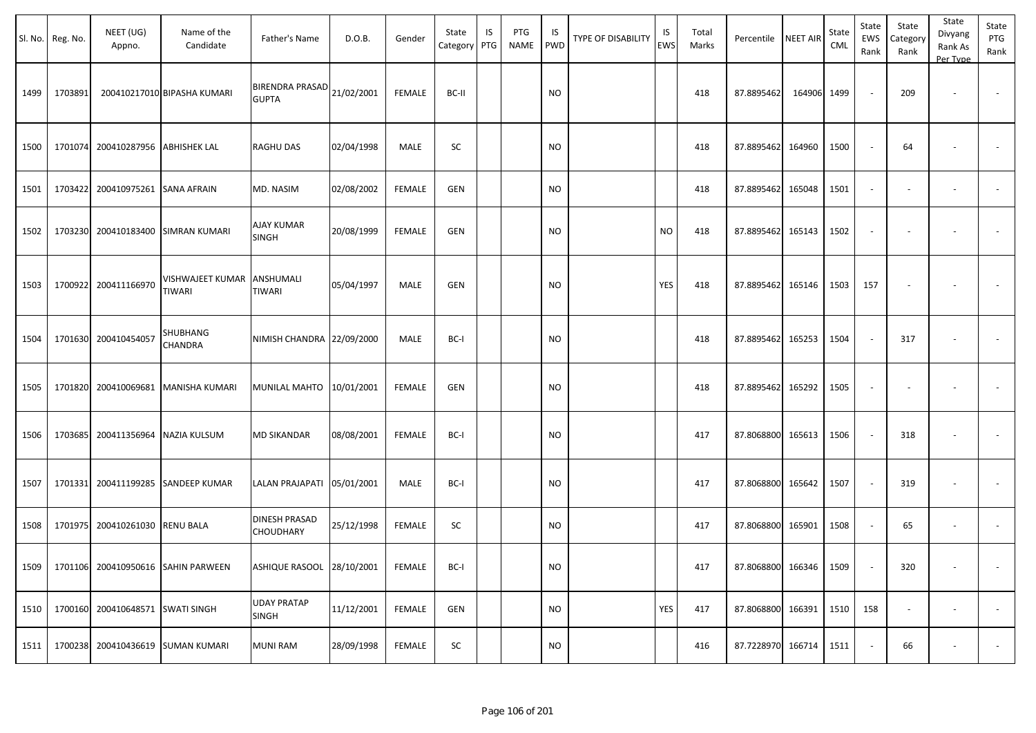| Sl. No. | Reg. No. | NEET (UG) Appno. | Name of the Candidate | Father's Name | D.O.B. | Gender | State Category | IS PTG | PTG NAME | IS PWD | TYPE OF DISABILITY | IS EWS | Total Marks | Percentile | NEET AIR | State CML | State EWS Rank | State Category Rank | State Divyang Rank As Per Type | State PTG Rank |
|---|---|---|---|---|---|---|---|---|---|---|---|---|---|---|---|---|---|---|---|---|
| 1499 | 1703891 | 200410217010 | BIPASHA KUMARI | BIRENDRA PRASAD GUPTA | 21/02/2001 | FEMALE | BC-II | | | NO | | | 418 | 87.8895462 | 164906 | 1499 | - | 209 | - | - |
| 1500 | 1701074 | 200410287956 | ABHISHEK LAL | RAGHU DAS | 02/04/1998 | MALE | SC | | | NO | | | 418 | 87.8895462 | 164960 | 1500 | - | 64 | - | - |
| 1501 | 1703422 | 200410975261 | SANA AFRAIN | MD. NASIM | 02/08/2002 | FEMALE | GEN | | | NO | | | 418 | 87.8895462 | 165048 | 1501 | - | - | - | - |
| 1502 | 1703230 | 200410183400 | SIMRAN KUMARI | AJAY KUMAR SINGH | 20/08/1999 | FEMALE | GEN | | | NO | | NO | 418 | 87.8895462 | 165143 | 1502 | - | - | - | - |
| 1503 | 1700922 | 200411166970 | VISHWAJEET KUMAR TIWARI | ANSHUMALI TIWARI | 05/04/1997 | MALE | GEN | | | NO | | YES | 418 | 87.8895462 | 165146 | 1503 | 157 | - | - | - |
| 1504 | 1701630 | 200410454057 | SHUBHANG CHANDRA | NIMISH CHANDRA | 22/09/2000 | MALE | BC-I | | | NO | | | 418 | 87.8895462 | 165253 | 1504 | - | 317 | - | - |
| 1505 | 1701820 | 200410069681 | MANISHA KUMARI | MUNILAL MAHTO | 10/01/2001 | FEMALE | GEN | | | NO | | | 418 | 87.8895462 | 165292 | 1505 | - | - | - | - |
| 1506 | 1703685 | 200411356964 | NAZIA KULSUM | MD SIKANDAR | 08/08/2001 | FEMALE | BC-I | | | NO | | | 417 | 87.8068800 | 165613 | 1506 | - | 318 | - | - |
| 1507 | 1701331 | 200411199285 | SANDEEP KUMAR | LALAN PRAJAPATI | 05/01/2001 | MALE | BC-I | | | NO | | | 417 | 87.8068800 | 165642 | 1507 | - | 319 | - | - |
| 1508 | 1701975 | 200410261030 | RENU BALA | DINESH PRASAD CHOUDHARY | 25/12/1998 | FEMALE | SC | | | NO | | | 417 | 87.8068800 | 165901 | 1508 | - | 65 | - | - |
| 1509 | 1701106 | 200410950616 | SAHIN PARWEEN | ASHIQUE RASOOL | 28/10/2001 | FEMALE | BC-I | | | NO | | | 417 | 87.8068800 | 166346 | 1509 | - | 320 | - | - |
| 1510 | 1700160 | 200410648571 | SWATI SINGH | UDAY PRATAP SINGH | 11/12/2001 | FEMALE | GEN | | | NO | | YES | 417 | 87.8068800 | 166391 | 1510 | 158 | - | - | - |
| 1511 | 1700238 | 200410436619 | SUMAN KUMARI | MUNI RAM | 28/09/1998 | FEMALE | SC | | | NO | | | 416 | 87.7228970 | 166714 | 1511 | - | 66 | - | - |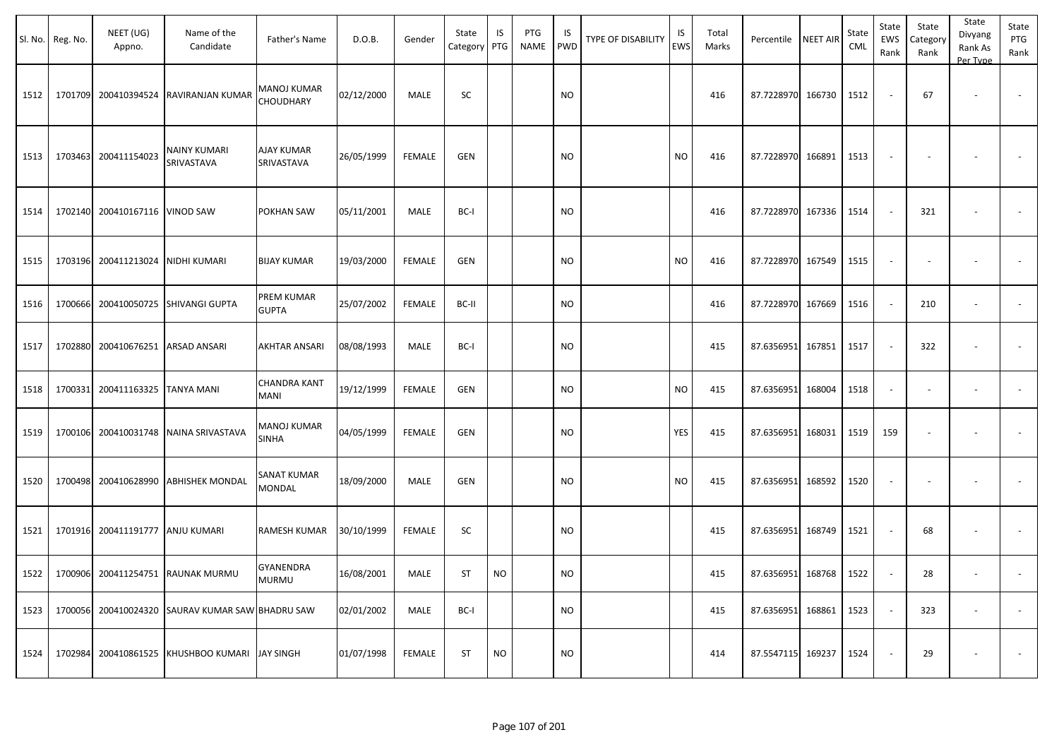| Sl. No. | Reg. No. | NEET (UG) Appno. | Name of the Candidate | Father's Name | D.O.B. | Gender | State Category | IS PTG | PTG NAME | IS PWD | TYPE OF DISABILITY | IS EWS | Total Marks | Percentile | NEET AIR | State CML | State EWS Rank | State Category Rank | State Divyang Rank As Per Type | State PTG Rank |
|---|---|---|---|---|---|---|---|---|---|---|---|---|---|---|---|---|---|---|---|---|
| 1512 | 1701709 | 200410394524 | RAVIRANJAN KUMAR | MANOJ KUMAR CHOUDHARY | 02/12/2000 | MALE | SC | | | NO | | | 416 | 87.7228970 | 166730 | 1512 | - | 67 | - | - |
| 1513 | 1703463 | 200411154023 | NAINY KUMARI SRIVASTAVA | AJAY KUMAR SRIVASTAVA | 26/05/1999 | FEMALE | GEN | | | NO | | NO | 416 | 87.7228970 | 166891 | 1513 | - | - | - | - |
| 1514 | 1702140 | 200410167116 | VINOD SAW | POKHAN SAW | 05/11/2001 | MALE | BC-I | | | NO | | | 416 | 87.7228970 | 167336 | 1514 | - | 321 | - | - |
| 1515 | 1703196 | 200411213024 | NIDHI KUMARI | BIJAY KUMAR | 19/03/2000 | FEMALE | GEN | | | NO | | NO | 416 | 87.7228970 | 167549 | 1515 | - | - | - | - |
| 1516 | 1700666 | 200410050725 | SHIVANGI GUPTA | PREM KUMAR GUPTA | 25/07/2002 | FEMALE | BC-II | | | NO | | | 416 | 87.7228970 | 167669 | 1516 | - | 210 | - | - |
| 1517 | 1702880 | 200410676251 | ARSAD ANSARI | AKHTAR ANSARI | 08/08/1993 | MALE | BC-I | | | NO | | | 415 | 87.6356951 | 167851 | 1517 | - | 322 | - | - |
| 1518 | 1700331 | 200411163325 | TANYA MANI | CHANDRA KANT MANI | 19/12/1999 | FEMALE | GEN | | | NO | | NO | 415 | 87.6356951 | 168004 | 1518 | - | - | - | - |
| 1519 | 1700106 | 200410031748 | NAINA SRIVASTAVA | MANOJ KUMAR SINHA | 04/05/1999 | FEMALE | GEN | | | NO | | YES | 415 | 87.6356951 | 168031 | 1519 | 159 | - | - | - |
| 1520 | 1700498 | 200410628990 | ABHISHEK MONDAL | SANAT KUMAR MONDAL | 18/09/2000 | MALE | GEN | | | NO | | NO | 415 | 87.6356951 | 168592 | 1520 | - | - | - | - |
| 1521 | 1701916 | 200411191777 | ANJU KUMARI | RAMESH KUMAR | 30/10/1999 | FEMALE | SC | | | NO | | | 415 | 87.6356951 | 168749 | 1521 | - | 68 | - | - |
| 1522 | 1700906 | 200411254751 | RAUNAK MURMU | GYANENDRA MURMU | 16/08/2001 | MALE | ST | NO | | NO | | | 415 | 87.6356951 | 168768 | 1522 | - | 28 | - | - |
| 1523 | 1700056 | 200410024320 | SAURAV KUMAR SAW | BHADRU SAW | 02/01/2002 | MALE | BC-I | | | NO | | | 415 | 87.6356951 | 168861 | 1523 | - | 323 | - | - |
| 1524 | 1702984 | 200410861525 | KHUSHBOO KUMARI | JAY SINGH | 01/07/1998 | FEMALE | ST | NO | | NO | | | 414 | 87.5547115 | 169237 | 1524 | - | 29 | - | - |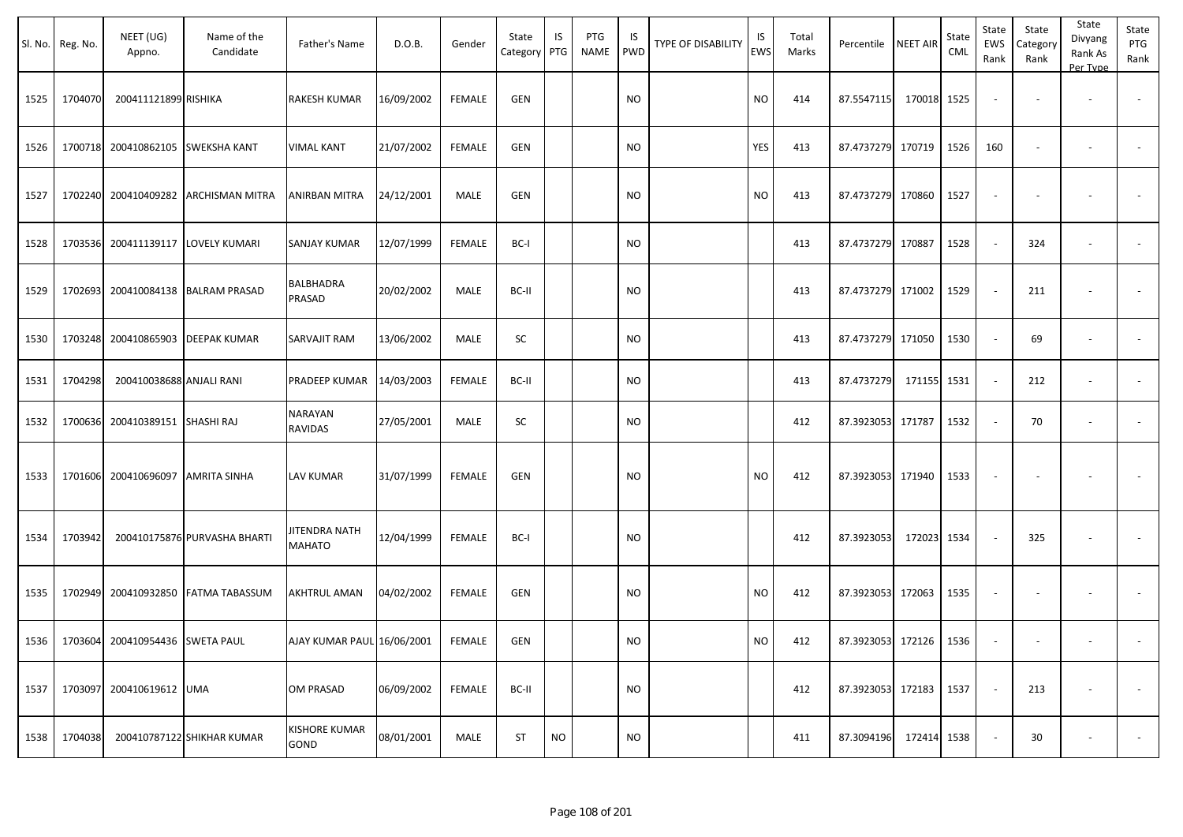| Sl. No. | Reg. No. | NEET (UG) Appno. | Name of the Candidate | Father's Name | D.O.B. | Gender | State Category | IS PTG | PTG NAME | IS PWD | TYPE OF DISABILITY | IS EWS | Total Marks | Percentile | NEET AIR | State CML | State EWS Rank | State Category Rank | State Divyang Rank As Per Type | State PTG Rank |
|---|---|---|---|---|---|---|---|---|---|---|---|---|---|---|---|---|---|---|---|---|
| 1525 | 1704070 | 200411121899 | RISHIKA | RAKESH KUMAR | 16/09/2002 | FEMALE | GEN | | | NO | | NO | 414 | 87.5547115 | 170018 | 1525 | - | - | - | - |
| 1526 | 1700718 | 200410862105 | SWEKSHA KANT | VIMAL KANT | 21/07/2002 | FEMALE | GEN | | | NO | | YES | 413 | 87.4737279 | 170719 | 1526 | 160 | - | - | - |
| 1527 | 1702240 | 200410409282 | ARCHISMAN MITRA | ANIRBAN MITRA | 24/12/2001 | MALE | GEN | | | NO | | NO | 413 | 87.4737279 | 170860 | 1527 | - | - | - | - |
| 1528 | 1703536 | 200411139117 | LOVELY KUMARI | SANJAY KUMAR | 12/07/1999 | FEMALE | BC-I | | | NO | | | 413 | 87.4737279 | 170887 | 1528 | - | 324 | - | - |
| 1529 | 1702693 | 200410084138 | BALRAM PRASAD | BALBHADRA PRASAD | 20/02/2002 | MALE | BC-II | | | NO | | | 413 | 87.4737279 | 171002 | 1529 | - | 211 | - | - |
| 1530 | 1703248 | 200410865903 | DEEPAK KUMAR | SARVAJIT RAM | 13/06/2002 | MALE | SC | | | NO | | | 413 | 87.4737279 | 171050 | 1530 | - | 69 | - | - |
| 1531 | 1704298 | 200410038688 | ANJALI RANI | PRADEEP KUMAR | 14/03/2003 | FEMALE | BC-II | | | NO | | | 413 | 87.4737279 | 171155 | 1531 | - | 212 | - | - |
| 1532 | 1700636 | 200410389151 | SHASHI RAJ | NARAYAN RAVIDAS | 27/05/2001 | MALE | SC | | | NO | | | 412 | 87.3923053 | 171787 | 1532 | - | 70 | - | - |
| 1533 | 1701606 | 200410696097 | AMRITA SINHA | LAV KUMAR | 31/07/1999 | FEMALE | GEN | | | NO | | NO | 412 | 87.3923053 | 171940 | 1533 | - | - | - | - |
| 1534 | 1703942 | 200410175876 | PURVASHA BHARTI | JITENDRA NATH MAHATO | 12/04/1999 | FEMALE | BC-I | | | NO | | | 412 | 87.3923053 | 172023 | 1534 | - | 325 | - | - |
| 1535 | 1702949 | 200410932850 | FATMA TABASSUM | AKHTRUL AMAN | 04/02/2002 | FEMALE | GEN | | | NO | | NO | 412 | 87.3923053 | 172063 | 1535 | - | - | - | - |
| 1536 | 1703604 | 200410954436 | SWETA PAUL | AJAY KUMAR PAUL | 16/06/2001 | FEMALE | GEN | | | NO | | NO | 412 | 87.3923053 | 172126 | 1536 | - | - | - | - |
| 1537 | 1703097 | 200410619612 | UMA | OM PRASAD | 06/09/2002 | FEMALE | BC-II | | | NO | | | 412 | 87.3923053 | 172183 | 1537 | - | 213 | - | - |
| 1538 | 1704038 | 200410787122 | SHIKHAR KUMAR | KISHORE KUMAR GOND | 08/01/2001 | MALE | ST | NO | | NO | | | 411 | 87.3094196 | 172414 | 1538 | - | 30 | - | - |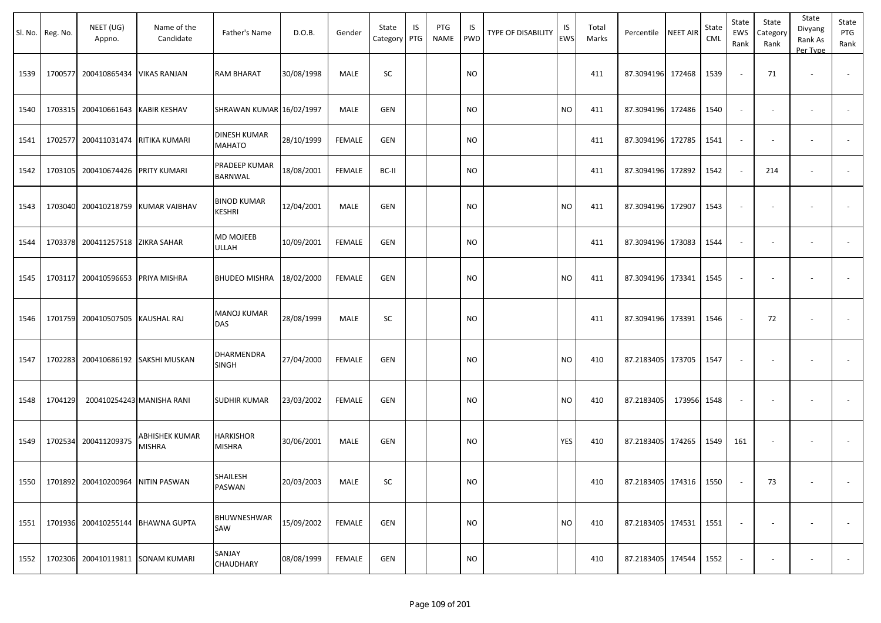| Sl. No. | Reg. No. | NEET (UG) Appno. | Name of the Candidate | Father's Name | D.O.B. | Gender | State Category | IS PTG | PTG NAME | IS PWD | TYPE OF DISABILITY | IS EWS | Total Marks | Percentile | NEET AIR | State CML | State EWS Rank | State Category Rank | State Divyang Rank As Per Type | State PTG Rank |
|---|---|---|---|---|---|---|---|---|---|---|---|---|---|---|---|---|---|---|---|---|
| 1539 | 1700577 | 200410865434 | VIKAS RANJAN | RAM BHARAT | 30/08/1998 | MALE | SC | | | NO | | | 411 | 87.3094196 | 172468 | 1539 | - | 71 | - | - |
| 1540 | 1703315 | 200410661643 | KABIR KESHAV | SHRAWAN KUMAR | 16/02/1997 | MALE | GEN | | | NO | | NO | 411 | 87.3094196 | 172486 | 1540 | - | - | - | - |
| 1541 | 1702577 | 200411031474 | RITIKA KUMARI | DINESH KUMAR MAHATO | 28/10/1999 | FEMALE | GEN | | | NO | | | 411 | 87.3094196 | 172785 | 1541 | - | - | - | - |
| 1542 | 1703105 | 200410674426 | PRITY KUMARI | PRADEEP KUMAR BARNWAL | 18/08/2001 | FEMALE | BC-II | | | NO | | | 411 | 87.3094196 | 172892 | 1542 | - | 214 | - | - |
| 1543 | 1703040 | 200410218759 | KUMAR VAIBHAV | BINOD KUMAR KESHRI | 12/04/2001 | MALE | GEN | | | NO | | NO | 411 | 87.3094196 | 172907 | 1543 | - | - | - | - |
| 1544 | 1703378 | 200411257518 | ZIKRA SAHAR | MD MOJEEB ULLAH | 10/09/2001 | FEMALE | GEN | | | NO | | | 411 | 87.3094196 | 173083 | 1544 | - | - | - | - |
| 1545 | 1703117 | 200410596653 | PRIYA MISHRA | BHUDEO MISHRA | 18/02/2000 | FEMALE | GEN | | | NO | | NO | 411 | 87.3094196 | 173341 | 1545 | - | - | - | - |
| 1546 | 1701759 | 200410507505 | KAUSHAL RAJ | MANOJ KUMAR DAS | 28/08/1999 | MALE | SC | | | NO | | | 411 | 87.3094196 | 173391 | 1546 | - | 72 | - | - |
| 1547 | 1702283 | 200410686192 | SAKSHI MUSKAN | DHARMENDRA SINGH | 27/04/2000 | FEMALE | GEN | | | NO | | NO | 410 | 87.2183405 | 173705 | 1547 | - | - | - | - |
| 1548 | 1704129 | 200410254243 | MANISHA RANI | SUDHIR KUMAR | 23/03/2002 | FEMALE | GEN | | | NO | | NO | 410 | 87.2183405 | 173956 | 1548 | - | - | - | - |
| 1549 | 1702534 | 200411209375 | ABHISHEK KUMAR MISHRA | HARKISHOR MISHRA | 30/06/2001 | MALE | GEN | | | NO | | YES | 410 | 87.2183405 | 174265 | 1549 | 161 | - | - | - |
| 1550 | 1701892 | 200410200964 | NITIN PASWAN | SHAILESH PASWAN | 20/03/2003 | MALE | SC | | | NO | | | 410 | 87.2183405 | 174316 | 1550 | - | 73 | - | - |
| 1551 | 1701936 | 200410255144 | BHAWNA GUPTA | BHUWNESHWAR SAW | 15/09/2002 | FEMALE | GEN | | | NO | | NO | 410 | 87.2183405 | 174531 | 1551 | - | - | - | - |
| 1552 | 1702306 | 200410119811 | SONAM KUMARI | SANJAY CHAUDHARY | 08/08/1999 | FEMALE | GEN | | | NO | | | 410 | 87.2183405 | 174544 | 1552 | - | - | - | - |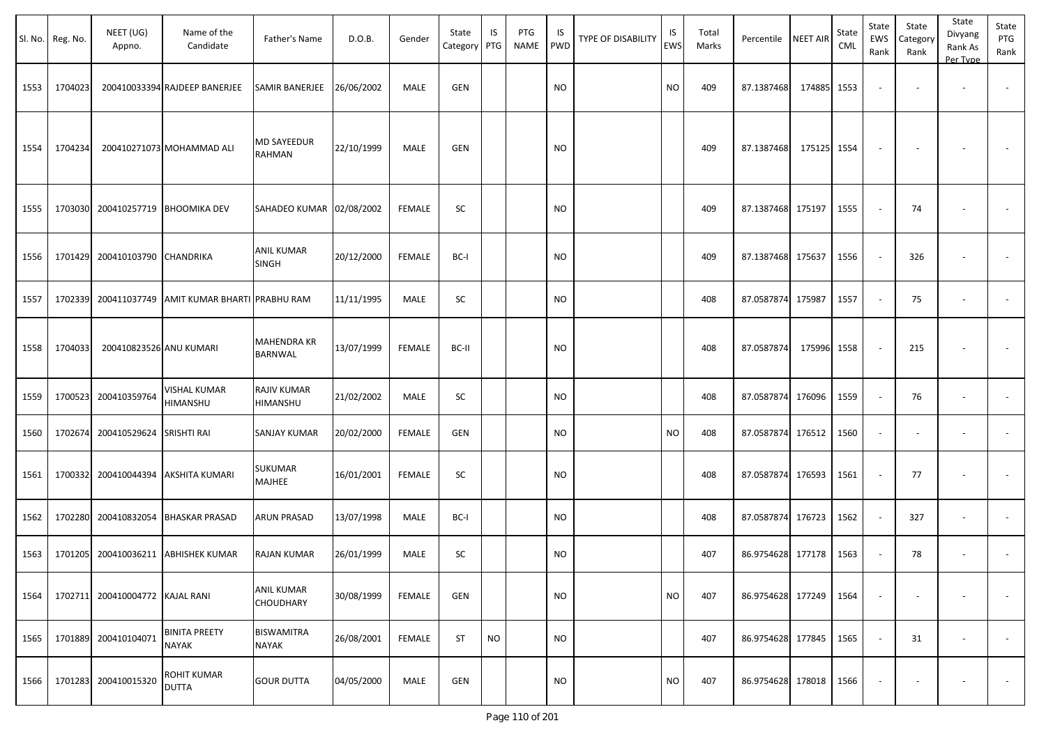| Sl. No. | Reg. No. | NEET (UG) Appno. | Name of the Candidate | Father's Name | D.O.B. | Gender | State Category | IS PTG | PTG NAME | IS PWD | TYPE OF DISABILITY | IS EWS | Total Marks | Percentile | NEET AIR | State CML | State EWS Rank | State Category Rank | State Divyang Rank As Per Type | State PTG Rank |
|---|---|---|---|---|---|---|---|---|---|---|---|---|---|---|---|---|---|---|---|---|
| 1553 | 1704023 | 200410033394 | RAJDEEP BANERJEE | SAMIR BANERJEE | 26/06/2002 | MALE | GEN | | | NO | | NO | 409 | 87.1387468 | 174885 | 1553 | - | - | - | - |
| 1554 | 1704234 | 200410271073 | MOHAMMAD ALI | MD SAYEEDUR RAHMAN | 22/10/1999 | MALE | GEN | | | NO | | | 409 | 87.1387468 | 175125 | 1554 | - | - | - | - |
| 1555 | 1703030 | 200410257719 | BHOOMIKA DEV | SAHADEO KUMAR | 02/08/2002 | FEMALE | SC | | | NO | | | 409 | 87.1387468 | 175197 | 1555 | - | 74 | - | - |
| 1556 | 1701429 | 200410103790 | CHANDRIKA | ANIL KUMAR SINGH | 20/12/2000 | FEMALE | BC-I | | | NO | | | 409 | 87.1387468 | 175637 | 1556 | - | 326 | - | - |
| 1557 | 1702339 | 200411037749 | AMIT KUMAR BHARTI | PRABHU RAM | 11/11/1995 | MALE | SC | | | NO | | | 408 | 87.0587874 | 175987 | 1557 | - | 75 | - | - |
| 1558 | 1704033 | 200410823526 | ANU KUMARI | MAHENDRA KR BARNWAL | 13/07/1999 | FEMALE | BC-II | | | NO | | | 408 | 87.0587874 | 175996 | 1558 | - | 215 | - | - |
| 1559 | 1700523 | 200410359764 | VISHAL KUMAR HIMANSHU | RAJIV KUMAR HIMANSHU | 21/02/2002 | MALE | SC | | | NO | | | 408 | 87.0587874 | 176096 | 1559 | - | 76 | - | - |
| 1560 | 1702674 | 200410529624 | SRISHTI RAI | SANJAY KUMAR | 20/02/2000 | FEMALE | GEN | | | NO | | NO | 408 | 87.0587874 | 176512 | 1560 | - | - | - | - |
| 1561 | 1700332 | 200410044394 | AKSHITA KUMARI | SUKUMAR MAJHEE | 16/01/2001 | FEMALE | SC | | | NO | | | 408 | 87.0587874 | 176593 | 1561 | - | 77 | - | - |
| 1562 | 1702280 | 200410832054 | BHASKAR PRASAD | ARUN PRASAD | 13/07/1998 | MALE | BC-I | | | NO | | | 408 | 87.0587874 | 176723 | 1562 | - | 327 | - | - |
| 1563 | 1701205 | 200410036211 | ABHISHEK KUMAR | RAJAN KUMAR | 26/01/1999 | MALE | SC | | | NO | | | 407 | 86.9754628 | 177178 | 1563 | - | 78 | - | - |
| 1564 | 1702711 | 200410004772 | KAJAL RANI | ANIL KUMAR CHOUDHARY | 30/08/1999 | FEMALE | GEN | | | NO | | NO | 407 | 86.9754628 | 177249 | 1564 | - | - | - | - |
| 1565 | 1701889 | 200410104071 | BINITA PREETY NAYAK | BISWAMITRA NAYAK | 26/08/2001 | FEMALE | ST | NO | | NO | | | 407 | 86.9754628 | 177845 | 1565 | - | 31 | - | - |
| 1566 | 1701283 | 200410015320 | ROHIT KUMAR DUTTA | GOUR DUTTA | 04/05/2000 | MALE | GEN | | | NO | | NO | 407 | 86.9754628 | 178018 | 1566 | - | - | - | - |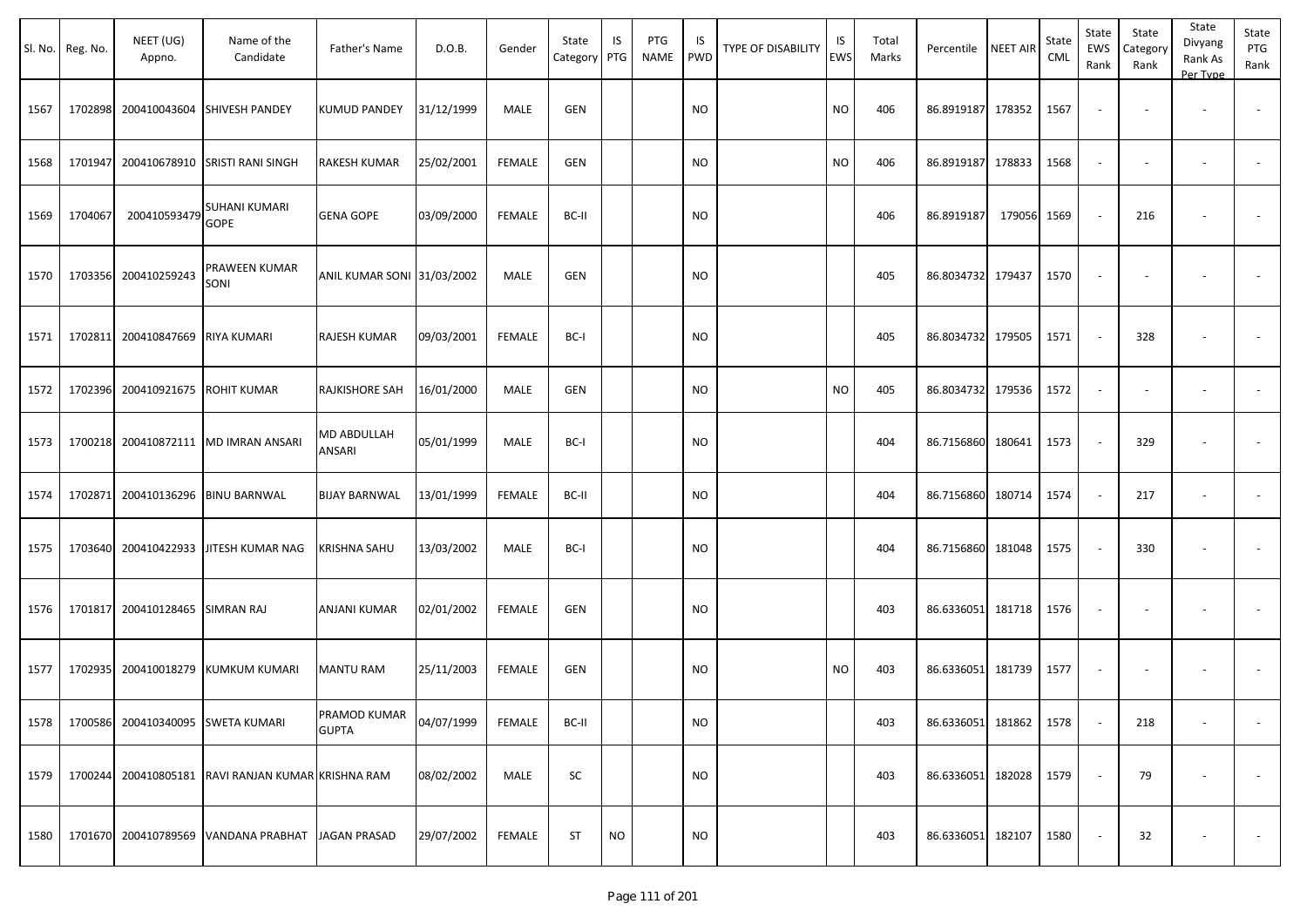| Sl. No. | Reg. No. | NEET (UG) Appno. | Name of the Candidate | Father's Name | D.O.B. | Gender | State Category | IS PTG | PTG NAME | IS PWD | TYPE OF DISABILITY | IS EWS | Total Marks | Percentile | NEET AIR | State CML | State EWS Rank | State Category Rank | State Divyang Rank As Per Type | State PTG Rank |
|---|---|---|---|---|---|---|---|---|---|---|---|---|---|---|---|---|---|---|---|---|
| 1567 | 1702898 | 200410043604 | SHIVESH PANDEY | KUMUD PANDEY | 31/12/1999 | MALE | GEN | | | NO | | NO | 406 | 86.8919187 | 178352 | 1567 | - | - | - | - |
| 1568 | 1701947 | 200410678910 | SRISTI RANI SINGH | RAKESH KUMAR | 25/02/2001 | FEMALE | GEN | | | NO | | NO | 406 | 86.8919187 | 178833 | 1568 | - | - | - | - |
| 1569 | 1704067 | 200410593479 | SUHANI KUMARI GOPE | GENA GOPE | 03/09/2000 | FEMALE | BC-II | | | NO | | | 406 | 86.8919187 | 179056 | 1569 | - | 216 | - | - |
| 1570 | 1703356 | 200410259243 | PRAWEEN KUMAR SONI | ANIL KUMAR SONI | 31/03/2002 | MALE | GEN | | | NO | | | 405 | 86.8034732 | 179437 | 1570 | - | - | - | - |
| 1571 | 1702811 | 200410847669 | RIYA KUMARI | RAJESH KUMAR | 09/03/2001 | FEMALE | BC-I | | | NO | | | 405 | 86.8034732 | 179505 | 1571 | - | 328 | - | - |
| 1572 | 1702396 | 200410921675 | ROHIT KUMAR | RAJKISHORE SAH | 16/01/2000 | MALE | GEN | | | NO | | NO | 405 | 86.8034732 | 179536 | 1572 | - | - | - | - |
| 1573 | 1700218 | 200410872111 | MD IMRAN ANSARI | MD ABDULLAH ANSARI | 05/01/1999 | MALE | BC-I | | | NO | | | 404 | 86.7156860 | 180641 | 1573 | - | 329 | - | - |
| 1574 | 1702871 | 200410136296 | BINU BARNWAL | BIJAY BARNWAL | 13/01/1999 | FEMALE | BC-II | | | NO | | | 404 | 86.7156860 | 180714 | 1574 | - | 217 | - | - |
| 1575 | 1703640 | 200410422933 | JITESH KUMAR NAG | KRISHNA SAHU | 13/03/2002 | MALE | BC-I | | | NO | | | 404 | 86.7156860 | 181048 | 1575 | - | 330 | - | - |
| 1576 | 1701817 | 200410128465 | SIMRAN RAJ | ANJANI KUMAR | 02/01/2002 | FEMALE | GEN | | | NO | | | 403 | 86.6336051 | 181718 | 1576 | - | - | - | - |
| 1577 | 1702935 | 200410018279 | KUMKUM KUMARI | MANTU RAM | 25/11/2003 | FEMALE | GEN | | | NO | | NO | 403 | 86.6336051 | 181739 | 1577 | - | - | - | - |
| 1578 | 1700586 | 200410340095 | SWETA KUMARI | PRAMOD KUMAR GUPTA | 04/07/1999 | FEMALE | BC-II | | | NO | | | 403 | 86.6336051 | 181862 | 1578 | - | 218 | - | - |
| 1579 | 1700244 | 200410805181 | RAVI RANJAN KUMAR | KRISHNA RAM | 08/02/2002 | MALE | SC | | | NO | | | 403 | 86.6336051 | 182028 | 1579 | - | 79 | - | - |
| 1580 | 1701670 | 200410789569 | VANDANA PRABHAT | JAGAN PRASAD | 29/07/2002 | FEMALE | ST | NO | | NO | | | 403 | 86.6336051 | 182107 | 1580 | - | 32 | - | - |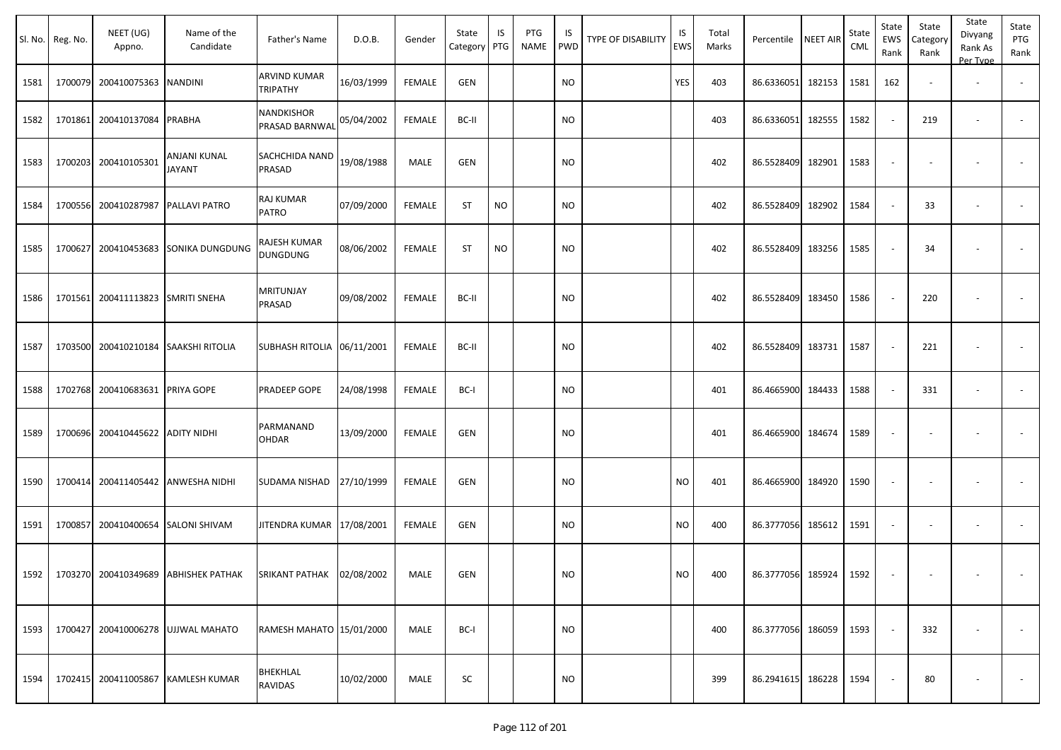| Sl. No. | Reg. No. | NEET (UG) Appno. | Name of the Candidate | Father's Name | D.O.B. | Gender | State Category | IS PTG | PTG NAME | IS PWD | TYPE OF DISABILITY | IS EWS | Total Marks | Percentile | NEET AIR | State CML | State EWS Rank | State Category Rank | State Divyang Rank As Per Type | State PTG Rank |
|---|---|---|---|---|---|---|---|---|---|---|---|---|---|---|---|---|---|---|---|---|
| 1581 | 1700079 | 200410075363 | NANDINI | ARVIND KUMAR TRIPATHY | 16/03/1999 | FEMALE | GEN | | | NO | | YES | 403 | 86.6336051 | 182153 | 1581 | 162 | - | - | - |
| 1582 | 1701861 | 200410137084 | PRABHA | NANDKISHOR PRASAD BARNWAL | 05/04/2002 | FEMALE | BC-II | | | NO | | | 403 | 86.6336051 | 182555 | 1582 | - | 219 | - | - |
| 1583 | 1700203 | 200410105301 | ANJANI KUNAL JAYANT | SACHCHIDA NAND PRASAD | 19/08/1988 | MALE | GEN | | | NO | | | 402 | 86.5528409 | 182901 | 1583 | - | - | - | - |
| 1584 | 1700556 | 200410287987 | PALLAVI PATRO | RAJ KUMAR PATRO | 07/09/2000 | FEMALE | ST | NO | | NO | | | 402 | 86.5528409 | 182902 | 1584 | - | 33 | - | - |
| 1585 | 1700627 | 200410453683 | SONIKA DUNGDUNG | RAJESH KUMAR DUNGDUNG | 08/06/2002 | FEMALE | ST | NO | | NO | | | 402 | 86.5528409 | 183256 | 1585 | - | 34 | - | - |
| 1586 | 1701561 | 200411113823 | SMRITI SNEHA | MRITUNJAY PRASAD | 09/08/2002 | FEMALE | BC-II | | | NO | | | 402 | 86.5528409 | 183450 | 1586 | - | 220 | - | - |
| 1587 | 1703500 | 200410210184 | SAAKSHI RITOLIA | SUBHASH RITOLIA | 06/11/2001 | FEMALE | BC-II | | | NO | | | 402 | 86.5528409 | 183731 | 1587 | - | 221 | - | - |
| 1588 | 1702768 | 200410683631 | PRIYA GOPE | PRADEEP GOPE | 24/08/1998 | FEMALE | BC-I | | | NO | | | 401 | 86.4665900 | 184433 | 1588 | - | 331 | - | - |
| 1589 | 1700696 | 200410445622 | ADITY NIDHI | PARMANAND OHDAR | 13/09/2000 | FEMALE | GEN | | | NO | | | 401 | 86.4665900 | 184674 | 1589 | - | - | - | - |
| 1590 | 1700414 | 200411405442 | ANWESHA NIDHI | SUDAMA NISHAD | 27/10/1999 | FEMALE | GEN | | | NO | | NO | 401 | 86.4665900 | 184920 | 1590 | - | - | - | - |
| 1591 | 1700857 | 200410400654 | SALONI SHIVAM | JITENDRA KUMAR | 17/08/2001 | FEMALE | GEN | | | NO | | NO | 400 | 86.3777056 | 185612 | 1591 | - | - | - | - |
| 1592 | 1703270 | 200410349689 | ABHISHEK PATHAK | SRIKANT PATHAK | 02/08/2002 | MALE | GEN | | | NO | | NO | 400 | 86.3777056 | 185924 | 1592 | - | - | - | - |
| 1593 | 1700427 | 200410006278 | UJJWAL MAHATO | RAMESH MAHATO | 15/01/2000 | MALE | BC-I | | | NO | | | 400 | 86.3777056 | 186059 | 1593 | - | 332 | - | - |
| 1594 | 1702415 | 200411005867 | KAMLESH KUMAR | BHEKHLAL RAVIDAS | 10/02/2000 | MALE | SC | | | NO | | | 399 | 86.2941615 | 186228 | 1594 | - | 80 | - | - |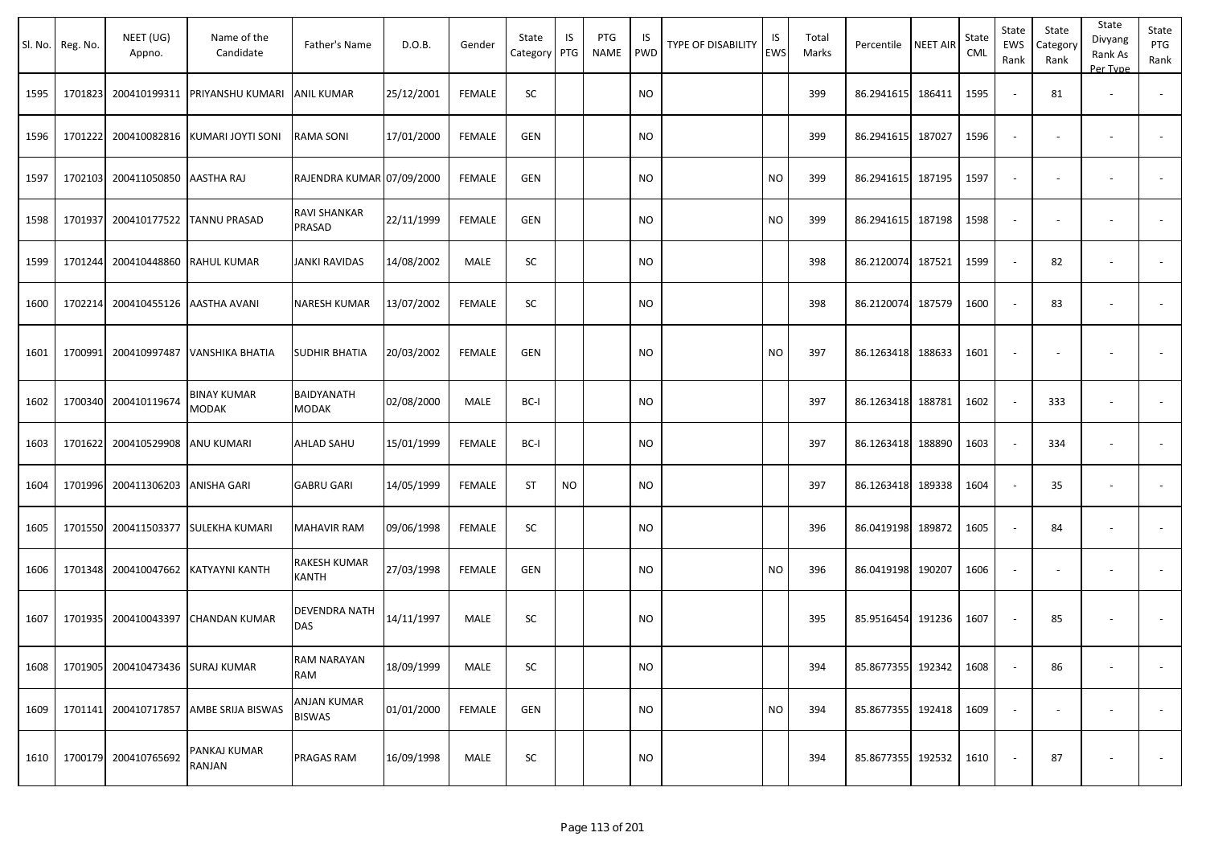| Sl. No. | Reg. No. | NEET (UG) Appno. | Name of the Candidate | Father's Name | D.O.B. | Gender | State Category | IS PTG | PTG NAME | IS PWD | TYPE OF DISABILITY | IS EWS | Total Marks | Percentile | NEET AIR | State CML | State EWS Rank | State Category Rank | State Divyang Rank As Per Type | State PTG Rank |
|---|---|---|---|---|---|---|---|---|---|---|---|---|---|---|---|---|---|---|---|---|
| 1595 | 1701823 | 200410199311 | PRIYANSHU KUMARI | ANIL KUMAR | 25/12/2001 | FEMALE | SC | | | NO | | | 399 | 86.2941615 | 186411 | 1595 | - | 81 | - | - |
| 1596 | 1701222 | 200410082816 | KUMARI JOYTI SONI | RAMA SONI | 17/01/2000 | FEMALE | GEN | | | NO | | | 399 | 86.2941615 | 187027 | 1596 | - | - | - | - |
| 1597 | 1702103 | 200411050850 | AASTHA RAJ | RAJENDRA KUMAR | 07/09/2000 | FEMALE | GEN | | | NO | | NO | 399 | 86.2941615 | 187195 | 1597 | - | - | - | - |
| 1598 | 1701937 | 200410177522 | TANNU PRASAD | RAVI SHANKAR PRASAD | 22/11/1999 | FEMALE | GEN | | | NO | | NO | 399 | 86.2941615 | 187198 | 1598 | - | - | - | - |
| 1599 | 1701244 | 200410448860 | RAHUL KUMAR | JANKI RAVIDAS | 14/08/2002 | MALE | SC | | | NO | | | 398 | 86.2120074 | 187521 | 1599 | - | 82 | - | - |
| 1600 | 1702214 | 200410455126 | AASTHA AVANI | NARESH KUMAR | 13/07/2002 | FEMALE | SC | | | NO | | | 398 | 86.2120074 | 187579 | 1600 | - | 83 | - | - |
| 1601 | 1700991 | 200410997487 | VANSHIKA BHATIA | SUDHIR BHATIA | 20/03/2002 | FEMALE | GEN | | | NO | | NO | 397 | 86.1263418 | 188633 | 1601 | - | - | - | - |
| 1602 | 1700340 | 200410119674 | BINAY KUMAR MODAK | BAIDYANATH MODAK | 02/08/2000 | MALE | BC-I | | | NO | | | 397 | 86.1263418 | 188781 | 1602 | - | 333 | - | - |
| 1603 | 1701622 | 200410529908 | ANU KUMARI | AHLAD SAHU | 15/01/1999 | FEMALE | BC-I | | | NO | | | 397 | 86.1263418 | 188890 | 1603 | - | 334 | - | - |
| 1604 | 1701996 | 200411306203 | ANISHA GARI | GABRU GARI | 14/05/1999 | FEMALE | ST | NO | | NO | | | 397 | 86.1263418 | 189338 | 1604 | - | 35 | - | - |
| 1605 | 1701550 | 200411503377 | SULEKHA KUMARI | MAHAVIR RAM | 09/06/1998 | FEMALE | SC | | | NO | | | 396 | 86.0419198 | 189872 | 1605 | - | 84 | - | - |
| 1606 | 1701348 | 200410047662 | KATYAYNI KANTH | RAKESH KUMAR KANTH | 27/03/1998 | FEMALE | GEN | | | NO | | NO | 396 | 86.0419198 | 190207 | 1606 | - | - | - | - |
| 1607 | 1701935 | 200410043397 | CHANDAN KUMAR | DEVENDRA NATH DAS | 14/11/1997 | MALE | SC | | | NO | | | 395 | 85.9516454 | 191236 | 1607 | - | 85 | - | - |
| 1608 | 1701905 | 200410473436 | SURAJ KUMAR | RAM NARAYAN RAM | 18/09/1999 | MALE | SC | | | NO | | | 394 | 85.8677355 | 192342 | 1608 | - | 86 | - | - |
| 1609 | 1701141 | 200410717857 | AMBE SRIJA BISWAS | ANJAN KUMAR BISWAS | 01/01/2000 | FEMALE | GEN | | | NO | | NO | 394 | 85.8677355 | 192418 | 1609 | - | - | - | - |
| 1610 | 1700179 | 200410765692 | PANKAJ KUMAR RANJAN | PRAGAS RAM | 16/09/1998 | MALE | SC | | | NO | | | 394 | 85.8677355 | 192532 | 1610 | - | 87 | - | - |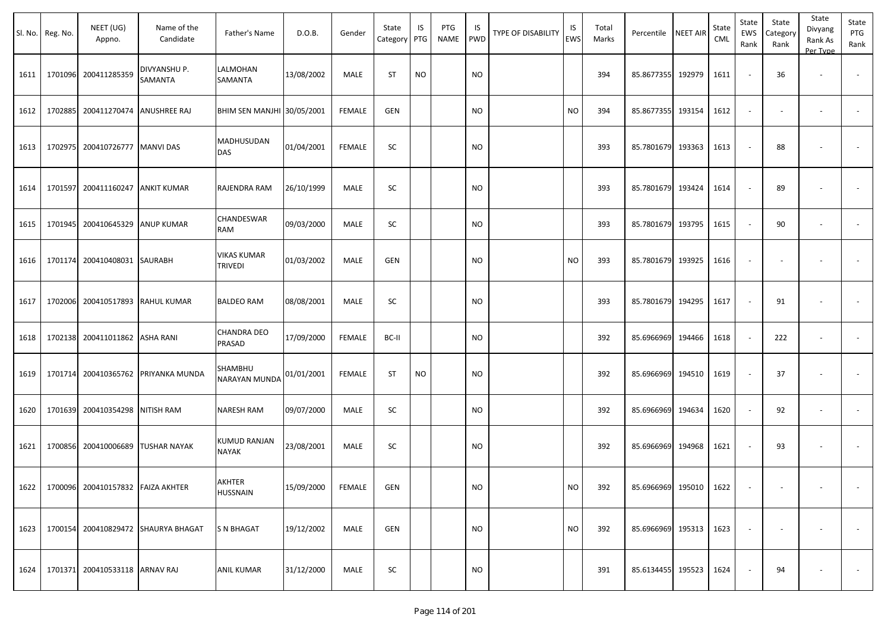| Sl. No. | Reg. No. | NEET (UG) Appno. | Name of the Candidate | Father's Name | D.O.B. | Gender | State Category | IS PTG | PTG NAME | IS PWD | TYPE OF DISABILITY | IS EWS | Total Marks | Percentile | NEET AIR | State CML | State EWS Rank | State Category Rank | State Divyang Rank As Per Type | State PTG Rank |
|---|---|---|---|---|---|---|---|---|---|---|---|---|---|---|---|---|---|---|---|---|
| 1611 | 1701096 | 200411285359 | DIVYANSHU P. SAMANTA | LALMOHAN SAMANTA | 13/08/2002 | MALE | ST | NO | | NO | | | 394 | 85.8677355 | 192979 | 1611 | - | 36 | - | - |
| 1612 | 1702885 | 200411270474 | ANUSHREE RAJ | BHIM SEN MANJHI | 30/05/2001 | FEMALE | GEN | | | NO | | NO | 394 | 85.8677355 | 193154 | 1612 | - | - | - | - |
| 1613 | 1702975 | 200410726777 | MANVI DAS | MADHUSUDAN DAS | 01/04/2001 | FEMALE | SC | | | NO | | | 393 | 85.7801679 | 193363 | 1613 | - | 88 | - | - |
| 1614 | 1701597 | 200411160247 | ANKIT KUMAR | RAJENDRA RAM | 26/10/1999 | MALE | SC | | | NO | | | 393 | 85.7801679 | 193424 | 1614 | - | 89 | - | - |
| 1615 | 1701945 | 200410645329 | ANUP KUMAR | CHANDESWAR RAM | 09/03/2000 | MALE | SC | | | NO | | | 393 | 85.7801679 | 193795 | 1615 | - | 90 | - | - |
| 1616 | 1701174 | 200410408031 | SAURABH | VIKAS KUMAR TRIVEDI | 01/03/2002 | MALE | GEN | | | NO | | NO | 393 | 85.7801679 | 193925 | 1616 | - | - | - | - |
| 1617 | 1702006 | 200410517893 | RAHUL KUMAR | BALDEO RAM | 08/08/2001 | MALE | SC | | | NO | | | 393 | 85.7801679 | 194295 | 1617 | - | 91 | - | - |
| 1618 | 1702138 | 200411011862 | ASHA RANI | CHANDRA DEO PRASAD | 17/09/2000 | FEMALE | BC-II | | | NO | | | 392 | 85.6966969 | 194466 | 1618 | - | 222 | - | - |
| 1619 | 1701714 | 200410365762 | PRIYANKA MUNDA | SHAMBHU NARAYAN MUNDA | 01/01/2001 | FEMALE | ST | NO | | NO | | | 392 | 85.6966969 | 194510 | 1619 | - | 37 | - | - |
| 1620 | 1701639 | 200410354298 | NITISH RAM | NARESH RAM | 09/07/2000 | MALE | SC | | | NO | | | 392 | 85.6966969 | 194634 | 1620 | - | 92 | - | - |
| 1621 | 1700856 | 200410006689 | TUSHAR NAYAK | KUMUD RANJAN NAYAK | 23/08/2001 | MALE | SC | | | NO | | | 392 | 85.6966969 | 194968 | 1621 | - | 93 | - | - |
| 1622 | 1700096 | 200410157832 | FAIZA AKHTER | AKHTER HUSSNAIN | 15/09/2000 | FEMALE | GEN | | | NO | | NO | 392 | 85.6966969 | 195010 | 1622 | - | - | - | - |
| 1623 | 1700154 | 200410829472 | SHAURYA BHAGAT | S N BHAGAT | 19/12/2002 | MALE | GEN | | | NO | | NO | 392 | 85.6966969 | 195313 | 1623 | - | - | - | - |
| 1624 | 1701371 | 200410533118 | ARNAV RAJ | ANIL KUMAR | 31/12/2000 | MALE | SC | | | NO | | | 391 | 85.6134455 | 195523 | 1624 | - | 94 | - | - |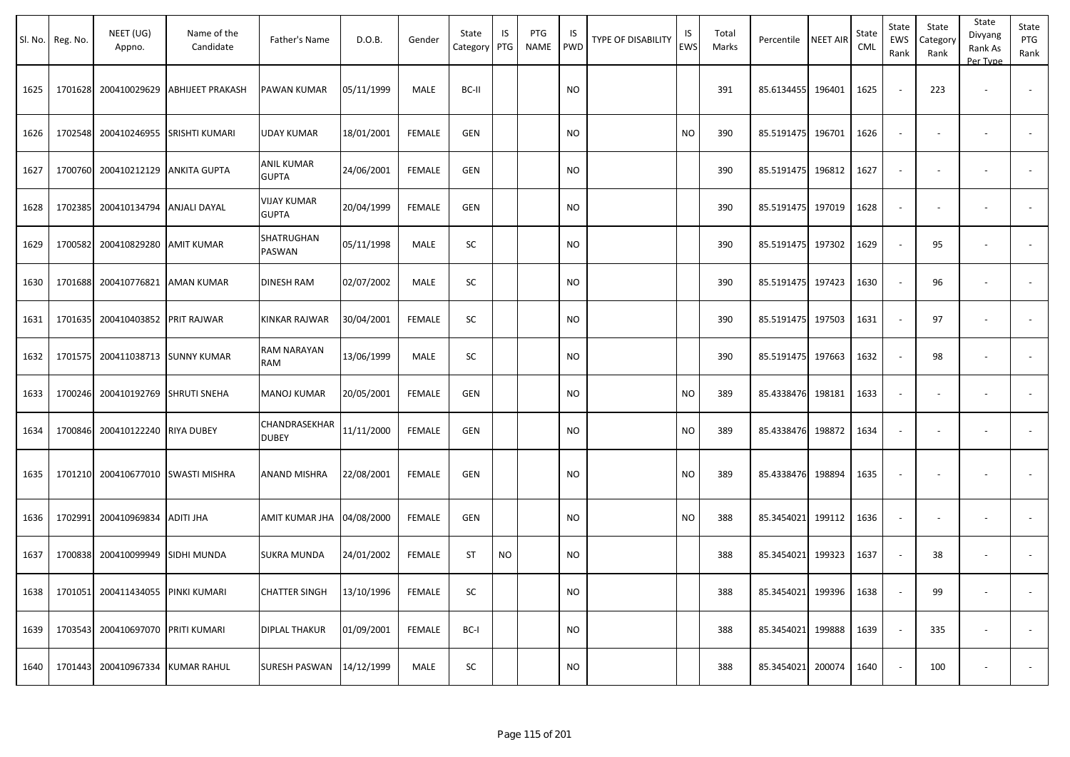| Sl. No. | Reg. No. | NEET (UG) Appno. | Name of the Candidate | Father's Name | D.O.B. | Gender | State Category | IS PTG | PTG NAME | IS PWD | TYPE OF DISABILITY | IS EWS | Total Marks | Percentile | NEET AIR | State CML | State EWS Rank | State Category Rank | State Divyang Rank As Per Type | State PTG Rank |
|---|---|---|---|---|---|---|---|---|---|---|---|---|---|---|---|---|---|---|---|---|
| 1625 | 1701628 | 200410029629 | ABHIJEET PRAKASH | PAWAN KUMAR | 05/11/1999 | MALE | BC-II | | | NO | | | 391 | 85.6134455 | 196401 | 1625 | - | 223 | - | - |
| 1626 | 1702548 | 200410246955 | SRISHTI KUMARI | UDAY KUMAR | 18/01/2001 | FEMALE | GEN | | | NO | | NO | 390 | 85.5191475 | 196701 | 1626 | - | - | - | - |
| 1627 | 1700760 | 200410212129 | ANKITA GUPTA | ANIL KUMAR GUPTA | 24/06/2001 | FEMALE | GEN | | | NO | | | 390 | 85.5191475 | 196812 | 1627 | - | - | - | - |
| 1628 | 1702385 | 200410134794 | ANJALI DAYAL | VIJAY KUMAR GUPTA | 20/04/1999 | FEMALE | GEN | | | NO | | | 390 | 85.5191475 | 197019 | 1628 | - | - | - | - |
| 1629 | 1700582 | 200410829280 | AMIT KUMAR | SHATRUGHAN PASWAN | 05/11/1998 | MALE | SC | | | NO | | | 390 | 85.5191475 | 197302 | 1629 | - | 95 | - | - |
| 1630 | 1701688 | 200410776821 | AMAN KUMAR | DINESH RAM | 02/07/2002 | MALE | SC | | | NO | | | 390 | 85.5191475 | 197423 | 1630 | - | 96 | - | - |
| 1631 | 1701635 | 200410403852 | PRIT RAJWAR | KINKAR RAJWAR | 30/04/2001 | FEMALE | SC | | | NO | | | 390 | 85.5191475 | 197503 | 1631 | - | 97 | - | - |
| 1632 | 1701575 | 200411038713 | SUNNY KUMAR | RAM NARAYAN RAM | 13/06/1999 | MALE | SC | | | NO | | | 390 | 85.5191475 | 197663 | 1632 | - | 98 | - | - |
| 1633 | 1700246 | 200410192769 | SHRUTI SNEHA | MANOJ KUMAR | 20/05/2001 | FEMALE | GEN | | | NO | | NO | 389 | 85.4338476 | 198181 | 1633 | - | - | - | - |
| 1634 | 1700846 | 200410122240 | RIYA DUBEY | CHANDRASEKHAR DUBEY | 11/11/2000 | FEMALE | GEN | | | NO | | NO | 389 | 85.4338476 | 198872 | 1634 | - | - | - | - |
| 1635 | 1701210 | 200410677010 | SWASTI MISHRA | ANAND MISHRA | 22/08/2001 | FEMALE | GEN | | | NO | | NO | 389 | 85.4338476 | 198894 | 1635 | - | - | - | - |
| 1636 | 1702991 | 200410969834 | ADITI JHA | AMIT KUMAR JHA | 04/08/2000 | FEMALE | GEN | | | NO | | NO | 388 | 85.3454021 | 199112 | 1636 | - | - | - | - |
| 1637 | 1700838 | 200410099949 | SIDHI MUNDA | SUKRA MUNDA | 24/01/2002 | FEMALE | ST | NO | | NO | | | 388 | 85.3454021 | 199323 | 1637 | - | 38 | - | - |
| 1638 | 1701051 | 200411434055 | PINKI KUMARI | CHATTER SINGH | 13/10/1996 | FEMALE | SC | | | NO | | | 388 | 85.3454021 | 199396 | 1638 | - | 99 | - | - |
| 1639 | 1703543 | 200410697070 | PRITI KUMARI | DIPLAL THAKUR | 01/09/2001 | FEMALE | BC-I | | | NO | | | 388 | 85.3454021 | 199888 | 1639 | - | 335 | - | - |
| 1640 | 1701443 | 200410967334 | KUMAR RAHUL | SURESH PASWAN | 14/12/1999 | MALE | SC | | | NO | | | 388 | 85.3454021 | 200074 | 1640 | - | 100 | - | - |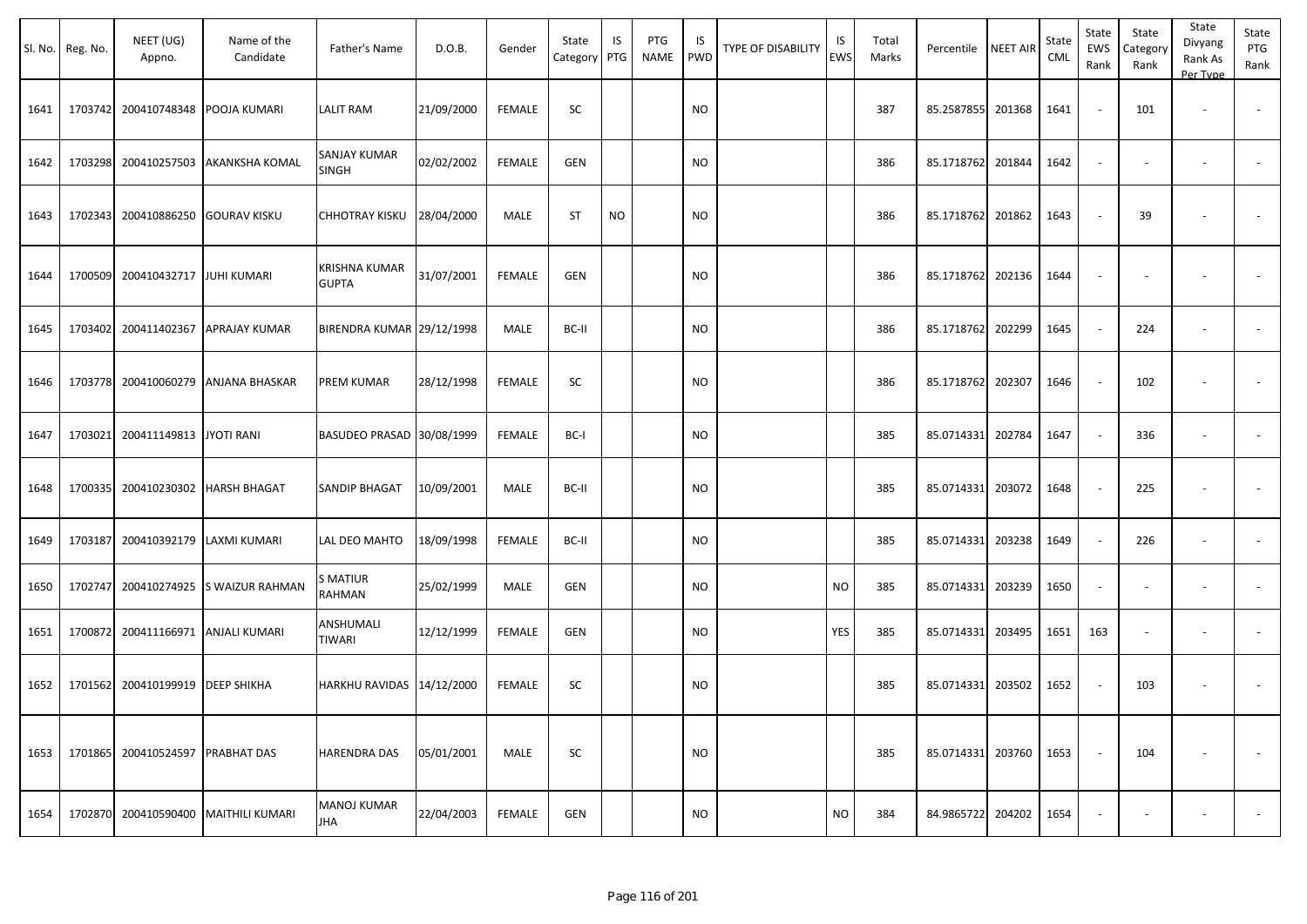| Sl. No. | Reg. No. | NEET (UG) Appno. | Name of the Candidate | Father's Name | D.O.B. | Gender | State Category | IS PTG | PTG NAME | IS PWD | TYPE OF DISABILITY | IS EWS | Total Marks | Percentile | NEET AIR | State CML | State EWS Rank | State Category Rank | State Divyang Rank As Per Type | State PTG Rank |
|---|---|---|---|---|---|---|---|---|---|---|---|---|---|---|---|---|---|---|---|---|
| 1641 | 1703742 | 200410748348 | POOJA KUMARI | LALIT RAM | 21/09/2000 | FEMALE | SC | | | NO | | | 387 | 85.2587855 | 201368 | 1641 | - | 101 | - | - |
| 1642 | 1703298 | 200410257503 | AKANKSHA KOMAL | SANJAY KUMAR SINGH | 02/02/2002 | FEMALE | GEN | | | NO | | | 386 | 85.1718762 | 201844 | 1642 | - | - | - | - |
| 1643 | 1702343 | 200410886250 | GOURAV KISKU | CHHOTRAY KISKU | 28/04/2000 | MALE | ST | NO | | NO | | | 386 | 85.1718762 | 201862 | 1643 | - | 39 | - | - |
| 1644 | 1700509 | 200410432717 | JUHI KUMARI | KRISHNA KUMAR GUPTA | 31/07/2001 | FEMALE | GEN | | | NO | | | 386 | 85.1718762 | 202136 | 1644 | - | - | - | - |
| 1645 | 1703402 | 200411402367 | APRAJAY KUMAR | BIRENDRA KUMAR | 29/12/1998 | MALE | BC-II | | | NO | | | 386 | 85.1718762 | 202299 | 1645 | - | 224 | - | - |
| 1646 | 1703778 | 200410060279 | ANJANA BHASKAR | PREM KUMAR | 28/12/1998 | FEMALE | SC | | | NO | | | 386 | 85.1718762 | 202307 | 1646 | - | 102 | - | - |
| 1647 | 1703021 | 200411149813 | JYOTI RANI | BASUDEO PRASAD | 30/08/1999 | FEMALE | BC-I | | | NO | | | 385 | 85.0714331 | 202784 | 1647 | - | 336 | - | - |
| 1648 | 1700335 | 200410230302 | HARSH BHAGAT | SANDIP BHAGAT | 10/09/2001 | MALE | BC-II | | | NO | | | 385 | 85.0714331 | 203072 | 1648 | - | 225 | - | - |
| 1649 | 1703187 | 200410392179 | LAXMI KUMARI | LAL DEO MAHTO | 18/09/1998 | FEMALE | BC-II | | | NO | | | 385 | 85.0714331 | 203238 | 1649 | - | 226 | - | - |
| 1650 | 1702747 | 200410274925 | S WAIZUR RAHMAN | S MATIUR RAHMAN | 25/02/1999 | MALE | GEN | | | NO | | NO | 385 | 85.0714331 | 203239 | 1650 | - | - | - | - |
| 1651 | 1700872 | 200411166971 | ANJALI KUMARI | ANSHUMALI TIWARI | 12/12/1999 | FEMALE | GEN | | | NO | | YES | 385 | 85.0714331 | 203495 | 1651 | 163 | - | - | - |
| 1652 | 1701562 | 200410199919 | DEEP SHIKHA | HARKHU RAVIDAS | 14/12/2000 | FEMALE | SC | | | NO | | | 385 | 85.0714331 | 203502 | 1652 | - | 103 | - | - |
| 1653 | 1701865 | 200410524597 | PRABHAT DAS | HARENDRA DAS | 05/01/2001 | MALE | SC | | | NO | | | 385 | 85.0714331 | 203760 | 1653 | - | 104 | - | - |
| 1654 | 1702870 | 200410590400 | MAITHILI KUMARI | MANOJ KUMAR JHA | 22/04/2003 | FEMALE | GEN | | | NO | | NO | 384 | 84.9865722 | 204202 | 1654 | - | - | - | - |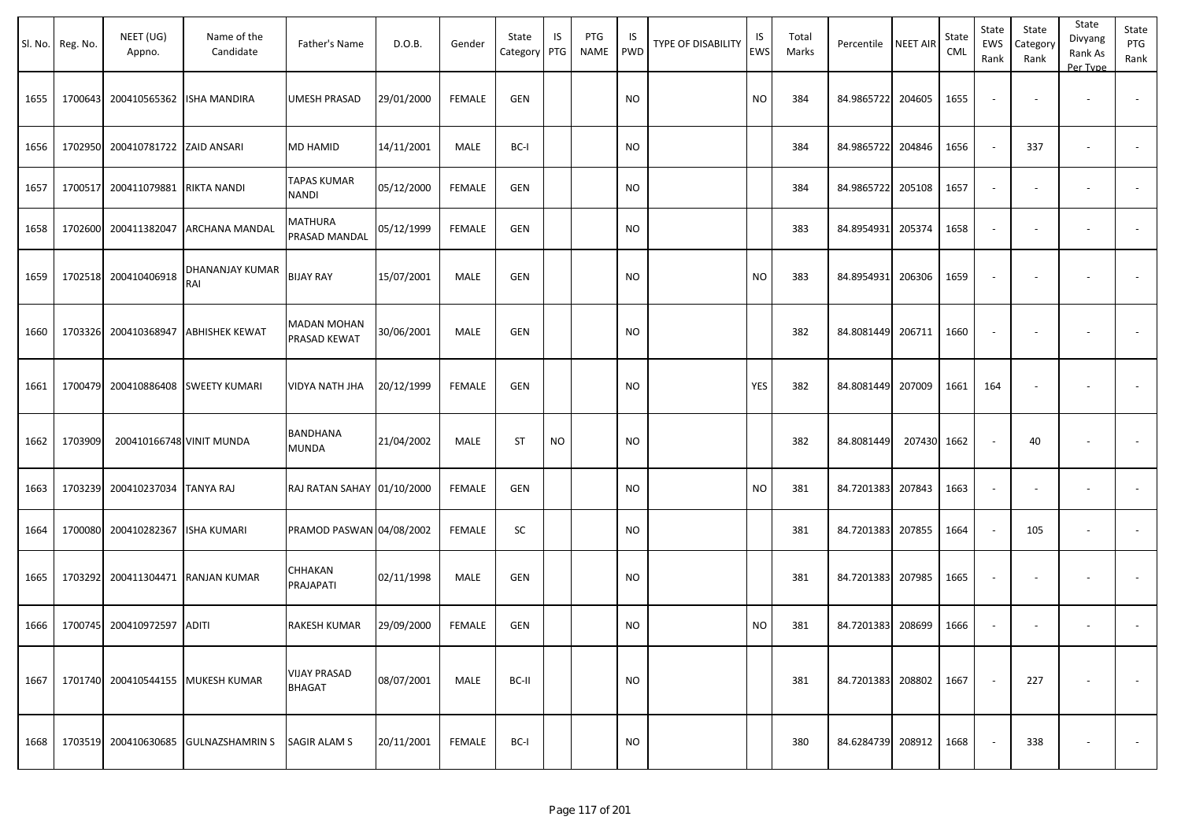| Sl. No. | Reg. No. | NEET (UG) Appno. | Name of the Candidate | Father's Name | D.O.B. | Gender | State Category | IS PTG | PTG NAME | IS PWD | TYPE OF DISABILITY | IS EWS | Total Marks | Percentile | NEET AIR | State CML | State EWS Rank | State Category Rank | State Divyang Rank As Per Type | State PTG Rank |
|---|---|---|---|---|---|---|---|---|---|---|---|---|---|---|---|---|---|---|---|---|
| 1655 | 1700643 | 200410565362 | ISHA MANDIRA | UMESH PRASAD | 29/01/2000 | FEMALE | GEN | | | NO | | NO | 384 | 84.9865722 | 204605 | 1655 | - | - | - | - |
| 1656 | 1702950 | 200410781722 | ZAID ANSARI | MD HAMID | 14/11/2001 | MALE | BC-I | | | NO | | | 384 | 84.9865722 | 204846 | 1656 | - | 337 | - | - |
| 1657 | 1700517 | 200411079881 | RIKTA NANDI | TAPAS KUMAR NANDI | 05/12/2000 | FEMALE | GEN | | | NO | | | 384 | 84.9865722 | 205108 | 1657 | - | - | - | - |
| 1658 | 1702600 | 200411382047 | ARCHANA MANDAL | MATHURA PRASAD MANDAL | 05/12/1999 | FEMALE | GEN | | | NO | | | 383 | 84.8954931 | 205374 | 1658 | - | - | - | - |
| 1659 | 1702518 | 200410406918 | DHANANJAY KUMAR RAI | BIJAY RAY | 15/07/2001 | MALE | GEN | | | NO | | NO | 383 | 84.8954931 | 206306 | 1659 | - | - | - | - |
| 1660 | 1703326 | 200410368947 | ABHISHEK KEWAT | MADAN MOHAN PRASAD KEWAT | 30/06/2001 | MALE | GEN | | | NO | | | 382 | 84.8081449 | 206711 | 1660 | - | - | - | - |
| 1661 | 1700479 | 200410886408 | SWEETY KUMARI | VIDYA NATH JHA | 20/12/1999 | FEMALE | GEN | | | NO | | YES | 382 | 84.8081449 | 207009 | 1661 | 164 | - | - | - |
| 1662 | 1703909 | 200410166748 | VINIT MUNDA | BANDHANA MUNDA | 21/04/2002 | MALE | ST | NO | | NO | | | 382 | 84.8081449 | 207430 | 1662 | - | 40 | - | - |
| 1663 | 1703239 | 200410237034 | TANYA RAJ | RAJ RATAN SAHAY | 01/10/2000 | FEMALE | GEN | | | NO | | NO | 381 | 84.7201383 | 207843 | 1663 | - | - | - | - |
| 1664 | 1700080 | 200410282367 | ISHA KUMARI | PRAMOD PASWAN | 04/08/2002 | FEMALE | SC | | | NO | | | 381 | 84.7201383 | 207855 | 1664 | - | 105 | - | - |
| 1665 | 1703292 | 200411304471 | RANJAN KUMAR | CHHAKAN PRAJAPATI | 02/11/1998 | MALE | GEN | | | NO | | | 381 | 84.7201383 | 207985 | 1665 | - | - | - | - |
| 1666 | 1700745 | 200410972597 | ADITI | RAKESH KUMAR | 29/09/2000 | FEMALE | GEN | | | NO | | NO | 381 | 84.7201383 | 208699 | 1666 | - | - | - | - |
| 1667 | 1701740 | 200410544155 | MUKESH KUMAR | VIJAY PRASAD BHAGAT | 08/07/2001 | MALE | BC-II | | | NO | | | 381 | 84.7201383 | 208802 | 1667 | - | 227 | - | - |
| 1668 | 1703519 | 200410630685 | GULNAZSHAMRIN S | SAGIR ALAM S | 20/11/2001 | FEMALE | BC-I | | | NO | | | 380 | 84.6284739 | 208912 | 1668 | - | 338 | - | - |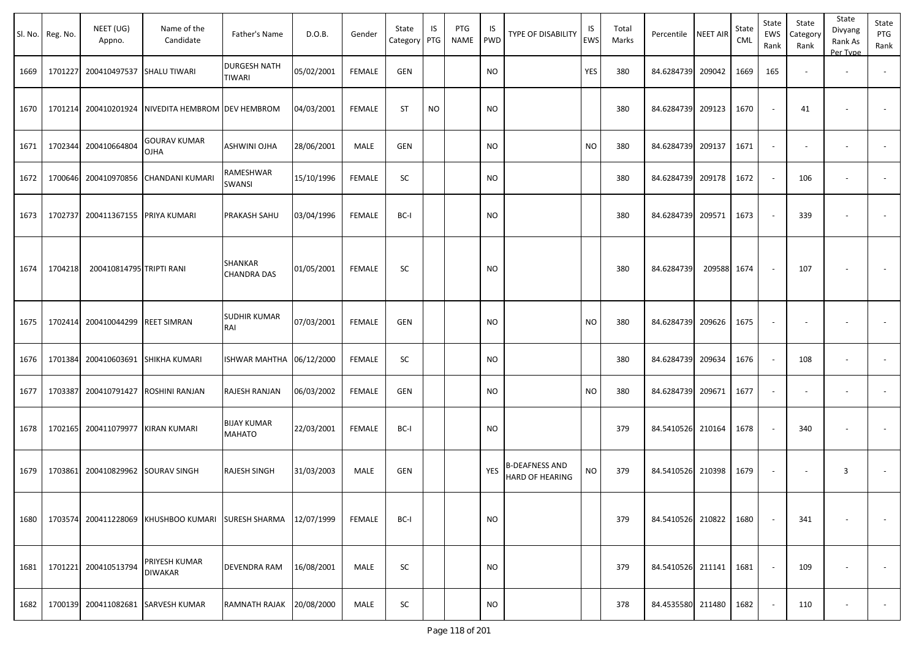| Sl. No. | Reg. No. | NEET (UG) Appno. | Name of the Candidate | Father's Name | D.O.B. | Gender | State Category | IS PTG | PTG NAME | IS PWD | TYPE OF DISABILITY | IS EWS | Total Marks | Percentile | NEET AIR | State CML | State EWS Rank | State Category Rank | State Divyang Rank As Per Type | State PTG Rank |
|---|---|---|---|---|---|---|---|---|---|---|---|---|---|---|---|---|---|---|---|---|
| 1669 | 1701227 | 200410497537 | SHALU TIWARI | DURGESH NATH TIWARI | 05/02/2001 | FEMALE | GEN | | | NO | | YES | 380 | 84.6284739 | 209042 | 1669 | 165 | - | - | - |
| 1670 | 1701214 | 200410201924 | NIVEDITA HEMBROM | DEV HEMBROM | 04/03/2001 | FEMALE | ST | NO | | NO | | | 380 | 84.6284739 | 209123 | 1670 | - | 41 | - | - |
| 1671 | 1702344 | 200410664804 | GOURAV KUMAR OJHA | ASHWINI OJHA | 28/06/2001 | MALE | GEN | | | NO | | NO | 380 | 84.6284739 | 209137 | 1671 | - | - | - | - |
| 1672 | 1700646 | 200410970856 | CHANDANI KUMARI | RAMESHWAR SWANSI | 15/10/1996 | FEMALE | SC | | | NO | | | 380 | 84.6284739 | 209178 | 1672 | - | 106 | - | - |
| 1673 | 1702737 | 200411367155 | PRIYA KUMARI | PRAKASH SAHU | 03/04/1996 | FEMALE | BC-I | | | NO | | | 380 | 84.6284739 | 209571 | 1673 | - | 339 | - | - |
| 1674 | 1704218 | 200410814795 | TRIPTI RANI | SHANKAR CHANDRA DAS | 01/05/2001 | FEMALE | SC | | | NO | | | 380 | 84.6284739 | 209588 | 1674 | - | 107 | - | - |
| 1675 | 1702414 | 200410044299 | REET SIMRAN | SUDHIR KUMAR RAI | 07/03/2001 | FEMALE | GEN | | | NO | | NO | 380 | 84.6284739 | 209626 | 1675 | - | - | - | - |
| 1676 | 1701384 | 200410603691 | SHIKHA KUMARI | ISHWAR MAHTHA | 06/12/2000 | FEMALE | SC | | | NO | | | 380 | 84.6284739 | 209634 | 1676 | - | 108 | - | - |
| 1677 | 1703387 | 200410791427 | ROSHINI RANJAN | RAJESH RANJAN | 06/03/2002 | FEMALE | GEN | | | NO | | NO | 380 | 84.6284739 | 209671 | 1677 | - | - | - | - |
| 1678 | 1702165 | 200411079977 | KIRAN KUMARI | BIJAY KUMAR MAHATO | 22/03/2001 | FEMALE | BC-I | | | NO | | | 379 | 84.5410526 | 210164 | 1678 | - | 340 | - | - |
| 1679 | 1703861 | 200410829962 | SOURAV SINGH | RAJESH SINGH | 31/03/2003 | MALE | GEN | | | YES | B-DEAFNESS AND HARD OF HEARING | NO | 379 | 84.5410526 | 210398 | 1679 | - | - | 3 | - |
| 1680 | 1703574 | 200411228069 | KHUSHBOO KUMARI | SURESH SHARMA | 12/07/1999 | FEMALE | BC-I | | | NO | | | 379 | 84.5410526 | 210822 | 1680 | - | 341 | - | - |
| 1681 | 1701221 | 200410513794 | PRIYESH KUMAR DIWAKAR | DEVENDRA RAM | 16/08/2001 | MALE | SC | | | NO | | | 379 | 84.5410526 | 211141 | 1681 | - | 109 | - | - |
| 1682 | 1700139 | 200411082681 | SARVESH KUMAR | RAMNATH RAJAK | 20/08/2000 | MALE | SC | | | NO | | | 378 | 84.4535580 | 211480 | 1682 | - | 110 | - | - |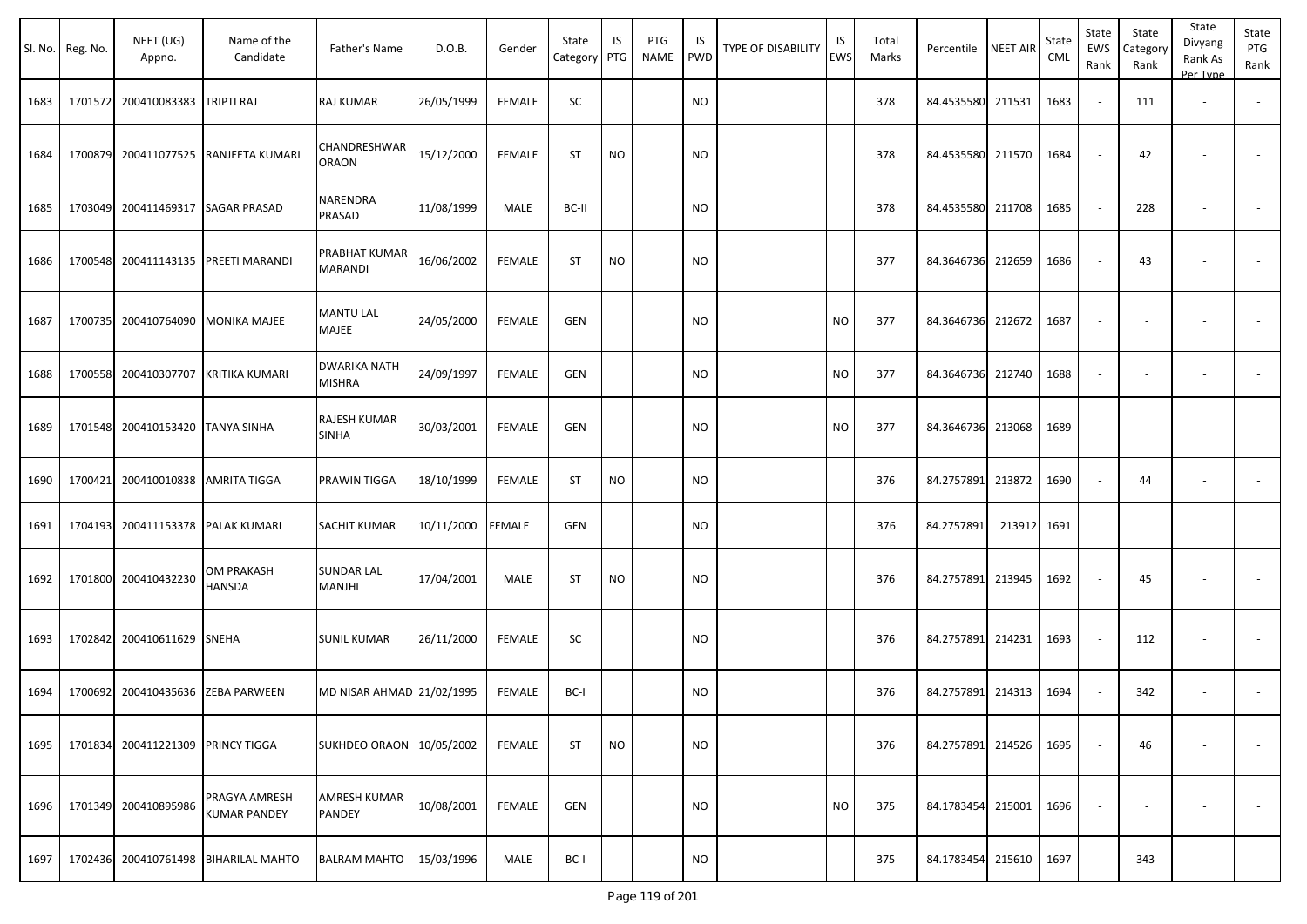| Sl. No. | Reg. No. | NEET (UG) Appno. | Name of the Candidate | Father's Name | D.O.B. | Gender | State Category | IS PTG | PTG NAME | IS PWD | TYPE OF DISABILITY | IS EWS | Total Marks | Percentile | NEET AIR | State CML | State EWS Rank | State Category Rank | State Divyang Rank As Per Type | State PTG Rank |
|---|---|---|---|---|---|---|---|---|---|---|---|---|---|---|---|---|---|---|---|---|
| 1683 | 1701572 | 200410083383 | TRIPTI RAJ | RAJ KUMAR | 26/05/1999 | FEMALE | SC | | | NO | | | 378 | 84.4535580 | 211531 | 1683 | - | 111 | - | - |
| 1684 | 1700879 | 200411077525 | RANJEETA KUMARI | CHANDRESHWAR ORAON | 15/12/2000 | FEMALE | ST | NO | | NO | | | 378 | 84.4535580 | 211570 | 1684 | - | 42 | - | - |
| 1685 | 1703049 | 200411469317 | SAGAR PRASAD | NARENDRA PRASAD | 11/08/1999 | MALE | BC-II | | | NO | | | 378 | 84.4535580 | 211708 | 1685 | - | 228 | - | - |
| 1686 | 1700548 | 200411143135 | PREETI MARANDI | PRABHAT KUMAR MARANDI | 16/06/2002 | FEMALE | ST | NO | | NO | | | 377 | 84.3646736 | 212659 | 1686 | - | 43 | - | - |
| 1687 | 1700735 | 200410764090 | MONIKA MAJEE | MANTU LAL MAJEE | 24/05/2000 | FEMALE | GEN | | | NO | | NO | 377 | 84.3646736 | 212672 | 1687 | - | - | - | - |
| 1688 | 1700558 | 200410307707 | KRITIKA KUMARI | DWARIKA NATH MISHRA | 24/09/1997 | FEMALE | GEN | | | NO | | NO | 377 | 84.3646736 | 212740 | 1688 | - | - | - | - |
| 1689 | 1701548 | 200410153420 | TANYA SINHA | RAJESH KUMAR SINHA | 30/03/2001 | FEMALE | GEN | | | NO | | NO | 377 | 84.3646736 | 213068 | 1689 | - | - | - | - |
| 1690 | 1700421 | 200410010838 | AMRITA TIGGA | PRAWIN TIGGA | 18/10/1999 | FEMALE | ST | NO | | NO | | | 376 | 84.2757891 | 213872 | 1690 | - | 44 | - | - |
| 1691 | 1704193 | 200411153378 | PALAK KUMARI | SACHIT KUMAR | 10/11/2000 | FEMALE | GEN | | | NO | | | 376 | 84.2757891 | 213912 | 1691 | | | | |
| 1692 | 1701800 | 200410432230 | OM PRAKASH HANSDA | SUNDAR LAL MANJHI | 17/04/2001 | MALE | ST | NO | | NO | | | 376 | 84.2757891 | 213945 | 1692 | - | 45 | - | - |
| 1693 | 1702842 | 200410611629 | SNEHA | SUNIL KUMAR | 26/11/2000 | FEMALE | SC | | | NO | | | 376 | 84.2757891 | 214231 | 1693 | - | 112 | - | - |
| 1694 | 1700692 | 200410435636 | ZEBA PARWEEN | MD NISAR AHMAD | 21/02/1995 | FEMALE | BC-I | | | NO | | | 376 | 84.2757891 | 214313 | 1694 | - | 342 | - | - |
| 1695 | 1701834 | 200411221309 | PRINCY TIGGA | SUKHDEO ORAON | 10/05/2002 | FEMALE | ST | NO | | NO | | | 376 | 84.2757891 | 214526 | 1695 | - | 46 | - | - |
| 1696 | 1701349 | 200410895986 | PRAGYA AMRESH KUMAR PANDEY | AMRESH KUMAR PANDEY | 10/08/2001 | FEMALE | GEN | | | NO | | NO | 375 | 84.1783454 | 215001 | 1696 | - | - | - | - |
| 1697 | 1702436 | 200410761498 | BIHARILAL MAHTO | BALRAM MAHTO | 15/03/1996 | MALE | BC-I | | | NO | | | 375 | 84.1783454 | 215610 | 1697 | - | 343 | - | - |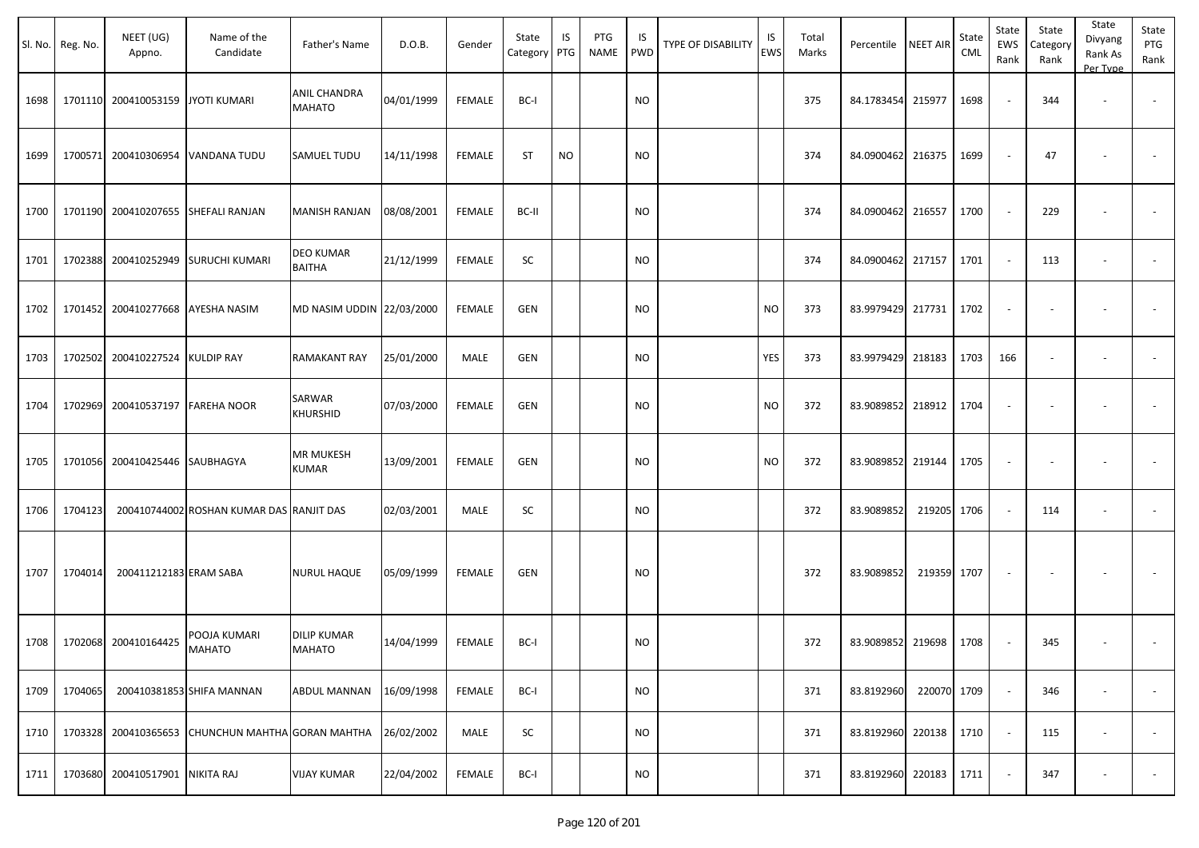| Sl. No. | Reg. No. | NEET (UG) Appno. | Name of the Candidate | Father's Name | D.O.B. | Gender | State Category | IS PTG | PTG NAME | IS PWD | TYPE OF DISABILITY | IS EWS | Total Marks | Percentile | NEET AIR | State CML | State EWS Rank | State Category Rank | State Divyang Rank As Per Type | State PTG Rank |
|---|---|---|---|---|---|---|---|---|---|---|---|---|---|---|---|---|---|---|---|---|
| 1698 | 1701110 | 200410053159 | JYOTI KUMARI | ANIL CHANDRA MAHATO | 04/01/1999 | FEMALE | BC-I | | | NO | | | 375 | 84.1783454 | 215977 | 1698 | - | 344 | - | - |
| 1699 | 1700571 | 200410306954 | VANDANA TUDU | SAMUEL TUDU | 14/11/1998 | FEMALE | ST | NO | | NO | | | 374 | 84.0900462 | 216375 | 1699 | - | 47 | - | - |
| 1700 | 1701190 | 200410207655 | SHEFALI RANJAN | MANISH RANJAN | 08/08/2001 | FEMALE | BC-II | | | NO | | | 374 | 84.0900462 | 216557 | 1700 | - | 229 | - | - |
| 1701 | 1702388 | 200410252949 | SURUCHI KUMARI | DEO KUMAR BAITHA | 21/12/1999 | FEMALE | SC | | | NO | | | 374 | 84.0900462 | 217157 | 1701 | - | 113 | - | - |
| 1702 | 1701452 | 200410277668 | AYESHA NASIM | MD NASIM UDDIN | 22/03/2000 | FEMALE | GEN | | | NO | | NO | 373 | 83.9979429 | 217731 | 1702 | - | - | - | - |
| 1703 | 1702502 | 200410227524 | KULDIP RAY | RAMAKANT RAY | 25/01/2000 | MALE | GEN | | | NO | | YES | 373 | 83.9979429 | 218183 | 1703 | 166 | - | - | - |
| 1704 | 1702969 | 200410537197 | FAREHA NOOR | SARWAR KHURSHID | 07/03/2000 | FEMALE | GEN | | | NO | | NO | 372 | 83.9089852 | 218912 | 1704 | - | - | - | - |
| 1705 | 1701056 | 200410425446 | SAUBHAGYA | MR MUKESH KUMAR | 13/09/2001 | FEMALE | GEN | | | NO | | NO | 372 | 83.9089852 | 219144 | 1705 | - | - | - | - |
| 1706 | 1704123 | 200410744002 | ROSHAN KUMAR DAS | RANJIT DAS | 02/03/2001 | MALE | SC | | | NO | | | 372 | 83.9089852 | 219205 | 1706 | - | 114 | - | - |
| 1707 | 1704014 | 200411212183 | ERAM SABA | NURUL HAQUE | 05/09/1999 | FEMALE | GEN | | | NO | | | 372 | 83.9089852 | 219359 | 1707 | - | - | - | - |
| 1708 | 1702068 | 200410164425 | POOJA KUMARI MAHATO | DILIP KUMAR MAHATO | 14/04/1999 | FEMALE | BC-I | | | NO | | | 372 | 83.9089852 | 219698 | 1708 | - | 345 | - | - |
| 1709 | 1704065 | 200410381853 | SHIFA MANNAN | ABDUL MANNAN | 16/09/1998 | FEMALE | BC-I | | | NO | | | 371 | 83.8192960 | 220070 | 1709 | - | 346 | - | - |
| 1710 | 1703328 | 200410365653 | CHUNCHUN MAHTHA | GORAN MAHTHA | 26/02/2002 | MALE | SC | | | NO | | | 371 | 83.8192960 | 220138 | 1710 | - | 115 | - | - |
| 1711 | 1703680 | 200410517901 | NIKITA RAJ | VIJAY KUMAR | 22/04/2002 | FEMALE | BC-I | | | NO | | | 371 | 83.8192960 | 220183 | 1711 | - | 347 | - | - |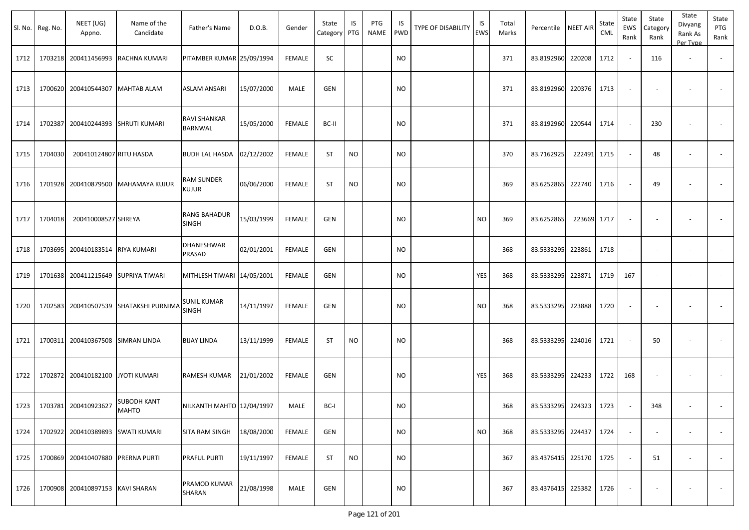| Sl. No. | Reg. No. | NEET (UG) Appno. | Name of the Candidate | Father's Name | D.O.B. | Gender | State Category | IS PTG | PTG NAME | IS PWD | TYPE OF DISABILITY | IS EWS | Total Marks | Percentile | NEET AIR | State CML | State EWS Rank | State Category Rank | State Divyang Rank As Per Type | State PTG Rank |
|---|---|---|---|---|---|---|---|---|---|---|---|---|---|---|---|---|---|---|---|---|
| 1712 | 1703218 | 200411456993 | RACHNA KUMARI | PITAMBER KUMAR | 25/09/1994 | FEMALE | SC | | | NO | | | 371 | 83.8192960 | 220208 | 1712 | - | 116 | - | - |
| 1713 | 1700620 | 200410544307 | MAHTAB ALAM | ASLAM ANSARI | 15/07/2000 | MALE | GEN | | | NO | | | 371 | 83.8192960 | 220376 | 1713 | - | - | - | - |
| 1714 | 1702387 | 200410244393 | SHRUTI KUMARI | RAVI SHANKAR BARNWAL | 15/05/2000 | FEMALE | BC-II | | | NO | | | 371 | 83.8192960 | 220544 | 1714 | - | 230 | - | - |
| 1715 | 1704030 | 200410124807 | RITU HASDA | BUDH LAL HASDA | 02/12/2002 | FEMALE | ST | NO | | NO | | | 370 | 83.7162925 | 222491 | 1715 | - | 48 | - | - |
| 1716 | 1701928 | 200410879500 | MAHAMAYA KUJUR | RAM SUNDER KUJUR | 06/06/2000 | FEMALE | ST | NO | | NO | | | 369 | 83.6252865 | 222740 | 1716 | - | 49 | - | - |
| 1717 | 1704018 | 200410008527 | SHREYA | RANG BAHADUR SINGH | 15/03/1999 | FEMALE | GEN | | | NO | | NO | 369 | 83.6252865 | 223669 | 1717 | - | - | - | - |
| 1718 | 1703695 | 200410183514 | RIYA KUMARI | DHANESHWAR PRASAD | 02/01/2001 | FEMALE | GEN | | | NO | | | 368 | 83.5333295 | 223861 | 1718 | - | - | - | - |
| 1719 | 1701638 | 200411215649 | SUPRIYA TIWARI | MITHLESH TIWARI | 14/05/2001 | FEMALE | GEN | | | NO | | YES | 368 | 83.5333295 | 223871 | 1719 | 167 | - | - | - |
| 1720 | 1702583 | 200410507539 | SHATAKSHI PURNIMA | SUNIL KUMAR SINGH | 14/11/1997 | FEMALE | GEN | | | NO | | NO | 368 | 83.5333295 | 223888 | 1720 | - | - | - | - |
| 1721 | 1700311 | 200410367508 | SIMRAN LINDA | BIJAY LINDA | 13/11/1999 | FEMALE | ST | NO | | NO | | | 368 | 83.5333295 | 224016 | 1721 | - | 50 | - | - |
| 1722 | 1702872 | 200410182100 | JYOTI KUMARI | RAMESH KUMAR | 21/01/2002 | FEMALE | GEN | | | NO | | YES | 368 | 83.5333295 | 224233 | 1722 | 168 | - | - | - |
| 1723 | 1703781 | 200410923627 | SUBODH KANT MAHTO | NILKANTH MAHTO | 12/04/1997 | MALE | BC-I | | | NO | | | 368 | 83.5333295 | 224323 | 1723 | - | 348 | - | - |
| 1724 | 1702922 | 200410389893 | SWATI KUMARI | SITA RAM SINGH | 18/08/2000 | FEMALE | GEN | | | NO | | NO | 368 | 83.5333295 | 224437 | 1724 | - | - | - | - |
| 1725 | 1700869 | 200410407880 | PRERNA PURTI | PRAFUL PURTI | 19/11/1997 | FEMALE | ST | NO | | NO | | | 367 | 83.4376415 | 225170 | 1725 | - | 51 | - | - |
| 1726 | 1700908 | 200410897153 | KAVI SHARAN | PRAMOD KUMAR SHARAN | 21/08/1998 | MALE | GEN | | | NO | | | 367 | 83.4376415 | 225382 | 1726 | - | - | - | - |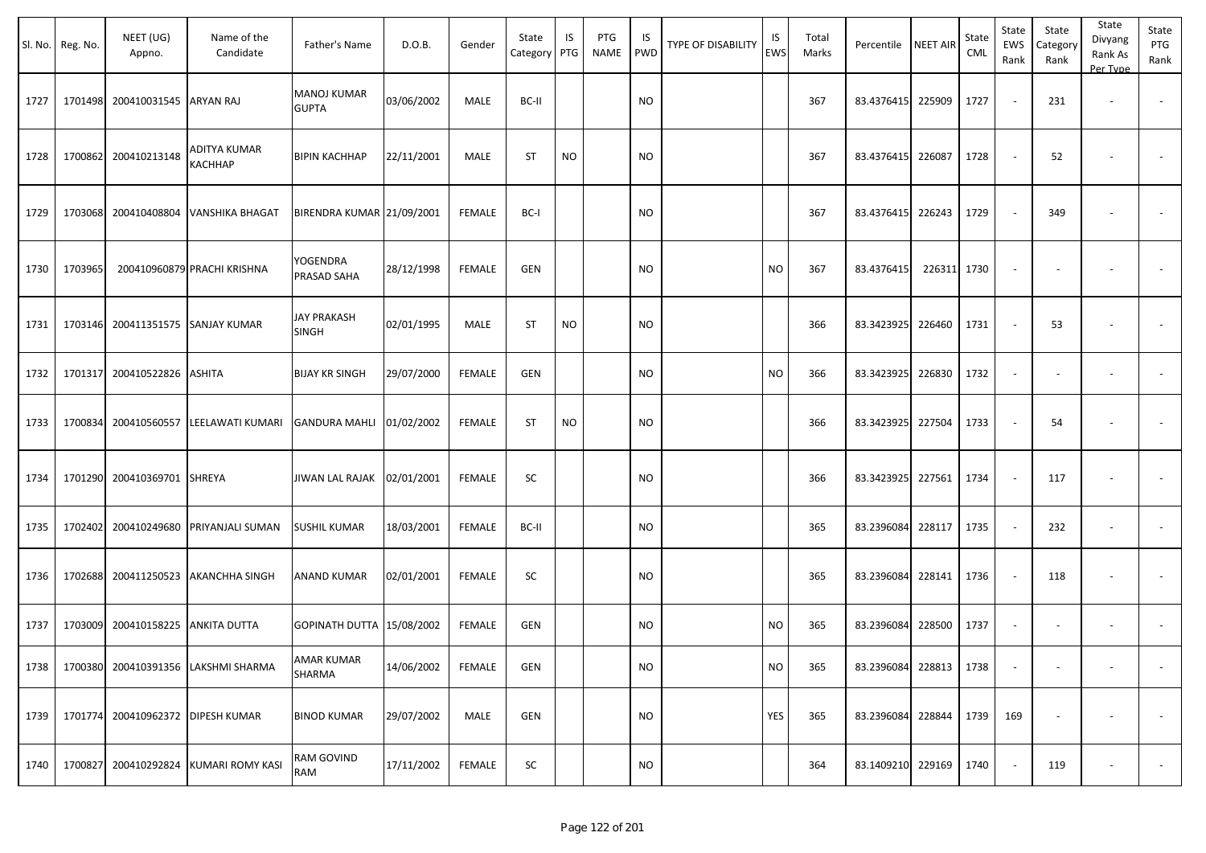| Sl. No. | Reg. No. | NEET (UG) Appno. | Name of the Candidate | Father's Name | D.O.B. | Gender | State Category | IS PTG | PTG NAME | IS PWD | TYPE OF DISABILITY | IS EWS | Total Marks | Percentile | NEET AIR | State CML | State EWS Rank | State Category Rank | State Divyang Rank As Per Type | State PTG Rank |
|---|---|---|---|---|---|---|---|---|---|---|---|---|---|---|---|---|---|---|---|---|
| 1727 | 1701498 | 200410031545 | ARYAN RAJ | MANOJ KUMAR GUPTA | 03/06/2002 | MALE | BC-II | | | NO | | | 367 | 83.4376415 | 225909 | 1727 | - | 231 | - | - |
| 1728 | 1700862 | 200410213148 | ADITYA KUMAR KACHHAP | BIPIN KACHHAP | 22/11/2001 | MALE | ST | NO | | NO | | | 367 | 83.4376415 | 226087 | 1728 | - | 52 | - | - |
| 1729 | 1703068 | 200410408804 | VANSHIKA BHAGAT | BIRENDRA KUMAR | 21/09/2001 | FEMALE | BC-I | | | NO | | | 367 | 83.4376415 | 226243 | 1729 | - | 349 | - | - |
| 1730 | 1703965 | 200410960879 | PRACHI KRISHNA | YOGENDRA PRASAD SAHA | 28/12/1998 | FEMALE | GEN | | | NO | | NO | 367 | 83.4376415 | 226311 | 1730 | - | - | - | - |
| 1731 | 1703146 | 200411351575 | SANJAY KUMAR | JAY PRAKASH SINGH | 02/01/1995 | MALE | ST | NO | | NO | | | 366 | 83.3423925 | 226460 | 1731 | - | 53 | - | - |
| 1732 | 1701317 | 200410522826 | ASHITA | BIJAY KR SINGH | 29/07/2000 | FEMALE | GEN | | | NO | | NO | 366 | 83.3423925 | 226830 | 1732 | - | - | - | - |
| 1733 | 1700834 | 200410560557 | LEELAWATI KUMARI | GANDURA MAHLI | 01/02/2002 | FEMALE | ST | NO | | NO | | | 366 | 83.3423925 | 227504 | 1733 | - | 54 | - | - |
| 1734 | 1701290 | 200410369701 | SHREYA | JIWAN LAL RAJAK | 02/01/2001 | FEMALE | SC | | | NO | | | 366 | 83.3423925 | 227561 | 1734 | - | 117 | - | - |
| 1735 | 1702402 | 200410249680 | PRIYANJALI SUMAN | SUSHIL KUMAR | 18/03/2001 | FEMALE | BC-II | | | NO | | | 365 | 83.2396084 | 228117 | 1735 | - | 232 | - | - |
| 1736 | 1702688 | 200411250523 | AKANCHHA SINGH | ANAND KUMAR | 02/01/2001 | FEMALE | SC | | | NO | | | 365 | 83.2396084 | 228141 | 1736 | - | 118 | - | - |
| 1737 | 1703009 | 200410158225 | ANKITA DUTTA | GOPINATH DUTTA | 15/08/2002 | FEMALE | GEN | | | NO | | NO | 365 | 83.2396084 | 228500 | 1737 | - | - | - | - |
| 1738 | 1700380 | 200410391356 | LAKSHMI SHARMA | AMAR KUMAR SHARMA | 14/06/2002 | FEMALE | GEN | | | NO | | NO | 365 | 83.2396084 | 228813 | 1738 | - | - | - | - |
| 1739 | 1701774 | 200410962372 | DIPESH KUMAR | BINOD KUMAR | 29/07/2002 | MALE | GEN | | | NO | | YES | 365 | 83.2396084 | 228844 | 1739 | 169 | - | - | - |
| 1740 | 1700827 | 200410292824 | KUMARI ROMY KASI | RAM GOVIND RAM | 17/11/2002 | FEMALE | SC | | | NO | | | 364 | 83.1409210 | 229169 | 1740 | - | 119 | - | - |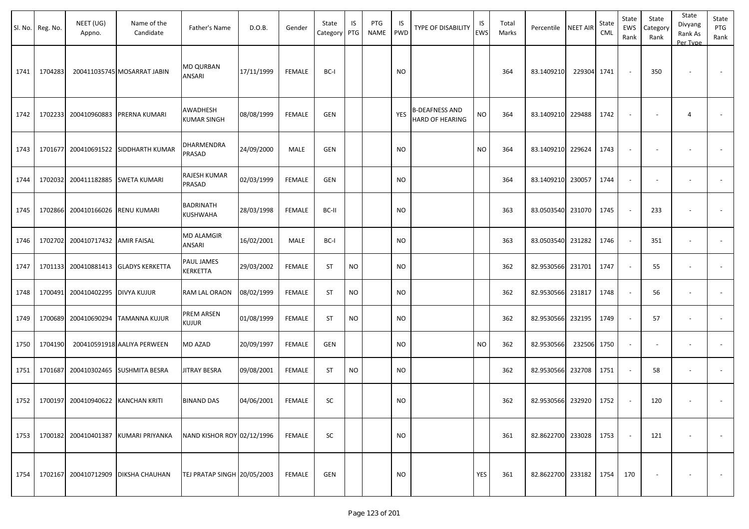| Sl. No. | Reg. No. | NEET (UG) Appno. | Name of the Candidate | Father's Name | D.O.B. | Gender | State Category | IS PTG | PTG NAME | IS PWD | TYPE OF DISABILITY | IS EWS | Total Marks | Percentile | NEET AIR | State CML | State EWS Rank | State Category Rank | State Divyang Rank As Per Type | State PTG Rank |
|---|---|---|---|---|---|---|---|---|---|---|---|---|---|---|---|---|---|---|---|---|
| 1741 | 1704283 | 200411035745 | MOSARRAT JABIN | MD QURBAN ANSARI | 17/11/1999 | FEMALE | BC-I | | | NO | | | 364 | 83.1409210 | 229304 | 1741 | - | 350 | - | - |
| 1742 | 1702233 | 200410960883 | PRERNA KUMARI | AWADHESH KUMAR SINGH | 08/08/1999 | FEMALE | GEN | | | YES | B-DEAFNESS AND HARD OF HEARING | NO | 364 | 83.1409210 | 229488 | 1742 | - | - | 4 | - |
| 1743 | 1701677 | 200410691522 | SIDDHARTH KUMAR | DHARMENDRA PRASAD | 24/09/2000 | MALE | GEN | | | NO | | NO | 364 | 83.1409210 | 229624 | 1743 | - | - | - | - |
| 1744 | 1702032 | 200411182885 | SWETA KUMARI | RAJESH KUMAR PRASAD | 02/03/1999 | FEMALE | GEN | | | NO | | | 364 | 83.1409210 | 230057 | 1744 | - | - | - | - |
| 1745 | 1702866 | 200410166026 | RENU KUMARI | BADRINATH KUSHWAHA | 28/03/1998 | FEMALE | BC-II | | | NO | | | 363 | 83.0503540 | 231070 | 1745 | - | 233 | - | - |
| 1746 | 1702702 | 200410717432 | AMIR FAISAL | MD ALAMGIR ANSARI | 16/02/2001 | MALE | BC-I | | | NO | | | 363 | 83.0503540 | 231282 | 1746 | - | 351 | - | - |
| 1747 | 1701133 | 200410881413 | GLADYS KERKETTA | PAUL JAMES KERKETTA | 29/03/2002 | FEMALE | ST | NO | | NO | | | 362 | 82.9530566 | 231701 | 1747 | - | 55 | - | - |
| 1748 | 1700491 | 200410402295 | DIVYA KUJUR | RAM LAL ORAON | 08/02/1999 | FEMALE | ST | NO | | NO | | | 362 | 82.9530566 | 231817 | 1748 | - | 56 | - | - |
| 1749 | 1700689 | 200410690294 | TAMANNA KUJUR | PREM ARSEN KUJUR | 01/08/1999 | FEMALE | ST | NO | | NO | | | 362 | 82.9530566 | 232195 | 1749 | - | 57 | - | - |
| 1750 | 1704190 | 200410591918 | AALIYA PERWEEN | MD AZAD | 20/09/1997 | FEMALE | GEN | | | NO | | NO | 362 | 82.9530566 | 232506 | 1750 | - | - | - | - |
| 1751 | 1701687 | 200410302465 | SUSHMITA BESRA | JITRAY BESRA | 09/08/2001 | FEMALE | ST | NO | | NO | | | 362 | 82.9530566 | 232708 | 1751 | - | 58 | - | - |
| 1752 | 1700197 | 200410940622 | KANCHAN KRITI | BINAND DAS | 04/06/2001 | FEMALE | SC | | | NO | | | 362 | 82.9530566 | 232920 | 1752 | - | 120 | - | - |
| 1753 | 1700182 | 200410401387 | KUMARI PRIYANKA | NAND KISHOR ROY | 02/12/1996 | FEMALE | SC | | | NO | | | 361 | 82.8622700 | 233028 | 1753 | - | 121 | - | - |
| 1754 | 1702167 | 200410712909 | DIKSHA CHAUHAN | TEJ PRATAP SINGH | 20/05/2003 | FEMALE | GEN | | | NO | | YES | 361 | 82.8622700 | 233182 | 1754 | 170 | - | - | - |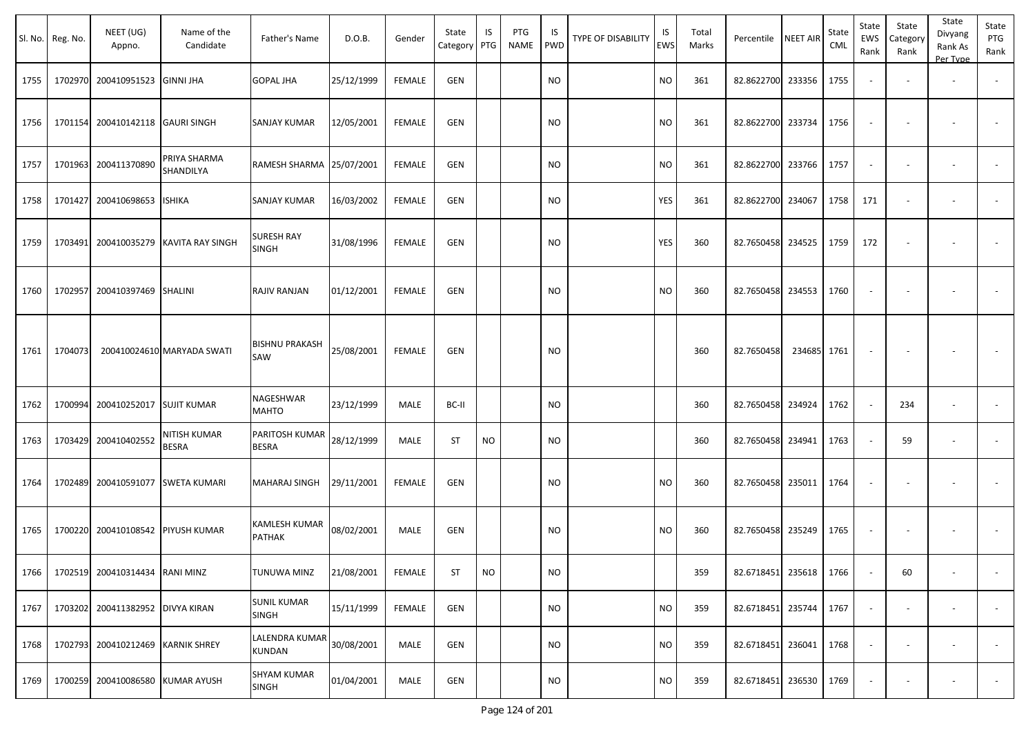| Sl. No. | Reg. No. | NEET (UG) Appno. | Name of the Candidate | Father's Name | D.O.B. | Gender | State Category | IS PTG | PTG NAME | IS PWD | TYPE OF DISABILITY | IS EWS | Total Marks | Percentile | NEET AIR | State CML | State EWS Rank | State Category Rank | State Divyang Rank As Per Type | State PTG Rank |
|---|---|---|---|---|---|---|---|---|---|---|---|---|---|---|---|---|---|---|---|---|
| 1755 | 1702970 | 200410951523 | GINNI JHA | GOPAL JHA | 25/12/1999 | FEMALE | GEN | | | NO | | NO | 361 | 82.8622700 | 233356 | 1755 | - | - | - | - |
| 1756 | 1701154 | 200410142118 | GAURI SINGH | SANJAY KUMAR | 12/05/2001 | FEMALE | GEN | | | NO | | NO | 361 | 82.8622700 | 233734 | 1756 | - | - | - | - |
| 1757 | 1701963 | 200411370890 | PRIYA SHARMA SHANDILYA | RAMESH SHARMA | 25/07/2001 | FEMALE | GEN | | | NO | | NO | 361 | 82.8622700 | 233766 | 1757 | - | - | - | - |
| 1758 | 1701427 | 200410698653 | ISHIKA | SANJAY KUMAR | 16/03/2002 | FEMALE | GEN | | | NO | | YES | 361 | 82.8622700 | 234067 | 1758 | 171 | - | - | - |
| 1759 | 1703491 | 200410035279 | KAVITA RAY SINGH | SURESH RAY SINGH | 31/08/1996 | FEMALE | GEN | | | NO | | YES | 360 | 82.7650458 | 234525 | 1759 | 172 | - | - | - |
| 1760 | 1702957 | 200410397469 | SHALINI | RAJIV RANJAN | 01/12/2001 | FEMALE | GEN | | | NO | | NO | 360 | 82.7650458 | 234553 | 1760 | - | - | - | - |
| 1761 | 1704073 | 200410024610 | MARYADA SWATI | BISHNU PRAKASH SAW | 25/08/2001 | FEMALE | GEN | | | NO | | | 360 | 82.7650458 | 234685 | 1761 | - | - | - | - |
| 1762 | 1700994 | 200410252017 | SUJIT KUMAR | NAGESHWAR MAHTO | 23/12/1999 | MALE | BC-II | | | NO | | | 360 | 82.7650458 | 234924 | 1762 | - | 234 | - | - |
| 1763 | 1703429 | 200410402552 | NITISH KUMAR BESRA | PARITOSH KUMAR BESRA | 28/12/1999 | MALE | ST | NO | | NO | | | 360 | 82.7650458 | 234941 | 1763 | - | 59 | - | - |
| 1764 | 1702489 | 200410591077 | SWETA KUMARI | MAHARAJ SINGH | 29/11/2001 | FEMALE | GEN | | | NO | | NO | 360 | 82.7650458 | 235011 | 1764 | - | - | - | - |
| 1765 | 1700220 | 200410108542 | PIYUSH KUMAR | KAMLESH KUMAR PATHAK | 08/02/2001 | MALE | GEN | | | NO | | NO | 360 | 82.7650458 | 235249 | 1765 | - | - | - | - |
| 1766 | 1702519 | 200410314434 | RANI MINZ | TUNUWA MINZ | 21/08/2001 | FEMALE | ST | NO | | NO | | | 359 | 82.6718451 | 235618 | 1766 | - | 60 | - | - |
| 1767 | 1703202 | 200411382952 | DIVYA KIRAN | SUNIL KUMAR SINGH | 15/11/1999 | FEMALE | GEN | | | NO | | NO | 359 | 82.6718451 | 235744 | 1767 | - | - | - | - |
| 1768 | 1702793 | 200410212469 | KARNIK SHREY | LALENDRA KUMAR KUNDAN | 30/08/2001 | MALE | GEN | | | NO | | NO | 359 | 82.6718451 | 236041 | 1768 | - | - | - | - |
| 1769 | 1700259 | 200410086580 | KUMAR AYUSH | SHYAM KUMAR SINGH | 01/04/2001 | MALE | GEN | | | NO | | NO | 359 | 82.6718451 | 236530 | 1769 | - | - | - | - |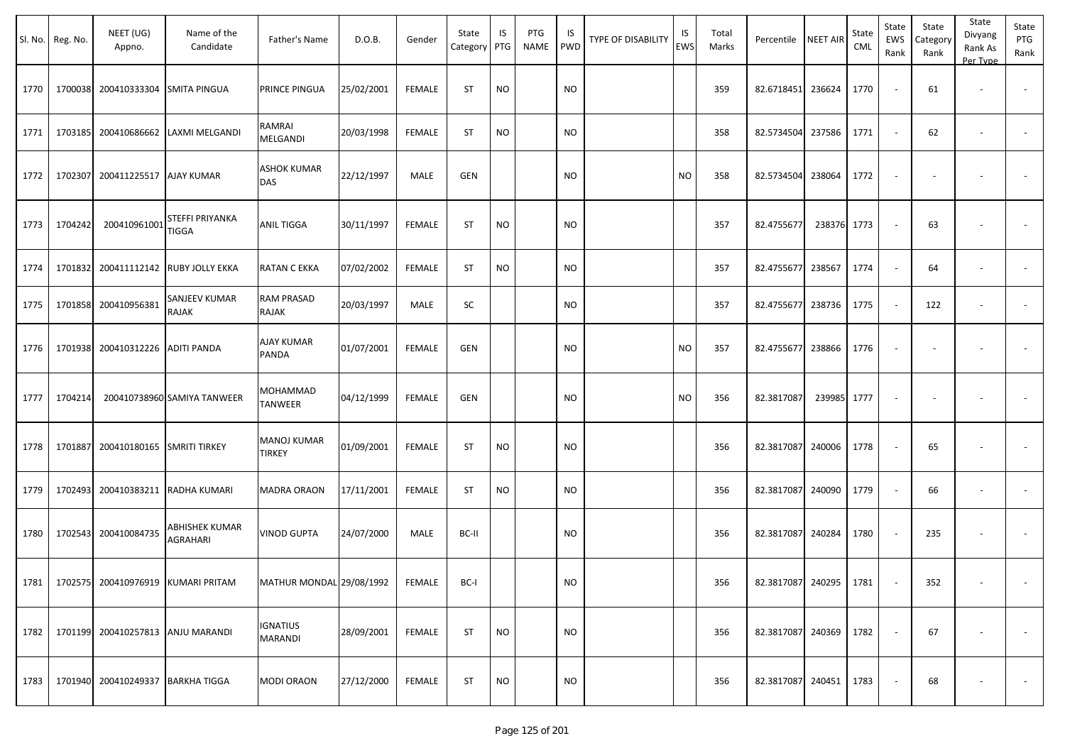| Sl. No. | Reg. No. | NEET (UG) Appno. | Name of the Candidate | Father's Name | D.O.B. | Gender | State Category | IS PTG | PTG NAME | IS PWD | TYPE OF DISABILITY | IS EWS | Total Marks | Percentile | NEET AIR | State CML | State EWS Rank | State Category Rank | State Divyang Rank As Per Type | State PTG Rank |
|---|---|---|---|---|---|---|---|---|---|---|---|---|---|---|---|---|---|---|---|---|
| 1770 | 1700038 | 200410333304 | SMITA PINGUA | PRINCE PINGUA | 25/02/2001 | FEMALE | ST | NO | | NO | | | 359 | 82.6718451 | 236624 | 1770 | - | 61 | - | - |
| 1771 | 1703185 | 200410686662 | LAXMI MELGANDI | RAMRAI MELGANDI | 20/03/1998 | FEMALE | ST | NO | | NO | | | 358 | 82.5734504 | 237586 | 1771 | - | 62 | - | - |
| 1772 | 1702307 | 200411225517 | AJAY KUMAR | ASHOK KUMAR DAS | 22/12/1997 | MALE | GEN | | | NO | | NO | 358 | 82.5734504 | 238064 | 1772 | - | - | - | - |
| 1773 | 1704242 | 200410961001 | STEFFI PRIYANKA TIGGA | ANIL TIGGA | 30/11/1997 | FEMALE | ST | NO | | NO | | | 357 | 82.4755677 | 238376 | 1773 | - | 63 | - | - |
| 1774 | 1701832 | 200411112142 | RUBY JOLLY EKKA | RATAN C EKKA | 07/02/2002 | FEMALE | ST | NO | | NO | | | 357 | 82.4755677 | 238567 | 1774 | - | 64 | - | - |
| 1775 | 1701858 | 200410956381 | SANJEEV KUMAR RAJAK | RAM PRASAD RAJAK | 20/03/1997 | MALE | SC | | | NO | | | 357 | 82.4755677 | 238736 | 1775 | - | 122 | - | - |
| 1776 | 1701938 | 200410312226 | ADITI PANDA | AJAY KUMAR PANDA | 01/07/2001 | FEMALE | GEN | | | NO | | NO | 357 | 82.4755677 | 238866 | 1776 | - | - | - | - |
| 1777 | 1704214 | 200410738960 | SAMIYA TANWEER | MOHAMMAD TANWEER | 04/12/1999 | FEMALE | GEN | | | NO | | NO | 356 | 82.3817087 | 239985 | 1777 | - | - | - | - |
| 1778 | 1701887 | 200410180165 | SMRITI TIRKEY | MANOJ KUMAR TIRKEY | 01/09/2001 | FEMALE | ST | NO | | NO | | | 356 | 82.3817087 | 240006 | 1778 | - | 65 | - | - |
| 1779 | 1702493 | 200410383211 | RADHA KUMARI | MADRA ORAON | 17/11/2001 | FEMALE | ST | NO | | NO | | | 356 | 82.3817087 | 240090 | 1779 | - | 66 | - | - |
| 1780 | 1702543 | 200410084735 | ABHISHEK KUMAR AGRAHARI | VINOD GUPTA | 24/07/2000 | MALE | BC-II | | | NO | | | 356 | 82.3817087 | 240284 | 1780 | - | 235 | - | - |
| 1781 | 1702575 | 200410976919 | KUMARI PRITAM | MATHUR MONDAL | 29/08/1992 | FEMALE | BC-I | | | NO | | | 356 | 82.3817087 | 240295 | 1781 | - | 352 | - | - |
| 1782 | 1701199 | 200410257813 | ANJU MARANDI | IGNATIUS MARANDI | 28/09/2001 | FEMALE | ST | NO | | NO | | | 356 | 82.3817087 | 240369 | 1782 | - | 67 | - | - |
| 1783 | 1701940 | 200410249337 | BARKHA TIGGA | MODI ORAON | 27/12/2000 | FEMALE | ST | NO | | NO | | | 356 | 82.3817087 | 240451 | 1783 | - | 68 | - | - |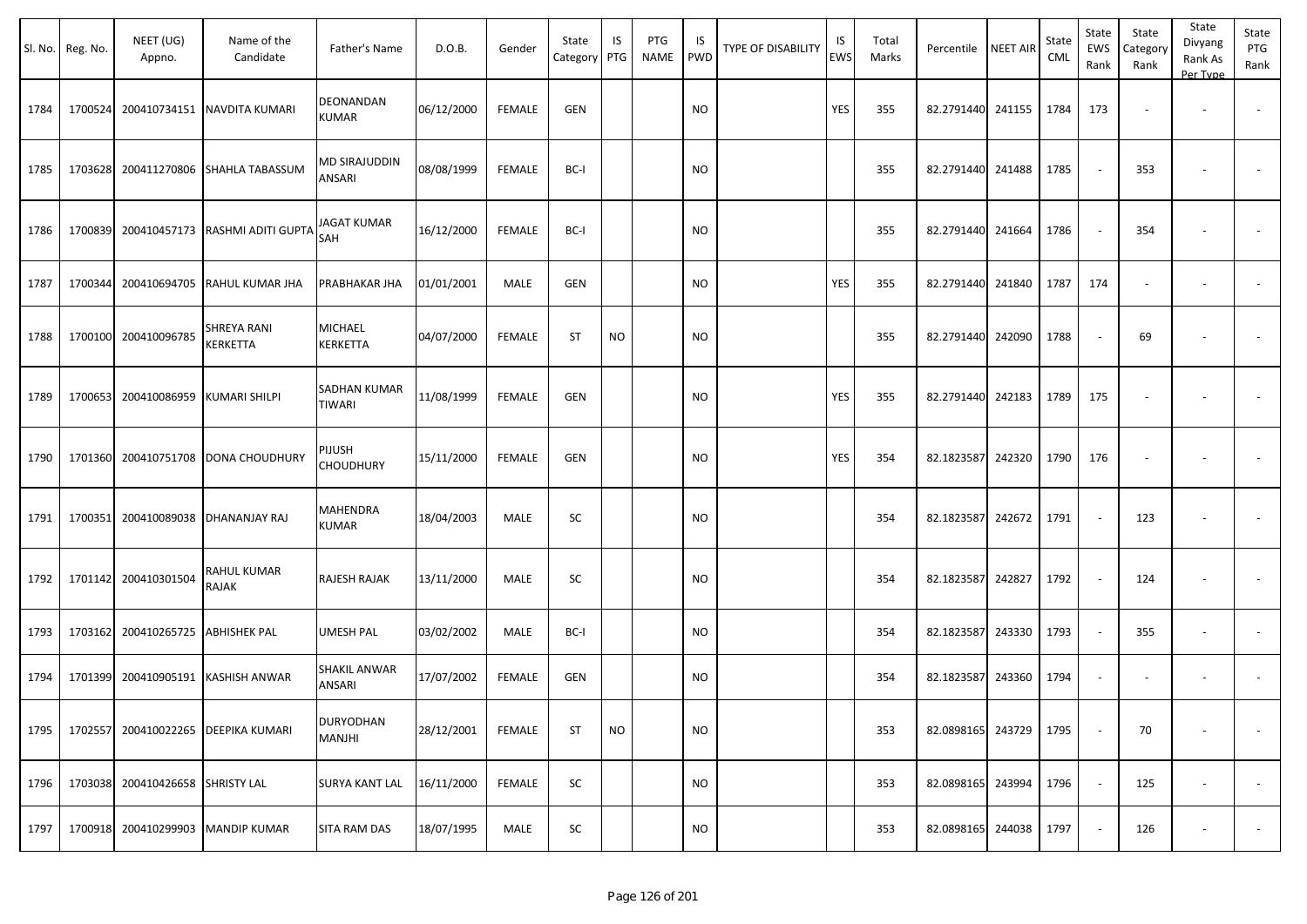| Sl. No. | Reg. No. | NEET (UG) Appno. | Name of the Candidate | Father's Name | D.O.B. | Gender | State Category | IS PTG | PTG NAME | IS PWD | TYPE OF DISABILITY | IS EWS | Total Marks | Percentile | NEET AIR | State CML | State EWS Rank | State Category Rank | State Divyang Rank As Per Type | State PTG Rank |
|---|---|---|---|---|---|---|---|---|---|---|---|---|---|---|---|---|---|---|---|---|
| 1784 | 1700524 | 200410734151 | NAVDITA KUMARI | DEONANDAN KUMAR | 06/12/2000 | FEMALE | GEN | | | NO | | YES | 355 | 82.2791440 | 241155 | 1784 | 173 | - | - | - |
| 1785 | 1703628 | 200411270806 | SHAHLA TABASSUM | MD SIRAJUDDIN ANSARI | 08/08/1999 | FEMALE | BC-I | | | NO | | | 355 | 82.2791440 | 241488 | 1785 | - | 353 | - | - |
| 1786 | 1700839 | 200410457173 | RASHMI ADITI GUPTA | JAGAT KUMAR SAH | 16/12/2000 | FEMALE | BC-I | | | NO | | | 355 | 82.2791440 | 241664 | 1786 | - | 354 | - | - |
| 1787 | 1700344 | 200410694705 | RAHUL KUMAR JHA | PRABHAKAR JHA | 01/01/2001 | MALE | GEN | | | NO | | YES | 355 | 82.2791440 | 241840 | 1787 | 174 | - | - | - |
| 1788 | 1700100 | 200410096785 | SHREYA RANI KERKETTA | MICHAEL KERKETTA | 04/07/2000 | FEMALE | ST | NO | | NO | | | 355 | 82.2791440 | 242090 | 1788 | - | 69 | - | - |
| 1789 | 1700653 | 200410086959 | KUMARI SHILPI | SADHAN KUMAR TIWARI | 11/08/1999 | FEMALE | GEN | | | NO | | YES | 355 | 82.2791440 | 242183 | 1789 | 175 | - | - | - |
| 1790 | 1701360 | 200410751708 | DONA CHOUDHURY | PIJUSH CHOUDHURY | 15/11/2000 | FEMALE | GEN | | | NO | | YES | 354 | 82.1823587 | 242320 | 1790 | 176 | - | - | - |
| 1791 | 1700351 | 200410089038 | DHANANJAY RAJ | MAHENDRA KUMAR | 18/04/2003 | MALE | SC | | | NO | | | 354 | 82.1823587 | 242672 | 1791 | - | 123 | - | - |
| 1792 | 1701142 | 200410301504 | RAHUL KUMAR RAJAK | RAJESH RAJAK | 13/11/2000 | MALE | SC | | | NO | | | 354 | 82.1823587 | 242827 | 1792 | - | 124 | - | - |
| 1793 | 1703162 | 200410265725 | ABHISHEK PAL | UMESH PAL | 03/02/2002 | MALE | BC-I | | | NO | | | 354 | 82.1823587 | 243330 | 1793 | - | 355 | - | - |
| 1794 | 1701399 | 200410905191 | KASHISH ANWAR | SHAKIL ANWAR ANSARI | 17/07/2002 | FEMALE | GEN | | | NO | | | 354 | 82.1823587 | 243360 | 1794 | - | - | - | - |
| 1795 | 1702557 | 200410022265 | DEEPIKA KUMARI | DURYODHAN MANJHI | 28/12/2001 | FEMALE | ST | NO | | NO | | | 353 | 82.0898165 | 243729 | 1795 | - | 70 | - | - |
| 1796 | 1703038 | 200410426658 | SHRISTY LAL | SURYA KANT LAL | 16/11/2000 | FEMALE | SC | | | NO | | | 353 | 82.0898165 | 243994 | 1796 | - | 125 | - | - |
| 1797 | 1700918 | 200410299903 | MANDIP KUMAR | SITA RAM DAS | 18/07/1995 | MALE | SC | | | NO | | | 353 | 82.0898165 | 244038 | 1797 | - | 126 | - | - |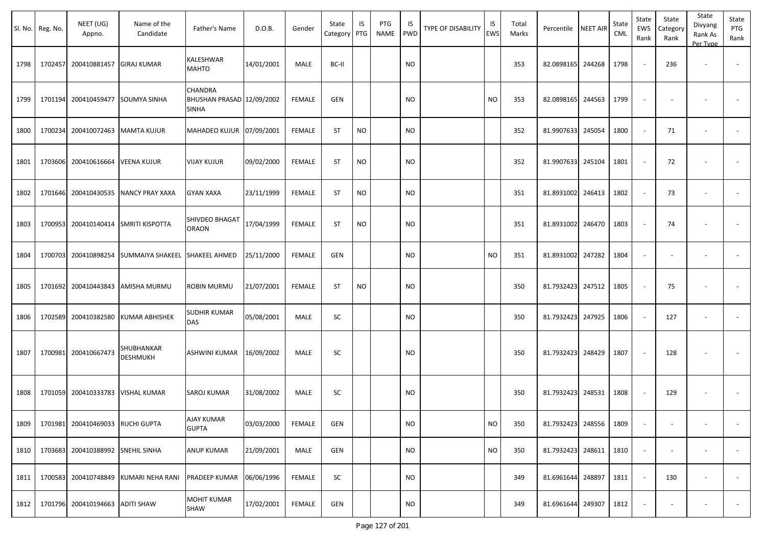| Sl. No. | Reg. No. | NEET (UG) Appno. | Name of the Candidate | Father's Name | D.O.B. | Gender | State Category | IS PTG | PTG NAME | IS PWD | TYPE OF DISABILITY | IS EWS | Total Marks | Percentile | NEET AIR | State CML | State EWS Rank | State Category Rank | State Divyang Rank As Per Type | State PTG Rank |
|---|---|---|---|---|---|---|---|---|---|---|---|---|---|---|---|---|---|---|---|---|
| 1798 | 1702457 | 200410881457 | GIRAJ KUMAR | KALESHWAR MAHTO | 14/01/2001 | MALE | BC-II | | | NO | | | 353 | 82.0898165 | 244268 | 1798 | - | 236 | - | - |
| 1799 | 1701194 | 200410459477 | SOUMYA SINHA | CHANDRA BHUSHAN PRASAD SINHA | 12/09/2002 | FEMALE | GEN | | | NO | | NO | 353 | 82.0898165 | 244563 | 1799 | - | - | - | - |
| 1800 | 1700234 | 200410072463 | MAMTA KUJUR | MAHADEO KUJUR | 07/09/2001 | FEMALE | ST | NO | | NO | | | 352 | 81.9907633 | 245054 | 1800 | - | 71 | - | - |
| 1801 | 1703606 | 200410616664 | VEENA KUJUR | VIJAY KUJUR | 09/02/2000 | FEMALE | ST | NO | | NO | | | 352 | 81.9907633 | 245104 | 1801 | - | 72 | - | - |
| 1802 | 1701646 | 200410430535 | NANCY PRAY XAXA | GYAN XAXA | 23/11/1999 | FEMALE | ST | NO | | NO | | | 351 | 81.8931002 | 246413 | 1802 | - | 73 | - | - |
| 1803 | 1700953 | 200410140414 | SMRITI KISPOTTA | SHIVDEO BHAGAT ORAON | 17/04/1999 | FEMALE | ST | NO | | NO | | | 351 | 81.8931002 | 246470 | 1803 | - | 74 | - | - |
| 1804 | 1700703 | 200410898254 | SUMMAIYA SHAKEEL | SHAKEEL AHMED | 25/11/2000 | FEMALE | GEN | | | NO | | NO | 351 | 81.8931002 | 247282 | 1804 | - | - | - | - |
| 1805 | 1701692 | 200410443843 | AMISHA MURMU | ROBIN MURMU | 21/07/2001 | FEMALE | ST | NO | | NO | | | 350 | 81.7932423 | 247512 | 1805 | - | 75 | - | - |
| 1806 | 1702589 | 200410382580 | KUMAR ABHISHEK | SUDHIR KUMAR DAS | 05/08/2001 | MALE | SC | | | NO | | | 350 | 81.7932423 | 247925 | 1806 | - | 127 | - | - |
| 1807 | 1700981 | 200410667473 | SHUBHANKAR DESHMUKH | ASHWINI KUMAR | 16/09/2002 | MALE | SC | | | NO | | | 350 | 81.7932423 | 248429 | 1807 | - | 128 | - | - |
| 1808 | 1701059 | 200410333783 | VISHAL KUMAR | SAROJ KUMAR | 31/08/2002 | MALE | SC | | | NO | | | 350 | 81.7932423 | 248531 | 1808 | - | 129 | - | - |
| 1809 | 1701981 | 200410469033 | RUCHI GUPTA | AJAY KUMAR GUPTA | 03/03/2000 | FEMALE | GEN | | | NO | | NO | 350 | 81.7932423 | 248556 | 1809 | - | - | - | - |
| 1810 | 1703683 | 200410388992 | SNEHIL SINHA | ANUP KUMAR | 21/09/2001 | MALE | GEN | | | NO | | NO | 350 | 81.7932423 | 248611 | 1810 | - | - | - | - |
| 1811 | 1700583 | 200410748849 | KUMARI NEHA RANI | PRADEEP KUMAR | 06/06/1996 | FEMALE | SC | | | NO | | | 349 | 81.6961644 | 248897 | 1811 | - | 130 | - | - |
| 1812 | 1701796 | 200410194663 | ADITI SHAW | MOHIT KUMAR SHAW | 17/02/2001 | FEMALE | GEN | | | NO | | | 349 | 81.6961644 | 249307 | 1812 | - | - | - | - |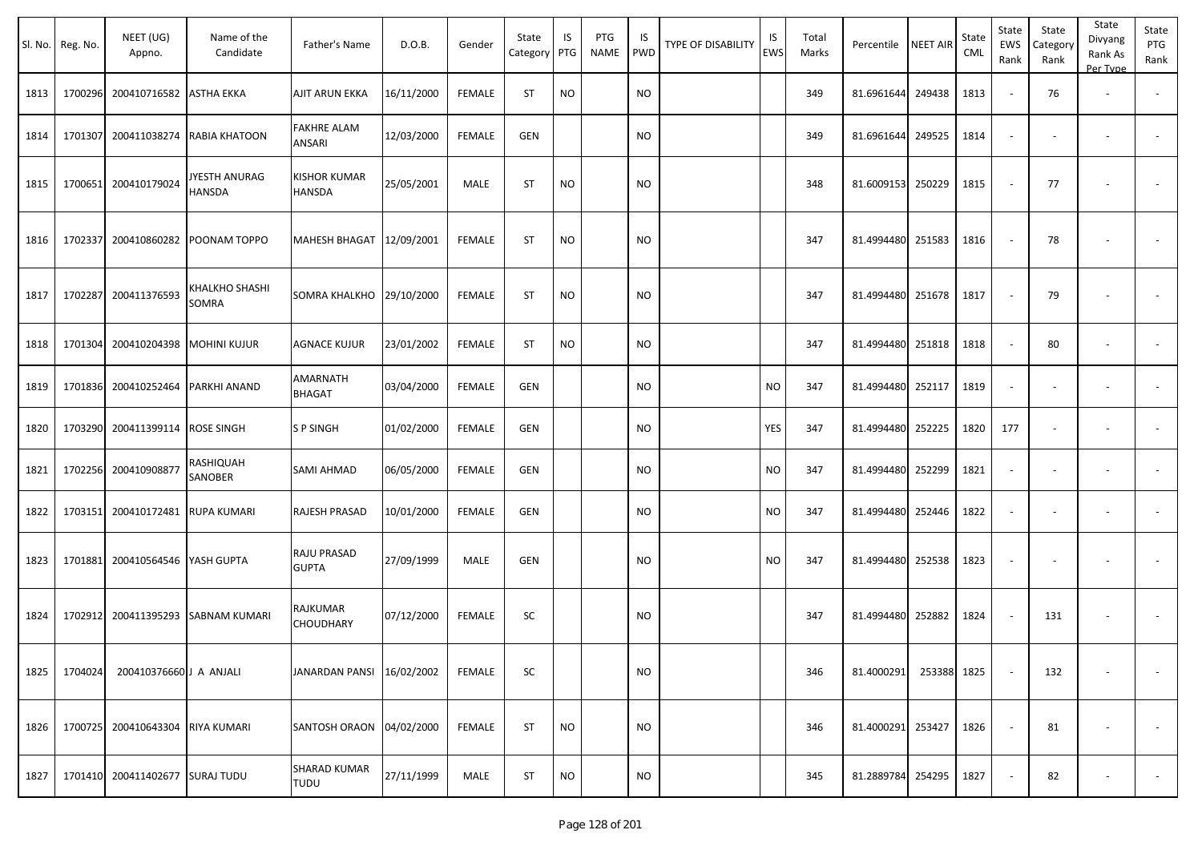| Sl. No. | Reg. No. | NEET (UG) Appno. | Name of the Candidate | Father's Name | D.O.B. | Gender | State Category | IS PTG | PTG NAME | IS PWD | TYPE OF DISABILITY | IS EWS | Total Marks | Percentile | NEET AIR | State CML | State EWS Rank | State Category Rank | State Divyang Rank As Per Type | State PTG Rank |
|---|---|---|---|---|---|---|---|---|---|---|---|---|---|---|---|---|---|---|---|---|
| 1813 | 1700296 | 200410716582 | ASTHA EKKA | AJIT ARUN EKKA | 16/11/2000 | FEMALE | ST | NO | | NO | | | 349 | 81.6961644 | 249438 | 1813 | - | 76 | - | - |
| 1814 | 1701307 | 200411038274 | RABIA KHATOON | FAKHRE ALAM ANSARI | 12/03/2000 | FEMALE | GEN | | | NO | | | 349 | 81.6961644 | 249525 | 1814 | - | - | - | - |
| 1815 | 1700651 | 200410179024 | JYESTH ANURAG HANSDA | KISHOR KUMAR HANSDA | 25/05/2001 | MALE | ST | NO | | NO | | | 348 | 81.6009153 | 250229 | 1815 | - | 77 | - | - |
| 1816 | 1702337 | 200410860282 | POONAM TOPPO | MAHESH BHAGAT | 12/09/2001 | FEMALE | ST | NO | | NO | | | 347 | 81.4994480 | 251583 | 1816 | - | 78 | - | - |
| 1817 | 1702287 | 200411376593 | KHALKHO SHASHI SOMRA | SOMRA KHALKHO | 29/10/2000 | FEMALE | ST | NO | | NO | | | 347 | 81.4994480 | 251678 | 1817 | - | 79 | - | - |
| 1818 | 1701304 | 200410204398 | MOHINI KUJUR | AGNACE KUJUR | 23/01/2002 | FEMALE | ST | NO | | NO | | | 347 | 81.4994480 | 251818 | 1818 | - | 80 | - | - |
| 1819 | 1701836 | 200410252464 | PARKHI ANAND | AMARNATH BHAGAT | 03/04/2000 | FEMALE | GEN | | | NO | | NO | 347 | 81.4994480 | 252117 | 1819 | - | - | - | - |
| 1820 | 1703290 | 200411399114 | ROSE SINGH | S P SINGH | 01/02/2000 | FEMALE | GEN | | | NO | | YES | 347 | 81.4994480 | 252225 | 1820 | 177 | - | - | - |
| 1821 | 1702256 | 200410908877 | RASHIQUAH SANOBER | SAMI AHMAD | 06/05/2000 | FEMALE | GEN | | | NO | | NO | 347 | 81.4994480 | 252299 | 1821 | - | - | - | - |
| 1822 | 1703151 | 200410172481 | RUPA KUMARI | RAJESH PRASAD | 10/01/2000 | FEMALE | GEN | | | NO | | NO | 347 | 81.4994480 | 252446 | 1822 | - | - | - | - |
| 1823 | 1701881 | 200410564546 | YASH GUPTA | RAJU PRASAD GUPTA | 27/09/1999 | MALE | GEN | | | NO | | NO | 347 | 81.4994480 | 252538 | 1823 | - | - | - | - |
| 1824 | 1702912 | 200411395293 | SABNAM KUMARI | RAJKUMAR CHOUDHARY | 07/12/2000 | FEMALE | SC | | | NO | | | 347 | 81.4994480 | 252882 | 1824 | - | 131 | - | - |
| 1825 | 1704024 | 200410376660 | J A ANJALI | JANARDAN PANSI | 16/02/2002 | FEMALE | SC | | | NO | | | 346 | 81.4000291 | 253388 | 1825 | - | 132 | - | - |
| 1826 | 1700725 | 200410643304 | RIYA KUMARI | SANTOSH ORAON | 04/02/2000 | FEMALE | ST | NO | | NO | | | 346 | 81.4000291 | 253427 | 1826 | - | 81 | - | - |
| 1827 | 1701410 | 200411402677 | SURAJ TUDU | SHARAD KUMAR TUDU | 27/11/1999 | MALE | ST | NO | | NO | | | 345 | 81.2889784 | 254295 | 1827 | - | 82 | - | - |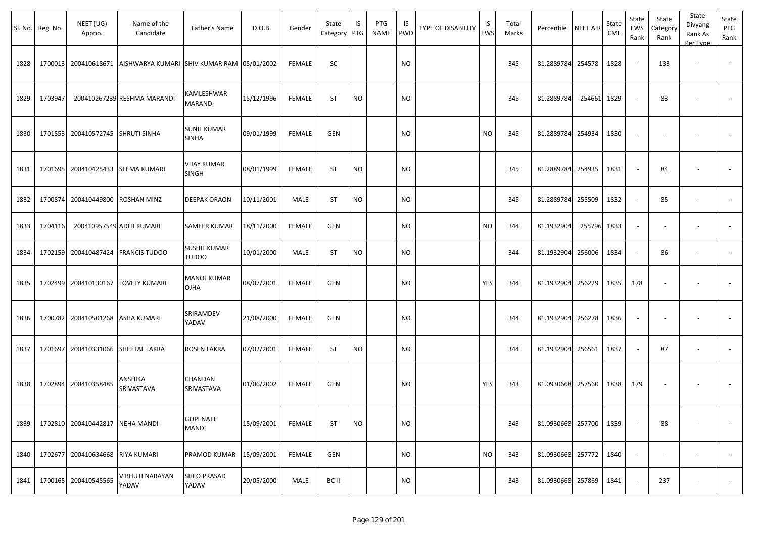| Sl. No. | Reg. No. | NEET (UG) Appno. | Name of the Candidate | Father's Name | D.O.B. | Gender | State Category | IS PTG | PTG NAME | IS PWD | TYPE OF DISABILITY | IS EWS | Total Marks | Percentile | NEET AIR | State CML | State EWS Rank | State Category Rank | State Divyang Rank As Per Type | State PTG Rank |
|---|---|---|---|---|---|---|---|---|---|---|---|---|---|---|---|---|---|---|---|---|
| 1828 | 1700013 | 200410618671 | AISHWARYA KUMARI | SHIV KUMAR RAM | 05/01/2002 | FEMALE | SC | | | NO | | | 345 | 81.2889784 | 254578 | 1828 | - | 133 | - | - |
| 1829 | 1703947 | 200410267239 | RESHMA MARANDI | KAMLESHWAR MARANDI | 15/12/1996 | FEMALE | ST | NO | | NO | | | 345 | 81.2889784 | 254661 | 1829 | - | 83 | - | - |
| 1830 | 1701553 | 200410572745 | SHRUTI SINHA | SUNIL KUMAR SINHA | 09/01/1999 | FEMALE | GEN | | | NO | | NO | 345 | 81.2889784 | 254934 | 1830 | - | - | - | - |
| 1831 | 1701695 | 200410425433 | SEEMA KUMARI | VIJAY KUMAR SINGH | 08/01/1999 | FEMALE | ST | NO | | NO | | | 345 | 81.2889784 | 254935 | 1831 | - | 84 | - | - |
| 1832 | 1700874 | 200410449800 | ROSHAN MINZ | DEEPAK ORAON | 10/11/2001 | MALE | ST | NO | | NO | | | 345 | 81.2889784 | 255509 | 1832 | - | 85 | - | - |
| 1833 | 1704116 | 200410957549 | ADITI KUMARI | SAMEER KUMAR | 18/11/2000 | FEMALE | GEN | | | NO | | NO | 344 | 81.1932904 | 255796 | 1833 | - | - | - | - |
| 1834 | 1702159 | 200410487424 | FRANCIS TUDOO | SUSHIL KUMAR TUDOO | 10/01/2000 | MALE | ST | NO | | NO | | | 344 | 81.1932904 | 256006 | 1834 | - | 86 | - | - |
| 1835 | 1702499 | 200410130167 | LOVELY KUMARI | MANOJ KUMAR OJHA | 08/07/2001 | FEMALE | GEN | | | NO | | YES | 344 | 81.1932904 | 256229 | 1835 | 178 | - | - | - |
| 1836 | 1700782 | 200410501268 | ASHA KUMARI | SRIRAMDEV YADAV | 21/08/2000 | FEMALE | GEN | | | NO | | | 344 | 81.1932904 | 256278 | 1836 | - | - | - | - |
| 1837 | 1701697 | 200410331066 | SHEETAL LAKRA | ROSEN LAKRA | 07/02/2001 | FEMALE | ST | NO | | NO | | | 344 | 81.1932904 | 256561 | 1837 | - | 87 | - | - |
| 1838 | 1702894 | 200410358485 | ANSHIKA SRIVASTAVA | CHANDAN SRIVASTAVA | 01/06/2002 | FEMALE | GEN | | | NO | | YES | 343 | 81.0930668 | 257560 | 1838 | 179 | - | - | - |
| 1839 | 1702810 | 200410442817 | NEHA MANDI | GOPI NATH MANDI | 15/09/2001 | FEMALE | ST | NO | | NO | | | 343 | 81.0930668 | 257700 | 1839 | - | 88 | - | - |
| 1840 | 1702677 | 200410634668 | RIYA KUMARI | PRAMOD KUMAR | 15/09/2001 | FEMALE | GEN | | | NO | | NO | 343 | 81.0930668 | 257772 | 1840 | - | - | - | - |
| 1841 | 1700165 | 200410545565 | VIBHUTI NARAYAN YADAV | SHEO PRASAD YADAV | 20/05/2000 | MALE | BC-II | | | NO | | | 343 | 81.0930668 | 257869 | 1841 | - | 237 | - | - |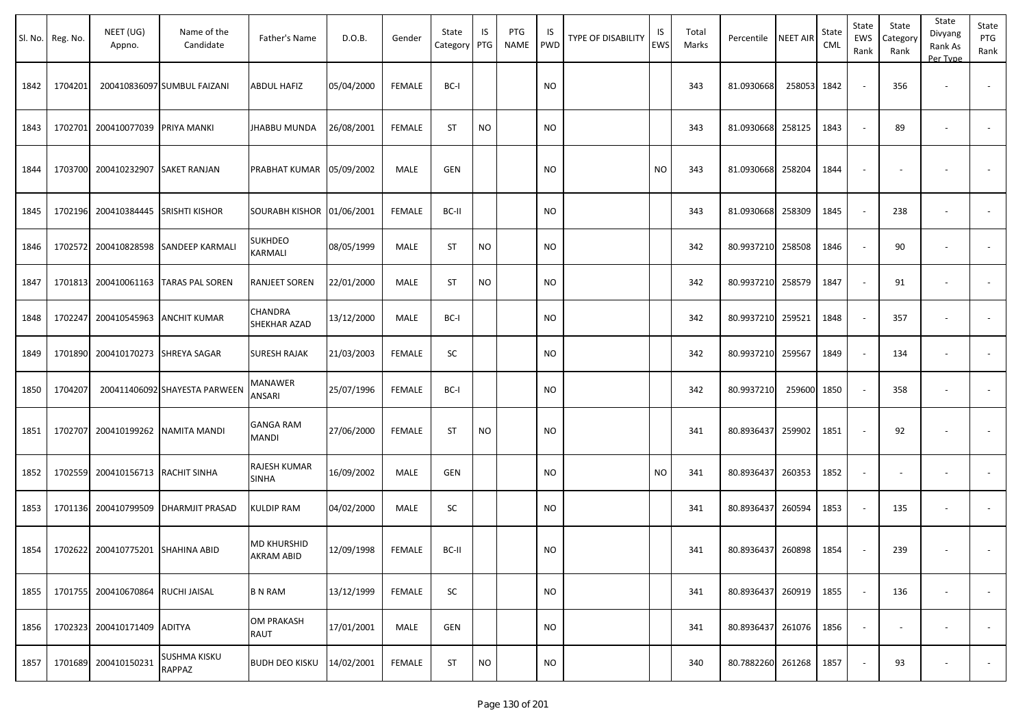| Sl. No. | Reg. No. | NEET (UG) Appno. | Name of the Candidate | Father's Name | D.O.B. | Gender | State Category | IS PTG | PTG NAME | IS PWD | TYPE OF DISABILITY | IS EWS | Total Marks | Percentile | NEET AIR | State CML | State EWS Rank | State Category Rank | State Divyang Rank As Per Type | State PTG Rank |
|---|---|---|---|---|---|---|---|---|---|---|---|---|---|---|---|---|---|---|---|---|
| 1842 | 1704201 | 200410836097 | SUMBUL FAIZANI | ABDUL HAFIZ | 05/04/2000 | FEMALE | BC-I | | | NO | | | 343 | 81.0930668 | 258053 | 1842 | - | 356 | - | - |
| 1843 | 1702701 | 200410077039 | PRIYA MANKI | JHABBU MUNDA | 26/08/2001 | FEMALE | ST | NO | | NO | | | 343 | 81.0930668 | 258125 | 1843 | - | 89 | - | - |
| 1844 | 1703700 | 200410232907 | SAKET RANJAN | PRABHAT KUMAR | 05/09/2002 | MALE | GEN | | | NO | | NO | 343 | 81.0930668 | 258204 | 1844 | - | - | - | - |
| 1845 | 1702196 | 200410384445 | SRISHTI KISHOR | SOURABH KISHOR | 01/06/2001 | FEMALE | BC-II | | | NO | | | 343 | 81.0930668 | 258309 | 1845 | - | 238 | - | - |
| 1846 | 1702572 | 200410828598 | SANDEEP KARMALI | SUKHDEO KARMALI | 08/05/1999 | MALE | ST | NO | | NO | | | 342 | 80.9937210 | 258508 | 1846 | - | 90 | - | - |
| 1847 | 1701813 | 200410061163 | TARAS PAL SOREN | RANJEET SOREN | 22/01/2000 | MALE | ST | NO | | NO | | | 342 | 80.9937210 | 258579 | 1847 | - | 91 | - | - |
| 1848 | 1702247 | 200410545963 | ANCHIT KUMAR | CHANDRA SHEKHAR AZAD | 13/12/2000 | MALE | BC-I | | | NO | | | 342 | 80.9937210 | 259521 | 1848 | - | 357 | - | - |
| 1849 | 1701890 | 200410170273 | SHREYA SAGAR | SURESH RAJAK | 21/03/2003 | FEMALE | SC | | | NO | | | 342 | 80.9937210 | 259567 | 1849 | - | 134 | - | - |
| 1850 | 1704207 | 200411406092 | SHAYESTA PARWEEN | MANAWER ANSARI | 25/07/1996 | FEMALE | BC-I | | | NO | | | 342 | 80.9937210 | 259600 | 1850 | - | 358 | - | - |
| 1851 | 1702707 | 200410199262 | NAMITA MANDI | GANGA RAM MANDI | 27/06/2000 | FEMALE | ST | NO | | NO | | | 341 | 80.8936437 | 259902 | 1851 | - | 92 | - | - |
| 1852 | 1702559 | 200410156713 | RACHIT SINHA | RAJESH KUMAR SINHA | 16/09/2002 | MALE | GEN | | | NO | | NO | 341 | 80.8936437 | 260353 | 1852 | - | - | - | - |
| 1853 | 1701136 | 200410799509 | DHARMJIT PRASAD | KULDIP RAM | 04/02/2000 | MALE | SC | | | NO | | | 341 | 80.8936437 | 260594 | 1853 | - | 135 | - | - |
| 1854 | 1702622 | 200410775201 | SHAHINA ABID | MD KHURSHID AKRAM ABID | 12/09/1998 | FEMALE | BC-II | | | NO | | | 341 | 80.8936437 | 260898 | 1854 | - | 239 | - | - |
| 1855 | 1701755 | 200410670864 | RUCHI JAISAL | B N RAM | 13/12/1999 | FEMALE | SC | | | NO | | | 341 | 80.8936437 | 260919 | 1855 | - | 136 | - | - |
| 1856 | 1702323 | 200410171409 | ADITYA | OM PRAKASH RAUT | 17/01/2001 | MALE | GEN | | | NO | | | 341 | 80.8936437 | 261076 | 1856 | - | - | - | - |
| 1857 | 1701689 | 200410150231 | SUSHMA KISKU RAPPAZ | BUDH DEO KISKU | 14/02/2001 | FEMALE | ST | NO | | NO | | | 340 | 80.7882260 | 261268 | 1857 | - | 93 | - | - |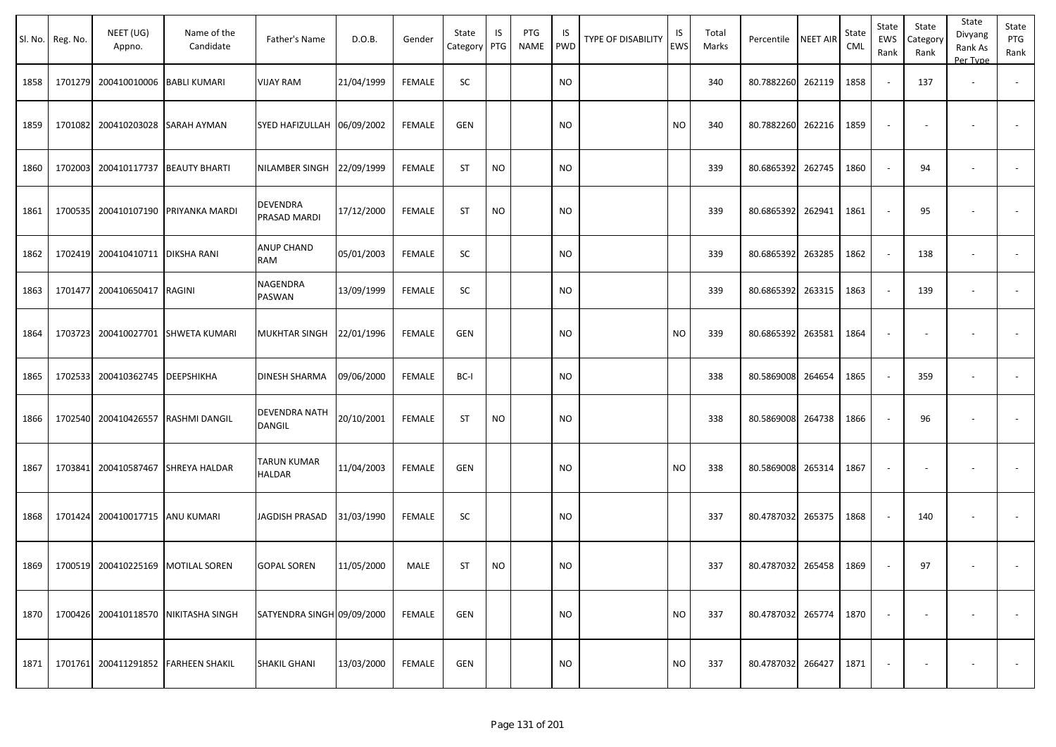| Sl. No. | Reg. No. | NEET (UG) Appno. | Name of the Candidate | Father's Name | D.O.B. | Gender | State Category | IS PTG | PTG NAME | IS PWD | TYPE OF DISABILITY | IS EWS | Total Marks | Percentile | NEET AIR | State CML | State EWS Rank | State Category Rank | State Divyang Rank As Per Type | State PTG Rank |
|---|---|---|---|---|---|---|---|---|---|---|---|---|---|---|---|---|---|---|---|---|
| 1858 | 1701279 | 200410010006 | BABLI KUMARI | VIJAY RAM | 21/04/1999 | FEMALE | SC | | | NO | | | 340 | 80.7882260 | 262119 | 1858 | - | 137 | - | - |
| 1859 | 1701082 | 200410203028 | SARAH AYMAN | SYED HAFIZULLAH | 06/09/2002 | FEMALE | GEN | | | NO | | NO | 340 | 80.7882260 | 262216 | 1859 | - | - | - | - |
| 1860 | 1702003 | 200410117737 | BEAUTY BHARTI | NILAMBER SINGH | 22/09/1999 | FEMALE | ST | NO | | NO | | | 339 | 80.6865392 | 262745 | 1860 | - | 94 | - | - |
| 1861 | 1700535 | 200410107190 | PRIYANKA MARDI | DEVENDRA PRASAD MARDI | 17/12/2000 | FEMALE | ST | NO | | NO | | | 339 | 80.6865392 | 262941 | 1861 | - | 95 | - | - |
| 1862 | 1702419 | 200410410711 | DIKSHA RANI | ANUP CHAND RAM | 05/01/2003 | FEMALE | SC | | | NO | | | 339 | 80.6865392 | 263285 | 1862 | - | 138 | - | - |
| 1863 | 1701477 | 200410650417 | RAGINI | NAGENDRA PASWAN | 13/09/1999 | FEMALE | SC | | | NO | | | 339 | 80.6865392 | 263315 | 1863 | - | 139 | - | - |
| 1864 | 1703723 | 200410027701 | SHWETA KUMARI | MUKHTAR SINGH | 22/01/1996 | FEMALE | GEN | | | NO | | NO | 339 | 80.6865392 | 263581 | 1864 | - | - | - | - |
| 1865 | 1702533 | 200410362745 | DEEPSHIKHA | DINESH SHARMA | 09/06/2000 | FEMALE | BC-I | | | NO | | | 338 | 80.5869008 | 264654 | 1865 | - | 359 | - | - |
| 1866 | 1702540 | 200410426557 | RASHMI DANGIL | DEVENDRA NATH DANGIL | 20/10/2001 | FEMALE | ST | NO | | NO | | | 338 | 80.5869008 | 264738 | 1866 | - | 96 | - | - |
| 1867 | 1703841 | 200410587467 | SHREYA HALDAR | TARUN KUMAR HALDAR | 11/04/2003 | FEMALE | GEN | | | NO | | NO | 338 | 80.5869008 | 265314 | 1867 | - | - | - | - |
| 1868 | 1701424 | 200410017715 | ANU KUMARI | JAGDISH PRASAD | 31/03/1990 | FEMALE | SC | | | NO | | | 337 | 80.4787032 | 265375 | 1868 | - | 140 | - | - |
| 1869 | 1700519 | 200410225169 | MOTILAL SOREN | GOPAL SOREN | 11/05/2000 | MALE | ST | NO | | NO | | | 337 | 80.4787032 | 265458 | 1869 | - | 97 | - | - |
| 1870 | 1700426 | 200410118570 | NIKITASHA SINGH | SATYENDRA SINGH | 09/09/2000 | FEMALE | GEN | | | NO | | NO | 337 | 80.4787032 | 265774 | 1870 | - | - | - | - |
| 1871 | 1701761 | 200411291852 | FARHEEN SHAKIL | SHAKIL GHANI | 13/03/2000 | FEMALE | GEN | | | NO | | NO | 337 | 80.4787032 | 266427 | 1871 | - | - | - | - |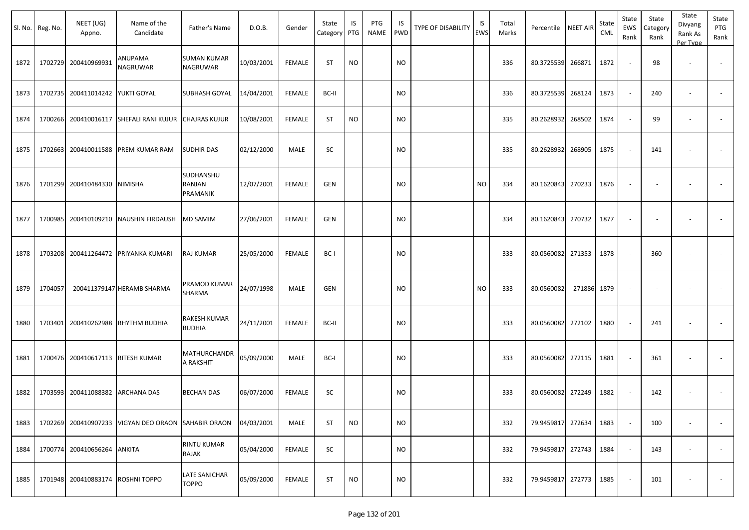| Sl. No. | Reg. No. | NEET (UG) Appno. | Name of the Candidate | Father's Name | D.O.B. | Gender | State Category | IS PTG | PTG NAME | IS PWD | TYPE OF DISABILITY | IS EWS | Total Marks | Percentile | NEET AIR | State CML | State EWS Rank | State Category Rank | State Divyang Rank As Per Type | State PTG Rank |
|---|---|---|---|---|---|---|---|---|---|---|---|---|---|---|---|---|---|---|---|---|
| 1872 | 1702729 | 200410969931 | ANUPAMA NAGRUWAR | SUMAN KUMAR NAGRUWAR | 10/03/2001 | FEMALE | ST | NO | | NO | | | 336 | 80.3725539 | 266871 | 1872 | - | 98 | - | - |
| 1873 | 1702735 | 200411014242 | YUKTI GOYAL | SUBHASH GOYAL | 14/04/2001 | FEMALE | BC-II | | | NO | | | 336 | 80.3725539 | 268124 | 1873 | - | 240 | - | - |
| 1874 | 1700266 | 200410016117 | SHEFALI RANI KUJUR | CHAJRAS KUJUR | 10/08/2001 | FEMALE | ST | NO | | NO | | | 335 | 80.2628932 | 268502 | 1874 | - | 99 | - | - |
| 1875 | 1702663 | 200410011588 | PREM KUMAR RAM | SUDHIR DAS | 02/12/2000 | MALE | SC | | | NO | | | 335 | 80.2628932 | 268905 | 1875 | - | 141 | - | - |
| 1876 | 1701299 | 200410484330 | NIMISHA | SUDHANSHU RANJAN PRAMANIK | 12/07/2001 | FEMALE | GEN | | | NO | | NO | 334 | 80.1620843 | 270233 | 1876 | - | - | - | - |
| 1877 | 1700985 | 200410109210 | NAUSHIN FIRDAUSH | MD SAMIM | 27/06/2001 | FEMALE | GEN | | | NO | | | 334 | 80.1620843 | 270732 | 1877 | - | - | - | - |
| 1878 | 1703208 | 200411264472 | PRIYANKA KUMARI | RAJ KUMAR | 25/05/2000 | FEMALE | BC-I | | | NO | | | 333 | 80.0560082 | 271353 | 1878 | - | 360 | - | - |
| 1879 | 1704057 | 200411379147 | HERAMB SHARMA | PRAMOD KUMAR SHARMA | 24/07/1998 | MALE | GEN | | | NO | | NO | 333 | 80.0560082 | 271886 | 1879 | - | - | - | - |
| 1880 | 1703401 | 200410262988 | RHYTHM BUDHIA | RAKESH KUMAR BUDHIA | 24/11/2001 | FEMALE | BC-II | | | NO | | | 333 | 80.0560082 | 272102 | 1880 | - | 241 | - | - |
| 1881 | 1700476 | 200410617113 | RITESH KUMAR | MATHURCHANDRA RAKSHIT | 05/09/2000 | MALE | BC-I | | | NO | | | 333 | 80.0560082 | 272115 | 1881 | - | 361 | - | - |
| 1882 | 1703593 | 200411088382 | ARCHANA DAS | BECHAN DAS | 06/07/2000 | FEMALE | SC | | | NO | | | 333 | 80.0560082 | 272249 | 1882 | - | 142 | - | - |
| 1883 | 1702269 | 200410907233 | VIGYAN DEO ORAON | SAHABIR ORAON | 04/03/2001 | MALE | ST | NO | | NO | | | 332 | 79.9459817 | 272634 | 1883 | - | 100 | - | - |
| 1884 | 1700774 | 200410656264 | ANKITA | RINTU KUMAR RAJAK | 05/04/2000 | FEMALE | SC | | | NO | | | 332 | 79.9459817 | 272743 | 1884 | - | 143 | - | - |
| 1885 | 1701948 | 200410883174 | ROSHNI TOPPO | LATE SANICHAR TOPPO | 05/09/2000 | FEMALE | ST | NO | | NO | | | 332 | 79.9459817 | 272773 | 1885 | - | 101 | - | - |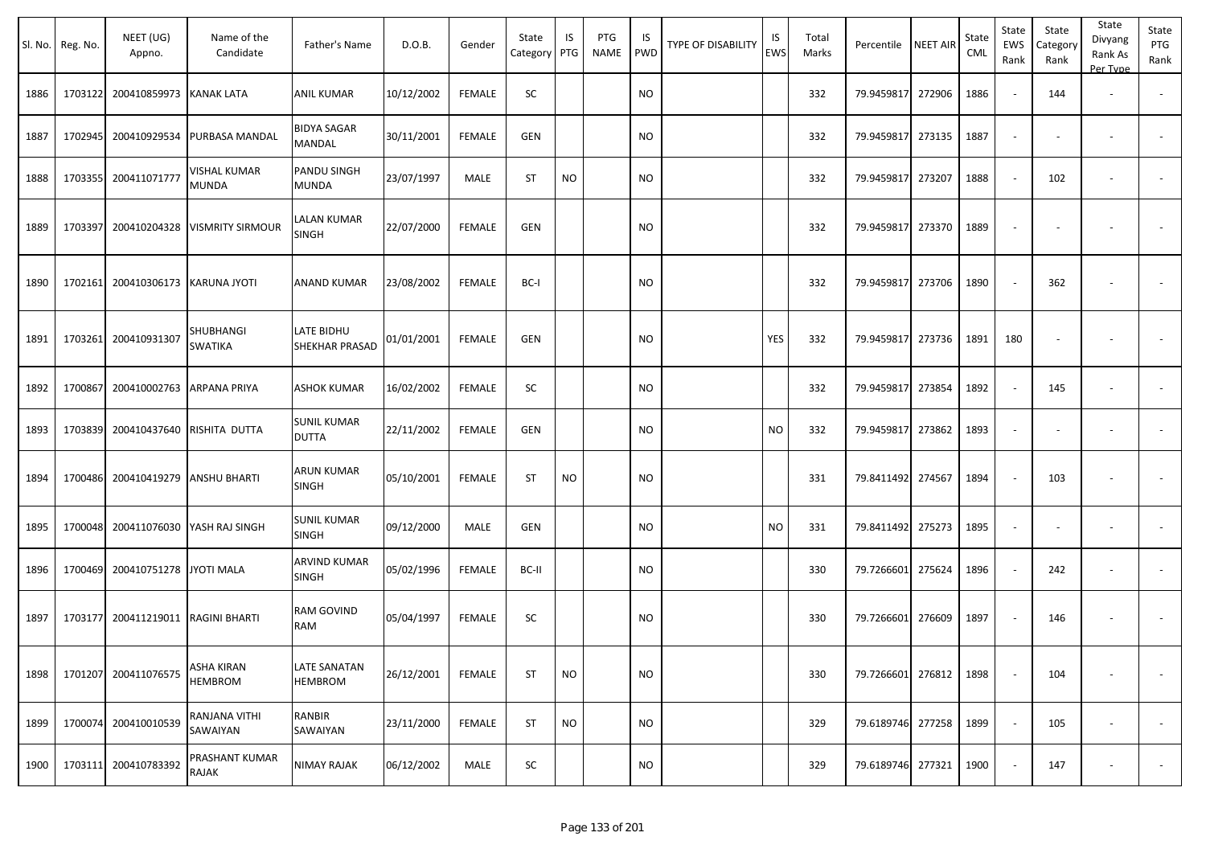| Sl. No. | Reg. No. | NEET (UG) Appno. | Name of the Candidate | Father's Name | D.O.B. | Gender | State Category | IS PTG | PTG NAME | IS PWD | TYPE OF DISABILITY | IS EWS | Total Marks | Percentile | NEET AIR | State CML | State EWS Rank | State Category Rank | State Divyang Rank As Per Type | State PTG Rank |
|---|---|---|---|---|---|---|---|---|---|---|---|---|---|---|---|---|---|---|---|---|
| 1886 | 1703122 | 200410859973 | KANAK LATA | ANIL KUMAR | 10/12/2002 | FEMALE | SC | | | NO | | | 332 | 79.9459817 | 272906 | 1886 | - | 144 | - | - |
| 1887 | 1702945 | 200410929534 | PURBASA MANDAL | BIDYA SAGAR MANDAL | 30/11/2001 | FEMALE | GEN | | | NO | | | 332 | 79.9459817 | 273135 | 1887 | - | - | - | - |
| 1888 | 1703355 | 200411071777 | VISHAL KUMAR MUNDA | PANDU SINGH MUNDA | 23/07/1997 | MALE | ST | NO | | NO | | | 332 | 79.9459817 | 273207 | 1888 | - | 102 | - | - |
| 1889 | 1703397 | 200410204328 | VISMRITY SIRMOUR | LALAN KUMAR SINGH | 22/07/2000 | FEMALE | GEN | | | NO | | | 332 | 79.9459817 | 273370 | 1889 | - | - | - | - |
| 1890 | 1702161 | 200410306173 | KARUNA JYOTI | ANAND KUMAR | 23/08/2002 | FEMALE | BC-I | | | NO | | | 332 | 79.9459817 | 273706 | 1890 | - | 362 | - | - |
| 1891 | 1703261 | 200410931307 | SHUBHANGI SWATIKA | LATE BIDHU SHEKHAR PRASAD | 01/01/2001 | FEMALE | GEN | | | NO | | YES | 332 | 79.9459817 | 273736 | 1891 | 180 | - | - | - |
| 1892 | 1700867 | 200410002763 | ARPANA PRIYA | ASHOK KUMAR | 16/02/2002 | FEMALE | SC | | | NO | | | 332 | 79.9459817 | 273854 | 1892 | - | 145 | - | - |
| 1893 | 1703839 | 200410437640 | RISHITA DUTTA | SUNIL KUMAR DUTTA | 22/11/2002 | FEMALE | GEN | | | NO | | NO | 332 | 79.9459817 | 273862 | 1893 | - | - | - | - |
| 1894 | 1700486 | 200410419279 | ANSHU BHARTI | ARUN KUMAR SINGH | 05/10/2001 | FEMALE | ST | NO | | NO | | | 331 | 79.8411492 | 274567 | 1894 | - | 103 | - | - |
| 1895 | 1700048 | 200411076030 | YASH RAJ SINGH | SUNIL KUMAR SINGH | 09/12/2000 | MALE | GEN | | | NO | | NO | 331 | 79.8411492 | 275273 | 1895 | - | - | - | - |
| 1896 | 1700469 | 200410751278 | JYOTI MALA | ARVIND KUMAR SINGH | 05/02/1996 | FEMALE | BC-II | | | NO | | | 330 | 79.7266601 | 275624 | 1896 | - | 242 | - | - |
| 1897 | 1703177 | 200411219011 | RAGINI BHARTI | RAM GOVIND RAM | 05/04/1997 | FEMALE | SC | | | NO | | | 330 | 79.7266601 | 276609 | 1897 | - | 146 | - | - |
| 1898 | 1701207 | 200411076575 | ASHA KIRAN HEMBROM | LATE SANATAN HEMBROM | 26/12/2001 | FEMALE | ST | NO | | NO | | | 330 | 79.7266601 | 276812 | 1898 | - | 104 | - | - |
| 1899 | 1700074 | 200410010539 | RANJANA VITHI SAWAIYAN | RANBIR SAWAIYAN | 23/11/2000 | FEMALE | ST | NO | | NO | | | 329 | 79.6189746 | 277258 | 1899 | - | 105 | - | - |
| 1900 | 1703111 | 200410783392 | PRASHANT KUMAR RAJAK | NIMAY RAJAK | 06/12/2002 | MALE | SC | | | NO | | | 329 | 79.6189746 | 277321 | 1900 | - | 147 | - | - |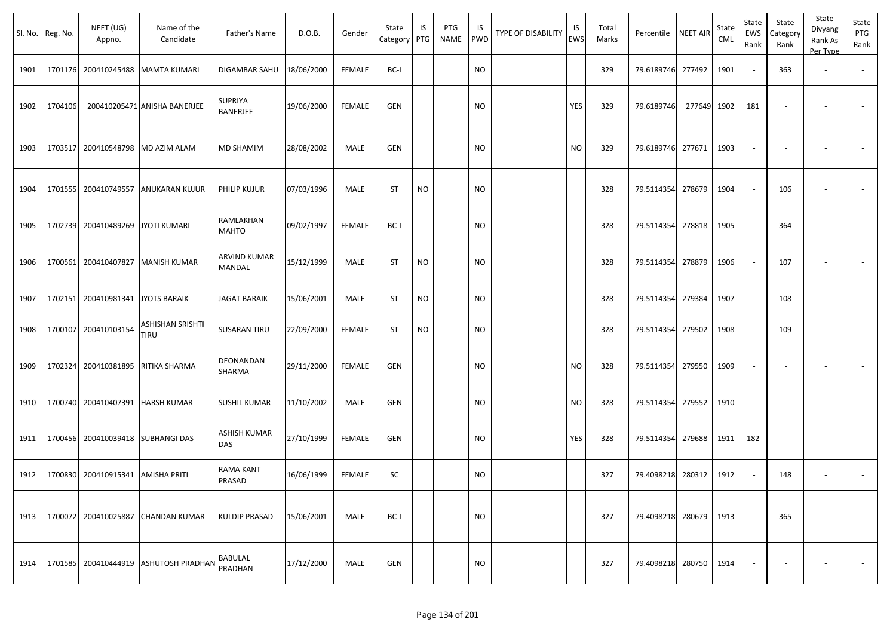| Sl. No. | Reg. No. | NEET (UG) Appno. | Name of the Candidate | Father's Name | D.O.B. | Gender | State Category | IS PTG | PTG NAME | IS PWD | TYPE OF DISABILITY | IS EWS | Total Marks | Percentile | NEET AIR | State CML | State EWS Rank | State Category Rank | State Divyang Rank As Per Type | State PTG Rank |
|---|---|---|---|---|---|---|---|---|---|---|---|---|---|---|---|---|---|---|---|---|
| 1901 | 1701176 | 200410245488 | MAMTA KUMARI | DIGAMBAR SAHU | 18/06/2000 | FEMALE | BC-I | | | NO | | | 329 | 79.6189746 | 277492 | 1901 | - | 363 | - | - |
| 1902 | 1704106 | 200410205471 | ANISHA BANERJEE | SUPRIYA BANERJEE | 19/06/2000 | FEMALE | GEN | | | NO | | YES | 329 | 79.6189746 | 277649 | 1902 | 181 | - | - | - |
| 1903 | 1703517 | 200410548798 | MD AZIM ALAM | MD SHAMIM | 28/08/2002 | MALE | GEN | | | NO | | NO | 329 | 79.6189746 | 277671 | 1903 | - | - | - | - |
| 1904 | 1701555 | 200410749557 | ANUKARAN KUJUR | PHILIP KUJUR | 07/03/1996 | MALE | ST | NO | | NO | | | 328 | 79.5114354 | 278679 | 1904 | - | 106 | - | - |
| 1905 | 1702739 | 200410489269 | JYOTI KUMARI | RAMLAKHAN MAHTO | 09/02/1997 | FEMALE | BC-I | | | NO | | | 328 | 79.5114354 | 278818 | 1905 | - | 364 | - | - |
| 1906 | 1700561 | 200410407827 | MANISH KUMAR | ARVIND KUMAR MANDAL | 15/12/1999 | MALE | ST | NO | | NO | | | 328 | 79.5114354 | 278879 | 1906 | - | 107 | - | - |
| 1907 | 1702151 | 200410981341 | JYOTS BARAIK | JAGAT BARAIK | 15/06/2001 | MALE | ST | NO | | NO | | | 328 | 79.5114354 | 279384 | 1907 | - | 108 | - | - |
| 1908 | 1700107 | 200410103154 | ASHISHAN SRISHTI TIRU | SUSARAN TIRU | 22/09/2000 | FEMALE | ST | NO | | NO | | | 328 | 79.5114354 | 279502 | 1908 | - | 109 | - | - |
| 1909 | 1702324 | 200410381895 | RITIKA SHARMA | DEONANDAN SHARMA | 29/11/2000 | FEMALE | GEN | | | NO | | NO | 328 | 79.5114354 | 279550 | 1909 | - | - | - | - |
| 1910 | 1700740 | 200410407391 | HARSH KUMAR | SUSHIL KUMAR | 11/10/2002 | MALE | GEN | | | NO | | NO | 328 | 79.5114354 | 279552 | 1910 | - | - | - | - |
| 1911 | 1700456 | 200410039418 | SUBHANGI DAS | ASHISH KUMAR DAS | 27/10/1999 | FEMALE | GEN | | | NO | | YES | 328 | 79.5114354 | 279688 | 1911 | 182 | - | - | - |
| 1912 | 1700830 | 200410915341 | AMISHA PRITI | RAMA KANT PRASAD | 16/06/1999 | FEMALE | SC | | | NO | | | 327 | 79.4098218 | 280312 | 1912 | - | 148 | - | - |
| 1913 | 1700072 | 200410025887 | CHANDAN KUMAR | KULDIP PRASAD | 15/06/2001 | MALE | BC-I | | | NO | | | 327 | 79.4098218 | 280679 | 1913 | - | 365 | - | - |
| 1914 | 1701585 | 200410444919 | ASHUTOSH PRADHAN | BABULAL PRADHAN | 17/12/2000 | MALE | GEN | | | NO | | | 327 | 79.4098218 | 280750 | 1914 | - | - | - | - |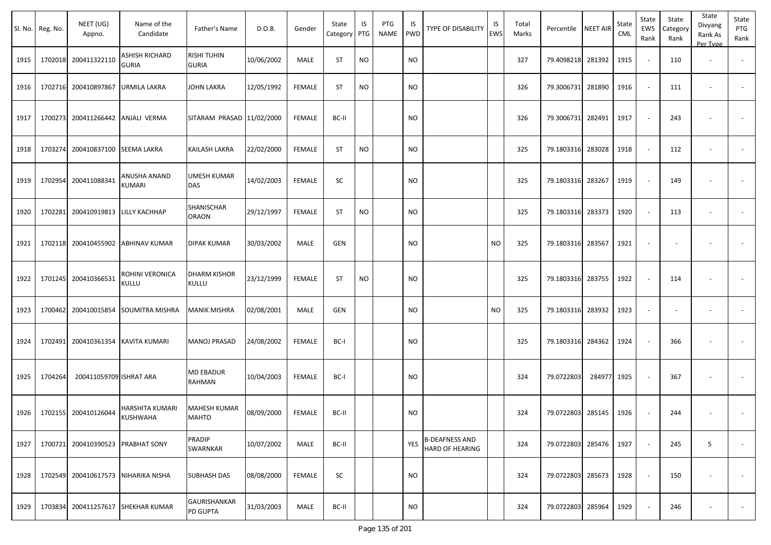| Sl. No. | Reg. No. | NEET (UG) Appno. | Name of the Candidate | Father's Name | D.O.B. | Gender | State Category | IS PTG | PTG NAME | IS PWD | TYPE OF DISABILITY | IS EWS | Total Marks | Percentile | NEET AIR | State CML | State EWS Rank | State Category Rank | State Divyang Rank As Per Type | State PTG Rank |
|---|---|---|---|---|---|---|---|---|---|---|---|---|---|---|---|---|---|---|---|---|
| 1915 | 1702018 | 200411322110 | ASHISH RICHARD GURIA | RISHI TUHIN GURIA | 10/06/2002 | MALE | ST | NO | | NO | | | 327 | 79.4098218 | 281392 | 1915 | - | 110 | - | - |
| 1916 | 1702716 | 200410897867 | URMILA LAKRA | JOHN LAKRA | 12/05/1992 | FEMALE | ST | NO | | NO | | | 326 | 79.3006731 | 281890 | 1916 | - | 111 | - | - |
| 1917 | 1700273 | 200411266442 | ANJALI VERMA | SITARAM PRASAD | 11/02/2000 | FEMALE | BC-II | | | NO | | | 326 | 79.3006731 | 282491 | 1917 | - | 243 | - | - |
| 1918 | 1703274 | 200410837100 | SEEMA LAKRA | KAILASH LAKRA | 22/02/2000 | FEMALE | ST | NO | | NO | | | 325 | 79.1803316 | 283028 | 1918 | - | 112 | - | - |
| 1919 | 1702954 | 200411088341 | ANUSHA ANAND KUMARI | UMESH KUMAR DAS | 14/02/2003 | FEMALE | SC | | | NO | | | 325 | 79.1803316 | 283267 | 1919 | - | 149 | - | - |
| 1920 | 1702281 | 200410919813 | LILLY KACHHAP | SHANISCHAR ORAON | 29/12/1997 | FEMALE | ST | NO | | NO | | | 325 | 79.1803316 | 283373 | 1920 | - | 113 | - | - |
| 1921 | 1702118 | 200410455902 | ABHINAV KUMAR | DIPAK KUMAR | 30/03/2002 | MALE | GEN | | | NO | | NO | 325 | 79.1803316 | 283567 | 1921 | - | - | - | - |
| 1922 | 1701245 | 200410366531 | ROHINI VERONICA KULLU | DHARM KISHOR KULLU | 23/12/1999 | FEMALE | ST | NO | | NO | | | 325 | 79.1803316 | 283755 | 1922 | - | 114 | - | - |
| 1923 | 1700462 | 200410015854 | SOUMITRA MISHRA | MANIK MISHRA | 02/08/2001 | MALE | GEN | | | NO | | NO | 325 | 79.1803316 | 283932 | 1923 | - | - | - | - |
| 1924 | 1702491 | 200410361354 | KAVITA KUMARI | MANOJ PRASAD | 24/08/2002 | FEMALE | BC-I | | | NO | | | 325 | 79.1803316 | 284362 | 1924 | - | 366 | - | - |
| 1925 | 1704264 | 200411059709 | ISHRAT ARA | MD EBADUR RAHMAN | 10/04/2003 | FEMALE | BC-I | | | NO | | | 324 | 79.0722803 | 284977 | 1925 | - | 367 | - | - |
| 1926 | 1702155 | 200410126044 | HARSHITA KUMARI KUSHWAHA | MAHESH KUMAR MAHTO | 08/09/2000 | FEMALE | BC-II | | | NO | | | 324 | 79.0722803 | 285145 | 1926 | - | 244 | - | - |
| 1927 | 1700721 | 200410390523 | PRABHAT SONY | PRADIP SWARNKAR | 10/07/2002 | MALE | BC-II | | | YES | B-DEAFNESS AND HARD OF HEARING | | 324 | 79.0722803 | 285476 | 1927 | - | 245 | 5 | - |
| 1928 | 1702549 | 200410617573 | NIHARIKA NISHA | SUBHASH DAS | 08/08/2000 | FEMALE | SC | | | NO | | | 324 | 79.0722803 | 285673 | 1928 | - | 150 | - | - |
| 1929 | 1703834 | 200411257617 | SHEKHAR KUMAR | GAURISHANKAR PD GUPTA | 31/03/2003 | MALE | BC-II | | | NO | | | 324 | 79.0722803 | 285964 | 1929 | - | 246 | - | - |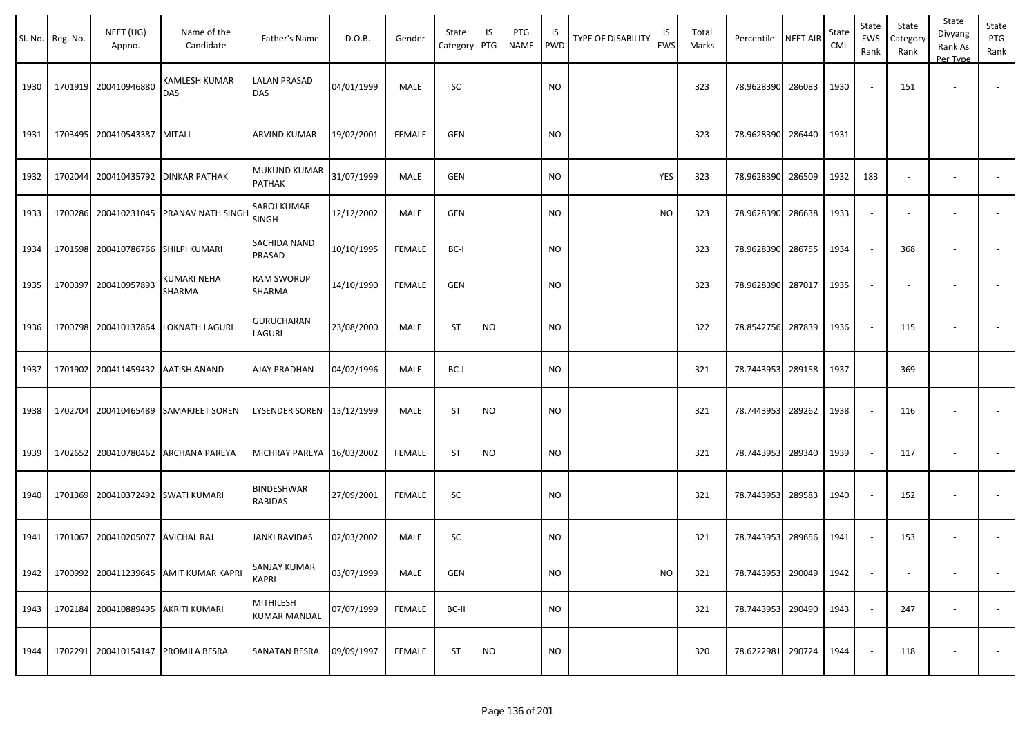| Sl. No. | Reg. No. | NEET (UG) Appno. | Name of the Candidate | Father's Name | D.O.B. | Gender | State Category | IS PTG | PTG NAME | IS PWD | TYPE OF DISABILITY | IS EWS | Total Marks | Percentile | NEET AIR | State CML | State EWS Rank | State Category Rank | State Divyang Rank As Per Type | State PTG Rank |
|---|---|---|---|---|---|---|---|---|---|---|---|---|---|---|---|---|---|---|---|---|
| 1930 | 1701919 | 200410946880 | KAMLESH KUMAR DAS | LALAN PRASAD DAS | 04/01/1999 | MALE | SC | | | NO | | | 323 | 78.9628390 | 286083 | 1930 | - | 151 | - | - |
| 1931 | 1703495 | 200410543387 | MITALI | ARVIND KUMAR | 19/02/2001 | FEMALE | GEN | | | NO | | | 323 | 78.9628390 | 286440 | 1931 | - | - | - | - |
| 1932 | 1702044 | 200410435792 | DINKAR PATHAK | MUKUND KUMAR PATHAK | 31/07/1999 | MALE | GEN | | | NO | | YES | 323 | 78.9628390 | 286509 | 1932 | 183 | - | - | - |
| 1933 | 1700286 | 200410231045 | PRANAV NATH SINGH | SAROJ KUMAR SINGH | 12/12/2002 | MALE | GEN | | | NO | | NO | 323 | 78.9628390 | 286638 | 1933 | - | - | - | - |
| 1934 | 1701598 | 200410786766 | SHILPI KUMARI | SACHIDA NAND PRASAD | 10/10/1995 | FEMALE | BC-I | | | NO | | | 323 | 78.9628390 | 286755 | 1934 | - | 368 | - | - |
| 1935 | 1700397 | 200410957893 | KUMARI NEHA SHARMA | RAM SWORUP SHARMA | 14/10/1990 | FEMALE | GEN | | | NO | | | 323 | 78.9628390 | 287017 | 1935 | - | - | - | - |
| 1936 | 1700798 | 200410137864 | LOKNATH LAGURI | GURUCHARAN LAGURI | 23/08/2000 | MALE | ST | NO | | NO | | | 322 | 78.8542756 | 287839 | 1936 | - | 115 | - | - |
| 1937 | 1701902 | 200411459432 | AATISH ANAND | AJAY PRADHAN | 04/02/1996 | MALE | BC-I | | | NO | | | 321 | 78.7443953 | 289158 | 1937 | - | 369 | - | - |
| 1938 | 1702704 | 200410465489 | SAMARJEET SOREN | LYSENDER SOREN | 13/12/1999 | MALE | ST | NO | | NO | | | 321 | 78.7443953 | 289262 | 1938 | - | 116 | - | - |
| 1939 | 1702652 | 200410780462 | ARCHANA PAREYA | MICHRAY PAREYA | 16/03/2002 | FEMALE | ST | NO | | NO | | | 321 | 78.7443953 | 289340 | 1939 | - | 117 | - | - |
| 1940 | 1701369 | 200410372492 | SWATI KUMARI | BINDESHWAR RABIDAS | 27/09/2001 | FEMALE | SC | | | NO | | | 321 | 78.7443953 | 289583 | 1940 | - | 152 | - | - |
| 1941 | 1701067 | 200410205077 | AVICHAL RAJ | JANKI RAVIDAS | 02/03/2002 | MALE | SC | | | NO | | | 321 | 78.7443953 | 289656 | 1941 | - | 153 | - | - |
| 1942 | 1700992 | 200411239645 | AMIT KUMAR KAPRI | SANJAY KUMAR KAPRI | 03/07/1999 | MALE | GEN | | | NO | | NO | 321 | 78.7443953 | 290049 | 1942 | - | - | - | - |
| 1943 | 1702184 | 200410889495 | AKRITI KUMARI | MITHILESH KUMAR MANDAL | 07/07/1999 | FEMALE | BC-II | | | NO | | | 321 | 78.7443953 | 290490 | 1943 | - | 247 | - | - |
| 1944 | 1702291 | 200410154147 | PROMILA BESRA | SANATAN BESRA | 09/09/1997 | FEMALE | ST | NO | | NO | | | 320 | 78.6222981 | 290724 | 1944 | - | 118 | - | - |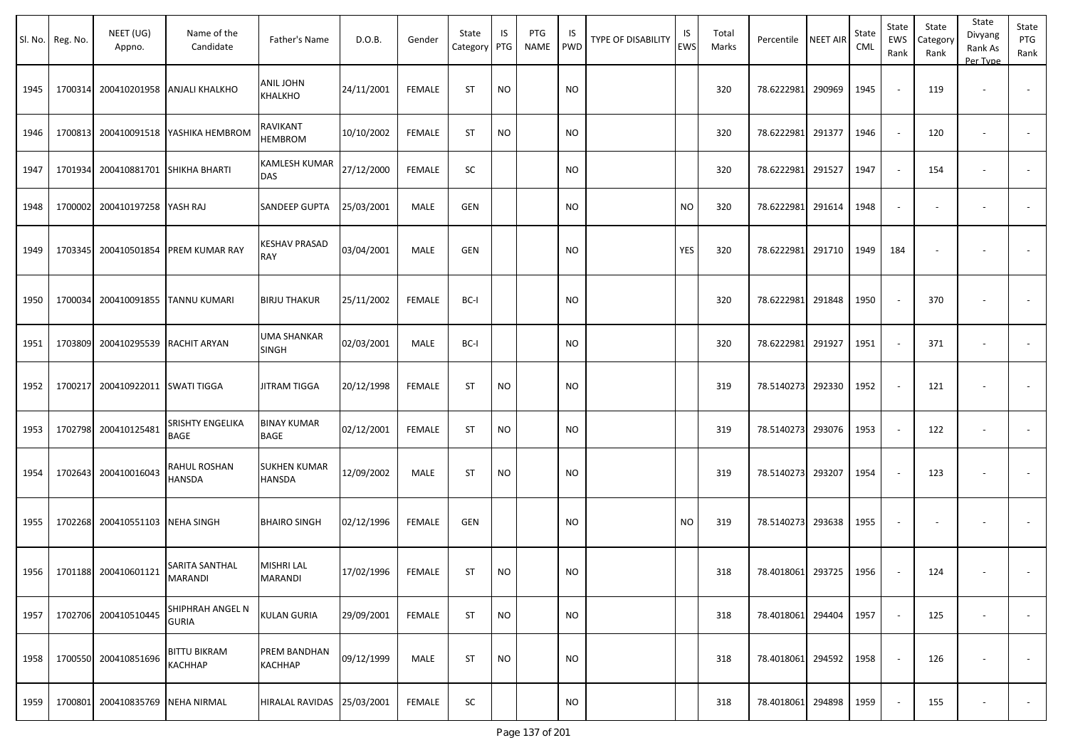| Sl. No. | Reg. No. | NEET (UG) Appno. | Name of the Candidate | Father's Name | D.O.B. | Gender | State Category | IS PTG | PTG NAME | IS PWD | TYPE OF DISABILITY | IS EWS | Total Marks | Percentile | NEET AIR | State CML | State EWS Rank | State Category Rank | State Divyang Rank As Per Type | State PTG Rank |
|---|---|---|---|---|---|---|---|---|---|---|---|---|---|---|---|---|---|---|---|---|
| 1945 | 1700314 | 200410201958 | ANJALI KHALKHO | ANIL JOHN KHALKHO | 24/11/2001 | FEMALE | ST | NO | | NO | | | 320 | 78.6222981 | 290969 | 1945 | - | 119 | - | - |
| 1946 | 1700813 | 200410091518 | YASHIKA HEMBROM | RAVIKANT HEMBROM | 10/10/2002 | FEMALE | ST | NO | | NO | | | 320 | 78.6222981 | 291377 | 1946 | - | 120 | - | - |
| 1947 | 1701934 | 200410881701 | SHIKHA BHARTI | KAMLESH KUMAR DAS | 27/12/2000 | FEMALE | SC | | | NO | | | 320 | 78.6222981 | 291527 | 1947 | - | 154 | - | - |
| 1948 | 1700002 | 200410197258 | YASH RAJ | SANDEEP GUPTA | 25/03/2001 | MALE | GEN | | | NO | | NO | 320 | 78.6222981 | 291614 | 1948 | - | - | - | - |
| 1949 | 1703345 | 200410501854 | PREM KUMAR RAY | KESHAV PRASAD RAY | 03/04/2001 | MALE | GEN | | | NO | | YES | 320 | 78.6222981 | 291710 | 1949 | 184 | - | - | - |
| 1950 | 1700034 | 200410091855 | TANNU KUMARI | BIRJU THAKUR | 25/11/2002 | FEMALE | BC-I | | | NO | | | 320 | 78.6222981 | 291848 | 1950 | - | 370 | - | - |
| 1951 | 1703809 | 200410295539 | RACHIT ARYAN | UMA SHANKAR SINGH | 02/03/2001 | MALE | BC-I | | | NO | | | 320 | 78.6222981 | 291927 | 1951 | - | 371 | - | - |
| 1952 | 1700217 | 200410922011 | SWATI TIGGA | JITRAM TIGGA | 20/12/1998 | FEMALE | ST | NO | | NO | | | 319 | 78.5140273 | 292330 | 1952 | - | 121 | - | - |
| 1953 | 1702798 | 200410125481 | SRISHTY ENGELIKA BAGE | BINAY KUMAR BAGE | 02/12/2001 | FEMALE | ST | NO | | NO | | | 319 | 78.5140273 | 293076 | 1953 | - | 122 | - | - |
| 1954 | 1702643 | 200410016043 | RAHUL ROSHAN HANSDA | SUKHEN KUMAR HANSDA | 12/09/2002 | MALE | ST | NO | | NO | | | 319 | 78.5140273 | 293207 | 1954 | - | 123 | - | - |
| 1955 | 1702268 | 200410551103 | NEHA SINGH | BHAIRO SINGH | 02/12/1996 | FEMALE | GEN | | | NO | | NO | 319 | 78.5140273 | 293638 | 1955 | - | - | - | - |
| 1956 | 1701188 | 200410601121 | SARITA SANTHAL MARANDI | MISHRI LAL MARANDI | 17/02/1996 | FEMALE | ST | NO | | NO | | | 318 | 78.4018061 | 293725 | 1956 | - | 124 | - | - |
| 1957 | 1702706 | 200410510445 | SHIPHRAH ANGEL N GURIA | KULAN GURIA | 29/09/2001 | FEMALE | ST | NO | | NO | | | 318 | 78.4018061 | 294404 | 1957 | - | 125 | - | - |
| 1958 | 1700550 | 200410851696 | BITTU BIKRAM KACHHAP | PREM BANDHAN KACHHAP | 09/12/1999 | MALE | ST | NO | | NO | | | 318 | 78.4018061 | 294592 | 1958 | - | 126 | - | - |
| 1959 | 1700801 | 200410835769 | NEHA NIRMAL | HIRALAL RAVIDAS | 25/03/2001 | FEMALE | SC | | | NO | | | 318 | 78.4018061 | 294898 | 1959 | - | 155 | - | - |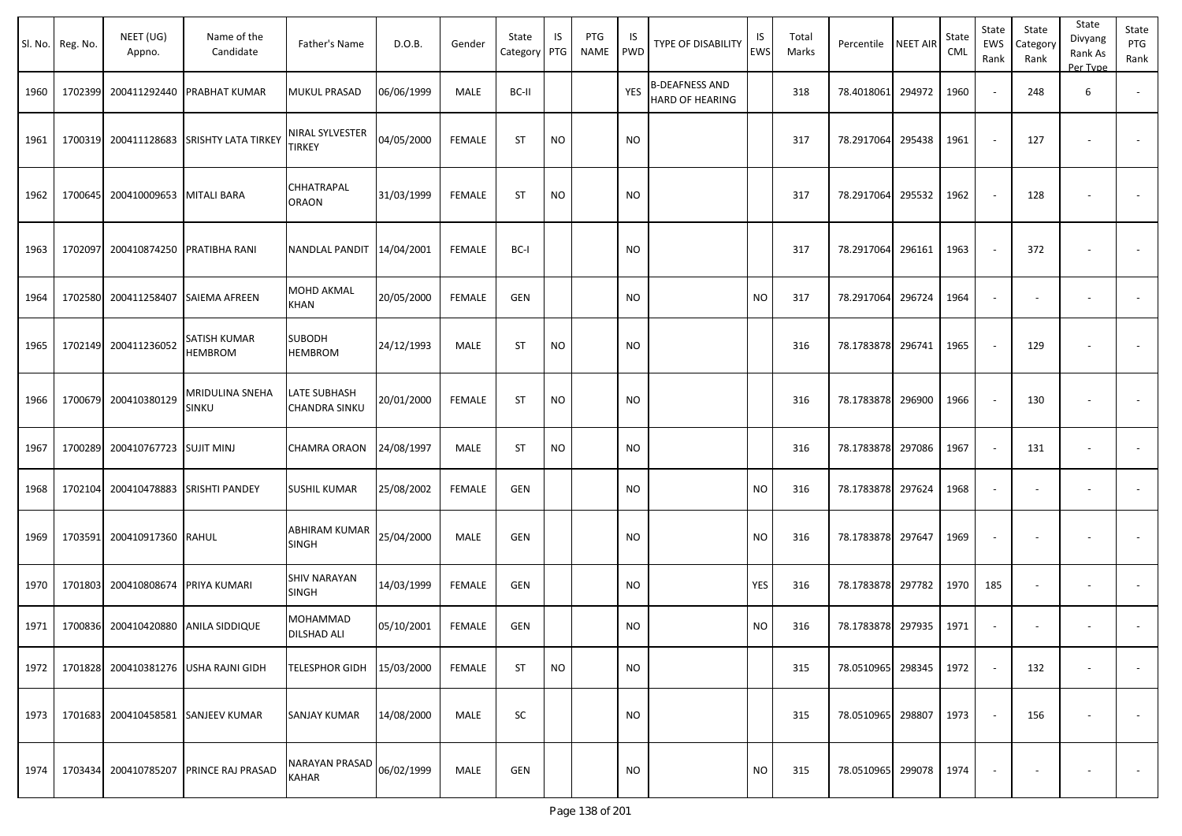| Sl. No. | Reg. No. | NEET (UG) Appno. | Name of the Candidate | Father's Name | D.O.B. | Gender | State Category | IS PTG | PTG NAME | IS PWD | TYPE OF DISABILITY | IS EWS | Total Marks | Percentile | NEET AIR | State CML | State EWS Rank | State Category Rank | State Divyang Rank As Per Type | State PTG Rank |
|---|---|---|---|---|---|---|---|---|---|---|---|---|---|---|---|---|---|---|---|---|
| 1960 | 1702399 | 200411292440 | PRABHAT KUMAR | MUKUL PRASAD | 06/06/1999 | MALE | BC-II | | | YES | B-DEAFNESS AND HARD OF HEARING | | 318 | 78.4018061 | 294972 | 1960 | - | 248 | 6 | - |
| 1961 | 1700319 | 200411128683 | SRISHTY LATA TIRKEY | NIRAL SYLVESTER TIRKEY | 04/05/2000 | FEMALE | ST | NO | | NO | | | 317 | 78.2917064 | 295438 | 1961 | - | 127 | - | - |
| 1962 | 1700645 | 200410009653 | MITALI BARA | CHHATRAPAL ORAON | 31/03/1999 | FEMALE | ST | NO | | NO | | | 317 | 78.2917064 | 295532 | 1962 | - | 128 | - | - |
| 1963 | 1702097 | 200410874250 | PRATIBHA RANI | NANDLAL PANDIT | 14/04/2001 | FEMALE | BC-I | | | NO | | | 317 | 78.2917064 | 296161 | 1963 | - | 372 | - | - |
| 1964 | 1702580 | 200411258407 | SAIEMA AFREEN | MOHD AKMAL KHAN | 20/05/2000 | FEMALE | GEN | | | NO | | NO | 317 | 78.2917064 | 296724 | 1964 | - | - | - | - |
| 1965 | 1702149 | 200411236052 | SATISH KUMAR HEMBROM | SUBODH HEMBROM | 24/12/1993 | MALE | ST | NO | | NO | | | 316 | 78.1783878 | 296741 | 1965 | - | 129 | - | - |
| 1966 | 1700679 | 200410380129 | MRIDULINA SNEHA SINKU | LATE SUBHASH CHANDRA SINKU | 20/01/2000 | FEMALE | ST | NO | | NO | | | 316 | 78.1783878 | 296900 | 1966 | - | 130 | - | - |
| 1967 | 1700289 | 200410767723 | SUJIT MINJ | CHAMRA ORAON | 24/08/1997 | MALE | ST | NO | | NO | | | 316 | 78.1783878 | 297086 | 1967 | - | 131 | - | - |
| 1968 | 1702104 | 200410478883 | SRISHTI PANDEY | SUSHIL KUMAR | 25/08/2002 | FEMALE | GEN | | | NO | | NO | 316 | 78.1783878 | 297624 | 1968 | - | - | - | - |
| 1969 | 1703591 | 200410917360 | RAHUL | ABHIRAM KUMAR SINGH | 25/04/2000 | MALE | GEN | | | NO | | NO | 316 | 78.1783878 | 297647 | 1969 | - | - | - | - |
| 1970 | 1701803 | 200410808674 | PRIYA KUMARI | SHIV NARAYAN SINGH | 14/03/1999 | FEMALE | GEN | | | NO | | YES | 316 | 78.1783878 | 297782 | 1970 | 185 | - | - | - |
| 1971 | 1700836 | 200410420880 | ANILA SIDDIQUE | MOHAMMAD DILSHAD ALI | 05/10/2001 | FEMALE | GEN | | | NO | | NO | 316 | 78.1783878 | 297935 | 1971 | - | - | - | - |
| 1972 | 1701828 | 200410381276 | USHA RAJNI GIDH | TELESPHOR GIDH | 15/03/2000 | FEMALE | ST | NO | | NO | | | 315 | 78.0510965 | 298345 | 1972 | - | 132 | - | - |
| 1973 | 1701683 | 200410458581 | SANJEEV KUMAR | SANJAY KUMAR | 14/08/2000 | MALE | SC | | | NO | | | 315 | 78.0510965 | 298807 | 1973 | - | 156 | - | - |
| 1974 | 1703434 | 200410785207 | PRINCE RAJ PRASAD | NARAYAN PRASAD KAHAR | 06/02/1999 | MALE | GEN | | | NO | | NO | 315 | 78.0510965 | 299078 | 1974 | - | - | - | - |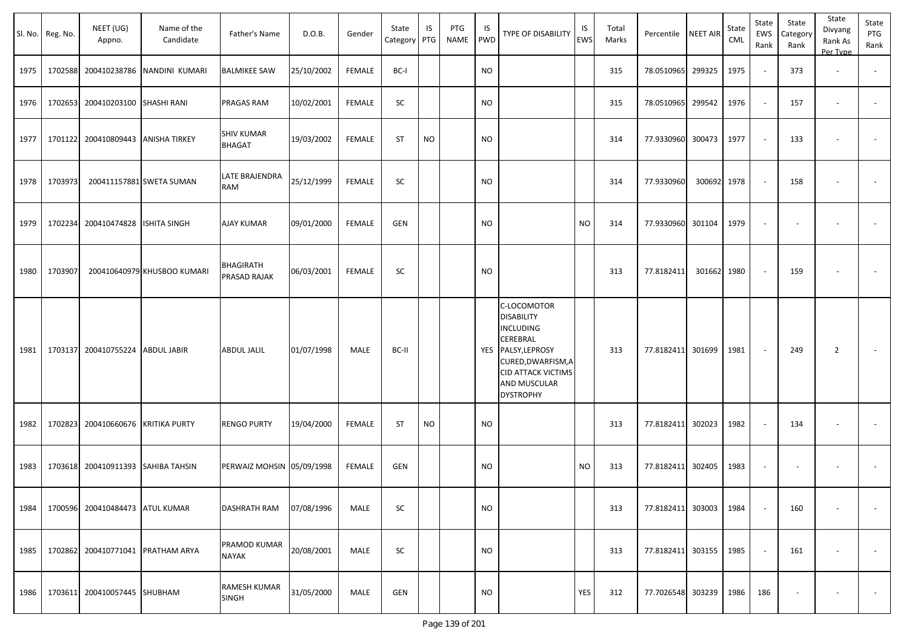| Sl. No. | Reg. No. | NEET (UG) Appno. | Name of the Candidate | Father's Name | D.O.B. | Gender | State Category | IS PTG | PTG NAME | IS PWD | TYPE OF DISABILITY | IS EWS | Total Marks | Percentile | NEET AIR | State CML | State EWS Rank | State Category Rank | State Divyang Rank As Per Type | State PTG Rank |
|---|---|---|---|---|---|---|---|---|---|---|---|---|---|---|---|---|---|---|---|---|
| 1975 | 1702588 | 200410238786 | NANDINI KUMARI | BALMIKEE SAW | 25/10/2002 | FEMALE | BC-I | | | NO | | | 315 | 78.0510965 | 299325 | 1975 | - | 373 | - | - |
| 1976 | 1702653 | 200410203100 | SHASHI RANI | PRAGAS RAM | 10/02/2001 | FEMALE | SC | | | NO | | | 315 | 78.0510965 | 299542 | 1976 | - | 157 | - | - |
| 1977 | 1701122 | 200410809443 | ANISHA TIRKEY | SHIV KUMAR BHAGAT | 19/03/2002 | FEMALE | ST | NO | | NO | | | 314 | 77.9330960 | 300473 | 1977 | - | 133 | - | - |
| 1978 | 1703973 | 200411157881 | SWETA SUMAN | LATE BRAJENDRA RAM | 25/12/1999 | FEMALE | SC | | | NO | | | 314 | 77.9330960 | 300692 | 1978 | - | 158 | - | - |
| 1979 | 1702234 | 200410474828 | ISHITA SINGH | AJAY KUMAR | 09/01/2000 | FEMALE | GEN | | | NO | | NO | 314 | 77.9330960 | 301104 | 1979 | - | - | - | - |
| 1980 | 1703907 | 200410640979 | KHUSBOO KUMARI | BHAGIRATH PRASAD RAJAK | 06/03/2001 | FEMALE | SC | | | NO | | | 313 | 77.8182411 | 301662 | 1980 | - | 159 | - | - |
| 1981 | 1703137 | 200410755224 | ABDUL JABIR | ABDUL JALIL | 01/07/1998 | MALE | BC-II | | | YES | C-LOCOMOTOR DISABILITY INCLUDING CEREBRAL PALSY,LEPROSY CURED,DWARFISM,ACID ATTACK VICTIMS AND MUSCULAR DYSTROPHY | | 313 | 77.8182411 | 301699 | 1981 | - | 249 | 2 | - |
| 1982 | 1702823 | 200410660676 | KRITIKA PURTY | RENGO PURTY | 19/04/2000 | FEMALE | ST | NO | | NO | | | 313 | 77.8182411 | 302023 | 1982 | - | 134 | - | - |
| 1983 | 1703618 | 200410911393 | SAHIBA TAHSIN | PERWAIZ MOHSIN | 05/09/1998 | FEMALE | GEN | | | NO | | NO | 313 | 77.8182411 | 302405 | 1983 | - | - | - | - |
| 1984 | 1700596 | 200410484473 | ATUL KUMAR | DASHRATH RAM | 07/08/1996 | MALE | SC | | | NO | | | 313 | 77.8182411 | 303003 | 1984 | - | 160 | - | - |
| 1985 | 1702862 | 200410771041 | PRATHAM ARYA | PRAMOD KUMAR NAYAK | 20/08/2001 | MALE | SC | | | NO | | | 313 | 77.8182411 | 303155 | 1985 | - | 161 | - | - |
| 1986 | 1703611 | 200410057445 | SHUBHAM | RAMESH KUMAR SINGH | 31/05/2000 | MALE | GEN | | | NO | | YES | 312 | 77.7026548 | 303239 | 1986 | 186 | - | - | - |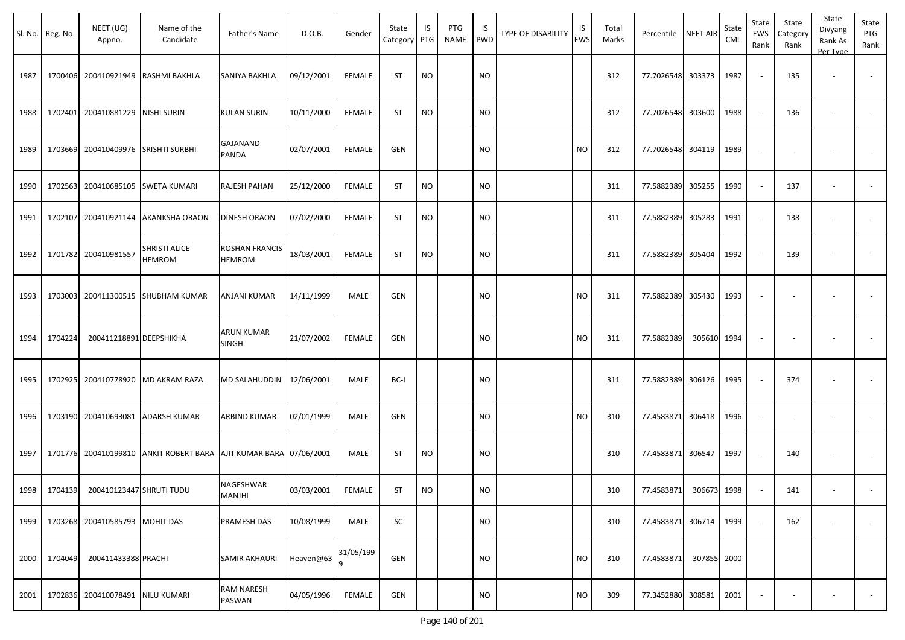| Sl. No. | Reg. No. | NEET (UG) Appno. | Name of the Candidate | Father's Name | D.O.B. | Gender | State Category | IS PTG | PTG NAME | IS PWD | TYPE OF DISABILITY | IS EWS | Total Marks | Percentile | NEET AIR | State CML | State EWS Rank | State Category Rank | State Divyang Rank As Per Type | State PTG Rank |
|---|---|---|---|---|---|---|---|---|---|---|---|---|---|---|---|---|---|---|---|---|
| 1987 | 1700406 | 200410921949 | RASHMI BAKHLA | SANIYA BAKHLA | 09/12/2001 | FEMALE | ST | NO | | NO | | | 312 | 77.7026548 | 303373 | 1987 | - | 135 | - | - |
| 1988 | 1702401 | 200410881229 | NISHI SURIN | KULAN SURIN | 10/11/2000 | FEMALE | ST | NO | | NO | | | 312 | 77.7026548 | 303600 | 1988 | - | 136 | - | - |
| 1989 | 1703669 | 200410409976 | SRISHTI SURBHI | GAJANAND PANDA | 02/07/2001 | FEMALE | GEN | | | NO | | NO | 312 | 77.7026548 | 304119 | 1989 | - | - | - | - |
| 1990 | 1702563 | 200410685105 | SWETA KUMARI | RAJESH PAHAN | 25/12/2000 | FEMALE | ST | NO | | NO | | | 311 | 77.5882389 | 305255 | 1990 | - | 137 | - | - |
| 1991 | 1702107 | 200410921144 | AKANKSHA ORAON | DINESH ORAON | 07/02/2000 | FEMALE | ST | NO | | NO | | | 311 | 77.5882389 | 305283 | 1991 | - | 138 | - | - |
| 1992 | 1701782 | 200410981557 | SHRISTI ALICE HEMROM | ROSHAN FRANCIS HEMROM | 18/03/2001 | FEMALE | ST | NO | | NO | | | 311 | 77.5882389 | 305404 | 1992 | - | 139 | - | - |
| 1993 | 1703003 | 200411300515 | SHUBHAM KUMAR | ANJANI KUMAR | 14/11/1999 | MALE | GEN | | | NO | | NO | 311 | 77.5882389 | 305430 | 1993 | - | - | - | - |
| 1994 | 1704224 | 200411218891 | DEEPSHIKHA | ARUN KUMAR SINGH | 21/07/2002 | FEMALE | GEN | | | NO | | NO | 311 | 77.5882389 | 305610 | 1994 | - | - | - | - |
| 1995 | 1702925 | 200410778920 | MD AKRAM RAZA | MD SALAHUDDIN | 12/06/2001 | MALE | BC-I | | | NO | | | 311 | 77.5882389 | 306126 | 1995 | - | 374 | - | - |
| 1996 | 1703190 | 200410693081 | ADARSH KUMAR | ARBIND KUMAR | 02/01/1999 | MALE | GEN | | | NO | | NO | 310 | 77.4583871 | 306418 | 1996 | - | - | - | - |
| 1997 | 1701776 | 200410199810 | ANKIT ROBERT BARA | AJIT KUMAR BARA | 07/06/2001 | MALE | ST | NO | | NO | | | 310 | 77.4583871 | 306547 | 1997 | - | 140 | - | - |
| 1998 | 1704139 | 200410123447 | SHRUTI TUDU | NAGESHWAR MANJHI | 03/03/2001 | FEMALE | ST | NO | | NO | | | 310 | 77.4583871 | 306673 | 1998 | - | 141 | - | - |
| 1999 | 1703268 | 200410585793 | MOHIT DAS | PRAMESH DAS | 10/08/1999 | MALE | SC | | | NO | | | 310 | 77.4583871 | 306714 | 1999 | - | 162 | - | - |
| 2000 | 1704049 | 200411433388 | PRACHI | SAMIR AKHAURI | Heaven@63 | 31/05/1999 | GEN | | | NO | | NO | 310 | 77.4583871 | 307855 | 2000 | | | | |
| 2001 | 1702836 | 200410078491 | NILU KUMARI | RAM NARESH PASWAN | 04/05/1996 | FEMALE | GEN | | | NO | | NO | 309 | 77.3452880 | 308581 | 2001 | - | - | - | - |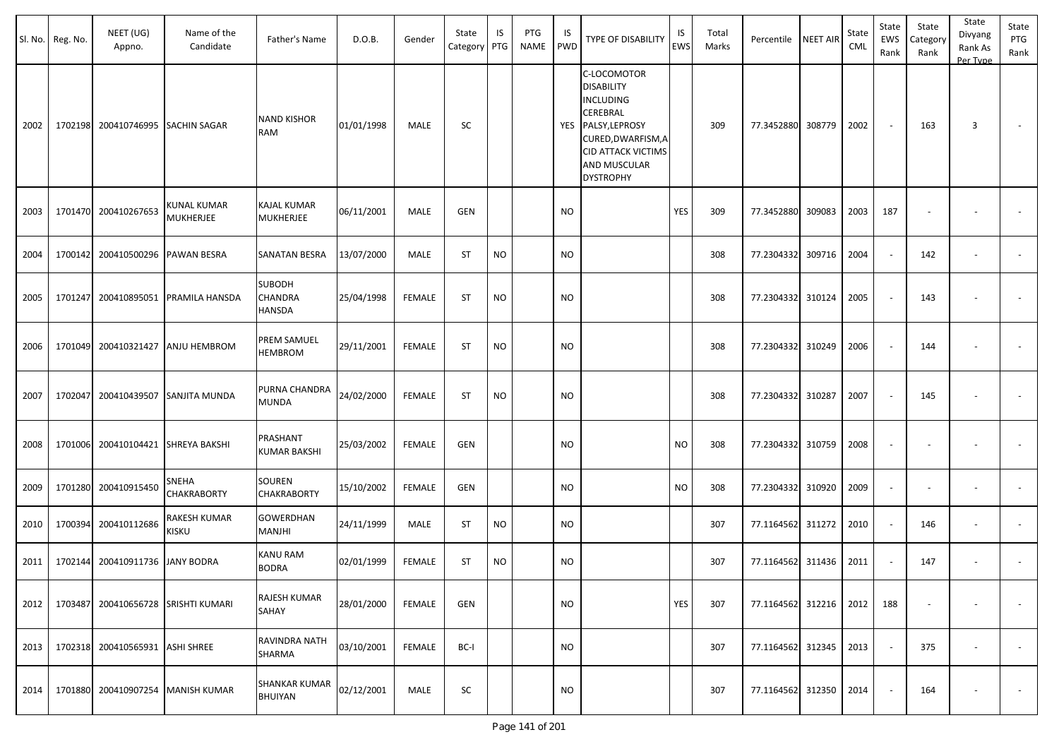| Sl. No. | Reg. No. | NEET (UG) Appno. | Name of the Candidate | Father's Name | D.O.B. | Gender | State Category | IS PTG | PTG NAME | IS PWD | TYPE OF DISABILITY | IS EWS | Total Marks | Percentile | NEET AIR | State CML | State EWS Rank | State Category Rank | State Divyang Rank As Per Type | State PTG Rank |
|---|---|---|---|---|---|---|---|---|---|---|---|---|---|---|---|---|---|---|---|---|
| 2002 | 1702198 | 200410746995 | SACHIN SAGAR | NAND KISHOR RAM | 01/01/1998 | MALE | SC | | | YES | C-LOCOMOTOR DISABILITY INCLUDING CEREBRAL PALSY,LEPROSY CURED,DWARFISM,ACID ATTACK VICTIMS AND MUSCULAR DYSTROPHY | | 309 | 77.3452880 | 308779 | 2002 | - | 163 | 3 | - |
| 2003 | 1701470 | 200410267653 | KUNAL KUMAR MUKHERJEE | KAJAL KUMAR MUKHERJEE | 06/11/2001 | MALE | GEN | | | NO | | YES | 309 | 77.3452880 | 309083 | 2003 | 187 | - | - | - |
| 2004 | 1700142 | 200410500296 | PAWAN BESRA | SANATAN BESRA | 13/07/2000 | MALE | ST | NO | | NO | | | 308 | 77.2304332 | 309716 | 2004 | - | 142 | - | - |
| 2005 | 1701247 | 200410895051 | PRAMILA HANSDA | SUBODH CHANDRA HANSDA | 25/04/1998 | FEMALE | ST | NO | | NO | | | 308 | 77.2304332 | 310124 | 2005 | - | 143 | - | - |
| 2006 | 1701049 | 200410321427 | ANJU HEMBROM | PREM SAMUEL HEMBROM | 29/11/2001 | FEMALE | ST | NO | | NO | | | 308 | 77.2304332 | 310249 | 2006 | - | 144 | - | - |
| 2007 | 1702047 | 200410439507 | SANJITA MUNDA | PURNA CHANDRA MUNDA | 24/02/2000 | FEMALE | ST | NO | | NO | | | 308 | 77.2304332 | 310287 | 2007 | - | 145 | - | - |
| 2008 | 1701006 | 200410104421 | SHREYA BAKSHI | PRASHANT KUMAR BAKSHI | 25/03/2002 | FEMALE | GEN | | | NO | | NO | 308 | 77.2304332 | 310759 | 2008 | - | - | - | - |
| 2009 | 1701280 | 200410915450 | SNEHA CHAKRABORTY | SOUREN CHAKRABORTY | 15/10/2002 | FEMALE | GEN | | | NO | | NO | 308 | 77.2304332 | 310920 | 2009 | - | - | - | - |
| 2010 | 1700394 | 200410112686 | RAKESH KUMAR KISKU | GOWERDHAN MANJHI | 24/11/1999 | MALE | ST | NO | | NO | | | 307 | 77.1164562 | 311272 | 2010 | - | 146 | - | - |
| 2011 | 1702144 | 200410911736 | JANY BODRA | KANU RAM BODRA | 02/01/1999 | FEMALE | ST | NO | | NO | | | 307 | 77.1164562 | 311436 | 2011 | - | 147 | - | - |
| 2012 | 1703487 | 200410656728 | SRISHTI KUMARI | RAJESH KUMAR SAHAY | 28/01/2000 | FEMALE | GEN | | | NO | | YES | 307 | 77.1164562 | 312216 | 2012 | 188 | - | - | - |
| 2013 | 1702318 | 200410565931 | ASHI SHREE | RAVINDRA NATH SHARMA | 03/10/2001 | FEMALE | BC-I | | | NO | | | 307 | 77.1164562 | 312345 | 2013 | - | 375 | - | - |
| 2014 | 1701880 | 200410907254 | MANISH KUMAR | SHANKAR KUMAR BHUIYAN | 02/12/2001 | MALE | SC | | | NO | | | 307 | 77.1164562 | 312350 | 2014 | - | 164 | - | - |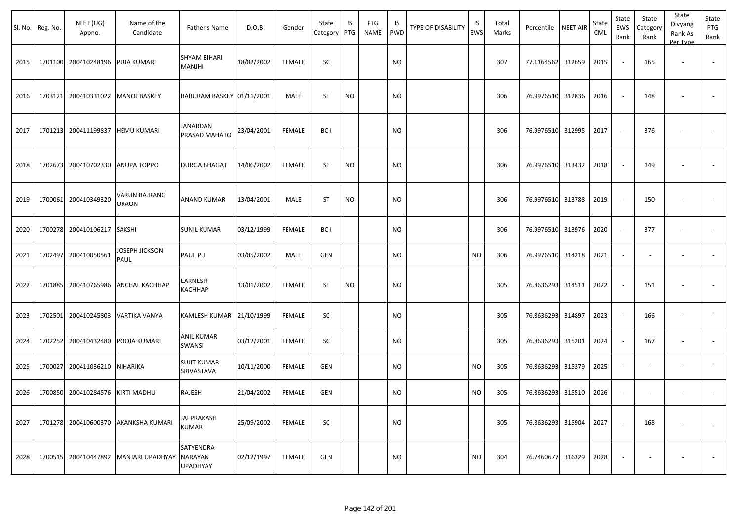| Sl. No. | Reg. No. | NEET (UG) Appno. | Name of the Candidate | Father's Name | D.O.B. | Gender | State Category | IS PTG | PTG NAME | IS PWD | TYPE OF DISABILITY | IS EWS | Total Marks | Percentile | NEET AIR | State CML | State EWS Rank | State Category Rank | State Divyang Rank As Per Type | State PTG Rank |
|---|---|---|---|---|---|---|---|---|---|---|---|---|---|---|---|---|---|---|---|---|
| 2015 | 1701100 | 200410248196 | PUJA KUMARI | SHYAM BIHARI MANJHI | 18/02/2002 | FEMALE | SC | | | NO | | | 307 | 77.1164562 | 312659 | 2015 | - | 165 | - | - |
| 2016 | 1703121 | 200410331022 | MANOJ BASKEY | BABURAM BASKEY | 01/11/2001 | MALE | ST | NO | | NO | | | 306 | 76.9976510 | 312836 | 2016 | - | 148 | - | - |
| 2017 | 1701213 | 200411199837 | HEMU KUMARI | JANARDAN PRASAD MAHATO | 23/04/2001 | FEMALE | BC-I | | | NO | | | 306 | 76.9976510 | 312995 | 2017 | - | 376 | - | - |
| 2018 | 1702673 | 200410702330 | ANUPA TOPPO | DURGA BHAGAT | 14/06/2002 | FEMALE | ST | NO | | NO | | | 306 | 76.9976510 | 313432 | 2018 | - | 149 | - | - |
| 2019 | 1700061 | 200410349320 | VARUN BAJRANG ORAON | ANAND KUMAR | 13/04/2001 | MALE | ST | NO | | NO | | | 306 | 76.9976510 | 313788 | 2019 | - | 150 | - | - |
| 2020 | 1700278 | 200410106217 | SAKSHI | SUNIL KUMAR | 03/12/1999 | FEMALE | BC-I | | | NO | | | 306 | 76.9976510 | 313976 | 2020 | - | 377 | - | - |
| 2021 | 1702497 | 200410050561 | JOSEPH JICKSON PAUL | PAUL P.J | 03/05/2002 | MALE | GEN | | | NO | | NO | 306 | 76.9976510 | 314218 | 2021 | - | - | - | - |
| 2022 | 1701885 | 200410765986 | ANCHAL KACHHAP | EARNESH KACHHAP | 13/01/2002 | FEMALE | ST | NO | | NO | | | 305 | 76.8636293 | 314511 | 2022 | - | 151 | - | - |
| 2023 | 1702501 | 200410245803 | VARTIKA VANYA | KAMLESH KUMAR | 21/10/1999 | FEMALE | SC | | | NO | | | 305 | 76.8636293 | 314897 | 2023 | - | 166 | - | - |
| 2024 | 1702252 | 200410432480 | POOJA KUMARI | ANIL KUMAR SWANSI | 03/12/2001 | FEMALE | SC | | | NO | | | 305 | 76.8636293 | 315201 | 2024 | - | 167 | - | - |
| 2025 | 1700027 | 200411036210 | NIHARIKA | SUJIT KUMAR SRIVASTAVA | 10/11/2000 | FEMALE | GEN | | | NO | | NO | 305 | 76.8636293 | 315379 | 2025 | - | - | - | - |
| 2026 | 1700850 | 200410284576 | KIRTI MADHU | RAJESH | 21/04/2002 | FEMALE | GEN | | | NO | | NO | 305 | 76.8636293 | 315510 | 2026 | - | - | - | - |
| 2027 | 1701278 | 200410600370 | AKANKSHA KUMARI | JAI PRAKASH KUMAR | 25/09/2002 | FEMALE | SC | | | NO | | | 305 | 76.8636293 | 315904 | 2027 | - | 168 | - | - |
| 2028 | 1700515 | 200410447892 | MANJARI UPADHYAY | SATYENDRA NARAYAN UPADHYAY | 02/12/1997 | FEMALE | GEN | | | NO | | NO | 304 | 76.7460677 | 316329 | 2028 | - | - | - | - |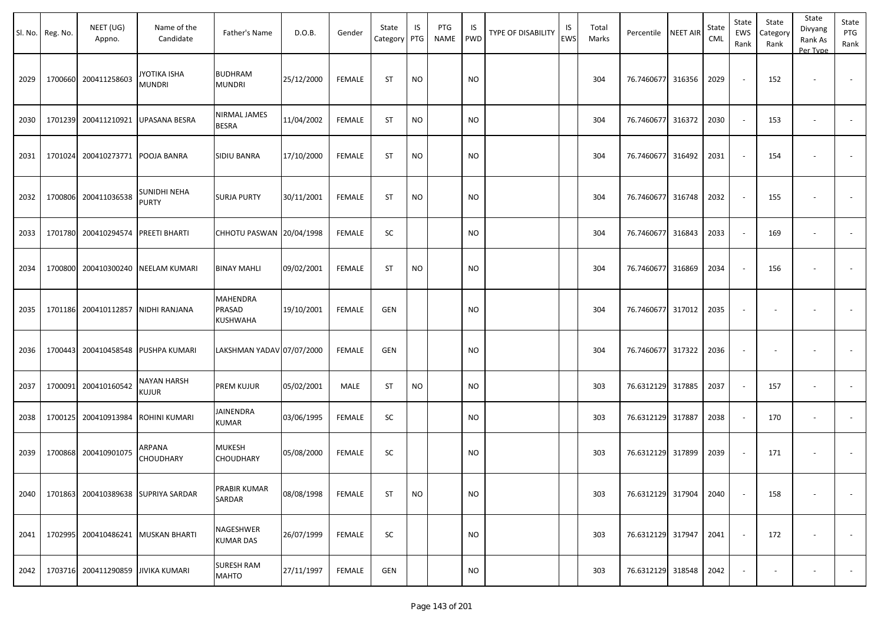| Sl. No. | Reg. No. | NEET (UG) Appno. | Name of the Candidate | Father's Name | D.O.B. | Gender | State Category | IS PTG | PTG NAME | IS PWD | TYPE OF DISABILITY | IS EWS | Total Marks | Percentile | NEET AIR | State CML | State EWS Rank | State Category Rank | State Divyang Rank As Per Type | State PTG Rank |
|---|---|---|---|---|---|---|---|---|---|---|---|---|---|---|---|---|---|---|---|---|
| 2029 | 1700660 | 200411258603 | JYOTIKA ISHA MUNDRI | BUDHRAM MUNDRI | 25/12/2000 | FEMALE | ST | NO | | NO | | | 304 | 76.7460677 | 316356 | 2029 | - | 152 | - | - |
| 2030 | 1701239 | 200411210921 | UPASANA BESRA | NIRMAL JAMES BESRA | 11/04/2002 | FEMALE | ST | NO | | NO | | | 304 | 76.7460677 | 316372 | 2030 | - | 153 | - | - |
| 2031 | 1701024 | 200410273771 | POOJA BANRA | SIDIU BANRA | 17/10/2000 | FEMALE | ST | NO | | NO | | | 304 | 76.7460677 | 316492 | 2031 | - | 154 | - | - |
| 2032 | 1700806 | 200411036538 | SUNIDHI NEHA PURTY | SURJA PURTY | 30/11/2001 | FEMALE | ST | NO | | NO | | | 304 | 76.7460677 | 316748 | 2032 | - | 155 | - | - |
| 2033 | 1701780 | 200410294574 | PREETI BHARTI | CHHOTU PASWAN | 20/04/1998 | FEMALE | SC | | | NO | | | 304 | 76.7460677 | 316843 | 2033 | - | 169 | - | - |
| 2034 | 1700800 | 200410300240 | NEELAM KUMARI | BINAY MAHLI | 09/02/2001 | FEMALE | ST | NO | | NO | | | 304 | 76.7460677 | 316869 | 2034 | - | 156 | - | - |
| 2035 | 1701186 | 200410112857 | NIDHI RANJANA | MAHENDRA PRASAD KUSHWAHA | 19/10/2001 | FEMALE | GEN | | | NO | | | 304 | 76.7460677 | 317012 | 2035 | - | - | - | - |
| 2036 | 1700443 | 200410458548 | PUSHPA KUMARI | LAKSHMAN YADAV | 07/07/2000 | FEMALE | GEN | | | NO | | | 304 | 76.7460677 | 317322 | 2036 | - | - | - | - |
| 2037 | 1700091 | 200410160542 | NAYAN HARSH KUJUR | PREM KUJUR | 05/02/2001 | MALE | ST | NO | | NO | | | 303 | 76.6312129 | 317885 | 2037 | - | 157 | - | - |
| 2038 | 1700125 | 200410913984 | ROHINI KUMARI | JAINENDRA KUMAR | 03/06/1995 | FEMALE | SC | | | NO | | | 303 | 76.6312129 | 317887 | 2038 | - | 170 | - | - |
| 2039 | 1700868 | 200410901075 | ARPANA CHOUDHARY | MUKESH CHOUDHARY | 05/08/2000 | FEMALE | SC | | | NO | | | 303 | 76.6312129 | 317899 | 2039 | - | 171 | - | - |
| 2040 | 1701863 | 200410389638 | SUPRIYA SARDAR | PRABIR KUMAR SARDAR | 08/08/1998 | FEMALE | ST | NO | | NO | | | 303 | 76.6312129 | 317904 | 2040 | - | 158 | - | - |
| 2041 | 1702995 | 200410486241 | MUSKAN BHARTI | NAGESHWER KUMAR DAS | 26/07/1999 | FEMALE | SC | | | NO | | | 303 | 76.6312129 | 317947 | 2041 | - | 172 | - | - |
| 2042 | 1703716 | 200411290859 | JIVIKA KUMARI | SURESH RAM MAHTO | 27/11/1997 | FEMALE | GEN | | | NO | | | 303 | 76.6312129 | 318548 | 2042 | - | - | - | - |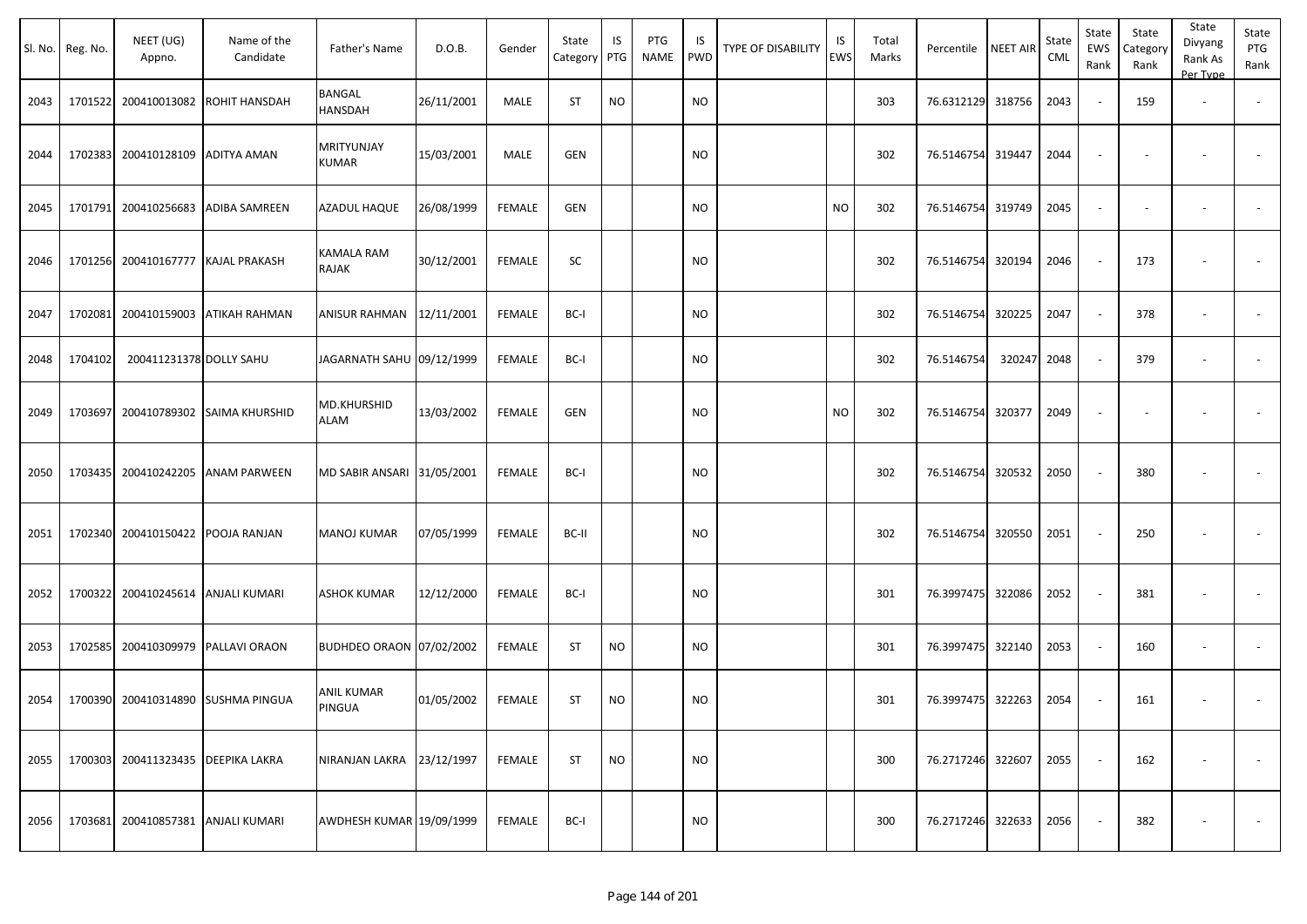| Sl. No. | Reg. No. | NEET (UG) Appno. | Name of the Candidate | Father's Name | D.O.B. | Gender | State Category | IS PTG | PTG NAME | IS PWD | TYPE OF DISABILITY | IS EWS | Total Marks | Percentile | NEET AIR | State CML | State EWS Rank | State Category Rank | State Divyang Rank As Per Type | State PTG Rank |
|---|---|---|---|---|---|---|---|---|---|---|---|---|---|---|---|---|---|---|---|---|
| 2043 | 1701522 | 200410013082 | ROHIT HANSDAH | BANGAL HANSDAH | 26/11/2001 | MALE | ST | NO | | NO | | | 303 | 76.6312129 | 318756 | 2043 | - | 159 | - | - |
| 2044 | 1702383 | 200410128109 | ADITYA AMAN | MRITYUNJAY KUMAR | 15/03/2001 | MALE | GEN | | | NO | | | 302 | 76.5146754 | 319447 | 2044 | - | - | - | - |
| 2045 | 1701791 | 200410256683 | ADIBA SAMREEN | AZADUL HAQUE | 26/08/1999 | FEMALE | GEN | | | NO | | NO | 302 | 76.5146754 | 319749 | 2045 | - | - | - | - |
| 2046 | 1701256 | 200410167777 | KAJAL PRAKASH | KAMALA RAM RAJAK | 30/12/2001 | FEMALE | SC | | | NO | | | 302 | 76.5146754 | 320194 | 2046 | - | 173 | - | - |
| 2047 | 1702081 | 200410159003 | ATIKAH RAHMAN | ANISUR RAHMAN | 12/11/2001 | FEMALE | BC-I | | | NO | | | 302 | 76.5146754 | 320225 | 2047 | - | 378 | - | - |
| 2048 | 1704102 | 200411231378 | DOLLY SAHU | JAGARNATH SAHU | 09/12/1999 | FEMALE | BC-I | | | NO | | | 302 | 76.5146754 | 320247 | 2048 | - | 379 | - | - |
| 2049 | 1703697 | 200410789302 | SAIMA KHURSHID | MD.KHURSHID ALAM | 13/03/2002 | FEMALE | GEN | | | NO | | NO | 302 | 76.5146754 | 320377 | 2049 | - | - | - | - |
| 2050 | 1703435 | 200410242205 | ANAM PARWEEN | MD SABIR ANSARI | 31/05/2001 | FEMALE | BC-I | | | NO | | | 302 | 76.5146754 | 320532 | 2050 | - | 380 | - | - |
| 2051 | 1702340 | 200410150422 | POOJA RANJAN | MANOJ KUMAR | 07/05/1999 | FEMALE | BC-II | | | NO | | | 302 | 76.5146754 | 320550 | 2051 | - | 250 | - | - |
| 2052 | 1700322 | 200410245614 | ANJALI KUMARI | ASHOK KUMAR | 12/12/2000 | FEMALE | BC-I | | | NO | | | 301 | 76.3997475 | 322086 | 2052 | - | 381 | - | - |
| 2053 | 1702585 | 200410309979 | PALLAVI ORAON | BUDHDEO ORAON | 07/02/2002 | FEMALE | ST | NO | | NO | | | 301 | 76.3997475 | 322140 | 2053 | - | 160 | - | - |
| 2054 | 1700390 | 200410314890 | SUSHMA PINGUA | ANIL KUMAR PINGUA | 01/05/2002 | FEMALE | ST | NO | | NO | | | 301 | 76.3997475 | 322263 | 2054 | - | 161 | - | - |
| 2055 | 1700303 | 200411323435 | DEEPIKA LAKRA | NIRANJAN LAKRA | 23/12/1997 | FEMALE | ST | NO | | NO | | | 300 | 76.2717246 | 322607 | 2055 | - | 162 | - | - |
| 2056 | 1703681 | 200410857381 | ANJALI KUMARI | AWDHESH KUMAR | 19/09/1999 | FEMALE | BC-I | | | NO | | | 300 | 76.2717246 | 322633 | 2056 | - | 382 | - | - |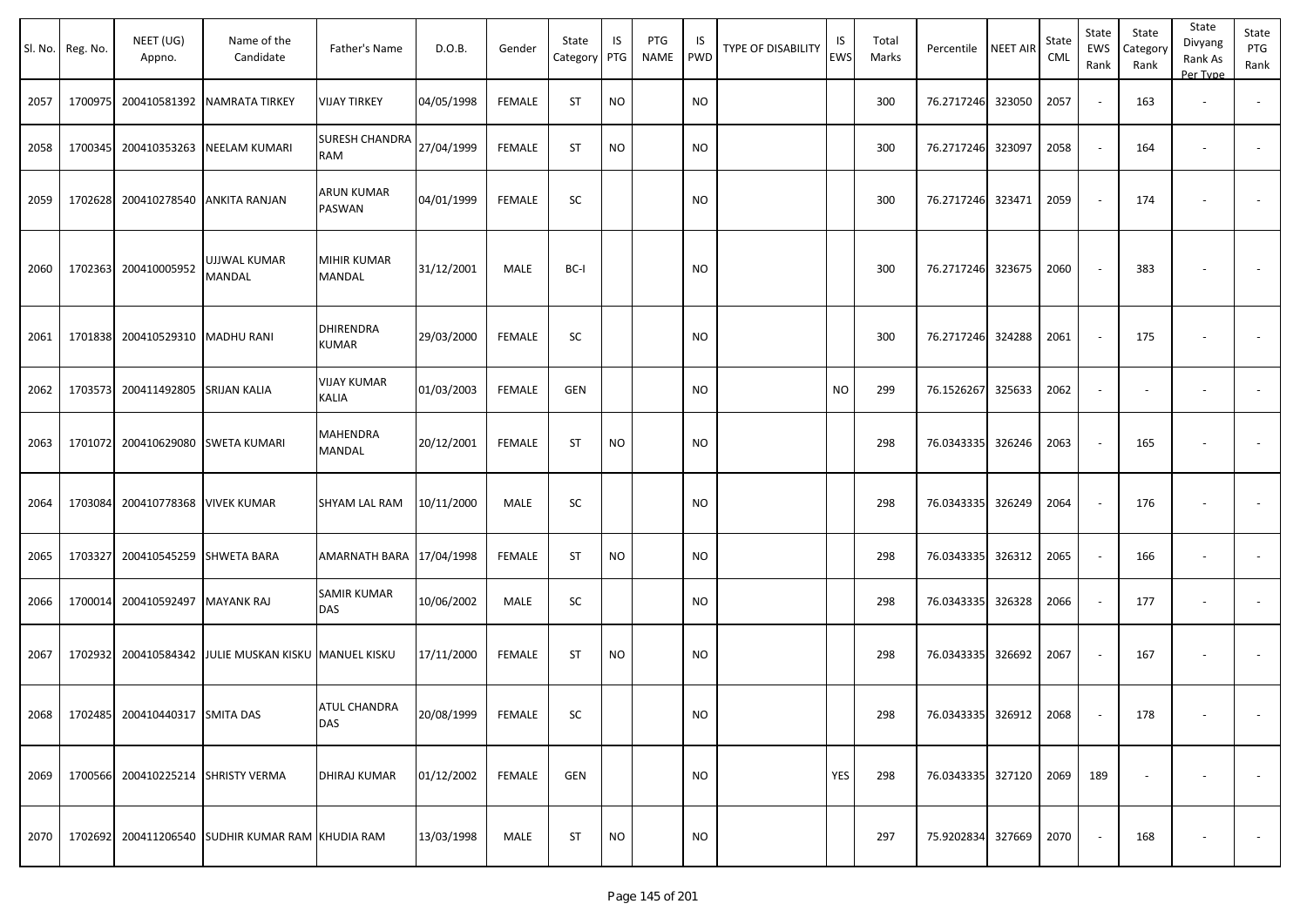| Sl. No. | Reg. No. | NEET (UG) Appno. | Name of the Candidate | Father's Name | D.O.B. | Gender | State Category | IS PTG | PTG NAME | IS PWD | TYPE OF DISABILITY | IS EWS | Total Marks | Percentile | NEET AIR | State CML | State EWS Rank | State Category Rank | State Divyang Rank As Per Type | State PTG Rank |
|---|---|---|---|---|---|---|---|---|---|---|---|---|---|---|---|---|---|---|---|---|
| 2057 | 1700975 | 200410581392 | NAMRATA TIRKEY | VIJAY TIRKEY | 04/05/1998 | FEMALE | ST | NO | | NO | | | 300 | 76.2717246 | 323050 | 2057 | - | 163 | - | - |
| 2058 | 1700345 | 200410353263 | NEELAM KUMARI | SURESH CHANDRA RAM | 27/04/1999 | FEMALE | ST | NO | | NO | | | 300 | 76.2717246 | 323097 | 2058 | - | 164 | - | - |
| 2059 | 1702628 | 200410278540 | ANKITA RANJAN | ARUN KUMAR PASWAN | 04/01/1999 | FEMALE | SC | | | NO | | | 300 | 76.2717246 | 323471 | 2059 | - | 174 | - | - |
| 2060 | 1702363 | 200410005952 | UJJWAL KUMAR MANDAL | MIHIR KUMAR MANDAL | 31/12/2001 | MALE | BC-I | | | NO | | | 300 | 76.2717246 | 323675 | 2060 | - | 383 | - | - |
| 2061 | 1701838 | 200410529310 | MADHU RANI | DHIRENDRA KUMAR | 29/03/2000 | FEMALE | SC | | | NO | | | 300 | 76.2717246 | 324288 | 2061 | - | 175 | - | - |
| 2062 | 1703573 | 200411492805 | SRIJAN KALIA | VIJAY KUMAR KALIA | 01/03/2003 | FEMALE | GEN | | | NO | | NO | 299 | 76.1526267 | 325633 | 2062 | - | - | - | - |
| 2063 | 1701072 | 200410629080 | SWETA KUMARI | MAHENDRA MANDAL | 20/12/2001 | FEMALE | ST | NO | | NO | | | 298 | 76.0343335 | 326246 | 2063 | - | 165 | - | - |
| 2064 | 1703084 | 200410778368 | VIVEK KUMAR | SHYAM LAL RAM | 10/11/2000 | MALE | SC | | | NO | | | 298 | 76.0343335 | 326249 | 2064 | - | 176 | - | - |
| 2065 | 1703327 | 200410545259 | SHWETA BARA | AMARNATH BARA | 17/04/1998 | FEMALE | ST | NO | | NO | | | 298 | 76.0343335 | 326312 | 2065 | - | 166 | - | - |
| 2066 | 1700014 | 200410592497 | MAYANK RAJ | SAMIR KUMAR DAS | 10/06/2002 | MALE | SC | | | NO | | | 298 | 76.0343335 | 326328 | 2066 | - | 177 | - | - |
| 2067 | 1702932 | 200410584342 | JULIE MUSKAN KISKU | MANUEL KISKU | 17/11/2000 | FEMALE | ST | NO | | NO | | | 298 | 76.0343335 | 326692 | 2067 | - | 167 | - | - |
| 2068 | 1702485 | 200410440317 | SMITA DAS | ATUL CHANDRA DAS | 20/08/1999 | FEMALE | SC | | | NO | | | 298 | 76.0343335 | 326912 | 2068 | - | 178 | - | - |
| 2069 | 1700566 | 200410225214 | SHRISTY VERMA | DHIRAJ KUMAR | 01/12/2002 | FEMALE | GEN | | | NO | | YES | 298 | 76.0343335 | 327120 | 2069 | 189 | - | - | - |
| 2070 | 1702692 | 200411206540 | SUDHIR KUMAR RAM | KHUDIA RAM | 13/03/1998 | MALE | ST | NO | | NO | | | 297 | 75.9202834 | 327669 | 2070 | - | 168 | - | - |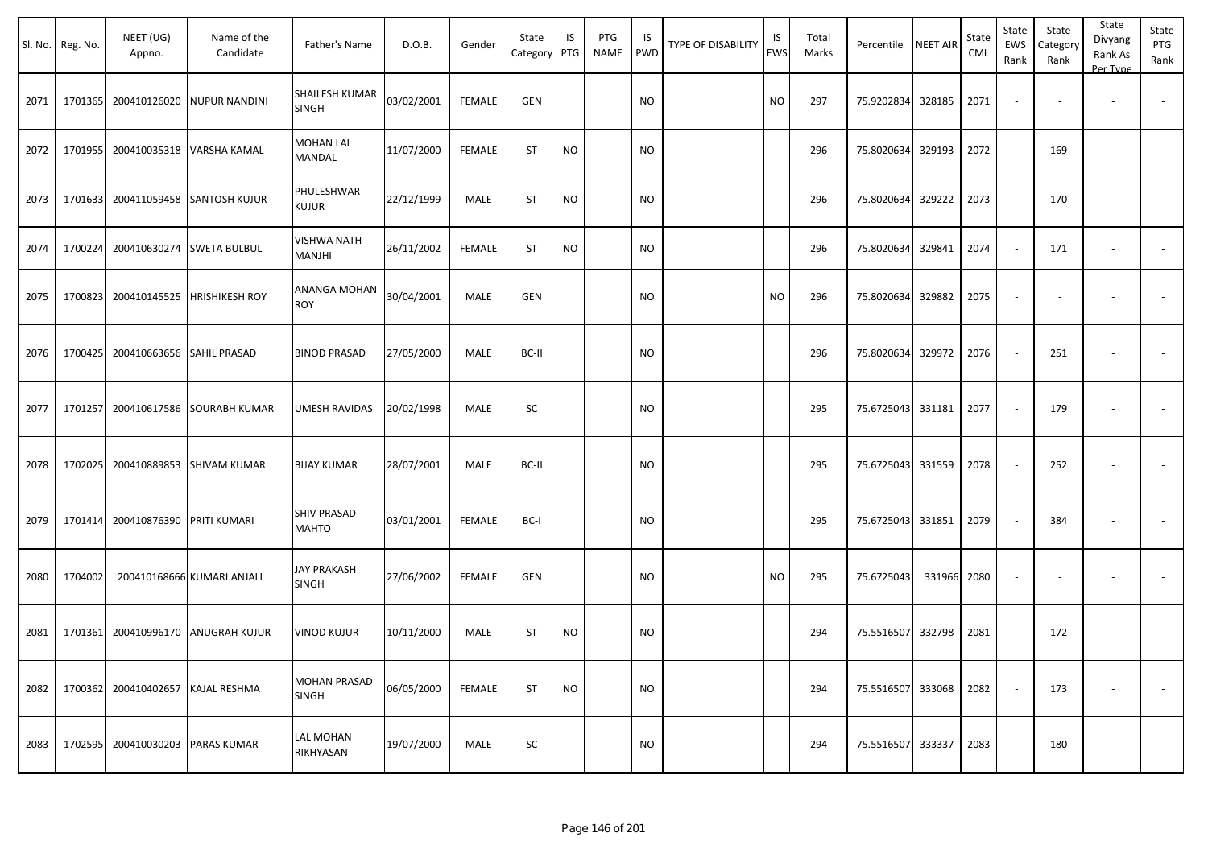| Sl. No. | Reg. No. | NEET (UG) Appno. | Name of the Candidate | Father's Name | D.O.B. | Gender | State Category | IS PTG | PTG NAME | IS PWD | TYPE OF DISABILITY | IS EWS | Total Marks | Percentile | NEET AIR | State CML | State EWS Rank | State Category Rank | State Divyang Rank As Per Type | State PTG Rank |
|---|---|---|---|---|---|---|---|---|---|---|---|---|---|---|---|---|---|---|---|---|
| 2071 | 1701365 | 200410126020 | NUPUR NANDINI | SHAILESH KUMAR SINGH | 03/02/2001 | FEMALE | GEN | | | NO | | NO | 297 | 75.9202834 | 328185 | 2071 | - | - | - | - |
| 2072 | 1701955 | 200410035318 | VARSHA KAMAL | MOHAN LAL MANDAL | 11/07/2000 | FEMALE | ST | NO | | NO | | | 296 | 75.8020634 | 329193 | 2072 | - | 169 | - | - |
| 2073 | 1701633 | 200411059458 | SANTOSH KUJUR | PHULESHWAR KUJUR | 22/12/1999 | MALE | ST | NO | | NO | | | 296 | 75.8020634 | 329222 | 2073 | - | 170 | - | - |
| 2074 | 1700224 | 200410630274 | SWETA BULBUL | VISHWA NATH MANJHI | 26/11/2002 | FEMALE | ST | NO | | NO | | | 296 | 75.8020634 | 329841 | 2074 | - | 171 | - | - |
| 2075 | 1700823 | 200410145525 | HRISHIKESH ROY | ANANGA MOHAN ROY | 30/04/2001 | MALE | GEN | | | NO | | NO | 296 | 75.8020634 | 329882 | 2075 | - | - | - | - |
| 2076 | 1700425 | 200410663656 | SAHIL PRASAD | BINOD PRASAD | 27/05/2000 | MALE | BC-II | | | NO | | | 296 | 75.8020634 | 329972 | 2076 | - | 251 | - | - |
| 2077 | 1701257 | 200410617586 | SOURABH KUMAR | UMESH RAVIDAS | 20/02/1998 | MALE | SC | | | NO | | | 295 | 75.6725043 | 331181 | 2077 | - | 179 | - | - |
| 2078 | 1702025 | 200410889853 | SHIVAM KUMAR | BIJAY KUMAR | 28/07/2001 | MALE | BC-II | | | NO | | | 295 | 75.6725043 | 331559 | 2078 | - | 252 | - | - |
| 2079 | 1701414 | 200410876390 | PRITI KUMARI | SHIV PRASAD MAHTO | 03/01/2001 | FEMALE | BC-I | | | NO | | | 295 | 75.6725043 | 331851 | 2079 | - | 384 | - | - |
| 2080 | 1704002 | 200410168666 | KUMARI ANJALI | JAY PRAKASH SINGH | 27/06/2002 | FEMALE | GEN | | | NO | | NO | 295 | 75.6725043 | 331966 | 2080 | - | - | - | - |
| 2081 | 1701361 | 200410996170 | ANUGRAH KUJUR | VINOD KUJUR | 10/11/2000 | MALE | ST | NO | | NO | | | 294 | 75.5516507 | 332798 | 2081 | - | 172 | - | - |
| 2082 | 1700362 | 200410402657 | KAJAL RESHMA | MOHAN PRASAD SINGH | 06/05/2000 | FEMALE | ST | NO | | NO | | | 294 | 75.5516507 | 333068 | 2082 | - | 173 | - | - |
| 2083 | 1702595 | 200410030203 | PARAS KUMAR | LAL MOHAN RIKHYASAN | 19/07/2000 | MALE | SC | | | NO | | | 294 | 75.5516507 | 333337 | 2083 | - | 180 | - | - |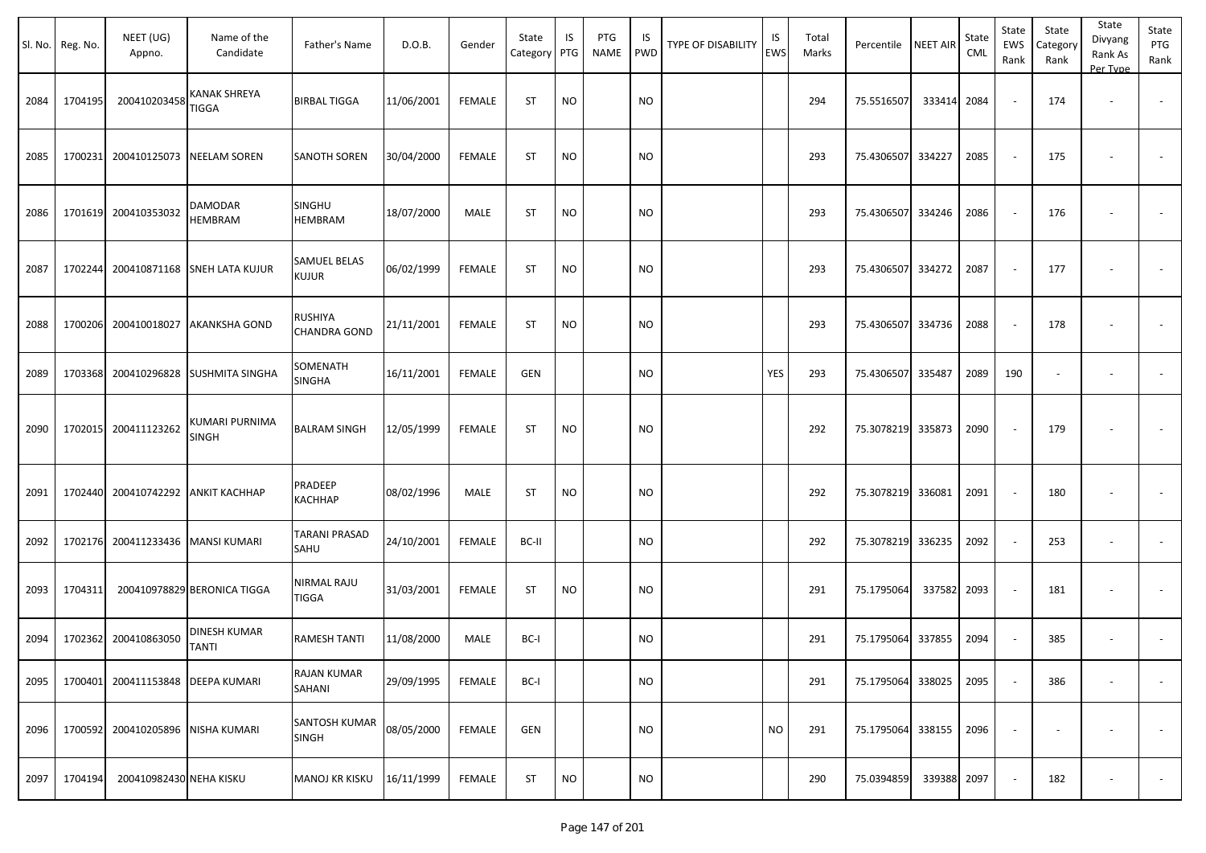| Sl. No. | Reg. No. | NEET (UG) Appno. | Name of the Candidate | Father's Name | D.O.B. | Gender | State Category | IS PTG | PTG NAME | IS PWD | TYPE OF DISABILITY | IS EWS | Total Marks | Percentile | NEET AIR | State CML | State EWS Rank | State Category Rank | State Divyang Rank As Per Type | State PTG Rank |
|---|---|---|---|---|---|---|---|---|---|---|---|---|---|---|---|---|---|---|---|---|
| 2084 | 1704195 | 200410203458 | KANAK SHREYA TIGGA | BIRBAL TIGGA | 11/06/2001 | FEMALE | ST | NO | | NO | | | 294 | 75.5516507 | 333414 | 2084 | - | 174 | - | - |
| 2085 | 1700231 | 200410125073 | NEELAM SOREN | SANOTH SOREN | 30/04/2000 | FEMALE | ST | NO | | NO | | | 293 | 75.4306507 | 334227 | 2085 | - | 175 | - | - |
| 2086 | 1701619 | 200410353032 | DAMODAR HEMBRAM | SINGHU HEMBRAM | 18/07/2000 | MALE | ST | NO | | NO | | | 293 | 75.4306507 | 334246 | 2086 | - | 176 | - | - |
| 2087 | 1702244 | 200410871168 | SNEH LATA KUJUR | SAMUEL BELAS KUJUR | 06/02/1999 | FEMALE | ST | NO | | NO | | | 293 | 75.4306507 | 334272 | 2087 | - | 177 | - | - |
| 2088 | 1700206 | 200410018027 | AKANKSHA GOND | RUSHIYA CHANDRA GOND | 21/11/2001 | FEMALE | ST | NO | | NO | | | 293 | 75.4306507 | 334736 | 2088 | - | 178 | - | - |
| 2089 | 1703368 | 200410296828 | SUSHMITA SINGHA | SOMENATH SINGHA | 16/11/2001 | FEMALE | GEN | | | NO | | YES | 293 | 75.4306507 | 335487 | 2089 | 190 | - | - | - |
| 2090 | 1702015 | 200411123262 | KUMARI PURNIMA SINGH | BALRAM SINGH | 12/05/1999 | FEMALE | ST | NO | | NO | | | 292 | 75.3078219 | 335873 | 2090 | - | 179 | - | - |
| 2091 | 1702440 | 200410742292 | ANKIT KACHHAP | PRADEEP KACHHAP | 08/02/1996 | MALE | ST | NO | | NO | | | 292 | 75.3078219 | 336081 | 2091 | - | 180 | - | - |
| 2092 | 1702176 | 200411233436 | MANSI KUMARI | TARANI PRASAD SAHU | 24/10/2001 | FEMALE | BC-II | | | NO | | | 292 | 75.3078219 | 336235 | 2092 | - | 253 | - | - |
| 2093 | 1704311 | 200410978829 | BERONICA TIGGA | NIRMAL RAJU TIGGA | 31/03/2001 | FEMALE | ST | NO | | NO | | | 291 | 75.1795064 | 337582 | 2093 | - | 181 | - | - |
| 2094 | 1702362 | 200410863050 | DINESH KUMAR TANTI | RAMESH TANTI | 11/08/2000 | MALE | BC-I | | | NO | | | 291 | 75.1795064 | 337855 | 2094 | - | 385 | - | - |
| 2095 | 1700401 | 200411153848 | DEEPA KUMARI | RAJAN KUMAR SAHANI | 29/09/1995 | FEMALE | BC-I | | | NO | | | 291 | 75.1795064 | 338025 | 2095 | - | 386 | - | - |
| 2096 | 1700592 | 200410205896 | NISHA KUMARI | SANTOSH KUMAR SINGH | 08/05/2000 | FEMALE | GEN | | | NO | | NO | 291 | 75.1795064 | 338155 | 2096 | - | - | - | - |
| 2097 | 1704194 | 200410982430 | NEHA KISKU | MANOJ KR KISKU | 16/11/1999 | FEMALE | ST | NO | | NO | | | 290 | 75.0394859 | 339388 | 2097 | - | 182 | - | - |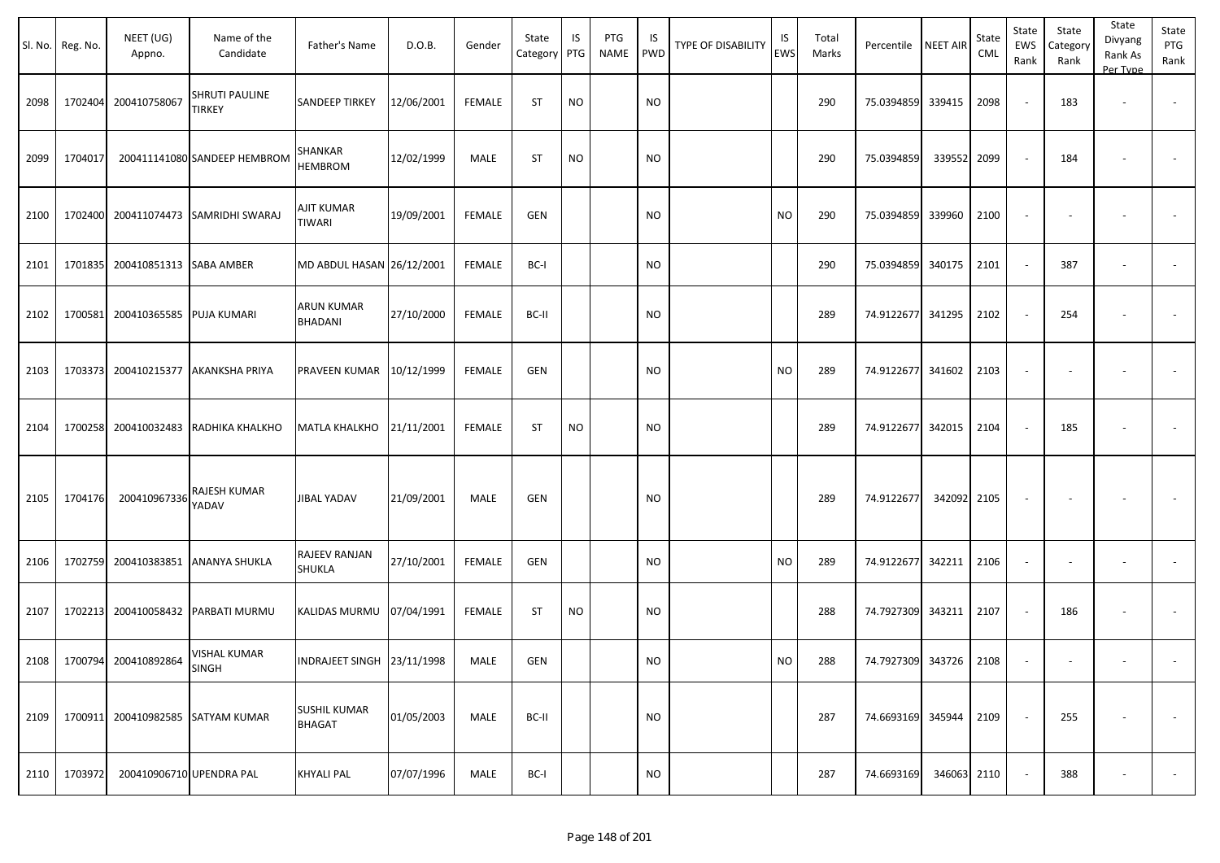| Sl. No. | Reg. No. | NEET (UG) Appno. | Name of the Candidate | Father's Name | D.O.B. | Gender | State Category | IS PTG | PTG NAME | IS PWD | TYPE OF DISABILITY | IS EWS | Total Marks | Percentile | NEET AIR | State CML | State EWS Rank | State Category Rank | State Divyang Rank As Per Type | State PTG Rank |
|---|---|---|---|---|---|---|---|---|---|---|---|---|---|---|---|---|---|---|---|---|
| 2098 | 1702404 | 200410758067 | SHRUTI PAULINE TIRKEY | SANDEEP TIRKEY | 12/06/2001 | FEMALE | ST | NO | | NO | | | 290 | 75.0394859 | 339415 | 2098 | - | 183 | - | - |
| 2099 | 1704017 | 200411141080 | SANDEEP HEMBROM | SHANKAR HEMBROM | 12/02/1999 | MALE | ST | NO | | NO | | | 290 | 75.0394859 | 339552 | 2099 | - | 184 | - | - |
| 2100 | 1702400 | 200411074473 | SAMRIDHI SWARAJ | AJIT KUMAR TIWARI | 19/09/2001 | FEMALE | GEN | | | NO | | NO | 290 | 75.0394859 | 339960 | 2100 | - | - | - | - |
| 2101 | 1701835 | 200410851313 | SABA AMBER | MD ABDUL HASAN | 26/12/2001 | FEMALE | BC-I | | | NO | | | 290 | 75.0394859 | 340175 | 2101 | - | 387 | - | - |
| 2102 | 1700581 | 200410365585 | PUJA KUMARI | ARUN KUMAR BHADANI | 27/10/2000 | FEMALE | BC-II | | | NO | | | 289 | 74.9122677 | 341295 | 2102 | - | 254 | - | - |
| 2103 | 1703373 | 200410215377 | AKANKSHA PRIYA | PRAVEEN KUMAR | 10/12/1999 | FEMALE | GEN | | | NO | | NO | 289 | 74.9122677 | 341602 | 2103 | - | - | - | - |
| 2104 | 1700258 | 200410032483 | RADHIKA KHALKHO | MATLA KHALKHO | 21/11/2001 | FEMALE | ST | NO | | NO | | | 289 | 74.9122677 | 342015 | 2104 | - | 185 | - | - |
| 2105 | 1704176 | 200410967336 | RAJESH KUMAR YADAV | JIBAL YADAV | 21/09/2001 | MALE | GEN | | | NO | | | 289 | 74.9122677 | 342092 | 2105 | - | - | - | - |
| 2106 | 1702759 | 200410383851 | ANANYA SHUKLA | RAJEEV RANJAN SHUKLA | 27/10/2001 | FEMALE | GEN | | | NO | | NO | 289 | 74.9122677 | 342211 | 2106 | - | - | - | - |
| 2107 | 1702213 | 200410058432 | PARBATI MURMU | KALIDAS MURMU | 07/04/1991 | FEMALE | ST | NO | | NO | | | 288 | 74.7927309 | 343211 | 2107 | - | 186 | - | - |
| 2108 | 1700794 | 200410892864 | VISHAL KUMAR SINGH | INDRAJEET SINGH | 23/11/1998 | MALE | GEN | | | NO | | NO | 288 | 74.7927309 | 343726 | 2108 | - | - | - | - |
| 2109 | 1700911 | 200410982585 | SATYAM KUMAR | SUSHIL KUMAR BHAGAT | 01/05/2003 | MALE | BC-II | | | NO | | | 287 | 74.6693169 | 345944 | 2109 | - | 255 | - | - |
| 2110 | 1703972 | 200410906710 | UPENDRA PAL | KHYALI PAL | 07/07/1996 | MALE | BC-I | | | NO | | | 287 | 74.6693169 | 346063 | 2110 | - | 388 | - | - |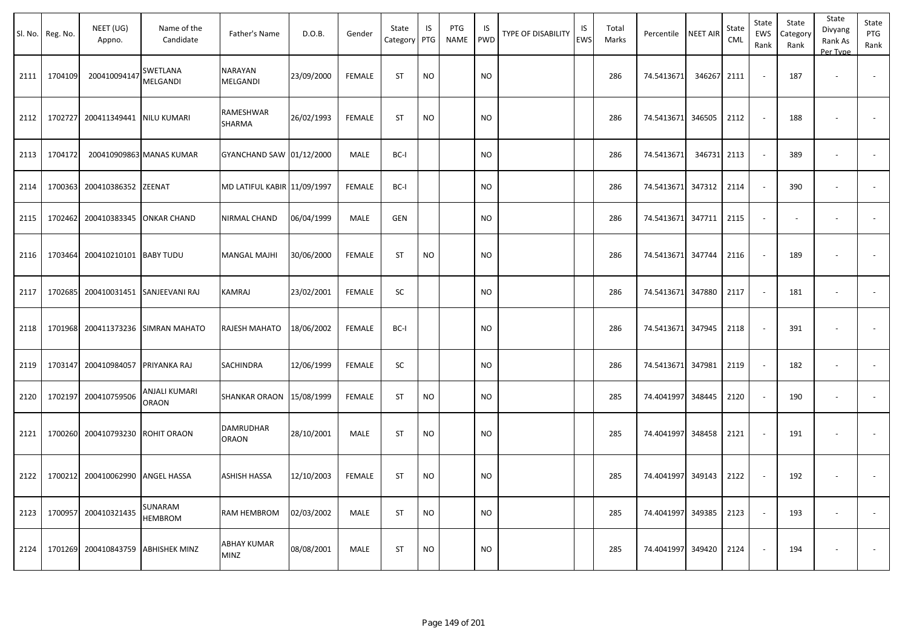| Sl. No. | Reg. No. | NEET (UG) Appno. | Name of the Candidate | Father's Name | D.O.B. | Gender | State Category | IS PTG | PTG NAME | IS PWD | TYPE OF DISABILITY | IS EWS | Total Marks | Percentile | NEET AIR | State CML | State EWS Rank | State Category Rank | State Divyang Rank As Per Type | State PTG Rank |
|---|---|---|---|---|---|---|---|---|---|---|---|---|---|---|---|---|---|---|---|---|
| 2111 | 1704109 | 200410094147 | SWETLANA MELGANDI | NARAYAN MELGANDI | 23/09/2000 | FEMALE | ST | NO | | NO | | | 286 | 74.5413671 | 346267 | 2111 | - | 187 | - | - |
| 2112 | 1702727 | 200411349441 | NILU KUMARI | RAMESHWAR SHARMA | 26/02/1993 | FEMALE | ST | NO | | NO | | | 286 | 74.5413671 | 346505 | 2112 | - | 188 | - | - |
| 2113 | 1704172 | 200410909863 | MANAS KUMAR | GYANCHAND SAW | 01/12/2000 | MALE | BC-I | | | NO | | | 286 | 74.5413671 | 346731 | 2113 | - | 389 | - | - |
| 2114 | 1700363 | 200410386352 | ZEENAT | MD LATIFUL KABIR | 11/09/1997 | FEMALE | BC-I | | | NO | | | 286 | 74.5413671 | 347312 | 2114 | - | 390 | - | - |
| 2115 | 1702462 | 200410383345 | ONKAR CHAND | NIRMAL CHAND | 06/04/1999 | MALE | GEN | | | NO | | | 286 | 74.5413671 | 347711 | 2115 | - | - | - | - |
| 2116 | 1703464 | 200410210101 | BABY TUDU | MANGAL MAJHI | 30/06/2000 | FEMALE | ST | NO | | NO | | | 286 | 74.5413671 | 347744 | 2116 | - | 189 | - | - |
| 2117 | 1702685 | 200410031451 | SANJEEVANI RAJ | KAMRAJ | 23/02/2001 | FEMALE | SC | | | NO | | | 286 | 74.5413671 | 347880 | 2117 | - | 181 | - | - |
| 2118 | 1701968 | 200411373236 | SIMRAN MAHATO | RAJESH MAHATO | 18/06/2002 | FEMALE | BC-I | | | NO | | | 286 | 74.5413671 | 347945 | 2118 | - | 391 | - | - |
| 2119 | 1703147 | 200410984057 | PRIYANKA RAJ | SACHINDRA | 12/06/1999 | FEMALE | SC | | | NO | | | 286 | 74.5413671 | 347981 | 2119 | - | 182 | - | - |
| 2120 | 1702197 | 200410759506 | ANJALI KUMARI ORAON | SHANKAR ORAON | 15/08/1999 | FEMALE | ST | NO | | NO | | | 285 | 74.4041997 | 348445 | 2120 | - | 190 | - | - |
| 2121 | 1700260 | 200410793230 | ROHIT ORAON | DAMRUDHAR ORAON | 28/10/2001 | MALE | ST | NO | | NO | | | 285 | 74.4041997 | 348458 | 2121 | - | 191 | - | - |
| 2122 | 1700212 | 200410062990 | ANGEL HASSA | ASHISH HASSA | 12/10/2003 | FEMALE | ST | NO | | NO | | | 285 | 74.4041997 | 349143 | 2122 | - | 192 | - | - |
| 2123 | 1700957 | 200410321435 | SUNARAM HEMBROM | RAM HEMBROM | 02/03/2002 | MALE | ST | NO | | NO | | | 285 | 74.4041997 | 349385 | 2123 | - | 193 | - | - |
| 2124 | 1701269 | 200410843759 | ABHISHEK MINZ | ABHAY KUMAR MINZ | 08/08/2001 | MALE | ST | NO | | NO | | | 285 | 74.4041997 | 349420 | 2124 | - | 194 | - | - |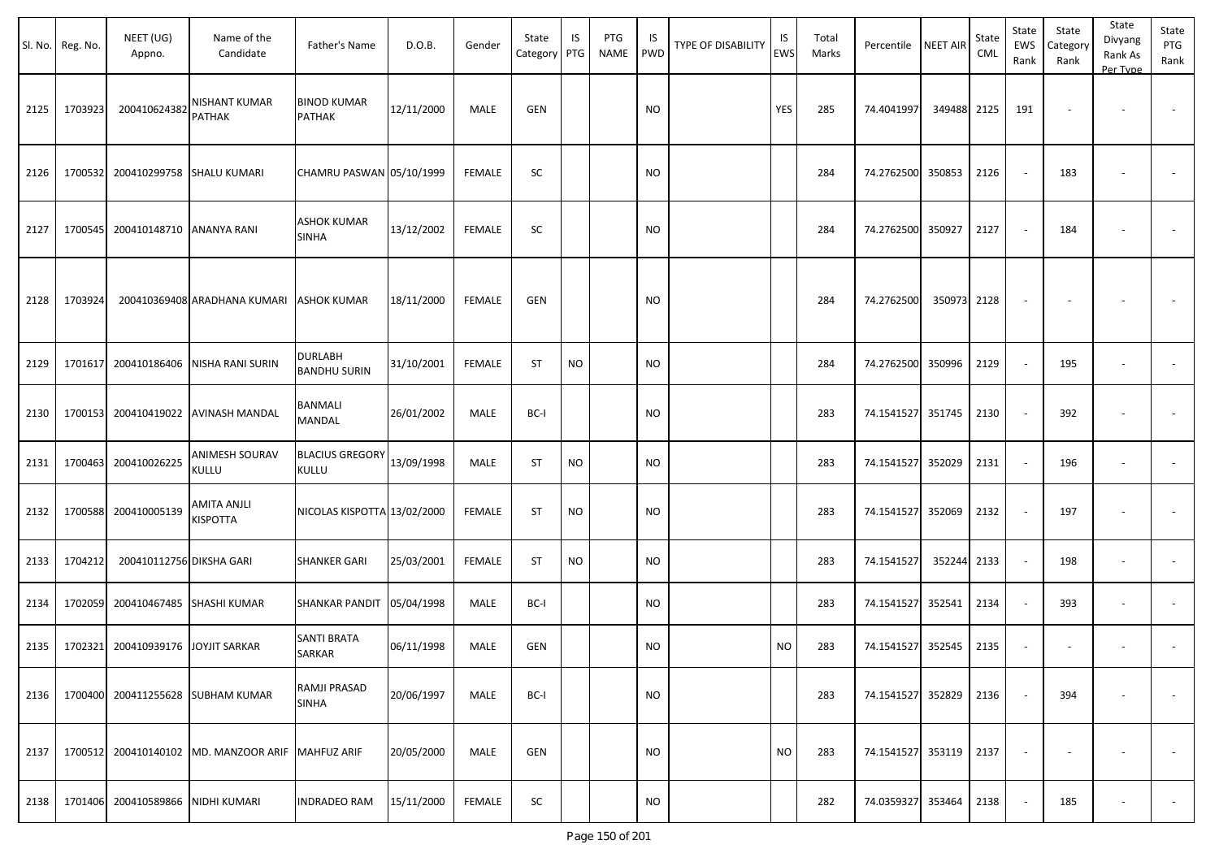| Sl. No. | Reg. No. | NEET (UG) Appno. | Name of the Candidate | Father's Name | D.O.B. | Gender | State Category | IS PTG | PTG NAME | IS PWD | TYPE OF DISABILITY | IS EWS | Total Marks | Percentile | NEET AIR | State CML | State EWS Rank | State Category Rank | State Divyang Rank As Per Type | State PTG Rank |
|---|---|---|---|---|---|---|---|---|---|---|---|---|---|---|---|---|---|---|---|---|
| 2125 | 1703923 | 200410624382 | NISHANT KUMAR PATHAK | BINOD KUMAR PATHAK | 12/11/2000 | MALE | GEN | | | NO | | YES | 285 | 74.4041997 | 349488 | 2125 | 191 | - | - | - |
| 2126 | 1700532 | 200410299758 | SHALU KUMARI | CHAMRU PASWAN | 05/10/1999 | FEMALE | SC | | | NO | | | 284 | 74.2762500 | 350853 | 2126 | - | 183 | - | - |
| 2127 | 1700545 | 200410148710 | ANANYA RANI | ASHOK KUMAR SINHA | 13/12/2002 | FEMALE | SC | | | NO | | | 284 | 74.2762500 | 350927 | 2127 | - | 184 | - | - |
| 2128 | 1703924 | 200410369408 | ARADHANA KUMARI | ASHOK KUMAR | 18/11/2000 | FEMALE | GEN | | | NO | | | 284 | 74.2762500 | 350973 | 2128 | - | - | - | - |
| 2129 | 1701617 | 200410186406 | NISHA RANI SURIN | DURLABH BANDHU SURIN | 31/10/2001 | FEMALE | ST | NO | | NO | | | 284 | 74.2762500 | 350996 | 2129 | - | 195 | - | - |
| 2130 | 1700153 | 200410419022 | AVINASH MANDAL | BANMALI MANDAL | 26/01/2002 | MALE | BC-I | | | NO | | | 283 | 74.1541527 | 351745 | 2130 | - | 392 | - | - |
| 2131 | 1700463 | 200410026225 | ANIMESH SOURAV KULLU | BLACIUS GREGORY KULLU | 13/09/1998 | MALE | ST | NO | | NO | | | 283 | 74.1541527 | 352029 | 2131 | - | 196 | - | - |
| 2132 | 1700588 | 200410005139 | AMITA ANJLI KISPOTTA | NICOLAS KISPOTTA | 13/02/2000 | FEMALE | ST | NO | | NO | | | 283 | 74.1541527 | 352069 | 2132 | - | 197 | - | - |
| 2133 | 1704212 | 200410112756 | DIKSHA GARI | SHANKER GARI | 25/03/2001 | FEMALE | ST | NO | | NO | | | 283 | 74.1541527 | 352244 | 2133 | - | 198 | - | - |
| 2134 | 1702059 | 200410467485 | SHASHI KUMAR | SHANKAR PANDIT | 05/04/1998 | MALE | BC-I | | | NO | | | 283 | 74.1541527 | 352541 | 2134 | - | 393 | - | - |
| 2135 | 1702321 | 200410939176 | JOYJIT SARKAR | SANTI BRATA SARKAR | 06/11/1998 | MALE | GEN | | | NO | | NO | 283 | 74.1541527 | 352545 | 2135 | - | - | - | - |
| 2136 | 1700400 | 200411255628 | SUBHAM KUMAR | RAMJI PRASAD SINHA | 20/06/1997 | MALE | BC-I | | | NO | | | 283 | 74.1541527 | 352829 | 2136 | - | 394 | - | - |
| 2137 | 1700512 | 200410140102 | MD. MANZOOR ARIF | MAHFUZ ARIF | 20/05/2000 | MALE | GEN | | | NO | | NO | 283 | 74.1541527 | 353119 | 2137 | - | - | - | - |
| 2138 | 1701406 | 200410589866 | NIDHI KUMARI | INDRADEO RAM | 15/11/2000 | FEMALE | SC | | | NO | | | 282 | 74.0359327 | 353464 | 2138 | - | 185 | - | - |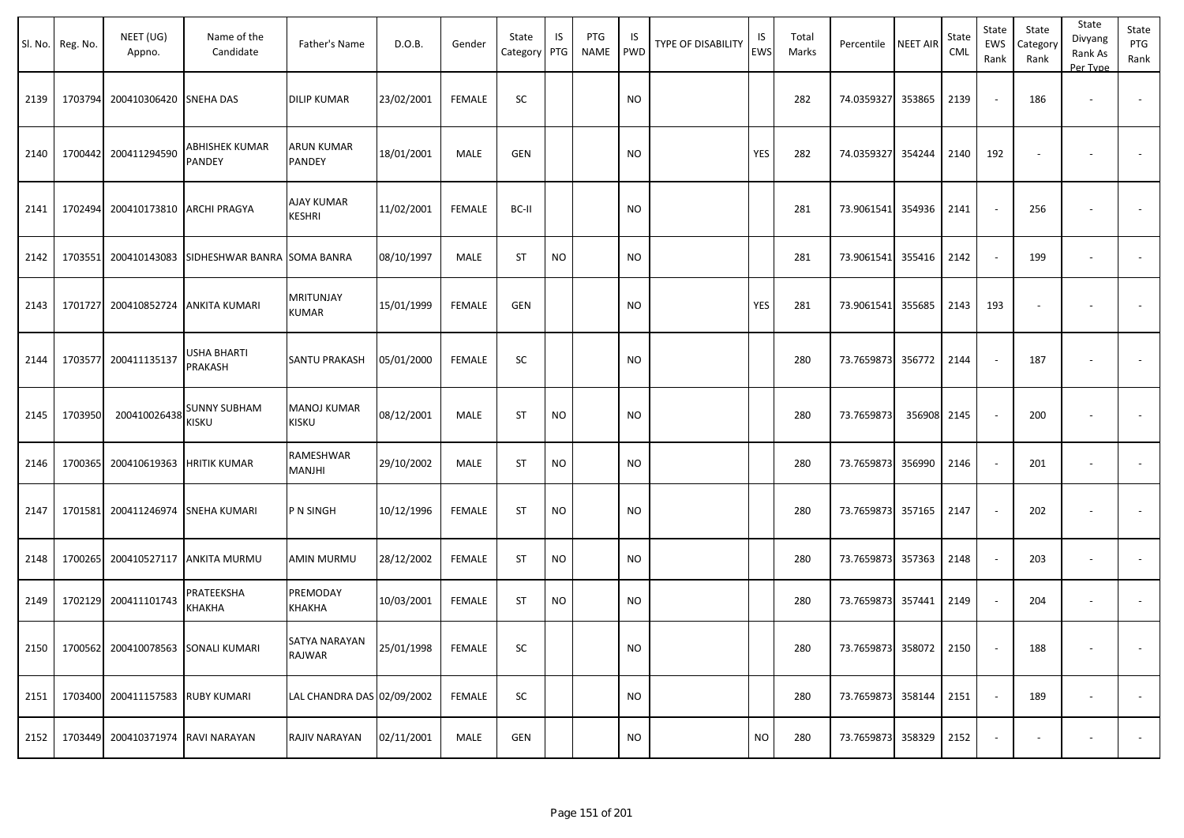| Sl. No. | Reg. No. | NEET (UG) Appno. | Name of the Candidate | Father's Name | D.O.B. | Gender | State Category | IS PTG | PTG NAME | IS PWD | TYPE OF DISABILITY | IS EWS | Total Marks | Percentile | NEET AIR | State CML | State EWS Rank | State Category Rank | State Divyang Rank As Per Type | State PTG Rank |
|---|---|---|---|---|---|---|---|---|---|---|---|---|---|---|---|---|---|---|---|---|
| 2139 | 1703794 | 200410306420 | SNEHA DAS | DILIP KUMAR | 23/02/2001 | FEMALE | SC | | | NO | | | 282 | 74.0359327 | 353865 | 2139 | - | 186 | - | - |
| 2140 | 1700442 | 200411294590 | ABHISHEK KUMAR PANDEY | ARUN KUMAR PANDEY | 18/01/2001 | MALE | GEN | | | NO | | YES | 282 | 74.0359327 | 354244 | 2140 | 192 | - | - | - |
| 2141 | 1702494 | 200410173810 | ARCHI PRAGYA | AJAY KUMAR KESHRI | 11/02/2001 | FEMALE | BC-II | | | NO | | | 281 | 73.9061541 | 354936 | 2141 | - | 256 | - | - |
| 2142 | 1703551 | 200410143083 | SIDHESHWAR BANRA | SOMA BANRA | 08/10/1997 | MALE | ST | NO | | NO | | | 281 | 73.9061541 | 355416 | 2142 | - | 199 | - | - |
| 2143 | 1701727 | 200410852724 | ANKITA KUMARI | MRITUNJAY KUMAR | 15/01/1999 | FEMALE | GEN | | | NO | | YES | 281 | 73.9061541 | 355685 | 2143 | 193 | - | - | - |
| 2144 | 1703577 | 200411135137 | USHA BHARTI PRAKASH | SANTU PRAKASH | 05/01/2000 | FEMALE | SC | | | NO | | | 280 | 73.7659873 | 356772 | 2144 | - | 187 | - | - |
| 2145 | 1703950 | 200410026438 | SUNNY SUBHAM KISKU | MANOJ KUMAR KISKU | 08/12/2001 | MALE | ST | NO | | NO | | | 280 | 73.7659873 | 356908 | 2145 | - | 200 | - | - |
| 2146 | 1700365 | 200410619363 | HRITIK KUMAR | RAMESHWAR MANJHI | 29/10/2002 | MALE | ST | NO | | NO | | | 280 | 73.7659873 | 356990 | 2146 | - | 201 | - | - |
| 2147 | 1701581 | 200411246974 | SNEHA KUMARI | P N SINGH | 10/12/1996 | FEMALE | ST | NO | | NO | | | 280 | 73.7659873 | 357165 | 2147 | - | 202 | - | - |
| 2148 | 1700265 | 200410527117 | ANKITA MURMU | AMIN MURMU | 28/12/2002 | FEMALE | ST | NO | | NO | | | 280 | 73.7659873 | 357363 | 2148 | - | 203 | - | - |
| 2149 | 1702129 | 200411101743 | PRATEEKSHA KHAKHA | PREMODAY KHAKHA | 10/03/2001 | FEMALE | ST | NO | | NO | | | 280 | 73.7659873 | 357441 | 2149 | - | 204 | - | - |
| 2150 | 1700562 | 200410078563 | SONALI KUMARI | SATYA NARAYAN RAJWAR | 25/01/1998 | FEMALE | SC | | | NO | | | 280 | 73.7659873 | 358072 | 2150 | - | 188 | - | - |
| 2151 | 1703400 | 200411157583 | RUBY KUMARI | LAL CHANDRA DAS | 02/09/2002 | FEMALE | SC | | | NO | | | 280 | 73.7659873 | 358144 | 2151 | - | 189 | - | - |
| 2152 | 1703449 | 200410371974 | RAVI NARAYAN | RAJIV NARAYAN | 02/11/2001 | MALE | GEN | | | NO | | NO | 280 | 73.7659873 | 358329 | 2152 | - | - | - | - |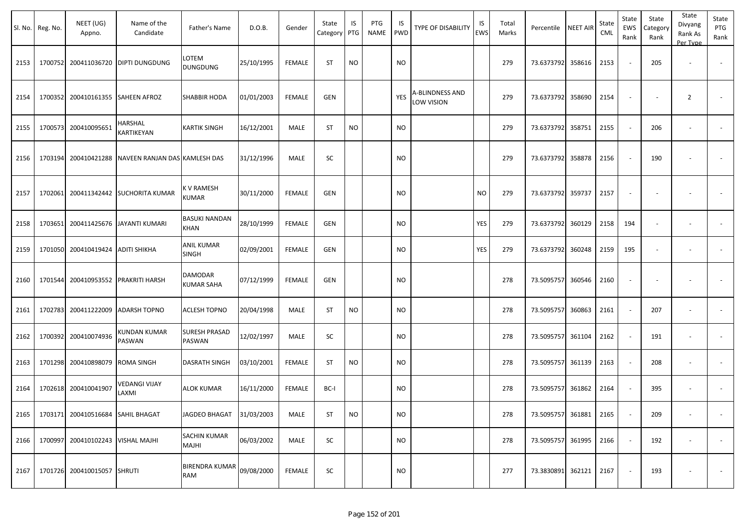| Sl. No. | Reg. No. | NEET (UG) Appno. | Name of the Candidate | Father's Name | D.O.B. | Gender | State Category | IS PTG | PTG NAME | IS PWD | TYPE OF DISABILITY | IS EWS | Total Marks | Percentile | NEET AIR | State CML | State EWS Rank | State Category Rank | State Divyang Rank As Per Type | State PTG Rank |
|---|---|---|---|---|---|---|---|---|---|---|---|---|---|---|---|---|---|---|---|---|
| 2153 | 1700752 | 200411036720 | DIPTI DUNGDUNG | LOTEM DUNGDUNG | 25/10/1995 | FEMALE | ST | NO | | NO | | | 279 | 73.6373792 | 358616 | 2153 | - | 205 | - | - |
| 2154 | 1700352 | 200410161355 | SAHEEN AFROZ | SHABBIR HODA | 01/01/2003 | FEMALE | GEN | | | YES | A-BLINDNESS AND LOW VISION | | 279 | 73.6373792 | 358690 | 2154 | - | - | 2 | - |
| 2155 | 1700573 | 200410095651 | HARSHAL KARTIKEYAN | KARTIK SINGH | 16/12/2001 | MALE | ST | NO | | NO | | | 279 | 73.6373792 | 358751 | 2155 | - | 206 | - | - |
| 2156 | 1703194 | 200410421288 | NAVEEN RANJAN DAS | KAMLESH DAS | 31/12/1996 | MALE | SC | | | NO | | | 279 | 73.6373792 | 358878 | 2156 | - | 190 | - | - |
| 2157 | 1702061 | 200411342442 | SUCHORITA KUMAR | K V RAMESH KUMAR | 30/11/2000 | FEMALE | GEN | | | NO | | NO | 279 | 73.6373792 | 359737 | 2157 | - | - | - | - |
| 2158 | 1703651 | 200411425676 | JAYANTI KUMARI | BASUKI NANDAN KHAN | 28/10/1999 | FEMALE | GEN | | | NO | | YES | 279 | 73.6373792 | 360129 | 2158 | 194 | - | - | - |
| 2159 | 1701050 | 200410419424 | ADITI SHIKHA | ANIL KUMAR SINGH | 02/09/2001 | FEMALE | GEN | | | NO | | YES | 279 | 73.6373792 | 360248 | 2159 | 195 | - | - | - |
| 2160 | 1701544 | 200410953552 | PRAKRITI HARSH | DAMODAR KUMAR SAHA | 07/12/1999 | FEMALE | GEN | | | NO | | | 278 | 73.5095757 | 360546 | 2160 | - | - | - | - |
| 2161 | 1702783 | 200411222009 | ADARSH TOPNO | ACLESH TOPNO | 20/04/1998 | MALE | ST | NO | | NO | | | 278 | 73.5095757 | 360863 | 2161 | - | 207 | - | - |
| 2162 | 1700392 | 200410074936 | KUNDAN KUMAR PASWAN | SURESH PRASAD PASWAN | 12/02/1997 | MALE | SC | | | NO | | | 278 | 73.5095757 | 361104 | 2162 | - | 191 | - | - |
| 2163 | 1701298 | 200410898079 | ROMA SINGH | DASRATH SINGH | 03/10/2001 | FEMALE | ST | NO | | NO | | | 278 | 73.5095757 | 361139 | 2163 | - | 208 | - | - |
| 2164 | 1702618 | 200410041907 | VEDANGI VIJAY LAXMI | ALOK KUMAR | 16/11/2000 | FEMALE | BC-I | | | NO | | | 278 | 73.5095757 | 361862 | 2164 | - | 395 | - | - |
| 2165 | 1703171 | 200410516684 | SAHIL BHAGAT | JAGDEO BHAGAT | 31/03/2003 | MALE | ST | NO | | NO | | | 278 | 73.5095757 | 361881 | 2165 | - | 209 | - | - |
| 2166 | 1700997 | 200410102243 | VISHAL MAJHI | SACHIN KUMAR MAJHI | 06/03/2002 | MALE | SC | | | NO | | | 278 | 73.5095757 | 361995 | 2166 | - | 192 | - | - |
| 2167 | 1701726 | 200410015057 | SHRUTI | BIRENDRA KUMAR RAM | 09/08/2000 | FEMALE | SC | | | NO | | | 277 | 73.3830891 | 362121 | 2167 | - | 193 | - | - |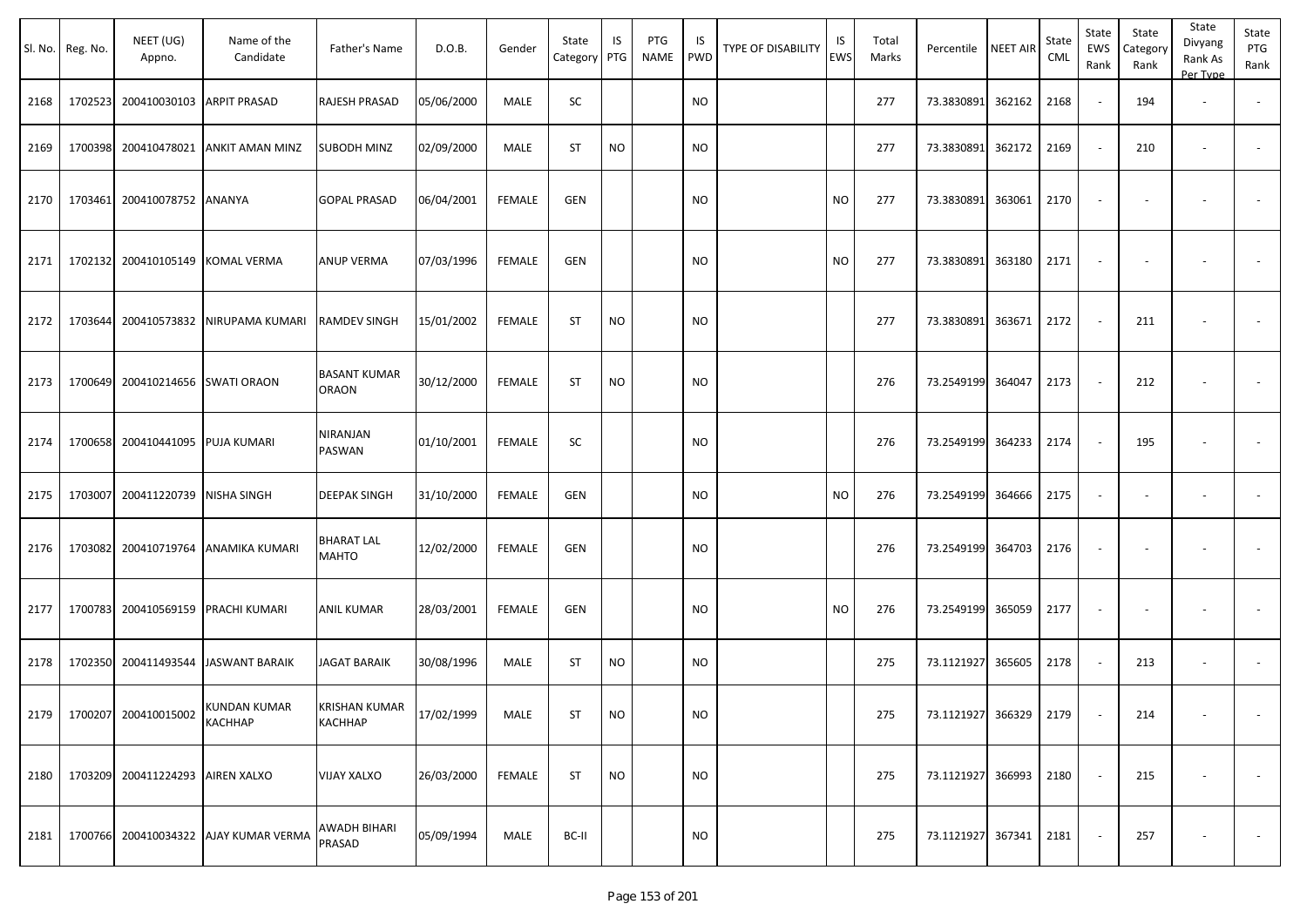| Sl. No. | Reg. No. | NEET (UG) Appno. | Name of the Candidate | Father's Name | D.O.B. | Gender | State Category | IS PTG | PTG NAME | IS PWD | TYPE OF DISABILITY | IS EWS | Total Marks | Percentile | NEET AIR | State CML | State EWS Rank | State Category Rank | State Divyang Rank As Per Type | State PTG Rank |
|---|---|---|---|---|---|---|---|---|---|---|---|---|---|---|---|---|---|---|---|---|
| 2168 | 1702523 | 200410030103 | ARPIT PRASAD | RAJESH PRASAD | 05/06/2000 | MALE | SC | | | NO | | | 277 | 73.3830891 | 362162 | 2168 | - | 194 | - | - |
| 2169 | 1700398 | 200410478021 | ANKIT AMAN MINZ | SUBODH MINZ | 02/09/2000 | MALE | ST | NO | | NO | | | 277 | 73.3830891 | 362172 | 2169 | - | 210 | - | - |
| 2170 | 1703461 | 200410078752 | ANANYA | GOPAL PRASAD | 06/04/2001 | FEMALE | GEN | | | NO | | NO | 277 | 73.3830891 | 363061 | 2170 | - | - | - | - |
| 2171 | 1702132 | 200410105149 | KOMAL VERMA | ANUP VERMA | 07/03/1996 | FEMALE | GEN | | | NO | | NO | 277 | 73.3830891 | 363180 | 2171 | - | - | - | - |
| 2172 | 1703644 | 200410573832 | NIRUPAMA KUMARI | RAMDEV SINGH | 15/01/2002 | FEMALE | ST | NO | | NO | | | 277 | 73.3830891 | 363671 | 2172 | - | 211 | - | - |
| 2173 | 1700649 | 200410214656 | SWATI ORAON | BASANT KUMAR ORAON | 30/12/2000 | FEMALE | ST | NO | | NO | | | 276 | 73.2549199 | 364047 | 2173 | - | 212 | - | - |
| 2174 | 1700658 | 200410441095 | PUJA KUMARI | NIRANJAN PASWAN | 01/10/2001 | FEMALE | SC | | | NO | | | 276 | 73.2549199 | 364233 | 2174 | - | 195 | - | - |
| 2175 | 1703007 | 200411220739 | NISHA SINGH | DEEPAK SINGH | 31/10/2000 | FEMALE | GEN | | | NO | | NO | 276 | 73.2549199 | 364666 | 2175 | - | - | - | - |
| 2176 | 1703082 | 200410719764 | ANAMIKA KUMARI | BHARAT LAL MAHTO | 12/02/2000 | FEMALE | GEN | | | NO | | | 276 | 73.2549199 | 364703 | 2176 | - | - | - | - |
| 2177 | 1700783 | 200410569159 | PRACHI KUMARI | ANIL KUMAR | 28/03/2001 | FEMALE | GEN | | | NO | | NO | 276 | 73.2549199 | 365059 | 2177 | - | - | - | - |
| 2178 | 1702350 | 200411493544 | JASWANT BARAIK | JAGAT BARAIK | 30/08/1996 | MALE | ST | NO | | NO | | | 275 | 73.1121927 | 365605 | 2178 | - | 213 | - | - |
| 2179 | 1700207 | 200410015002 | KUNDAN KUMAR KACHHAP | KRISHAN KUMAR KACHHAP | 17/02/1999 | MALE | ST | NO | | NO | | | 275 | 73.1121927 | 366329 | 2179 | - | 214 | - | - |
| 2180 | 1703209 | 200411224293 | AIREN XALXO | VIJAY XALXO | 26/03/2000 | FEMALE | ST | NO | | NO | | | 275 | 73.1121927 | 366993 | 2180 | - | 215 | - | - |
| 2181 | 1700766 | 200410034322 | AJAY KUMAR VERMA | AWADH BIHARI PRASAD | 05/09/1994 | MALE | BC-II | | | NO | | | 275 | 73.1121927 | 367341 | 2181 | - | 257 | - | - |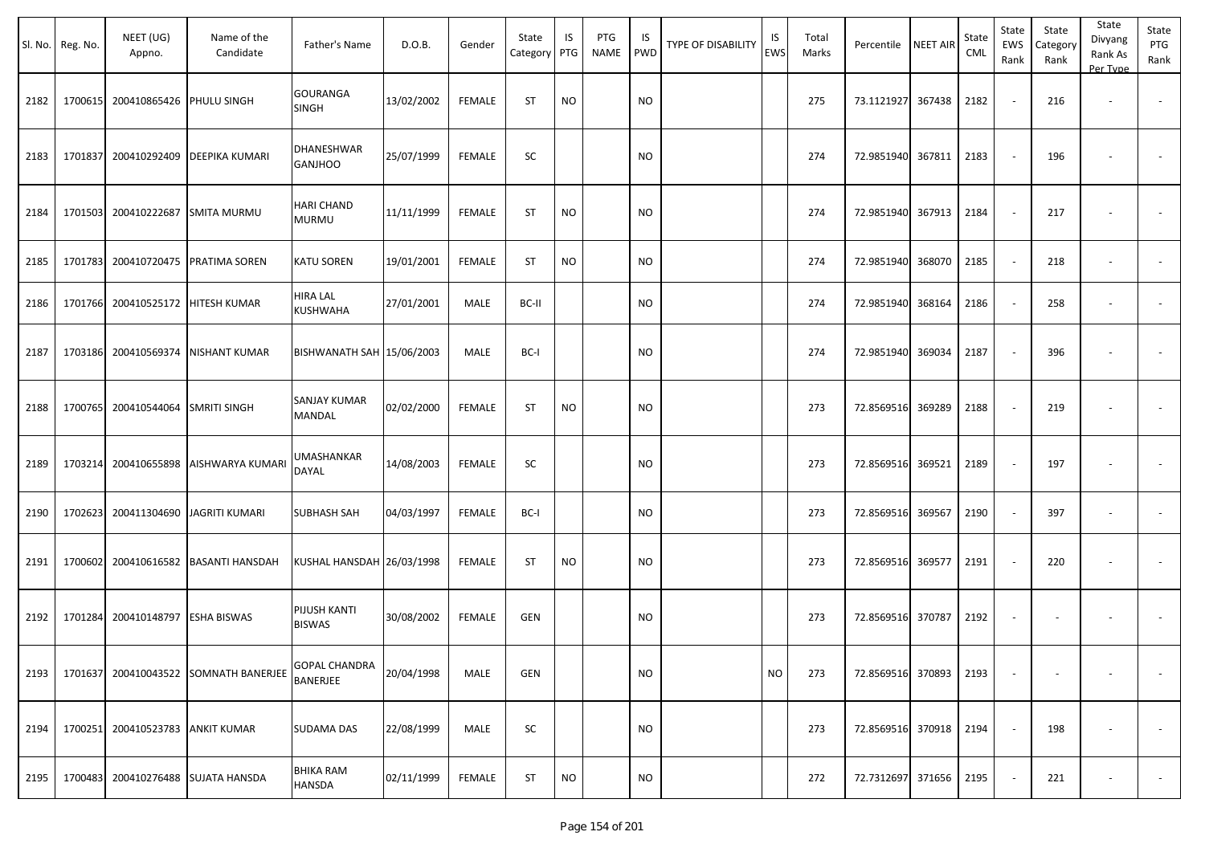| Sl. No. | Reg. No. | NEET (UG) Appno. | Name of the Candidate | Father's Name | D.O.B. | Gender | State Category | IS PTG | PTG NAME | IS PWD | TYPE OF DISABILITY | IS EWS | Total Marks | Percentile | NEET AIR | State CML | State EWS Rank | State Category Rank | State Divyang Rank As Per Type | State PTG Rank |
|---|---|---|---|---|---|---|---|---|---|---|---|---|---|---|---|---|---|---|---|---|
| 2182 | 1700615 | 200410865426 | PHULU SINGH | GOURANGA SINGH | 13/02/2002 | FEMALE | ST | NO | | NO | | | 275 | 73.1121927 | 367438 | 2182 | - | 216 | - | - |
| 2183 | 1701837 | 200410292409 | DEEPIKA KUMARI | DHANESHWAR GANJHOO | 25/07/1999 | FEMALE | SC | | | NO | | | 274 | 72.9851940 | 367811 | 2183 | - | 196 | - | - |
| 2184 | 1701503 | 200410222687 | SMITA MURMU | HARI CHAND MURMU | 11/11/1999 | FEMALE | ST | NO | | NO | | | 274 | 72.9851940 | 367913 | 2184 | - | 217 | - | - |
| 2185 | 1701783 | 200410720475 | PRATIMA SOREN | KATU SOREN | 19/01/2001 | FEMALE | ST | NO | | NO | | | 274 | 72.9851940 | 368070 | 2185 | - | 218 | - | - |
| 2186 | 1701766 | 200410525172 | HITESH KUMAR | HIRA LAL KUSHWAHA | 27/01/2001 | MALE | BC-II | | | NO | | | 274 | 72.9851940 | 368164 | 2186 | - | 258 | - | - |
| 2187 | 1703186 | 200410569374 | NISHANT KUMAR | BISHWANATH SAH | 15/06/2003 | MALE | BC-I | | | NO | | | 274 | 72.9851940 | 369034 | 2187 | - | 396 | - | - |
| 2188 | 1700765 | 200410544064 | SMRITI SINGH | SANJAY KUMAR MANDAL | 02/02/2000 | FEMALE | ST | NO | | NO | | | 273 | 72.8569516 | 369289 | 2188 | - | 219 | - | - |
| 2189 | 1703214 | 200410655898 | AISHWARYA KUMARI | UMASHANKAR DAYAL | 14/08/2003 | FEMALE | SC | | | NO | | | 273 | 72.8569516 | 369521 | 2189 | - | 197 | - | - |
| 2190 | 1702623 | 200411304690 | JAGRITI KUMARI | SUBHASH SAH | 04/03/1997 | FEMALE | BC-I | | | NO | | | 273 | 72.8569516 | 369567 | 2190 | - | 397 | - | - |
| 2191 | 1700602 | 200410616582 | BASANTI HANSDAH | KUSHAL HANSDAH | 26/03/1998 | FEMALE | ST | NO | | NO | | | 273 | 72.8569516 | 369577 | 2191 | - | 220 | - | - |
| 2192 | 1701284 | 200410148797 | ESHA BISWAS | PIJUSH KANTI BISWAS | 30/08/2002 | FEMALE | GEN | | | NO | | | 273 | 72.8569516 | 370787 | 2192 | - | - | - | - |
| 2193 | 1701637 | 200410043522 | SOMNATH BANERJEE | GOPAL CHANDRA BANERJEE | 20/04/1998 | MALE | GEN | | | NO | | NO | 273 | 72.8569516 | 370893 | 2193 | - | - | - | - |
| 2194 | 1700251 | 200410523783 | ANKIT KUMAR | SUDAMA DAS | 22/08/1999 | MALE | SC | | | NO | | | 273 | 72.8569516 | 370918 | 2194 | - | 198 | - | - |
| 2195 | 1700483 | 200410276488 | SUJATA HANSDA | BHIKA RAM HANSDA | 02/11/1999 | FEMALE | ST | NO | | NO | | | 272 | 72.7312697 | 371656 | 2195 | - | 221 | - | - |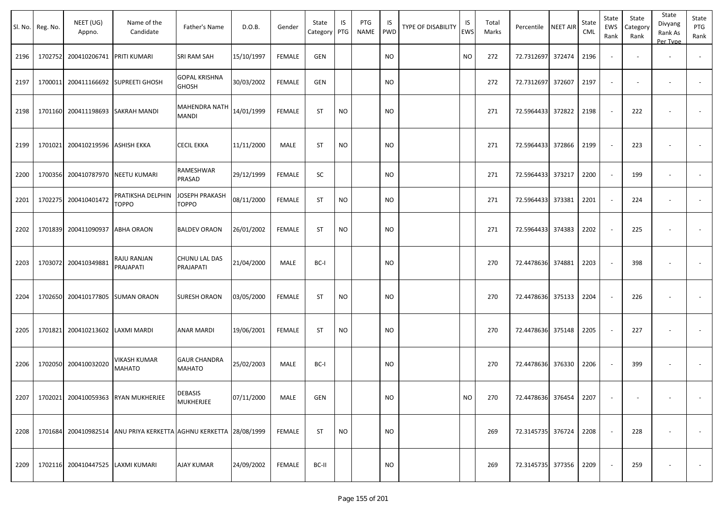| Sl. No. | Reg. No. | NEET (UG) Appno. | Name of the Candidate | Father's Name | D.O.B. | Gender | State Category | IS PTG | PTG NAME | IS PWD | TYPE OF DISABILITY | IS EWS | Total Marks | Percentile | NEET AIR | State CML | State EWS Rank | State Category Rank | State Divyang Rank As Per Type | State PTG Rank |
|---|---|---|---|---|---|---|---|---|---|---|---|---|---|---|---|---|---|---|---|---|
| 2196 | 1702752 | 200410206741 | PRITI KUMARI | SRI RAM SAH | 15/10/1997 | FEMALE | GEN | | | NO | | NO | 272 | 72.7312697 | 372474 | 2196 | - | - | - | - |
| 2197 | 1700011 | 200411166692 | SUPREETI GHOSH | GOPAL KRISHNA GHOSH | 30/03/2002 | FEMALE | GEN | | | NO | | | 272 | 72.7312697 | 372607 | 2197 | - | - | - | - |
| 2198 | 1701160 | 200411198693 | SAKRAH MANDI | MAHENDRA NATH MANDI | 14/01/1999 | FEMALE | ST | NO | | NO | | | 271 | 72.5964433 | 372822 | 2198 | - | 222 | - | - |
| 2199 | 1701021 | 200410219596 | ASHISH EKKA | CECIL EKKA | 11/11/2000 | MALE | ST | NO | | NO | | | 271 | 72.5964433 | 372866 | 2199 | - | 223 | - | - |
| 2200 | 1700356 | 200410787970 | NEETU KUMARI | RAMESHWAR PRASAD | 29/12/1999 | FEMALE | SC | | | NO | | | 271 | 72.5964433 | 373217 | 2200 | - | 199 | - | - |
| 2201 | 1702275 | 200410401472 | PRATIKSHA DELPHIN TOPPO | JOSEPH PRAKASH TOPPO | 08/11/2000 | FEMALE | ST | NO | | NO | | | 271 | 72.5964433 | 373381 | 2201 | - | 224 | - | - |
| 2202 | 1701839 | 200411090937 | ABHA ORAON | BALDEV ORAON | 26/01/2002 | FEMALE | ST | NO | | NO | | | 271 | 72.5964433 | 374383 | 2202 | - | 225 | - | - |
| 2203 | 1703072 | 200410349881 | RAJU RANJAN PRAJAPATI | CHUNU LAL DAS PRAJAPATI | 21/04/2000 | MALE | BC-I | | | NO | | | 270 | 72.4478636 | 374881 | 2203 | - | 398 | - | - |
| 2204 | 1702650 | 200410177805 | SUMAN ORAON | SURESH ORAON | 03/05/2000 | FEMALE | ST | NO | | NO | | | 270 | 72.4478636 | 375133 | 2204 | - | 226 | - | - |
| 2205 | 1701821 | 200410213602 | LAXMI MARDI | ANAR MARDI | 19/06/2001 | FEMALE | ST | NO | | NO | | | 270 | 72.4478636 | 375148 | 2205 | - | 227 | - | - |
| 2206 | 1702050 | 200410032020 | VIKASH KUMAR MAHATO | GAUR CHANDRA MAHATO | 25/02/2003 | MALE | BC-I | | | NO | | | 270 | 72.4478636 | 376330 | 2206 | - | 399 | - | - |
| 2207 | 1702021 | 200410059363 | RYAN MUKHERJEE | DEBASIS MUKHERJEE | 07/11/2000 | MALE | GEN | | | NO | | NO | 270 | 72.4478636 | 376454 | 2207 | - | - | - | - |
| 2208 | 1701684 | 200410982514 | ANU PRIYA KERKETTA | AGHNU KERKETTA | 28/08/1999 | FEMALE | ST | NO | | NO | | | 269 | 72.3145735 | 376724 | 2208 | - | 228 | - | - |
| 2209 | 1702116 | 200410447525 | LAXMI KUMARI | AJAY KUMAR | 24/09/2002 | FEMALE | BC-II | | | NO | | | 269 | 72.3145735 | 377356 | 2209 | - | 259 | - | - |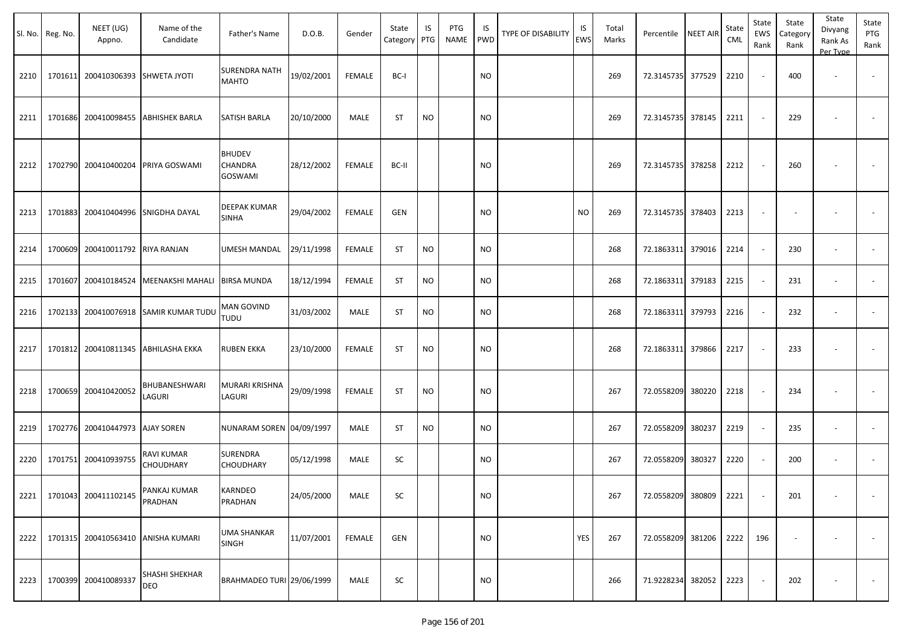| Sl. No. | Reg. No. | NEET (UG) Appno. | Name of the Candidate | Father's Name | D.O.B. | Gender | State Category | IS PTG | PTG NAME | IS PWD | TYPE OF DISABILITY | IS EWS | Total Marks | Percentile | NEET AIR | State CML | State EWS Rank | State Category Rank | State Divyang Rank As Per Type | State PTG Rank |
|---|---|---|---|---|---|---|---|---|---|---|---|---|---|---|---|---|---|---|---|---|
| 2210 | 1701611 | 200410306393 | SHWETA JYOTI | SURENDRA NATH MAHTO | 19/02/2001 | FEMALE | BC-I | | | NO | | | 269 | 72.3145735 | 377529 | 2210 | - | 400 | - | - |
| 2211 | 1701686 | 200410098455 | ABHISHEK BARLA | SATISH BARLA | 20/10/2000 | MALE | ST | NO | | NO | | | 269 | 72.3145735 | 378145 | 2211 | - | 229 | - | - |
| 2212 | 1702790 | 200410400204 | PRIYA GOSWAMI | BHUDEV CHANDRA GOSWAMI | 28/12/2002 | FEMALE | BC-II | | | NO | | | 269 | 72.3145735 | 378258 | 2212 | - | 260 | - | - |
| 2213 | 1701883 | 200410404996 | SNIGDHA DAYAL | DEEPAK KUMAR SINHA | 29/04/2002 | FEMALE | GEN | | | NO | | NO | 269 | 72.3145735 | 378403 | 2213 | - | - | - | - |
| 2214 | 1700609 | 200410011792 | RIYA RANJAN | UMESH MANDAL | 29/11/1998 | FEMALE | ST | NO | | NO | | | 268 | 72.1863311 | 379016 | 2214 | - | 230 | - | - |
| 2215 | 1701607 | 200410184524 | MEENAKSHI MAHALI | BIRSA MUNDA | 18/12/1994 | FEMALE | ST | NO | | NO | | | 268 | 72.1863311 | 379183 | 2215 | - | 231 | - | - |
| 2216 | 1702133 | 200410076918 | SAMIR KUMAR TUDU | MAN GOVIND TUDU | 31/03/2002 | MALE | ST | NO | | NO | | | 268 | 72.1863311 | 379793 | 2216 | - | 232 | - | - |
| 2217 | 1701812 | 200410811345 | ABHILASHA EKKA | RUBEN EKKA | 23/10/2000 | FEMALE | ST | NO | | NO | | | 268 | 72.1863311 | 379866 | 2217 | - | 233 | - | - |
| 2218 | 1700659 | 200410420052 | BHUBANESHWARI LAGURI | MURARI KRISHNA LAGURI | 29/09/1998 | FEMALE | ST | NO | | NO | | | 267 | 72.0558209 | 380220 | 2218 | - | 234 | - | - |
| 2219 | 1702776 | 200410447973 | AJAY SOREN | NUNARAM SOREN | 04/09/1997 | MALE | ST | NO | | NO | | | 267 | 72.0558209 | 380237 | 2219 | - | 235 | - | - |
| 2220 | 1701751 | 200410939755 | RAVI KUMAR CHOUDHARY | SURENDRA CHOUDHARY | 05/12/1998 | MALE | SC | | | NO | | | 267 | 72.0558209 | 380327 | 2220 | - | 200 | - | - |
| 2221 | 1701043 | 200411102145 | PANKAJ KUMAR PRADHAN | KARNDEO PRADHAN | 24/05/2000 | MALE | SC | | | NO | | | 267 | 72.0558209 | 380809 | 2221 | - | 201 | - | - |
| 2222 | 1701315 | 200410563410 | ANISHA KUMARI | UMA SHANKAR SINGH | 11/07/2001 | FEMALE | GEN | | | NO | | YES | 267 | 72.0558209 | 381206 | 2222 | 196 | - | - | - |
| 2223 | 1700399 | 200410089337 | SHASHI SHEKHAR DEO | BRAHMADEO TURI | 29/06/1999 | MALE | SC | | | NO | | | 266 | 71.9228234 | 382052 | 2223 | - | 202 | - | - |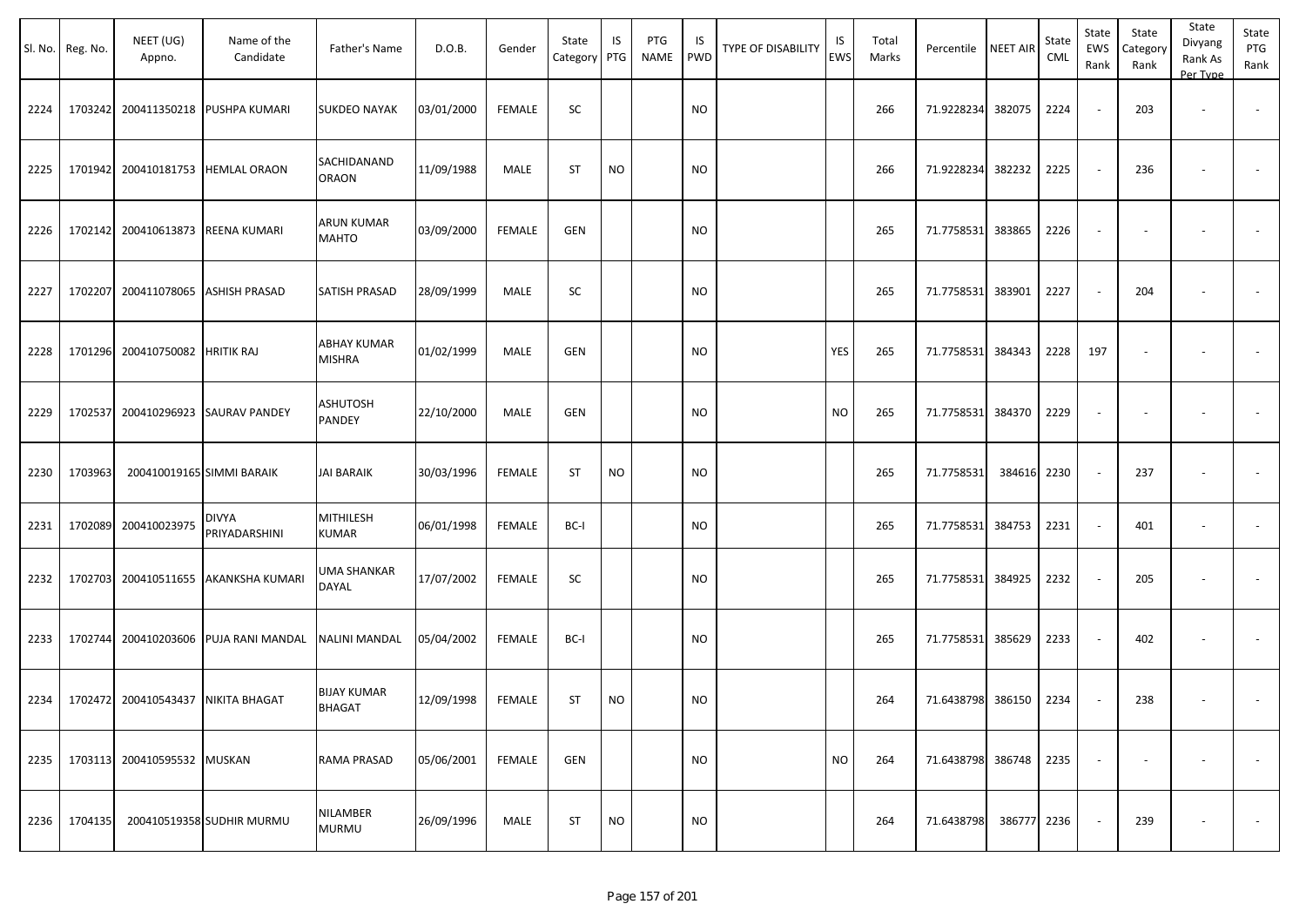| Sl. No. | Reg. No. | NEET (UG) Appno. | Name of the Candidate | Father's Name | D.O.B. | Gender | State Category | IS PTG | PTG NAME | IS PWD | TYPE OF DISABILITY | IS EWS | Total Marks | Percentile | NEET AIR | State CML | State EWS Rank | State Category Rank | State Divyang Rank As Per Type | State PTG Rank |
|---|---|---|---|---|---|---|---|---|---|---|---|---|---|---|---|---|---|---|---|---|
| 2224 | 1703242 | 200411350218 | PUSHPA KUMARI | SUKDEO NAYAK | 03/01/2000 | FEMALE | SC | | | NO | | | 266 | 71.9228234 | 382075 | 2224 | - | 203 | - | - |
| 2225 | 1701942 | 200410181753 | HEMLAL ORAON | SACHIDANAND ORAON | 11/09/1988 | MALE | ST | NO | | NO | | | 266 | 71.9228234 | 382232 | 2225 | - | 236 | - | - |
| 2226 | 1702142 | 200410613873 | REENA KUMARI | ARUN KUMAR MAHTO | 03/09/2000 | FEMALE | GEN | | | NO | | | 265 | 71.7758531 | 383865 | 2226 | - | - | - | - |
| 2227 | 1702207 | 200411078065 | ASHISH PRASAD | SATISH PRASAD | 28/09/1999 | MALE | SC | | | NO | | | 265 | 71.7758531 | 383901 | 2227 | - | 204 | - | - |
| 2228 | 1701296 | 200410750082 | HRITIK RAJ | ABHAY KUMAR MISHRA | 01/02/1999 | MALE | GEN | | | NO | | YES | 265 | 71.7758531 | 384343 | 2228 | 197 | - | - | - |
| 2229 | 1702537 | 200410296923 | SAURAV PANDEY | ASHUTOSH PANDEY | 22/10/2000 | MALE | GEN | | | NO | | NO | 265 | 71.7758531 | 384370 | 2229 | - | - | - | - |
| 2230 | 1703963 | 200410019165 | SIMMI BARAIK | JAI BARAIK | 30/03/1996 | FEMALE | ST | NO | | NO | | | 265 | 71.7758531 | 384616 | 2230 | - | 237 | - | - |
| 2231 | 1702089 | 200410023975 | DIVYA PRIYADARSHINI | MITHILESH KUMAR | 06/01/1998 | FEMALE | BC-I | | | NO | | | 265 | 71.7758531 | 384753 | 2231 | - | 401 | - | - |
| 2232 | 1702703 | 200410511655 | AKANKSHA KUMARI | UMA SHANKAR DAYAL | 17/07/2002 | FEMALE | SC | | | NO | | | 265 | 71.7758531 | 384925 | 2232 | - | 205 | - | - |
| 2233 | 1702744 | 200410203606 | PUJA RANI MANDAL | NALINI MANDAL | 05/04/2002 | FEMALE | BC-I | | | NO | | | 265 | 71.7758531 | 385629 | 2233 | - | 402 | - | - |
| 2234 | 1702472 | 200410543437 | NIKITA BHAGAT | BIJAY KUMAR BHAGAT | 12/09/1998 | FEMALE | ST | NO | | NO | | | 264 | 71.6438798 | 386150 | 2234 | - | 238 | - | - |
| 2235 | 1703113 | 200410595532 | MUSKAN | RAMA PRASAD | 05/06/2001 | FEMALE | GEN | | | NO | | NO | 264 | 71.6438798 | 386748 | 2235 | - | - | - | - |
| 2236 | 1704135 | 200410519358 | SUDHIR MURMU | NILAMBER MURMU | 26/09/1996 | MALE | ST | NO | | NO | | | 264 | 71.6438798 | 386777 | 2236 | - | 239 | - | - |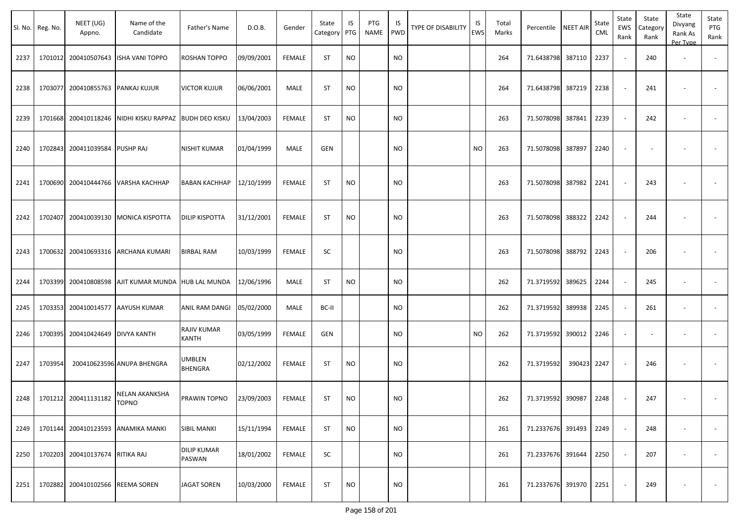| Sl. No. | Reg. No. | NEET (UG) Appno. | Name of the Candidate | Father's Name | D.O.B. | Gender | State Category | IS PTG | PTG NAME | IS PWD | TYPE OF DISABILITY | IS EWS | Total Marks | Percentile | NEET AIR | State CML | State EWS Rank | State Category Rank | State Divyang Rank As Per Type | State PTG Rank |
|---|---|---|---|---|---|---|---|---|---|---|---|---|---|---|---|---|---|---|---|---|
| 2237 | 1701012 | 200410507643 | ISHA VANI TOPPO | ROSHAN TOPPO | 09/09/2001 | FEMALE | ST | NO | | NO | | | 264 | 71.6438798 | 387110 | 2237 | - | 240 | - | - |
| 2238 | 1703077 | 200410855763 | PANKAJ KUJUR | VICTOR KUJUR | 06/06/2001 | MALE | ST | NO | | NO | | | 264 | 71.6438798 | 387219 | 2238 | - | 241 | - | - |
| 2239 | 1701668 | 200410118246 | NIDHI KISKU RAPPAZ | BUDH DEO KISKU | 13/04/2003 | FEMALE | ST | NO | | NO | | | 263 | 71.5078098 | 387841 | 2239 | - | 242 | - | - |
| 2240 | 1702843 | 200411039584 | PUSHP RAJ | NISHIT KUMAR | 01/04/1999 | MALE | GEN | | | NO | | NO | 263 | 71.5078098 | 387897 | 2240 | - | - | - | - |
| 2241 | 1700690 | 200410444766 | VARSHA KACHHAP | BABAN KACHHAP | 12/10/1999 | FEMALE | ST | NO | | NO | | | 263 | 71.5078098 | 387982 | 2241 | - | 243 | - | - |
| 2242 | 1702407 | 200410039130 | MONICA KISPOTTA | DILIP KISPOTTA | 31/12/2001 | FEMALE | ST | NO | | NO | | | 263 | 71.5078098 | 388322 | 2242 | - | 244 | - | - |
| 2243 | 1700632 | 200410693316 | ARCHANA KUMARI | BIRBAL RAM | 10/03/1999 | FEMALE | SC | | | NO | | | 263 | 71.5078098 | 388792 | 2243 | - | 206 | - | - |
| 2244 | 1703399 | 200410808598 | AJIT KUMAR MUNDA | HUB LAL MUNDA | 12/06/1996 | MALE | ST | NO | | NO | | | 262 | 71.3719592 | 389625 | 2244 | - | 245 | - | - |
| 2245 | 1703353 | 200410014577 | AAYUSH KUMAR | ANIL RAM DANGI | 05/02/2000 | MALE | BC-II | | | NO | | | 262 | 71.3719592 | 389938 | 2245 | - | 261 | - | - |
| 2246 | 1700395 | 200410424649 | DIVYA KANTH | RAJIV KUMAR KANTH | 03/05/1999 | FEMALE | GEN | | | NO | | NO | 262 | 71.3719592 | 390012 | 2246 | - | - | - | - |
| 2247 | 1703954 | 200410623596 | ANUPA BHENGRA | UMBLEN BHENGRA | 02/12/2002 | FEMALE | ST | NO | | NO | | | 262 | 71.3719592 | 390423 | 2247 | - | 246 | - | - |
| 2248 | 1701212 | 200411131182 | NELAN AKANKSHA TOPNO | PRAWIN TOPNO | 23/09/2003 | FEMALE | ST | NO | | NO | | | 262 | 71.3719592 | 390987 | 2248 | - | 247 | - | - |
| 2249 | 1701144 | 200410123593 | ANAMIKA MANKI | SIBIL MANKI | 15/11/1994 | FEMALE | ST | NO | | NO | | | 261 | 71.2337676 | 391493 | 2249 | - | 248 | - | - |
| 2250 | 1702203 | 200410137674 | RITIKA RAJ | DILIP KUMAR PASWAN | 18/01/2002 | FEMALE | SC | | | NO | | | 261 | 71.2337676 | 391644 | 2250 | - | 207 | - | - |
| 2251 | 1702882 | 200410102566 | REEMA SOREN | JAGAT SOREN | 10/03/2000 | FEMALE | ST | NO | | NO | | | 261 | 71.2337676 | 391970 | 2251 | - | 249 | - | - |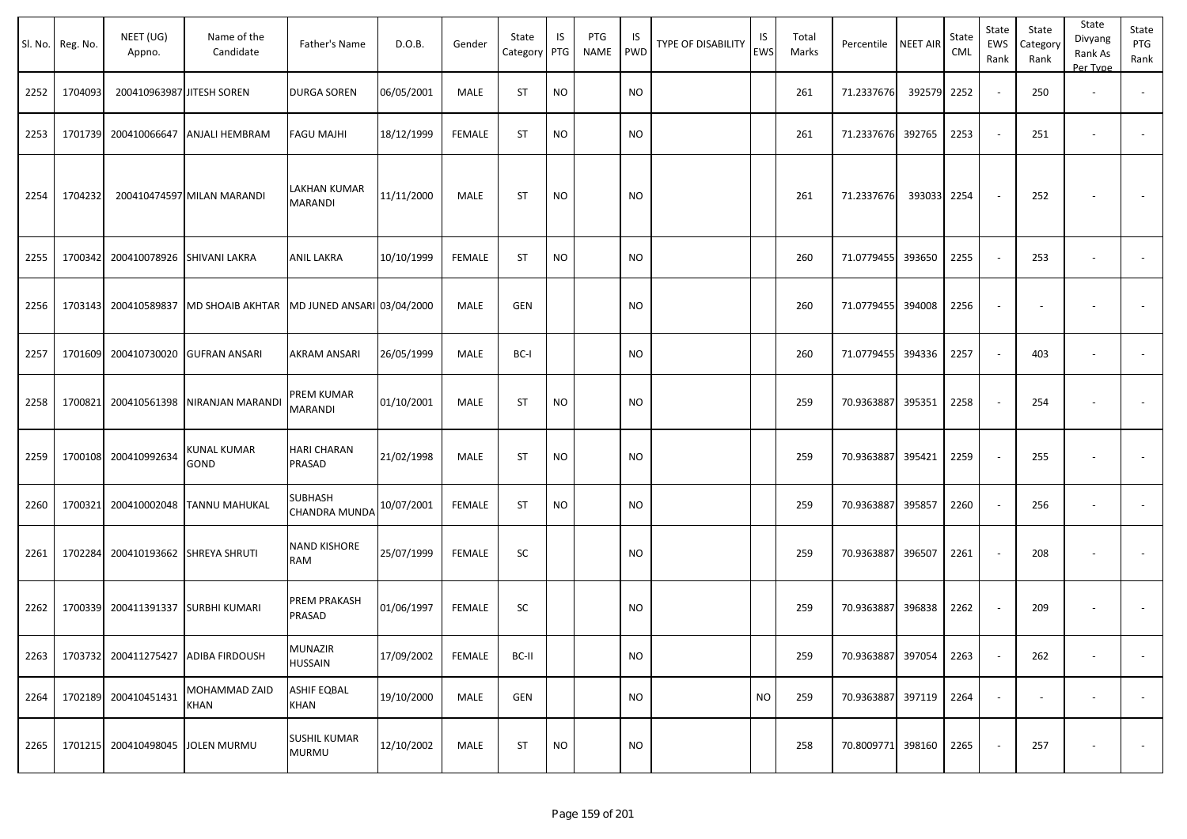| Sl. No. | Reg. No. | NEET (UG) Appno. | Name of the Candidate | Father's Name | D.O.B. | Gender | State Category | IS PTG | PTG NAME | IS PWD | TYPE OF DISABILITY | IS EWS | Total Marks | Percentile | NEET AIR | State CML | State EWS Rank | State Category Rank | State Divyang Rank As Per Type | State PTG Rank |
|---|---|---|---|---|---|---|---|---|---|---|---|---|---|---|---|---|---|---|---|---|
| 2252 | 1704093 | 200410963987 | JITESH SOREN | DURGA SOREN | 06/05/2001 | MALE | ST | NO | | NO | | | 261 | 71.2337676 | 392579 | 2252 | - | 250 | - | - |
| 2253 | 1701739 | 200410066647 | ANJALI HEMBRAM | FAGU MAJHI | 18/12/1999 | FEMALE | ST | NO | | NO | | | 261 | 71.2337676 | 392765 | 2253 | - | 251 | - | - |
| 2254 | 1704232 | 200410474597 | MILAN MARANDI | LAKHAN KUMAR MARANDI | 11/11/2000 | MALE | ST | NO | | NO | | | 261 | 71.2337676 | 393033 | 2254 | - | 252 | - | - |
| 2255 | 1700342 | 200410078926 | SHIVANI LAKRA | ANIL LAKRA | 10/10/1999 | FEMALE | ST | NO | | NO | | | 260 | 71.0779455 | 393650 | 2255 | - | 253 | - | - |
| 2256 | 1703143 | 200410589837 | MD SHOAIB AKHTAR | MD JUNED ANSARI | 03/04/2000 | MALE | GEN | | | NO | | | 260 | 71.0779455 | 394008 | 2256 | - | - | - | - |
| 2257 | 1701609 | 200410730020 | GUFRAN ANSARI | AKRAM ANSARI | 26/05/1999 | MALE | BC-I | | | NO | | | 260 | 71.0779455 | 394336 | 2257 | - | 403 | - | - |
| 2258 | 1700821 | 200410561398 | NIRANJAN MARANDI | PREM KUMAR MARANDI | 01/10/2001 | MALE | ST | NO | | NO | | | 259 | 70.9363887 | 395351 | 2258 | - | 254 | - | - |
| 2259 | 1700108 | 200410992634 | KUNAL KUMAR GOND | HARI CHARAN PRASAD | 21/02/1998 | MALE | ST | NO | | NO | | | 259 | 70.9363887 | 395421 | 2259 | - | 255 | - | - |
| 2260 | 1700321 | 200410002048 | TANNU MAHUKAL | SUBHASH CHANDRA MUNDA | 10/07/2001 | FEMALE | ST | NO | | NO | | | 259 | 70.9363887 | 395857 | 2260 | - | 256 | - | - |
| 2261 | 1702284 | 200410193662 | SHREYA SHRUTI | NAND KISHORE RAM | 25/07/1999 | FEMALE | SC | | | NO | | | 259 | 70.9363887 | 396507 | 2261 | - | 208 | - | - |
| 2262 | 1700339 | 200411391337 | SURBHI KUMARI | PREM PRAKASH PRASAD | 01/06/1997 | FEMALE | SC | | | NO | | | 259 | 70.9363887 | 396838 | 2262 | - | 209 | - | - |
| 2263 | 1703732 | 200411275427 | ADIBA FIRDOUSH | MUNAZIR HUSSAIN | 17/09/2002 | FEMALE | BC-II | | | NO | | | 259 | 70.9363887 | 397054 | 2263 | - | 262 | - | - |
| 2264 | 1702189 | 200410451431 | MOHAMMAD ZAID KHAN | ASHIF EQBAL KHAN | 19/10/2000 | MALE | GEN | | | NO | | NO | 259 | 70.9363887 | 397119 | 2264 | - | - | - | - |
| 2265 | 1701215 | 200410498045 | JOLEN MURMU | SUSHIL KUMAR MURMU | 12/10/2002 | MALE | ST | NO | | NO | | | 258 | 70.8009771 | 398160 | 2265 | - | 257 | - | - |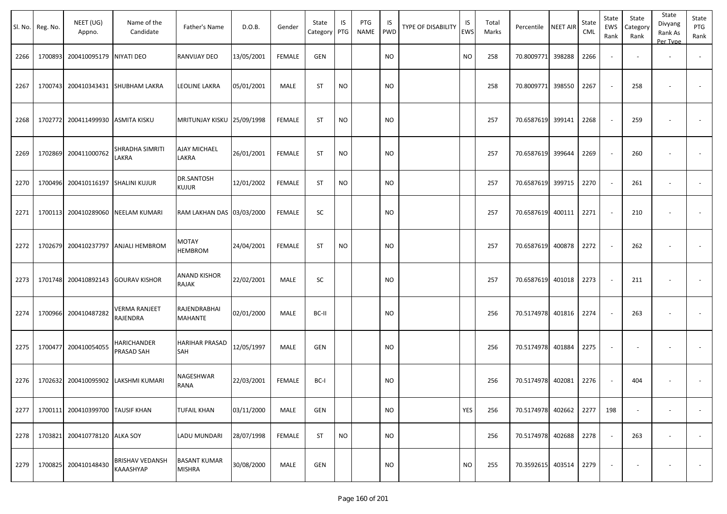| Sl. No. | Reg. No. | NEET (UG) Appno. | Name of the Candidate | Father's Name | D.O.B. | Gender | State Category | IS PTG | PTG NAME | IS PWD | TYPE OF DISABILITY | IS EWS | Total Marks | Percentile | NEET AIR | State CML | State EWS Rank | State Category Rank | State Divyang Rank As Per Type | State PTG Rank |
|---|---|---|---|---|---|---|---|---|---|---|---|---|---|---|---|---|---|---|---|---|
| 2266 | 1700893 | 200410095179 | NIYATI DEO | RANVIJAY DEO | 13/05/2001 | FEMALE | GEN | | | NO | | NO | 258 | 70.8009771 | 398288 | 2266 | - | - | - | - |
| 2267 | 1700743 | 200410343431 | SHUBHAM LAKRA | LEOLINE LAKRA | 05/01/2001 | MALE | ST | NO | | NO | | | 258 | 70.8009771 | 398550 | 2267 | - | 258 | - | - |
| 2268 | 1702772 | 200411499930 | ASMITA KISKU | MRITUNJAY KISKU | 25/09/1998 | FEMALE | ST | NO | | NO | | | 257 | 70.6587619 | 399141 | 2268 | - | 259 | - | - |
| 2269 | 1702869 | 200411000762 | SHRADHA SIMRITI LAKRA | AJAY MICHAEL LAKRA | 26/01/2001 | FEMALE | ST | NO | | NO | | | 257 | 70.6587619 | 399644 | 2269 | - | 260 | - | - |
| 2270 | 1700496 | 200410116197 | SHALINI KUJUR | DR.SANTOSH KUJUR | 12/01/2002 | FEMALE | ST | NO | | NO | | | 257 | 70.6587619 | 399715 | 2270 | - | 261 | - | - |
| 2271 | 1700113 | 200410289060 | NEELAM KUMARI | RAM LAKHAN DAS | 03/03/2000 | FEMALE | SC | | | NO | | | 257 | 70.6587619 | 400111 | 2271 | - | 210 | - | - |
| 2272 | 1702679 | 200410237797 | ANJALI HEMBROM | MOTAY HEMBROM | 24/04/2001 | FEMALE | ST | NO | | NO | | | 257 | 70.6587619 | 400878 | 2272 | - | 262 | - | - |
| 2273 | 1701748 | 200410892143 | GOURAV KISHOR | ANAND KISHOR RAJAK | 22/02/2001 | MALE | SC | | | NO | | | 257 | 70.6587619 | 401018 | 2273 | - | 211 | - | - |
| 2274 | 1700966 | 200410487282 | VERMA RANJEET RAJENDRA | RAJENDRABHAI MAHANTE | 02/01/2000 | MALE | BC-II | | | NO | | | 256 | 70.5174978 | 401816 | 2274 | - | 263 | - | - |
| 2275 | 1700477 | 200410054055 | HARICHANDER PRASAD SAH | HARIHAR PRASAD SAH | 12/05/1997 | MALE | GEN | | | NO | | | 256 | 70.5174978 | 401884 | 2275 | - | - | - | - |
| 2276 | 1702632 | 200410095902 | LAKSHMI KUMARI | NAGESHWAR RANA | 22/03/2001 | FEMALE | BC-I | | | NO | | | 256 | 70.5174978 | 402081 | 2276 | - | 404 | - | - |
| 2277 | 1700111 | 200410399700 | TAUSIF KHAN | TUFAIL KHAN | 03/11/2000 | MALE | GEN | | | NO | | YES | 256 | 70.5174978 | 402662 | 2277 | 198 | - | - | - |
| 2278 | 1703821 | 200410778120 | ALKA SOY | LADU MUNDARI | 28/07/1998 | FEMALE | ST | NO | | NO | | | 256 | 70.5174978 | 402688 | 2278 | - | 263 | - | - |
| 2279 | 1700825 | 200410148430 | BRISHAV VEDANSH KAAASHYAP | BASANT KUMAR MISHRA | 30/08/2000 | MALE | GEN | | | NO | | NO | 255 | 70.3592615 | 403514 | 2279 | - | - | - | - |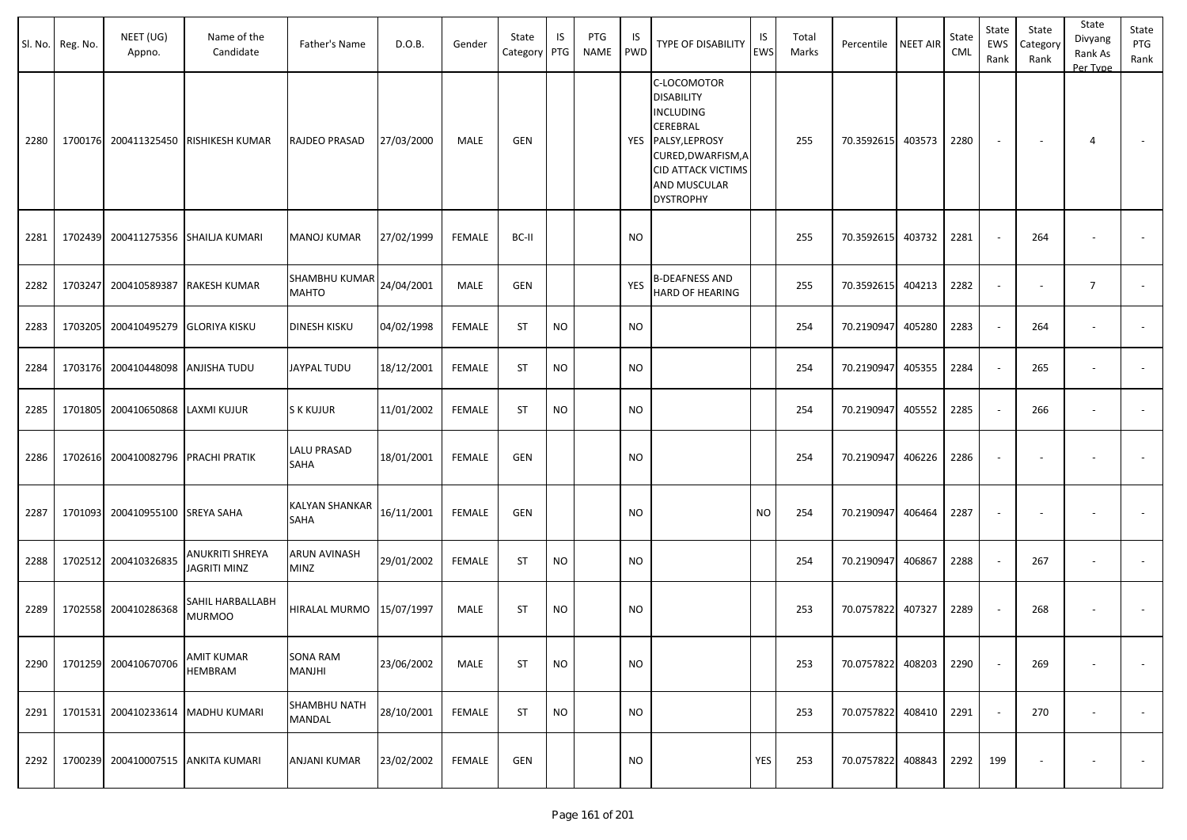| Sl. No. | Reg. No. | NEET (UG) Appno. | Name of the Candidate | Father's Name | D.O.B. | Gender | State Category | IS PTG | PTG NAME | IS PWD | TYPE OF DISABILITY | IS EWS | Total Marks | Percentile | NEET AIR | State CML | State EWS Rank | State Category Rank | State Divyang Rank As Per Type | State PTG Rank |
|---|---|---|---|---|---|---|---|---|---|---|---|---|---|---|---|---|---|---|---|---|
| 2280 | 1700176 | 200411325450 | RISHIKESH KUMAR | RAJDEO PRASAD | 27/03/2000 | MALE | GEN | | | YES | C-LOCOMOTOR DISABILITY INCLUDING CEREBRAL PALSY,LEPROSY CURED,DWARFISM,ACID ATTACK VICTIMS AND MUSCULAR DYSTROPHY | | 255 | 70.3592615 | 403573 | 2280 | - | - | 4 | - |
| 2281 | 1702439 | 200411275356 | SHAILJA KUMARI | MANOJ KUMAR | 27/02/1999 | FEMALE | BC-II | | | NO | | | 255 | 70.3592615 | 403732 | 2281 | - | 264 | - | - |
| 2282 | 1703247 | 200410589387 | RAKESH KUMAR | SHAMBHU KUMAR MAHTO | 24/04/2001 | MALE | GEN | | | YES | B-DEAFNESS AND HARD OF HEARING | | 255 | 70.3592615 | 404213 | 2282 | - | - | 7 | - |
| 2283 | 1703205 | 200410495279 | GLORIYA KISKU | DINESH KISKU | 04/02/1998 | FEMALE | ST | NO | | NO | | | 254 | 70.2190947 | 405280 | 2283 | - | 264 | - | - |
| 2284 | 1703176 | 200410448098 | ANJISHA TUDU | JAYPAL TUDU | 18/12/2001 | FEMALE | ST | NO | | NO | | | 254 | 70.2190947 | 405355 | 2284 | - | 265 | - | - |
| 2285 | 1701805 | 200410650868 | LAXMI KUJUR | S K KUJUR | 11/01/2002 | FEMALE | ST | NO | | NO | | | 254 | 70.2190947 | 405552 | 2285 | - | 266 | - | - |
| 2286 | 1702616 | 200410082796 | PRACHI PRATIK | LALU PRASAD SAHA | 18/01/2001 | FEMALE | GEN | | | NO | | | 254 | 70.2190947 | 406226 | 2286 | - | - | - | - |
| 2287 | 1701093 | 200410955100 | SREYA SAHA | KALYAN SHANKAR SAHA | 16/11/2001 | FEMALE | GEN | | | NO | | NO | 254 | 70.2190947 | 406464 | 2287 | - | - | - | - |
| 2288 | 1702512 | 200410326835 | ANUKRITI SHREYA JAGRITI MINZ | ARUN AVINASH MINZ | 29/01/2002 | FEMALE | ST | NO | | NO | | | 254 | 70.2190947 | 406867 | 2288 | - | 267 | - | - |
| 2289 | 1702558 | 200410286368 | SAHIL HARBALLABH MURMOO | HIRALAL MURMO | 15/07/1997 | MALE | ST | NO | | NO | | | 253 | 70.0757822 | 407327 | 2289 | - | 268 | - | - |
| 2290 | 1701259 | 200410670706 | AMIT KUMAR HEMBRAM | SONA RAM MANJHI | 23/06/2002 | MALE | ST | NO | | NO | | | 253 | 70.0757822 | 408203 | 2290 | - | 269 | - | - |
| 2291 | 1701531 | 200410233614 | MADHU KUMARI | SHAMBHU NATH MANDAL | 28/10/2001 | FEMALE | ST | NO | | NO | | | 253 | 70.0757822 | 408410 | 2291 | - | 270 | - | - |
| 2292 | 1700239 | 200410007515 | ANKITA KUMARI | ANJANI KUMAR | 23/02/2002 | FEMALE | GEN | | | NO | | YES | 253 | 70.0757822 | 408843 | 2292 | 199 | - | - | - |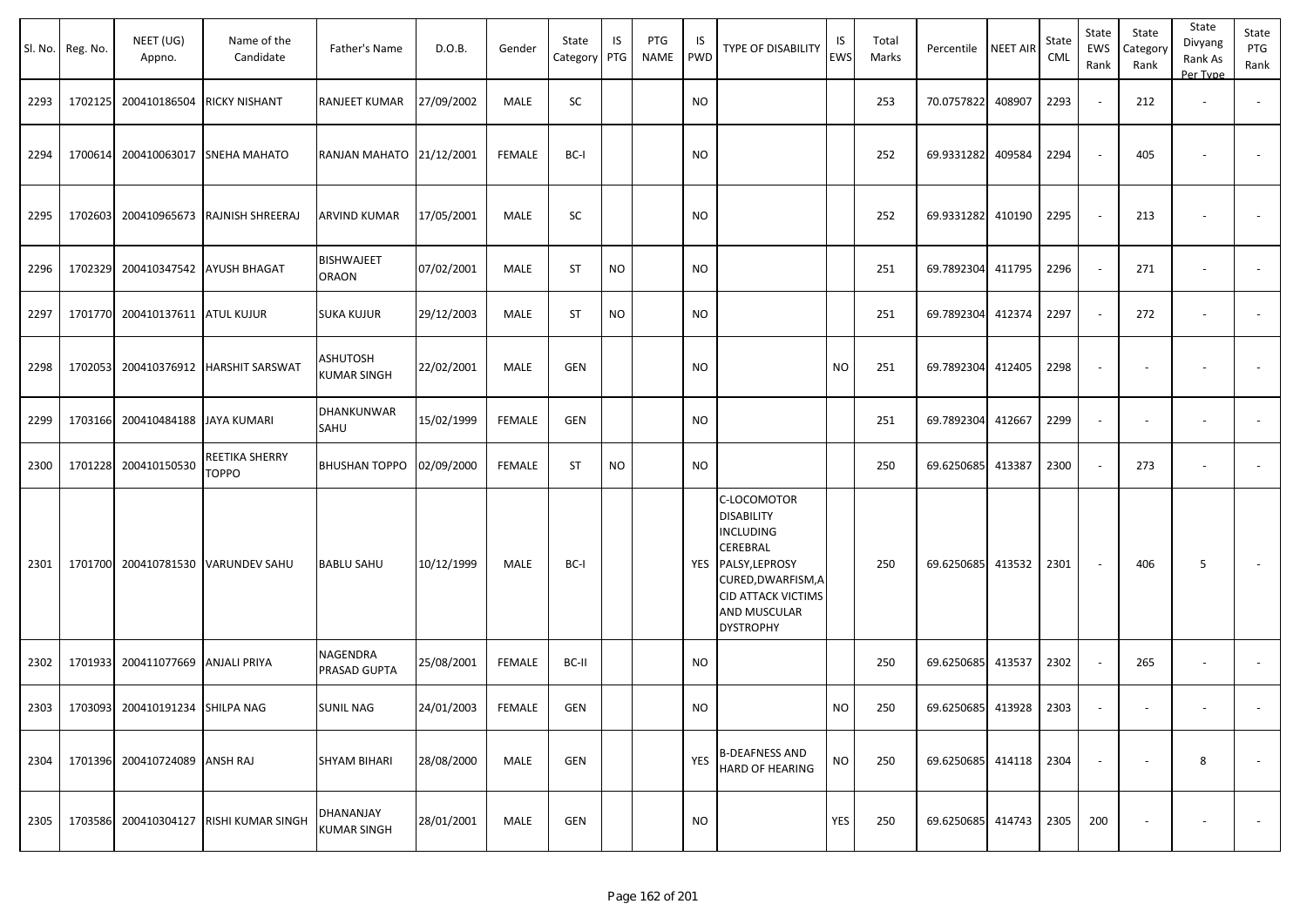| Sl. No. | Reg. No. | NEET (UG) Appno. | Name of the Candidate | Father's Name | D.O.B. | Gender | State Category | IS PTG | PTG NAME | IS PWD | TYPE OF DISABILITY | IS EWS | Total Marks | Percentile | NEET AIR | State CML | State EWS Rank | State Category Rank | State Divyang Rank As Per Type | State PTG Rank |
|---|---|---|---|---|---|---|---|---|---|---|---|---|---|---|---|---|---|---|---|---|
| 2293 | 1702125 | 200410186504 | RICKY NISHANT | RANJEET KUMAR | 27/09/2002 | MALE | SC | | | NO | | | 253 | 70.0757822 | 408907 | 2293 | - | 212 | - | - |
| 2294 | 1700614 | 200410063017 | SNEHA MAHATO | RANJAN MAHATO | 21/12/2001 | FEMALE | BC-I | | | NO | | | 252 | 69.9331282 | 409584 | 2294 | - | 405 | - | - |
| 2295 | 1702603 | 200410965673 | RAJNISH SHREERAJ | ARVIND KUMAR | 17/05/2001 | MALE | SC | | | NO | | | 252 | 69.9331282 | 410190 | 2295 | - | 213 | - | - |
| 2296 | 1702329 | 200410347542 | AYUSH BHAGAT | BISHWAJEET ORAON | 07/02/2001 | MALE | ST | NO | | NO | | | 251 | 69.7892304 | 411795 | 2296 | - | 271 | - | - |
| 2297 | 1701770 | 200410137611 | ATUL KUJUR | SUKA KUJUR | 29/12/2003 | MALE | ST | NO | | NO | | | 251 | 69.7892304 | 412374 | 2297 | - | 272 | - | - |
| 2298 | 1702053 | 200410376912 | HARSHIT SARSWAT | ASHUTOSH KUMAR SINGH | 22/02/2001 | MALE | GEN | | | NO | | NO | 251 | 69.7892304 | 412405 | 2298 | - | - | - | - |
| 2299 | 1703166 | 200410484188 | JAYA KUMARI | DHANKUNWAR SAHU | 15/02/1999 | FEMALE | GEN | | | NO | | | 251 | 69.7892304 | 412667 | 2299 | - | - | - | - |
| 2300 | 1701228 | 200410150530 | REETIKA SHERRY TOPPO | BHUSHAN TOPPO | 02/09/2000 | FEMALE | ST | NO | | NO | | | 250 | 69.6250685 | 413387 | 2300 | - | 273 | - | - |
| 2301 | 1701700 | 200410781530 | VARUNDEV SAHU | BABLU SAHU | 10/12/1999 | MALE | BC-I | | | YES | C-LOCOMOTOR DISABILITY INCLUDING CEREBRAL PALSY,LEPROSY CURED,DWARFISM,ACID ATTACK VICTIMS AND MUSCULAR DYSTROPHY | | 250 | 69.6250685 | 413532 | 2301 | - | 406 | 5 | - |
| 2302 | 1701933 | 200411077669 | ANJALI PRIYA | NAGENDRA PRASAD GUPTA | 25/08/2001 | FEMALE | BC-II | | | NO | | | 250 | 69.6250685 | 413537 | 2302 | - | 265 | - | - |
| 2303 | 1703093 | 200410191234 | SHILPA NAG | SUNIL NAG | 24/01/2003 | FEMALE | GEN | | | NO | | NO | 250 | 69.6250685 | 413928 | 2303 | - | - | - | - |
| 2304 | 1701396 | 200410724089 | ANSH RAJ | SHYAM BIHARI | 28/08/2000 | MALE | GEN | | | YES | B-DEAFNESS AND HARD OF HEARING | NO | 250 | 69.6250685 | 414118 | 2304 | - | - | 8 | - |
| 2305 | 1703586 | 200410304127 | RISHI KUMAR SINGH | DHANANJAY KUMAR SINGH | 28/01/2001 | MALE | GEN | | | NO | | YES | 250 | 69.6250685 | 414743 | 2305 | 200 | - | - | - |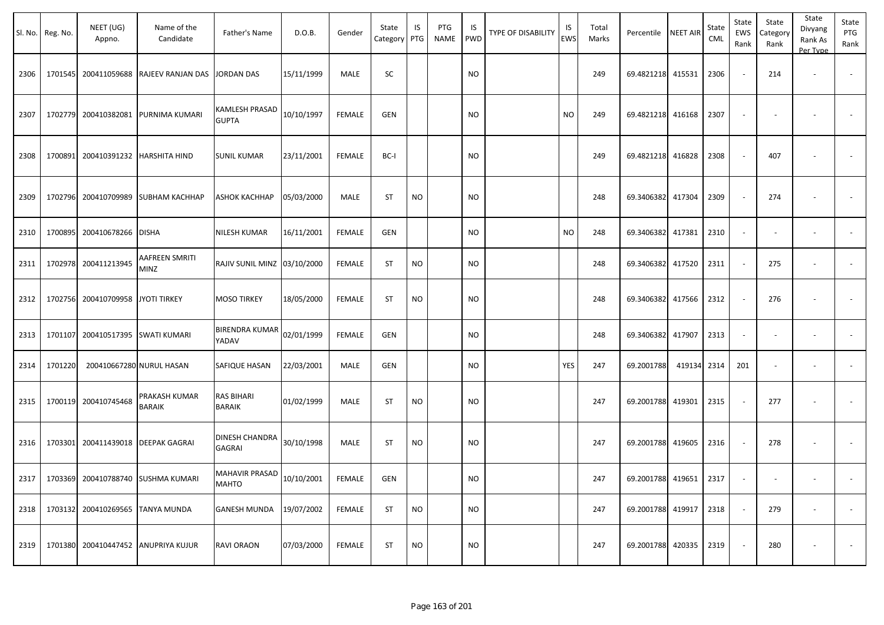| Sl. No. | Reg. No. | NEET (UG) Appno. | Name of the Candidate | Father's Name | D.O.B. | Gender | State Category | IS PTG | PTG NAME | IS PWD | TYPE OF DISABILITY | IS EWS | Total Marks | Percentile | NEET AIR | State CML | State EWS Rank | State Category Rank | State Divyang Rank As Per Type | State PTG Rank |
|---|---|---|---|---|---|---|---|---|---|---|---|---|---|---|---|---|---|---|---|---|
| 2306 | 1701545 | 200411059688 | RAJEEV RANJAN DAS | JORDAN DAS | 15/11/1999 | MALE | SC | | | NO | | | 249 | 69.4821218 | 415531 | 2306 | - | 214 | - | - |
| 2307 | 1702779 | 200410382081 | PURNIMA KUMARI | KAMLESH PRASAD GUPTA | 10/10/1997 | FEMALE | GEN | | | NO | | NO | 249 | 69.4821218 | 416168 | 2307 | - | - | - | - |
| 2308 | 1700891 | 200410391232 | HARSHITA HIND | SUNIL KUMAR | 23/11/2001 | FEMALE | BC-I | | | NO | | | 249 | 69.4821218 | 416828 | 2308 | - | 407 | - | - |
| 2309 | 1702796 | 200410709989 | SUBHAM KACHHAP | ASHOK KACHHAP | 05/03/2000 | MALE | ST | NO | | NO | | | 248 | 69.3406382 | 417304 | 2309 | - | 274 | - | - |
| 2310 | 1700895 | 200410678266 | DISHA | NILESH KUMAR | 16/11/2001 | FEMALE | GEN | | | NO | | NO | 248 | 69.3406382 | 417381 | 2310 | - | - | - | - |
| 2311 | 1702978 | 200411213945 | AAFREEN SMRITI MINZ | RAJIV SUNIL MINZ | 03/10/2000 | FEMALE | ST | NO | | NO | | | 248 | 69.3406382 | 417520 | 2311 | - | 275 | - | - |
| 2312 | 1702756 | 200410709958 | JYOTI TIRKEY | MOSO TIRKEY | 18/05/2000 | FEMALE | ST | NO | | NO | | | 248 | 69.3406382 | 417566 | 2312 | - | 276 | - | - |
| 2313 | 1701107 | 200410517395 | SWATI KUMARI | BIRENDRA KUMAR YADAV | 02/01/1999 | FEMALE | GEN | | | NO | | | 248 | 69.3406382 | 417907 | 2313 | - | - | - | - |
| 2314 | 1701220 | 200410667280 | NURUL HASAN | SAFIQUE HASAN | 22/03/2001 | MALE | GEN | | | NO | | YES | 247 | 69.2001788 | 419134 | 2314 | 201 | - | - | - |
| 2315 | 1700119 | 200410745468 | PRAKASH KUMAR BARAIK | RAS BIHARI BARAIK | 01/02/1999 | MALE | ST | NO | | NO | | | 247 | 69.2001788 | 419301 | 2315 | - | 277 | - | - |
| 2316 | 1703301 | 200411439018 | DEEPAK GAGRAI | DINESH CHANDRA GAGRAI | 30/10/1998 | MALE | ST | NO | | NO | | | 247 | 69.2001788 | 419605 | 2316 | - | 278 | - | - |
| 2317 | 1703369 | 200410788740 | SUSHMA KUMARI | MAHAVIR PRASAD MAHTO | 10/10/2001 | FEMALE | GEN | | | NO | | | 247 | 69.2001788 | 419651 | 2317 | - | - | - | - |
| 2318 | 1703132 | 200410269565 | TANYA MUNDA | GANESH MUNDA | 19/07/2002 | FEMALE | ST | NO | | NO | | | 247 | 69.2001788 | 419917 | 2318 | - | 279 | - | - |
| 2319 | 1701380 | 200410447452 | ANUPRIYA KUJUR | RAVI ORAON | 07/03/2000 | FEMALE | ST | NO | | NO | | | 247 | 69.2001788 | 420335 | 2319 | - | 280 | - | - |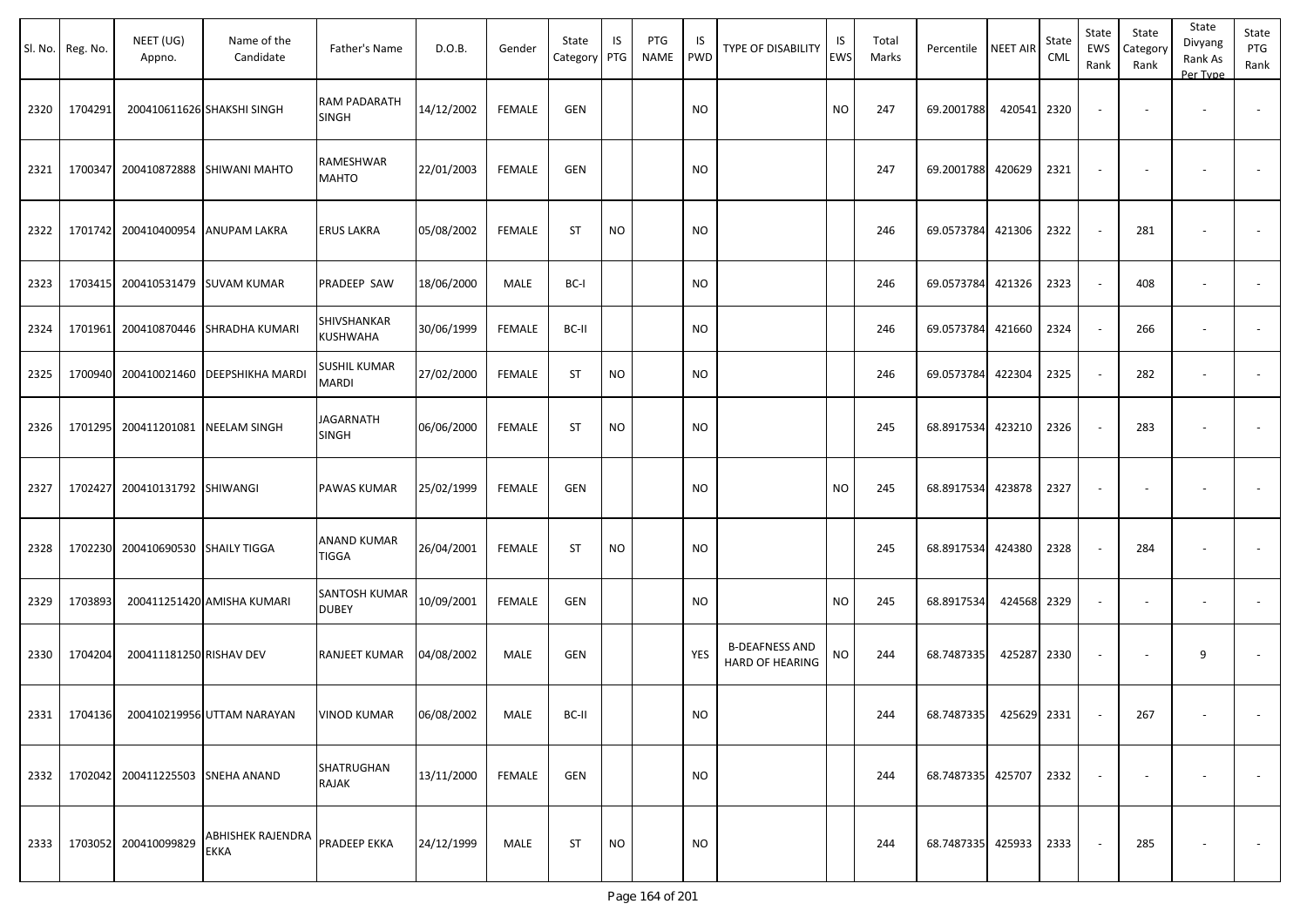| Sl. No. | Reg. No. | NEET (UG) Appno. | Name of the Candidate | Father's Name | D.O.B. | Gender | State Category | IS PTG | PTG NAME | IS PWD | TYPE OF DISABILITY | IS EWS | Total Marks | Percentile | NEET AIR | State CML | State EWS Rank | State Category Rank | State Divyang Rank As Per Type | State PTG Rank |
|---|---|---|---|---|---|---|---|---|---|---|---|---|---|---|---|---|---|---|---|---|
| 2320 | 1704291 | 200410611626 | SHAKSHI SINGH | RAM PADARATH SINGH | 14/12/2002 | FEMALE | GEN | | | NO | | NO | 247 | 69.2001788 | 420541 | 2320 | - | - | - | - |
| 2321 | 1700347 | 200410872888 | SHIWANI MAHTO | RAMESHWAR MAHTO | 22/01/2003 | FEMALE | GEN | | | NO | | | 247 | 69.2001788 | 420629 | 2321 | - | - | - | - |
| 2322 | 1701742 | 200410400954 | ANUPAM LAKRA | ERUS LAKRA | 05/08/2002 | FEMALE | ST | NO | | NO | | | 246 | 69.0573784 | 421306 | 2322 | - | 281 | - | - |
| 2323 | 1703415 | 200410531479 | SUVAM KUMAR | PRADEEP SAW | 18/06/2000 | MALE | BC-I | | | NO | | | 246 | 69.0573784 | 421326 | 2323 | - | 408 | - | - |
| 2324 | 1701961 | 200410870446 | SHRADHA KUMARI | SHIVSHANKAR KUSHWAHA | 30/06/1999 | FEMALE | BC-II | | | NO | | | 246 | 69.0573784 | 421660 | 2324 | - | 266 | - | - |
| 2325 | 1700940 | 200410021460 | DEEPSHIKHA MARDI | SUSHIL KUMAR MARDI | 27/02/2000 | FEMALE | ST | NO | | NO | | | 246 | 69.0573784 | 422304 | 2325 | - | 282 | - | - |
| 2326 | 1701295 | 200411201081 | NEELAM SINGH | JAGARNATH SINGH | 06/06/2000 | FEMALE | ST | NO | | NO | | | 245 | 68.8917534 | 423210 | 2326 | - | 283 | - | - |
| 2327 | 1702427 | 200410131792 | SHIWANGI | PAWAS KUMAR | 25/02/1999 | FEMALE | GEN | | | NO | | NO | 245 | 68.8917534 | 423878 | 2327 | - | - | - | - |
| 2328 | 1702230 | 200410690530 | SHAILY TIGGA | ANAND KUMAR TIGGA | 26/04/2001 | FEMALE | ST | NO | | NO | | | 245 | 68.8917534 | 424380 | 2328 | - | 284 | - | - |
| 2329 | 1703893 | 200411251420 | AMISHA KUMARI | SANTOSH KUMAR DUBEY | 10/09/2001 | FEMALE | GEN | | | NO | | NO | 245 | 68.8917534 | 424568 | 2329 | - | - | - | - |
| 2330 | 1704204 | 200411181250 | RISHAV DEV | RANJEET KUMAR | 04/08/2002 | MALE | GEN | | | YES | B-DEAFNESS AND HARD OF HEARING | NO | 244 | 68.7487335 | 425287 | 2330 | - | - | 9 | - |
| 2331 | 1704136 | 200410219956 | UTTAM NARAYAN | VINOD KUMAR | 06/08/2002 | MALE | BC-II | | | NO | | | 244 | 68.7487335 | 425629 | 2331 | - | 267 | - | - |
| 2332 | 1702042 | 200411225503 | SNEHA ANAND | SHATRUGHAN RAJAK | 13/11/2000 | FEMALE | GEN | | | NO | | | 244 | 68.7487335 | 425707 | 2332 | - | - | - | - |
| 2333 | 1703052 | 200410099829 | ABHISHEK RAJENDRA EKKA | PRADEEP EKKA | 24/12/1999 | MALE | ST | NO | | NO | | | 244 | 68.7487335 | 425933 | 2333 | - | 285 | - | - |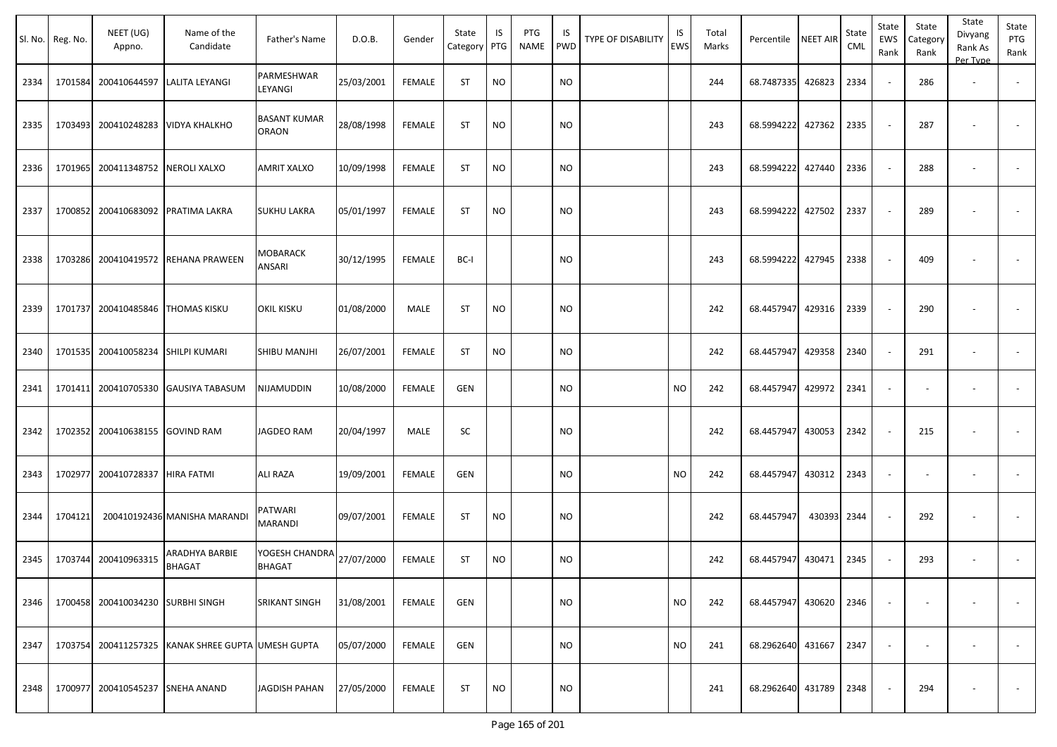| Sl. No. | Reg. No. | NEET (UG) Appno. | Name of the Candidate | Father's Name | D.O.B. | Gender | State Category | IS PTG | PTG NAME | IS PWD | TYPE OF DISABILITY | IS EWS | Total Marks | Percentile | NEET AIR | State CML | State EWS Rank | State Category Rank | State Divyang Rank As Per Type | State PTG Rank |
|---|---|---|---|---|---|---|---|---|---|---|---|---|---|---|---|---|---|---|---|---|
| 2334 | 1701584 | 200410644597 | LALITA LEYANGI | PARMESHWAR LEYANGI | 25/03/2001 | FEMALE | ST | NO | | NO | | | 244 | 68.7487335 | 426823 | 2334 | - | 286 | - | - |
| 2335 | 1703493 | 200410248283 | VIDYA KHALKHO | BASANT KUMAR ORAON | 28/08/1998 | FEMALE | ST | NO | | NO | | | 243 | 68.5994222 | 427362 | 2335 | - | 287 | - | - |
| 2336 | 1701965 | 200411348752 | NEROLI XALXO | AMRIT XALXO | 10/09/1998 | FEMALE | ST | NO | | NO | | | 243 | 68.5994222 | 427440 | 2336 | - | 288 | - | - |
| 2337 | 1700852 | 200410683092 | PRATIMA LAKRA | SUKHU LAKRA | 05/01/1997 | FEMALE | ST | NO | | NO | | | 243 | 68.5994222 | 427502 | 2337 | - | 289 | - | - |
| 2338 | 1703286 | 200410419572 | REHANA PRAWEEN | MOBARACK ANSARI | 30/12/1995 | FEMALE | BC-I | | | NO | | | 243 | 68.5994222 | 427945 | 2338 | - | 409 | - | - |
| 2339 | 1701737 | 200410485846 | THOMAS KISKU | OKIL KISKU | 01/08/2000 | MALE | ST | NO | | NO | | | 242 | 68.4457947 | 429316 | 2339 | - | 290 | - | - |
| 2340 | 1701535 | 200410058234 | SHILPI KUMARI | SHIBU MANJHI | 26/07/2001 | FEMALE | ST | NO | | NO | | | 242 | 68.4457947 | 429358 | 2340 | - | 291 | - | - |
| 2341 | 1701411 | 200410705330 | GAUSIYA TABASUM | NIJAMUDDIN | 10/08/2000 | FEMALE | GEN | | | NO | | NO | 242 | 68.4457947 | 429972 | 2341 | - | - | - | - |
| 2342 | 1702352 | 200410638155 | GOVIND RAM | JAGDEO RAM | 20/04/1997 | MALE | SC | | | NO | | | 242 | 68.4457947 | 430053 | 2342 | - | 215 | - | - |
| 2343 | 1702977 | 200410728337 | HIRA FATMI | ALI RAZA | 19/09/2001 | FEMALE | GEN | | | NO | | NO | 242 | 68.4457947 | 430312 | 2343 | - | - | - | - |
| 2344 | 1704121 | 200410192436 | MANISHA MARANDI | PATWARI MARANDI | 09/07/2001 | FEMALE | ST | NO | | NO | | | 242 | 68.4457947 | 430393 | 2344 | - | 292 | - | - |
| 2345 | 1703744 | 200410963315 | ARADHYA BARBIE BHAGAT | YOGESH CHANDRA BHAGAT | 27/07/2000 | FEMALE | ST | NO | | NO | | | 242 | 68.4457947 | 430471 | 2345 | - | 293 | - | - |
| 2346 | 1700458 | 200410034230 | SURBHI SINGH | SRIKANT SINGH | 31/08/2001 | FEMALE | GEN | | | NO | | NO | 242 | 68.4457947 | 430620 | 2346 | - | - | - | - |
| 2347 | 1703754 | 200411257325 | KANAK SHREE GUPTA | UMESH GUPTA | 05/07/2000 | FEMALE | GEN | | | NO | | NO | 241 | 68.2962640 | 431667 | 2347 | - | - | - | - |
| 2348 | 1700977 | 200410545237 | SNEHA ANAND | JAGDISH PAHAN | 27/05/2000 | FEMALE | ST | NO | | NO | | | 241 | 68.2962640 | 431789 | 2348 | - | 294 | - | - |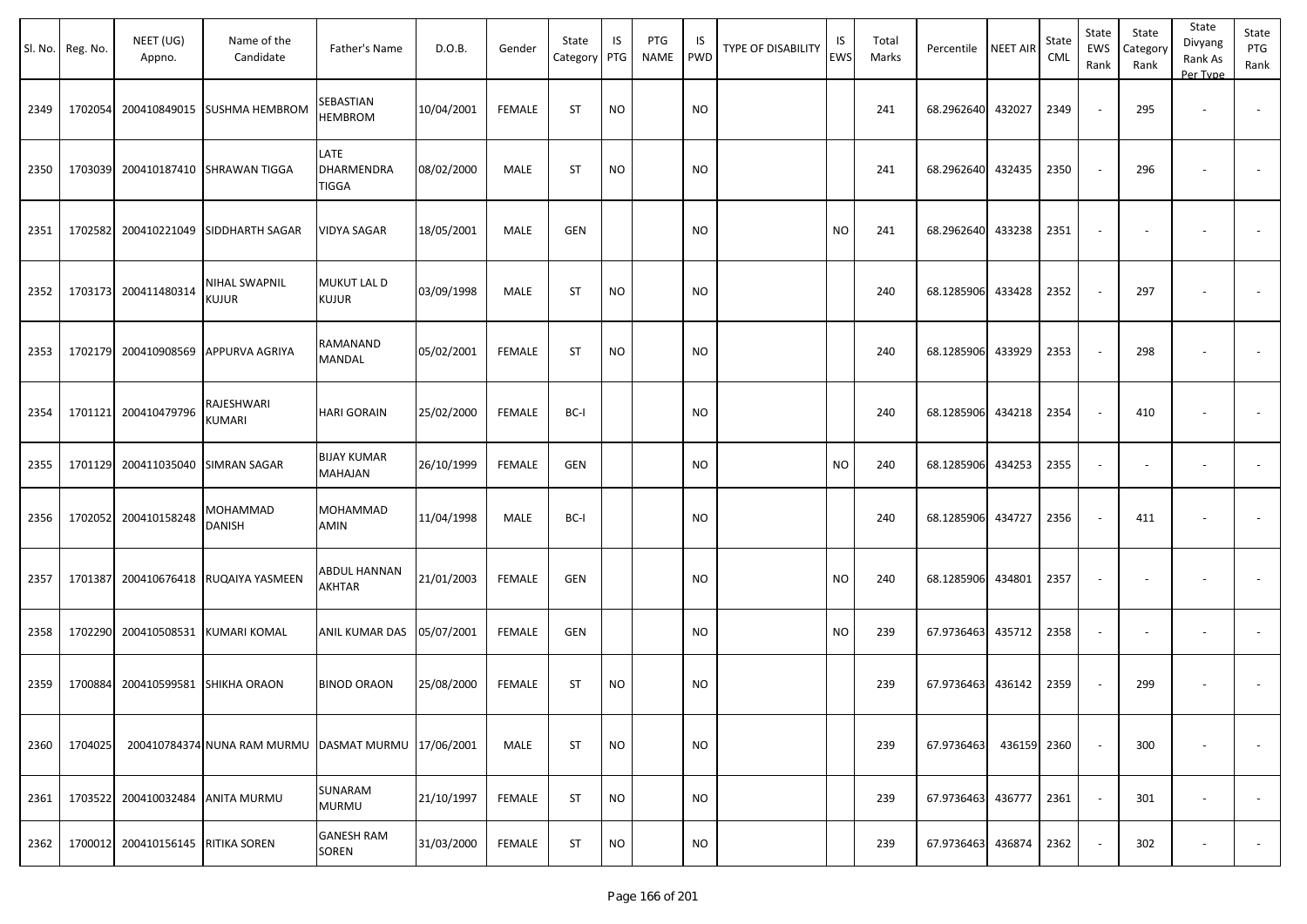| Sl. No. | Reg. No. | NEET (UG) Appno. | Name of the Candidate | Father's Name | D.O.B. | Gender | State Category | IS PTG | PTG NAME | IS PWD | TYPE OF DISABILITY | IS EWS | Total Marks | Percentile | NEET AIR | State CML | State EWS Rank | State Category Rank | State Divyang Rank As Per Type | State PTG Rank |
|---|---|---|---|---|---|---|---|---|---|---|---|---|---|---|---|---|---|---|---|---|
| 2349 | 1702054 | 200410849015 | SUSHMA HEMBROM | SEBASTIAN HEMBROM | 10/04/2001 | FEMALE | ST | NO | | NO | | | 241 | 68.2962640 | 432027 | 2349 | - | 295 | - | - |
| 2350 | 1703039 | 200410187410 | SHRAWAN TIGGA | LATE DHARMENDRA TIGGA | 08/02/2000 | MALE | ST | NO | | NO | | | 241 | 68.2962640 | 432435 | 2350 | - | 296 | - | - |
| 2351 | 1702582 | 200410221049 | SIDDHARTH SAGAR | VIDYA SAGAR | 18/05/2001 | MALE | GEN | | | NO | | NO | 241 | 68.2962640 | 433238 | 2351 | - | - | - | - |
| 2352 | 1703173 | 200411480314 | NIHAL SWAPNIL KUJUR | MUKUT LAL D KUJUR | 03/09/1998 | MALE | ST | NO | | NO | | | 240 | 68.1285906 | 433428 | 2352 | - | 297 | - | - |
| 2353 | 1702179 | 200410908569 | APPURVA AGRIYA | RAMANAND MANDAL | 05/02/2001 | FEMALE | ST | NO | | NO | | | 240 | 68.1285906 | 433929 | 2353 | - | 298 | - | - |
| 2354 | 1701121 | 200410479796 | RAJESHWARI KUMARI | HARI GORAIN | 25/02/2000 | FEMALE | BC-I | | | NO | | | 240 | 68.1285906 | 434218 | 2354 | - | 410 | - | - |
| 2355 | 1701129 | 200411035040 | SIMRAN SAGAR | BIJAY KUMAR MAHAJAN | 26/10/1999 | FEMALE | GEN | | | NO | | NO | 240 | 68.1285906 | 434253 | 2355 | - | - | - | - |
| 2356 | 1702052 | 200410158248 | MOHAMMAD DANISH | MOHAMMAD AMIN | 11/04/1998 | MALE | BC-I | | | NO | | | 240 | 68.1285906 | 434727 | 2356 | - | 411 | - | - |
| 2357 | 1701387 | 200410676418 | RUQAIYA YASMEEN | ABDUL HANNAN AKHTAR | 21/01/2003 | FEMALE | GEN | | | NO | | NO | 240 | 68.1285906 | 434801 | 2357 | - | - | - | - |
| 2358 | 1702290 | 200410508531 | KUMARI KOMAL | ANIL KUMAR DAS | 05/07/2001 | FEMALE | GEN | | | NO | | NO | 239 | 67.9736463 | 435712 | 2358 | - | - | - | - |
| 2359 | 1700884 | 200410599581 | SHIKHA ORAON | BINOD ORAON | 25/08/2000 | FEMALE | ST | NO | | NO | | | 239 | 67.9736463 | 436142 | 2359 | - | 299 | - | - |
| 2360 | 1704025 | 200410784374 | NUNA RAM MURMU | DASMAT MURMU | 17/06/2001 | MALE | ST | NO | | NO | | | 239 | 67.9736463 | 436159 | 2360 | - | 300 | - | - |
| 2361 | 1703522 | 200410032484 | ANITA MURMU | SUNARAM MURMU | 21/10/1997 | FEMALE | ST | NO | | NO | | | 239 | 67.9736463 | 436777 | 2361 | - | 301 | - | - |
| 2362 | 1700012 | 200410156145 | RITIKA SOREN | GANESH RAM SOREN | 31/03/2000 | FEMALE | ST | NO | | NO | | | 239 | 67.9736463 | 436874 | 2362 | - | 302 | - | - |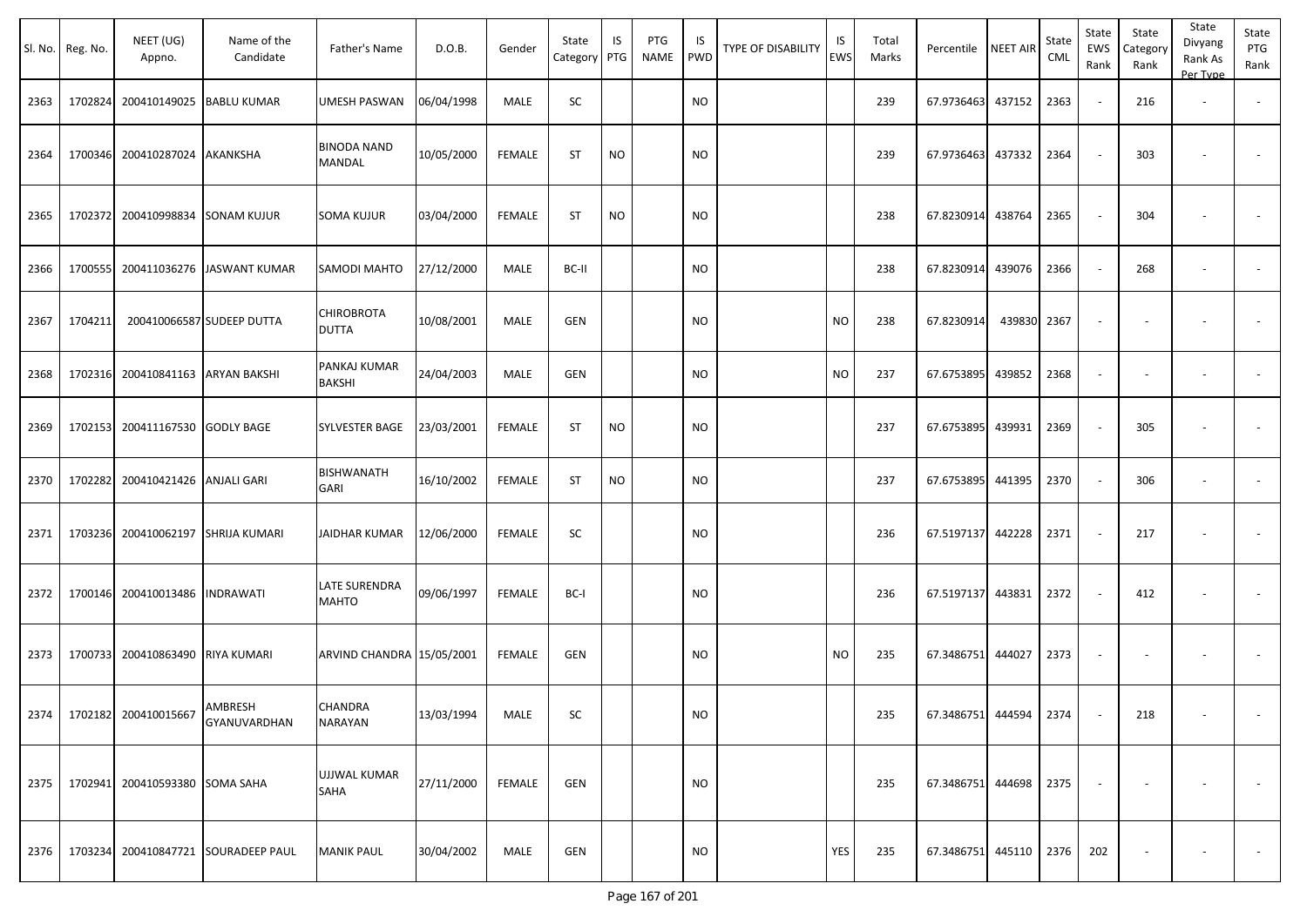| Sl. No. | Reg. No. | NEET (UG) Appno. | Name of the Candidate | Father's Name | D.O.B. | Gender | State Category | IS PTG | PTG NAME | IS PWD | TYPE OF DISABILITY | IS EWS | Total Marks | Percentile | NEET AIR | State CML | State EWS Rank | State Category Rank | State Divyang Rank As Per Type | State PTG Rank |
|---|---|---|---|---|---|---|---|---|---|---|---|---|---|---|---|---|---|---|---|---|
| 2363 | 1702824 | 200410149025 | BABLU KUMAR | UMESH PASWAN | 06/04/1998 | MALE | SC | | | NO | | | 239 | 67.9736463 | 437152 | 2363 | - | 216 | - | - |
| 2364 | 1700346 | 200410287024 | AKANKSHA | BINODA NAND MANDAL | 10/05/2000 | FEMALE | ST | NO | | NO | | | 239 | 67.9736463 | 437332 | 2364 | - | 303 | - | - |
| 2365 | 1702372 | 200410998834 | SONAM KUJUR | SOMA KUJUR | 03/04/2000 | FEMALE | ST | NO | | NO | | | 238 | 67.8230914 | 438764 | 2365 | - | 304 | - | - |
| 2366 | 1700555 | 200411036276 | JASWANT KUMAR | SAMODI MAHTO | 27/12/2000 | MALE | BC-II | | | NO | | | 238 | 67.8230914 | 439076 | 2366 | - | 268 | - | - |
| 2367 | 1704211 | 200410066587 | SUDEEP DUTTA | CHIROBROTA DUTTA | 10/08/2001 | MALE | GEN | | | NO | | NO | 238 | 67.8230914 | 439830 | 2367 | - | - | - | - |
| 2368 | 1702316 | 200410841163 | ARYAN BAKSHI | PANKAJ KUMAR BAKSHI | 24/04/2003 | MALE | GEN | | | NO | | NO | 237 | 67.6753895 | 439852 | 2368 | - | - | - | - |
| 2369 | 1702153 | 200411167530 | GODLY BAGE | SYLVESTER BAGE | 23/03/2001 | FEMALE | ST | NO | | NO | | | 237 | 67.6753895 | 439931 | 2369 | - | 305 | - | - |
| 2370 | 1702282 | 200410421426 | ANJALI GARI | BISHWANATH GARI | 16/10/2002 | FEMALE | ST | NO | | NO | | | 237 | 67.6753895 | 441395 | 2370 | - | 306 | - | - |
| 2371 | 1703236 | 200410062197 | SHRIJA KUMARI | JAIDHAR KUMAR | 12/06/2000 | FEMALE | SC | | | NO | | | 236 | 67.5197137 | 442228 | 2371 | - | 217 | - | - |
| 2372 | 1700146 | 200410013486 | INDRAWATI | LATE SURENDRA MAHTO | 09/06/1997 | FEMALE | BC-I | | | NO | | | 236 | 67.5197137 | 443831 | 2372 | - | 412 | - | - |
| 2373 | 1700733 | 200410863490 | RIYA KUMARI | ARVIND CHANDRA | 15/05/2001 | FEMALE | GEN | | | NO | | NO | 235 | 67.3486751 | 444027 | 2373 | - | - | - | - |
| 2374 | 1702182 | 200410015667 | AMBRESH GYANUVARDHAN | CHANDRA NARAYAN | 13/03/1994 | MALE | SC | | | NO | | | 235 | 67.3486751 | 444594 | 2374 | - | 218 | - | - |
| 2375 | 1702941 | 200410593380 | SOMA SAHA | UJJWAL KUMAR SAHA | 27/11/2000 | FEMALE | GEN | | | NO | | | 235 | 67.3486751 | 444698 | 2375 | - | - | - | - |
| 2376 | 1703234 | 200410847721 | SOURADEEP PAUL | MANIK PAUL | 30/04/2002 | MALE | GEN | | | NO | | YES | 235 | 67.3486751 | 445110 | 2376 | 202 | - | - | - |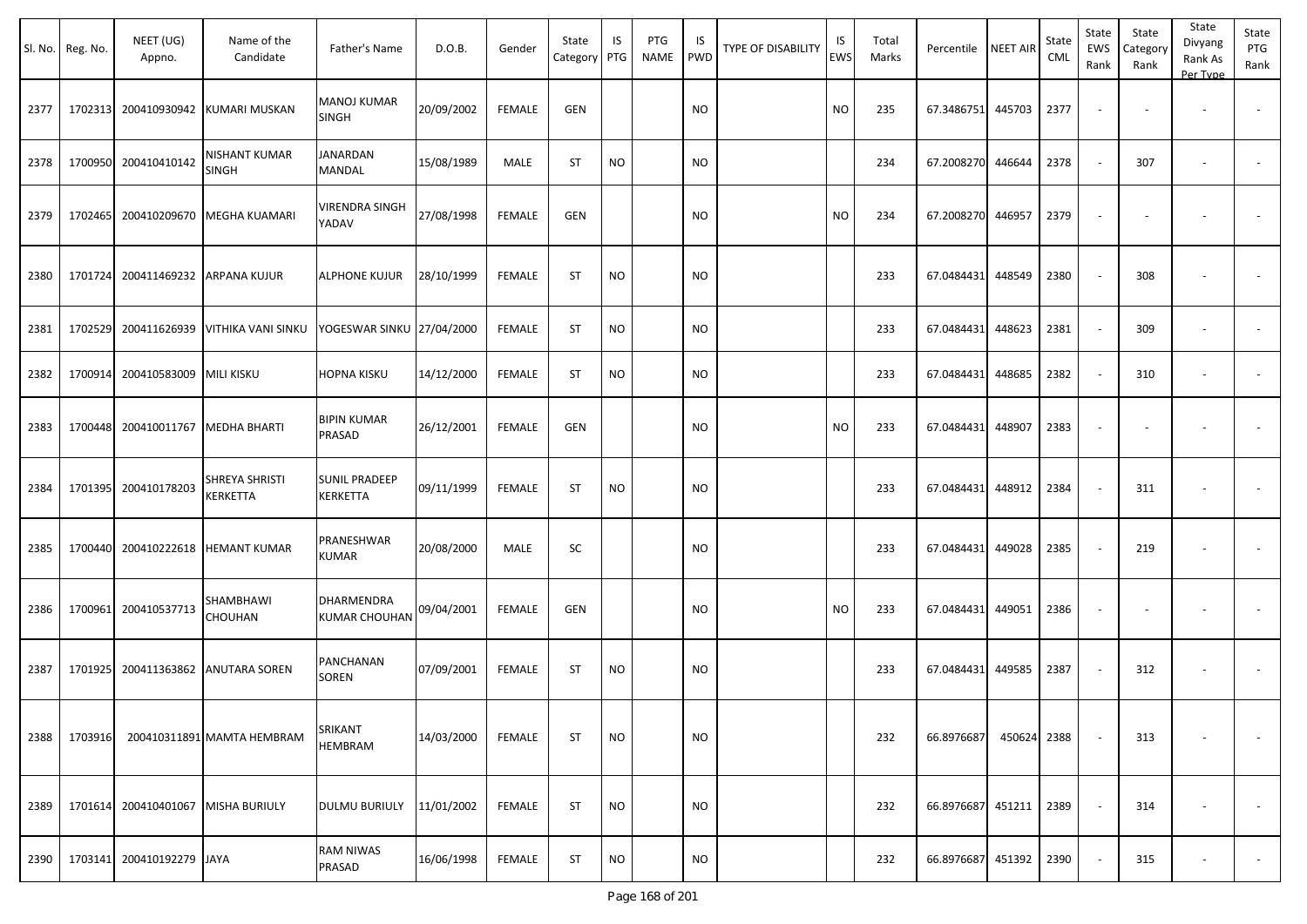| Sl. No. | Reg. No. | NEET (UG) Appno. | Name of the Candidate | Father's Name | D.O.B. | Gender | State Category | IS PTG | PTG NAME | IS PWD | TYPE OF DISABILITY | IS EWS | Total Marks | Percentile | NEET AIR | State CML | State EWS Rank | State Category Rank | State Divyang Rank As Per Type | State PTG Rank |
|---|---|---|---|---|---|---|---|---|---|---|---|---|---|---|---|---|---|---|---|---|
| 2377 | 1702313 | 200410930942 | KUMARI MUSKAN | MANOJ KUMAR SINGH | 20/09/2002 | FEMALE | GEN | | | NO | | NO | 235 | 67.3486751 | 445703 | 2377 | - | - | - | - |
| 2378 | 1700950 | 200410410142 | NISHANT KUMAR SINGH | JANARDAN MANDAL | 15/08/1989 | MALE | ST | NO | | NO | | | 234 | 67.2008270 | 446644 | 2378 | - | 307 | - | - |
| 2379 | 1702465 | 200410209670 | MEGHA KUAMARI | VIRENDRA SINGH YADAV | 27/08/1998 | FEMALE | GEN | | | NO | | NO | 234 | 67.2008270 | 446957 | 2379 | - | - | - | - |
| 2380 | 1701724 | 200411469232 | ARPANA KUJUR | ALPHONE KUJUR | 28/10/1999 | FEMALE | ST | NO | | NO | | | 233 | 67.0484431 | 448549 | 2380 | - | 308 | - | - |
| 2381 | 1702529 | 200411626939 | VITHIKA VANI SINKU | YOGESWAR SINKU | 27/04/2000 | FEMALE | ST | NO | | NO | | | 233 | 67.0484431 | 448623 | 2381 | - | 309 | - | - |
| 2382 | 1700914 | 200410583009 | MILI KISKU | HOPNA KISKU | 14/12/2000 | FEMALE | ST | NO | | NO | | | 233 | 67.0484431 | 448685 | 2382 | - | 310 | - | - |
| 2383 | 1700448 | 200410011767 | MEDHA BHARTI | BIPIN KUMAR PRASAD | 26/12/2001 | FEMALE | GEN | | | NO | | NO | 233 | 67.0484431 | 448907 | 2383 | - | - | - | - |
| 2384 | 1701395 | 200410178203 | SHREYA SHRISTI KERKETTA | SUNIL PRADEEP KERKETTA | 09/11/1999 | FEMALE | ST | NO | | NO | | | 233 | 67.0484431 | 448912 | 2384 | - | 311 | - | - |
| 2385 | 1700440 | 200410222618 | HEMANT KUMAR | PRANESHWAR KUMAR | 20/08/2000 | MALE | SC | | | NO | | | 233 | 67.0484431 | 449028 | 2385 | - | 219 | - | - |
| 2386 | 1700961 | 200410537713 | SHAMBHAWI CHOUHAN | DHARMENDRA KUMAR CHOUHAN | 09/04/2001 | FEMALE | GEN | | | NO | | NO | 233 | 67.0484431 | 449051 | 2386 | - | - | - | - |
| 2387 | 1701925 | 200411363862 | ANUTARA SOREN | PANCHANAN SOREN | 07/09/2001 | FEMALE | ST | NO | | NO | | | 233 | 67.0484431 | 449585 | 2387 | - | 312 | - | - |
| 2388 | 1703916 | 200410311891 | MAMTA HEMBRAM | SRIKANT HEMBRAM | 14/03/2000 | FEMALE | ST | NO | | NO | | | 232 | 66.8976687 | 450624 | 2388 | - | 313 | - | - |
| 2389 | 1701614 | 200410401067 | MISHA BURIULY | DULMU BURIULY | 11/01/2002 | FEMALE | ST | NO | | NO | | | 232 | 66.8976687 | 451211 | 2389 | - | 314 | - | - |
| 2390 | 1703141 | 200410192279 | JAYA | RAM NIWAS PRASAD | 16/06/1998 | FEMALE | ST | NO | | NO | | | 232 | 66.8976687 | 451392 | 2390 | - | 315 | - | - |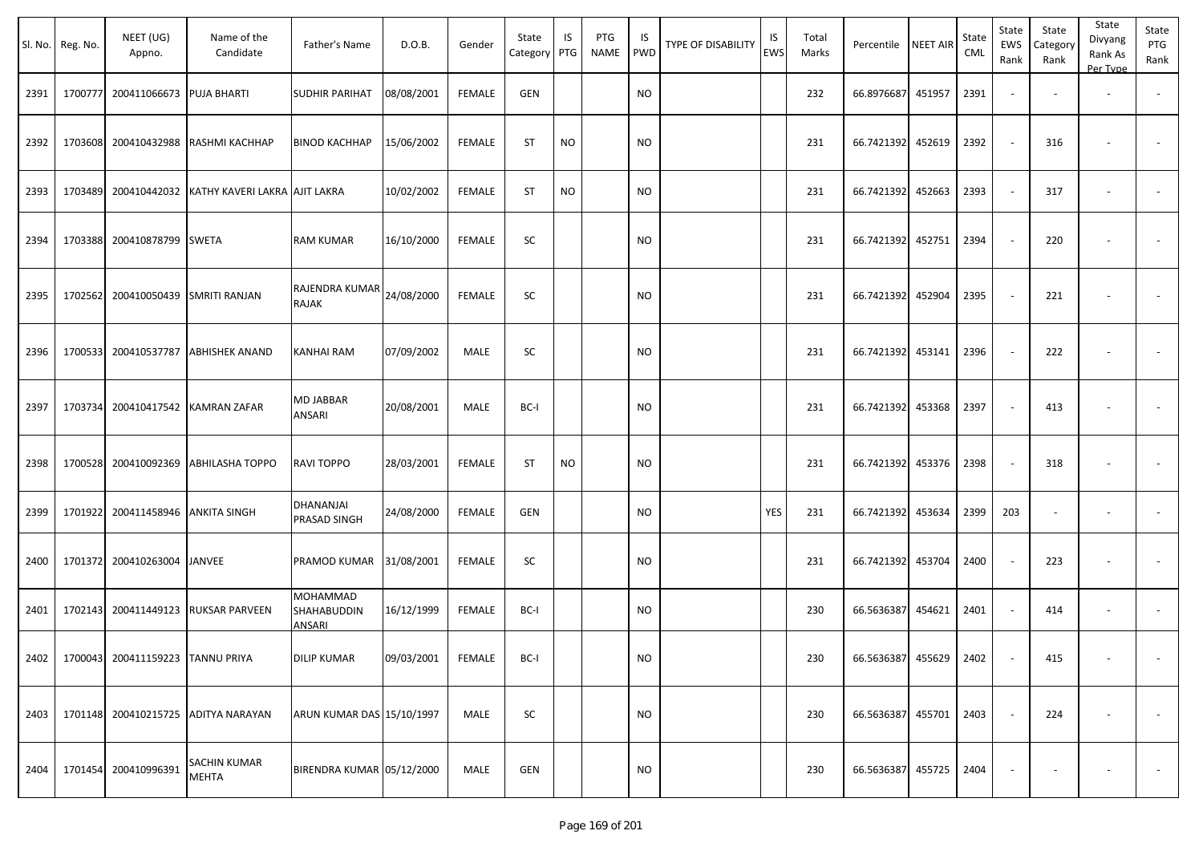| Sl. No. | Reg. No. | NEET (UG) Appno. | Name of the Candidate | Father's Name | D.O.B. | Gender | State Category | IS PTG | PTG NAME | IS PWD | TYPE OF DISABILITY | IS EWS | Total Marks | Percentile | NEET AIR | State CML | State EWS Rank | State Category Rank | State Divyang Rank As Per Type | State PTG Rank |
|---|---|---|---|---|---|---|---|---|---|---|---|---|---|---|---|---|---|---|---|---|
| 2391 | 1700777 | 200411066673 | PUJA BHARTI | SUDHIR PARIHAT | 08/08/2001 | FEMALE | GEN | | | NO | | | 232 | 66.8976687 | 451957 | 2391 | - | - | - | - |
| 2392 | 1703608 | 200410432988 | RASHMI KACHHAP | BINOD KACHHAP | 15/06/2002 | FEMALE | ST | NO | | NO | | | 231 | 66.7421392 | 452619 | 2392 | - | 316 | - | - |
| 2393 | 1703489 | 200410442032 | KATHY KAVERI LAKRA | AJIT LAKRA | 10/02/2002 | FEMALE | ST | NO | | NO | | | 231 | 66.7421392 | 452663 | 2393 | - | 317 | - | - |
| 2394 | 1703388 | 200410878799 | SWETA | RAM KUMAR | 16/10/2000 | FEMALE | SC | | | NO | | | 231 | 66.7421392 | 452751 | 2394 | - | 220 | - | - |
| 2395 | 1702562 | 200410050439 | SMRITI RANJAN | RAJENDRA KUMAR RAJAK | 24/08/2000 | FEMALE | SC | | | NO | | | 231 | 66.7421392 | 452904 | 2395 | - | 221 | - | - |
| 2396 | 1700533 | 200410537787 | ABHISHEK ANAND | KANHAI RAM | 07/09/2002 | MALE | SC | | | NO | | | 231 | 66.7421392 | 453141 | 2396 | - | 222 | - | - |
| 2397 | 1703734 | 200410417542 | KAMRAN ZAFAR | MD JABBAR ANSARI | 20/08/2001 | MALE | BC-I | | | NO | | | 231 | 66.7421392 | 453368 | 2397 | - | 413 | - | - |
| 2398 | 1700528 | 200410092369 | ABHILASHA TOPPO | RAVI TOPPO | 28/03/2001 | FEMALE | ST | NO | | NO | | | 231 | 66.7421392 | 453376 | 2398 | - | 318 | - | - |
| 2399 | 1701922 | 200411458946 | ANKITA SINGH | DHANANJAI PRASAD SINGH | 24/08/2000 | FEMALE | GEN | | | NO | | YES | 231 | 66.7421392 | 453634 | 2399 | 203 | - | - | - |
| 2400 | 1701372 | 200410263004 | JANVEE | PRAMOD KUMAR | 31/08/2001 | FEMALE | SC | | | NO | | | 231 | 66.7421392 | 453704 | 2400 | - | 223 | - | - |
| 2401 | 1702143 | 200411449123 | RUKSAR PARVEEN | MOHAMMAD SHAHABUDDIN ANSARI | 16/12/1999 | FEMALE | BC-I | | | NO | | | 230 | 66.5636387 | 454621 | 2401 | - | 414 | - | - |
| 2402 | 1700043 | 200411159223 | TANNU PRIYA | DILIP KUMAR | 09/03/2001 | FEMALE | BC-I | | | NO | | | 230 | 66.5636387 | 455629 | 2402 | - | 415 | - | - |
| 2403 | 1701148 | 200410215725 | ADITYA NARAYAN | ARUN KUMAR DAS | 15/10/1997 | MALE | SC | | | NO | | | 230 | 66.5636387 | 455701 | 2403 | - | 224 | - | - |
| 2404 | 1701454 | 200410996391 | SACHIN KUMAR MEHTA | BIRENDRA KUMAR | 05/12/2000 | MALE | GEN | | | NO | | | 230 | 66.5636387 | 455725 | 2404 | - | - | - | - |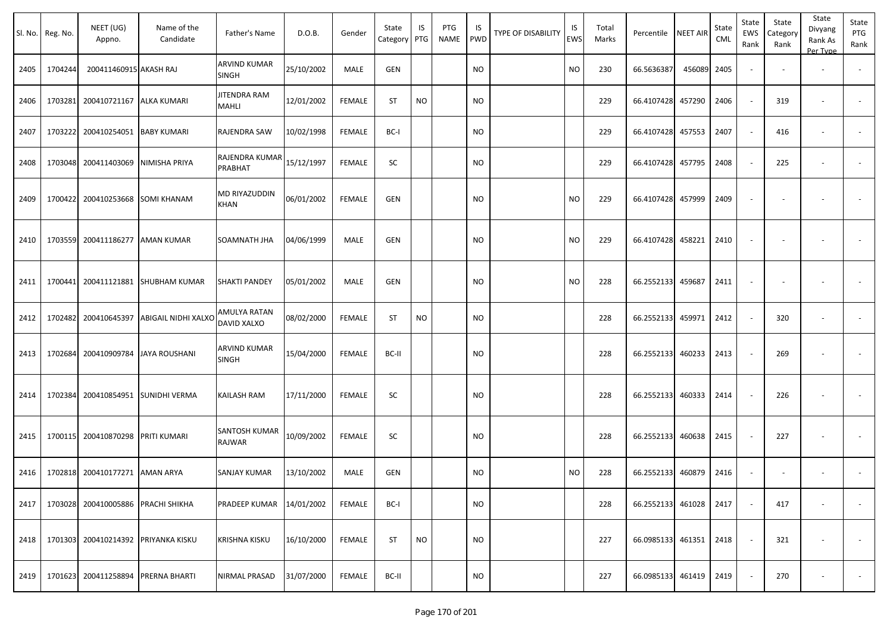| Sl. No. | Reg. No. | NEET (UG) Appno. | Name of the Candidate | Father's Name | D.O.B. | Gender | State Category | IS PTG | PTG NAME | IS PWD | TYPE OF DISABILITY | IS EWS | Total Marks | Percentile | NEET AIR | State CML | State EWS Rank | State Category Rank | State Divyang Rank As Per Type | State PTG Rank |
|---|---|---|---|---|---|---|---|---|---|---|---|---|---|---|---|---|---|---|---|---|
| 2405 | 1704244 | 200411460915 | AKASH RAJ | ARVIND KUMAR SINGH | 25/10/2002 | MALE | GEN | | | NO | | NO | 230 | 66.5636387 | 456089 | 2405 | - | - | - | - |
| 2406 | 1703281 | 200410721167 | ALKA KUMARI | JITENDRA RAM MAHLI | 12/01/2002 | FEMALE | ST | NO | | NO | | | 229 | 66.4107428 | 457290 | 2406 | - | 319 | - | - |
| 2407 | 1703222 | 200410254051 | BABY KUMARI | RAJENDRA SAW | 10/02/1998 | FEMALE | BC-I | | | NO | | | 229 | 66.4107428 | 457553 | 2407 | - | 416 | - | - |
| 2408 | 1703048 | 200411403069 | NIMISHA PRIYA | RAJENDRA KUMAR PRABHAT | 15/12/1997 | FEMALE | SC | | | NO | | | 229 | 66.4107428 | 457795 | 2408 | - | 225 | - | - |
| 2409 | 1700422 | 200410253668 | SOMI KHANAM | MD RIYAZUDDIN KHAN | 06/01/2002 | FEMALE | GEN | | | NO | | NO | 229 | 66.4107428 | 457999 | 2409 | - | - | - | - |
| 2410 | 1703559 | 200411186277 | AMAN KUMAR | SOAMNATH JHA | 04/06/1999 | MALE | GEN | | | NO | | NO | 229 | 66.4107428 | 458221 | 2410 | - | - | - | - |
| 2411 | 1700441 | 200411121881 | SHUBHAM KUMAR | SHAKTI PANDEY | 05/01/2002 | MALE | GEN | | | NO | | NO | 228 | 66.2552133 | 459687 | 2411 | - | - | - | - |
| 2412 | 1702482 | 200410645397 | ABIGAIL NIDHI XALXO | AMULYA RATAN DAVID XALXO | 08/02/2000 | FEMALE | ST | NO | | NO | | | 228 | 66.2552133 | 459971 | 2412 | - | 320 | - | - |
| 2413 | 1702684 | 200410909784 | JAYA ROUSHANI | ARVIND KUMAR SINGH | 15/04/2000 | FEMALE | BC-II | | | NO | | | 228 | 66.2552133 | 460233 | 2413 | - | 269 | - | - |
| 2414 | 1702384 | 200410854951 | SUNIDHI VERMA | KAILASH RAM | 17/11/2000 | FEMALE | SC | | | NO | | | 228 | 66.2552133 | 460333 | 2414 | - | 226 | - | - |
| 2415 | 1700115 | 200410870298 | PRITI KUMARI | SANTOSH KUMAR RAJWAR | 10/09/2002 | FEMALE | SC | | | NO | | | 228 | 66.2552133 | 460638 | 2415 | - | 227 | - | - |
| 2416 | 1702818 | 200410177271 | AMAN ARYA | SANJAY KUMAR | 13/10/2002 | MALE | GEN | | | NO | | NO | 228 | 66.2552133 | 460879 | 2416 | - | - | - | - |
| 2417 | 1703028 | 200410005886 | PRACHI SHIKHA | PRADEEP KUMAR | 14/01/2002 | FEMALE | BC-I | | | NO | | | 228 | 66.2552133 | 461028 | 2417 | - | 417 | - | - |
| 2418 | 1701303 | 200410214392 | PRIYANKA KISKU | KRISHNA KISKU | 16/10/2000 | FEMALE | ST | NO | | NO | | | 227 | 66.0985133 | 461351 | 2418 | - | 321 | - | - |
| 2419 | 1701623 | 200411258894 | PRERNA BHARTI | NIRMAL PRASAD | 31/07/2000 | FEMALE | BC-II | | | NO | | | 227 | 66.0985133 | 461419 | 2419 | - | 270 | - | - |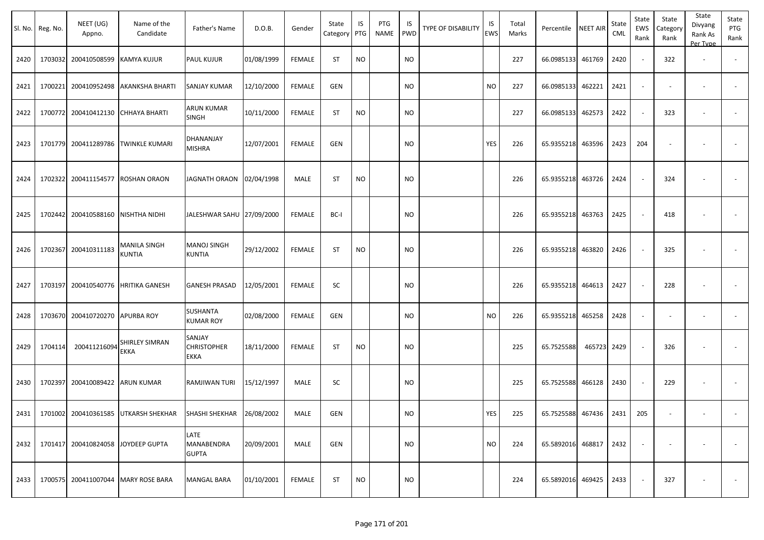| Sl. No. | Reg. No. | NEET (UG) Appno. | Name of the Candidate | Father's Name | D.O.B. | Gender | State Category | IS PTG | PTG NAME | IS PWD | TYPE OF DISABILITY | IS EWS | Total Marks | Percentile | NEET AIR | State CML | State EWS Rank | State Category Rank | State Divyang Rank As Per Type | State PTG Rank |
|---|---|---|---|---|---|---|---|---|---|---|---|---|---|---|---|---|---|---|---|---|
| 2420 | 1703032 | 200410508599 | KAMYA KUJUR | PAUL KUJUR | 01/08/1999 | FEMALE | ST | NO | | NO | | | 227 | 66.0985133 | 461769 | 2420 | - | 322 | - | - |
| 2421 | 1700221 | 200410952498 | AKANKSHA BHARTI | SANJAY KUMAR | 12/10/2000 | FEMALE | GEN | | | NO | | NO | 227 | 66.0985133 | 462221 | 2421 | - | - | - | - |
| 2422 | 1700772 | 200410412130 | CHHAYA BHARTI | ARUN KUMAR SINGH | 10/11/2000 | FEMALE | ST | NO | | NO | | | 227 | 66.0985133 | 462573 | 2422 | - | 323 | - | - |
| 2423 | 1701779 | 200411289786 | TWINKLE KUMARI | DHANANJAY MISHRA | 12/07/2001 | FEMALE | GEN | | | NO | | YES | 226 | 65.9355218 | 463596 | 2423 | 204 | - | - | - |
| 2424 | 1702322 | 200411154577 | ROSHAN ORAON | JAGNATH ORAON | 02/04/1998 | MALE | ST | NO | | NO | | | 226 | 65.9355218 | 463726 | 2424 | - | 324 | - | - |
| 2425 | 1702442 | 200410588160 | NISHTHA NIDHI | JALESHWAR SAHU | 27/09/2000 | FEMALE | BC-I | | | NO | | | 226 | 65.9355218 | 463763 | 2425 | - | 418 | - | - |
| 2426 | 1702367 | 200410311183 | MANILA SINGH KUNTIA | MANOJ SINGH KUNTIA | 29/12/2002 | FEMALE | ST | NO | | NO | | | 226 | 65.9355218 | 463820 | 2426 | - | 325 | - | - |
| 2427 | 1703197 | 200410540776 | HRITIKA GANESH | GANESH PRASAD | 12/05/2001 | FEMALE | SC | | | NO | | | 226 | 65.9355218 | 464613 | 2427 | - | 228 | - | - |
| 2428 | 1703670 | 200410720270 | APURBA ROY | SUSHANTA KUMAR ROY | 02/08/2000 | FEMALE | GEN | | | NO | | NO | 226 | 65.9355218 | 465258 | 2428 | - | - | - | - |
| 2429 | 1704114 | 200411216094 | SHIRLEY SIMRAN EKKA | SANJAY CHRISTOPHER EKKA | 18/11/2000 | FEMALE | ST | NO | | NO | | | 225 | 65.7525588 | 465723 | 2429 | - | 326 | - | - |
| 2430 | 1702397 | 200410089422 | ARUN KUMAR | RAMJIWAN TURI | 15/12/1997 | MALE | SC | | | NO | | | 225 | 65.7525588 | 466128 | 2430 | - | 229 | - | - |
| 2431 | 1701002 | 200410361585 | UTKARSH SHEKHAR | SHASHI SHEKHAR | 26/08/2002 | MALE | GEN | | | NO | | YES | 225 | 65.7525588 | 467436 | 2431 | 205 | - | - | - |
| 2432 | 1701417 | 200410824058 | JOYDEEP GUPTA | LATE MANABENDRA GUPTA | 20/09/2001 | MALE | GEN | | | NO | | NO | 224 | 65.5892016 | 468817 | 2432 | - | - | - | - |
| 2433 | 1700575 | 200411007044 | MARY ROSE BARA | MANGAL BARA | 01/10/2001 | FEMALE | ST | NO | | NO | | | 224 | 65.5892016 | 469425 | 2433 | - | 327 | - | - |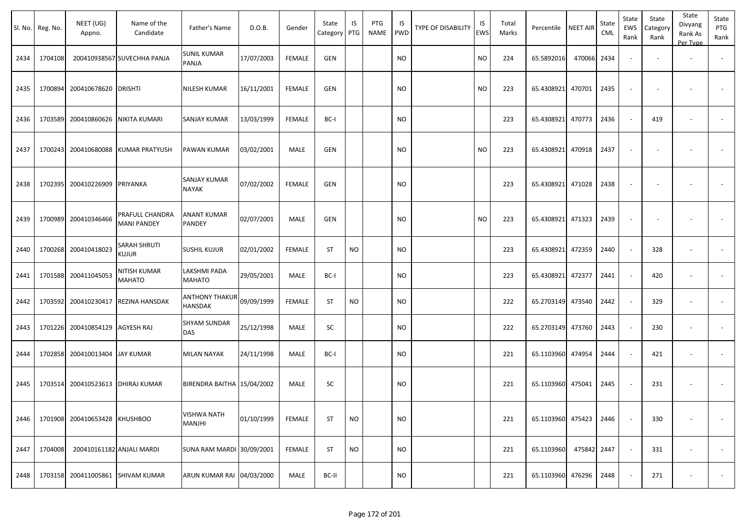| Sl. No. | Reg. No. | NEET (UG) Appno. | Name of the Candidate | Father's Name | D.O.B. | Gender | State Category | IS PTG | PTG NAME | IS PWD | TYPE OF DISABILITY | IS EWS | Total Marks | Percentile | NEET AIR | State CML | State EWS Rank | State Category Rank | State Divyang Rank As Per Type | State PTG Rank |
|---|---|---|---|---|---|---|---|---|---|---|---|---|---|---|---|---|---|---|---|---|
| 2434 | 1704108 | 200410938567 | SUVECHHA PANJA | SUNIL KUMAR PANJA | 17/07/2003 | FEMALE | GEN | | | NO | | NO | 224 | 65.5892016 | 470066 | 2434 | - | - | - | - |
| 2435 | 1700894 | 200410678620 | DRISHTI | NILESH KUMAR | 16/11/2001 | FEMALE | GEN | | | NO | | NO | 223 | 65.4308921 | 470701 | 2435 | - | - | - | - |
| 2436 | 1703589 | 200410860626 | NIKITA KUMARI | SANJAY KUMAR | 13/03/1999 | FEMALE | BC-I | | | NO | | | 223 | 65.4308921 | 470773 | 2436 | - | 419 | - | - |
| 2437 | 1700243 | 200410680088 | KUMAR PRATYUSH | PAWAN KUMAR | 03/02/2001 | MALE | GEN | | | NO | | NO | 223 | 65.4308921 | 470918 | 2437 | - | - | - | - |
| 2438 | 1702395 | 200410226909 | PRIYANKA | SANJAY KUMAR NAYAK | 07/02/2002 | FEMALE | GEN | | | NO | | | 223 | 65.4308921 | 471028 | 2438 | - | - | - | - |
| 2439 | 1700989 | 200410346466 | PRAFULL CHANDRA MANI PANDEY | ANANT KUMAR PANDEY | 02/07/2001 | MALE | GEN | | | NO | | NO | 223 | 65.4308921 | 471323 | 2439 | - | - | - | - |
| 2440 | 1700268 | 200410418023 | SARAH SHRUTI KUJUR | SUSHIL KUJUR | 02/01/2002 | FEMALE | ST | NO | | NO | | | 223 | 65.4308921 | 472359 | 2440 | - | 328 | - | - |
| 2441 | 1701588 | 200411045053 | NITISH KUMAR MAHATO | LAKSHMI PADA MAHATO | 29/05/2001 | MALE | BC-I | | | NO | | | 223 | 65.4308921 | 472377 | 2441 | - | 420 | - | - |
| 2442 | 1703592 | 200410230417 | REZINA HANSDAK | ANTHONY THAKUR HANSDAK | 09/09/1999 | FEMALE | ST | NO | | NO | | | 222 | 65.2703149 | 473540 | 2442 | - | 329 | - | - |
| 2443 | 1701226 | 200410854129 | AGYESH RAJ | SHYAM SUNDAR DAS | 25/12/1998 | MALE | SC | | | NO | | | 222 | 65.2703149 | 473760 | 2443 | - | 230 | - | - |
| 2444 | 1702858 | 200410013404 | JAY KUMAR | MILAN NAYAK | 24/11/1998 | MALE | BC-I | | | NO | | | 221 | 65.1103960 | 474954 | 2444 | - | 421 | - | - |
| 2445 | 1703514 | 200410523613 | DHIRAJ KUMAR | BIRENDRA BAITHA | 15/04/2002 | MALE | SC | | | NO | | | 221 | 65.1103960 | 475041 | 2445 | - | 231 | - | - |
| 2446 | 1701908 | 200410653428 | KHUSHBOO | VISHWA NATH MANJHI | 01/10/1999 | FEMALE | ST | NO | | NO | | | 221 | 65.1103960 | 475423 | 2446 | - | 330 | - | - |
| 2447 | 1704008 | 200410161182 | ANJALI MARDI | SUNA RAM MARDI | 30/09/2001 | FEMALE | ST | NO | | NO | | | 221 | 65.1103960 | 475842 | 2447 | - | 331 | - | - |
| 2448 | 1703158 | 200411005861 | SHIVAM KUMAR | ARUN KUMAR RAI | 04/03/2000 | MALE | BC-II | | | NO | | | 221 | 65.1103960 | 476296 | 2448 | - | 271 | - | - |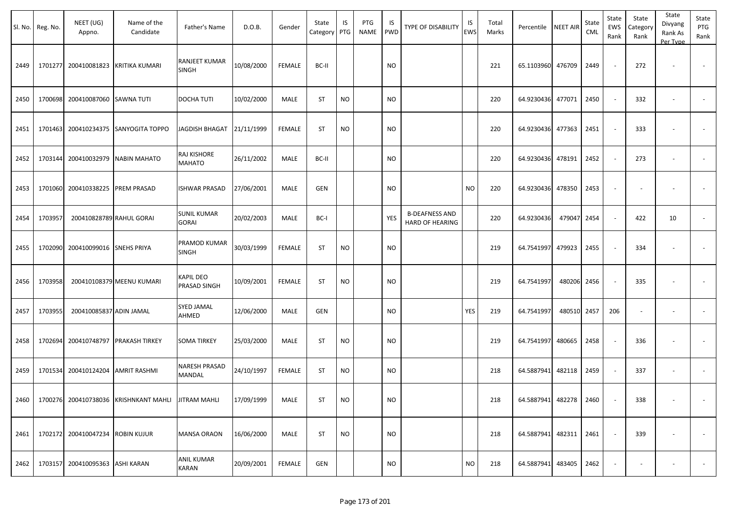| Sl. No. | Reg. No. | NEET (UG) Appno. | Name of the Candidate | Father's Name | D.O.B. | Gender | State Category | IS PTG | PTG NAME | IS PWD | TYPE OF DISABILITY | IS EWS | Total Marks | Percentile | NEET AIR | State CML | State EWS Rank | State Category Rank | State Divyang Rank As Per Type | State PTG Rank |
|---|---|---|---|---|---|---|---|---|---|---|---|---|---|---|---|---|---|---|---|---|
| 2449 | 1701277 | 200410081823 | KRITIKA KUMARI | RANJEET KUMAR SINGH | 10/08/2000 | FEMALE | BC-II | | | NO | | | 221 | 65.1103960 | 476709 | 2449 | - | 272 | - | - |
| 2450 | 1700698 | 200410087060 | SAWNA TUTI | DOCHA TUTI | 10/02/2000 | MALE | ST | NO | | NO | | | 220 | 64.9230436 | 477071 | 2450 | - | 332 | - | - |
| 2451 | 1701463 | 200410234375 | SANYOGITA TOPPO | JAGDISH BHAGAT | 21/11/1999 | FEMALE | ST | NO | | NO | | | 220 | 64.9230436 | 477363 | 2451 | - | 333 | - | - |
| 2452 | 1703144 | 200410032979 | NABIN MAHATO | RAJ KISHORE MAHATO | 26/11/2002 | MALE | BC-II | | | NO | | | 220 | 64.9230436 | 478191 | 2452 | - | 273 | - | - |
| 2453 | 1701060 | 200410338225 | PREM PRASAD | ISHWAR PRASAD | 27/06/2001 | MALE | GEN | | | NO | | NO | 220 | 64.9230436 | 478350 | 2453 | - | - | - | - |
| 2454 | 1703957 | 200410828789 | RAHUL GORAI | SUNIL KUMAR GORAI | 20/02/2003 | MALE | BC-I | | | YES | B-DEAFNESS AND HARD OF HEARING | | 220 | 64.9230436 | 479047 | 2454 | - | 422 | 10 | - |
| 2455 | 1702090 | 200410099016 | SNEHS PRIYA | PRAMOD KUMAR SINGH | 30/03/1999 | FEMALE | ST | NO | | NO | | | 219 | 64.7541997 | 479923 | 2455 | - | 334 | - | - |
| 2456 | 1703958 | 200410108379 | MEENU KUMARI | KAPIL DEO PRASAD SINGH | 10/09/2001 | FEMALE | ST | NO | | NO | | | 219 | 64.7541997 | 480206 | 2456 | - | 335 | - | - |
| 2457 | 1703955 | 200410085837 | ADIN JAMAL | SYED JAMAL AHMED | 12/06/2000 | MALE | GEN | | | NO | | YES | 219 | 64.7541997 | 480510 | 2457 | 206 | - | - | - |
| 2458 | 1702694 | 200410748797 | PRAKASH TIRKEY | SOMA TIRKEY | 25/03/2000 | MALE | ST | NO | | NO | | | 219 | 64.7541997 | 480665 | 2458 | - | 336 | - | - |
| 2459 | 1701534 | 200410124204 | AMRIT RASHMI | NARESH PRASAD MANDAL | 24/10/1997 | FEMALE | ST | NO | | NO | | | 218 | 64.5887941 | 482118 | 2459 | - | 337 | - | - |
| 2460 | 1700276 | 200410738036 | KRISHNKANT MAHLI | JITRAM MAHLI | 17/09/1999 | MALE | ST | NO | | NO | | | 218 | 64.5887941 | 482278 | 2460 | - | 338 | - | - |
| 2461 | 1702172 | 200410047234 | ROBIN KUJUR | MANSA ORAON | 16/06/2000 | MALE | ST | NO | | NO | | | 218 | 64.5887941 | 482311 | 2461 | - | 339 | - | - |
| 2462 | 1703157 | 200410095363 | ASHI KARAN | ANIL KUMAR KARAN | 20/09/2001 | FEMALE | GEN | | | NO | | NO | 218 | 64.5887941 | 483405 | 2462 | - | - | - | - |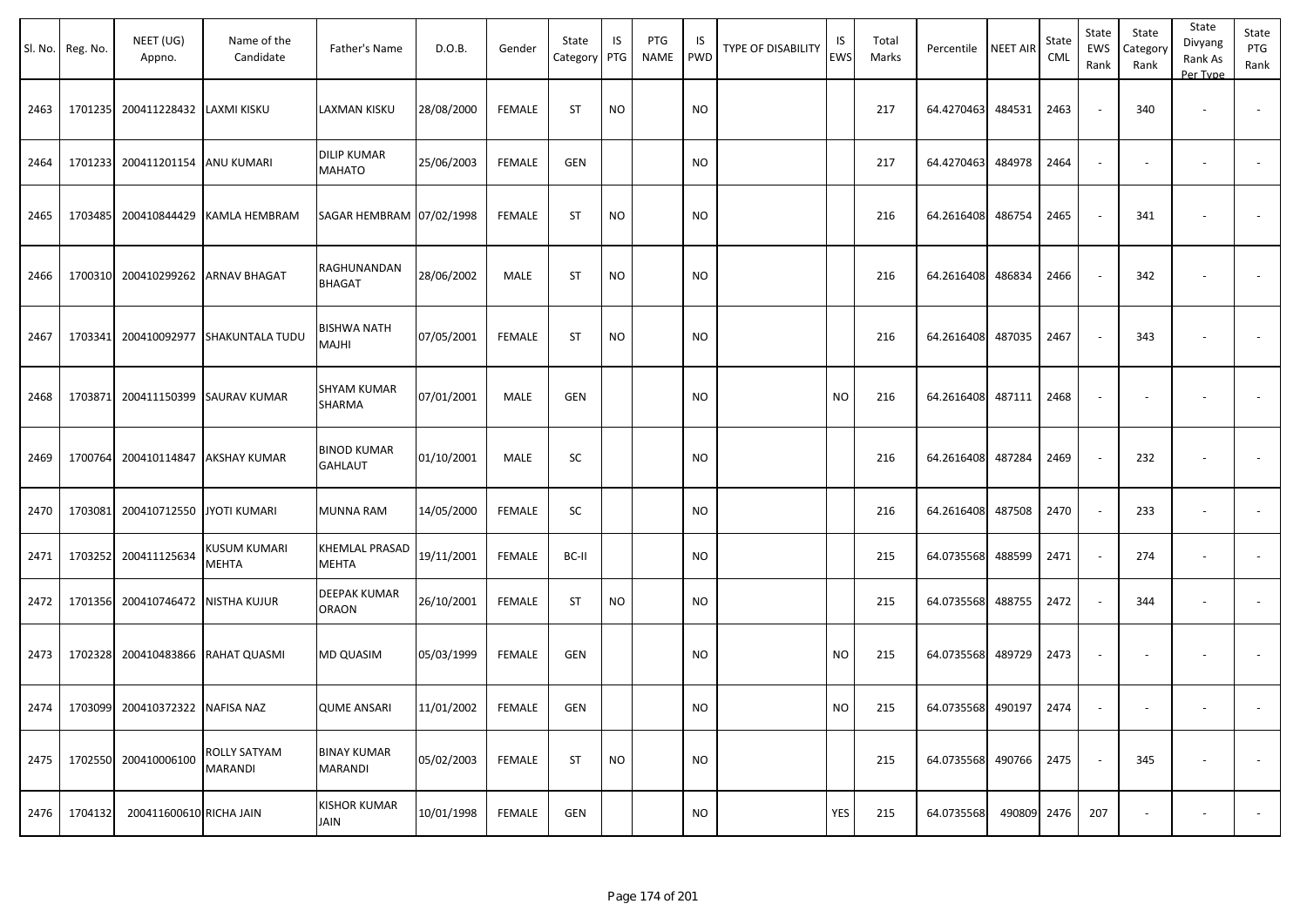| Sl. No. | Reg. No. | NEET (UG) Appno. | Name of the Candidate | Father's Name | D.O.B. | Gender | State Category | IS PTG | PTG NAME | IS PWD | TYPE OF DISABILITY | IS EWS | Total Marks | Percentile | NEET AIR | State CML | State EWS Rank | State Category Rank | State Divyang Rank As Per Type | State PTG Rank |
|---|---|---|---|---|---|---|---|---|---|---|---|---|---|---|---|---|---|---|---|---|
| 2463 | 1701235 | 200411228432 | LAXMI KISKU | LAXMAN KISKU | 28/08/2000 | FEMALE | ST | NO | | NO | | | 217 | 64.4270463 | 484531 | 2463 | - | 340 | - | - |
| 2464 | 1701233 | 200411201154 | ANU KUMARI | DILIP KUMAR MAHATO | 25/06/2003 | FEMALE | GEN | | | NO | | | 217 | 64.4270463 | 484978 | 2464 | - | - | - | - |
| 2465 | 1703485 | 200410844429 | KAMLA HEMBRAM | SAGAR HEMBRAM | 07/02/1998 | FEMALE | ST | NO | | NO | | | 216 | 64.2616408 | 486754 | 2465 | - | 341 | - | - |
| 2466 | 1700310 | 200410299262 | ARNAV BHAGAT | RAGHUNANDAN BHAGAT | 28/06/2002 | MALE | ST | NO | | NO | | | 216 | 64.2616408 | 486834 | 2466 | - | 342 | - | - |
| 2467 | 1703341 | 200410092977 | SHAKUNTALA TUDU | BISHWA NATH MAJHI | 07/05/2001 | FEMALE | ST | NO | | NO | | | 216 | 64.2616408 | 487035 | 2467 | - | 343 | - | - |
| 2468 | 1703871 | 200411150399 | SAURAV KUMAR | SHYAM KUMAR SHARMA | 07/01/2001 | MALE | GEN | | | NO | | NO | 216 | 64.2616408 | 487111 | 2468 | - | - | - | - |
| 2469 | 1700764 | 200410114847 | AKSHAY KUMAR | BINOD KUMAR GAHLAUT | 01/10/2001 | MALE | SC | | | NO | | | 216 | 64.2616408 | 487284 | 2469 | - | 232 | - | - |
| 2470 | 1703081 | 200410712550 | JYOTI KUMARI | MUNNA RAM | 14/05/2000 | FEMALE | SC | | | NO | | | 216 | 64.2616408 | 487508 | 2470 | - | 233 | - | - |
| 2471 | 1703252 | 200411125634 | KUSUM KUMARI MEHTA | KHEMLAL PRASAD MEHTA | 19/11/2001 | FEMALE | BC-II | | | NO | | | 215 | 64.0735568 | 488599 | 2471 | - | 274 | - | - |
| 2472 | 1701356 | 200410746472 | NISTHA KUJUR | DEEPAK KUMAR ORAON | 26/10/2001 | FEMALE | ST | NO | | NO | | | 215 | 64.0735568 | 488755 | 2472 | - | 344 | - | - |
| 2473 | 1702328 | 200410483866 | RAHAT QUASMI | MD QUASIM | 05/03/1999 | FEMALE | GEN | | | NO | | NO | 215 | 64.0735568 | 489729 | 2473 | - | - | - | - |
| 2474 | 1703099 | 200410372322 | NAFISA NAZ | QUME ANSARI | 11/01/2002 | FEMALE | GEN | | | NO | | NO | 215 | 64.0735568 | 490197 | 2474 | - | - | - | - |
| 2475 | 1702550 | 200410006100 | ROLLY SATYAM MARANDI | BINAY KUMAR MARANDI | 05/02/2003 | FEMALE | ST | NO | | NO | | | 215 | 64.0735568 | 490766 | 2475 | - | 345 | - | - |
| 2476 | 1704132 | 200411600610 | RICHA JAIN | KISHOR KUMAR JAIN | 10/01/1998 | FEMALE | GEN | | | NO | | YES | 215 | 64.0735568 | 490809 | 2476 | 207 | - | - | - |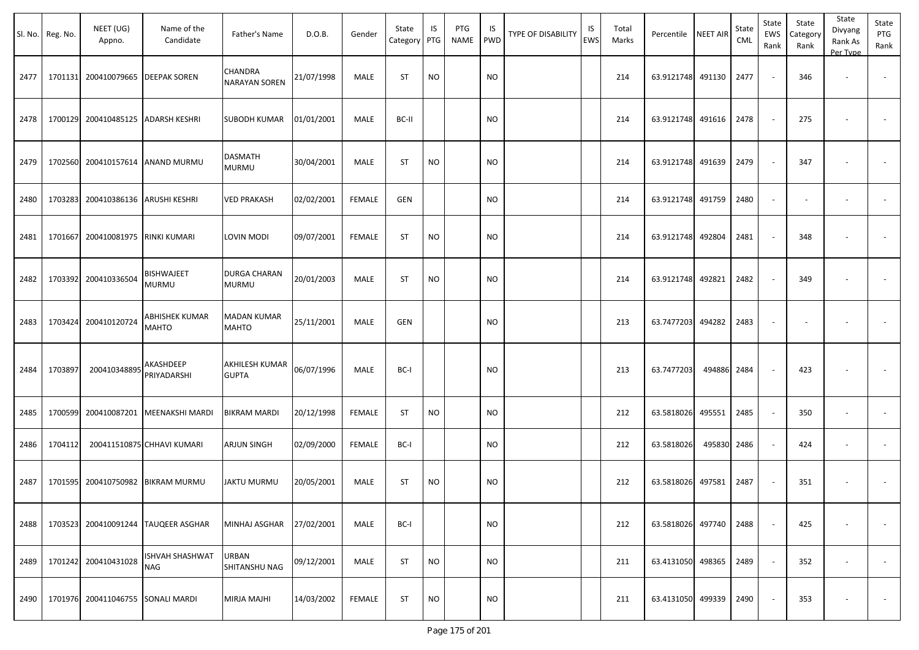| Sl. No. | Reg. No. | NEET (UG) Appno. | Name of the Candidate | Father's Name | D.O.B. | Gender | State Category | IS PTG | PTG NAME | IS PWD | TYPE OF DISABILITY | IS EWS | Total Marks | Percentile | NEET AIR | State CML | State EWS Rank | State Category Rank | State Divyang Rank As Per Type | State PTG Rank |
|---|---|---|---|---|---|---|---|---|---|---|---|---|---|---|---|---|---|---|---|---|
| 2477 | 1701131 | 200410079665 | DEEPAK SOREN | CHANDRA NARAYAN SOREN | 21/07/1998 | MALE | ST | NO | | NO | | | 214 | 63.9121748 | 491130 | 2477 | - | 346 | - | - |
| 2478 | 1700129 | 200410485125 | ADARSH KESHRI | SUBODH KUMAR | 01/01/2001 | MALE | BC-II | | | NO | | | 214 | 63.9121748 | 491616 | 2478 | - | 275 | - | - |
| 2479 | 1702560 | 200410157614 | ANAND MURMU | DASMATH MURMU | 30/04/2001 | MALE | ST | NO | | NO | | | 214 | 63.9121748 | 491639 | 2479 | - | 347 | - | - |
| 2480 | 1703283 | 200410386136 | ARUSHI KESHRI | VED PRAKASH | 02/02/2001 | FEMALE | GEN | | | NO | | | 214 | 63.9121748 | 491759 | 2480 | - | - | - | - |
| 2481 | 1701667 | 200410081975 | RINKI KUMARI | LOVIN MODI | 09/07/2001 | FEMALE | ST | NO | | NO | | | 214 | 63.9121748 | 492804 | 2481 | - | 348 | - | - |
| 2482 | 1703392 | 200410336504 | BISHWAJEET MURMU | DURGA CHARAN MURMU | 20/01/2003 | MALE | ST | NO | | NO | | | 214 | 63.9121748 | 492821 | 2482 | - | 349 | - | - |
| 2483 | 1703424 | 200410120724 | ABHISHEK KUMAR MAHTO | MADAN KUMAR MAHTO | 25/11/2001 | MALE | GEN | | | NO | | | 213 | 63.7477203 | 494282 | 2483 | - | - | - | - |
| 2484 | 1703897 | 200410348895 | AKASHDEEP PRIYADARSHI | AKHILESH KUMAR GUPTA | 06/07/1996 | MALE | BC-I | | | NO | | | 213 | 63.7477203 | 494886 | 2484 | - | 423 | - | - |
| 2485 | 1700599 | 200410087201 | MEENAKSHI MARDI | BIKRAM MARDI | 20/12/1998 | FEMALE | ST | NO | | NO | | | 212 | 63.5818026 | 495551 | 2485 | - | 350 | - | - |
| 2486 | 1704112 | 200411510875 | CHHAVI KUMARI | ARJUN SINGH | 02/09/2000 | FEMALE | BC-I | | | NO | | | 212 | 63.5818026 | 495830 | 2486 | - | 424 | - | - |
| 2487 | 1701595 | 200410750982 | BIKRAM MURMU | JAKTU MURMU | 20/05/2001 | MALE | ST | NO | | NO | | | 212 | 63.5818026 | 497581 | 2487 | - | 351 | - | - |
| 2488 | 1703523 | 200410091244 | TAUQEER ASGHAR | MINHAJ ASGHAR | 27/02/2001 | MALE | BC-I | | | NO | | | 212 | 63.5818026 | 497740 | 2488 | - | 425 | - | - |
| 2489 | 1701242 | 200410431028 | ISHVAH SHASHWAT NAG | URBAN SHITANSHU NAG | 09/12/2001 | MALE | ST | NO | | NO | | | 211 | 63.4131050 | 498365 | 2489 | - | 352 | - | - |
| 2490 | 1701976 | 200411046755 | SONALI MARDI | MIRJA MAJHI | 14/03/2002 | FEMALE | ST | NO | | NO | | | 211 | 63.4131050 | 499339 | 2490 | - | 353 | - | - |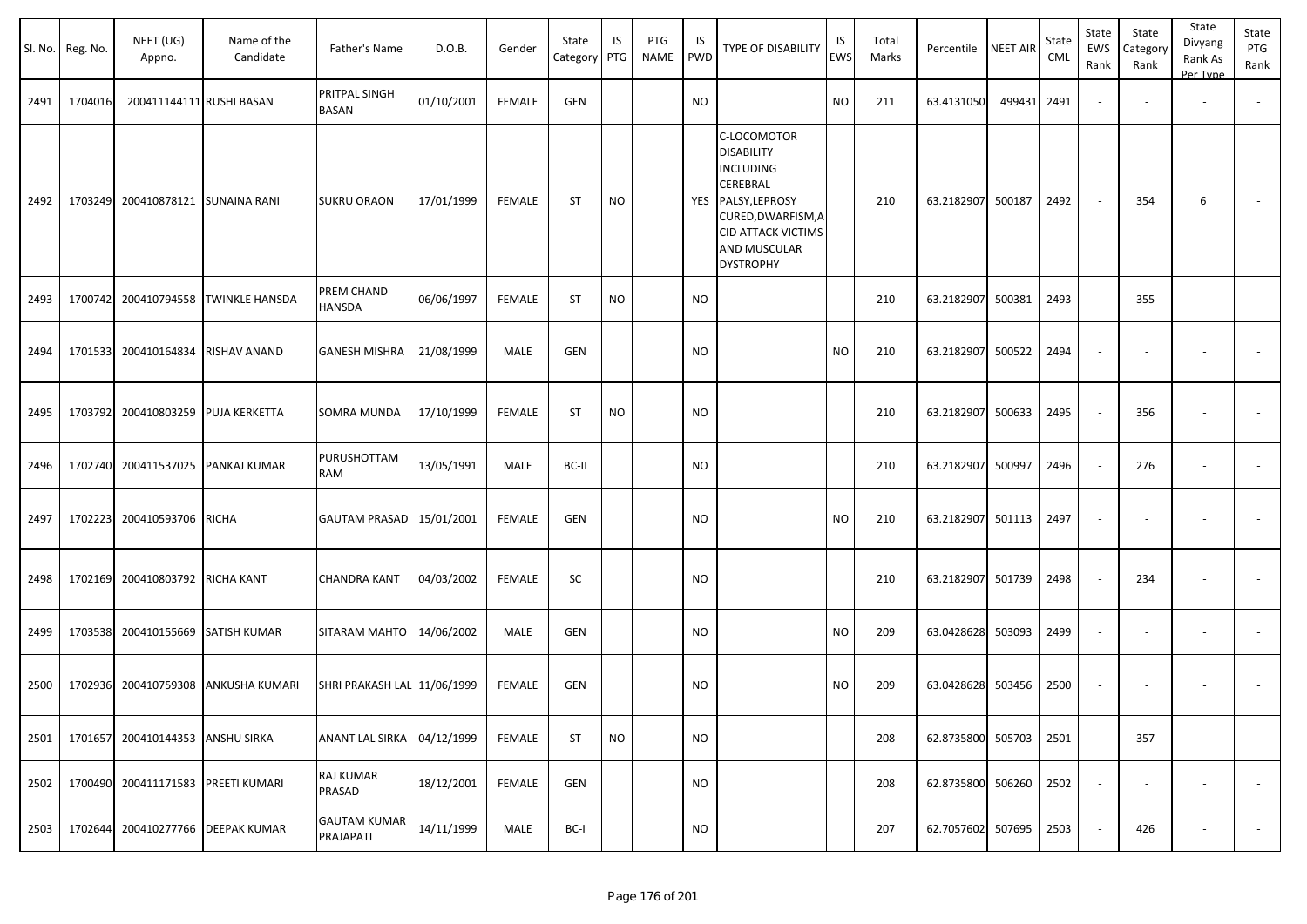| Sl. No. | Reg. No. | NEET (UG) Appno. | Name of the Candidate | Father's Name | D.O.B. | Gender | State Category | IS PTG | PTG NAME | IS PWD | TYPE OF DISABILITY | IS EWS | Total Marks | Percentile | NEET AIR | State CML | State EWS Rank | State Category Rank | State Divyang Rank As Per Type | State PTG Rank |
|---|---|---|---|---|---|---|---|---|---|---|---|---|---|---|---|---|---|---|---|---|
| 2491 | 1704016 | 200411144111 | RUSHI BASAN | PRITPAL SINGH BASAN | 01/10/2001 | FEMALE | GEN | | | NO | | NO | 211 | 63.4131050 | 499431 | 2491 | - | - | - | - |
| 2492 | 1703249 | 200410878121 | SUNAINA RANI | SUKRU ORAON | 17/01/1999 | FEMALE | ST | NO | | YES | C-LOCOMOTOR DISABILITY INCLUDING CEREBRAL PALSY,LEPROSY CURED,DWARFISM,ACID ATTACK VICTIMS AND MUSCULAR DYSTROPHY | | 210 | 63.2182907 | 500187 | 2492 | - | 354 | 6 | - |
| 2493 | 1700742 | 200410794558 | TWINKLE HANSDA | PREM CHAND HANSDA | 06/06/1997 | FEMALE | ST | NO | | NO | | | 210 | 63.2182907 | 500381 | 2493 | - | 355 | - | - |
| 2494 | 1701533 | 200410164834 | RISHAV ANAND | GANESH MISHRA | 21/08/1999 | MALE | GEN | | | NO | | NO | 210 | 63.2182907 | 500522 | 2494 | - | - | - | - |
| 2495 | 1703792 | 200410803259 | PUJA KERKETTA | SOMRA MUNDA | 17/10/1999 | FEMALE | ST | NO | | NO | | | 210 | 63.2182907 | 500633 | 2495 | - | 356 | - | - |
| 2496 | 1702740 | 200411537025 | PANKAJ KUMAR | PURUSHOTTAM RAM | 13/05/1991 | MALE | BC-II | | | NO | | | 210 | 63.2182907 | 500997 | 2496 | - | 276 | - | - |
| 2497 | 1702223 | 200410593706 | RICHA | GAUTAM PRASAD | 15/01/2001 | FEMALE | GEN | | | NO | | NO | 210 | 63.2182907 | 501113 | 2497 | - | - | - | - |
| 2498 | 1702169 | 200410803792 | RICHA KANT | CHANDRA KANT | 04/03/2002 | FEMALE | SC | | | NO | | | 210 | 63.2182907 | 501739 | 2498 | - | 234 | - | - |
| 2499 | 1703538 | 200410155669 | SATISH KUMAR | SITARAM MAHTO | 14/06/2002 | MALE | GEN | | | NO | | NO | 209 | 63.0428628 | 503093 | 2499 | - | - | - | - |
| 2500 | 1702936 | 200410759308 | ANKUSHA KUMARI | SHRI PRAKASH LAL | 11/06/1999 | FEMALE | GEN | | | NO | | NO | 209 | 63.0428628 | 503456 | 2500 | - | - | - | - |
| 2501 | 1701657 | 200410144353 | ANSHU SIRKA | ANANT LAL SIRKA | 04/12/1999 | FEMALE | ST | NO | | NO | | | 208 | 62.8735800 | 505703 | 2501 | - | 357 | - | - |
| 2502 | 1700490 | 200411171583 | PREETI KUMARI | RAJ KUMAR PRASAD | 18/12/2001 | FEMALE | GEN | | | NO | | | 208 | 62.8735800 | 506260 | 2502 | - | - | - | - |
| 2503 | 1702644 | 200410277766 | DEEPAK KUMAR | GAUTAM KUMAR PRAJAPATI | 14/11/1999 | MALE | BC-I | | | NO | | | 207 | 62.7057602 | 507695 | 2503 | - | 426 | - | - |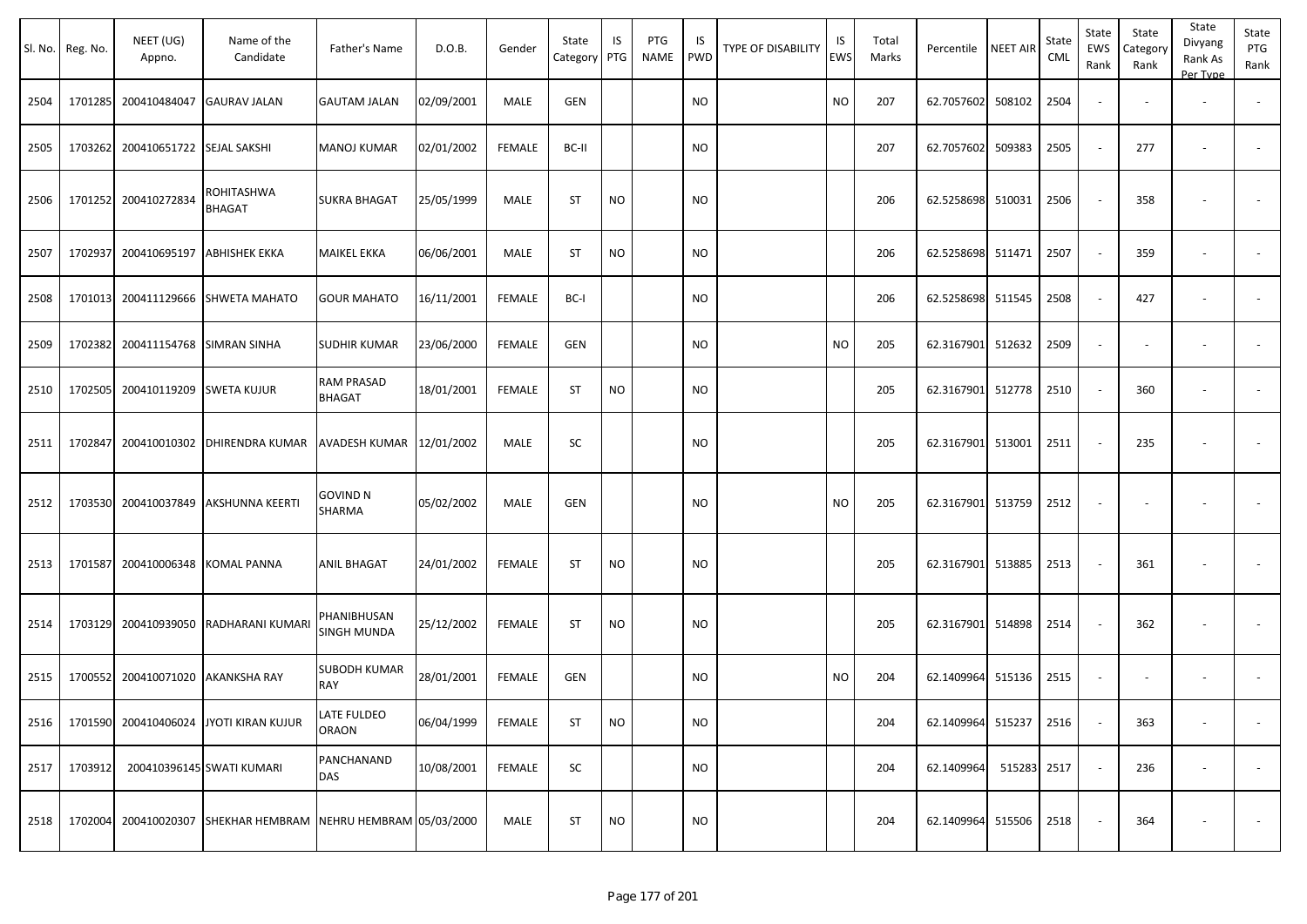| Sl. No. | Reg. No. | NEET (UG) Appno. | Name of the Candidate | Father's Name | D.O.B. | Gender | State Category | IS PTG | PTG NAME | IS PWD | TYPE OF DISABILITY | IS EWS | Total Marks | Percentile | NEET AIR | State CML | State EWS Rank | State Category Rank | State Divyang Rank As Per Type | State PTG Rank |
|---|---|---|---|---|---|---|---|---|---|---|---|---|---|---|---|---|---|---|---|---|
| 2504 | 1701285 | 200410484047 | GAURAV JALAN | GAUTAM JALAN | 02/09/2001 | MALE | GEN | | | NO | | NO | 207 | 62.7057602 | 508102 | 2504 | - | - | - | - |
| 2505 | 1703262 | 200410651722 | SEJAL SAKSHI | MANOJ KUMAR | 02/01/2002 | FEMALE | BC-II | | | NO | | | 207 | 62.7057602 | 509383 | 2505 | - | 277 | - | - |
| 2506 | 1701252 | 200410272834 | ROHITASHWA BHAGAT | SUKRA BHAGAT | 25/05/1999 | MALE | ST | NO | | NO | | | 206 | 62.5258698 | 510031 | 2506 | - | 358 | - | - |
| 2507 | 1702937 | 200410695197 | ABHISHEK EKKA | MAIKEL EKKA | 06/06/2001 | MALE | ST | NO | | NO | | | 206 | 62.5258698 | 511471 | 2507 | - | 359 | - | - |
| 2508 | 1701013 | 200411129666 | SHWETA MAHATO | GOUR MAHATO | 16/11/2001 | FEMALE | BC-I | | | NO | | | 206 | 62.5258698 | 511545 | 2508 | - | 427 | - | - |
| 2509 | 1702382 | 200411154768 | SIMRAN SINHA | SUDHIR KUMAR | 23/06/2000 | FEMALE | GEN | | | NO | | NO | 205 | 62.3167901 | 512632 | 2509 | - | - | - | - |
| 2510 | 1702505 | 200410119209 | SWETA KUJUR | RAM PRASAD BHAGAT | 18/01/2001 | FEMALE | ST | NO | | NO | | | 205 | 62.3167901 | 512778 | 2510 | - | 360 | - | - |
| 2511 | 1702847 | 200410010302 | DHIRENDRA KUMAR | AVADESH KUMAR | 12/01/2002 | MALE | SC | | | NO | | | 205 | 62.3167901 | 513001 | 2511 | - | 235 | - | - |
| 2512 | 1703530 | 200410037849 | AKSHUNNA KEERTI | GOVIND N SHARMA | 05/02/2002 | MALE | GEN | | | NO | | NO | 205 | 62.3167901 | 513759 | 2512 | - | - | - | - |
| 2513 | 1701587 | 200410006348 | KOMAL PANNA | ANIL BHAGAT | 24/01/2002 | FEMALE | ST | NO | | NO | | | 205 | 62.3167901 | 513885 | 2513 | - | 361 | - | - |
| 2514 | 1703129 | 200410939050 | RADHARANI KUMARI | PHANIBHUSAN SINGH MUNDA | 25/12/2002 | FEMALE | ST | NO | | NO | | | 205 | 62.3167901 | 514898 | 2514 | - | 362 | - | - |
| 2515 | 1700552 | 200410071020 | AKANKSHA RAY | SUBODH KUMAR RAY | 28/01/2001 | FEMALE | GEN | | | NO | | NO | 204 | 62.1409964 | 515136 | 2515 | - | - | - | - |
| 2516 | 1701590 | 200410406024 | JYOTI KIRAN KUJUR | LATE FULDEO ORAON | 06/04/1999 | FEMALE | ST | NO | | NO | | | 204 | 62.1409964 | 515237 | 2516 | - | 363 | - | - |
| 2517 | 1703912 | 200410396145 | SWATI KUMARI | PANCHANAND DAS | 10/08/2001 | FEMALE | SC | | | NO | | | 204 | 62.1409964 | 515283 | 2517 | - | 236 | - | - |
| 2518 | 1702004 | 200410020307 | SHEKHAR HEMBRAM | NEHRU HEMBRAM | 05/03/2000 | MALE | ST | NO | | NO | | | 204 | 62.1409964 | 515506 | 2518 | - | 364 | - | - |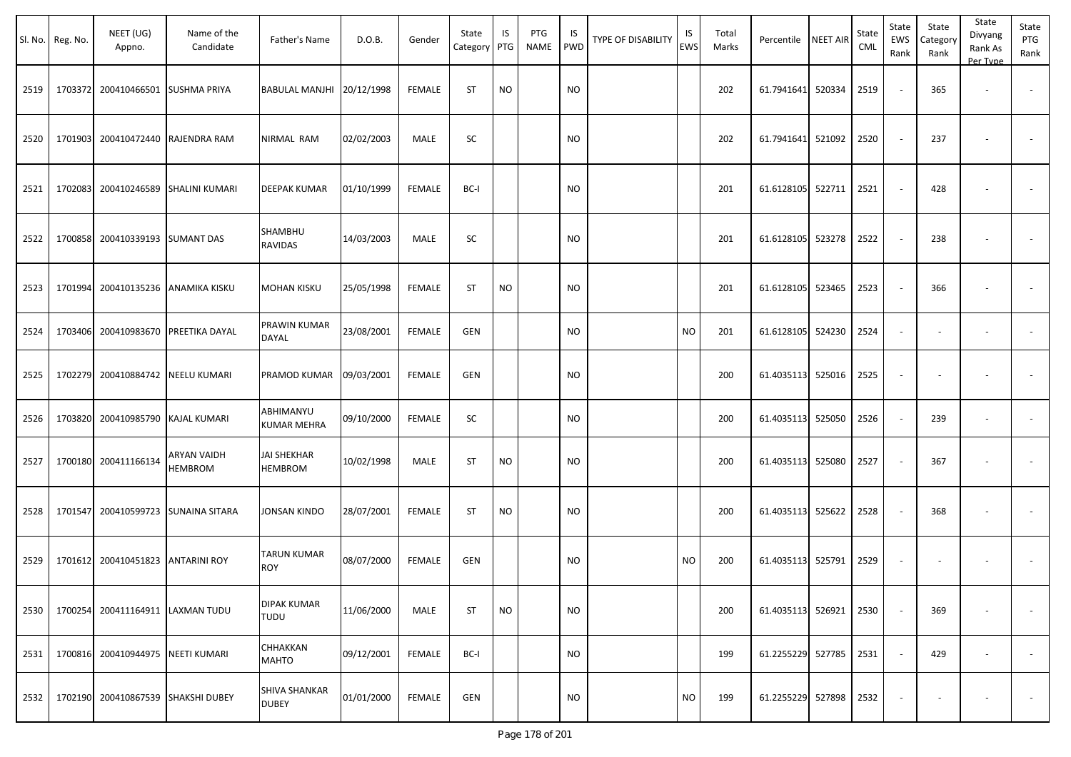| Sl. No. | Reg. No. | NEET (UG) Appno. | Name of the Candidate | Father's Name | D.O.B. | Gender | State Category | IS PTG | PTG NAME | IS PWD | TYPE OF DISABILITY | IS EWS | Total Marks | Percentile | NEET AIR | State CML | State EWS Rank | State Category Rank | State Divyang Rank As Per Type | State PTG Rank |
|---|---|---|---|---|---|---|---|---|---|---|---|---|---|---|---|---|---|---|---|---|
| 2519 | 1703372 | 200410466501 | SUSHMA PRIYA | BABULAL MANJHI | 20/12/1998 | FEMALE | ST | NO | | NO | | | 202 | 61.7941641 | 520334 | 2519 | - | 365 | - | - |
| 2520 | 1701903 | 200410472440 | RAJENDRA RAM | NIRMAL RAM | 02/02/2003 | MALE | SC | | | NO | | | 202 | 61.7941641 | 521092 | 2520 | - | 237 | - | - |
| 2521 | 1702083 | 200410246589 | SHALINI KUMARI | DEEPAK KUMAR | 01/10/1999 | FEMALE | BC-I | | | NO | | | 201 | 61.6128105 | 522711 | 2521 | - | 428 | - | - |
| 2522 | 1700858 | 200410339193 | SUMANT DAS | SHAMBHU RAVIDAS | 14/03/2003 | MALE | SC | | | NO | | | 201 | 61.6128105 | 523278 | 2522 | - | 238 | - | - |
| 2523 | 1701994 | 200410135236 | ANAMIKA KISKU | MOHAN KISKU | 25/05/1998 | FEMALE | ST | NO | | NO | | | 201 | 61.6128105 | 523465 | 2523 | - | 366 | - | - |
| 2524 | 1703406 | 200410983670 | PREETIKA DAYAL | PRAWIN KUMAR DAYAL | 23/08/2001 | FEMALE | GEN | | | NO | | NO | 201 | 61.6128105 | 524230 | 2524 | - | - | - | - |
| 2525 | 1702279 | 200410884742 | NEELU KUMARI | PRAMOD KUMAR | 09/03/2001 | FEMALE | GEN | | | NO | | | 200 | 61.4035113 | 525016 | 2525 | - | - | - | - |
| 2526 | 1703820 | 200410985790 | KAJAL KUMARI | ABHIMANYU KUMAR MEHRA | 09/10/2000 | FEMALE | SC | | | NO | | | 200 | 61.4035113 | 525050 | 2526 | - | 239 | - | - |
| 2527 | 1700180 | 200411166134 | ARYAN VAIDH HEMBROM | JAI SHEKHAR HEMBROM | 10/02/1998 | MALE | ST | NO | | NO | | | 200 | 61.4035113 | 525080 | 2527 | - | 367 | - | - |
| 2528 | 1701547 | 200410599723 | SUNAINA SITARA | JONSAN KINDO | 28/07/2001 | FEMALE | ST | NO | | NO | | | 200 | 61.4035113 | 525622 | 2528 | - | 368 | - | - |
| 2529 | 1701612 | 200410451823 | ANTARINI ROY | TARUN KUMAR ROY | 08/07/2000 | FEMALE | GEN | | | NO | | NO | 200 | 61.4035113 | 525791 | 2529 | - | - | - | - |
| 2530 | 1700254 | 200411164911 | LAXMAN TUDU | DIPAK KUMAR TUDU | 11/06/2000 | MALE | ST | NO | | NO | | | 200 | 61.4035113 | 526921 | 2530 | - | 369 | - | - |
| 2531 | 1700816 | 200410944975 | NEETI KUMARI | CHHAKKAN MAHTO | 09/12/2001 | FEMALE | BC-I | | | NO | | | 199 | 61.2255229 | 527785 | 2531 | - | 429 | - | - |
| 2532 | 1702190 | 200410867539 | SHAKSHI DUBEY | SHIVA SHANKAR DUBEY | 01/01/2000 | FEMALE | GEN | | | NO | | NO | 199 | 61.2255229 | 527898 | 2532 | - | - | - | - |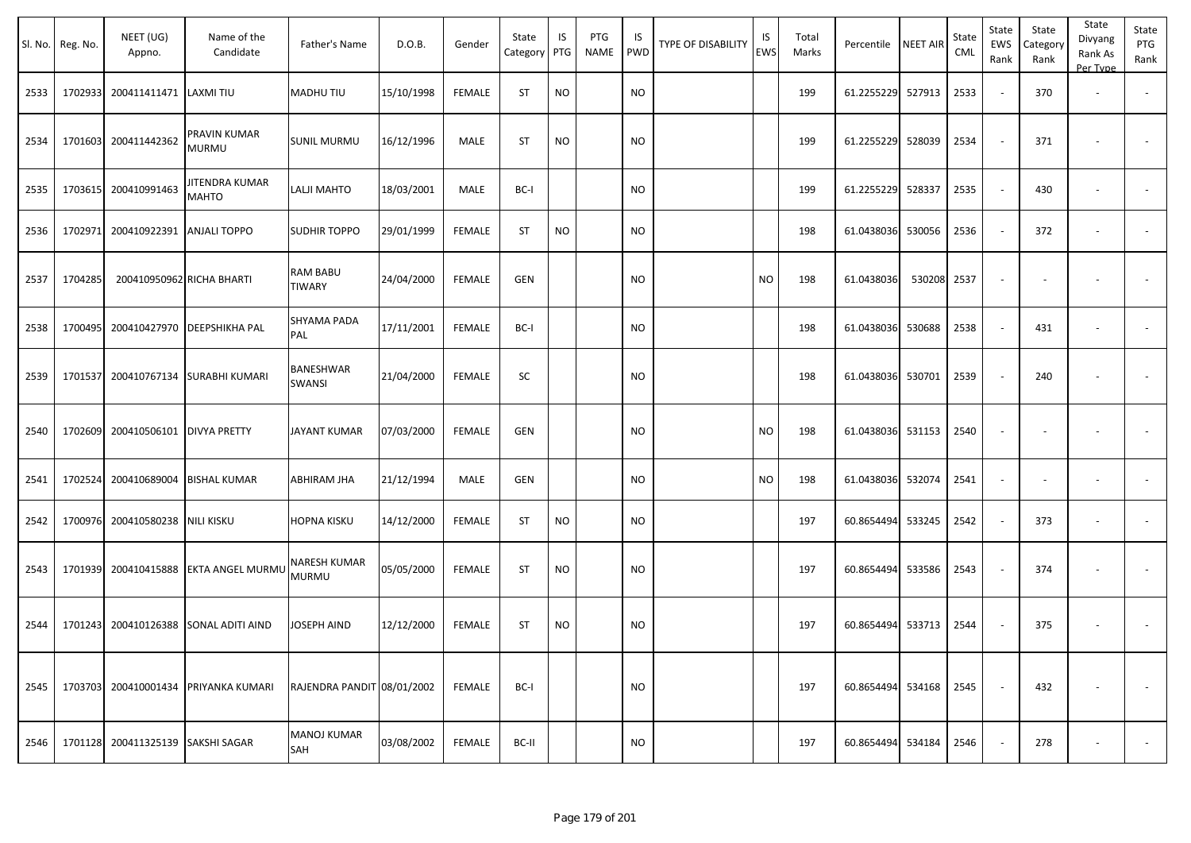| Sl. No. | Reg. No. | NEET (UG) Appno. | Name of the Candidate | Father's Name | D.O.B. | Gender | State Category | IS PTG | PTG NAME | IS PWD | TYPE OF DISABILITY | IS EWS | Total Marks | Percentile | NEET AIR | State CML | State EWS Rank | State Category Rank | State Divyang Rank As Per Type | State PTG Rank |
|---|---|---|---|---|---|---|---|---|---|---|---|---|---|---|---|---|---|---|---|---|
| 2533 | 1702933 | 200411411471 | LAXMI TIU | MADHU TIU | 15/10/1998 | FEMALE | ST | NO | | NO | | | 199 | 61.2255229 | 527913 | 2533 | - | 370 | - | - |
| 2534 | 1701603 | 200411442362 | PRAVIN KUMAR MURMU | SUNIL MURMU | 16/12/1996 | MALE | ST | NO | | NO | | | 199 | 61.2255229 | 528039 | 2534 | - | 371 | - | - |
| 2535 | 1703615 | 200410991463 | JITENDRA KUMAR MAHTO | LALJI MAHTO | 18/03/2001 | MALE | BC-I | | | NO | | | 199 | 61.2255229 | 528337 | 2535 | - | 430 | - | - |
| 2536 | 1702971 | 200410922391 | ANJALI TOPPO | SUDHIR TOPPO | 29/01/1999 | FEMALE | ST | NO | | NO | | | 198 | 61.0438036 | 530056 | 2536 | - | 372 | - | - |
| 2537 | 1704285 | 200410950962 | RICHA BHARTI | RAM BABU TIWARY | 24/04/2000 | FEMALE | GEN | | | NO | | NO | 198 | 61.0438036 | 530208 | 2537 | - | - | - | - |
| 2538 | 1700495 | 200410427970 | DEEPSHIKHA PAL | SHYAMA PADA PAL | 17/11/2001 | FEMALE | BC-I | | | NO | | | 198 | 61.0438036 | 530688 | 2538 | - | 431 | - | - |
| 2539 | 1701537 | 200410767134 | SURABHI KUMARI | BANESHWAR SWANSI | 21/04/2000 | FEMALE | SC | | | NO | | | 198 | 61.0438036 | 530701 | 2539 | - | 240 | - | - |
| 2540 | 1702609 | 200410506101 | DIVYA PRETTY | JAYANT KUMAR | 07/03/2000 | FEMALE | GEN | | | NO | | NO | 198 | 61.0438036 | 531153 | 2540 | - | - | - | - |
| 2541 | 1702524 | 200410689004 | BISHAL KUMAR | ABHIRAM JHA | 21/12/1994 | MALE | GEN | | | NO | | NO | 198 | 61.0438036 | 532074 | 2541 | - | - | - | - |
| 2542 | 1700976 | 200410580238 | NILI KISKU | HOPNA KISKU | 14/12/2000 | FEMALE | ST | NO | | NO | | | 197 | 60.8654494 | 533245 | 2542 | - | 373 | - | - |
| 2543 | 1701939 | 200410415888 | EKTA ANGEL MURMU | NARESH KUMAR MURMU | 05/05/2000 | FEMALE | ST | NO | | NO | | | 197 | 60.8654494 | 533586 | 2543 | - | 374 | - | - |
| 2544 | 1701243 | 200410126388 | SONAL ADITI AIND | JOSEPH AIND | 12/12/2000 | FEMALE | ST | NO | | NO | | | 197 | 60.8654494 | 533713 | 2544 | - | 375 | - | - |
| 2545 | 1703703 | 200410001434 | PRIYANKA KUMARI | RAJENDRA PANDIT | 08/01/2002 | FEMALE | BC-I | | | NO | | | 197 | 60.8654494 | 534168 | 2545 | - | 432 | - | - |
| 2546 | 1701128 | 200411325139 | SAKSHI SAGAR | MANOJ KUMAR SAH | 03/08/2002 | FEMALE | BC-II | | | NO | | | 197 | 60.8654494 | 534184 | 2546 | - | 278 | - | - |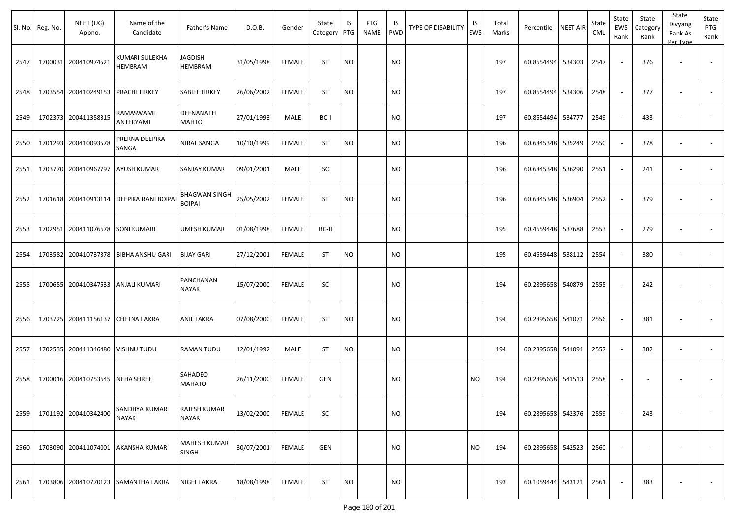| Sl. No. | Reg. No. | NEET (UG) Appno. | Name of the Candidate | Father's Name | D.O.B. | Gender | State Category | IS PTG | PTG NAME | IS PWD | TYPE OF DISABILITY | IS EWS | Total Marks | Percentile | NEET AIR | State CML | State EWS Rank | State Category Rank | State Divyang Rank As Per Type | State PTG Rank |
|---|---|---|---|---|---|---|---|---|---|---|---|---|---|---|---|---|---|---|---|---|
| 2547 | 1700031 | 200410974521 | KUMARI SULEKHA HEMBRAM | JAGDISH HEMBRAM | 31/05/1998 | FEMALE | ST | NO | | NO | | | 197 | 60.8654494 | 534303 | 2547 | - | 376 | - | - |
| 2548 | 1703554 | 200410249153 | PRACHI TIRKEY | SABIEL TIRKEY | 26/06/2002 | FEMALE | ST | NO | | NO | | | 197 | 60.8654494 | 534306 | 2548 | - | 377 | - | - |
| 2549 | 1702373 | 200411358315 | RAMASWAMI ANTERYAMI | DEENANATH MAHTO | 27/01/1993 | MALE | BC-I | | | NO | | | 197 | 60.8654494 | 534777 | 2549 | - | 433 | - | - |
| 2550 | 1701293 | 200410093578 | PRERNA DEEPIKA SANGA | NIRAL SANGA | 10/10/1999 | FEMALE | ST | NO | | NO | | | 196 | 60.6845348 | 535249 | 2550 | - | 378 | - | - |
| 2551 | 1703770 | 200410967797 | AYUSH KUMAR | SANJAY KUMAR | 09/01/2001 | MALE | SC | | | NO | | | 196 | 60.6845348 | 536290 | 2551 | - | 241 | - | - |
| 2552 | 1701618 | 200410913114 | DEEPIKA RANI BOIPAI | BHAGWAN SINGH BOIPAI | 25/05/2002 | FEMALE | ST | NO | | NO | | | 196 | 60.6845348 | 536904 | 2552 | - | 379 | - | - |
| 2553 | 1702951 | 200411076678 | SONI KUMARI | UMESH KUMAR | 01/08/1998 | FEMALE | BC-II | | | NO | | | 195 | 60.4659448 | 537688 | 2553 | - | 279 | - | - |
| 2554 | 1703582 | 200410737378 | BIBHA ANSHU GARI | BIJAY GARI | 27/12/2001 | FEMALE | ST | NO | | NO | | | 195 | 60.4659448 | 538112 | 2554 | - | 380 | - | - |
| 2555 | 1700655 | 200410347533 | ANJALI KUMARI | PANCHANAN NAYAK | 15/07/2000 | FEMALE | SC | | | NO | | | 194 | 60.2895658 | 540879 | 2555 | - | 242 | - | - |
| 2556 | 1703725 | 200411156137 | CHETNA LAKRA | ANIL LAKRA | 07/08/2000 | FEMALE | ST | NO | | NO | | | 194 | 60.2895658 | 541071 | 2556 | - | 381 | - | - |
| 2557 | 1702535 | 200411346480 | VISHNU TUDU | RAMAN TUDU | 12/01/1992 | MALE | ST | NO | | NO | | | 194 | 60.2895658 | 541091 | 2557 | - | 382 | - | - |
| 2558 | 1700016 | 200410753645 | NEHA SHREE | SAHADEO MAHATO | 26/11/2000 | FEMALE | GEN | | | NO | | NO | 194 | 60.2895658 | 541513 | 2558 | - | - | - | - |
| 2559 | 1701192 | 200410342400 | SANDHYA KUMARI NAYAK | RAJESH KUMAR NAYAK | 13/02/2000 | FEMALE | SC | | | NO | | | 194 | 60.2895658 | 542376 | 2559 | - | 243 | - | - |
| 2560 | 1703090 | 200411074001 | AKANSHA KUMARI | MAHESH KUMAR SINGH | 30/07/2001 | FEMALE | GEN | | | NO | | NO | 194 | 60.2895658 | 542523 | 2560 | - | - | - | - |
| 2561 | 1703806 | 200410770123 | SAMANTHA LAKRA | NIGEL LAKRA | 18/08/1998 | FEMALE | ST | NO | | NO | | | 193 | 60.1059444 | 543121 | 2561 | - | 383 | - | - |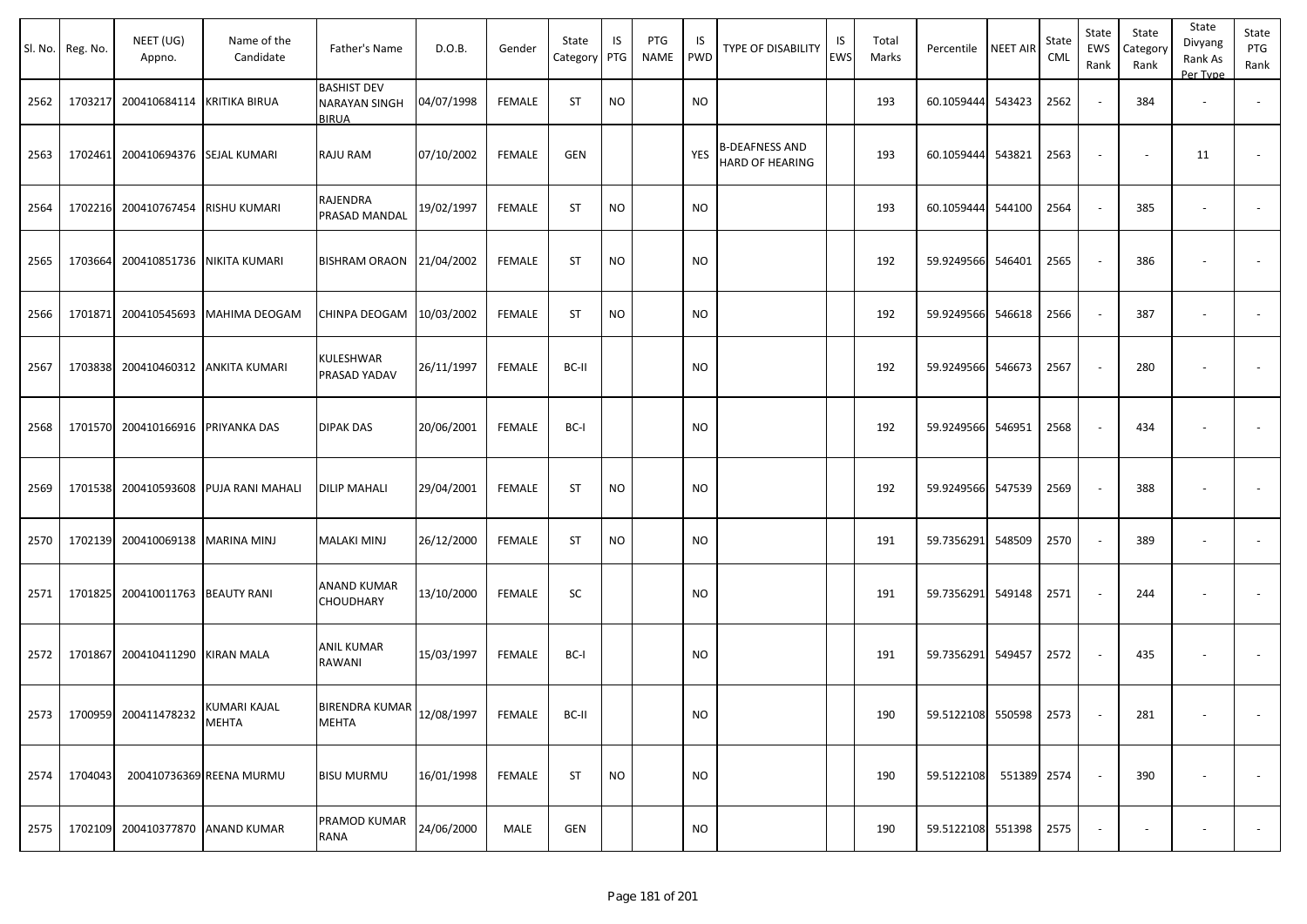| Sl. No. | Reg. No. | NEET (UG) Appno. | Name of the Candidate | Father's Name | D.O.B. | Gender | State Category | IS PTG | PTG NAME | IS PWD | TYPE OF DISABILITY | IS EWS | Total Marks | Percentile | NEET AIR | State CML | State EWS Rank | State Category Rank | State Divyang Rank As Per Type | State PTG Rank |
|---|---|---|---|---|---|---|---|---|---|---|---|---|---|---|---|---|---|---|---|---|
| 2562 | 1703217 | 200410684114 | KRITIKA BIRUA | BASHIST DEV NARAYAN SINGH BIRUA | 04/07/1998 | FEMALE | ST | NO | | NO | | | 193 | 60.1059444 | 543423 | 2562 | - | 384 | - | - |
| 2563 | 1702461 | 200410694376 | SEJAL KUMARI | RAJU RAM | 07/10/2002 | FEMALE | GEN | | | YES | B-DEAFNESS AND HARD OF HEARING | | 193 | 60.1059444 | 543821 | 2563 | - | - | 11 | - |
| 2564 | 1702216 | 200410767454 | RISHU KUMARI | RAJENDRA PRASAD MANDAL | 19/02/1997 | FEMALE | ST | NO | | NO | | | 193 | 60.1059444 | 544100 | 2564 | - | 385 | - | - |
| 2565 | 1703664 | 200410851736 | NIKITA KUMARI | BISHRAM ORAON | 21/04/2002 | FEMALE | ST | NO | | NO | | | 192 | 59.9249566 | 546401 | 2565 | - | 386 | - | - |
| 2566 | 1701871 | 200410545693 | MAHIMA DEOGAM | CHINPA DEOGAM | 10/03/2002 | FEMALE | ST | NO | | NO | | | 192 | 59.9249566 | 546618 | 2566 | - | 387 | - | - |
| 2567 | 1703838 | 200410460312 | ANKITA KUMARI | KULESHWAR PRASAD YADAV | 26/11/1997 | FEMALE | BC-II | | | NO | | | 192 | 59.9249566 | 546673 | 2567 | - | 280 | - | - |
| 2568 | 1701570 | 200410166916 | PRIYANKA DAS | DIPAK DAS | 20/06/2001 | FEMALE | BC-I | | | NO | | | 192 | 59.9249566 | 546951 | 2568 | - | 434 | - | - |
| 2569 | 1701538 | 200410593608 | PUJA RANI MAHALI | DILIP MAHALI | 29/04/2001 | FEMALE | ST | NO | | NO | | | 192 | 59.9249566 | 547539 | 2569 | - | 388 | - | - |
| 2570 | 1702139 | 200410069138 | MARINA MINJ | MALAKI MINJ | 26/12/2000 | FEMALE | ST | NO | | NO | | | 191 | 59.7356291 | 548509 | 2570 | - | 389 | - | - |
| 2571 | 1701825 | 200410011763 | BEAUTY RANI | ANAND KUMAR CHOUDHARY | 13/10/2000 | FEMALE | SC | | | NO | | | 191 | 59.7356291 | 549148 | 2571 | - | 244 | - | - |
| 2572 | 1701867 | 200410411290 | KIRAN MALA | ANIL KUMAR RAWANI | 15/03/1997 | FEMALE | BC-I | | | NO | | | 191 | 59.7356291 | 549457 | 2572 | - | 435 | - | - |
| 2573 | 1700959 | 200411478232 | KUMARI KAJAL MEHTA | BIRENDRA KUMAR MEHTA | 12/08/1997 | FEMALE | BC-II | | | NO | | | 190 | 59.5122108 | 550598 | 2573 | - | 281 | - | - |
| 2574 | 1704043 | 200410736369 | REENA MURMU | BISU MURMU | 16/01/1998 | FEMALE | ST | NO | | NO | | | 190 | 59.5122108 | 551389 | 2574 | - | 390 | - | - |
| 2575 | 1702109 | 200410377870 | ANAND KUMAR | PRAMOD KUMAR RANA | 24/06/2000 | MALE | GEN | | | NO | | | 190 | 59.5122108 | 551398 | 2575 | - | - | - | - |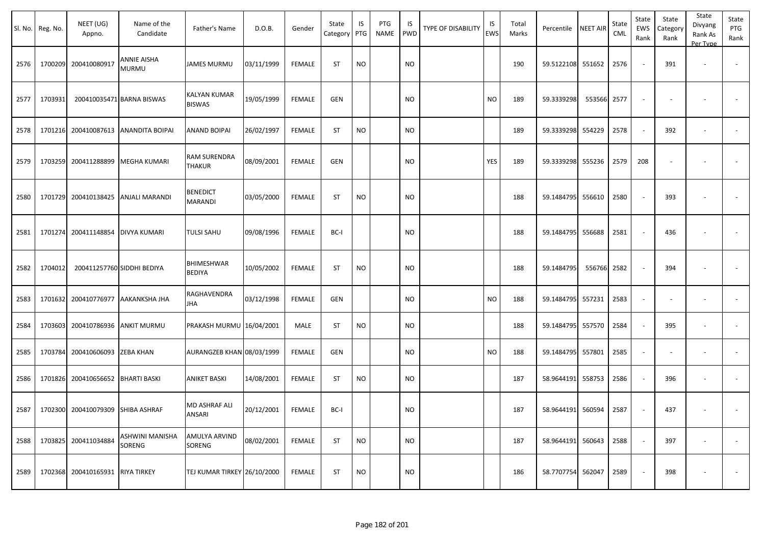| Sl. No. | Reg. No. | NEET (UG) Appno. | Name of the Candidate | Father's Name | D.O.B. | Gender | State Category | IS PTG | PTG NAME | IS PWD | TYPE OF DISABILITY | IS EWS | Total Marks | Percentile | NEET AIR | State CML | State EWS Rank | State Category Rank | State Divyang Rank As Per Type | State PTG Rank |
|---|---|---|---|---|---|---|---|---|---|---|---|---|---|---|---|---|---|---|---|---|
| 2576 | 1700209 | 200410080917 | ANNIE AISHA MURMU | JAMES MURMU | 03/11/1999 | FEMALE | ST | NO | | NO | | | 190 | 59.5122108 | 551652 | 2576 | - | 391 | - | - |
| 2577 | 1703931 | 200410035471 | BARNA BISWAS | KALYAN KUMAR BISWAS | 19/05/1999 | FEMALE | GEN | | | NO | | NO | 189 | 59.3339298 | 553566 | 2577 | - | - | - | - |
| 2578 | 1701216 | 200410087613 | ANANDITA BOIPAI | ANAND BOIPAI | 26/02/1997 | FEMALE | ST | NO | | NO | | | 189 | 59.3339298 | 554229 | 2578 | - | 392 | - | - |
| 2579 | 1703259 | 200411288899 | MEGHA KUMARI | RAM SURENDRA THAKUR | 08/09/2001 | FEMALE | GEN | | | NO | | YES | 189 | 59.3339298 | 555236 | 2579 | 208 | - | - | - |
| 2580 | 1701729 | 200410138425 | ANJALI MARANDI | BENEDICT MARANDI | 03/05/2000 | FEMALE | ST | NO | | NO | | | 188 | 59.1484795 | 556610 | 2580 | - | 393 | - | - |
| 2581 | 1701274 | 200411148854 | DIVYA KUMARI | TULSI SAHU | 09/08/1996 | FEMALE | BC-I | | | NO | | | 188 | 59.1484795 | 556688 | 2581 | - | 436 | - | - |
| 2582 | 1704012 | 200411257760 | SIDDHI BEDIYA | BHIMESHWAR BEDIYA | 10/05/2002 | FEMALE | ST | NO | | NO | | | 188 | 59.1484795 | 556766 | 2582 | - | 394 | - | - |
| 2583 | 1701632 | 200410776977 | AAKANKSHA JHA | RAGHAVENDRA JHA | 03/12/1998 | FEMALE | GEN | | | NO | | NO | 188 | 59.1484795 | 557231 | 2583 | - | - | - | - |
| 2584 | 1703603 | 200410786936 | ANKIT MURMU | PRAKASH MURMU | 16/04/2001 | MALE | ST | NO | | NO | | | 188 | 59.1484795 | 557570 | 2584 | - | 395 | - | - |
| 2585 | 1703784 | 200410606093 | ZEBA KHAN | AURANGZEB KHAN | 08/03/1999 | FEMALE | GEN | | | NO | | NO | 188 | 59.1484795 | 557801 | 2585 | - | - | - | - |
| 2586 | 1701826 | 200410656652 | BHARTI BASKI | ANIKET BASKI | 14/08/2001 | FEMALE | ST | NO | | NO | | | 187 | 58.9644191 | 558753 | 2586 | - | 396 | - | - |
| 2587 | 1702300 | 200410079309 | SHIBA ASHRAF | MD ASHRAF ALI ANSARI | 20/12/2001 | FEMALE | BC-I | | | NO | | | 187 | 58.9644191 | 560594 | 2587 | - | 437 | - | - |
| 2588 | 1703825 | 200411034884 | ASHWINI MANISHA SORENG | AMULYA ARVIND SORENG | 08/02/2001 | FEMALE | ST | NO | | NO | | | 187 | 58.9644191 | 560643 | 2588 | - | 397 | - | - |
| 2589 | 1702368 | 200410165931 | RIYA TIRKEY | TEJ KUMAR TIRKEY | 26/10/2000 | FEMALE | ST | NO | | NO | | | 186 | 58.7707754 | 562047 | 2589 | - | 398 | - | - |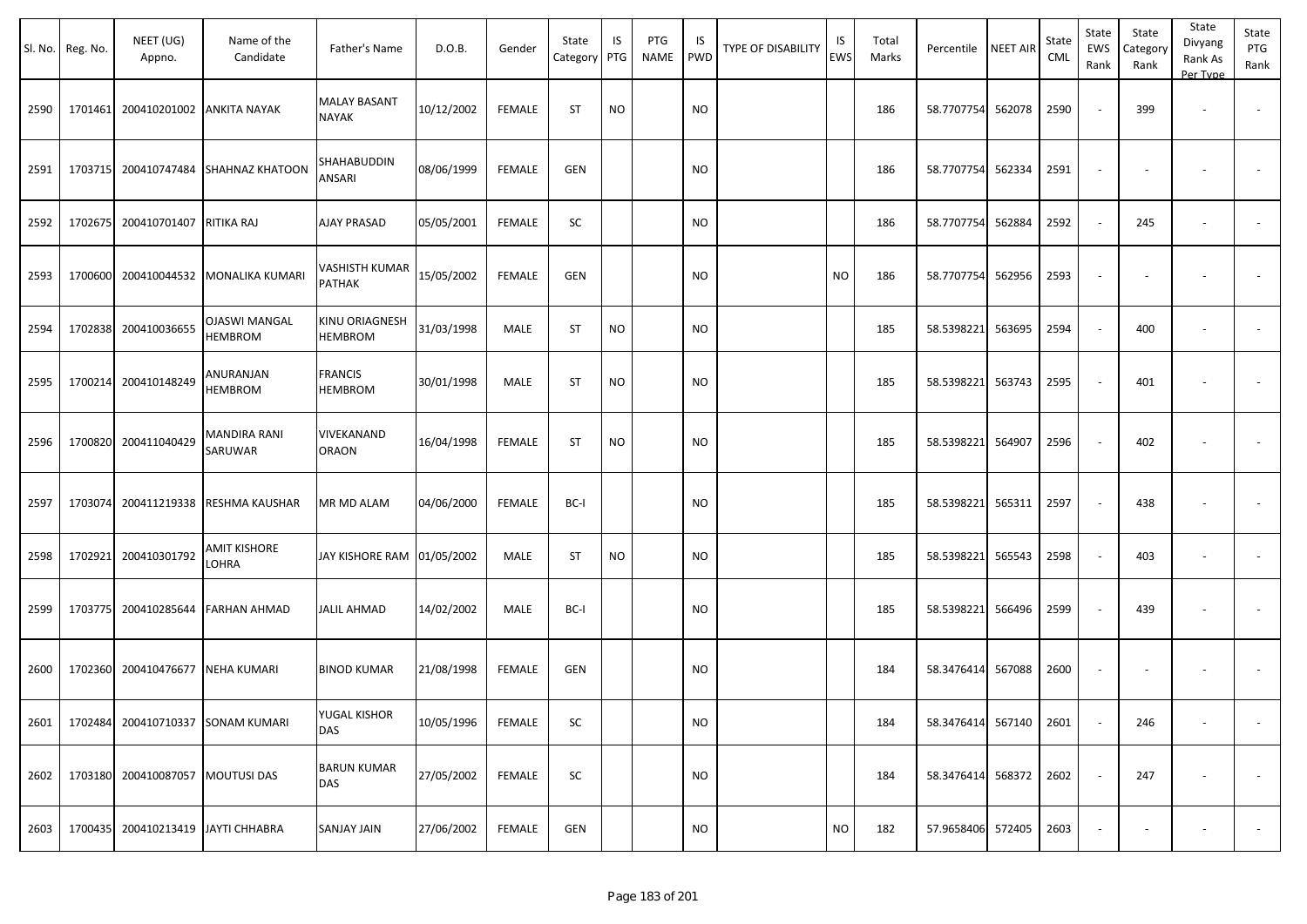| Sl. No. | Reg. No. | NEET (UG) Appno. | Name of the Candidate | Father's Name | D.O.B. | Gender | State Category | IS PTG | PTG NAME | IS PWD | TYPE OF DISABILITY | IS EWS | Total Marks | Percentile | NEET AIR | State CML | State EWS Rank | State Category Rank | State Divyang Rank As Per Type | State PTG Rank |
|---|---|---|---|---|---|---|---|---|---|---|---|---|---|---|---|---|---|---|---|---|
| 2590 | 1701461 | 200410201002 | ANKITA NAYAK | MALAY BASANT NAYAK | 10/12/2002 | FEMALE | ST | NO | | NO | | | 186 | 58.7707754 | 562078 | 2590 | - | 399 | - | - |
| 2591 | 1703715 | 200410747484 | SHAHNAZ KHATOON | SHAHABUDDIN ANSARI | 08/06/1999 | FEMALE | GEN | | | NO | | | 186 | 58.7707754 | 562334 | 2591 | - | - | - | - |
| 2592 | 1702675 | 200410701407 | RITIKA RAJ | AJAY PRASAD | 05/05/2001 | FEMALE | SC | | | NO | | | 186 | 58.7707754 | 562884 | 2592 | - | 245 | - | - |
| 2593 | 1700600 | 200410044532 | MONALIKA KUMARI | VASHISTH KUMAR PATHAK | 15/05/2002 | FEMALE | GEN | | | NO | | NO | 186 | 58.7707754 | 562956 | 2593 | - | - | - | - |
| 2594 | 1702838 | 200410036655 | OJASWI MANGAL HEMBROM | KINU ORIAGNESH HEMBROM | 31/03/1998 | MALE | ST | NO | | NO | | | 185 | 58.5398221 | 563695 | 2594 | - | 400 | - | - |
| 2595 | 1700214 | 200410148249 | ANURANJAN HEMBROM | FRANCIS HEMBROM | 30/01/1998 | MALE | ST | NO | | NO | | | 185 | 58.5398221 | 563743 | 2595 | - | 401 | - | - |
| 2596 | 1700820 | 200411040429 | MANDIRA RANI SARUWAR | VIVEKANAND ORAON | 16/04/1998 | FEMALE | ST | NO | | NO | | | 185 | 58.5398221 | 564907 | 2596 | - | 402 | - | - |
| 2597 | 1703074 | 200411219338 | RESHMA KAUSHAR | MR MD ALAM | 04/06/2000 | FEMALE | BC-I | | | NO | | | 185 | 58.5398221 | 565311 | 2597 | - | 438 | - | - |
| 2598 | 1702921 | 200410301792 | AMIT KISHORE LOHRA | JAY KISHORE RAM | 01/05/2002 | MALE | ST | NO | | NO | | | 185 | 58.5398221 | 565543 | 2598 | - | 403 | - | - |
| 2599 | 1703775 | 200410285644 | FARHAN AHMAD | JALIL AHMAD | 14/02/2002 | MALE | BC-I | | | NO | | | 185 | 58.5398221 | 566496 | 2599 | - | 439 | - | - |
| 2600 | 1702360 | 200410476677 | NEHA KUMARI | BINOD KUMAR | 21/08/1998 | FEMALE | GEN | | | NO | | | 184 | 58.3476414 | 567088 | 2600 | - | - | - | - |
| 2601 | 1702484 | 200410710337 | SONAM KUMARI | YUGAL KISHOR DAS | 10/05/1996 | FEMALE | SC | | | NO | | | 184 | 58.3476414 | 567140 | 2601 | - | 246 | - | - |
| 2602 | 1703180 | 200410087057 | MOUTUSI DAS | BARUN KUMAR DAS | 27/05/2002 | FEMALE | SC | | | NO | | | 184 | 58.3476414 | 568372 | 2602 | - | 247 | - | - |
| 2603 | 1700435 | 200410213419 | JAYTI CHHABRA | SANJAY JAIN | 27/06/2002 | FEMALE | GEN | | | NO | | NO | 182 | 57.9658406 | 572405 | 2603 | - | - | - | - |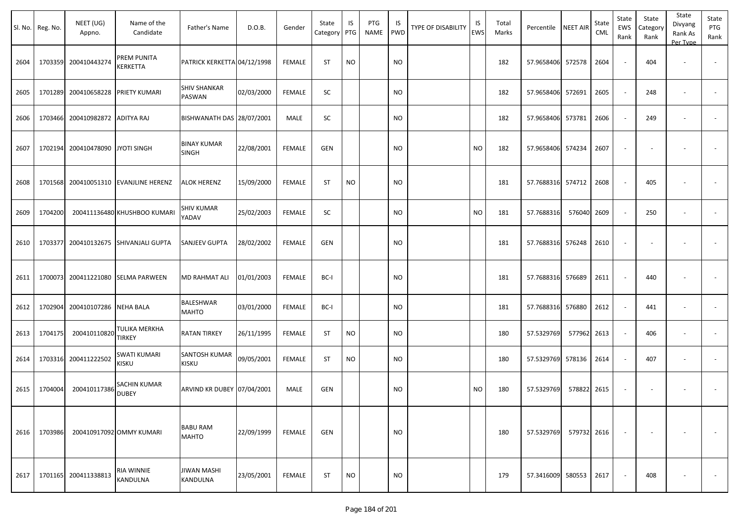| Sl. No. | Reg. No. | NEET (UG) Appno. | Name of the Candidate | Father's Name | D.O.B. | Gender | State Category | IS PTG | PTG NAME | IS PWD | TYPE OF DISABILITY | IS EWS | Total Marks | Percentile | NEET AIR | State CML | State EWS Rank | State Category Rank | State Divyang Rank As Per Type | State PTG Rank |
|---|---|---|---|---|---|---|---|---|---|---|---|---|---|---|---|---|---|---|---|---|
| 2604 | 1703359 | 200410443274 | PREM PUNITA KERKETTA | PATRICK KERKETTA | 04/12/1998 | FEMALE | ST | NO | | NO | | | 182 | 57.9658406 | 572578 | 2604 | - | 404 | - | - |
| 2605 | 1701289 | 200410658228 | PRIETY KUMARI | SHIV SHANKAR PASWAN | 02/03/2000 | FEMALE | SC | | | NO | | | 182 | 57.9658406 | 572691 | 2605 | - | 248 | - | - |
| 2606 | 1703466 | 200410982872 | ADITYA RAJ | BISHWANATH DAS | 28/07/2001 | MALE | SC | | | NO | | | 182 | 57.9658406 | 573781 | 2606 | - | 249 | - | - |
| 2607 | 1702194 | 200410478090 | JYOTI SINGH | BINAY KUMAR SINGH | 22/08/2001 | FEMALE | GEN | | | NO | | NO | 182 | 57.9658406 | 574234 | 2607 | - | - | - | - |
| 2608 | 1701568 | 200410051310 | EVANJLINE HERENZ | ALOK HERENZ | 15/09/2000 | FEMALE | ST | NO | | NO | | | 181 | 57.7688316 | 574712 | 2608 | - | 405 | - | - |
| 2609 | 1704200 | 200411136480 | KHUSHBOO KUMARI | SHIV KUMAR YADAV | 25/02/2003 | FEMALE | SC | | | NO | | NO | 181 | 57.7688316 | 576040 | 2609 | - | 250 | - | - |
| 2610 | 1703377 | 200410132675 | SHIVANJALI GUPTA | SANJEEV GUPTA | 28/02/2002 | FEMALE | GEN | | | NO | | | 181 | 57.7688316 | 576248 | 2610 | - | - | - | - |
| 2611 | 1700073 | 200411221080 | SELMA PARWEEN | MD RAHMAT ALI | 01/01/2003 | FEMALE | BC-I | | | NO | | | 181 | 57.7688316 | 576689 | 2611 | - | 440 | - | - |
| 2612 | 1702904 | 200410107286 | NEHA BALA | BALESHWAR MAHTO | 03/01/2000 | FEMALE | BC-I | | | NO | | | 181 | 57.7688316 | 576880 | 2612 | - | 441 | - | - |
| 2613 | 1704175 | 200410110820 | TULIKA MERKHA TIRKEY | RATAN TIRKEY | 26/11/1995 | FEMALE | ST | NO | | NO | | | 180 | 57.5329769 | 577962 | 2613 | - | 406 | - | - |
| 2614 | 1703316 | 200411222502 | SWATI KUMARI KISKU | SANTOSH KUMAR KISKU | 09/05/2001 | FEMALE | ST | NO | | NO | | | 180 | 57.5329769 | 578136 | 2614 | - | 407 | - | - |
| 2615 | 1704004 | 200410117386 | SACHIN KUMAR DUBEY | ARVIND KR DUBEY | 07/04/2001 | MALE | GEN | | | NO | | NO | 180 | 57.5329769 | 578822 | 2615 | - | - | - | - |
| 2616 | 1703986 | 200410917092 | OMMY KUMARI | BABU RAM MAHTO | 22/09/1999 | FEMALE | GEN | | | NO | | | 180 | 57.5329769 | 579732 | 2616 | - | - | - | - |
| 2617 | 1701165 | 200411338813 | RIA WINNIE KANDULNA | JIWAN MASHI KANDULNA | 23/05/2001 | FEMALE | ST | NO | | NO | | | 179 | 57.3416009 | 580553 | 2617 | - | 408 | - | - |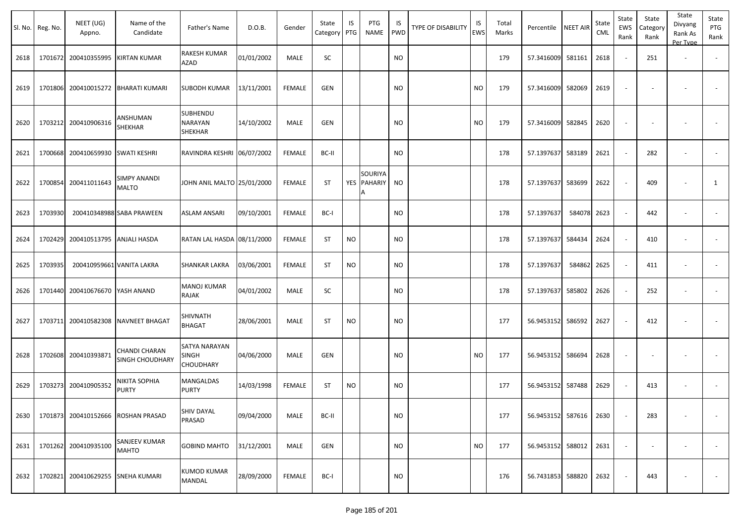| Sl. No. | Reg. No. | NEET (UG) Appno. | Name of the Candidate | Father's Name | D.O.B. | Gender | State Category | IS PTG | PTG NAME | IS PWD | TYPE OF DISABILITY | IS EWS | Total Marks | Percentile | NEET AIR | State CML | State EWS Rank | State Category Rank | State Divyang Rank As Per Type | State PTG Rank |
|---|---|---|---|---|---|---|---|---|---|---|---|---|---|---|---|---|---|---|---|---|
| 2618 | 1701672 | 200410355995 | KIRTAN KUMAR | RAKESH KUMAR AZAD | 01/01/2002 | MALE | SC | | | NO | | | 179 | 57.3416009 | 581161 | 2618 | - | 251 | - | - |
| 2619 | 1701806 | 200410015272 | BHARATI KUMARI | SUBODH KUMAR | 13/11/2001 | FEMALE | GEN | | | NO | | NO | 179 | 57.3416009 | 582069 | 2619 | - | - | - | - |
| 2620 | 1703212 | 200410906316 | ANSHUMAN SHEKHAR | SUBHENDU NARAYAN SHEKHAR | 14/10/2002 | MALE | GEN | | | NO | | NO | 179 | 57.3416009 | 582845 | 2620 | - | - | - | - |
| 2621 | 1700668 | 200410659930 | SWATI KESHRI | RAVINDRA KESHRI | 06/07/2002 | FEMALE | BC-II | | | NO | | | 178 | 57.1397637 | 583189 | 2621 | - | 282 | - | - |
| 2622 | 1700854 | 200411011643 | SIMPY ANANDI MALTO | JOHN ANIL MALTO | 25/01/2000 | FEMALE | ST | YES | SOURIYA PAHARIYA | NO | | | 178 | 57.1397637 | 583699 | 2622 | - | 409 | - | 1 |
| 2623 | 1703930 | 200410348988 | SABA PRAWEEN | ASLAM ANSARI | 09/10/2001 | FEMALE | BC-I | | | NO | | | 178 | 57.1397637 | 584078 | 2623 | - | 442 | - | - |
| 2624 | 1702429 | 200410513795 | ANJALI HASDA | RATAN LAL HASDA | 08/11/2000 | FEMALE | ST | NO | | NO | | | 178 | 57.1397637 | 584434 | 2624 | - | 410 | - | - |
| 2625 | 1703935 | 200410959661 | VANITA LAKRA | SHANKAR LAKRA | 03/06/2001 | FEMALE | ST | NO | | NO | | | 178 | 57.1397637 | 584862 | 2625 | - | 411 | - | - |
| 2626 | 1701440 | 200410676670 | YASH ANAND | MANOJ KUMAR RAJAK | 04/01/2002 | MALE | SC | | | NO | | | 178 | 57.1397637 | 585802 | 2626 | - | 252 | - | - |
| 2627 | 1703711 | 200410582308 | NAVNEET BHAGAT | SHIVNATH BHAGAT | 28/06/2001 | MALE | ST | NO | | NO | | | 177 | 56.9453152 | 586592 | 2627 | - | 412 | - | - |
| 2628 | 1702608 | 200410393871 | CHANDI CHARAN SINGH CHOUDHARY | SATYA NARAYAN SINGH CHOUDHARY | 04/06/2000 | MALE | GEN | | | NO | | NO | 177 | 56.9453152 | 586694 | 2628 | - | - | - | - |
| 2629 | 1703273 | 200410905352 | NIKITA SOPHIA PURTY | MANGALDAS PURTY | 14/03/1998 | FEMALE | ST | NO | | NO | | | 177 | 56.9453152 | 587488 | 2629 | - | 413 | - | - |
| 2630 | 1701873 | 200410152666 | ROSHAN PRASAD | SHIV DAYAL PRASAD | 09/04/2000 | MALE | BC-II | | | NO | | | 177 | 56.9453152 | 587616 | 2630 | - | 283 | - | - |
| 2631 | 1701262 | 200410935100 | SANJEEV KUMAR MAHTO | GOBIND MAHTO | 31/12/2001 | MALE | GEN | | | NO | | NO | 177 | 56.9453152 | 588012 | 2631 | - | - | - | - |
| 2632 | 1702821 | 200410629255 | SNEHA KUMARI | KUMOD KUMAR MANDAL | 28/09/2000 | FEMALE | BC-I | | | NO | | | 176 | 56.7431853 | 588820 | 2632 | - | 443 | - | - |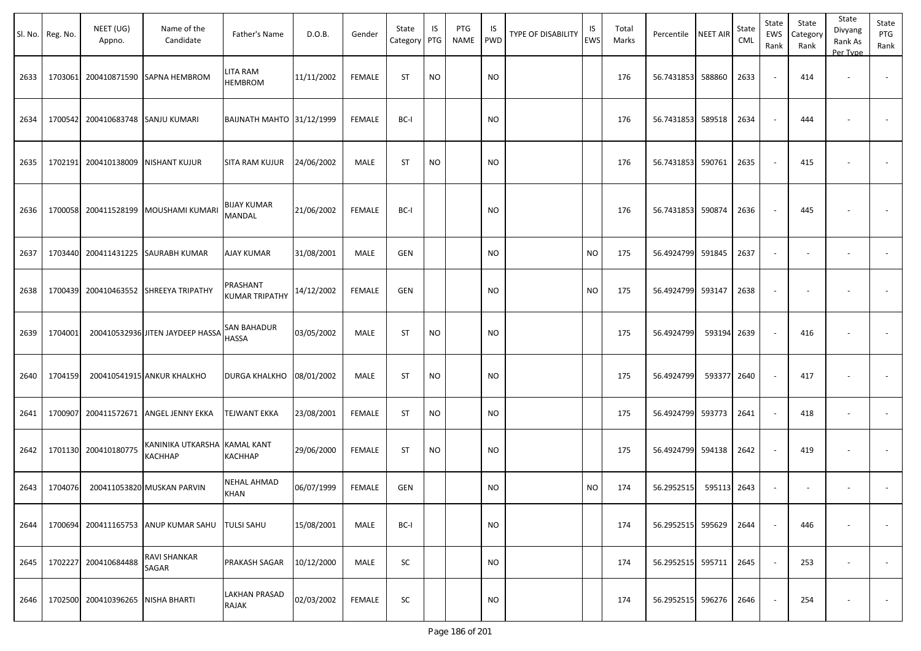| Sl. No. | Reg. No. | NEET (UG) Appno. | Name of the Candidate | Father's Name | D.O.B. | Gender | State Category | IS PTG | PTG NAME | IS PWD | TYPE OF DISABILITY | IS EWS | Total Marks | Percentile | NEET AIR | State CML | State EWS Rank | State Category Rank | State Divyang Rank As Per Type | State PTG Rank |
|---|---|---|---|---|---|---|---|---|---|---|---|---|---|---|---|---|---|---|---|---|
| 2633 | 1703061 | 200410871590 | SAPNA HEMBROM | LITA RAM HEMBROM | 11/11/2002 | FEMALE | ST | NO | | NO | | | 176 | 56.7431853 | 588860 | 2633 | - | 414 | - | - |
| 2634 | 1700542 | 200410683748 | SANJU KUMARI | BAIJNATH MAHTO | 31/12/1999 | FEMALE | BC-I | | | NO | | | 176 | 56.7431853 | 589518 | 2634 | - | 444 | - | - |
| 2635 | 1702191 | 200410138009 | NISHANT KUJUR | SITA RAM KUJUR | 24/06/2002 | MALE | ST | NO | | NO | | | 176 | 56.7431853 | 590761 | 2635 | - | 415 | - | - |
| 2636 | 1700058 | 200411528199 | MOUSHAMI KUMARI | BIJAY KUMAR MANDAL | 21/06/2002 | FEMALE | BC-I | | | NO | | | 176 | 56.7431853 | 590874 | 2636 | - | 445 | - | - |
| 2637 | 1703440 | 200411431225 | SAURABH KUMAR | AJAY KUMAR | 31/08/2001 | MALE | GEN | | | NO | | NO | 175 | 56.4924799 | 591845 | 2637 | - | - | - | - |
| 2638 | 1700439 | 200410463552 | SHREEYA TRIPATHY | PRASHANT KUMAR TRIPATHY | 14/12/2002 | FEMALE | GEN | | | NO | | NO | 175 | 56.4924799 | 593147 | 2638 | - | - | - | - |
| 2639 | 1704001 | 200410532936 | JITEN JAYDEEP HASSA | SAN BAHADUR HASSA | 03/05/2002 | MALE | ST | NO | | NO | | | 175 | 56.4924799 | 593194 | 2639 | - | 416 | - | - |
| 2640 | 1704159 | 200410541915 | ANKUR KHALKHO | DURGA KHALKHO | 08/01/2002 | MALE | ST | NO | | NO | | | 175 | 56.4924799 | 593377 | 2640 | - | 417 | - | - |
| 2641 | 1700907 | 200411572671 | ANGEL JENNY EKKA | TEJWANT EKKA | 23/08/2001 | FEMALE | ST | NO | | NO | | | 175 | 56.4924799 | 593773 | 2641 | - | 418 | - | - |
| 2642 | 1701130 | 200410180775 | KANINIKA UTKARSHA KACHHAP | KAMAL KANT KACHHAP | 29/06/2000 | FEMALE | ST | NO | | NO | | | 175 | 56.4924799 | 594138 | 2642 | - | 419 | - | - |
| 2643 | 1704076 | 200411053820 | MUSKAN PARVIN | NEHAL AHMAD KHAN | 06/07/1999 | FEMALE | GEN | | | NO | | NO | 174 | 56.2952515 | 595113 | 2643 | - | - | - | - |
| 2644 | 1700694 | 200411165753 | ANUP KUMAR SAHU | TULSI SAHU | 15/08/2001 | MALE | BC-I | | | NO | | | 174 | 56.2952515 | 595629 | 2644 | - | 446 | - | - |
| 2645 | 1702227 | 200410684488 | RAVI SHANKAR SAGAR | PRAKASH SAGAR | 10/12/2000 | MALE | SC | | | NO | | | 174 | 56.2952515 | 595711 | 2645 | - | 253 | - | - |
| 2646 | 1702500 | 200410396265 | NISHA BHARTI | LAKHAN PRASAD RAJAK | 02/03/2002 | FEMALE | SC | | | NO | | | 174 | 56.2952515 | 596276 | 2646 | - | 254 | - | - |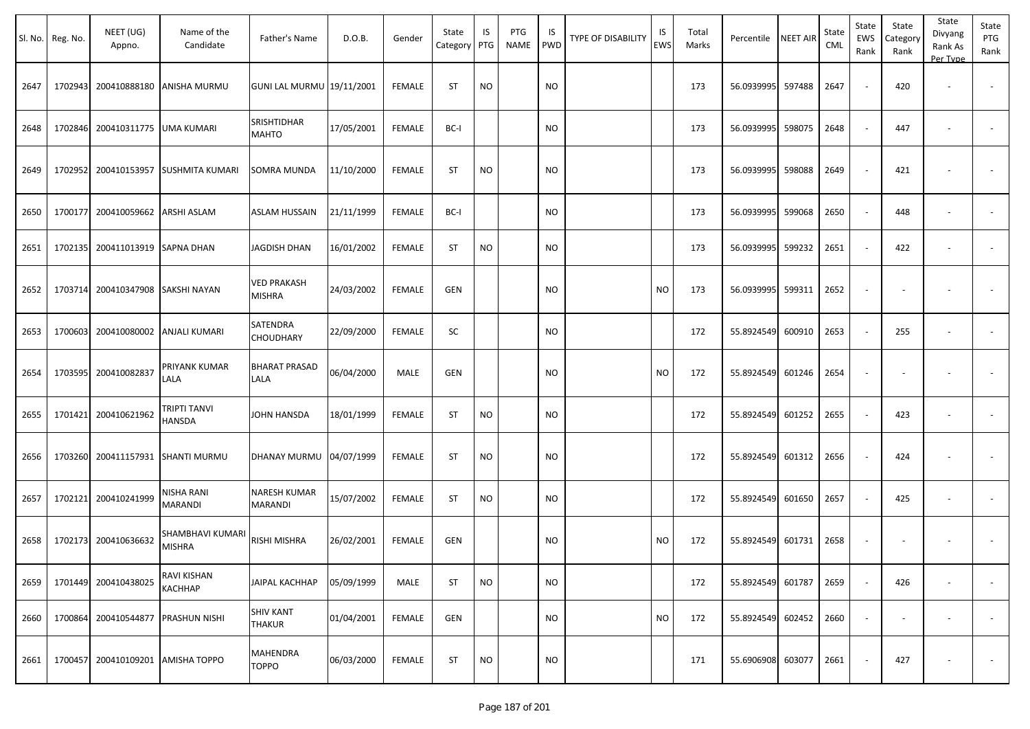| Sl. No. | Reg. No. | NEET (UG) Appno. | Name of the Candidate | Father's Name | D.O.B. | Gender | State Category | IS PTG | PTG NAME | IS PWD | TYPE OF DISABILITY | IS EWS | Total Marks | Percentile | NEET AIR | State CML | State EWS Rank | State Category Rank | State Divyang Rank As Per Type | State PTG Rank |
|---|---|---|---|---|---|---|---|---|---|---|---|---|---|---|---|---|---|---|---|---|
| 2647 | 1702943 | 200410888180 | ANISHA MURMU | GUNI LAL MURMU | 19/11/2001 | FEMALE | ST | NO | | NO | | | 173 | 56.0939995 | 597488 | 2647 | - | 420 | - | - |
| 2648 | 1702846 | 200410311775 | UMA KUMARI | SRISHTIDHAR MAHTO | 17/05/2001 | FEMALE | BC-I | | | NO | | | 173 | 56.0939995 | 598075 | 2648 | - | 447 | - | - |
| 2649 | 1702952 | 200410153957 | SUSHMITA KUMARI | SOMRA MUNDA | 11/10/2000 | FEMALE | ST | NO | | NO | | | 173 | 56.0939995 | 598088 | 2649 | - | 421 | - | - |
| 2650 | 1700177 | 200410059662 | ARSHI ASLAM | ASLAM HUSSAIN | 21/11/1999 | FEMALE | BC-I | | | NO | | | 173 | 56.0939995 | 599068 | 2650 | - | 448 | - | - |
| 2651 | 1702135 | 200411013919 | SAPNA DHAN | JAGDISH DHAN | 16/01/2002 | FEMALE | ST | NO | | NO | | | 173 | 56.0939995 | 599232 | 2651 | - | 422 | - | - |
| 2652 | 1703714 | 200410347908 | SAKSHI NAYAN | VED PRAKASH MISHRA | 24/03/2002 | FEMALE | GEN | | | NO | | NO | 173 | 56.0939995 | 599311 | 2652 | - | - | - | - |
| 2653 | 1700603 | 200410080002 | ANJALI KUMARI | SATENDRA CHOUDHARY | 22/09/2000 | FEMALE | SC | | | NO | | | 172 | 55.8924549 | 600910 | 2653 | - | 255 | - | - |
| 2654 | 1703595 | 200410082837 | PRIYANK KUMAR LALA | BHARAT PRASAD LALA | 06/04/2000 | MALE | GEN | | | NO | | NO | 172 | 55.8924549 | 601246 | 2654 | - | - | - | - |
| 2655 | 1701421 | 200410621962 | TRIPTI TANVI HANSDA | JOHN HANSDA | 18/01/1999 | FEMALE | ST | NO | | NO | | | 172 | 55.8924549 | 601252 | 2655 | - | 423 | - | - |
| 2656 | 1703260 | 200411157931 | SHANTI MURMU | DHANAY MURMU | 04/07/1999 | FEMALE | ST | NO | | NO | | | 172 | 55.8924549 | 601312 | 2656 | - | 424 | - | - |
| 2657 | 1702121 | 200410241999 | NISHA RANI MARANDI | NARESH KUMAR MARANDI | 15/07/2002 | FEMALE | ST | NO | | NO | | | 172 | 55.8924549 | 601650 | 2657 | - | 425 | - | - |
| 2658 | 1702173 | 200410636632 | SHAMBHAVI KUMARI MISHRA | RISHI MISHRA | 26/02/2001 | FEMALE | GEN | | | NO | | NO | 172 | 55.8924549 | 601731 | 2658 | - | - | - | - |
| 2659 | 1701449 | 200410438025 | RAVI KISHAN KACHHAP | JAIPAL KACHHAP | 05/09/1999 | MALE | ST | NO | | NO | | | 172 | 55.8924549 | 601787 | 2659 | - | 426 | - | - |
| 2660 | 1700864 | 200410544877 | PRASHUN NISHI | SHIV KANT THAKUR | 01/04/2001 | FEMALE | GEN | | | NO | | NO | 172 | 55.8924549 | 602452 | 2660 | - | - | - | - |
| 2661 | 1700457 | 200410109201 | AMISHA TOPPO | MAHENDRA TOPPO | 06/03/2000 | FEMALE | ST | NO | | NO | | | 171 | 55.6906908 | 603077 | 2661 | - | 427 | - | - |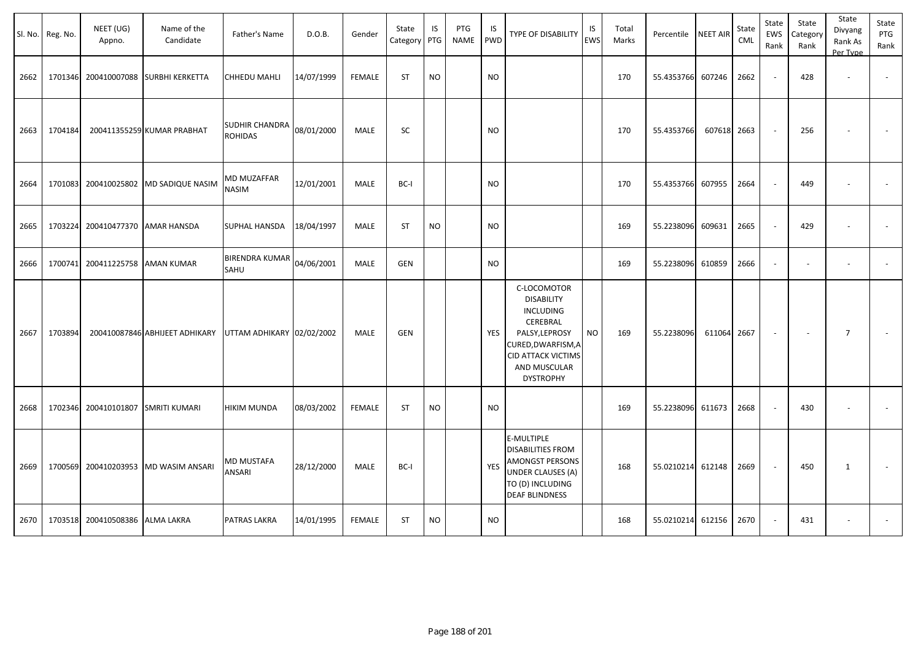| Sl. No. | Reg. No. | NEET (UG) Appno. | Name of the Candidate | Father's Name | D.O.B. | Gender | State Category | IS PTG | PTG NAME | IS PWD | TYPE OF DISABILITY | IS EWS | Total Marks | Percentile | NEET AIR | State CML | State EWS Rank | State Category Rank | State Divyang Rank As Per Type | State PTG Rank |
|---|---|---|---|---|---|---|---|---|---|---|---|---|---|---|---|---|---|---|---|---|
| 2662 | 1701346 | 200410007088 | SURBHI KERKETTA | CHHEDU MAHLI | 14/07/1999 | FEMALE | ST | NO | | NO | | | 170 | 55.4353766 | 607246 | 2662 | - | 428 | - | - |
| 2663 | 1704184 | 200411355259 | KUMAR PRABHAT | SUDHIR CHANDRA ROHIDAS | 08/01/2000 | MALE | SC | | | NO | | | 170 | 55.4353766 | 607618 | 2663 | - | 256 | - | - |
| 2664 | 1701083 | 200410025802 | MD SADIQUE NASIM | MD MUZAFFAR NASIM | 12/01/2001 | MALE | BC-I | | | NO | | | 170 | 55.4353766 | 607955 | 2664 | - | 449 | - | - |
| 2665 | 1703224 | 200410477370 | AMAR HANSDA | SUPHAL HANSDA | 18/04/1997 | MALE | ST | NO | | NO | | | 169 | 55.2238096 | 609631 | 2665 | - | 429 | - | - |
| 2666 | 1700741 | 200411225758 | AMAN KUMAR | BIRENDRA KUMAR SAHU | 04/06/2001 | MALE | GEN | | | NO | | | 169 | 55.2238096 | 610859 | 2666 | - | - | - | - |
| 2667 | 1703894 | 200410087846 | ABHIJEET ADHIKARY | UTTAM ADHIKARY | 02/02/2002 | MALE | GEN | | | YES | C-LOCOMOTOR DISABILITY INCLUDING CEREBRAL PALSY,LEPROSY CURED,DWARFISM,ACID ATTACK VICTIMS AND MUSCULAR DYSTROPHY | NO | 169 | 55.2238096 | 611064 | 2667 | - | - | 7 | - |
| 2668 | 1702346 | 200410101807 | SMRITI KUMARI | HIKIM MUNDA | 08/03/2002 | FEMALE | ST | NO | | NO | | | 169 | 55.2238096 | 611673 | 2668 | - | 430 | - | - |
| 2669 | 1700569 | 200410203953 | MD WASIM ANSARI | MD MUSTAFA ANSARI | 28/12/2000 | MALE | BC-I | | | YES | E-MULTIPLE DISABILITIES FROM AMONGST PERSONS UNDER CLAUSES (A) TO (D) INCLUDING DEAF BLINDNESS | | 168 | 55.0210214 | 612148 | 2669 | - | 450 | 1 | - |
| 2670 | 1703518 | 200410508386 | ALMA LAKRA | PATRAS LAKRA | 14/01/1995 | FEMALE | ST | NO | | NO | | | 168 | 55.0210214 | 612156 | 2670 | - | 431 | - | - |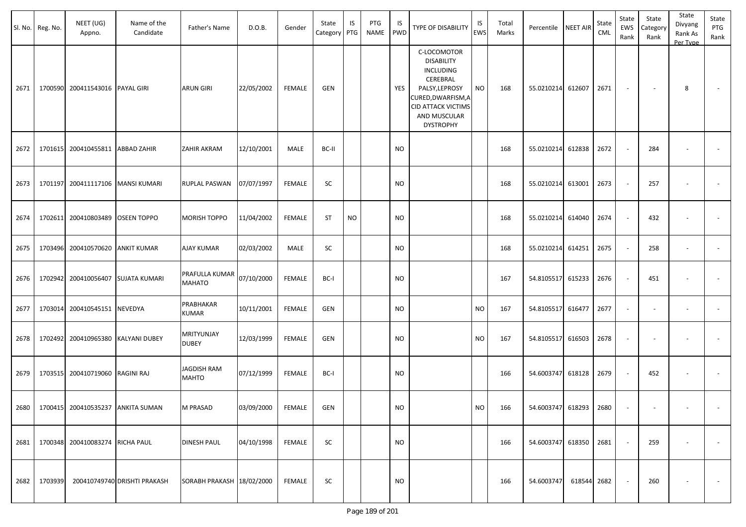| Sl. No. | Reg. No. | NEET (UG) Appno. | Name of the Candidate | Father's Name | D.O.B. | Gender | State Category | IS PTG | PTG NAME | IS PWD | TYPE OF DISABILITY | IS EWS | Total Marks | Percentile | NEET AIR | State CML | State EWS Rank | State Category Rank | State Divyang Rank As Per Type | State PTG Rank |
|---|---|---|---|---|---|---|---|---|---|---|---|---|---|---|---|---|---|---|---|---|
| 2671 | 1700590 | 200411543016 | PAYAL GIRI | ARUN GIRI | 22/05/2002 | FEMALE | GEN | | | YES | C-LOCOMOTOR DISABILITY INCLUDING CEREBRAL PALSY,LEPROSY CURED,DWARFISM,ACID ATTACK VICTIMS AND MUSCULAR DYSTROPHY | NO | 168 | 55.0210214 | 612607 | 2671 | - | - | 8 | - |
| 2672 | 1701615 | 200410455811 | ABBAD ZAHIR | ZAHIR AKRAM | 12/10/2001 | MALE | BC-II | | | NO | | | 168 | 55.0210214 | 612838 | 2672 | - | 284 | - | - |
| 2673 | 1701197 | 200411117106 | MANSI KUMARI | RUPLAL PASWAN | 07/07/1997 | FEMALE | SC | | | NO | | | 168 | 55.0210214 | 613001 | 2673 | - | 257 | - | - |
| 2674 | 1702611 | 200410803489 | OSEEN TOPPO | MORISH TOPPO | 11/04/2002 | FEMALE | ST | NO | | NO | | | 168 | 55.0210214 | 614040 | 2674 | - | 432 | - | - |
| 2675 | 1703496 | 200410570620 | ANKIT KUMAR | AJAY KUMAR | 02/03/2002 | MALE | SC | | | NO | | | 168 | 55.0210214 | 614251 | 2675 | - | 258 | - | - |
| 2676 | 1702942 | 200410056407 | SUJATA KUMARI | PRAFULLA KUMAR MAHATO | 07/10/2000 | FEMALE | BC-I | | | NO | | | 167 | 54.8105517 | 615233 | 2676 | - | 451 | - | - |
| 2677 | 1703014 | 200410545151 | NEVEDYA | PRABHAKAR KUMAR | 10/11/2001 | FEMALE | GEN | | | NO | | NO | 167 | 54.8105517 | 616477 | 2677 | - | - | - | - |
| 2678 | 1702492 | 200410965380 | KALYANI DUBEY | MRITYUNJAY DUBEY | 12/03/1999 | FEMALE | GEN | | | NO | | NO | 167 | 54.8105517 | 616503 | 2678 | - | - | - | - |
| 2679 | 1703515 | 200410719060 | RAGINI RAJ | JAGDISH RAM MAHTO | 07/12/1999 | FEMALE | BC-I | | | NO | | | 166 | 54.6003747 | 618128 | 2679 | - | 452 | - | - |
| 2680 | 1700415 | 200410535237 | ANKITA SUMAN | M PRASAD | 03/09/2000 | FEMALE | GEN | | | NO | | NO | 166 | 54.6003747 | 618293 | 2680 | - | - | - | - |
| 2681 | 1700348 | 200410083274 | RICHA PAUL | DINESH PAUL | 04/10/1998 | FEMALE | SC | | | NO | | | 166 | 54.6003747 | 618350 | 2681 | - | 259 | - | - |
| 2682 | 1703939 | 200410749740 | DRISHTI PRAKASH | SORABH PRAKASH | 18/02/2000 | FEMALE | SC | | | NO | | | 166 | 54.6003747 | 618544 | 2682 | - | 260 | - | - |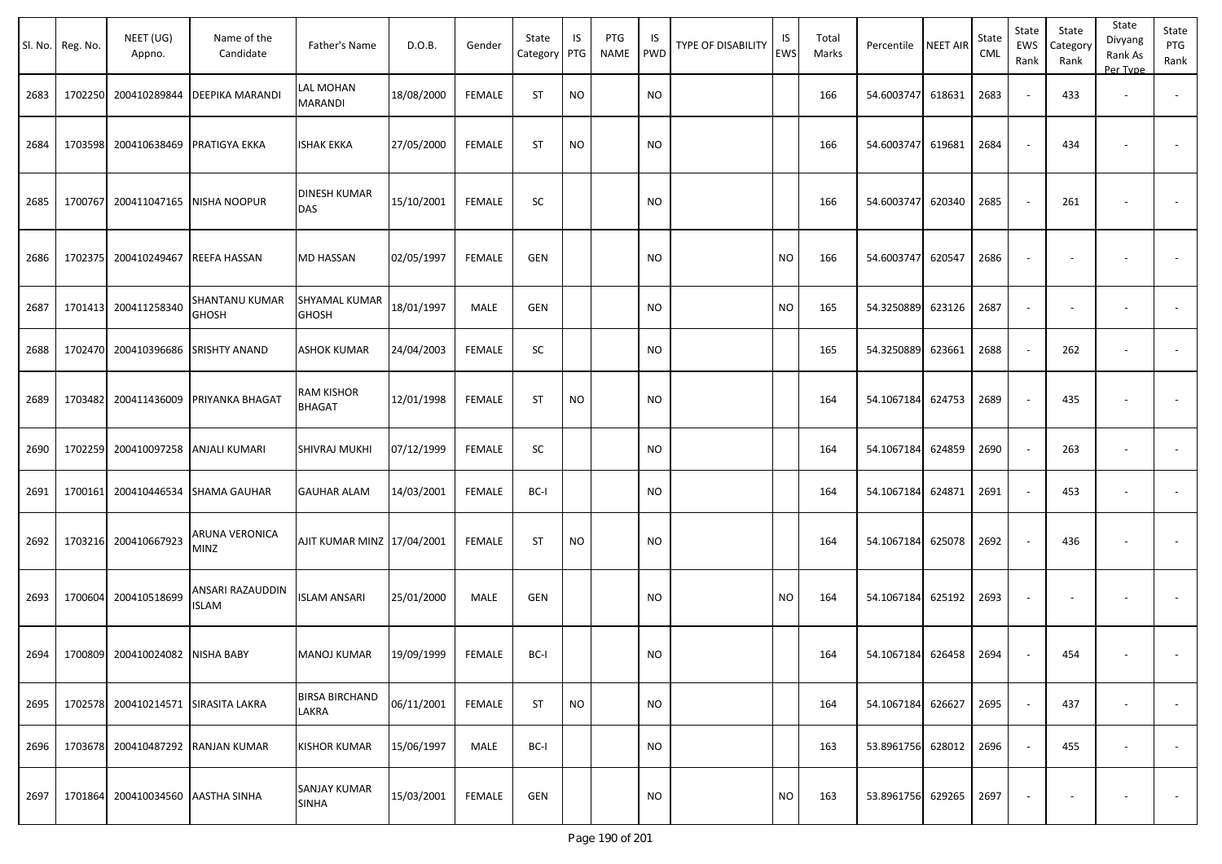| Sl. No. | Reg. No. | NEET (UG) Appno. | Name of the Candidate | Father's Name | D.O.B. | Gender | State Category | IS PTG | PTG NAME | IS PWD | TYPE OF DISABILITY | IS EWS | Total Marks | Percentile | NEET AIR | State CML | State EWS Rank | State Category Rank | State Divyang Rank As Per Type | State PTG Rank |
|---|---|---|---|---|---|---|---|---|---|---|---|---|---|---|---|---|---|---|---|---|
| 2683 | 1702250 | 200410289844 | DEEPIKA MARANDI | LAL MOHAN MARANDI | 18/08/2000 | FEMALE | ST | NO | | NO | | | 166 | 54.6003747 | 618631 | 2683 | - | 433 | - | - |
| 2684 | 1703598 | 200410638469 | PRATIGYA EKKA | ISHAK EKKA | 27/05/2000 | FEMALE | ST | NO | | NO | | | 166 | 54.6003747 | 619681 | 2684 | - | 434 | - | - |
| 2685 | 1700767 | 200411047165 | NISHA NOOPUR | DINESH KUMAR DAS | 15/10/2001 | FEMALE | SC | | | NO | | | 166 | 54.6003747 | 620340 | 2685 | - | 261 | - | - |
| 2686 | 1702375 | 200410249467 | REEFA HASSAN | MD HASSAN | 02/05/1997 | FEMALE | GEN | | | NO | | NO | 166 | 54.6003747 | 620547 | 2686 | - | - | - | - |
| 2687 | 1701413 | 200411258340 | SHANTANU KUMAR GHOSH | SHYAMAL KUMAR GHOSH | 18/01/1997 | MALE | GEN | | | NO | | NO | 165 | 54.3250889 | 623126 | 2687 | - | - | - | - |
| 2688 | 1702470 | 200410396686 | SRISHTY ANAND | ASHOK KUMAR | 24/04/2003 | FEMALE | SC | | | NO | | | 165 | 54.3250889 | 623661 | 2688 | - | 262 | - | - |
| 2689 | 1703482 | 200411436009 | PRIYANKA BHAGAT | RAM KISHOR BHAGAT | 12/01/1998 | FEMALE | ST | NO | | NO | | | 164 | 54.1067184 | 624753 | 2689 | - | 435 | - | - |
| 2690 | 1702259 | 200410097258 | ANJALI KUMARI | SHIVRAJ MUKHI | 07/12/1999 | FEMALE | SC | | | NO | | | 164 | 54.1067184 | 624859 | 2690 | - | 263 | - | - |
| 2691 | 1700161 | 200410446534 | SHAMA GAUHAR | GAUHAR ALAM | 14/03/2001 | FEMALE | BC-I | | | NO | | | 164 | 54.1067184 | 624871 | 2691 | - | 453 | - | - |
| 2692 | 1703216 | 200410667923 | ARUNA VERONICA MINZ | AJIT KUMAR MINZ | 17/04/2001 | FEMALE | ST | NO | | NO | | | 164 | 54.1067184 | 625078 | 2692 | - | 436 | - | - |
| 2693 | 1700604 | 200410518699 | ANSARI RAZAUDDIN ISLAM | ISLAM ANSARI | 25/01/2000 | MALE | GEN | | | NO | | NO | 164 | 54.1067184 | 625192 | 2693 | - | - | - | - |
| 2694 | 1700809 | 200410024082 | NISHA BABY | MANOJ KUMAR | 19/09/1999 | FEMALE | BC-I | | | NO | | | 164 | 54.1067184 | 626458 | 2694 | - | 454 | - | - |
| 2695 | 1702578 | 200410214571 | SIRASITA LAKRA | BIRSA BIRCHAND LAKRA | 06/11/2001 | FEMALE | ST | NO | | NO | | | 164 | 54.1067184 | 626627 | 2695 | - | 437 | - | - |
| 2696 | 1703678 | 200410487292 | RANJAN KUMAR | KISHOR KUMAR | 15/06/1997 | MALE | BC-I | | | NO | | | 163 | 53.8961756 | 628012 | 2696 | - | 455 | - | - |
| 2697 | 1701864 | 200410034560 | AASTHA SINHA | SANJAY KUMAR SINHA | 15/03/2001 | FEMALE | GEN | | | NO | | NO | 163 | 53.8961756 | 629265 | 2697 | - | - | - | - |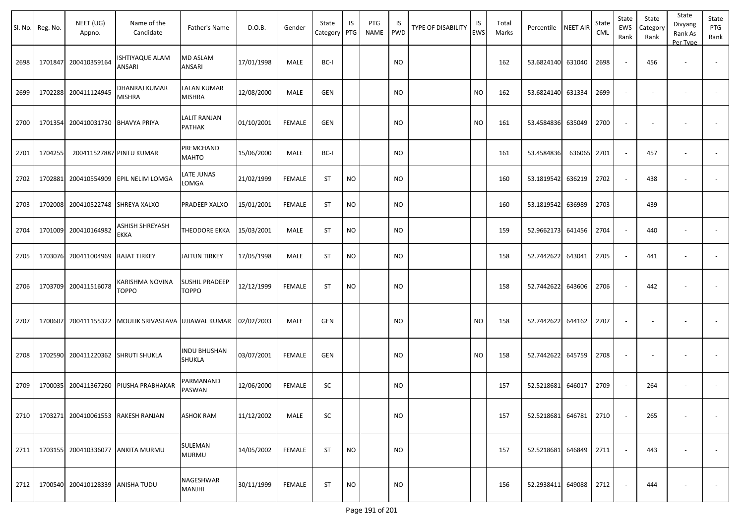| Sl. No. | Reg. No. | NEET (UG) Appno. | Name of the Candidate | Father's Name | D.O.B. | Gender | State Category | IS PTG | PTG NAME | IS PWD | TYPE OF DISABILITY | IS EWS | Total Marks | Percentile | NEET AIR | State CML | State EWS Rank | State Category Rank | State Divyang Rank As Per Type | State PTG Rank |
|---|---|---|---|---|---|---|---|---|---|---|---|---|---|---|---|---|---|---|---|---|
| 2698 | 1701847 | 200410359164 | ISHTIYAQUE ALAM ANSARI | MD ASLAM ANSARI | 17/01/1998 | MALE | BC-I | | | NO | | | 162 | 53.6824140 | 631040 | 2698 | - | 456 | - | - |
| 2699 | 1702288 | 200411124945 | DHANRAJ KUMAR MISHRA | LALAN KUMAR MISHRA | 12/08/2000 | MALE | GEN | | | NO | | NO | 162 | 53.6824140 | 631334 | 2699 | - | - | - | - |
| 2700 | 1701354 | 200410031730 | BHAVYA PRIYA | LALIT RANJAN PATHAK | 01/10/2001 | FEMALE | GEN | | | NO | | NO | 161 | 53.4584836 | 635049 | 2700 | - | - | - | - |
| 2701 | 1704255 | 200411527887 | PINTU KUMAR | PREMCHAND MAHTO | 15/06/2000 | MALE | BC-I | | | NO | | | 161 | 53.4584836 | 636065 | 2701 | - | 457 | - | - |
| 2702 | 1702881 | 200410554909 | EPIL NELIM LOMGA | LATE JUNAS LOMGA | 21/02/1999 | FEMALE | ST | NO | | NO | | | 160 | 53.1819542 | 636219 | 2702 | - | 438 | - | - |
| 2703 | 1702008 | 200410522748 | SHREYA XALXO | PRADEEP XALXO | 15/01/2001 | FEMALE | ST | NO | | NO | | | 160 | 53.1819542 | 636989 | 2703 | - | 439 | - | - |
| 2704 | 1701009 | 200410164982 | ASHISH SHREYASH EKKA | THEODORE EKKA | 15/03/2001 | MALE | ST | NO | | NO | | | 159 | 52.9662173 | 641456 | 2704 | - | 440 | - | - |
| 2705 | 1703076 | 200411004969 | RAJAT TIRKEY | JAITUN TIRKEY | 17/05/1998 | MALE | ST | NO | | NO | | | 158 | 52.7442622 | 643041 | 2705 | - | 441 | - | - |
| 2706 | 1703709 | 200411516078 | KARISHMA NOVINA TOPPO | SUSHIL PRADEEP TOPPO | 12/12/1999 | FEMALE | ST | NO | | NO | | | 158 | 52.7442622 | 643606 | 2706 | - | 442 | - | - |
| 2707 | 1700607 | 200411155322 | MOULIK SRIVASTAVA | UJJAWAL KUMAR | 02/02/2003 | MALE | GEN | | | NO | | NO | 158 | 52.7442622 | 644162 | 2707 | - | - | - | - |
| 2708 | 1702590 | 200411220362 | SHRUTI SHUKLA | INDU BHUSHAN SHUKLA | 03/07/2001 | FEMALE | GEN | | | NO | | NO | 158 | 52.7442622 | 645759 | 2708 | - | - | - | - |
| 2709 | 1700035 | 200411367260 | PIUSHA PRABHAKAR | PARMANAND PASWAN | 12/06/2000 | FEMALE | SC | | | NO | | | 157 | 52.5218681 | 646017 | 2709 | - | 264 | - | - |
| 2710 | 1703271 | 200410061553 | RAKESH RANJAN | ASHOK RAM | 11/12/2002 | MALE | SC | | | NO | | | 157 | 52.5218681 | 646781 | 2710 | - | 265 | - | - |
| 2711 | 1703155 | 200410336077 | ANKITA MURMU | SULEMAN MURMU | 14/05/2002 | FEMALE | ST | NO | | NO | | | 157 | 52.5218681 | 646849 | 2711 | - | 443 | - | - |
| 2712 | 1700540 | 200410128339 | ANISHA TUDU | NAGESHWAR MANJHI | 30/11/1999 | FEMALE | ST | NO | | NO | | | 156 | 52.2938411 | 649088 | 2712 | - | 444 | - | - |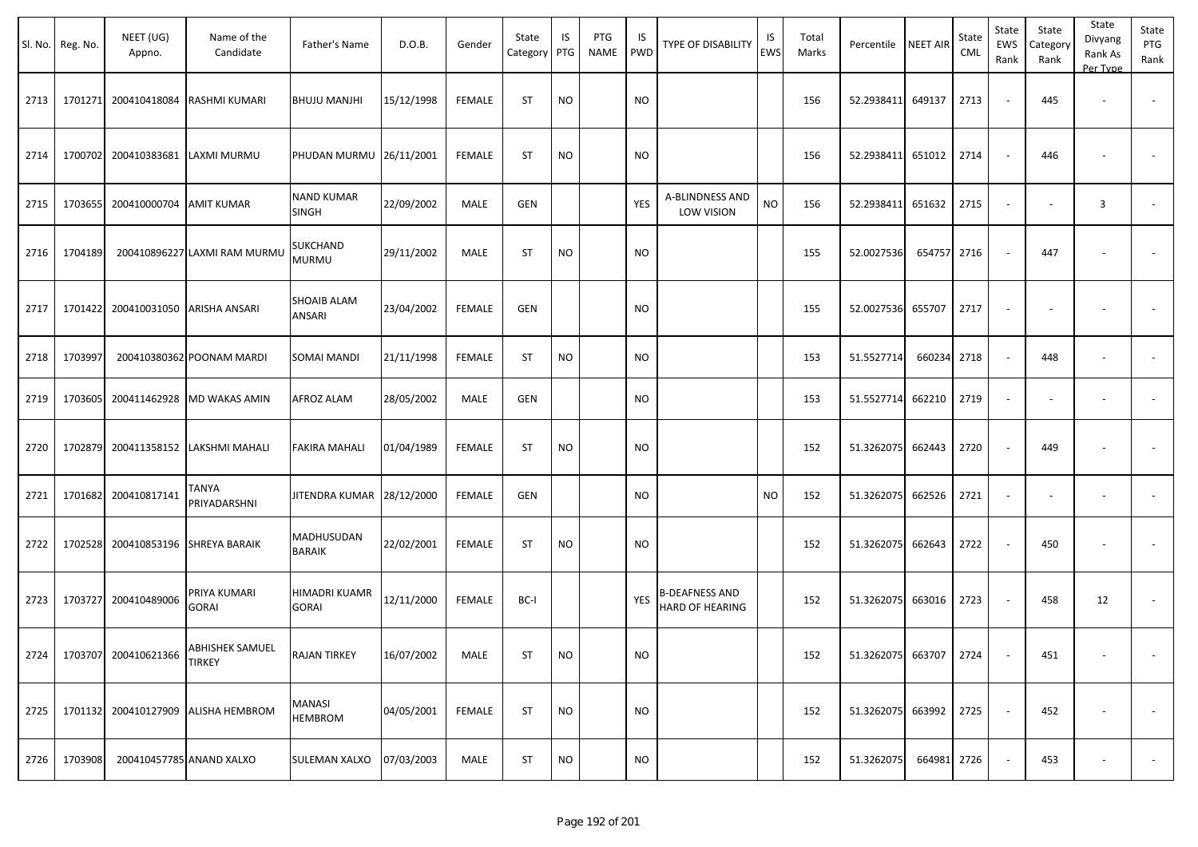| Sl. No. | Reg. No. | NEET (UG) Appno. | Name of the Candidate | Father's Name | D.O.B. | Gender | State Category | IS PTG | PTG NAME | IS PWD | TYPE OF DISABILITY | IS EWS | Total Marks | Percentile | NEET AIR | State CML | State EWS Rank | State Category Rank | State Divyang Rank As Per Type | State PTG Rank |
|---|---|---|---|---|---|---|---|---|---|---|---|---|---|---|---|---|---|---|---|---|
| 2713 | 1701271 | 200410418084 | RASHMI KUMARI | BHUJU MANJHI | 15/12/1998 | FEMALE | ST | NO | | NO | | | 156 | 52.2938411 | 649137 | 2713 | - | 445 | - | - |
| 2714 | 1700702 | 200410383681 | LAXMI MURMU | PHUDAN MURMU | 26/11/2001 | FEMALE | ST | NO | | NO | | | 156 | 52.2938411 | 651012 | 2714 | - | 446 | - | - |
| 2715 | 1703655 | 200410000704 | AMIT KUMAR | NAND KUMAR SINGH | 22/09/2002 | MALE | GEN | | | YES | A-BLINDNESS AND LOW VISION | NO | 156 | 52.2938411 | 651632 | 2715 | - | - | 3 | - |
| 2716 | 1704189 | 200410896227 | LAXMI RAM MURMU | SUKCHAND MURMU | 29/11/2002 | MALE | ST | NO | | NO | | | 155 | 52.0027536 | 654757 | 2716 | - | 447 | - | - |
| 2717 | 1701422 | 200410031050 | ARISHA ANSARI | SHOAIB ALAM ANSARI | 23/04/2002 | FEMALE | GEN | | | NO | | | 155 | 52.0027536 | 655707 | 2717 | - | - | - | - |
| 2718 | 1703997 | 200410380362 | POONAM MARDI | SOMAI MANDI | 21/11/1998 | FEMALE | ST | NO | | NO | | | 153 | 51.5527714 | 660234 | 2718 | - | 448 | - | - |
| 2719 | 1703605 | 200411462928 | MD WAKAS AMIN | AFROZ ALAM | 28/05/2002 | MALE | GEN | | | NO | | | 153 | 51.5527714 | 662210 | 2719 | - | - | - | - |
| 2720 | 1702879 | 200411358152 | LAKSHMI MAHALI | FAKIRA MAHALI | 01/04/1989 | FEMALE | ST | NO | | NO | | | 152 | 51.3262075 | 662443 | 2720 | - | 449 | - | - |
| 2721 | 1701682 | 200410817141 | TANYA PRIYADARSHNI | JITENDRA KUMAR | 28/12/2000 | FEMALE | GEN | | | NO | | NO | 152 | 51.3262075 | 662526 | 2721 | - | - | - | - |
| 2722 | 1702528 | 200410853196 | SHREYA BARAIK | MADHUSUDAN BARAIK | 22/02/2001 | FEMALE | ST | NO | | NO | | | 152 | 51.3262075 | 662643 | 2722 | - | 450 | - | - |
| 2723 | 1703727 | 200410489006 | PRIYA KUMARI GORAI | HIMADRI KUAMR GORAI | 12/11/2000 | FEMALE | BC-I | | | YES | B-DEAFNESS AND HARD OF HEARING | | 152 | 51.3262075 | 663016 | 2723 | - | 458 | 12 | - |
| 2724 | 1703707 | 200410621366 | ABHISHEK SAMUEL TIRKEY | RAJAN TIRKEY | 16/07/2002 | MALE | ST | NO | | NO | | | 152 | 51.3262075 | 663707 | 2724 | - | 451 | - | - |
| 2725 | 1701132 | 200410127909 | ALISHA HEMBROM | MANASI HEMBROM | 04/05/2001 | FEMALE | ST | NO | | NO | | | 152 | 51.3262075 | 663992 | 2725 | - | 452 | - | - |
| 2726 | 1703908 | 200410457785 | ANAND XALXO | SULEMAN XALXO | 07/03/2003 | MALE | ST | NO | | NO | | | 152 | 51.3262075 | 664981 | 2726 | - | 453 | - | - |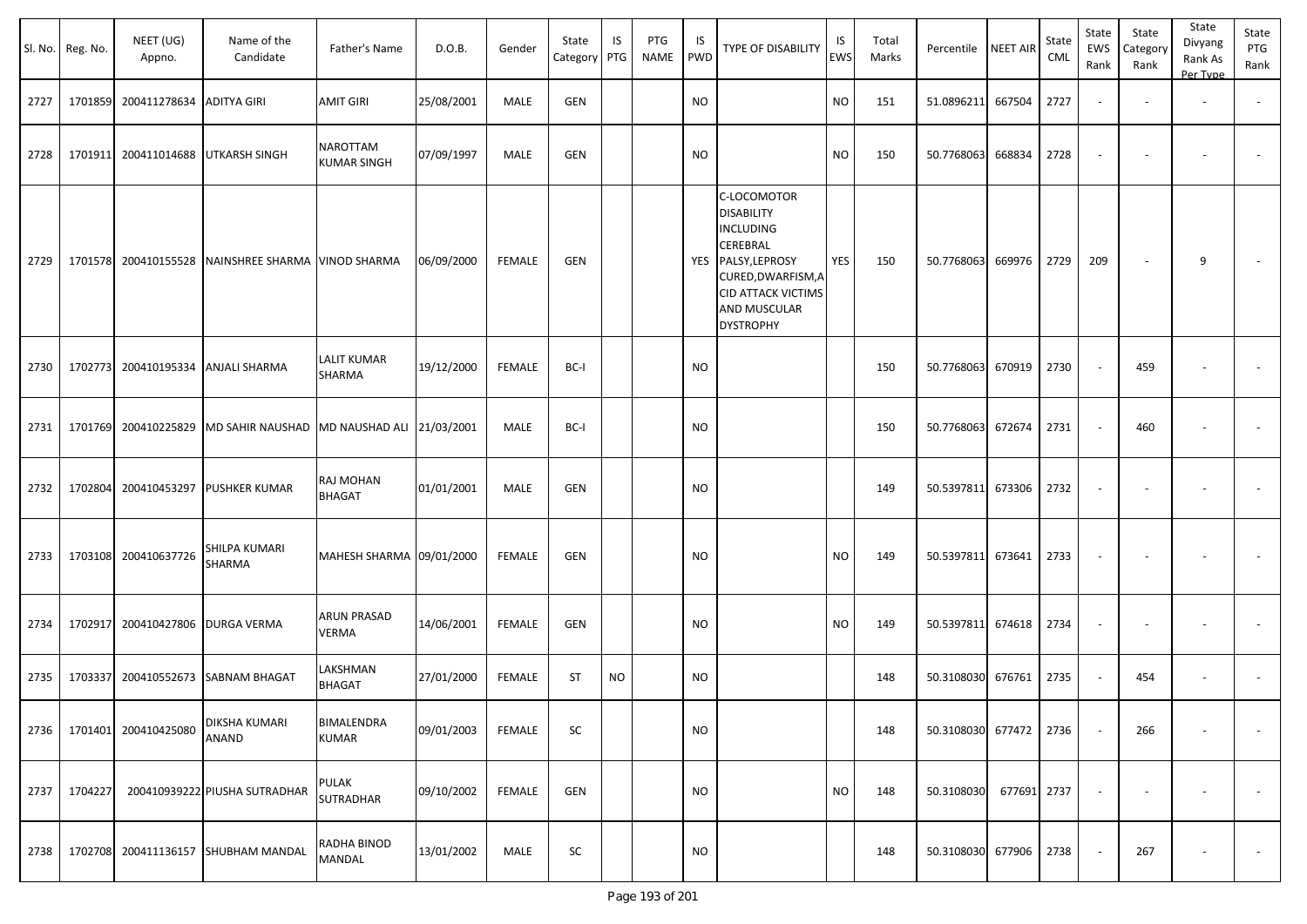| Sl. No. | Reg. No. | NEET (UG) Appno. | Name of the Candidate | Father's Name | D.O.B. | Gender | State Category | IS PTG | PTG NAME | IS PWD | TYPE OF DISABILITY | IS EWS | Total Marks | Percentile | NEET AIR | State CML | State EWS Rank | State Category Rank | State Divyang Rank As Per Type | State PTG Rank |
|---|---|---|---|---|---|---|---|---|---|---|---|---|---|---|---|---|---|---|---|---|
| 2727 | 1701859 | 200411278634 | ADITYA GIRI | AMIT GIRI | 25/08/2001 | MALE | GEN | | | NO | | NO | 151 | 51.0896211 | 667504 | 2727 | - | - | - | - |
| 2728 | 1701911 | 200411014688 | UTKARSH SINGH | NAROTTAM KUMAR SINGH | 07/09/1997 | MALE | GEN | | | NO | | NO | 150 | 50.7768063 | 668834 | 2728 | - | - | - | - |
| 2729 | 1701578 | 200410155528 | NAINSHREE SHARMA | VINOD SHARMA | 06/09/2000 | FEMALE | GEN | | | YES | C-LOCOMOTOR DISABILITY INCLUDING CEREBRAL PALSY,LEPROSY CURED,DWARFISM,ACID ATTACK VICTIMS AND MUSCULAR DYSTROPHY | YES | 150 | 50.7768063 | 669976 | 2729 | 209 | - | 9 | - |
| 2730 | 1702773 | 200410195334 | ANJALI SHARMA | LALIT KUMAR SHARMA | 19/12/2000 | FEMALE | BC-I | | | NO | | | 150 | 50.7768063 | 670919 | 2730 | - | 459 | - | - |
| 2731 | 1701769 | 200410225829 | MD SAHIR NAUSHAD | MD NAUSHAD ALI | 21/03/2001 | MALE | BC-I | | | NO | | | 150 | 50.7768063 | 672674 | 2731 | - | 460 | - | - |
| 2732 | 1702804 | 200410453297 | PUSHKER KUMAR | RAJ MOHAN BHAGAT | 01/01/2001 | MALE | GEN | | | NO | | | 149 | 50.5397811 | 673306 | 2732 | - | - | - | - |
| 2733 | 1703108 | 200410637726 | SHILPA KUMARI SHARMA | MAHESH SHARMA | 09/01/2000 | FEMALE | GEN | | | NO | | NO | 149 | 50.5397811 | 673641 | 2733 | - | - | - | - |
| 2734 | 1702917 | 200410427806 | DURGA VERMA | ARUN PRASAD VERMA | 14/06/2001 | FEMALE | GEN | | | NO | | NO | 149 | 50.5397811 | 674618 | 2734 | - | - | - | - |
| 2735 | 1703337 | 200410552673 | SABNAM BHAGAT | LAKSHMAN BHAGAT | 27/01/2000 | FEMALE | ST | NO | | NO | | | 148 | 50.3108030 | 676761 | 2735 | - | 454 | - | - |
| 2736 | 1701401 | 200410425080 | DIKSHA KUMARI ANAND | BIMALENDRA KUMAR | 09/01/2003 | FEMALE | SC | | | NO | | | 148 | 50.3108030 | 677472 | 2736 | - | 266 | - | - |
| 2737 | 1704227 | 200410939222 | PIUSHA SUTRADHAR | PULAK SUTRADHAR | 09/10/2002 | FEMALE | GEN | | | NO | | NO | 148 | 50.3108030 | 677691 | 2737 | - | - | - | - |
| 2738 | 1702708 | 200411136157 | SHUBHAM MANDAL | RADHA BINOD MANDAL | 13/01/2002 | MALE | SC | | | NO | | | 148 | 50.3108030 | 677906 | 2738 | - | 267 | - | - |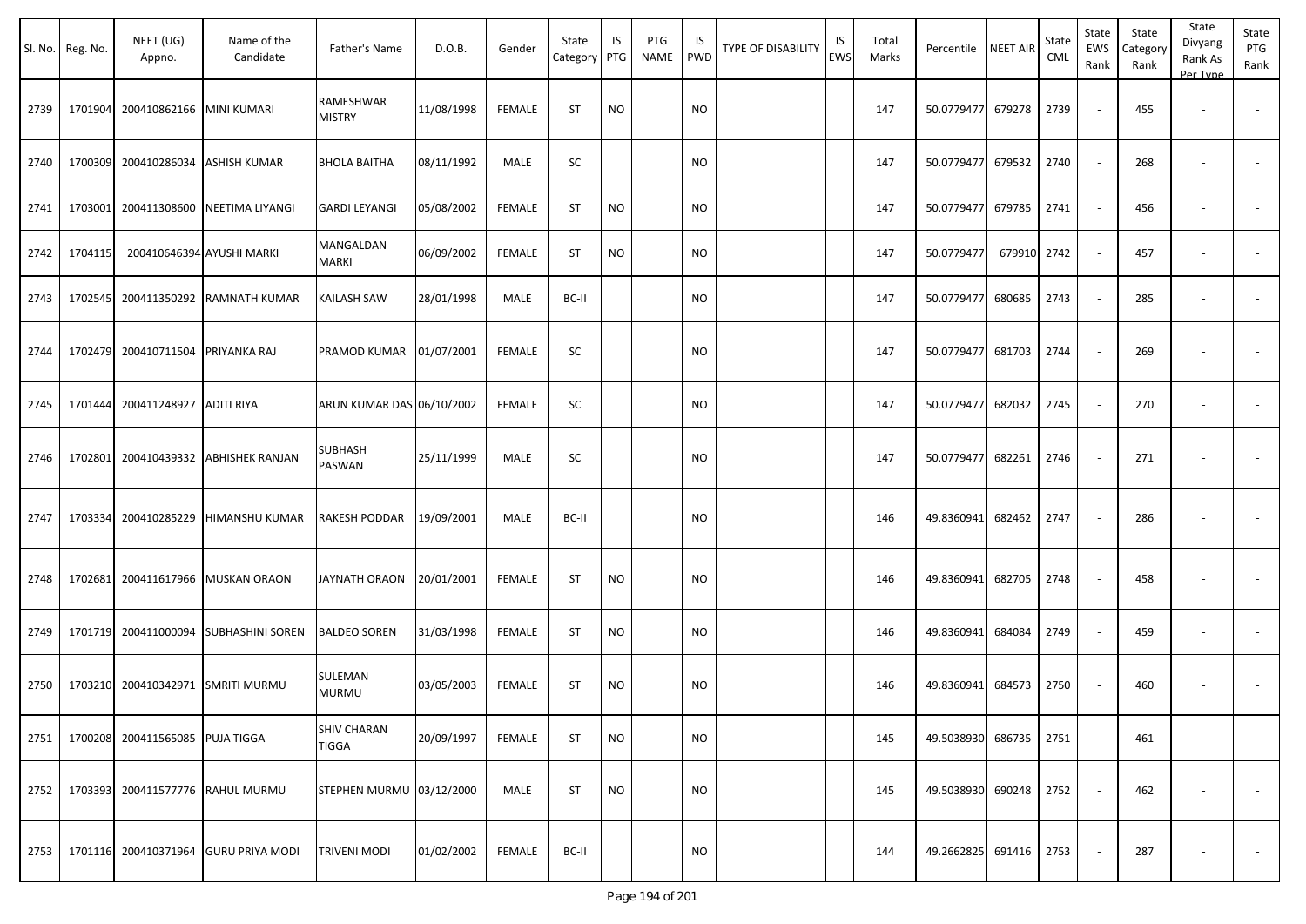| Sl. No. | Reg. No. | NEET (UG) Appno. | Name of the Candidate | Father's Name | D.O.B. | Gender | State Category | IS PTG | PTG NAME | IS PWD | TYPE OF DISABILITY | IS EWS | Total Marks | Percentile | NEET AIR | State CML | State EWS Rank | State Category Rank | State Divyang Rank As Per Type | State PTG Rank |
|---|---|---|---|---|---|---|---|---|---|---|---|---|---|---|---|---|---|---|---|---|
| 2739 | 1701904 | 200410862166 | MINI KUMARI | RAMESHWAR MISTRY | 11/08/1998 | FEMALE | ST | NO | | NO | | | 147 | 50.0779477 | 679278 | 2739 | - | 455 | - | - |
| 2740 | 1700309 | 200410286034 | ASHISH KUMAR | BHOLA BAITHA | 08/11/1992 | MALE | SC | | | NO | | | 147 | 50.0779477 | 679532 | 2740 | - | 268 | - | - |
| 2741 | 1703001 | 200411308600 | NEETIMA LIYANGI | GARDI LEYANGI | 05/08/2002 | FEMALE | ST | NO | | NO | | | 147 | 50.0779477 | 679785 | 2741 | - | 456 | - | - |
| 2742 | 1704115 | 200410646394 | AYUSHI MARKI | MANGALDAN MARKI | 06/09/2002 | FEMALE | ST | NO | | NO | | | 147 | 50.0779477 | 679910 | 2742 | - | 457 | - | - |
| 2743 | 1702545 | 200411350292 | RAMNATH KUMAR | KAILASH SAW | 28/01/1998 | MALE | BC-II | | | NO | | | 147 | 50.0779477 | 680685 | 2743 | - | 285 | - | - |
| 2744 | 1702479 | 200410711504 | PRIYANKA RAJ | PRAMOD KUMAR | 01/07/2001 | FEMALE | SC | | | NO | | | 147 | 50.0779477 | 681703 | 2744 | - | 269 | - | - |
| 2745 | 1701444 | 200411248927 | ADITI RIYA | ARUN KUMAR DAS | 06/10/2002 | FEMALE | SC | | | NO | | | 147 | 50.0779477 | 682032 | 2745 | - | 270 | - | - |
| 2746 | 1702801 | 200410439332 | ABHISHEK RANJAN | SUBHASH PASWAN | 25/11/1999 | MALE | SC | | | NO | | | 147 | 50.0779477 | 682261 | 2746 | - | 271 | - | - |
| 2747 | 1703334 | 200410285229 | HIMANSHU KUMAR | RAKESH PODDAR | 19/09/2001 | MALE | BC-II | | | NO | | | 146 | 49.8360941 | 682462 | 2747 | - | 286 | - | - |
| 2748 | 1702681 | 200411617966 | MUSKAN ORAON | JAYNATH ORAON | 20/01/2001 | FEMALE | ST | NO | | NO | | | 146 | 49.8360941 | 682705 | 2748 | - | 458 | - | - |
| 2749 | 1701719 | 200411000094 | SUBHASHINI SOREN | BALDEO SOREN | 31/03/1998 | FEMALE | ST | NO | | NO | | | 146 | 49.8360941 | 684084 | 2749 | - | 459 | - | - |
| 2750 | 1703210 | 200410342971 | SMRITI MURMU | SULEMAN MURMU | 03/05/2003 | FEMALE | ST | NO | | NO | | | 146 | 49.8360941 | 684573 | 2750 | - | 460 | - | - |
| 2751 | 1700208 | 200411565085 | PUJA TIGGA | SHIV CHARAN TIGGA | 20/09/1997 | FEMALE | ST | NO | | NO | | | 145 | 49.5038930 | 686735 | 2751 | - | 461 | - | - |
| 2752 | 1703393 | 200411577776 | RAHUL MURMU | STEPHEN MURMU | 03/12/2000 | MALE | ST | NO | | NO | | | 145 | 49.5038930 | 690248 | 2752 | - | 462 | - | - |
| 2753 | 1701116 | 200410371964 | GURU PRIYA MODI | TRIVENI MODI | 01/02/2002 | FEMALE | BC-II | | | NO | | | 144 | 49.2662825 | 691416 | 2753 | - | 287 | - | - |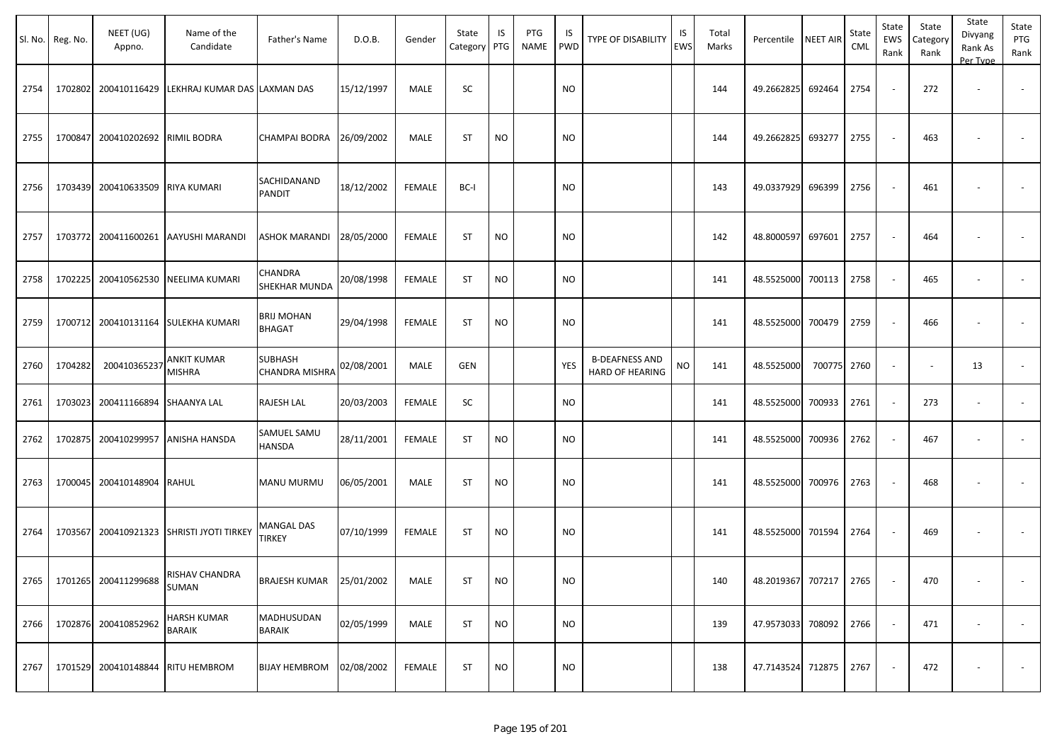| Sl. No. | Reg. No. | NEET (UG) Appno. | Name of the Candidate | Father's Name | D.O.B. | Gender | State Category | IS PTG | PTG NAME | IS PWD | TYPE OF DISABILITY | IS EWS | Total Marks | Percentile | NEET AIR | State CML | State EWS Rank | State Category Rank | State Divyang Rank As Per Type | State PTG Rank |
|---|---|---|---|---|---|---|---|---|---|---|---|---|---|---|---|---|---|---|---|---|
| 2754 | 1702802 | 200410116429 | LEKHRAJ KUMAR DAS | LAXMAN DAS | 15/12/1997 | MALE | SC | | | NO | | | 144 | 49.2662825 | 692464 | 2754 | - | 272 | - | - |
| 2755 | 1700847 | 200410202692 | RIMIL BODRA | CHAMPAI BODRA | 26/09/2002 | MALE | ST | NO | | NO | | | 144 | 49.2662825 | 693277 | 2755 | - | 463 | - | - |
| 2756 | 1703439 | 200410633509 | RIYA KUMARI | SACHIDANAND PANDIT | 18/12/2002 | FEMALE | BC-I | | | NO | | | 143 | 49.0337929 | 696399 | 2756 | - | 461 | - | - |
| 2757 | 1703772 | 200411600261 | AAYUSHI MARANDI | ASHOK MARANDI | 28/05/2000 | FEMALE | ST | NO | | NO | | | 142 | 48.8000597 | 697601 | 2757 | - | 464 | - | - |
| 2758 | 1702225 | 200410562530 | NEELIMA KUMARI | CHANDRA SHEKHAR MUNDA | 20/08/1998 | FEMALE | ST | NO | | NO | | | 141 | 48.5525000 | 700113 | 2758 | - | 465 | - | - |
| 2759 | 1700712 | 200410131164 | SULEKHA KUMARI | BRIJ MOHAN BHAGAT | 29/04/1998 | FEMALE | ST | NO | | NO | | | 141 | 48.5525000 | 700479 | 2759 | - | 466 | - | - |
| 2760 | 1704282 | 200410365237 | ANKIT KUMAR MISHRA | SUBHASH CHANDRA MISHRA | 02/08/2001 | MALE | GEN | | | YES | B-DEAFNESS AND HARD OF HEARING | NO | 141 | 48.5525000 | 700775 | 2760 | - | - | 13 | - |
| 2761 | 1703023 | 200411166894 | SHAANYA LAL | RAJESH LAL | 20/03/2003 | FEMALE | SC | | | NO | | | 141 | 48.5525000 | 700933 | 2761 | - | 273 | - | - |
| 2762 | 1702875 | 200410299957 | ANISHA HANSDA | SAMUEL SAMU HANSDA | 28/11/2001 | FEMALE | ST | NO | | NO | | | 141 | 48.5525000 | 700936 | 2762 | - | 467 | - | - |
| 2763 | 1700045 | 200410148904 | RAHUL | MANU MURMU | 06/05/2001 | MALE | ST | NO | | NO | | | 141 | 48.5525000 | 700976 | 2763 | - | 468 | - | - |
| 2764 | 1703567 | 200410921323 | SHRISTI JYOTI TIRKEY | MANGAL DAS TIRKEY | 07/10/1999 | FEMALE | ST | NO | | NO | | | 141 | 48.5525000 | 701594 | 2764 | - | 469 | - | - |
| 2765 | 1701265 | 200411299688 | RISHAV CHANDRA SUMAN | BRAJESH KUMAR | 25/01/2002 | MALE | ST | NO | | NO | | | 140 | 48.2019367 | 707217 | 2765 | - | 470 | - | - |
| 2766 | 1702876 | 200410852962 | HARSH KUMAR BARAIK | MADHUSUDAN BARAIK | 02/05/1999 | MALE | ST | NO | | NO | | | 139 | 47.9573033 | 708092 | 2766 | - | 471 | - | - |
| 2767 | 1701529 | 200410148844 | RITU HEMBROM | BIJAY HEMBROM | 02/08/2002 | FEMALE | ST | NO | | NO | | | 138 | 47.7143524 | 712875 | 2767 | - | 472 | - | - |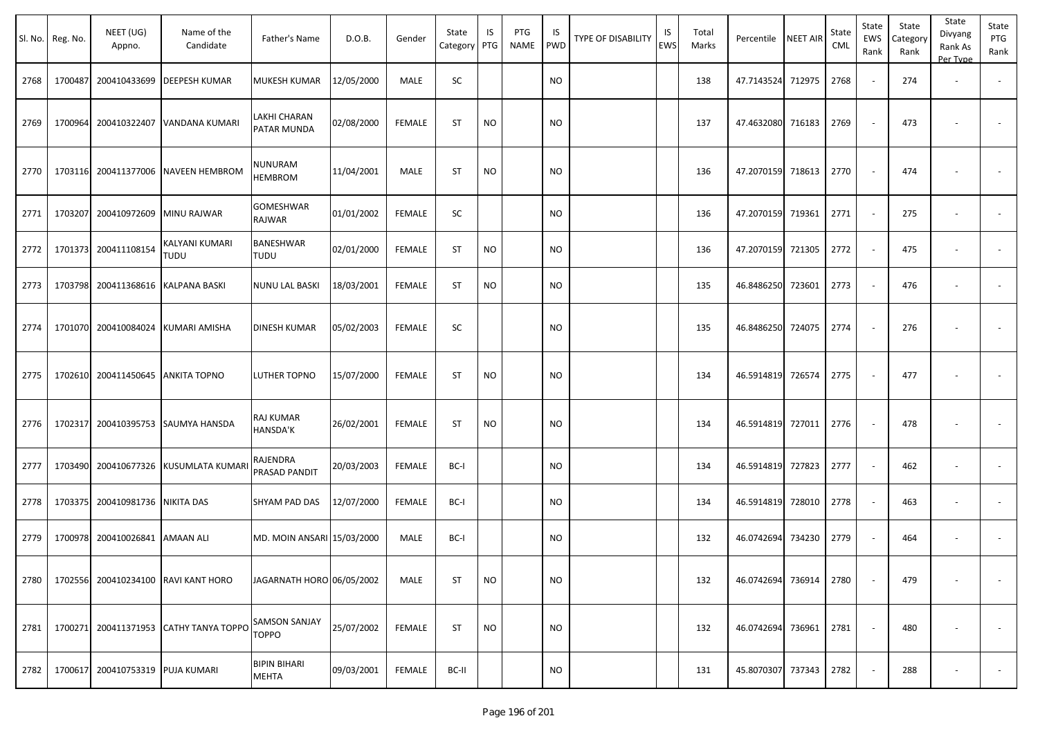| Sl. No. | Reg. No. | NEET (UG) Appno. | Name of the Candidate | Father's Name | D.O.B. | Gender | State Category | IS PTG | PTG NAME | IS PWD | TYPE OF DISABILITY | IS EWS | Total Marks | Percentile | NEET AIR | State CML | State EWS Rank | State Category Rank | State Divyang Rank As Per Type | State PTG Rank |
|---|---|---|---|---|---|---|---|---|---|---|---|---|---|---|---|---|---|---|---|---|
| 2768 | 1700487 | 200410433699 | DEEPESH KUMAR | MUKESH KUMAR | 12/05/2000 | MALE | SC | | | NO | | | 138 | 47.7143524 | 712975 | 2768 | - | 274 | - | - |
| 2769 | 1700964 | 200410322407 | VANDANA KUMARI | LAKHI CHARAN PATAR MUNDA | 02/08/2000 | FEMALE | ST | NO | | NO | | | 137 | 47.4632080 | 716183 | 2769 | - | 473 | - | - |
| 2770 | 1703116 | 200411377006 | NAVEEN HEMBROM | NUNURAM HEMBROM | 11/04/2001 | MALE | ST | NO | | NO | | | 136 | 47.2070159 | 718613 | 2770 | - | 474 | - | - |
| 2771 | 1703207 | 200410972609 | MINU RAJWAR | GOMESHWAR RAJWAR | 01/01/2002 | FEMALE | SC | | | NO | | | 136 | 47.2070159 | 719361 | 2771 | - | 275 | - | - |
| 2772 | 1701373 | 200411108154 | KALYANI KUMARI TUDU | BANESHWAR TUDU | 02/01/2000 | FEMALE | ST | NO | | NO | | | 136 | 47.2070159 | 721305 | 2772 | - | 475 | - | - |
| 2773 | 1703798 | 200411368616 | KALPANA BASKI | NUNU LAL BASKI | 18/03/2001 | FEMALE | ST | NO | | NO | | | 135 | 46.8486250 | 723601 | 2773 | - | 476 | - | - |
| 2774 | 1701070 | 200410084024 | KUMARI AMISHA | DINESH KUMAR | 05/02/2003 | FEMALE | SC | | | NO | | | 135 | 46.8486250 | 724075 | 2774 | - | 276 | - | - |
| 2775 | 1702610 | 200411450645 | ANKITA TOPNO | LUTHER TOPNO | 15/07/2000 | FEMALE | ST | NO | | NO | | | 134 | 46.5914819 | 726574 | 2775 | - | 477 | - | - |
| 2776 | 1702317 | 200410395753 | SAUMYA HANSDA | RAJ KUMAR HANSDA'K | 26/02/2001 | FEMALE | ST | NO | | NO | | | 134 | 46.5914819 | 727011 | 2776 | - | 478 | - | - |
| 2777 | 1703490 | 200410677326 | KUSUMLATA KUMARI | RAJENDRA PRASAD PANDIT | 20/03/2003 | FEMALE | BC-I | | | NO | | | 134 | 46.5914819 | 727823 | 2777 | - | 462 | - | - |
| 2778 | 1703375 | 200410981736 | NIKITA DAS | SHYAM PAD DAS | 12/07/2000 | FEMALE | BC-I | | | NO | | | 134 | 46.5914819 | 728010 | 2778 | - | 463 | - | - |
| 2779 | 1700978 | 200410026841 | AMAAN ALI | MD. MOIN ANSARI | 15/03/2000 | MALE | BC-I | | | NO | | | 132 | 46.0742694 | 734230 | 2779 | - | 464 | - | - |
| 2780 | 1702556 | 200410234100 | RAVI KANT HORO | JAGARNATH HORO | 06/05/2002 | MALE | ST | NO | | NO | | | 132 | 46.0742694 | 736914 | 2780 | - | 479 | - | - |
| 2781 | 1700271 | 200411371953 | CATHY TANYA TOPPO | SAMSON SANJAY TOPPO | 25/07/2002 | FEMALE | ST | NO | | NO | | | 132 | 46.0742694 | 736961 | 2781 | - | 480 | - | - |
| 2782 | 1700617 | 200410753319 | PUJA KUMARI | BIPIN BIHARI MEHTA | 09/03/2001 | FEMALE | BC-II | | | NO | | | 131 | 45.8070307 | 737343 | 2782 | - | 288 | - | - |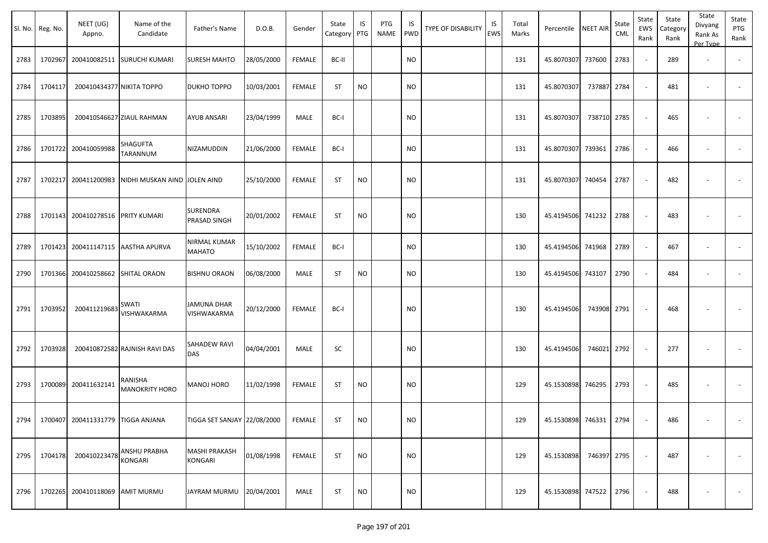| Sl. No. | Reg. No. | NEET (UG) Appno. | Name of the Candidate | Father's Name | D.O.B. | Gender | State Category | IS PTG | PTG NAME | IS PWD | TYPE OF DISABILITY | IS EWS | Total Marks | Percentile | NEET AIR | State CML | State EWS Rank | State Category Rank | State Divyang Rank As Per Type | State PTG Rank |
|---|---|---|---|---|---|---|---|---|---|---|---|---|---|---|---|---|---|---|---|---|
| 2783 | 1702967 | 200410082511 | SURUCHI KUMARI | SURESH MAHTO | 28/05/2000 | FEMALE | BC-II | | | NO | | | 131 | 45.8070307 | 737600 | 2783 | - | 289 | - | - |
| 2784 | 1704117 | 200410434377 | NIKITA TOPPO | DUKHO TOPPO | 10/03/2001 | FEMALE | ST | NO | | NO | | | 131 | 45.8070307 | 737887 | 2784 | - | 481 | - | - |
| 2785 | 1703895 | 200410546627 | ZIAUL RAHMAN | AYUB ANSARI | 23/04/1999 | MALE | BC-I | | | NO | | | 131 | 45.8070307 | 738710 | 2785 | - | 465 | - | - |
| 2786 | 1701722 | 200410059988 | SHAGUFTA TARANNUM | NIZAMUDDIN | 21/06/2000 | FEMALE | BC-I | | | NO | | | 131 | 45.8070307 | 739361 | 2786 | - | 466 | - | - |
| 2787 | 1702217 | 200411200983 | NIDHI MUSKAN AIND | JOLEN AIND | 25/10/2000 | FEMALE | ST | NO | | NO | | | 131 | 45.8070307 | 740454 | 2787 | - | 482 | - | - |
| 2788 | 1701143 | 200410278516 | PRITY KUMARI | SURENDRA PRASAD SINGH | 20/01/2002 | FEMALE | ST | NO | | NO | | | 130 | 45.4194506 | 741232 | 2788 | - | 483 | - | - |
| 2789 | 1701423 | 200411147115 | AASTHA APURVA | NIRMAL KUMAR MAHATO | 15/10/2002 | FEMALE | BC-I | | | NO | | | 130 | 45.4194506 | 741968 | 2789 | - | 467 | - | - |
| 2790 | 1701366 | 200410258662 | SHITAL ORAON | BISHNU ORAON | 06/08/2000 | MALE | ST | NO | | NO | | | 130 | 45.4194506 | 743107 | 2790 | - | 484 | - | - |
| 2791 | 1703952 | 200411219683 | SWATI VISHWAKARMA | JAMUNA DHAR VISHWAKARMA | 20/12/2000 | FEMALE | BC-I | | | NO | | | 130 | 45.4194506 | 743908 | 2791 | - | 468 | - | - |
| 2792 | 1703928 | 200410872582 | RAJNISH RAVI DAS | SAHADEW RAVI DAS | 04/04/2001 | MALE | SC | | | NO | | | 130 | 45.4194506 | 746021 | 2792 | - | 277 | - | - |
| 2793 | 1700089 | 200411632141 | RANISHA MANOKRITY HORO | MANOJ HORO | 11/02/1998 | FEMALE | ST | NO | | NO | | | 129 | 45.1530898 | 746295 | 2793 | - | 485 | - | - |
| 2794 | 1700407 | 200411331779 | TIGGA ANJANA | TIGGA SET SANJAY | 22/08/2000 | FEMALE | ST | NO | | NO | | | 129 | 45.1530898 | 746331 | 2794 | - | 486 | - | - |
| 2795 | 1704178 | 200410223478 | ANSHU PRABHA KONGARI | MASHI PRAKASH KONGARI | 01/08/1998 | FEMALE | ST | NO | | NO | | | 129 | 45.1530898 | 746397 | 2795 | - | 487 | - | - |
| 2796 | 1702265 | 200410118069 | AMIT MURMU | JAYRAM MURMU | 20/04/2001 | MALE | ST | NO | | NO | | | 129 | 45.1530898 | 747522 | 2796 | - | 488 | - | - |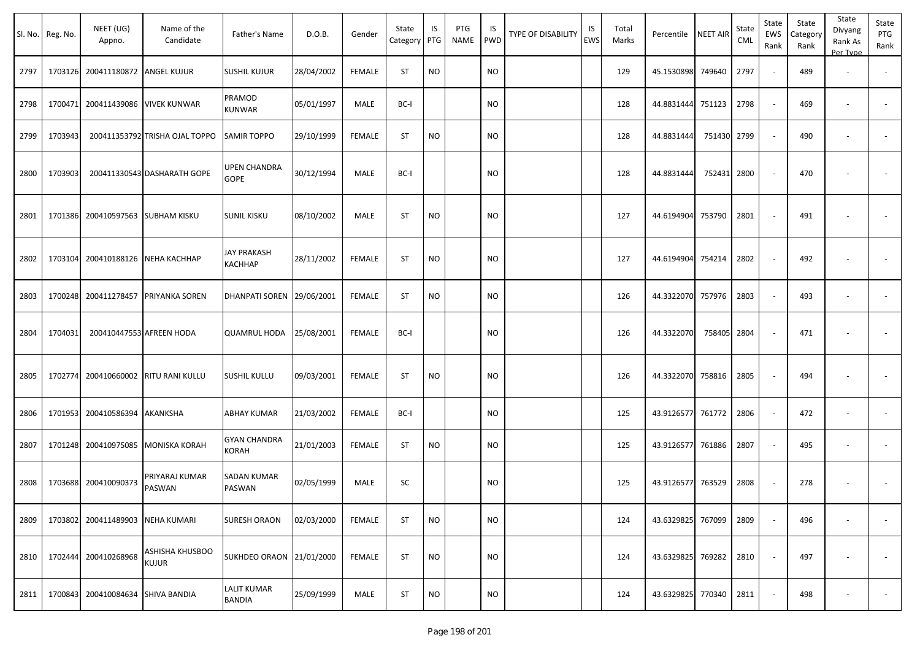| Sl. No. | Reg. No. | NEET (UG) Appno. | Name of the Candidate | Father's Name | D.O.B. | Gender | State Category | IS PTG | PTG NAME | IS PWD | TYPE OF DISABILITY | IS EWS | Total Marks | Percentile | NEET AIR | State CML | State EWS Rank | State Category Rank | State Divyang Rank As Per Type | State PTG Rank |
|---|---|---|---|---|---|---|---|---|---|---|---|---|---|---|---|---|---|---|---|---|
| 2797 | 1703126 | 200411180872 | ANGEL KUJUR | SUSHIL KUJUR | 28/04/2002 | FEMALE | ST | NO | | NO | | | 129 | 45.1530898 | 749640 | 2797 | - | 489 | - | - |
| 2798 | 1700471 | 200411439086 | VIVEK KUNWAR | PRAMOD KUNWAR | 05/01/1997 | MALE | BC-I | | | NO | | | 128 | 44.8831444 | 751123 | 2798 | - | 469 | - | - |
| 2799 | 1703943 | 200411353792 | TRISHA OJAL TOPPO | SAMIR TOPPO | 29/10/1999 | FEMALE | ST | NO | | NO | | | 128 | 44.8831444 | 751430 | 2799 | - | 490 | - | - |
| 2800 | 1703903 | 200411330543 | DASHARATH GOPE | UPEN CHANDRA GOPE | 30/12/1994 | MALE | BC-I | | | NO | | | 128 | 44.8831444 | 752431 | 2800 | - | 470 | - | - |
| 2801 | 1701386 | 200410597563 | SUBHAM KISKU | SUNIL KISKU | 08/10/2002 | MALE | ST | NO | | NO | | | 127 | 44.6194904 | 753790 | 2801 | - | 491 | - | - |
| 2802 | 1703104 | 200410188126 | NEHA KACHHAP | JAY PRAKASH KACHHAP | 28/11/2002 | FEMALE | ST | NO | | NO | | | 127 | 44.6194904 | 754214 | 2802 | - | 492 | - | - |
| 2803 | 1700248 | 200411278457 | PRIYANKA SOREN | DHANPATI SOREN | 29/06/2001 | FEMALE | ST | NO | | NO | | | 126 | 44.3322070 | 757976 | 2803 | - | 493 | - | - |
| 2804 | 1704031 | 200410447553 | AFREEN HODA | QUAMRUL HODA | 25/08/2001 | FEMALE | BC-I | | | NO | | | 126 | 44.3322070 | 758405 | 2804 | - | 471 | - | - |
| 2805 | 1702774 | 200410660002 | RITU RANI KULLU | SUSHIL KULLU | 09/03/2001 | FEMALE | ST | NO | | NO | | | 126 | 44.3322070 | 758816 | 2805 | - | 494 | - | - |
| 2806 | 1701953 | 200410586394 | AKANKSHA | ABHAY KUMAR | 21/03/2002 | FEMALE | BC-I | | | NO | | | 125 | 43.9126577 | 761772 | 2806 | - | 472 | - | - |
| 2807 | 1701248 | 200410975085 | MONISKA KORAH | GYAN CHANDRA KORAH | 21/01/2003 | FEMALE | ST | NO | | NO | | | 125 | 43.9126577 | 761886 | 2807 | - | 495 | - | - |
| 2808 | 1703688 | 200410090373 | PRIYARAJ KUMAR PASWAN | SADAN KUMAR PASWAN | 02/05/1999 | MALE | SC | | | NO | | | 125 | 43.9126577 | 763529 | 2808 | - | 278 | - | - |
| 2809 | 1703802 | 200411489903 | NEHA KUMARI | SURESH ORAON | 02/03/2000 | FEMALE | ST | NO | | NO | | | 124 | 43.6329825 | 767099 | 2809 | - | 496 | - | - |
| 2810 | 1702444 | 200410268968 | ASHISHA KHUSBOO KUJUR | SUKHDEO ORAON | 21/01/2000 | FEMALE | ST | NO | | NO | | | 124 | 43.6329825 | 769282 | 2810 | - | 497 | - | - |
| 2811 | 1700843 | 200410084634 | SHIVA BANDIA | LALIT KUMAR BANDIA | 25/09/1999 | MALE | ST | NO | | NO | | | 124 | 43.6329825 | 770340 | 2811 | - | 498 | - | - |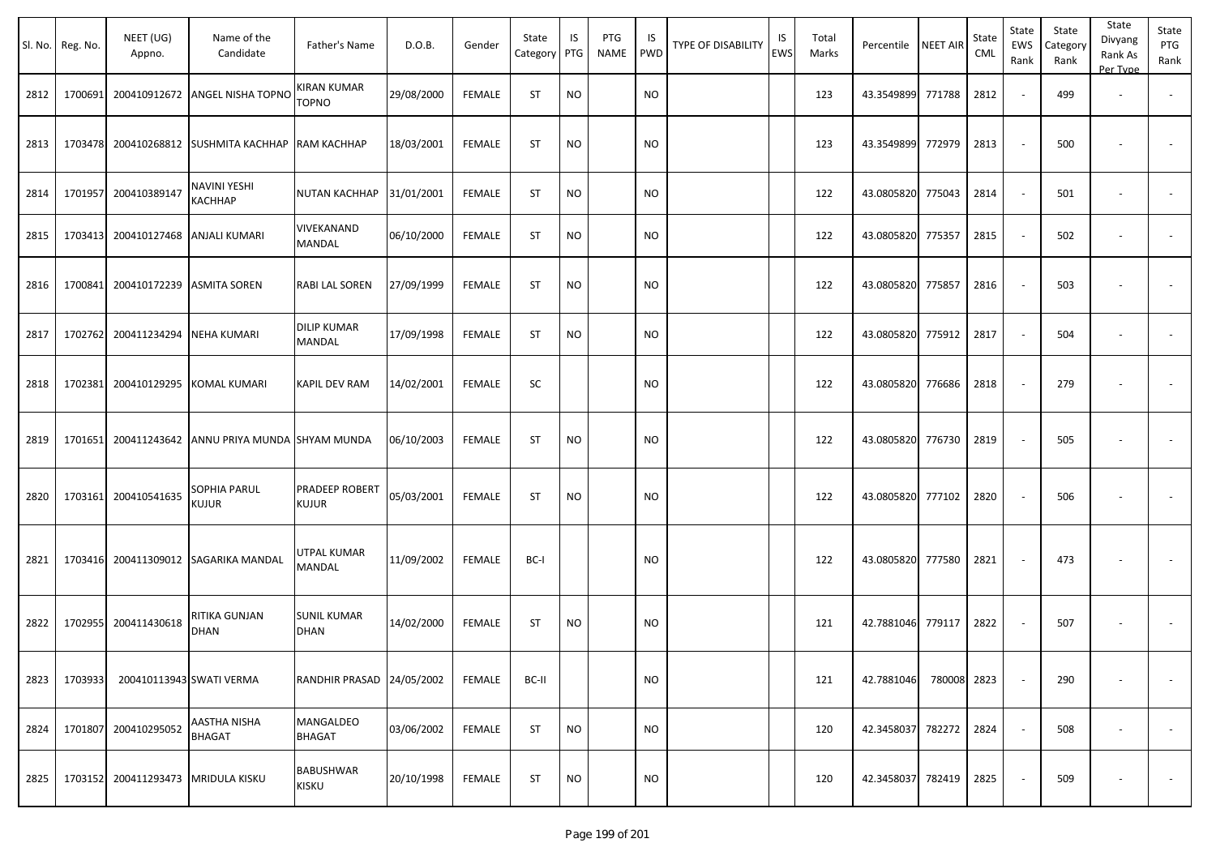| Sl. No. | Reg. No. | NEET (UG) Appno. | Name of the Candidate | Father's Name | D.O.B. | Gender | State Category | IS PTG | PTG NAME | IS PWD | TYPE OF DISABILITY | IS EWS | Total Marks | Percentile | NEET AIR | State CML | State EWS Rank | State Category Rank | State Divyang Rank As Per Type | State PTG Rank |
|---|---|---|---|---|---|---|---|---|---|---|---|---|---|---|---|---|---|---|---|---|
| 2812 | 1700691 | 200410912672 | ANGEL NISHA TOPNO | KIRAN KUMAR TOPNO | 29/08/2000 | FEMALE | ST | NO | | NO | | | 123 | 43.3549899 | 771788 | 2812 | - | 499 | - | - |
| 2813 | 1703478 | 200410268812 | SUSHMITA KACHHAP | RAM KACHHAP | 18/03/2001 | FEMALE | ST | NO | | NO | | | 123 | 43.3549899 | 772979 | 2813 | - | 500 | - | - |
| 2814 | 1701957 | 200410389147 | NAVINI YESHI KACHHAP | NUTAN KACHHAP | 31/01/2001 | FEMALE | ST | NO | | NO | | | 122 | 43.0805820 | 775043 | 2814 | - | 501 | - | - |
| 2815 | 1703413 | 200410127468 | ANJALI KUMARI | VIVEKANAND MANDAL | 06/10/2000 | FEMALE | ST | NO | | NO | | | 122 | 43.0805820 | 775357 | 2815 | - | 502 | - | - |
| 2816 | 1700841 | 200410172239 | ASMITA SOREN | RABI LAL SOREN | 27/09/1999 | FEMALE | ST | NO | | NO | | | 122 | 43.0805820 | 775857 | 2816 | - | 503 | - | - |
| 2817 | 1702762 | 200411234294 | NEHA KUMARI | DILIP KUMAR MANDAL | 17/09/1998 | FEMALE | ST | NO | | NO | | | 122 | 43.0805820 | 775912 | 2817 | - | 504 | - | - |
| 2818 | 1702381 | 200410129295 | KOMAL KUMARI | KAPIL DEV RAM | 14/02/2001 | FEMALE | SC | | | NO | | | 122 | 43.0805820 | 776686 | 2818 | - | 279 | - | - |
| 2819 | 1701651 | 200411243642 | ANNU PRIYA MUNDA | SHYAM MUNDA | 06/10/2003 | FEMALE | ST | NO | | NO | | | 122 | 43.0805820 | 776730 | 2819 | - | 505 | - | - |
| 2820 | 1703161 | 200410541635 | SOPHIA PARUL KUJUR | PRADEEP ROBERT KUJUR | 05/03/2001 | FEMALE | ST | NO | | NO | | | 122 | 43.0805820 | 777102 | 2820 | - | 506 | - | - |
| 2821 | 1703416 | 200411309012 | SAGARIKA MANDAL | UTPAL KUMAR MANDAL | 11/09/2002 | FEMALE | BC-I | | | NO | | | 122 | 43.0805820 | 777580 | 2821 | - | 473 | - | - |
| 2822 | 1702955 | 200411430618 | RITIKA GUNJAN DHAN | SUNIL KUMAR DHAN | 14/02/2000 | FEMALE | ST | NO | | NO | | | 121 | 42.7881046 | 779117 | 2822 | - | 507 | - | - |
| 2823 | 1703933 | 200410113943 | SWATI VERMA | RANDHIR PRASAD | 24/05/2002 | FEMALE | BC-II | | | NO | | | 121 | 42.7881046 | 780008 | 2823 | - | 290 | - | - |
| 2824 | 1701807 | 200410295052 | AASTHA NISHA BHAGAT | MANGALDEO BHAGAT | 03/06/2002 | FEMALE | ST | NO | | NO | | | 120 | 42.3458037 | 782272 | 2824 | - | 508 | - | - |
| 2825 | 1703152 | 200411293473 | MRIDULA KISKU | BABUSHWAR KISKU | 20/10/1998 | FEMALE | ST | NO | | NO | | | 120 | 42.3458037 | 782419 | 2825 | - | 509 | - | - |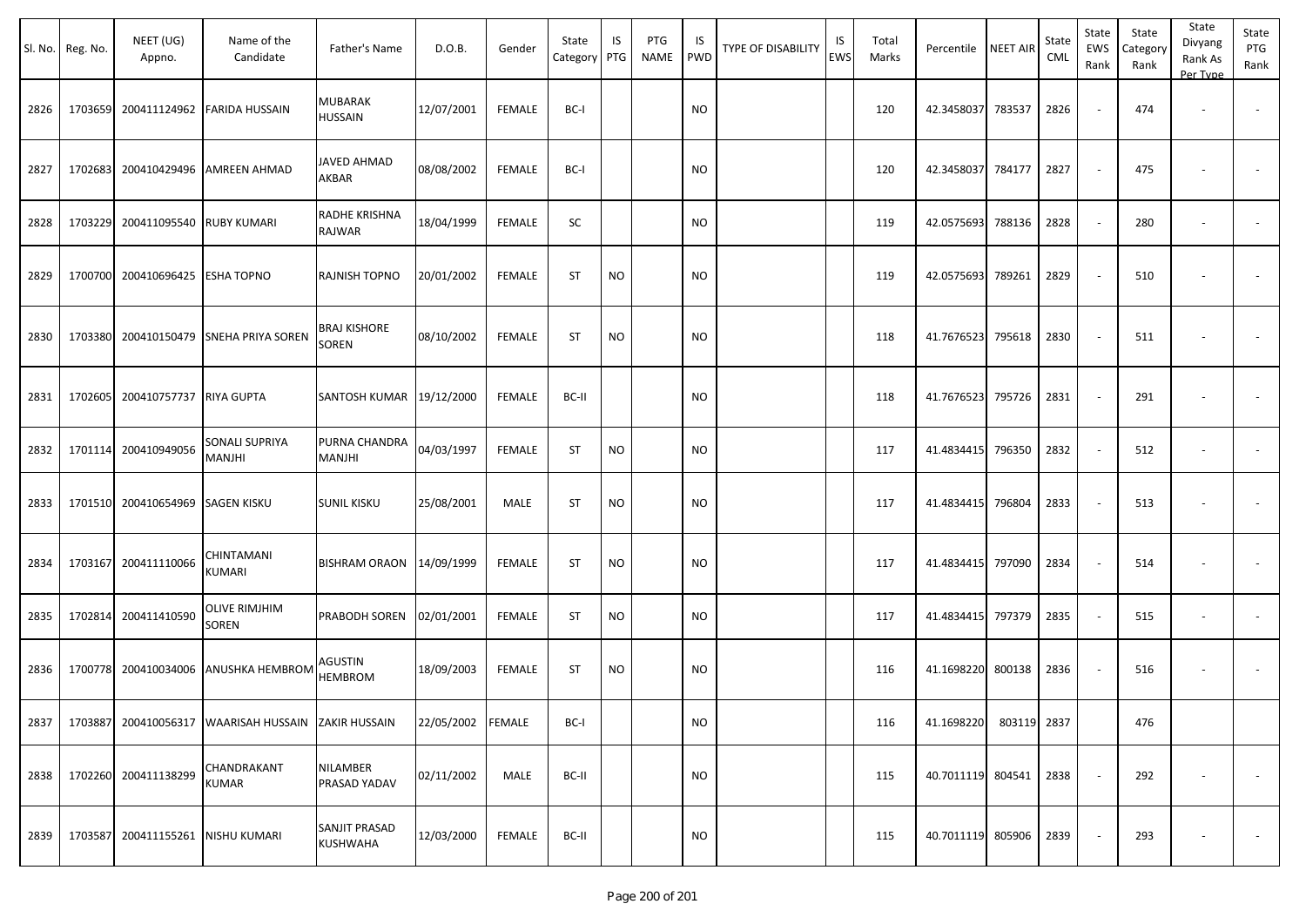| Sl. No. | Reg. No. | NEET (UG) Appno. | Name of the Candidate | Father's Name | D.O.B. | Gender | State Category | IS PTG | PTG NAME | IS PWD | TYPE OF DISABILITY | IS EWS | Total Marks | Percentile | NEET AIR | State CML | State EWS Rank | State Category Rank | State Divyang Rank As Per Type | State PTG Rank |
|---|---|---|---|---|---|---|---|---|---|---|---|---|---|---|---|---|---|---|---|---|
| 2826 | 1703659 | 200411124962 | FARIDA HUSSAIN | MUBARAK HUSSAIN | 12/07/2001 | FEMALE | BC-I | | | NO | | | 120 | 42.3458037 | 783537 | 2826 | - | 474 | - | - |
| 2827 | 1702683 | 200410429496 | AMREEN AHMAD | JAVED AHMAD AKBAR | 08/08/2002 | FEMALE | BC-I | | | NO | | | 120 | 42.3458037 | 784177 | 2827 | - | 475 | - | - |
| 2828 | 1703229 | 200411095540 | RUBY KUMARI | RADHE KRISHNA RAJWAR | 18/04/1999 | FEMALE | SC | | | NO | | | 119 | 42.0575693 | 788136 | 2828 | - | 280 | - | - |
| 2829 | 1700700 | 200410696425 | ESHA TOPNO | RAJNISH TOPNO | 20/01/2002 | FEMALE | ST | NO | | NO | | | 119 | 42.0575693 | 789261 | 2829 | - | 510 | - | - |
| 2830 | 1703380 | 200410150479 | SNEHA PRIYA SOREN | BRAJ KISHORE SOREN | 08/10/2002 | FEMALE | ST | NO | | NO | | | 118 | 41.7676523 | 795618 | 2830 | - | 511 | - | - |
| 2831 | 1702605 | 200410757737 | RIYA GUPTA | SANTOSH KUMAR | 19/12/2000 | FEMALE | BC-II | | | NO | | | 118 | 41.7676523 | 795726 | 2831 | - | 291 | - | - |
| 2832 | 1701114 | 200410949056 | SONALI SUPRIYA MANJHI | PURNA CHANDRA MANJHI | 04/03/1997 | FEMALE | ST | NO | | NO | | | 117 | 41.4834415 | 796350 | 2832 | - | 512 | - | - |
| 2833 | 1701510 | 200410654969 | SAGEN KISKU | SUNIL KISKU | 25/08/2001 | MALE | ST | NO | | NO | | | 117 | 41.4834415 | 796804 | 2833 | - | 513 | - | - |
| 2834 | 1703167 | 200411110066 | CHINTAMANI KUMARI | BISHRAM ORAON | 14/09/1999 | FEMALE | ST | NO | | NO | | | 117 | 41.4834415 | 797090 | 2834 | - | 514 | - | - |
| 2835 | 1702814 | 200411410590 | OLIVE RIMJHIM SOREN | PRABODH SOREN | 02/01/2001 | FEMALE | ST | NO | | NO | | | 117 | 41.4834415 | 797379 | 2835 | - | 515 | - | - |
| 2836 | 1700778 | 200410034006 | ANUSHKA HEMBROM | AGUSTIN HEMBROM | 18/09/2003 | FEMALE | ST | NO | | NO | | | 116 | 41.1698220 | 800138 | 2836 | - | 516 | - | - |
| 2837 | 1703887 | 200410056317 | WAARISAH HUSSAIN | ZAKIR HUSSAIN | 22/05/2002 | FEMALE | BC-I | | | NO | | | 116 | 41.1698220 | 803119 | 2837 | | 476 | | |
| 2838 | 1702260 | 200411138299 | CHANDRAKANT KUMAR | NILAMBER PRASAD YADAV | 02/11/2002 | MALE | BC-II | | | NO | | | 115 | 40.7011119 | 804541 | 2838 | - | 292 | - | - |
| 2839 | 1703587 | 200411155261 | NISHU KUMARI | SANJIT PRASAD KUSHWAHA | 12/03/2000 | FEMALE | BC-II | | | NO | | | 115 | 40.7011119 | 805906 | 2839 | - | 293 | - | - |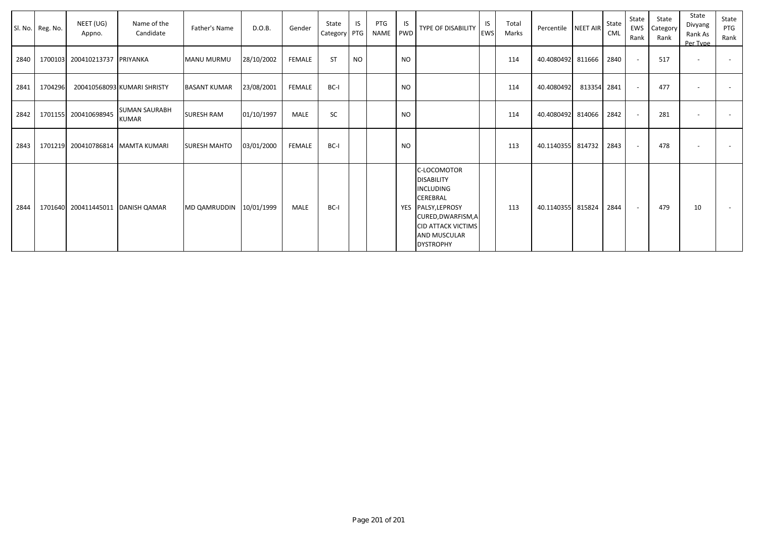| Sl. No. | Reg. No. | NEET (UG) Appno. | Name of the Candidate | Father's Name | D.O.B. | Gender | State Category | IS PTG | PTG NAME | IS PWD | TYPE OF DISABILITY | IS EWS | Total Marks | Percentile | NEET AIR | State CML | State EWS Rank | State Category Rank | State Divyang Rank As Per Type | State PTG Rank |
|---|---|---|---|---|---|---|---|---|---|---|---|---|---|---|---|---|---|---|---|---|
| 2840 | 1700103 | 200410213737 | PRIYANKA | MANU MURMU | 28/10/2002 | FEMALE | ST | NO | | NO | | | 114 | 40.4080492 | 811666 | 2840 | - | 517 | - | - |
| 2841 | 1704296 | 200410568093 | KUMARI SHRISTY | BASANT KUMAR | 23/08/2001 | FEMALE | BC-I | | | NO | | | 114 | 40.4080492 | 813354 | 2841 | - | 477 | - | - |
| 2842 | 1701155 | 200410698945 | SUMAN SAURABH KUMAR | SURESH RAM | 01/10/1997 | MALE | SC | | | NO | | | 114 | 40.4080492 | 814066 | 2842 | - | 281 | - | - |
| 2843 | 1701219 | 200410786814 | MAMTA KUMARI | SURESH MAHTO | 03/01/2000 | FEMALE | BC-I | | | NO | | | 113 | 40.1140355 | 814732 | 2843 | - | 478 | - | - |
| 2844 | 1701640 | 200411445011 | DANISH QAMAR | MD QAMRUDDIN | 10/01/1999 | MALE | BC-I | | | YES | C-LOCOMOTOR DISABILITY INCLUDING CEREBRAL PALSY,LEPROSY CURED,DWARFISM,ACID ATTACK VICTIMS AND MUSCULAR DYSTROPHY | | 113 | 40.1140355 | 815824 | 2844 | - | 479 | 10 | - |